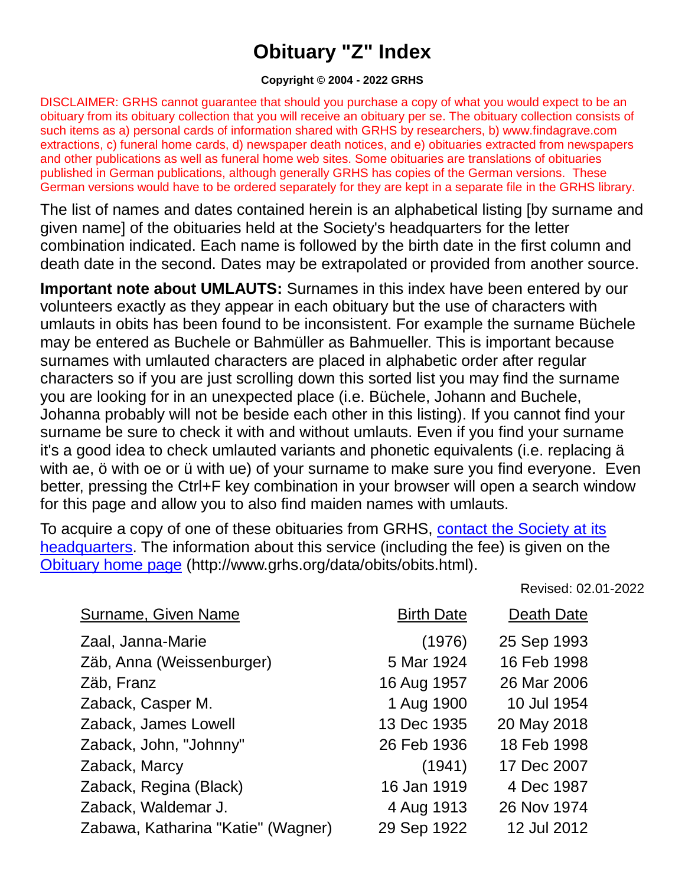# Obituary "Z" Index

**Copyright © 2004 - 2022 GRHS**

DISCLAIMER: GRHS cannot guarantee that should you purchase a copy of what you would expect to be an obituary from its obituary collection that you will receive an obituary per se. The obituary collection consists of such items as a) personal cards of information shared with GRHS by researchers, b) www.findagrave.com extractions, c) funeral home cards, d) newspaper death notices, and e) obituaries extracted from newspapers and other publications as well as funeral home web sites. Some obituaries are translations of obituaries published in German publications, although generally GRHS has copies of the German versions. These German versions would have to be ordered separately for they are kept in a separate file in the GRHS library.

The list of names and dates contained herein is an alphabetical listing [by surname and given name] of the obituaries held at the Society's headquarters for the letter combination indicated. Each name is followed by the birth date in the first column and death date in the second. Dates may be extrapolated or provided from another source.

**Important note about UMLAUTS:** Surnames in this index have been entered by our volunteers exactly as they appear in each obituary but the use of characters with umlauts in obits has been found to be inconsistent. For example the surname Büchele may be entered as Buchele or Bahmüller as Bahmueller. This is important because surnames with umlauted characters are placed in alphabetic order after regular characters so if you are just scrolling down this sorted list you may find the surname you are looking for in an unexpected place (i.e. Büchele, Johann and Buchele, Johanna probably will not be beside each other in this listing). If you cannot find your surname be sure to check it with and without umlauts. Even if you find your surname it's a good idea to check umlauted variants and phonetic equivalents (i.e. replacing ä with ae, ö with oe or ü with ue) of your surname to make sure you find everyone. Even better, pressing the Ctrl+F key combination in your browser will open a search window for this page and allow you to also find maiden names with umlauts.

To acquire a copy of one of these obituaries from GRHS, contact the Society at its headquarters. The information about this service (including the fee) is given on the Obituary home page (http://www.grhs.org/data/obits/obits.html).

Revised: 02.01-2022

| Surname, Given Name | Birth Date | Death Date |
|---|---|---|
| Zaal, Janna-Marie | (1976) | 25 Sep 1993 |
| Zäb, Anna (Weissenburger) | 5 Mar 1924 | 16 Feb 1998 |
| Zäb, Franz | 16 Aug 1957 | 26 Mar 2006 |
| Zaback, Casper M. | 1 Aug 1900 | 10 Jul 1954 |
| Zaback, James Lowell | 13 Dec 1935 | 20 May 2018 |
| Zaback, John, "Johnny" | 26 Feb 1936 | 18 Feb 1998 |
| Zaback, Marcy | (1941) | 17 Dec 2007 |
| Zaback, Regina (Black) | 16 Jan 1919 | 4 Dec 1987 |
| Zaback, Waldemar J. | 4 Aug 1913 | 26 Nov 1974 |
| Zabawa, Katharina "Katie" (Wagner) | 29 Sep 1922 | 12 Jul 2012 |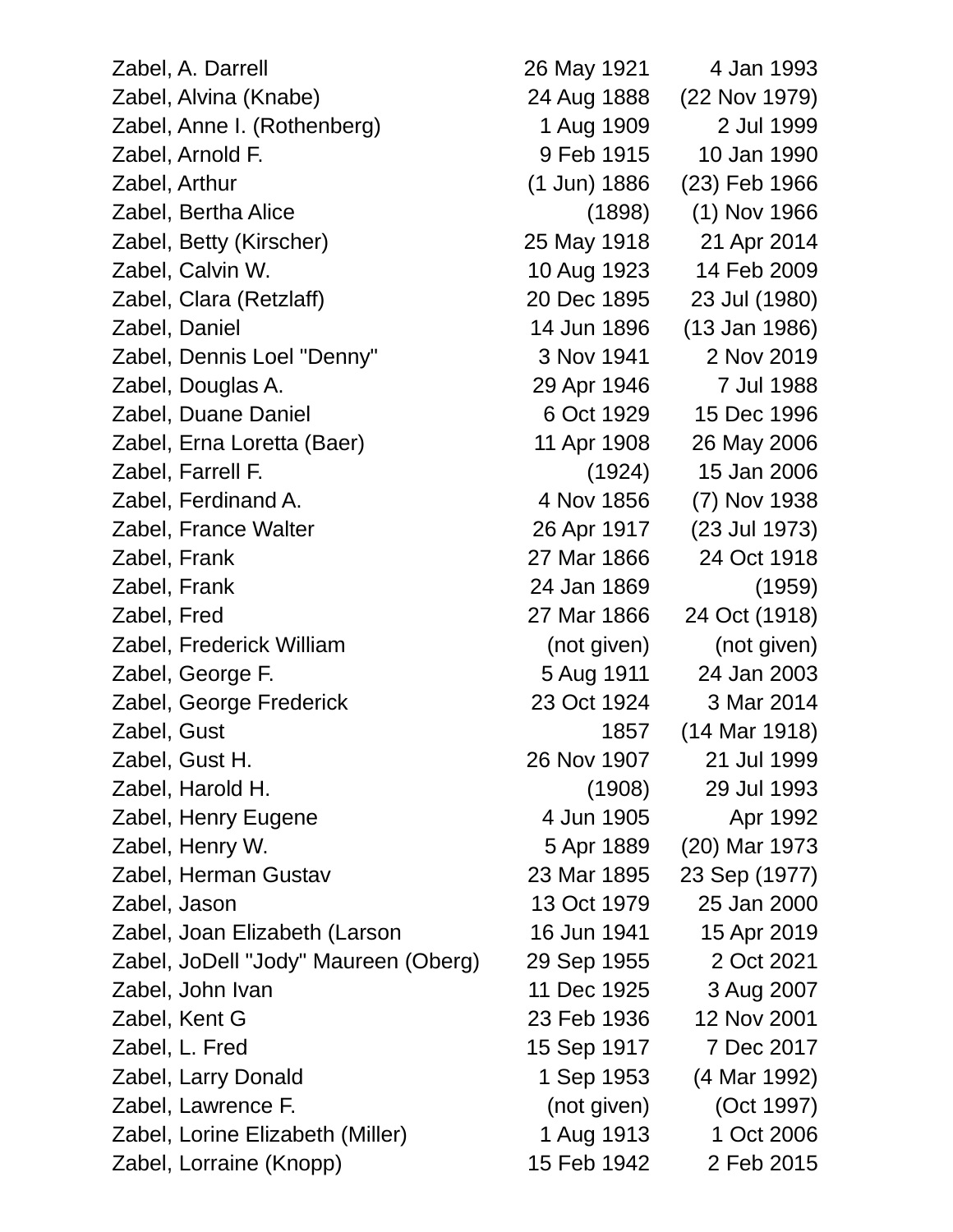| | | |
|---|---|---|
| Zabel, A. Darrell | 26 May 1921 | 4 Jan 1993 |
| Zabel, Alvina (Knabe) | 24 Aug 1888 | (22 Nov 1979) |
| Zabel, Anne I. (Rothenberg) | 1 Aug 1909 | 2 Jul 1999 |
| Zabel, Arnold F. | 9 Feb 1915 | 10 Jan 1990 |
| Zabel, Arthur | (1 Jun) 1886 | (23) Feb 1966 |
| Zabel, Bertha Alice | (1898) | (1) Nov 1966 |
| Zabel, Betty (Kirscher) | 25 May 1918 | 21 Apr 2014 |
| Zabel, Calvin W. | 10 Aug 1923 | 14 Feb 2009 |
| Zabel, Clara (Retzlaff) | 20 Dec 1895 | 23 Jul (1980) |
| Zabel, Daniel | 14 Jun 1896 | (13 Jan 1986) |
| Zabel, Dennis Loel "Denny" | 3 Nov 1941 | 2 Nov 2019 |
| Zabel, Douglas A. | 29 Apr 1946 | 7 Jul 1988 |
| Zabel, Duane Daniel | 6 Oct 1929 | 15 Dec 1996 |
| Zabel, Erna Loretta (Baer) | 11 Apr 1908 | 26 May 2006 |
| Zabel, Farrell F. | (1924) | 15 Jan 2006 |
| Zabel, Ferdinand A. | 4 Nov 1856 | (7) Nov 1938 |
| Zabel, France Walter | 26 Apr 1917 | (23 Jul 1973) |
| Zabel, Frank | 27 Mar 1866 | 24 Oct 1918 |
| Zabel, Frank | 24 Jan 1869 | (1959) |
| Zabel, Fred | 27 Mar 1866 | 24 Oct (1918) |
| Zabel, Frederick William | (not given) | (not given) |
| Zabel, George F. | 5 Aug 1911 | 24 Jan 2003 |
| Zabel, George Frederick | 23 Oct 1924 | 3 Mar 2014 |
| Zabel, Gust | 1857 | (14 Mar 1918) |
| Zabel, Gust H. | 26 Nov 1907 | 21 Jul 1999 |
| Zabel, Harold H. | (1908) | 29 Jul 1993 |
| Zabel, Henry Eugene | 4 Jun 1905 | Apr 1992 |
| Zabel, Henry W. | 5 Apr 1889 | (20) Mar 1973 |
| Zabel, Herman Gustav | 23 Mar 1895 | 23 Sep (1977) |
| Zabel, Jason | 13 Oct 1979 | 25 Jan 2000 |
| Zabel, Joan Elizabeth (Larson | 16 Jun 1941 | 15 Apr 2019 |
| Zabel, JoDell "Jody" Maureen (Oberg) | 29 Sep 1955 | 2 Oct 2021 |
| Zabel, John Ivan | 11 Dec 1925 | 3 Aug 2007 |
| Zabel, Kent G | 23 Feb 1936 | 12 Nov 2001 |
| Zabel, L. Fred | 15 Sep 1917 | 7 Dec 2017 |
| Zabel, Larry Donald | 1 Sep 1953 | (4 Mar 1992) |
| Zabel, Lawrence F. | (not given) | (Oct 1997) |
| Zabel, Lorine Elizabeth (Miller) | 1 Aug 1913 | 1 Oct 2006 |
| Zabel, Lorraine (Knopp) | 15 Feb 1942 | 2 Feb 2015 |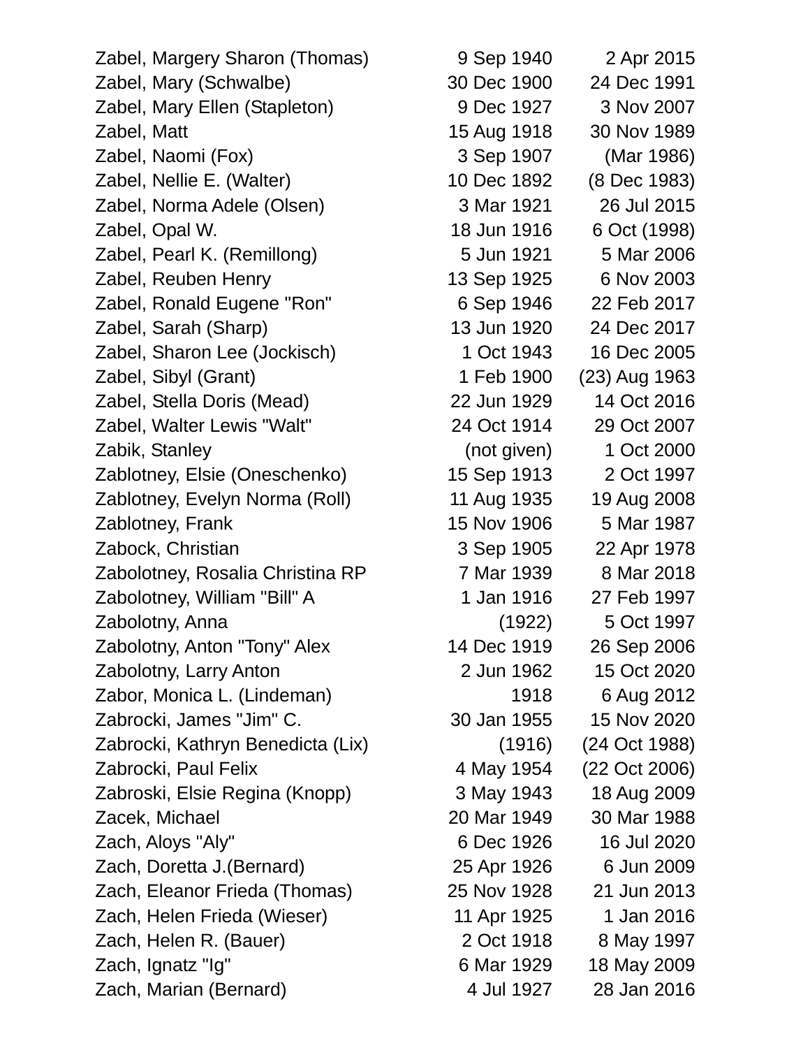| | | |
|---|---|---|
| Zabel, Margery Sharon (Thomas) | 9 Sep 1940 | 2 Apr 2015 |
| Zabel, Mary (Schwalbe) | 30 Dec 1900 | 24 Dec 1991 |
| Zabel, Mary Ellen (Stapleton) | 9 Dec 1927 | 3 Nov 2007 |
| Zabel, Matt | 15 Aug 1918 | 30 Nov 1989 |
| Zabel, Naomi (Fox) | 3 Sep 1907 | (Mar 1986) |
| Zabel, Nellie E. (Walter) | 10 Dec 1892 | (8 Dec 1983) |
| Zabel, Norma Adele (Olsen) | 3 Mar 1921 | 26 Jul 2015 |
| Zabel, Opal W. | 18 Jun 1916 | 6 Oct (1998) |
| Zabel, Pearl K. (Remillong) | 5 Jun 1921 | 5 Mar 2006 |
| Zabel, Reuben Henry | 13 Sep 1925 | 6 Nov 2003 |
| Zabel, Ronald Eugene "Ron" | 6 Sep 1946 | 22 Feb 2017 |
| Zabel, Sarah (Sharp) | 13 Jun 1920 | 24 Dec 2017 |
| Zabel, Sharon Lee (Jockisch) | 1 Oct 1943 | 16 Dec 2005 |
| Zabel, Sibyl (Grant) | 1 Feb 1900 | (23) Aug 1963 |
| Zabel, Stella Doris (Mead) | 22 Jun 1929 | 14 Oct 2016 |
| Zabel, Walter Lewis "Walt" | 24 Oct 1914 | 29 Oct 2007 |
| Zabik, Stanley | (not given) | 1 Oct 2000 |
| Zablotney, Elsie (Oneschenko) | 15 Sep 1913 | 2 Oct 1997 |
| Zablotney, Evelyn Norma (Roll) | 11 Aug 1935 | 19 Aug 2008 |
| Zablotney, Frank | 15 Nov 1906 | 5 Mar 1987 |
| Zabock, Christian | 3 Sep 1905 | 22 Apr 1978 |
| Zabolotney, Rosalia Christina RP | 7 Mar 1939 | 8 Mar 2018 |
| Zabolotney, William "Bill" A | 1 Jan 1916 | 27 Feb 1997 |
| Zabolotny, Anna | (1922) | 5 Oct 1997 |
| Zabolotny, Anton "Tony" Alex | 14 Dec 1919 | 26 Sep 2006 |
| Zabolotny, Larry Anton | 2 Jun 1962 | 15 Oct 2020 |
| Zabor, Monica L. (Lindeman) | 1918 | 6 Aug 2012 |
| Zabrocki, James "Jim" C. | 30 Jan 1955 | 15 Nov 2020 |
| Zabrocki, Kathryn Benedicta (Lix) | (1916) | (24 Oct 1988) |
| Zabrocki, Paul Felix | 4 May 1954 | (22 Oct 2006) |
| Zabroski, Elsie Regina (Knopp) | 3 May 1943 | 18 Aug 2009 |
| Zacek, Michael | 20 Mar 1949 | 30 Mar 1988 |
| Zach, Aloys "Aly" | 6 Dec 1926 | 16 Jul 2020 |
| Zach, Doretta J.(Bernard) | 25 Apr 1926 | 6 Jun 2009 |
| Zach, Eleanor Frieda (Thomas) | 25 Nov 1928 | 21 Jun 2013 |
| Zach, Helen Frieda (Wieser) | 11 Apr 1925 | 1 Jan 2016 |
| Zach, Helen R. (Bauer) | 2 Oct 1918 | 8 May 1997 |
| Zach, Ignatz "Ig" | 6 Mar 1929 | 18 May 2009 |
| Zach, Marian (Bernard) | 4 Jul 1927 | 28 Jan 2016 |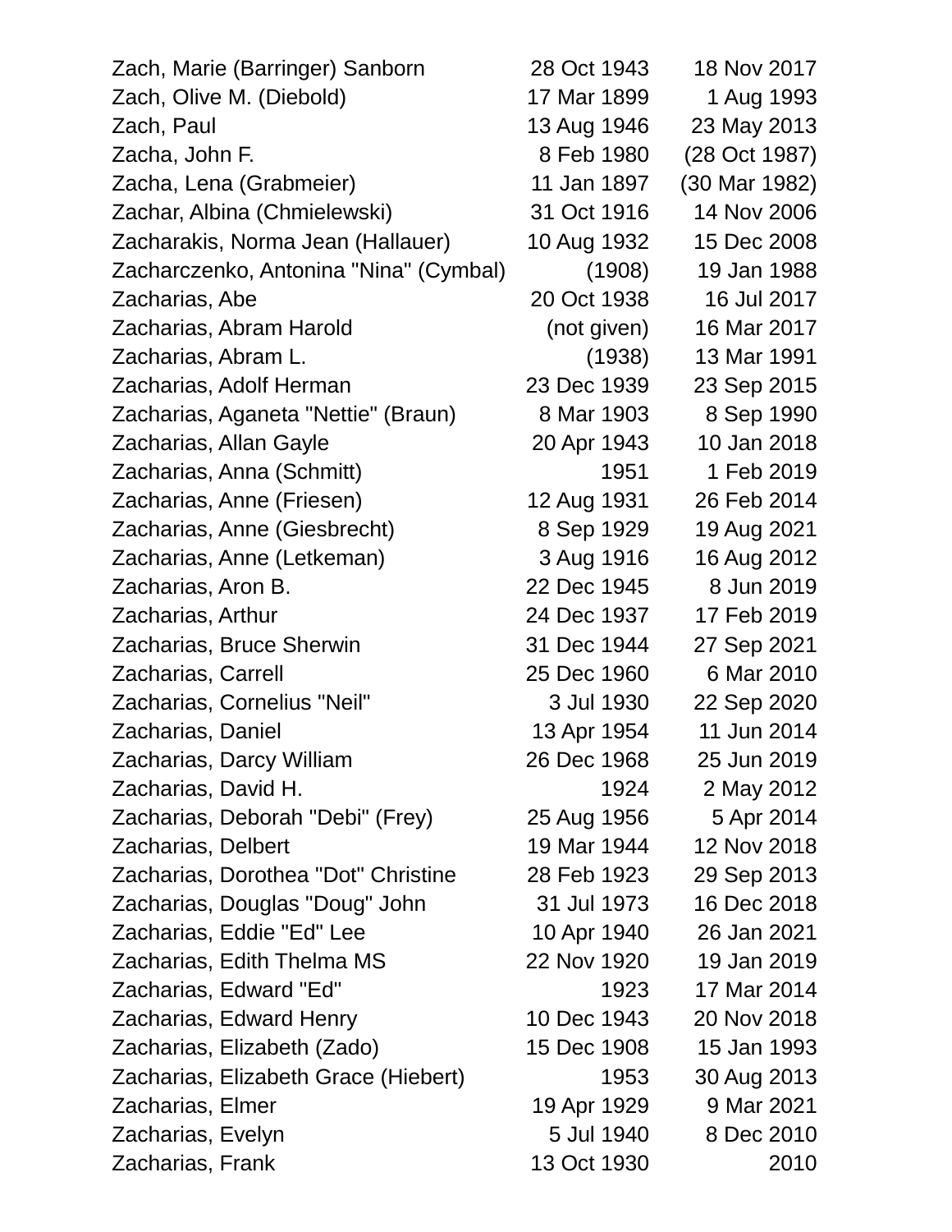| | | |
|---|---|---|
| Zach, Marie (Barringer) Sanborn | 28 Oct 1943 | 18 Nov 2017 |
| Zach, Olive M. (Diebold) | 17 Mar 1899 | 1 Aug 1993 |
| Zach, Paul | 13 Aug 1946 | 23 May 2013 |
| Zacha, John F. | 8 Feb 1980 | (28 Oct 1987) |
| Zacha, Lena (Grabmeier) | 11 Jan 1897 | (30 Mar 1982) |
| Zachar, Albina (Chmielewski) | 31 Oct 1916 | 14 Nov 2006 |
| Zacharakis, Norma Jean (Hallauer) | 10 Aug 1932 | 15 Dec 2008 |
| Zacharczenko, Antonina "Nina" (Cymbal) | (1908) | 19 Jan 1988 |
| Zacharias, Abe | 20 Oct 1938 | 16 Jul 2017 |
| Zacharias, Abram Harold | (not given) | 16 Mar 2017 |
| Zacharias, Abram L. | (1938) | 13 Mar 1991 |
| Zacharias, Adolf Herman | 23 Dec 1939 | 23 Sep 2015 |
| Zacharias, Aganeta "Nettie" (Braun) | 8 Mar 1903 | 8 Sep 1990 |
| Zacharias, Allan Gayle | 20 Apr 1943 | 10 Jan 2018 |
| Zacharias, Anna (Schmitt) | 1951 | 1 Feb 2019 |
| Zacharias, Anne (Friesen) | 12 Aug 1931 | 26 Feb 2014 |
| Zacharias, Anne (Giesbrecht) | 8 Sep 1929 | 19 Aug 2021 |
| Zacharias, Anne (Letkeman) | 3 Aug 1916 | 16 Aug 2012 |
| Zacharias, Aron B. | 22 Dec 1945 | 8 Jun 2019 |
| Zacharias, Arthur | 24 Dec 1937 | 17 Feb 2019 |
| Zacharias, Bruce Sherwin | 31 Dec 1944 | 27 Sep 2021 |
| Zacharias, Carrell | 25 Dec 1960 | 6 Mar 2010 |
| Zacharias, Cornelius "Neil" | 3 Jul 1930 | 22 Sep 2020 |
| Zacharias, Daniel | 13 Apr 1954 | 11 Jun 2014 |
| Zacharias, Darcy William | 26 Dec 1968 | 25 Jun 2019 |
| Zacharias, David H. | 1924 | 2 May 2012 |
| Zacharias, Deborah "Debi" (Frey) | 25 Aug 1956 | 5 Apr 2014 |
| Zacharias, Delbert | 19 Mar 1944 | 12 Nov 2018 |
| Zacharias, Dorothea "Dot" Christine | 28 Feb 1923 | 29 Sep 2013 |
| Zacharias, Douglas "Doug" John | 31 Jul 1973 | 16 Dec 2018 |
| Zacharias, Eddie "Ed" Lee | 10 Apr 1940 | 26 Jan 2021 |
| Zacharias, Edith Thelma MS | 22 Nov 1920 | 19 Jan 2019 |
| Zacharias, Edward "Ed" | 1923 | 17 Mar 2014 |
| Zacharias, Edward Henry | 10 Dec 1943 | 20 Nov 2018 |
| Zacharias, Elizabeth (Zado) | 15 Dec 1908 | 15 Jan 1993 |
| Zacharias, Elizabeth Grace (Hiebert) | 1953 | 30 Aug 2013 |
| Zacharias, Elmer | 19 Apr 1929 | 9 Mar 2021 |
| Zacharias, Evelyn | 5 Jul 1940 | 8 Dec 2010 |
| Zacharias, Frank | 13 Oct 1930 | 2010 |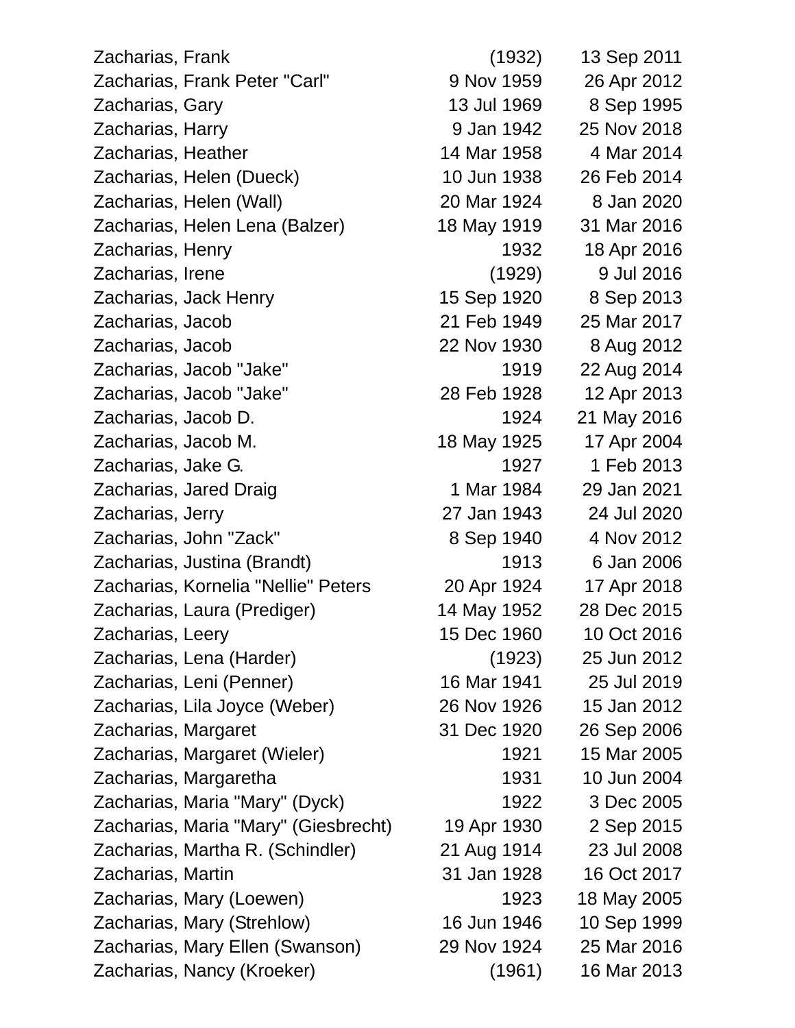| | | |
|---|---|---|
| Zacharias, Frank | (1932) | 13 Sep 2011 |
| Zacharias, Frank Peter "Carl" | 9 Nov 1959 | 26 Apr 2012 |
| Zacharias, Gary | 13 Jul 1969 | 8 Sep 1995 |
| Zacharias, Harry | 9 Jan 1942 | 25 Nov 2018 |
| Zacharias, Heather | 14 Mar 1958 | 4 Mar 2014 |
| Zacharias, Helen (Dueck) | 10 Jun 1938 | 26 Feb 2014 |
| Zacharias, Helen (Wall) | 20 Mar 1924 | 8 Jan 2020 |
| Zacharias, Helen Lena (Balzer) | 18 May 1919 | 31 Mar 2016 |
| Zacharias, Henry | 1932 | 18 Apr 2016 |
| Zacharias, Irene | (1929) | 9 Jul 2016 |
| Zacharias, Jack Henry | 15 Sep 1920 | 8 Sep 2013 |
| Zacharias, Jacob | 21 Feb 1949 | 25 Mar 2017 |
| Zacharias, Jacob | 22 Nov 1930 | 8 Aug 2012 |
| Zacharias, Jacob "Jake" | 1919 | 22 Aug 2014 |
| Zacharias, Jacob "Jake" | 28 Feb 1928 | 12 Apr 2013 |
| Zacharias, Jacob D. | 1924 | 21 May 2016 |
| Zacharias, Jacob M. | 18 May 1925 | 17 Apr 2004 |
| Zacharias, Jake G. | 1927 | 1 Feb 2013 |
| Zacharias, Jared Draig | 1 Mar 1984 | 29 Jan 2021 |
| Zacharias, Jerry | 27 Jan 1943 | 24 Jul 2020 |
| Zacharias, John "Zack" | 8 Sep 1940 | 4 Nov 2012 |
| Zacharias, Justina (Brandt) | 1913 | 6 Jan 2006 |
| Zacharias, Kornelia "Nellie" Peters | 20 Apr 1924 | 17 Apr 2018 |
| Zacharias, Laura (Prediger) | 14 May 1952 | 28 Dec 2015 |
| Zacharias, Leery | 15 Dec 1960 | 10 Oct 2016 |
| Zacharias, Lena (Harder) | (1923) | 25 Jun 2012 |
| Zacharias, Leni (Penner) | 16 Mar 1941 | 25 Jul 2019 |
| Zacharias, Lila Joyce (Weber) | 26 Nov 1926 | 15 Jan 2012 |
| Zacharias, Margaret | 31 Dec 1920 | 26 Sep 2006 |
| Zacharias, Margaret (Wieler) | 1921 | 15 Mar 2005 |
| Zacharias, Margaretha | 1931 | 10 Jun 2004 |
| Zacharias, Maria "Mary" (Dyck) | 1922 | 3 Dec 2005 |
| Zacharias, Maria "Mary" (Giesbrecht) | 19 Apr 1930 | 2 Sep 2015 |
| Zacharias, Martha R. (Schindler) | 21 Aug 1914 | 23 Jul 2008 |
| Zacharias, Martin | 31 Jan 1928 | 16 Oct 2017 |
| Zacharias, Mary (Loewen) | 1923 | 18 May 2005 |
| Zacharias, Mary (Strehlow) | 16 Jun 1946 | 10 Sep 1999 |
| Zacharias, Mary Ellen (Swanson) | 29 Nov 1924 | 25 Mar 2016 |
| Zacharias, Nancy (Kroeker) | (1961) | 16 Mar 2013 |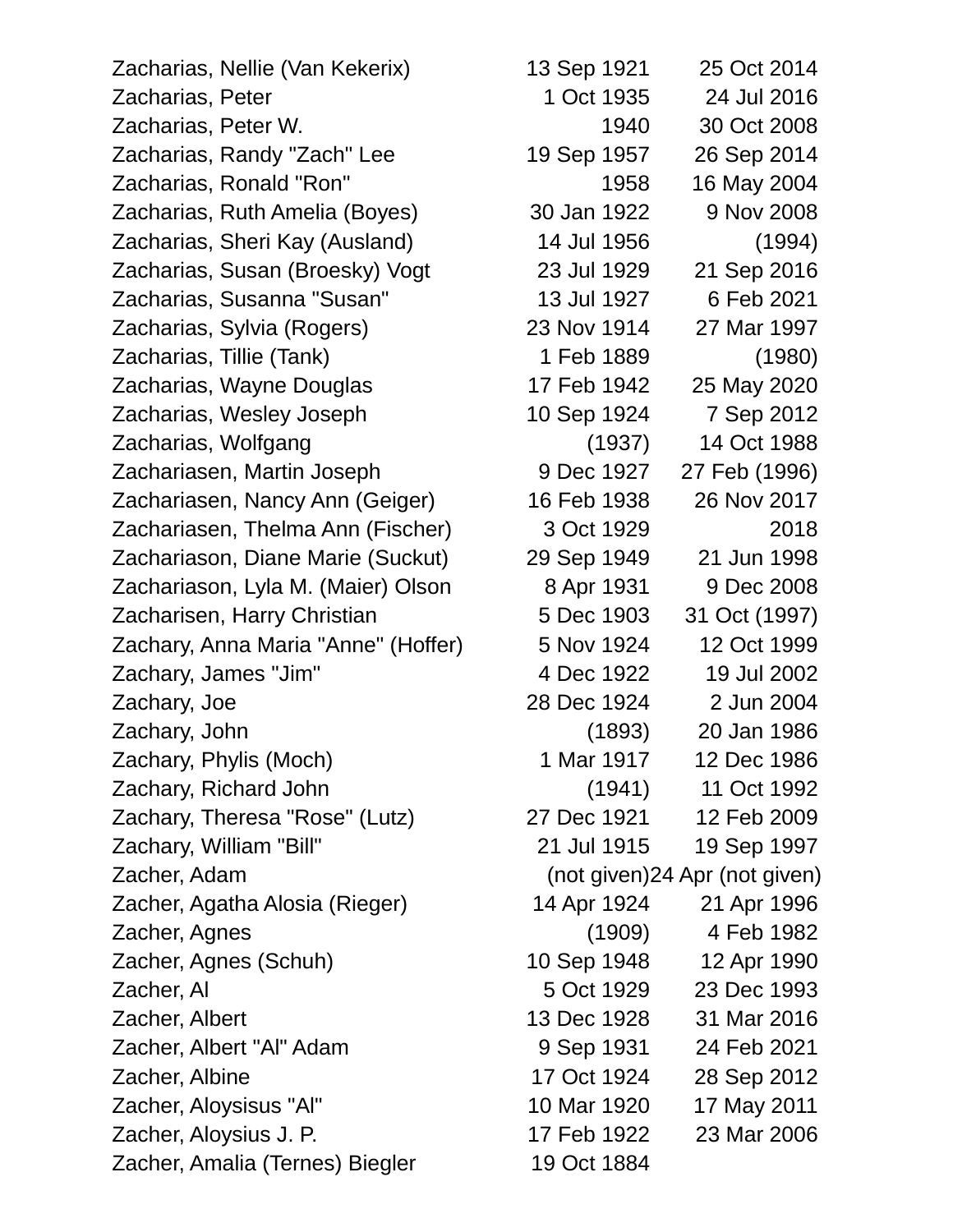| | | |
|---|---|---|
| Zacharias, Nellie (Van Kekerix) | 13 Sep 1921 | 25 Oct 2014 |
| Zacharias, Peter | 1 Oct 1935 | 24 Jul 2016 |
| Zacharias, Peter W. | 1940 | 30 Oct 2008 |
| Zacharias, Randy "Zach" Lee | 19 Sep 1957 | 26 Sep 2014 |
| Zacharias, Ronald "Ron" | 1958 | 16 May 2004 |
| Zacharias, Ruth Amelia (Boyes) | 30 Jan 1922 | 9 Nov 2008 |
| Zacharias, Sheri Kay (Ausland) | 14 Jul 1956 | (1994) |
| Zacharias, Susan (Broesky) Vogt | 23 Jul 1929 | 21 Sep 2016 |
| Zacharias, Susanna "Susan" | 13 Jul 1927 | 6 Feb 2021 |
| Zacharias, Sylvia (Rogers) | 23 Nov 1914 | 27 Mar 1997 |
| Zacharias, Tillie (Tank) | 1 Feb 1889 | (1980) |
| Zacharias, Wayne Douglas | 17 Feb 1942 | 25 May 2020 |
| Zacharias, Wesley Joseph | 10 Sep 1924 | 7 Sep 2012 |
| Zacharias, Wolfgang | (1937) | 14 Oct 1988 |
| Zachariasen, Martin Joseph | 9 Dec 1927 | 27 Feb (1996) |
| Zachariasen, Nancy Ann (Geiger) | 16 Feb 1938 | 26 Nov 2017 |
| Zachariasen, Thelma Ann (Fischer) | 3 Oct 1929 | 2018 |
| Zachariason, Diane Marie (Suckut) | 29 Sep 1949 | 21 Jun 1998 |
| Zachariason, Lyla M. (Maier) Olson | 8 Apr 1931 | 9 Dec 2008 |
| Zacharisen, Harry Christian | 5 Dec 1903 | 31 Oct (1997) |
| Zachary, Anna Maria "Anne" (Hoffer) | 5 Nov 1924 | 12 Oct 1999 |
| Zachary, James "Jim" | 4 Dec 1922 | 19 Jul 2002 |
| Zachary, Joe | 28 Dec 1924 | 2 Jun 2004 |
| Zachary, John | (1893) | 20 Jan 1986 |
| Zachary, Phylis (Moch) | 1 Mar 1917 | 12 Dec 1986 |
| Zachary, Richard John | (1941) | 11 Oct 1992 |
| Zachary, Theresa "Rose" (Lutz) | 27 Dec 1921 | 12 Feb 2009 |
| Zachary, William "Bill" | 21 Jul 1915 | 19 Sep 1997 |
| Zacher, Adam | (not given) | 24 Apr (not given) |
| Zacher, Agatha Alosia (Rieger) | 14 Apr 1924 | 21 Apr 1996 |
| Zacher, Agnes | (1909) | 4 Feb 1982 |
| Zacher, Agnes (Schuh) | 10 Sep 1948 | 12 Apr 1990 |
| Zacher, Al | 5 Oct 1929 | 23 Dec 1993 |
| Zacher, Albert | 13 Dec 1928 | 31 Mar 2016 |
| Zacher, Albert "Al" Adam | 9 Sep 1931 | 24 Feb 2021 |
| Zacher, Albine | 17 Oct 1924 | 28 Sep 2012 |
| Zacher, Aloysisus "Al" | 10 Mar 1920 | 17 May 2011 |
| Zacher, Aloysius J. P. | 17 Feb 1922 | 23 Mar 2006 |
| Zacher, Amalia (Ternes) Biegler | 19 Oct 1884 | |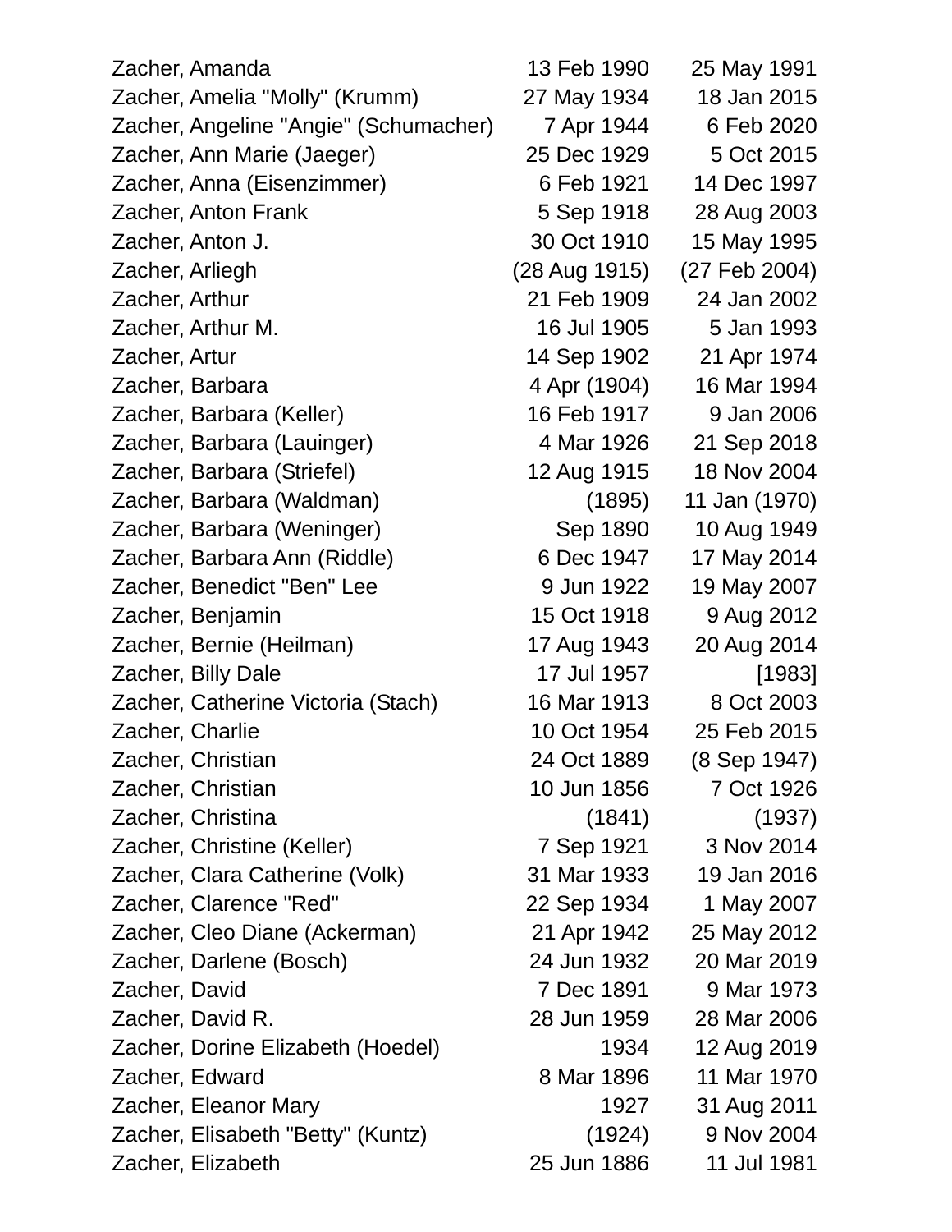| Name | Birth | Death |
|---|---|---|
| Zacher, Amanda | 13 Feb 1990 | 25 May 1991 |
| Zacher, Amelia "Molly" (Krumm) | 27 May 1934 | 18 Jan 2015 |
| Zacher, Angeline "Angie" (Schumacher) | 7 Apr 1944 | 6 Feb 2020 |
| Zacher, Ann Marie (Jaeger) | 25 Dec 1929 | 5 Oct 2015 |
| Zacher, Anna (Eisenzimmer) | 6 Feb 1921 | 14 Dec 1997 |
| Zacher, Anton Frank | 5 Sep 1918 | 28 Aug 2003 |
| Zacher, Anton J. | 30 Oct 1910 | 15 May 1995 |
| Zacher, Arliegh | (28 Aug 1915) | (27 Feb 2004) |
| Zacher, Arthur | 21 Feb 1909 | 24 Jan 2002 |
| Zacher, Arthur M. | 16 Jul 1905 | 5 Jan 1993 |
| Zacher, Artur | 14 Sep 1902 | 21 Apr 1974 |
| Zacher, Barbara | 4 Apr (1904) | 16 Mar 1994 |
| Zacher, Barbara (Keller) | 16 Feb 1917 | 9 Jan 2006 |
| Zacher, Barbara (Lauinger) | 4 Mar 1926 | 21 Sep 2018 |
| Zacher, Barbara (Striefel) | 12 Aug 1915 | 18 Nov 2004 |
| Zacher, Barbara (Waldman) | (1895) | 11 Jan (1970) |
| Zacher, Barbara (Weninger) | Sep 1890 | 10 Aug 1949 |
| Zacher, Barbara Ann (Riddle) | 6 Dec 1947 | 17 May 2014 |
| Zacher, Benedict "Ben" Lee | 9 Jun 1922 | 19 May 2007 |
| Zacher, Benjamin | 15 Oct 1918 | 9 Aug 2012 |
| Zacher, Bernie (Heilman) | 17 Aug 1943 | 20 Aug 2014 |
| Zacher, Billy Dale | 17 Jul 1957 | [1983] |
| Zacher, Catherine Victoria (Stach) | 16 Mar 1913 | 8 Oct 2003 |
| Zacher, Charlie | 10 Oct 1954 | 25 Feb 2015 |
| Zacher, Christian | 24 Oct 1889 | (8 Sep 1947) |
| Zacher, Christian | 10 Jun 1856 | 7 Oct 1926 |
| Zacher, Christina | (1841) | (1937) |
| Zacher, Christine (Keller) | 7 Sep 1921 | 3 Nov 2014 |
| Zacher, Clara Catherine (Volk) | 31 Mar 1933 | 19 Jan 2016 |
| Zacher, Clarence "Red" | 22 Sep 1934 | 1 May 2007 |
| Zacher, Cleo Diane (Ackerman) | 21 Apr 1942 | 25 May 2012 |
| Zacher, Darlene (Bosch) | 24 Jun 1932 | 20 Mar 2019 |
| Zacher, David | 7 Dec 1891 | 9 Mar 1973 |
| Zacher, David R. | 28 Jun 1959 | 28 Mar 2006 |
| Zacher, Dorine Elizabeth (Hoedel) | 1934 | 12 Aug 2019 |
| Zacher, Edward | 8 Mar 1896 | 11 Mar 1970 |
| Zacher, Eleanor Mary | 1927 | 31 Aug 2011 |
| Zacher, Elisabeth "Betty" (Kuntz) | (1924) | 9 Nov 2004 |
| Zacher, Elizabeth | 25 Jun 1886 | 11 Jul 1981 |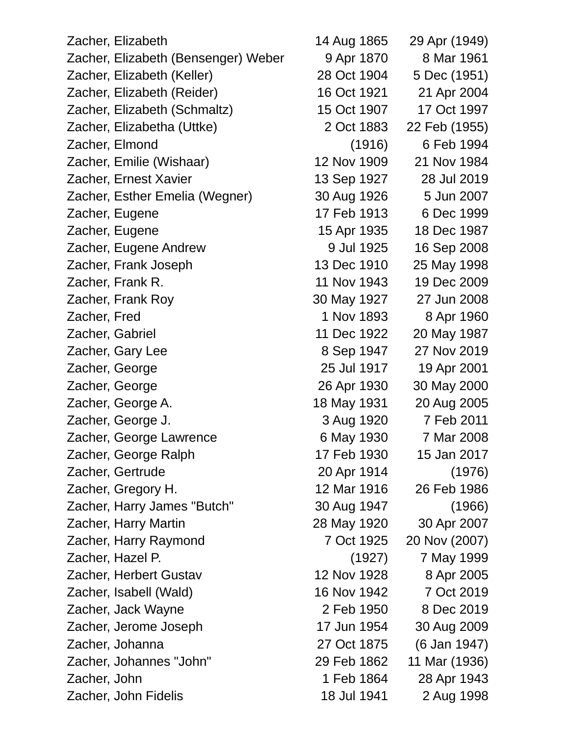| Name | Birth | Death |
|---|---|---|
| Zacher, Elizabeth | 14 Aug 1865 | 29 Apr (1949) |
| Zacher, Elizabeth (Bensenger) Weber | 9 Apr 1870 | 8 Mar 1961 |
| Zacher, Elizabeth (Keller) | 28 Oct 1904 | 5 Dec (1951) |
| Zacher, Elizabeth (Reider) | 16 Oct 1921 | 21 Apr 2004 |
| Zacher, Elizabeth (Schmaltz) | 15 Oct 1907 | 17 Oct 1997 |
| Zacher, Elizabetha (Uttke) | 2 Oct 1883 | 22 Feb (1955) |
| Zacher, Elmond | (1916) | 6 Feb 1994 |
| Zacher, Emilie (Wishaar) | 12 Nov 1909 | 21 Nov 1984 |
| Zacher, Ernest Xavier | 13 Sep 1927 | 28 Jul 2019 |
| Zacher, Esther Emelia (Wegner) | 30 Aug 1926 | 5 Jun 2007 |
| Zacher, Eugene | 17 Feb 1913 | 6 Dec 1999 |
| Zacher, Eugene | 15 Apr 1935 | 18 Dec 1987 |
| Zacher, Eugene Andrew | 9 Jul 1925 | 16 Sep 2008 |
| Zacher, Frank Joseph | 13 Dec 1910 | 25 May 1998 |
| Zacher, Frank R. | 11 Nov 1943 | 19 Dec 2009 |
| Zacher, Frank Roy | 30 May 1927 | 27 Jun 2008 |
| Zacher, Fred | 1 Nov 1893 | 8 Apr 1960 |
| Zacher, Gabriel | 11 Dec 1922 | 20 May 1987 |
| Zacher, Gary Lee | 8 Sep 1947 | 27 Nov 2019 |
| Zacher, George | 25 Jul 1917 | 19 Apr 2001 |
| Zacher, George | 26 Apr 1930 | 30 May 2000 |
| Zacher, George A. | 18 May 1931 | 20 Aug 2005 |
| Zacher, George J. | 3 Aug 1920 | 7 Feb 2011 |
| Zacher, George Lawrence | 6 May 1930 | 7 Mar 2008 |
| Zacher, George Ralph | 17 Feb 1930 | 15 Jan 2017 |
| Zacher, Gertrude | 20 Apr 1914 | (1976) |
| Zacher, Gregory H. | 12 Mar 1916 | 26 Feb 1986 |
| Zacher, Harry James "Butch" | 30 Aug 1947 | (1966) |
| Zacher, Harry Martin | 28 May 1920 | 30 Apr 2007 |
| Zacher, Harry Raymond | 7 Oct 1925 | 20 Nov (2007) |
| Zacher, Hazel P. | (1927) | 7 May 1999 |
| Zacher, Herbert Gustav | 12 Nov 1928 | 8 Apr 2005 |
| Zacher, Isabell (Wald) | 16 Nov 1942 | 7 Oct 2019 |
| Zacher, Jack Wayne | 2 Feb 1950 | 8 Dec 2019 |
| Zacher, Jerome Joseph | 17 Jun 1954 | 30 Aug 2009 |
| Zacher, Johanna | 27 Oct 1875 | (6 Jan 1947) |
| Zacher, Johannes "John" | 29 Feb 1862 | 11 Mar (1936) |
| Zacher, John | 1 Feb 1864 | 28 Apr 1943 |
| Zacher, John Fidelis | 18 Jul 1941 | 2 Aug 1998 |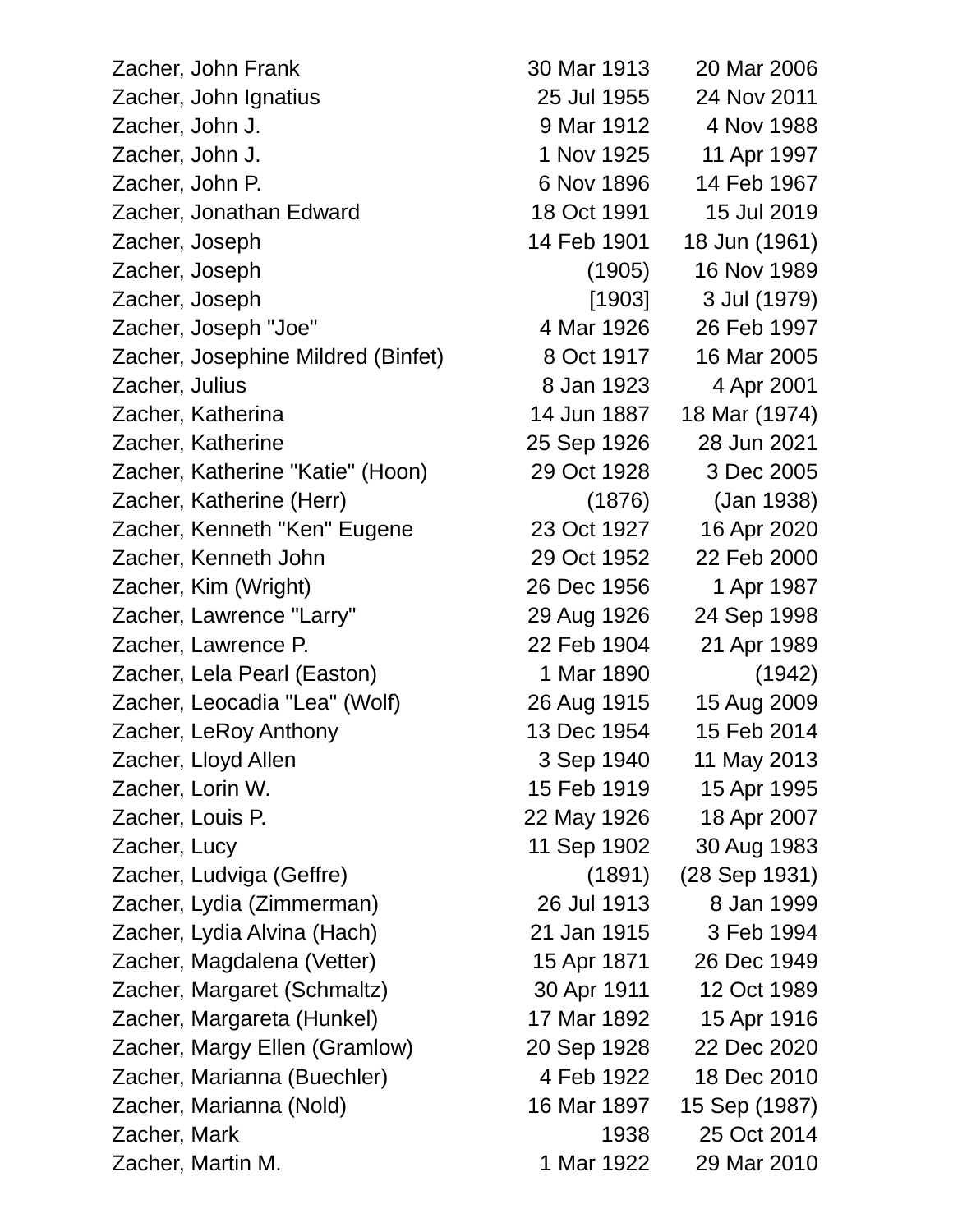| | | |
|---|---|---|
| Zacher, John Frank | 30 Mar 1913 | 20 Mar 2006 |
| Zacher, John Ignatius | 25 Jul 1955 | 24 Nov 2011 |
| Zacher, John J. | 9 Mar 1912 | 4 Nov 1988 |
| Zacher, John J. | 1 Nov 1925 | 11 Apr 1997 |
| Zacher, John P. | 6 Nov 1896 | 14 Feb 1967 |
| Zacher, Jonathan Edward | 18 Oct 1991 | 15 Jul 2019 |
| Zacher, Joseph | 14 Feb 1901 | 18 Jun (1961) |
| Zacher, Joseph | (1905) | 16 Nov 1989 |
| Zacher, Joseph | [1903] | 3 Jul (1979) |
| Zacher, Joseph "Joe" | 4 Mar 1926 | 26 Feb 1997 |
| Zacher, Josephine Mildred (Binfet) | 8 Oct 1917 | 16 Mar 2005 |
| Zacher, Julius | 8 Jan 1923 | 4 Apr 2001 |
| Zacher, Katherina | 14 Jun 1887 | 18 Mar (1974) |
| Zacher, Katherine | 25 Sep 1926 | 28 Jun 2021 |
| Zacher, Katherine "Katie" (Hoon) | 29 Oct 1928 | 3 Dec 2005 |
| Zacher, Katherine (Herr) | (1876) | (Jan 1938) |
| Zacher, Kenneth "Ken" Eugene | 23 Oct 1927 | 16 Apr 2020 |
| Zacher, Kenneth John | 29 Oct 1952 | 22 Feb 2000 |
| Zacher, Kim (Wright) | 26 Dec 1956 | 1 Apr 1987 |
| Zacher, Lawrence "Larry" | 29 Aug 1926 | 24 Sep 1998 |
| Zacher, Lawrence P. | 22 Feb 1904 | 21 Apr 1989 |
| Zacher, Lela Pearl (Easton) | 1 Mar 1890 | (1942) |
| Zacher, Leocadia "Lea" (Wolf) | 26 Aug 1915 | 15 Aug 2009 |
| Zacher, LeRoy Anthony | 13 Dec 1954 | 15 Feb 2014 |
| Zacher, Lloyd Allen | 3 Sep 1940 | 11 May 2013 |
| Zacher, Lorin W. | 15 Feb 1919 | 15 Apr 1995 |
| Zacher, Louis P. | 22 May 1926 | 18 Apr 2007 |
| Zacher, Lucy | 11 Sep 1902 | 30 Aug 1983 |
| Zacher, Ludviga (Geffre) | (1891) | (28 Sep 1931) |
| Zacher, Lydia (Zimmerman) | 26 Jul 1913 | 8 Jan 1999 |
| Zacher, Lydia Alvina (Hach) | 21 Jan 1915 | 3 Feb 1994 |
| Zacher, Magdalena (Vetter) | 15 Apr 1871 | 26 Dec 1949 |
| Zacher, Margaret (Schmaltz) | 30 Apr 1911 | 12 Oct 1989 |
| Zacher, Margareta (Hunkel) | 17 Mar 1892 | 15 Apr 1916 |
| Zacher, Margy Ellen (Gramlow) | 20 Sep 1928 | 22 Dec 2020 |
| Zacher, Marianna (Buechler) | 4 Feb 1922 | 18 Dec 2010 |
| Zacher, Marianna (Nold) | 16 Mar 1897 | 15 Sep (1987) |
| Zacher, Mark | 1938 | 25 Oct 2014 |
| Zacher, Martin M. | 1 Mar 1922 | 29 Mar 2010 |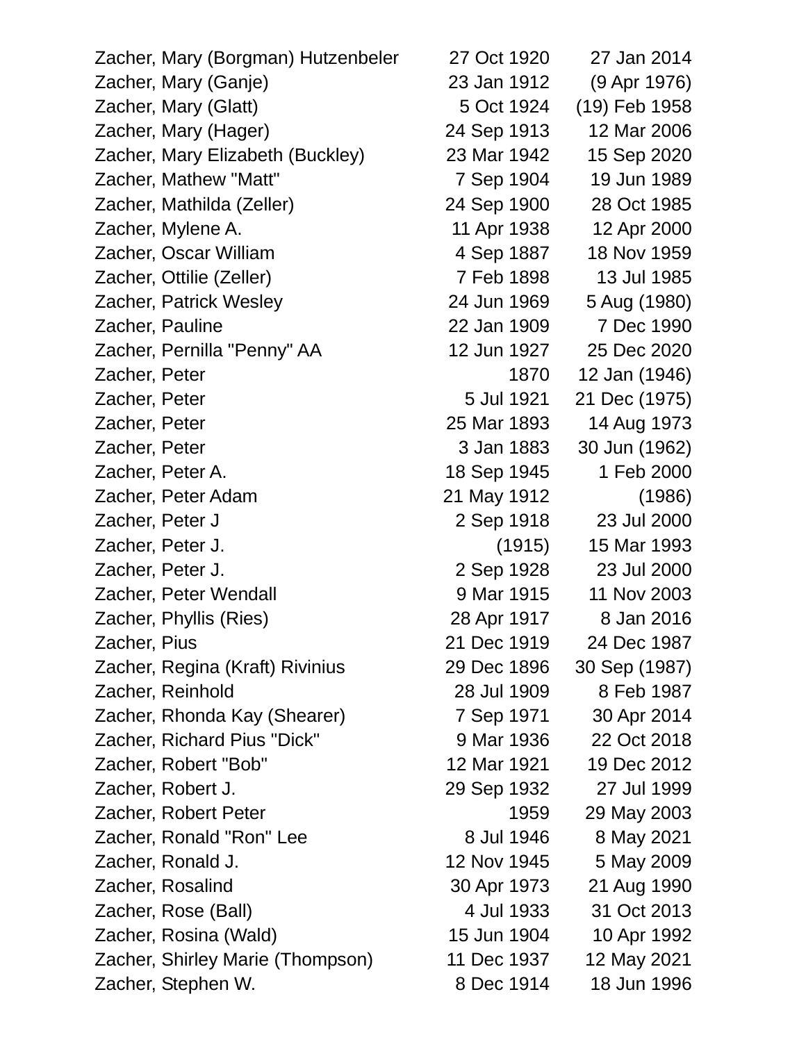| | | |
|---|---|---|
| Zacher, Mary (Borgman) Hutzenbeler | 27 Oct 1920 | 27 Jan 2014 |
| Zacher, Mary (Ganje) | 23 Jan 1912 | (9 Apr 1976) |
| Zacher, Mary (Glatt) | 5 Oct 1924 | (19) Feb 1958 |
| Zacher, Mary (Hager) | 24 Sep 1913 | 12 Mar 2006 |
| Zacher, Mary Elizabeth (Buckley) | 23 Mar 1942 | 15 Sep 2020 |
| Zacher, Mathew "Matt" | 7 Sep 1904 | 19 Jun 1989 |
| Zacher, Mathilda (Zeller) | 24 Sep 1900 | 28 Oct 1985 |
| Zacher, Mylene A. | 11 Apr 1938 | 12 Apr 2000 |
| Zacher, Oscar William | 4 Sep 1887 | 18 Nov 1959 |
| Zacher, Ottilie (Zeller) | 7 Feb 1898 | 13 Jul 1985 |
| Zacher, Patrick Wesley | 24 Jun 1969 | 5 Aug (1980) |
| Zacher, Pauline | 22 Jan 1909 | 7 Dec 1990 |
| Zacher, Pernilla "Penny" AA | 12 Jun 1927 | 25 Dec 2020 |
| Zacher, Peter | 1870 | 12 Jan (1946) |
| Zacher, Peter | 5 Jul 1921 | 21 Dec (1975) |
| Zacher, Peter | 25 Mar 1893 | 14 Aug 1973 |
| Zacher, Peter | 3 Jan 1883 | 30 Jun (1962) |
| Zacher, Peter A. | 18 Sep 1945 | 1 Feb 2000 |
| Zacher, Peter Adam | 21 May 1912 | (1986) |
| Zacher, Peter J | 2 Sep 1918 | 23 Jul 2000 |
| Zacher, Peter J. | (1915) | 15 Mar 1993 |
| Zacher, Peter J. | 2 Sep 1928 | 23 Jul 2000 |
| Zacher, Peter Wendall | 9 Mar 1915 | 11 Nov 2003 |
| Zacher, Phyllis (Ries) | 28 Apr 1917 | 8 Jan 2016 |
| Zacher, Pius | 21 Dec 1919 | 24 Dec 1987 |
| Zacher, Regina (Kraft) Rivinius | 29 Dec 1896 | 30 Sep (1987) |
| Zacher, Reinhold | 28 Jul 1909 | 8 Feb 1987 |
| Zacher, Rhonda Kay (Shearer) | 7 Sep 1971 | 30 Apr 2014 |
| Zacher, Richard Pius "Dick" | 9 Mar 1936 | 22 Oct 2018 |
| Zacher, Robert "Bob" | 12 Mar 1921 | 19 Dec 2012 |
| Zacher, Robert J. | 29 Sep 1932 | 27 Jul 1999 |
| Zacher, Robert Peter | 1959 | 29 May 2003 |
| Zacher, Ronald "Ron" Lee | 8 Jul 1946 | 8 May 2021 |
| Zacher, Ronald J. | 12 Nov 1945 | 5 May 2009 |
| Zacher, Rosalind | 30 Apr 1973 | 21 Aug 1990 |
| Zacher, Rose (Ball) | 4 Jul 1933 | 31 Oct 2013 |
| Zacher, Rosina (Wald) | 15 Jun 1904 | 10 Apr 1992 |
| Zacher, Shirley Marie (Thompson) | 11 Dec 1937 | 12 May 2021 |
| Zacher, Stephen W. | 8 Dec 1914 | 18 Jun 1996 |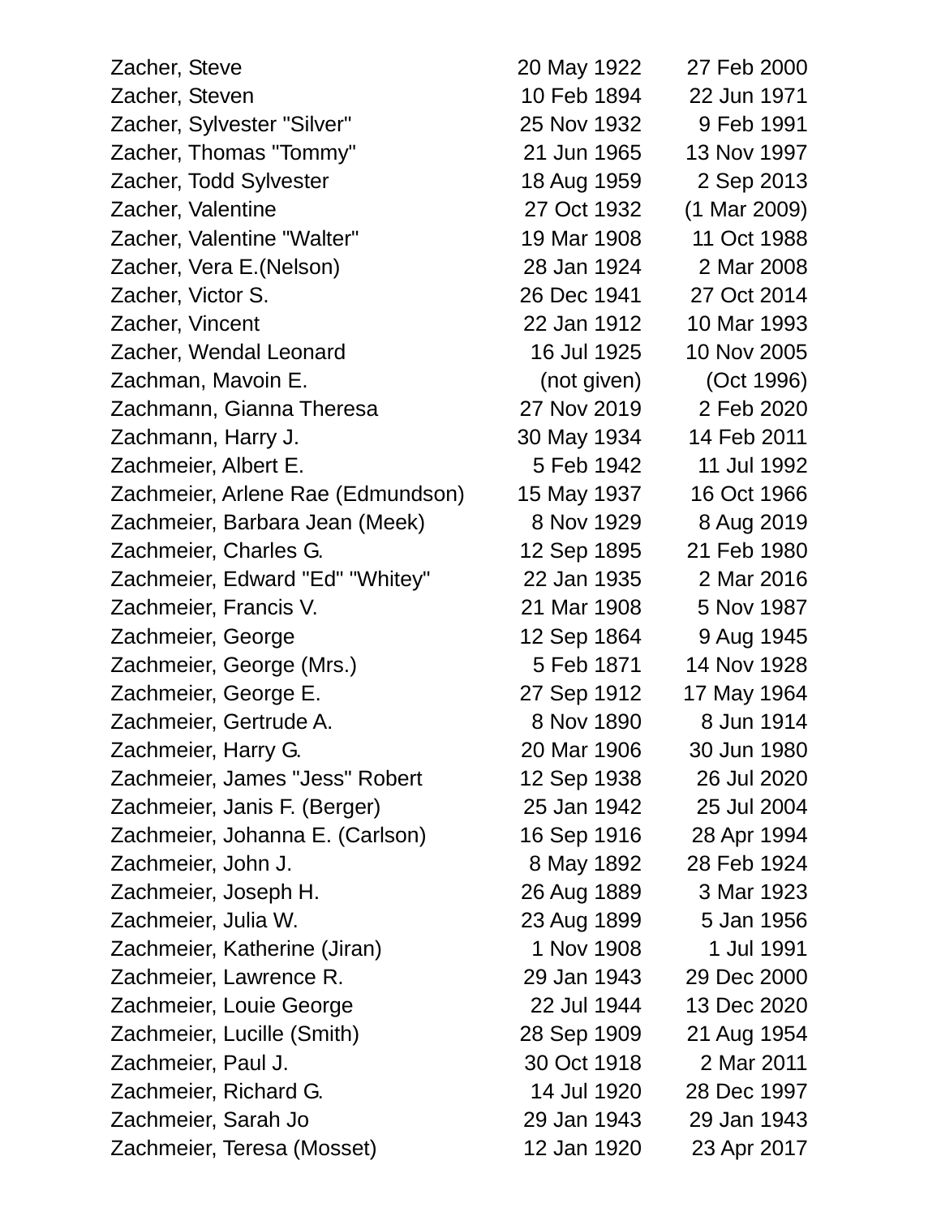| | | |
|---|---|---|
| Zacher, Steve | 20 May 1922 | 27 Feb 2000 |
| Zacher, Steven | 10 Feb 1894 | 22 Jun 1971 |
| Zacher, Sylvester "Silver" | 25 Nov 1932 | 9 Feb 1991 |
| Zacher, Thomas "Tommy" | 21 Jun 1965 | 13 Nov 1997 |
| Zacher, Todd Sylvester | 18 Aug 1959 | 2 Sep 2013 |
| Zacher, Valentine | 27 Oct 1932 | (1 Mar 2009) |
| Zacher, Valentine "Walter" | 19 Mar 1908 | 11 Oct 1988 |
| Zacher, Vera E.(Nelson) | 28 Jan 1924 | 2 Mar 2008 |
| Zacher, Victor S. | 26 Dec 1941 | 27 Oct 2014 |
| Zacher, Vincent | 22 Jan 1912 | 10 Mar 1993 |
| Zacher, Wendal Leonard | 16 Jul 1925 | 10 Nov 2005 |
| Zachman, Mavoin E. | (not given) | (Oct 1996) |
| Zachmann, Gianna Theresa | 27 Nov 2019 | 2 Feb 2020 |
| Zachmann, Harry J. | 30 May 1934 | 14 Feb 2011 |
| Zachmeier, Albert E. | 5 Feb 1942 | 11 Jul 1992 |
| Zachmeier, Arlene Rae (Edmundson) | 15 May 1937 | 16 Oct 1966 |
| Zachmeier, Barbara Jean (Meek) | 8 Nov 1929 | 8 Aug 2019 |
| Zachmeier, Charles G. | 12 Sep 1895 | 21 Feb 1980 |
| Zachmeier, Edward "Ed" "Whitey" | 22 Jan 1935 | 2 Mar 2016 |
| Zachmeier, Francis V. | 21 Mar 1908 | 5 Nov 1987 |
| Zachmeier, George | 12 Sep 1864 | 9 Aug 1945 |
| Zachmeier, George (Mrs.) | 5 Feb 1871 | 14 Nov 1928 |
| Zachmeier, George E. | 27 Sep 1912 | 17 May 1964 |
| Zachmeier, Gertrude A. | 8 Nov 1890 | 8 Jun 1914 |
| Zachmeier, Harry G. | 20 Mar 1906 | 30 Jun 1980 |
| Zachmeier, James "Jess" Robert | 12 Sep 1938 | 26 Jul 2020 |
| Zachmeier, Janis F. (Berger) | 25 Jan 1942 | 25 Jul 2004 |
| Zachmeier, Johanna E. (Carlson) | 16 Sep 1916 | 28 Apr 1994 |
| Zachmeier, John J. | 8 May 1892 | 28 Feb 1924 |
| Zachmeier, Joseph H. | 26 Aug 1889 | 3 Mar 1923 |
| Zachmeier, Julia W. | 23 Aug 1899 | 5 Jan 1956 |
| Zachmeier, Katherine (Jiran) | 1 Nov 1908 | 1 Jul 1991 |
| Zachmeier, Lawrence R. | 29 Jan 1943 | 29 Dec 2000 |
| Zachmeier, Louie George | 22 Jul 1944 | 13 Dec 2020 |
| Zachmeier, Lucille (Smith) | 28 Sep 1909 | 21 Aug 1954 |
| Zachmeier, Paul J. | 30 Oct 1918 | 2 Mar 2011 |
| Zachmeier, Richard G. | 14 Jul 1920 | 28 Dec 1997 |
| Zachmeier, Sarah Jo | 29 Jan 1943 | 29 Jan 1943 |
| Zachmeier, Teresa (Mosset) | 12 Jan 1920 | 23 Apr 2017 |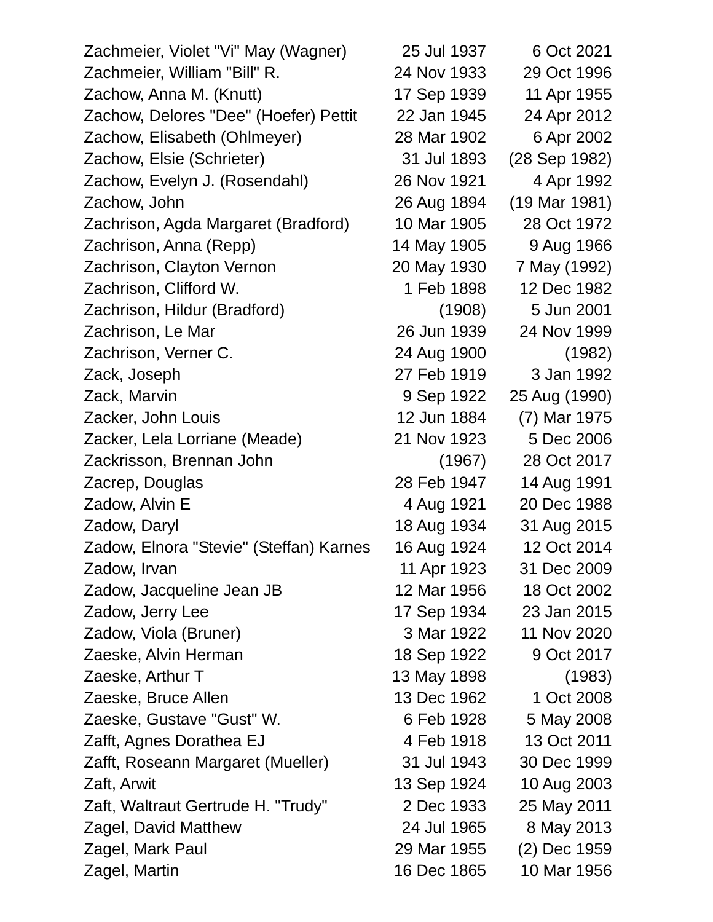| Name | Birth | Death |
|---|---|---|
| Zachmeier, Violet "Vi" May (Wagner) | 25 Jul 1937 | 6 Oct 2021 |
| Zachmeier, William "Bill" R. | 24 Nov 1933 | 29 Oct 1996 |
| Zachow, Anna M. (Knutt) | 17 Sep 1939 | 11 Apr 1955 |
| Zachow, Delores "Dee" (Hoefer) Pettit | 22 Jan 1945 | 24 Apr 2012 |
| Zachow, Elisabeth (Ohlmeyer) | 28 Mar 1902 | 6 Apr 2002 |
| Zachow, Elsie (Schrieter) | 31 Jul 1893 | (28 Sep 1982) |
| Zachow, Evelyn J. (Rosendahl) | 26 Nov 1921 | 4 Apr 1992 |
| Zachow, John | 26 Aug 1894 | (19 Mar 1981) |
| Zachrison, Agda Margaret (Bradford) | 10 Mar 1905 | 28 Oct 1972 |
| Zachrison, Anna (Repp) | 14 May 1905 | 9 Aug 1966 |
| Zachrison, Clayton Vernon | 20 May 1930 | 7 May (1992) |
| Zachrison, Clifford W. | 1 Feb 1898 | 12 Dec 1982 |
| Zachrison, Hildur (Bradford) | (1908) | 5 Jun 2001 |
| Zachrison, Le Mar | 26 Jun 1939 | 24 Nov 1999 |
| Zachrison, Verner C. | 24 Aug 1900 | (1982) |
| Zack, Joseph | 27 Feb 1919 | 3 Jan 1992 |
| Zack, Marvin | 9 Sep 1922 | 25 Aug (1990) |
| Zacker, John Louis | 12 Jun 1884 | (7) Mar 1975 |
| Zacker, Lela Lorriane (Meade) | 21 Nov 1923 | 5 Dec 2006 |
| Zackrisson, Brennan John | (1967) | 28 Oct 2017 |
| Zacrep, Douglas | 28 Feb 1947 | 14 Aug 1991 |
| Zadow, Alvin E | 4 Aug 1921 | 20 Dec 1988 |
| Zadow, Daryl | 18 Aug 1934 | 31 Aug 2015 |
| Zadow, Elnora "Stevie" (Steffan) Karnes | 16 Aug 1924 | 12 Oct 2014 |
| Zadow, Irvan | 11 Apr 1923 | 31 Dec 2009 |
| Zadow, Jacqueline Jean JB | 12 Mar 1956 | 18 Oct 2002 |
| Zadow, Jerry Lee | 17 Sep 1934 | 23 Jan 2015 |
| Zadow, Viola (Bruner) | 3 Mar 1922 | 11 Nov 2020 |
| Zaeske, Alvin Herman | 18 Sep 1922 | 9 Oct 2017 |
| Zaeske, Arthur T | 13 May 1898 | (1983) |
| Zaeske, Bruce Allen | 13 Dec 1962 | 1 Oct 2008 |
| Zaeske, Gustave "Gust" W. | 6 Feb 1928 | 5 May 2008 |
| Zafft, Agnes Dorathea EJ | 4 Feb 1918 | 13 Oct 2011 |
| Zafft, Roseann Margaret (Mueller) | 31 Jul 1943 | 30 Dec 1999 |
| Zaft, Arwit | 13 Sep 1924 | 10 Aug 2003 |
| Zaft, Waltraut Gertrude H. "Trudy" | 2 Dec 1933 | 25 May 2011 |
| Zagel, David Matthew | 24 Jul 1965 | 8 May 2013 |
| Zagel, Mark Paul | 29 Mar 1955 | (2) Dec 1959 |
| Zagel, Martin | 16 Dec 1865 | 10 Mar 1956 |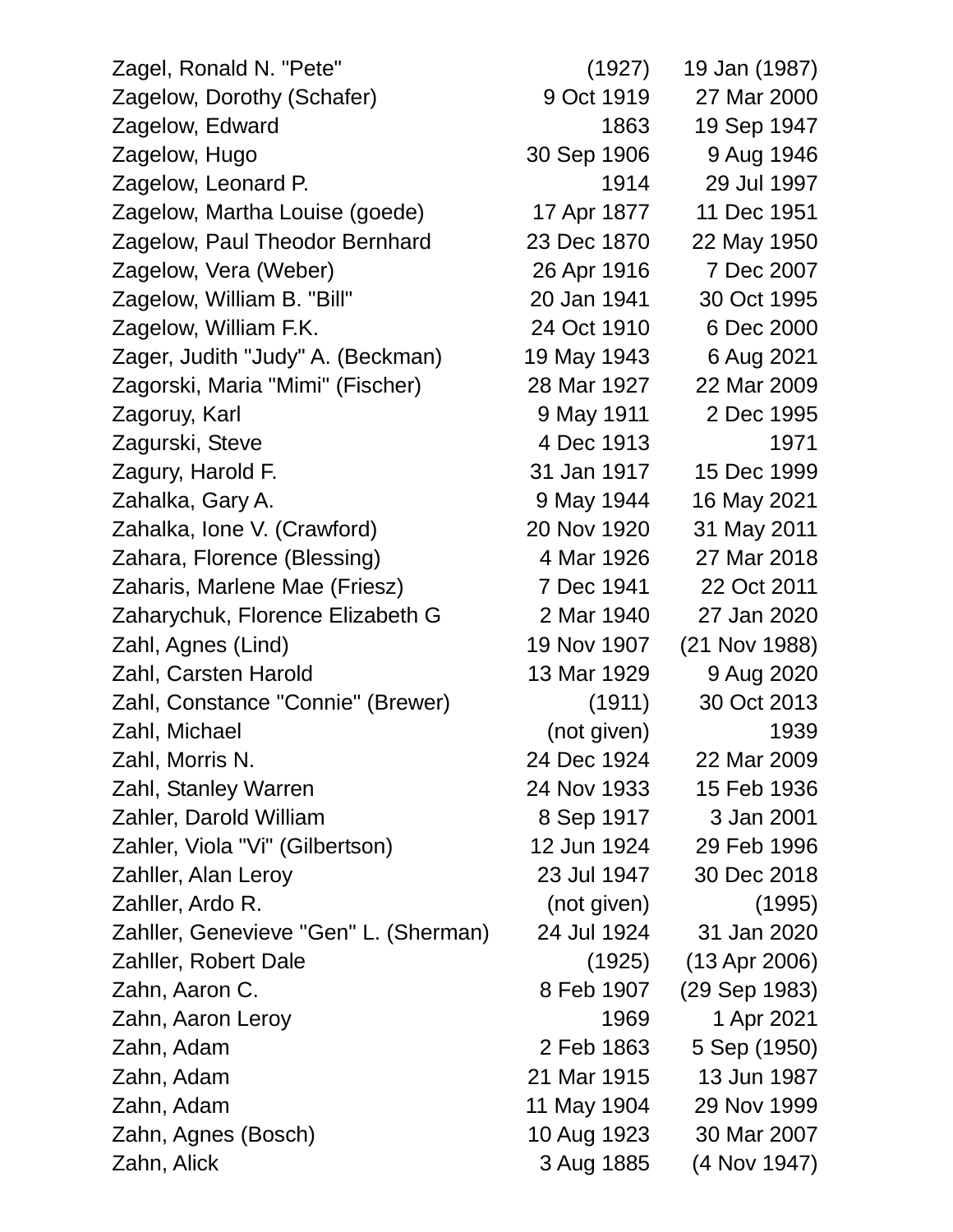| | | |
|---|---|---|
| Zagel, Ronald N. "Pete" | (1927) | 19 Jan (1987) |
| Zagelow, Dorothy (Schafer) | 9 Oct 1919 | 27 Mar 2000 |
| Zagelow, Edward | 1863 | 19 Sep 1947 |
| Zagelow, Hugo | 30 Sep 1906 | 9 Aug 1946 |
| Zagelow, Leonard P. | 1914 | 29 Jul 1997 |
| Zagelow, Martha Louise (goede) | 17 Apr 1877 | 11 Dec 1951 |
| Zagelow, Paul Theodor Bernhard | 23 Dec 1870 | 22 May 1950 |
| Zagelow, Vera (Weber) | 26 Apr 1916 | 7 Dec 2007 |
| Zagelow, William B. "Bill" | 20 Jan 1941 | 30 Oct 1995 |
| Zagelow, William F.K. | 24 Oct 1910 | 6 Dec 2000 |
| Zager, Judith "Judy" A. (Beckman) | 19 May 1943 | 6 Aug 2021 |
| Zagorski, Maria "Mimi" (Fischer) | 28 Mar 1927 | 22 Mar 2009 |
| Zagoruy, Karl | 9 May 1911 | 2 Dec 1995 |
| Zagurski, Steve | 4 Dec 1913 | 1971 |
| Zagury, Harold F. | 31 Jan 1917 | 15 Dec 1999 |
| Zahalka, Gary A. | 9 May 1944 | 16 May 2021 |
| Zahalka, Ione V. (Crawford) | 20 Nov 1920 | 31 May 2011 |
| Zahara, Florence (Blessing) | 4 Mar 1926 | 27 Mar 2018 |
| Zaharis, Marlene Mae (Friesz) | 7 Dec 1941 | 22 Oct 2011 |
| Zaharychuk, Florence Elizabeth G | 2 Mar 1940 | 27 Jan 2020 |
| Zahl, Agnes (Lind) | 19 Nov 1907 | (21 Nov 1988) |
| Zahl, Carsten Harold | 13 Mar 1929 | 9 Aug 2020 |
| Zahl, Constance "Connie" (Brewer) | (1911) | 30 Oct 2013 |
| Zahl, Michael | (not given) | 1939 |
| Zahl, Morris N. | 24 Dec 1924 | 22 Mar 2009 |
| Zahl, Stanley Warren | 24 Nov 1933 | 15 Feb 1936 |
| Zahler, Darold William | 8 Sep 1917 | 3 Jan 2001 |
| Zahler, Viola "Vi" (Gilbertson) | 12 Jun 1924 | 29 Feb 1996 |
| Zahller, Alan Leroy | 23 Jul 1947 | 30 Dec 2018 |
| Zahller, Ardo R. | (not given) | (1995) |
| Zahller, Genevieve "Gen" L. (Sherman) | 24 Jul 1924 | 31 Jan 2020 |
| Zahller, Robert Dale | (1925) | (13 Apr 2006) |
| Zahn, Aaron C. | 8 Feb 1907 | (29 Sep 1983) |
| Zahn, Aaron Leroy | 1969 | 1 Apr 2021 |
| Zahn, Adam | 2 Feb 1863 | 5 Sep (1950) |
| Zahn, Adam | 21 Mar 1915 | 13 Jun 1987 |
| Zahn, Adam | 11 May 1904 | 29 Nov 1999 |
| Zahn, Agnes (Bosch) | 10 Aug 1923 | 30 Mar 2007 |
| Zahn, Alick | 3 Aug 1885 | (4 Nov 1947) |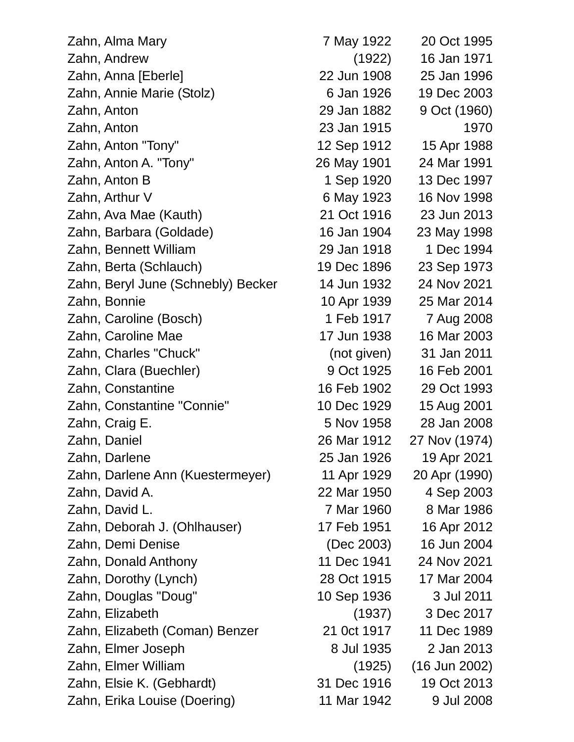| | | |
|---|---|---|
| Zahn, Alma Mary | 7 May 1922 | 20 Oct 1995 |
| Zahn, Andrew | (1922) | 16 Jan 1971 |
| Zahn, Anna [Eberle] | 22 Jun 1908 | 25 Jan 1996 |
| Zahn, Annie Marie (Stolz) | 6 Jan 1926 | 19 Dec 2003 |
| Zahn, Anton | 29 Jan 1882 | 9 Oct (1960) |
| Zahn, Anton | 23 Jan 1915 | 1970 |
| Zahn, Anton "Tony" | 12 Sep 1912 | 15 Apr 1988 |
| Zahn, Anton A. "Tony" | 26 May 1901 | 24 Mar 1991 |
| Zahn, Anton B | 1 Sep 1920 | 13 Dec 1997 |
| Zahn, Arthur V | 6 May 1923 | 16 Nov 1998 |
| Zahn, Ava Mae (Kauth) | 21 Oct 1916 | 23 Jun 2013 |
| Zahn, Barbara (Goldade) | 16 Jan 1904 | 23 May 1998 |
| Zahn, Bennett William | 29 Jan 1918 | 1 Dec 1994 |
| Zahn, Berta (Schlauch) | 19 Dec 1896 | 23 Sep 1973 |
| Zahn, Beryl June (Schnebly) Becker | 14 Jun 1932 | 24 Nov 2021 |
| Zahn, Bonnie | 10 Apr 1939 | 25 Mar 2014 |
| Zahn, Caroline (Bosch) | 1 Feb 1917 | 7 Aug 2008 |
| Zahn, Caroline Mae | 17 Jun 1938 | 16 Mar 2003 |
| Zahn, Charles "Chuck" | (not given) | 31 Jan 2011 |
| Zahn, Clara (Buechler) | 9 Oct 1925 | 16 Feb 2001 |
| Zahn, Constantine | 16 Feb 1902 | 29 Oct 1993 |
| Zahn, Constantine "Connie" | 10 Dec 1929 | 15 Aug 2001 |
| Zahn, Craig E. | 5 Nov 1958 | 28 Jan 2008 |
| Zahn, Daniel | 26 Mar 1912 | 27 Nov (1974) |
| Zahn, Darlene | 25 Jan 1926 | 19 Apr 2021 |
| Zahn, Darlene Ann (Kuestermeyer) | 11 Apr 1929 | 20 Apr (1990) |
| Zahn, David A. | 22 Mar 1950 | 4 Sep 2003 |
| Zahn, David L. | 7 Mar 1960 | 8 Mar 1986 |
| Zahn, Deborah J. (Ohlhauser) | 17 Feb 1951 | 16 Apr 2012 |
| Zahn, Demi Denise | (Dec 2003) | 16 Jun 2004 |
| Zahn, Donald Anthony | 11 Dec 1941 | 24 Nov 2021 |
| Zahn, Dorothy (Lynch) | 28 Oct 1915 | 17 Mar 2004 |
| Zahn, Douglas "Doug" | 10 Sep 1936 | 3 Jul 2011 |
| Zahn, Elizabeth | (1937) | 3 Dec 2017 |
| Zahn, Elizabeth (Coman) Benzer | 21 0ct 1917 | 11 Dec 1989 |
| Zahn, Elmer Joseph | 8 Jul 1935 | 2 Jan 2013 |
| Zahn, Elmer William | (1925) | (16 Jun 2002) |
| Zahn, Elsie K. (Gebhardt) | 31 Dec 1916 | 19 Oct 2013 |
| Zahn, Erika Louise (Doering) | 11 Mar 1942 | 9 Jul 2008 |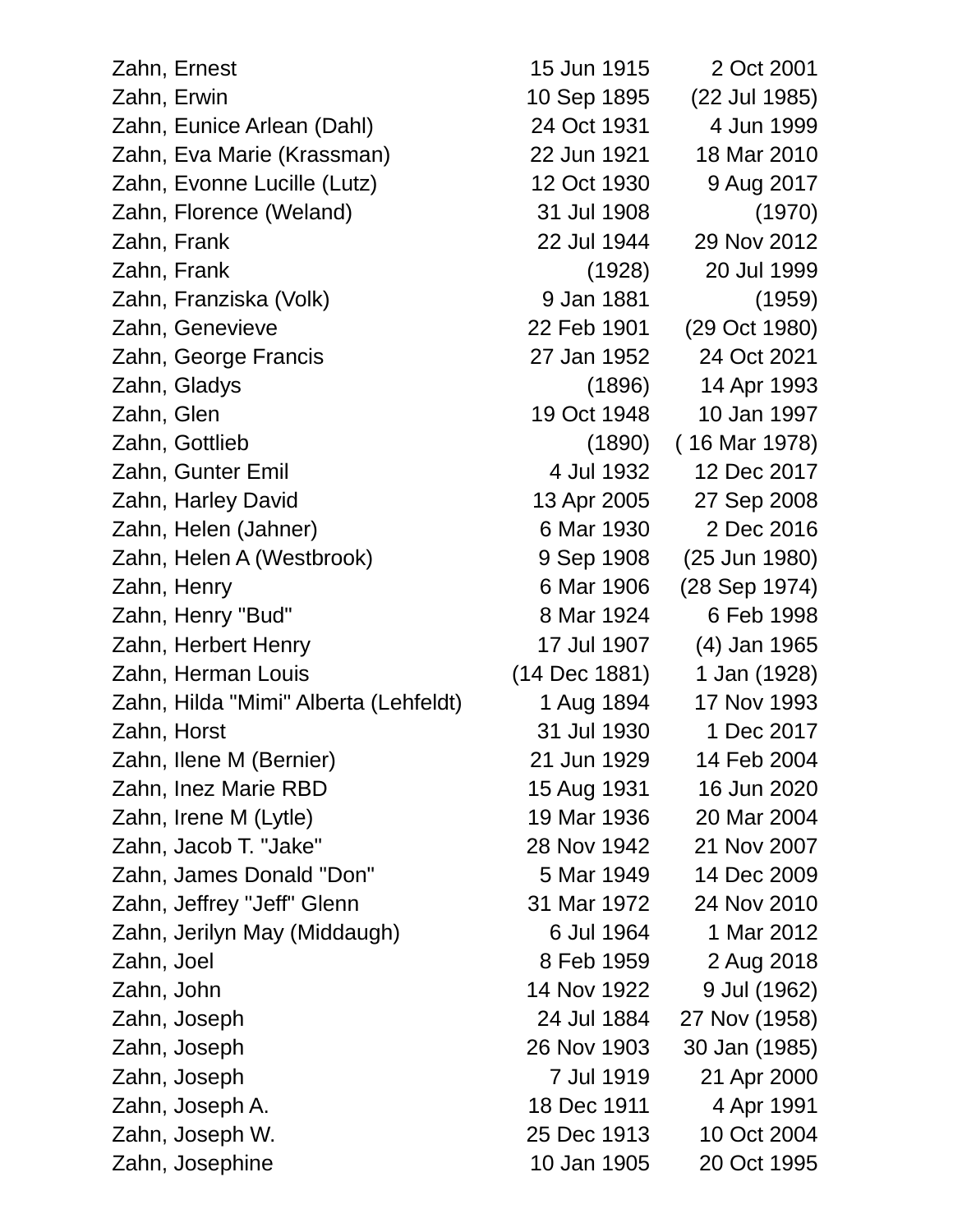| | | |
|---|---|---|
| Zahn, Ernest | 15 Jun 1915 | 2 Oct 2001 |
| Zahn, Erwin | 10 Sep 1895 | (22 Jul 1985) |
| Zahn, Eunice Arlean (Dahl) | 24 Oct 1931 | 4 Jun 1999 |
| Zahn, Eva Marie (Krassman) | 22 Jun 1921 | 18 Mar 2010 |
| Zahn, Evonne Lucille (Lutz) | 12 Oct 1930 | 9 Aug 2017 |
| Zahn, Florence (Weland) | 31 Jul 1908 | (1970) |
| Zahn, Frank | 22 Jul 1944 | 29 Nov 2012 |
| Zahn, Frank | (1928) | 20 Jul 1999 |
| Zahn, Franziska (Volk) | 9 Jan 1881 | (1959) |
| Zahn, Genevieve | 22 Feb 1901 | (29 Oct 1980) |
| Zahn, George Francis | 27 Jan 1952 | 24 Oct 2021 |
| Zahn, Gladys | (1896) | 14 Apr 1993 |
| Zahn, Glen | 19 Oct 1948 | 10 Jan 1997 |
| Zahn, Gottlieb | (1890) | ( 16 Mar 1978) |
| Zahn, Gunter Emil | 4 Jul 1932 | 12 Dec 2017 |
| Zahn, Harley David | 13 Apr 2005 | 27 Sep 2008 |
| Zahn, Helen (Jahner) | 6 Mar 1930 | 2 Dec 2016 |
| Zahn, Helen A (Westbrook) | 9 Sep 1908 | (25 Jun 1980) |
| Zahn, Henry | 6 Mar 1906 | (28 Sep 1974) |
| Zahn, Henry "Bud" | 8 Mar 1924 | 6 Feb 1998 |
| Zahn, Herbert Henry | 17 Jul 1907 | (4) Jan 1965 |
| Zahn, Herman Louis | (14 Dec 1881) | 1 Jan (1928) |
| Zahn, Hilda "Mimi" Alberta (Lehfeldt) | 1 Aug 1894 | 17 Nov 1993 |
| Zahn, Horst | 31 Jul 1930 | 1 Dec 2017 |
| Zahn, Ilene M (Bernier) | 21 Jun 1929 | 14 Feb 2004 |
| Zahn, Inez Marie RBD | 15 Aug 1931 | 16 Jun 2020 |
| Zahn, Irene M (Lytle) | 19 Mar 1936 | 20 Mar 2004 |
| Zahn, Jacob T. "Jake" | 28 Nov 1942 | 21 Nov 2007 |
| Zahn, James Donald "Don" | 5 Mar 1949 | 14 Dec 2009 |
| Zahn, Jeffrey "Jeff" Glenn | 31 Mar 1972 | 24 Nov 2010 |
| Zahn, Jerilyn May (Middaugh) | 6 Jul 1964 | 1 Mar 2012 |
| Zahn, Joel | 8 Feb 1959 | 2 Aug 2018 |
| Zahn, John | 14 Nov 1922 | 9 Jul (1962) |
| Zahn, Joseph | 24 Jul 1884 | 27 Nov (1958) |
| Zahn, Joseph | 26 Nov 1903 | 30 Jan (1985) |
| Zahn, Joseph | 7 Jul 1919 | 21 Apr 2000 |
| Zahn, Joseph A. | 18 Dec 1911 | 4 Apr 1991 |
| Zahn, Joseph W. | 25 Dec 1913 | 10 Oct 2004 |
| Zahn, Josephine | 10 Jan 1905 | 20 Oct 1995 |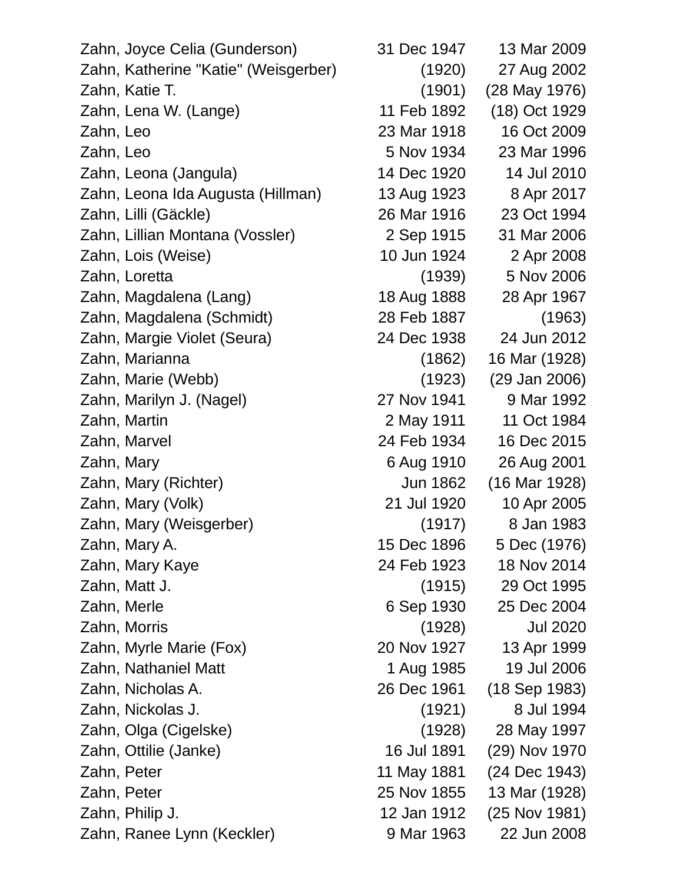| | | |
|---|---|---|
| Zahn, Joyce Celia (Gunderson) | 31 Dec 1947 | 13 Mar 2009 |
| Zahn, Katherine "Katie" (Weisgerber) | (1920) | 27 Aug 2002 |
| Zahn, Katie T. | (1901) | (28 May 1976) |
| Zahn, Lena W. (Lange) | 11 Feb 1892 | (18) Oct 1929 |
| Zahn, Leo | 23 Mar 1918 | 16 Oct 2009 |
| Zahn, Leo | 5 Nov 1934 | 23 Mar 1996 |
| Zahn, Leona (Jangula) | 14 Dec 1920 | 14 Jul 2010 |
| Zahn, Leona Ida Augusta (Hillman) | 13 Aug 1923 | 8 Apr 2017 |
| Zahn, Lilli (Gäckle) | 26 Mar 1916 | 23 Oct 1994 |
| Zahn, Lillian Montana (Vossler) | 2 Sep 1915 | 31 Mar 2006 |
| Zahn, Lois (Weise) | 10 Jun 1924 | 2 Apr 2008 |
| Zahn, Loretta | (1939) | 5 Nov 2006 |
| Zahn, Magdalena (Lang) | 18 Aug 1888 | 28 Apr 1967 |
| Zahn, Magdalena (Schmidt) | 28 Feb 1887 | (1963) |
| Zahn, Margie Violet (Seura) | 24 Dec 1938 | 24 Jun 2012 |
| Zahn, Marianna | (1862) | 16 Mar (1928) |
| Zahn, Marie (Webb) | (1923) | (29 Jan 2006) |
| Zahn, Marilyn J. (Nagel) | 27 Nov 1941 | 9 Mar 1992 |
| Zahn, Martin | 2 May 1911 | 11 Oct 1984 |
| Zahn, Marvel | 24 Feb 1934 | 16 Dec 2015 |
| Zahn, Mary | 6 Aug 1910 | 26 Aug 2001 |
| Zahn, Mary (Richter) | Jun 1862 | (16 Mar 1928) |
| Zahn, Mary (Volk) | 21 Jul 1920 | 10 Apr 2005 |
| Zahn, Mary (Weisgerber) | (1917) | 8 Jan 1983 |
| Zahn, Mary A. | 15 Dec 1896 | 5 Dec (1976) |
| Zahn, Mary Kaye | 24 Feb 1923 | 18 Nov 2014 |
| Zahn, Matt J. | (1915) | 29 Oct 1995 |
| Zahn, Merle | 6 Sep 1930 | 25 Dec 2004 |
| Zahn, Morris | (1928) | Jul 2020 |
| Zahn, Myrle Marie (Fox) | 20 Nov 1927 | 13 Apr 1999 |
| Zahn, Nathaniel Matt | 1 Aug 1985 | 19 Jul 2006 |
| Zahn, Nicholas A. | 26 Dec 1961 | (18 Sep 1983) |
| Zahn, Nickolas J. | (1921) | 8 Jul 1994 |
| Zahn, Olga (Cigelske) | (1928) | 28 May 1997 |
| Zahn, Ottilie (Janke) | 16 Jul 1891 | (29) Nov 1970 |
| Zahn, Peter | 11 May 1881 | (24 Dec 1943) |
| Zahn, Peter | 25 Nov 1855 | 13 Mar (1928) |
| Zahn, Philip J. | 12 Jan 1912 | (25 Nov 1981) |
| Zahn, Ranee Lynn (Keckler) | 9 Mar 1963 | 22 Jun 2008 |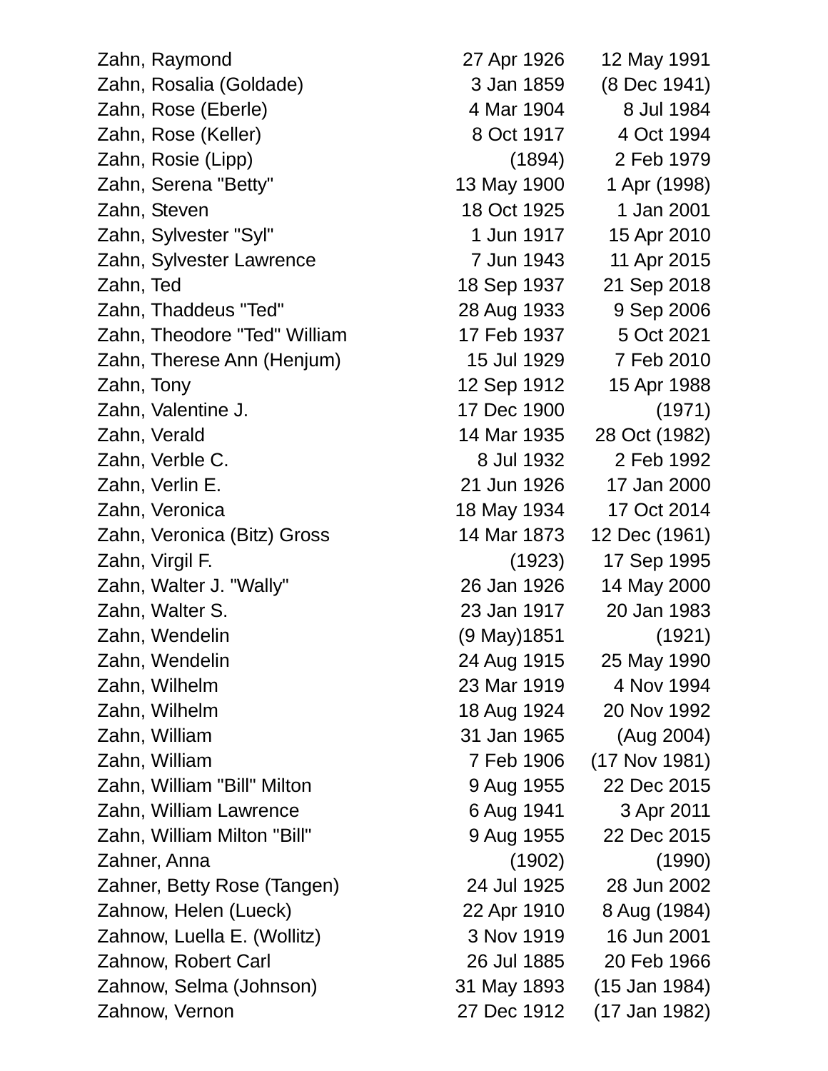| Name | Birth | Death |
|---|---|---|
| Zahn, Raymond | 27 Apr 1926 | 12 May 1991 |
| Zahn, Rosalia (Goldade) | 3 Jan 1859 | (8 Dec 1941) |
| Zahn, Rose (Eberle) | 4 Mar 1904 | 8 Jul 1984 |
| Zahn, Rose (Keller) | 8 Oct 1917 | 4 Oct 1994 |
| Zahn, Rosie (Lipp) | (1894) | 2 Feb 1979 |
| Zahn, Serena "Betty" | 13 May 1900 | 1 Apr (1998) |
| Zahn, Steven | 18 Oct 1925 | 1 Jan 2001 |
| Zahn, Sylvester "Syl" | 1 Jun 1917 | 15 Apr 2010 |
| Zahn, Sylvester Lawrence | 7 Jun 1943 | 11 Apr 2015 |
| Zahn, Ted | 18 Sep 1937 | 21 Sep 2018 |
| Zahn, Thaddeus "Ted" | 28 Aug 1933 | 9 Sep 2006 |
| Zahn, Theodore "Ted" William | 17 Feb 1937 | 5 Oct 2021 |
| Zahn, Therese Ann (Henjum) | 15 Jul 1929 | 7 Feb 2010 |
| Zahn, Tony | 12 Sep 1912 | 15 Apr 1988 |
| Zahn, Valentine J. | 17 Dec 1900 | (1971) |
| Zahn, Verald | 14 Mar 1935 | 28 Oct (1982) |
| Zahn, Verble C. | 8 Jul 1932 | 2 Feb 1992 |
| Zahn, Verlin E. | 21 Jun 1926 | 17 Jan 2000 |
| Zahn, Veronica | 18 May 1934 | 17 Oct 2014 |
| Zahn, Veronica (Bitz) Gross | 14 Mar 1873 | 12 Dec (1961) |
| Zahn, Virgil F. | (1923) | 17 Sep 1995 |
| Zahn, Walter J. "Wally" | 26 Jan 1926 | 14 May 2000 |
| Zahn, Walter S. | 23 Jan 1917 | 20 Jan 1983 |
| Zahn, Wendelin | (9 May)1851 | (1921) |
| Zahn, Wendelin | 24 Aug 1915 | 25 May 1990 |
| Zahn, Wilhelm | 23 Mar 1919 | 4 Nov 1994 |
| Zahn, Wilhelm | 18 Aug 1924 | 20 Nov 1992 |
| Zahn, William | 31 Jan 1965 | (Aug 2004) |
| Zahn, William | 7 Feb 1906 | (17 Nov 1981) |
| Zahn, William "Bill" Milton | 9 Aug 1955 | 22 Dec 2015 |
| Zahn, William Lawrence | 6 Aug 1941 | 3 Apr 2011 |
| Zahn, William Milton "Bill" | 9 Aug 1955 | 22 Dec 2015 |
| Zahner, Anna | (1902) | (1990) |
| Zahner, Betty Rose (Tangen) | 24 Jul 1925 | 28 Jun 2002 |
| Zahnow, Helen (Lueck) | 22 Apr 1910 | 8 Aug (1984) |
| Zahnow, Luella E. (Wollitz) | 3 Nov 1919 | 16 Jun 2001 |
| Zahnow, Robert Carl | 26 Jul 1885 | 20 Feb 1966 |
| Zahnow, Selma (Johnson) | 31 May 1893 | (15 Jan 1984) |
| Zahnow, Vernon | 27 Dec 1912 | (17 Jan 1982) |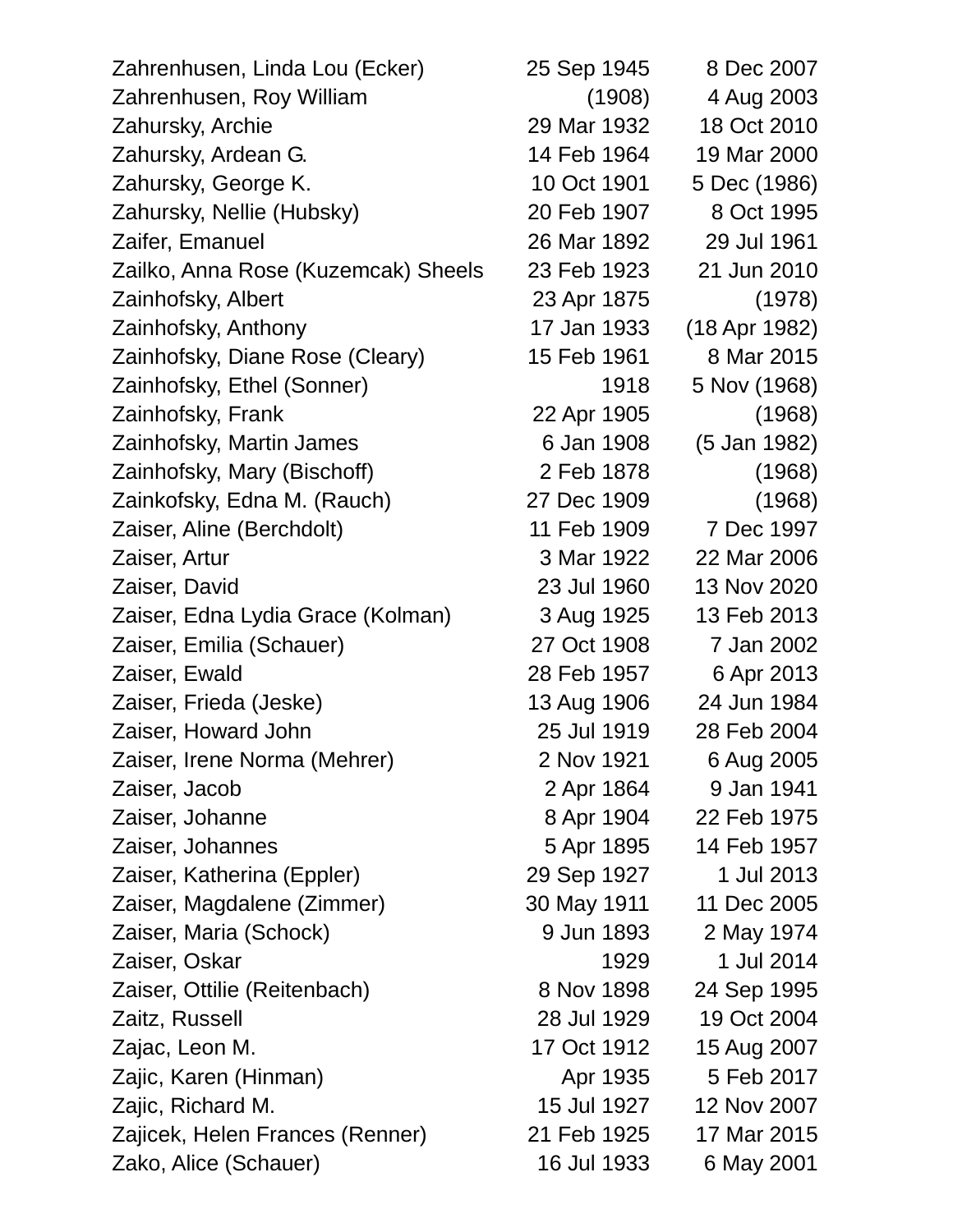| | | |
|---|---|---|
| Zahrenhusen, Linda Lou (Ecker) | 25 Sep 1945 | 8 Dec 2007 |
| Zahrenhusen, Roy William | (1908) | 4 Aug 2003 |
| Zahursky, Archie | 29 Mar 1932 | 18 Oct 2010 |
| Zahursky, Ardean G. | 14 Feb 1964 | 19 Mar 2000 |
| Zahursky, George K. | 10 Oct 1901 | 5 Dec (1986) |
| Zahursky, Nellie (Hubsky) | 20 Feb 1907 | 8 Oct 1995 |
| Zaifer, Emanuel | 26 Mar 1892 | 29 Jul 1961 |
| Zailko, Anna Rose (Kuzemcak) Sheels | 23 Feb 1923 | 21 Jun 2010 |
| Zainhofsky, Albert | 23 Apr 1875 | (1978) |
| Zainhofsky, Anthony | 17 Jan 1933 | (18 Apr 1982) |
| Zainhofsky, Diane Rose (Cleary) | 15 Feb 1961 | 8 Mar 2015 |
| Zainhofsky, Ethel (Sonner) | 1918 | 5 Nov (1968) |
| Zainhofsky, Frank | 22 Apr 1905 | (1968) |
| Zainhofsky, Martin James | 6 Jan 1908 | (5 Jan 1982) |
| Zainhofsky, Mary (Bischoff) | 2 Feb 1878 | (1968) |
| Zainkofsky, Edna M. (Rauch) | 27 Dec 1909 | (1968) |
| Zaiser, Aline (Berchdolt) | 11 Feb 1909 | 7 Dec 1997 |
| Zaiser, Artur | 3 Mar 1922 | 22 Mar 2006 |
| Zaiser, David | 23 Jul 1960 | 13 Nov 2020 |
| Zaiser, Edna Lydia Grace (Kolman) | 3 Aug 1925 | 13 Feb 2013 |
| Zaiser, Emilia (Schauer) | 27 Oct 1908 | 7 Jan 2002 |
| Zaiser, Ewald | 28 Feb 1957 | 6 Apr 2013 |
| Zaiser, Frieda (Jeske) | 13 Aug 1906 | 24 Jun 1984 |
| Zaiser, Howard John | 25 Jul 1919 | 28 Feb 2004 |
| Zaiser, Irene Norma (Mehrer) | 2 Nov 1921 | 6 Aug 2005 |
| Zaiser, Jacob | 2 Apr 1864 | 9 Jan 1941 |
| Zaiser, Johanne | 8 Apr 1904 | 22 Feb 1975 |
| Zaiser, Johannes | 5 Apr 1895 | 14 Feb 1957 |
| Zaiser, Katherina (Eppler) | 29 Sep 1927 | 1 Jul 2013 |
| Zaiser, Magdalene (Zimmer) | 30 May 1911 | 11 Dec 2005 |
| Zaiser, Maria (Schock) | 9 Jun 1893 | 2 May 1974 |
| Zaiser, Oskar | 1929 | 1 Jul 2014 |
| Zaiser, Ottilie (Reitenbach) | 8 Nov 1898 | 24 Sep 1995 |
| Zaitz, Russell | 28 Jul 1929 | 19 Oct 2004 |
| Zajac, Leon M. | 17 Oct 1912 | 15 Aug 2007 |
| Zajic, Karen (Hinman) | Apr 1935 | 5 Feb 2017 |
| Zajic, Richard M. | 15 Jul 1927 | 12 Nov 2007 |
| Zajicek, Helen Frances (Renner) | 21 Feb 1925 | 17 Mar 2015 |
| Zako, Alice (Schauer) | 16 Jul 1933 | 6 May 2001 |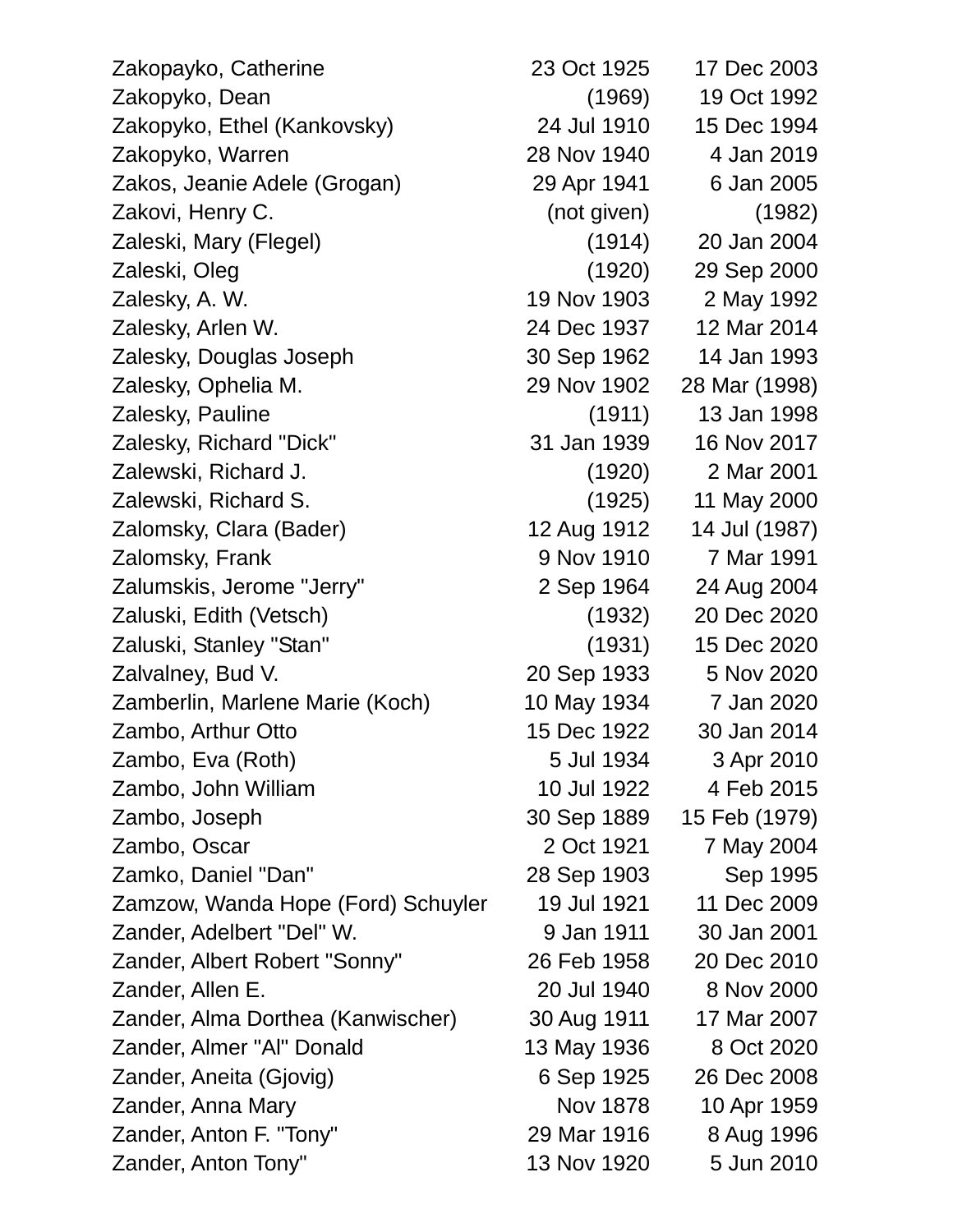| Name | Born | Died |
|---|---|---|
| Zakopayko, Catherine | 23 Oct 1925 | 17 Dec 2003 |
| Zakopyko, Dean | (1969) | 19 Oct 1992 |
| Zakopyko, Ethel (Kankovsky) | 24 Jul 1910 | 15 Dec 1994 |
| Zakopyko, Warren | 28 Nov 1940 | 4 Jan 2019 |
| Zakos, Jeanie Adele (Grogan) | 29 Apr 1941 | 6 Jan 2005 |
| Zakovi, Henry C. | (not given) | (1982) |
| Zaleski, Mary (Flegel) | (1914) | 20 Jan 2004 |
| Zaleski, Oleg | (1920) | 29 Sep 2000 |
| Zalesky, A. W. | 19 Nov 1903 | 2 May 1992 |
| Zalesky, Arlen W. | 24 Dec 1937 | 12 Mar 2014 |
| Zalesky, Douglas Joseph | 30 Sep 1962 | 14 Jan 1993 |
| Zalesky, Ophelia M. | 29 Nov 1902 | 28 Mar (1998) |
| Zalesky, Pauline | (1911) | 13 Jan 1998 |
| Zalesky, Richard "Dick" | 31 Jan 1939 | 16 Nov 2017 |
| Zalewski, Richard J. | (1920) | 2 Mar 2001 |
| Zalewski, Richard S. | (1925) | 11 May 2000 |
| Zalomsky, Clara (Bader) | 12 Aug 1912 | 14 Jul (1987) |
| Zalomsky, Frank | 9 Nov 1910 | 7 Mar 1991 |
| Zalumskis, Jerome "Jerry" | 2 Sep 1964 | 24 Aug 2004 |
| Zaluski, Edith (Vetsch) | (1932) | 20 Dec 2020 |
| Zaluski, Stanley "Stan" | (1931) | 15 Dec 2020 |
| Zalvalney, Bud V. | 20 Sep 1933 | 5 Nov 2020 |
| Zamberlin, Marlene Marie (Koch) | 10 May 1934 | 7 Jan 2020 |
| Zambo, Arthur Otto | 15 Dec 1922 | 30 Jan 2014 |
| Zambo, Eva (Roth) | 5 Jul 1934 | 3 Apr 2010 |
| Zambo, John William | 10 Jul 1922 | 4 Feb 2015 |
| Zambo, Joseph | 30 Sep 1889 | 15 Feb (1979) |
| Zambo, Oscar | 2 Oct 1921 | 7 May 2004 |
| Zamko, Daniel "Dan" | 28 Sep 1903 | Sep 1995 |
| Zamzow, Wanda Hope (Ford) Schuyler | 19 Jul 1921 | 11 Dec 2009 |
| Zander, Adelbert "Del" W. | 9 Jan 1911 | 30 Jan 2001 |
| Zander, Albert Robert "Sonny" | 26 Feb 1958 | 20 Dec 2010 |
| Zander, Allen E. | 20 Jul 1940 | 8 Nov 2000 |
| Zander, Alma Dorthea (Kanwischer) | 30 Aug 1911 | 17 Mar 2007 |
| Zander, Almer "Al" Donald | 13 May 1936 | 8 Oct 2020 |
| Zander, Aneita (Gjovig) | 6 Sep 1925 | 26 Dec 2008 |
| Zander, Anna Mary | Nov 1878 | 10 Apr 1959 |
| Zander, Anton F. "Tony" | 29 Mar 1916 | 8 Aug 1996 |
| Zander, Anton Tony" | 13 Nov 1920 | 5 Jun 2010 |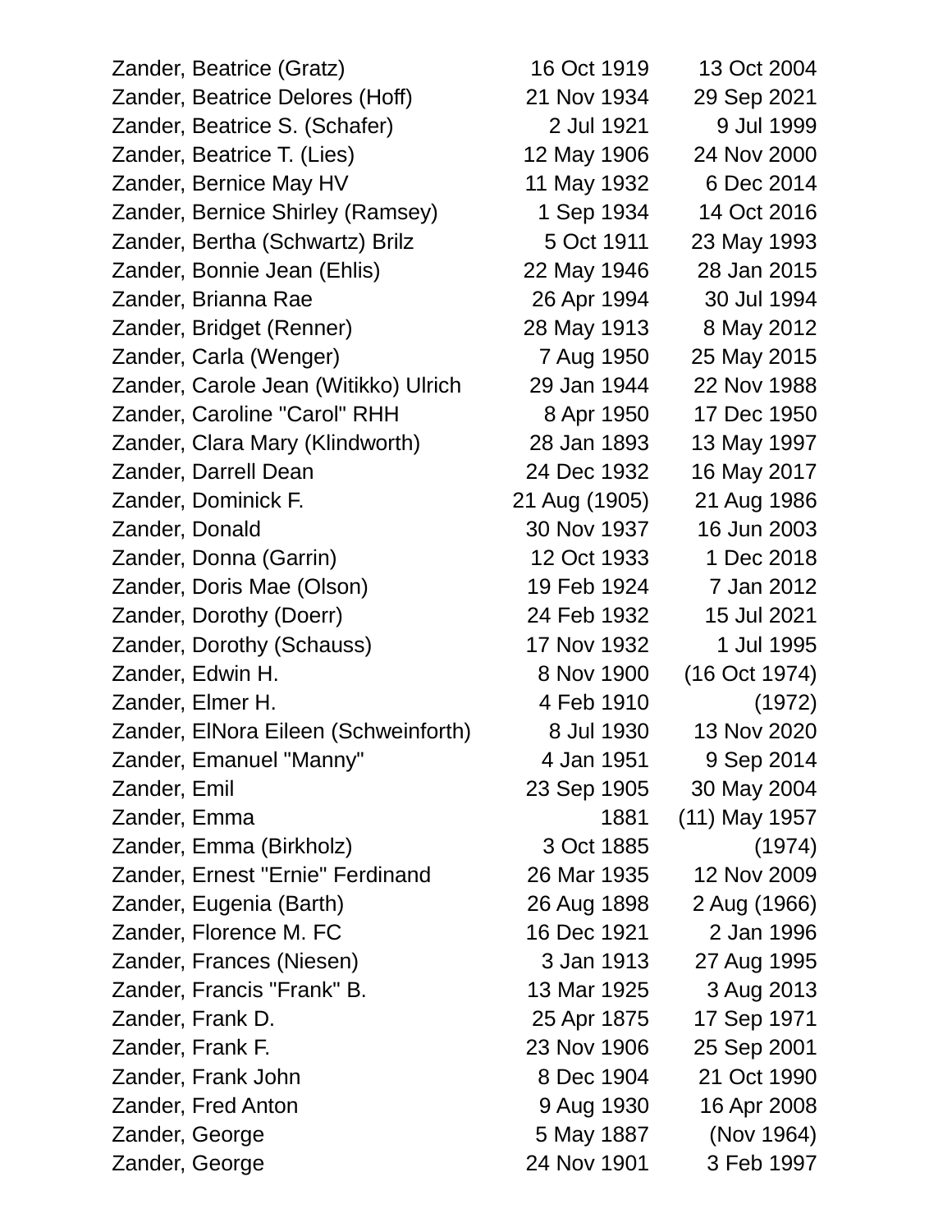| Name | Birth | Death |
|---|---|---|
| Zander, Beatrice (Gratz) | 16 Oct 1919 | 13 Oct 2004 |
| Zander, Beatrice Delores (Hoff) | 21 Nov 1934 | 29 Sep 2021 |
| Zander, Beatrice S. (Schafer) | 2 Jul 1921 | 9 Jul 1999 |
| Zander, Beatrice T. (Lies) | 12 May 1906 | 24 Nov 2000 |
| Zander, Bernice May HV | 11 May 1932 | 6 Dec 2014 |
| Zander, Bernice Shirley (Ramsey) | 1 Sep 1934 | 14 Oct 2016 |
| Zander, Bertha (Schwartz) Brilz | 5 Oct 1911 | 23 May 1993 |
| Zander, Bonnie Jean (Ehlis) | 22 May 1946 | 28 Jan 2015 |
| Zander, Brianna Rae | 26 Apr 1994 | 30 Jul 1994 |
| Zander, Bridget (Renner) | 28 May 1913 | 8 May 2012 |
| Zander, Carla (Wenger) | 7 Aug 1950 | 25 May 2015 |
| Zander, Carole Jean (Witikko) Ulrich | 29 Jan 1944 | 22 Nov 1988 |
| Zander, Caroline "Carol" RHH | 8 Apr 1950 | 17 Dec 1950 |
| Zander, Clara Mary (Klindworth) | 28 Jan 1893 | 13 May 1997 |
| Zander, Darrell Dean | 24 Dec 1932 | 16 May 2017 |
| Zander, Dominick F. | 21 Aug (1905) | 21 Aug 1986 |
| Zander, Donald | 30 Nov 1937 | 16 Jun 2003 |
| Zander, Donna (Garrin) | 12 Oct 1933 | 1 Dec 2018 |
| Zander, Doris Mae (Olson) | 19 Feb 1924 | 7 Jan 2012 |
| Zander, Dorothy (Doerr) | 24 Feb 1932 | 15 Jul 2021 |
| Zander, Dorothy (Schauss) | 17 Nov 1932 | 1 Jul 1995 |
| Zander, Edwin H. | 8 Nov 1900 | (16 Oct 1974) |
| Zander, Elmer H. | 4 Feb 1910 | (1972) |
| Zander, ElNora Eileen (Schweinforth) | 8 Jul 1930 | 13 Nov 2020 |
| Zander, Emanuel "Manny" | 4 Jan 1951 | 9 Sep 2014 |
| Zander, Emil | 23 Sep 1905 | 30 May 2004 |
| Zander, Emma | 1881 | (11) May 1957 |
| Zander, Emma (Birkholz) | 3 Oct 1885 | (1974) |
| Zander, Ernest "Ernie" Ferdinand | 26 Mar 1935 | 12 Nov 2009 |
| Zander, Eugenia (Barth) | 26 Aug 1898 | 2 Aug (1966) |
| Zander, Florence M. FC | 16 Dec 1921 | 2 Jan 1996 |
| Zander, Frances (Niesen) | 3 Jan 1913 | 27 Aug 1995 |
| Zander, Francis "Frank" B. | 13 Mar 1925 | 3 Aug 2013 |
| Zander, Frank D. | 25 Apr 1875 | 17 Sep 1971 |
| Zander, Frank F. | 23 Nov 1906 | 25 Sep 2001 |
| Zander, Frank John | 8 Dec 1904 | 21 Oct 1990 |
| Zander, Fred Anton | 9 Aug 1930 | 16 Apr 2008 |
| Zander, George | 5 May 1887 | (Nov 1964) |
| Zander, George | 24 Nov 1901 | 3 Feb 1997 |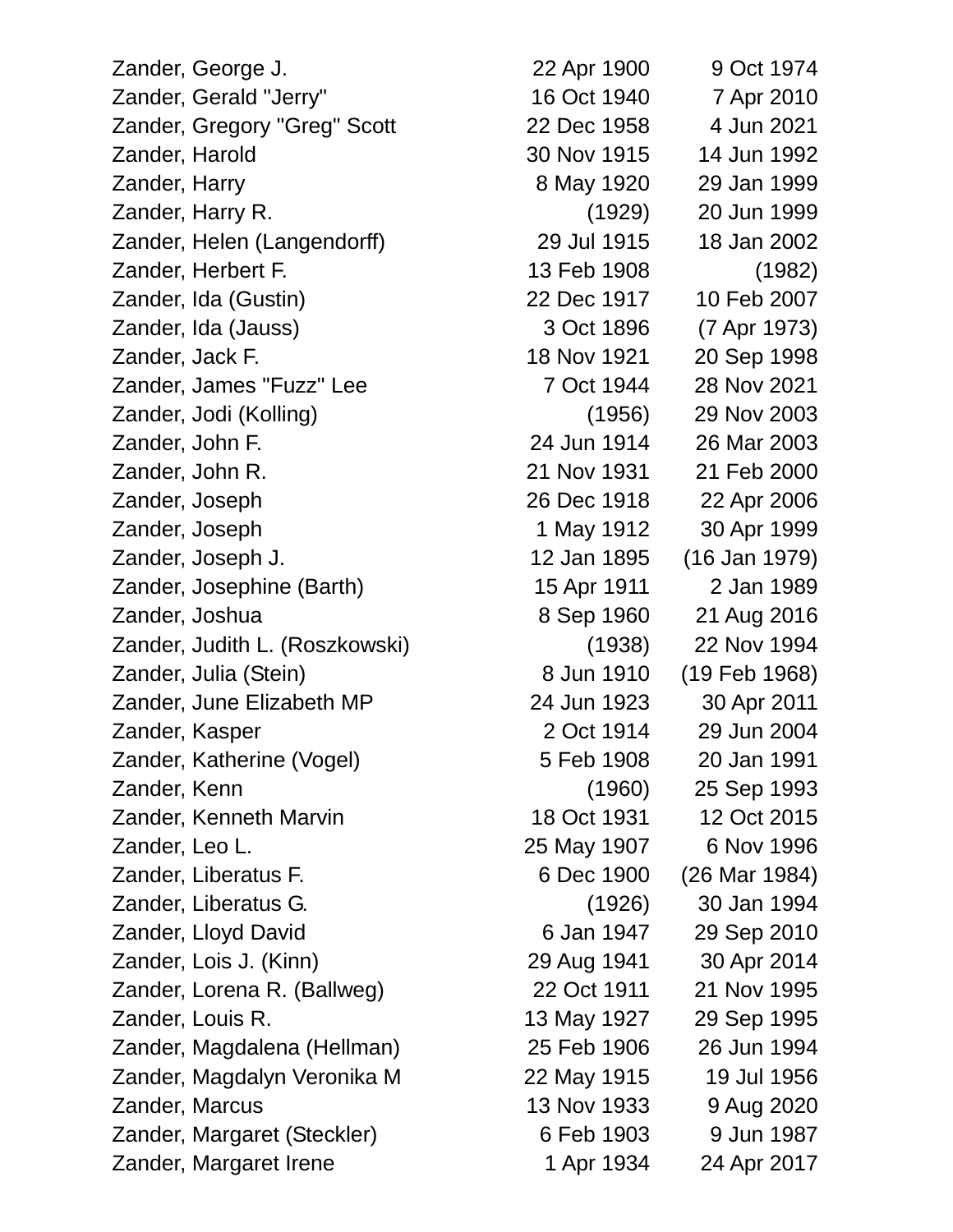| | | |
|---|---|---|
| Zander, George J. | 22 Apr 1900 | 9 Oct 1974 |
| Zander, Gerald "Jerry" | 16 Oct 1940 | 7 Apr 2010 |
| Zander, Gregory "Greg" Scott | 22 Dec 1958 | 4 Jun 2021 |
| Zander, Harold | 30 Nov 1915 | 14 Jun 1992 |
| Zander, Harry | 8 May 1920 | 29 Jan 1999 |
| Zander, Harry R. | (1929) | 20 Jun 1999 |
| Zander, Helen (Langendorff) | 29 Jul 1915 | 18 Jan 2002 |
| Zander, Herbert F. | 13 Feb 1908 | (1982) |
| Zander, Ida (Gustin) | 22 Dec 1917 | 10 Feb 2007 |
| Zander, Ida (Jauss) | 3 Oct 1896 | (7 Apr 1973) |
| Zander, Jack F. | 18 Nov 1921 | 20 Sep 1998 |
| Zander, James "Fuzz" Lee | 7 Oct 1944 | 28 Nov 2021 |
| Zander, Jodi (Kolling) | (1956) | 29 Nov 2003 |
| Zander, John F. | 24 Jun 1914 | 26 Mar 2003 |
| Zander, John R. | 21 Nov 1931 | 21 Feb 2000 |
| Zander, Joseph | 26 Dec 1918 | 22 Apr 2006 |
| Zander, Joseph | 1 May 1912 | 30 Apr 1999 |
| Zander, Joseph J. | 12 Jan 1895 | (16 Jan 1979) |
| Zander, Josephine (Barth) | 15 Apr 1911 | 2 Jan 1989 |
| Zander, Joshua | 8 Sep 1960 | 21 Aug 2016 |
| Zander, Judith L. (Roszkowski) | (1938) | 22 Nov 1994 |
| Zander, Julia (Stein) | 8 Jun 1910 | (19 Feb 1968) |
| Zander, June Elizabeth MP | 24 Jun 1923 | 30 Apr 2011 |
| Zander, Kasper | 2 Oct 1914 | 29 Jun 2004 |
| Zander, Katherine (Vogel) | 5 Feb 1908 | 20 Jan 1991 |
| Zander, Kenn | (1960) | 25 Sep 1993 |
| Zander, Kenneth Marvin | 18 Oct 1931 | 12 Oct 2015 |
| Zander, Leo L. | 25 May 1907 | 6 Nov 1996 |
| Zander, Liberatus F. | 6 Dec 1900 | (26 Mar 1984) |
| Zander, Liberatus G. | (1926) | 30 Jan 1994 |
| Zander, Lloyd David | 6 Jan 1947 | 29 Sep 2010 |
| Zander, Lois J. (Kinn) | 29 Aug 1941 | 30 Apr 2014 |
| Zander, Lorena R. (Ballweg) | 22 Oct 1911 | 21 Nov 1995 |
| Zander, Louis R. | 13 May 1927 | 29 Sep 1995 |
| Zander, Magdalena (Hellman) | 25 Feb 1906 | 26 Jun 1994 |
| Zander, Magdalyn Veronika M | 22 May 1915 | 19 Jul 1956 |
| Zander, Marcus | 13 Nov 1933 | 9 Aug 2020 |
| Zander, Margaret (Steckler) | 6 Feb 1903 | 9 Jun 1987 |
| Zander, Margaret Irene | 1 Apr 1934 | 24 Apr 2017 |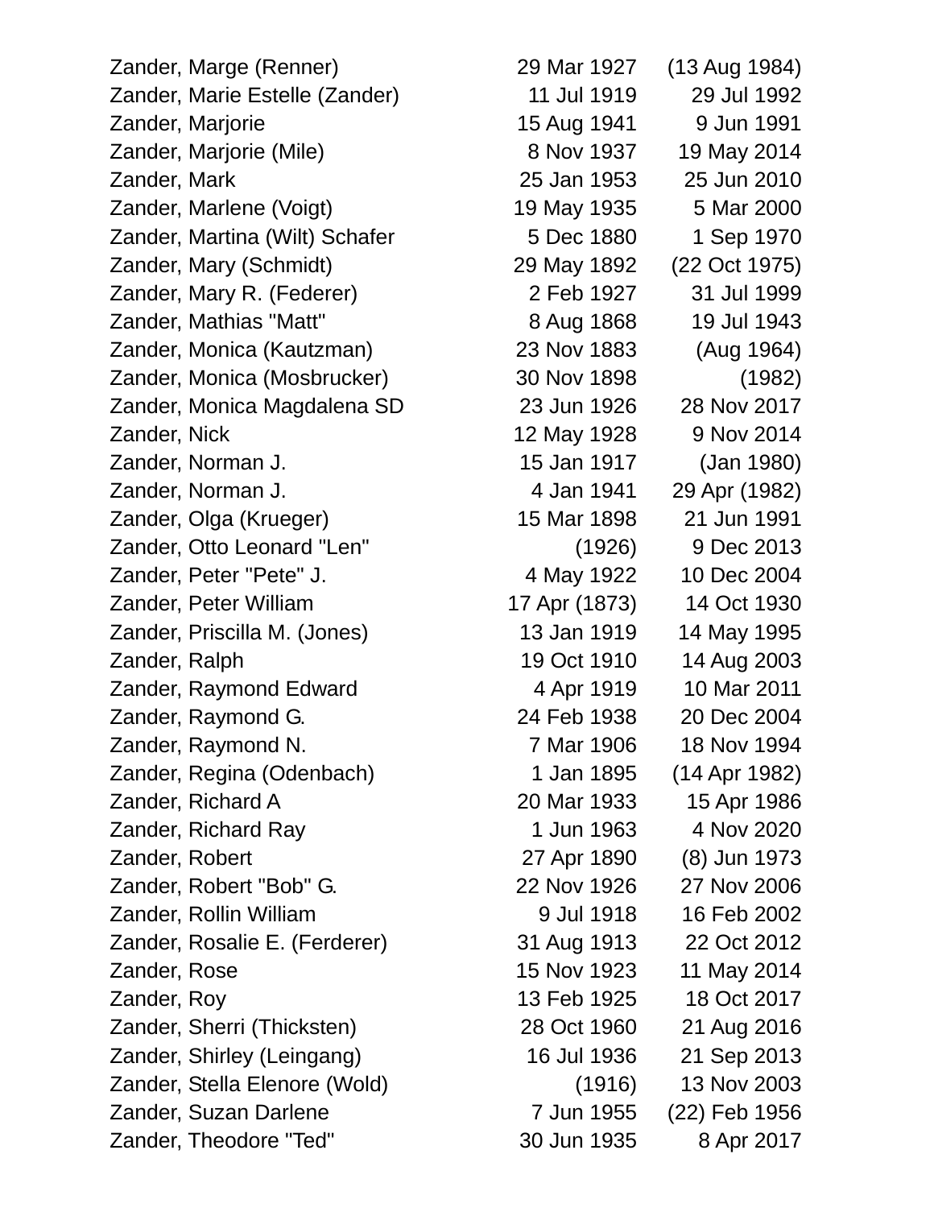| Name | Birth | Death |
|---|---|---|
| Zander, Marge (Renner) | 29 Mar 1927 | (13 Aug 1984) |
| Zander, Marie Estelle (Zander) | 11 Jul 1919 | 29 Jul 1992 |
| Zander, Marjorie | 15 Aug 1941 | 9 Jun 1991 |
| Zander, Marjorie (Mile) | 8 Nov 1937 | 19 May 2014 |
| Zander, Mark | 25 Jan 1953 | 25 Jun 2010 |
| Zander, Marlene (Voigt) | 19 May 1935 | 5 Mar 2000 |
| Zander, Martina (Wilt) Schafer | 5 Dec 1880 | 1 Sep 1970 |
| Zander, Mary (Schmidt) | 29 May 1892 | (22 Oct 1975) |
| Zander, Mary R. (Federer) | 2 Feb 1927 | 31 Jul 1999 |
| Zander, Mathias "Matt" | 8 Aug 1868 | 19 Jul 1943 |
| Zander, Monica (Kautzman) | 23 Nov 1883 | (Aug 1964) |
| Zander, Monica (Mosbrucker) | 30 Nov 1898 | (1982) |
| Zander, Monica Magdalena SD | 23 Jun 1926 | 28 Nov 2017 |
| Zander, Nick | 12 May 1928 | 9 Nov 2014 |
| Zander, Norman J. | 15 Jan 1917 | (Jan 1980) |
| Zander, Norman J. | 4 Jan 1941 | 29 Apr (1982) |
| Zander, Olga (Krueger) | 15 Mar 1898 | 21 Jun 1991 |
| Zander, Otto Leonard "Len" | (1926) | 9 Dec 2013 |
| Zander, Peter "Pete" J. | 4 May 1922 | 10 Dec 2004 |
| Zander, Peter William | 17 Apr (1873) | 14 Oct 1930 |
| Zander, Priscilla M. (Jones) | 13 Jan 1919 | 14 May 1995 |
| Zander, Ralph | 19 Oct 1910 | 14 Aug 2003 |
| Zander, Raymond Edward | 4 Apr 1919 | 10 Mar 2011 |
| Zander, Raymond G. | 24 Feb 1938 | 20 Dec 2004 |
| Zander, Raymond N. | 7 Mar 1906 | 18 Nov 1994 |
| Zander, Regina (Odenbach) | 1 Jan 1895 | (14 Apr 1982) |
| Zander, Richard A | 20 Mar 1933 | 15 Apr 1986 |
| Zander, Richard Ray | 1 Jun 1963 | 4 Nov 2020 |
| Zander, Robert | 27 Apr 1890 | (8) Jun 1973 |
| Zander, Robert "Bob" G. | 22 Nov 1926 | 27 Nov 2006 |
| Zander, Rollin William | 9 Jul 1918 | 16 Feb 2002 |
| Zander, Rosalie E. (Ferderer) | 31 Aug 1913 | 22 Oct 2012 |
| Zander, Rose | 15 Nov 1923 | 11 May 2014 |
| Zander, Roy | 13 Feb 1925 | 18 Oct 2017 |
| Zander, Sherri (Thicksten) | 28 Oct 1960 | 21 Aug 2016 |
| Zander, Shirley (Leingang) | 16 Jul 1936 | 21 Sep 2013 |
| Zander, Stella Elenore (Wold) | (1916) | 13 Nov 2003 |
| Zander, Suzan Darlene | 7 Jun 1955 | (22) Feb 1956 |
| Zander, Theodore "Ted" | 30 Jun 1935 | 8 Apr 2017 |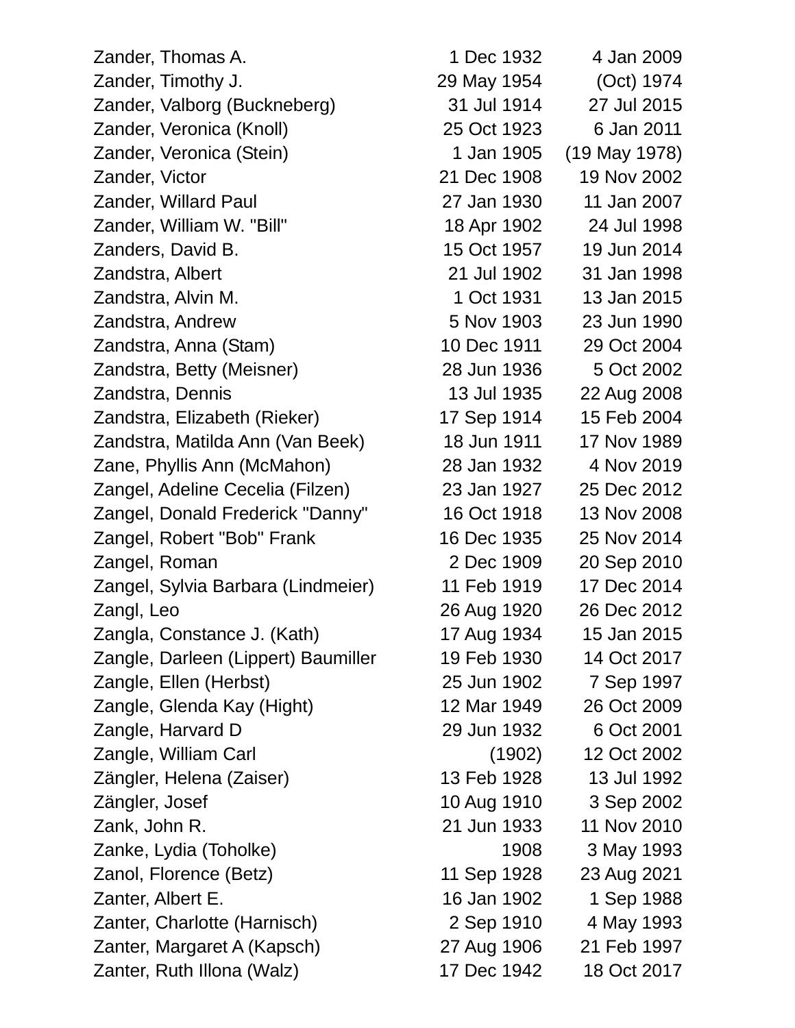| | | |
|---|---|---|
| Zander, Thomas A. | 1 Dec 1932 | 4 Jan 2009 |
| Zander, Timothy J. | 29 May 1954 | (Oct) 1974 |
| Zander, Valborg (Buckneberg) | 31 Jul 1914 | 27 Jul 2015 |
| Zander, Veronica (Knoll) | 25 Oct 1923 | 6 Jan 2011 |
| Zander, Veronica (Stein) | 1 Jan 1905 | (19 May 1978) |
| Zander, Victor | 21 Dec 1908 | 19 Nov 2002 |
| Zander, Willard Paul | 27 Jan 1930 | 11 Jan 2007 |
| Zander, William W. "Bill" | 18 Apr 1902 | 24 Jul 1998 |
| Zanders, David B. | 15 Oct 1957 | 19 Jun 2014 |
| Zandstra, Albert | 21 Jul 1902 | 31 Jan 1998 |
| Zandstra, Alvin M. | 1 Oct 1931 | 13 Jan 2015 |
| Zandstra, Andrew | 5 Nov 1903 | 23 Jun 1990 |
| Zandstra, Anna (Stam) | 10 Dec 1911 | 29 Oct 2004 |
| Zandstra, Betty (Meisner) | 28 Jun 1936 | 5 Oct 2002 |
| Zandstra, Dennis | 13 Jul 1935 | 22 Aug 2008 |
| Zandstra, Elizabeth (Rieker) | 17 Sep 1914 | 15 Feb 2004 |
| Zandstra, Matilda Ann (Van Beek) | 18 Jun 1911 | 17 Nov 1989 |
| Zane, Phyllis Ann (McMahon) | 28 Jan 1932 | 4 Nov 2019 |
| Zangel, Adeline Cecelia (Filzen) | 23 Jan 1927 | 25 Dec 2012 |
| Zangel, Donald Frederick "Danny" | 16 Oct 1918 | 13 Nov 2008 |
| Zangel, Robert "Bob" Frank | 16 Dec 1935 | 25 Nov 2014 |
| Zangel, Roman | 2 Dec 1909 | 20 Sep 2010 |
| Zangel, Sylvia Barbara (Lindmeier) | 11 Feb 1919 | 17 Dec 2014 |
| Zangl, Leo | 26 Aug 1920 | 26 Dec 2012 |
| Zangla, Constance J. (Kath) | 17 Aug 1934 | 15 Jan 2015 |
| Zangle, Darleen (Lippert) Baumiller | 19 Feb 1930 | 14 Oct 2017 |
| Zangle, Ellen (Herbst) | 25 Jun 1902 | 7 Sep 1997 |
| Zangle, Glenda Kay (Hight) | 12 Mar 1949 | 26 Oct 2009 |
| Zangle, Harvard D | 29 Jun 1932 | 6 Oct 2001 |
| Zangle, William Carl | (1902) | 12 Oct 2002 |
| Zängler, Helena (Zaiser) | 13 Feb 1928 | 13 Jul 1992 |
| Zängler, Josef | 10 Aug 1910 | 3 Sep 2002 |
| Zank, John R. | 21 Jun 1933 | 11 Nov 2010 |
| Zanke, Lydia (Toholke) | 1908 | 3 May 1993 |
| Zanol, Florence (Betz) | 11 Sep 1928 | 23 Aug 2021 |
| Zanter, Albert E. | 16 Jan 1902 | 1 Sep 1988 |
| Zanter, Charlotte (Harnisch) | 2 Sep 1910 | 4 May 1993 |
| Zanter, Margaret A (Kapsch) | 27 Aug 1906 | 21 Feb 1997 |
| Zanter, Ruth Illona (Walz) | 17 Dec 1942 | 18 Oct 2017 |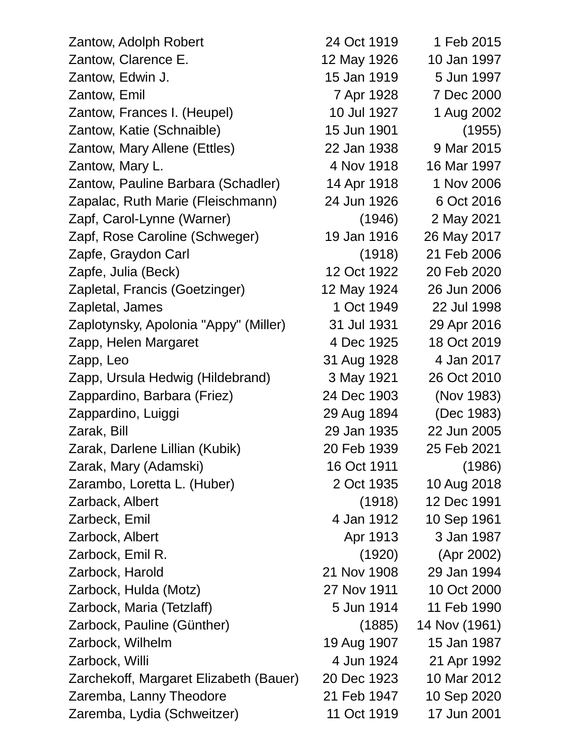| Name | Birth | Death |
|---|---|---|
| Zantow, Adolph Robert | 24 Oct 1919 | 1 Feb 2015 |
| Zantow, Clarence E. | 12 May 1926 | 10 Jan 1997 |
| Zantow, Edwin J. | 15 Jan 1919 | 5 Jun 1997 |
| Zantow, Emil | 7 Apr 1928 | 7 Dec 2000 |
| Zantow, Frances I. (Heupel) | 10 Jul 1927 | 1 Aug 2002 |
| Zantow, Katie (Schnaible) | 15 Jun 1901 | (1955) |
| Zantow, Mary Allene (Ettles) | 22 Jan 1938 | 9 Mar 2015 |
| Zantow, Mary L. | 4 Nov 1918 | 16 Mar 1997 |
| Zantow, Pauline Barbara (Schadler) | 14 Apr 1918 | 1 Nov 2006 |
| Zapalac, Ruth Marie (Fleischmann) | 24 Jun 1926 | 6 Oct 2016 |
| Zapf, Carol-Lynne (Warner) | (1946) | 2 May 2021 |
| Zapf, Rose Caroline (Schweger) | 19 Jan 1916 | 26 May 2017 |
| Zapfe, Graydon Carl | (1918) | 21 Feb 2006 |
| Zapfe, Julia (Beck) | 12 Oct 1922 | 20 Feb 2020 |
| Zapletal, Francis (Goetzinger) | 12 May 1924 | 26 Jun 2006 |
| Zapletal, James | 1 Oct 1949 | 22 Jul 1998 |
| Zaplotynsky, Apolonia "Appy" (Miller) | 31 Jul 1931 | 29 Apr 2016 |
| Zapp, Helen Margaret | 4 Dec 1925 | 18 Oct 2019 |
| Zapp, Leo | 31 Aug 1928 | 4 Jan 2017 |
| Zapp, Ursula Hedwig (Hildebrand) | 3 May 1921 | 26 Oct 2010 |
| Zappardino, Barbara (Friez) | 24 Dec 1903 | (Nov 1983) |
| Zappardino, Luiggi | 29 Aug 1894 | (Dec 1983) |
| Zarak, Bill | 29 Jan 1935 | 22 Jun 2005 |
| Zarak, Darlene Lillian (Kubik) | 20 Feb 1939 | 25 Feb 2021 |
| Zarak, Mary (Adamski) | 16 Oct 1911 | (1986) |
| Zarambo, Loretta L. (Huber) | 2 Oct 1935 | 10 Aug 2018 |
| Zarback, Albert | (1918) | 12 Dec 1991 |
| Zarbeck, Emil | 4 Jan 1912 | 10 Sep 1961 |
| Zarbock, Albert | Apr 1913 | 3 Jan 1987 |
| Zarbock, Emil R. | (1920) | (Apr 2002) |
| Zarbock, Harold | 21 Nov 1908 | 29 Jan 1994 |
| Zarbock, Hulda (Motz) | 27 Nov 1911 | 10 Oct 2000 |
| Zarbock, Maria (Tetzlaff) | 5 Jun 1914 | 11 Feb 1990 |
| Zarbock, Pauline (Günther) | (1885) | 14 Nov (1961) |
| Zarbock, Wilhelm | 19 Aug 1907 | 15 Jan 1987 |
| Zarbock, Willi | 4 Jun 1924 | 21 Apr 1992 |
| Zarchekoff, Margaret Elizabeth (Bauer) | 20 Dec 1923 | 10 Mar 2012 |
| Zaremba, Lanny Theodore | 21 Feb 1947 | 10 Sep 2020 |
| Zaremba, Lydia (Schweitzer) | 11 Oct 1919 | 17 Jun 2001 |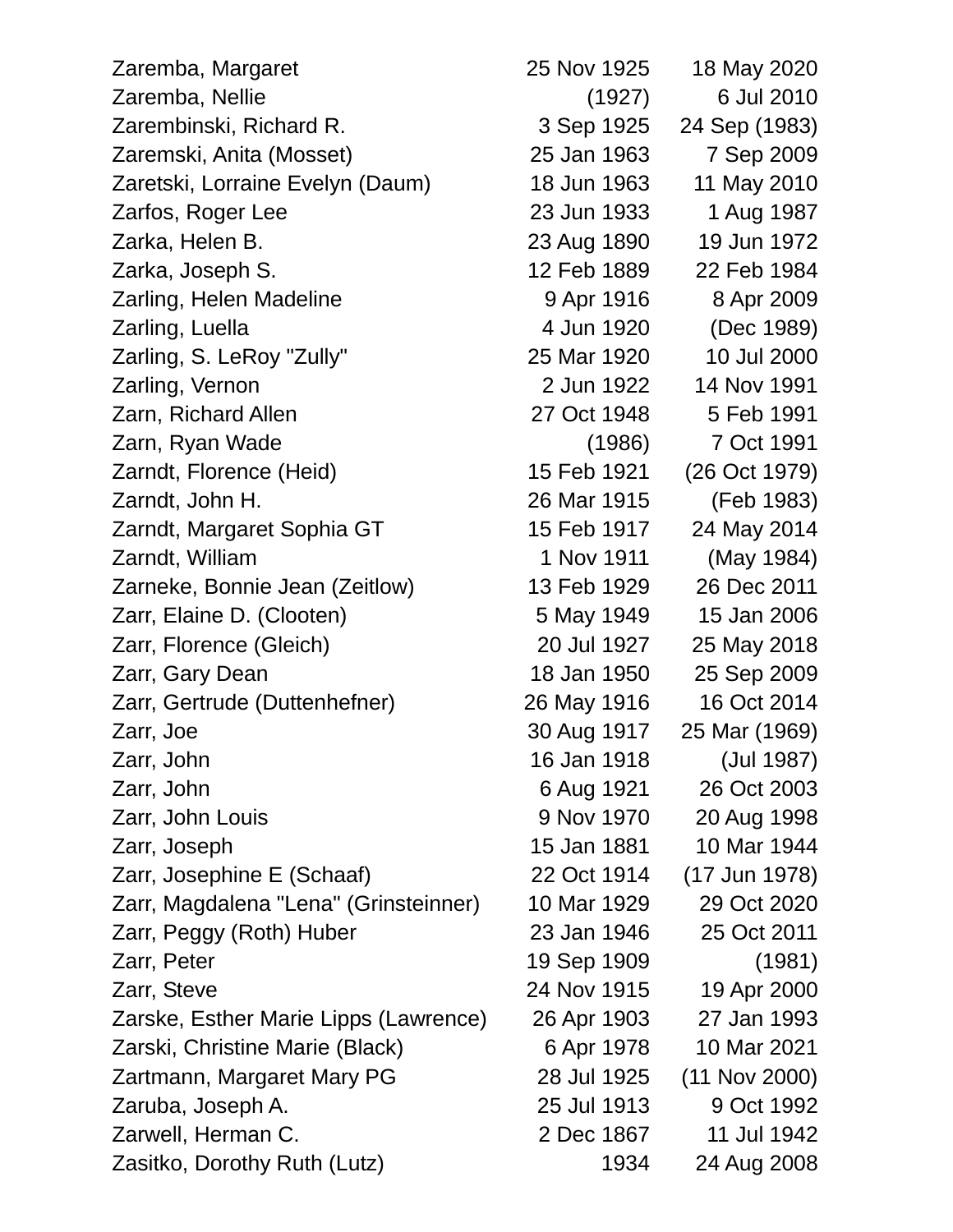| | | |
|---|---|---|
| Zaremba, Margaret | 25 Nov 1925 | 18 May 2020 |
| Zaremba, Nellie | (1927) | 6 Jul 2010 |
| Zarembinski, Richard R. | 3 Sep 1925 | 24 Sep (1983) |
| Zaremski, Anita (Mosset) | 25 Jan 1963 | 7 Sep 2009 |
| Zaretski, Lorraine Evelyn (Daum) | 18 Jun 1963 | 11 May 2010 |
| Zarfos, Roger Lee | 23 Jun 1933 | 1 Aug 1987 |
| Zarka, Helen B. | 23 Aug 1890 | 19 Jun 1972 |
| Zarka, Joseph S. | 12 Feb 1889 | 22 Feb 1984 |
| Zarling, Helen Madeline | 9 Apr 1916 | 8 Apr 2009 |
| Zarling, Luella | 4 Jun 1920 | (Dec 1989) |
| Zarling, S. LeRoy "Zully" | 25 Mar 1920 | 10 Jul 2000 |
| Zarling, Vernon | 2 Jun 1922 | 14 Nov 1991 |
| Zarn, Richard Allen | 27 Oct 1948 | 5 Feb 1991 |
| Zarn, Ryan Wade | (1986) | 7 Oct 1991 |
| Zarndt, Florence (Heid) | 15 Feb 1921 | (26 Oct 1979) |
| Zarndt, John H. | 26 Mar 1915 | (Feb 1983) |
| Zarndt, Margaret Sophia GT | 15 Feb 1917 | 24 May 2014 |
| Zarndt, William | 1 Nov 1911 | (May 1984) |
| Zarneke, Bonnie Jean (Zeitlow) | 13 Feb 1929 | 26 Dec 2011 |
| Zarr, Elaine D. (Clooten) | 5 May 1949 | 15 Jan 2006 |
| Zarr, Florence (Gleich) | 20 Jul 1927 | 25 May 2018 |
| Zarr, Gary Dean | 18 Jan 1950 | 25 Sep 2009 |
| Zarr, Gertrude (Duttenhefner) | 26 May 1916 | 16 Oct 2014 |
| Zarr, Joe | 30 Aug 1917 | 25 Mar (1969) |
| Zarr, John | 16 Jan 1918 | (Jul 1987) |
| Zarr, John | 6 Aug 1921 | 26 Oct 2003 |
| Zarr, John Louis | 9 Nov 1970 | 20 Aug 1998 |
| Zarr, Joseph | 15 Jan 1881 | 10 Mar 1944 |
| Zarr, Josephine E (Schaaf) | 22 Oct 1914 | (17 Jun 1978) |
| Zarr, Magdalena "Lena" (Grinsteinner) | 10 Mar 1929 | 29 Oct 2020 |
| Zarr, Peggy (Roth) Huber | 23 Jan 1946 | 25 Oct 2011 |
| Zarr, Peter | 19 Sep 1909 | (1981) |
| Zarr, Steve | 24 Nov 1915 | 19 Apr 2000 |
| Zarske, Esther Marie Lipps (Lawrence) | 26 Apr 1903 | 27 Jan 1993 |
| Zarski, Christine Marie (Black) | 6 Apr 1978 | 10 Mar 2021 |
| Zartmann, Margaret Mary PG | 28 Jul 1925 | (11 Nov 2000) |
| Zaruba, Joseph A. | 25 Jul 1913 | 9 Oct 1992 |
| Zarwell, Herman C. | 2 Dec 1867 | 11 Jul 1942 |
| Zasitko, Dorothy Ruth (Lutz) | 1934 | 24 Aug 2008 |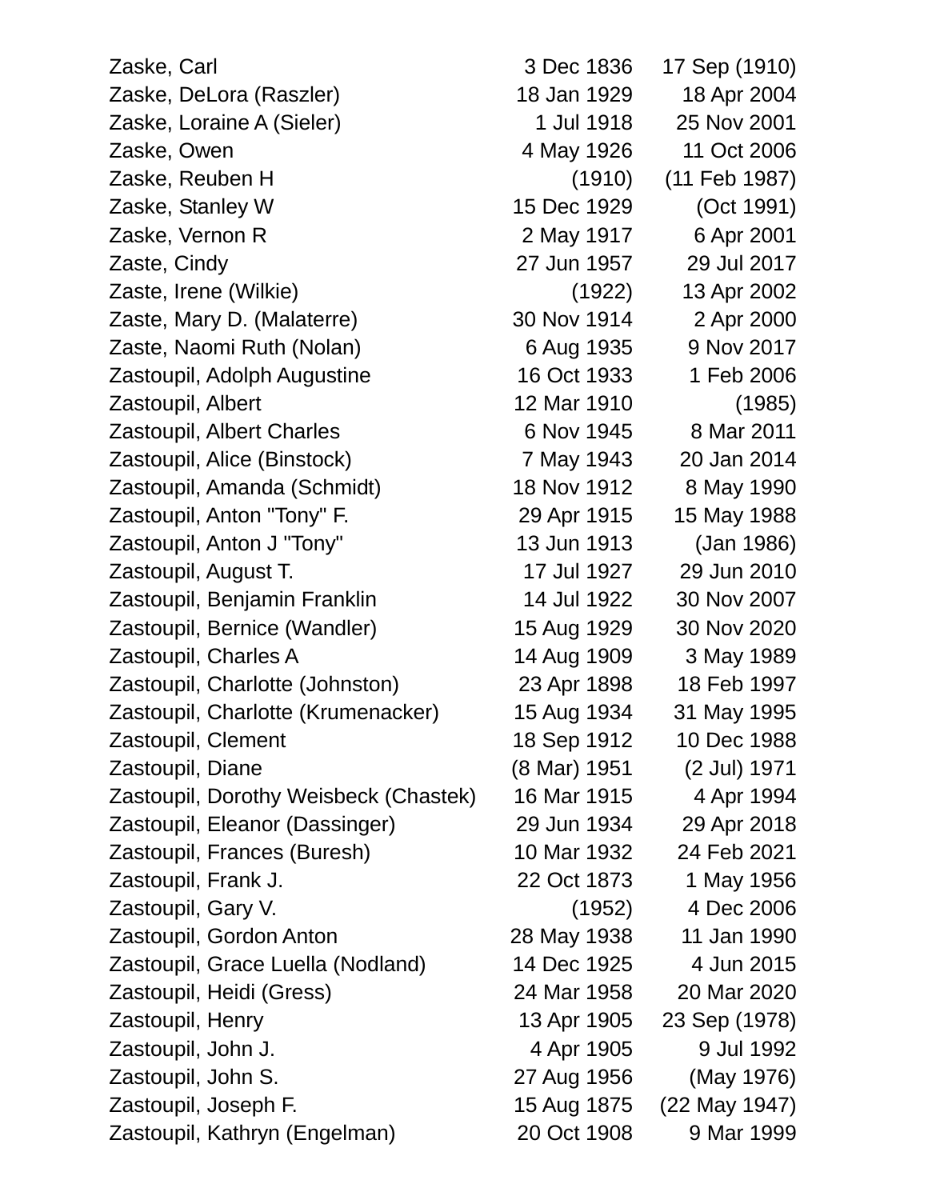| Name | Birth | Death |
|---|---|---|
| Zaske, Carl | 3 Dec 1836 | 17 Sep (1910) |
| Zaske, DeLora (Raszler) | 18 Jan 1929 | 18 Apr 2004 |
| Zaske, Loraine A (Sieler) | 1 Jul 1918 | 25 Nov 2001 |
| Zaske, Owen | 4 May 1926 | 11 Oct 2006 |
| Zaske, Reuben H | (1910) | (11 Feb 1987) |
| Zaske, Stanley W | 15 Dec 1929 | (Oct 1991) |
| Zaske, Vernon R | 2 May 1917 | 6 Apr 2001 |
| Zaste, Cindy | 27 Jun 1957 | 29 Jul 2017 |
| Zaste, Irene (Wilkie) | (1922) | 13 Apr 2002 |
| Zaste, Mary D. (Malaterre) | 30 Nov 1914 | 2 Apr 2000 |
| Zaste, Naomi Ruth (Nolan) | 6 Aug 1935 | 9 Nov 2017 |
| Zastoupil, Adolph Augustine | 16 Oct 1933 | 1 Feb 2006 |
| Zastoupil, Albert | 12 Mar 1910 | (1985) |
| Zastoupil, Albert Charles | 6 Nov 1945 | 8 Mar 2011 |
| Zastoupil, Alice (Binstock) | 7 May 1943 | 20 Jan 2014 |
| Zastoupil, Amanda (Schmidt) | 18 Nov 1912 | 8 May 1990 |
| Zastoupil, Anton "Tony" F. | 29 Apr 1915 | 15 May 1988 |
| Zastoupil, Anton J "Tony" | 13 Jun 1913 | (Jan 1986) |
| Zastoupil, August T. | 17 Jul 1927 | 29 Jun 2010 |
| Zastoupil, Benjamin Franklin | 14 Jul 1922 | 30 Nov 2007 |
| Zastoupil, Bernice (Wandler) | 15 Aug 1929 | 30 Nov 2020 |
| Zastoupil, Charles A | 14 Aug 1909 | 3 May 1989 |
| Zastoupil, Charlotte (Johnston) | 23 Apr 1898 | 18 Feb 1997 |
| Zastoupil, Charlotte (Krumenacker) | 15 Aug 1934 | 31 May 1995 |
| Zastoupil, Clement | 18 Sep 1912 | 10 Dec 1988 |
| Zastoupil, Diane | (8 Mar) 1951 | (2 Jul) 1971 |
| Zastoupil, Dorothy Weisbeck (Chastek) | 16 Mar 1915 | 4 Apr 1994 |
| Zastoupil, Eleanor (Dassinger) | 29 Jun 1934 | 29 Apr 2018 |
| Zastoupil, Frances (Buresh) | 10 Mar 1932 | 24 Feb 2021 |
| Zastoupil, Frank J. | 22 Oct 1873 | 1 May 1956 |
| Zastoupil, Gary V. | (1952) | 4 Dec 2006 |
| Zastoupil, Gordon Anton | 28 May 1938 | 11 Jan 1990 |
| Zastoupil, Grace Luella (Nodland) | 14 Dec 1925 | 4 Jun 2015 |
| Zastoupil, Heidi (Gress) | 24 Mar 1958 | 20 Mar 2020 |
| Zastoupil, Henry | 13 Apr 1905 | 23 Sep (1978) |
| Zastoupil, John J. | 4 Apr 1905 | 9 Jul 1992 |
| Zastoupil, John S. | 27 Aug 1956 | (May 1976) |
| Zastoupil, Joseph F. | 15 Aug 1875 | (22 May 1947) |
| Zastoupil, Kathryn (Engelman) | 20 Oct 1908 | 9 Mar 1999 |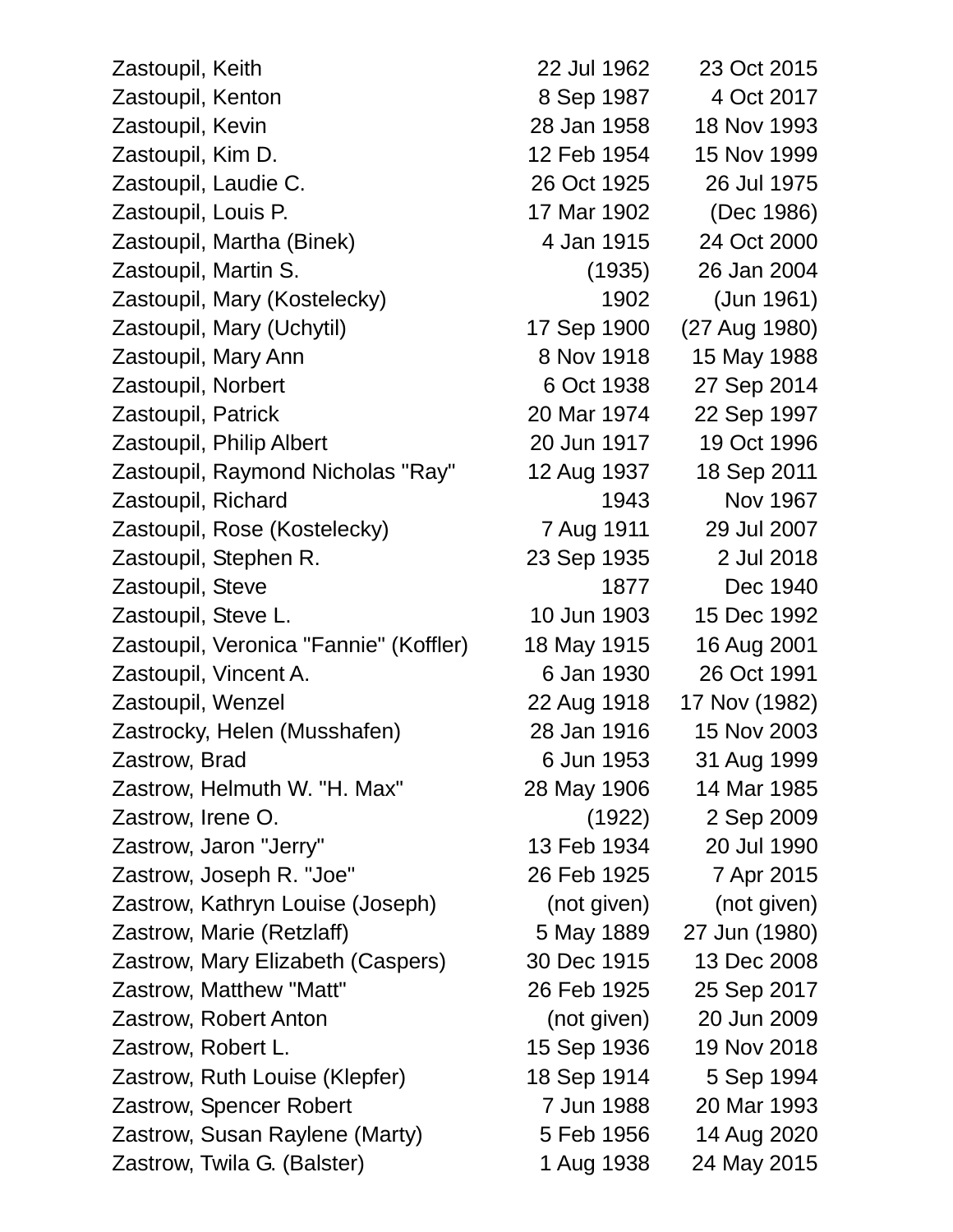| Name | Birth | Death |
|---|---|---|
| Zastoupil, Keith | 22 Jul 1962 | 23 Oct 2015 |
| Zastoupil, Kenton | 8 Sep 1987 | 4 Oct 2017 |
| Zastoupil, Kevin | 28 Jan 1958 | 18 Nov 1993 |
| Zastoupil, Kim D. | 12 Feb 1954 | 15 Nov 1999 |
| Zastoupil, Laudie C. | 26 Oct 1925 | 26 Jul 1975 |
| Zastoupil, Louis P. | 17 Mar 1902 | (Dec 1986) |
| Zastoupil, Martha (Binek) | 4 Jan 1915 | 24 Oct 2000 |
| Zastoupil, Martin S. | (1935) | 26 Jan 2004 |
| Zastoupil, Mary (Kostelecky) | 1902 | (Jun 1961) |
| Zastoupil, Mary (Uchytil) | 17 Sep 1900 | (27 Aug 1980) |
| Zastoupil, Mary Ann | 8 Nov 1918 | 15 May 1988 |
| Zastoupil, Norbert | 6 Oct 1938 | 27 Sep 2014 |
| Zastoupil, Patrick | 20 Mar 1974 | 22 Sep 1997 |
| Zastoupil, Philip Albert | 20 Jun 1917 | 19 Oct 1996 |
| Zastoupil, Raymond Nicholas "Ray" | 12 Aug 1937 | 18 Sep 2011 |
| Zastoupil, Richard | 1943 | Nov 1967 |
| Zastoupil, Rose (Kostelecky) | 7 Aug 1911 | 29 Jul 2007 |
| Zastoupil, Stephen R. | 23 Sep 1935 | 2 Jul 2018 |
| Zastoupil, Steve | 1877 | Dec 1940 |
| Zastoupil, Steve L. | 10 Jun 1903 | 15 Dec 1992 |
| Zastoupil, Veronica "Fannie" (Koffler) | 18 May 1915 | 16 Aug 2001 |
| Zastoupil, Vincent A. | 6 Jan 1930 | 26 Oct 1991 |
| Zastoupil, Wenzel | 22 Aug 1918 | 17 Nov (1982) |
| Zastrocky, Helen (Musshafen) | 28 Jan 1916 | 15 Nov 2003 |
| Zastrow, Brad | 6 Jun 1953 | 31 Aug 1999 |
| Zastrow, Helmuth W. "H. Max" | 28 May 1906 | 14 Mar 1985 |
| Zastrow, Irene O. | (1922) | 2 Sep 2009 |
| Zastrow, Jaron "Jerry" | 13 Feb 1934 | 20 Jul 1990 |
| Zastrow, Joseph R. "Joe" | 26 Feb 1925 | 7 Apr 2015 |
| Zastrow, Kathryn Louise (Joseph) | (not given) | (not given) |
| Zastrow, Marie (Retzlaff) | 5 May 1889 | 27 Jun (1980) |
| Zastrow, Mary Elizabeth (Caspers) | 30 Dec 1915 | 13 Dec 2008 |
| Zastrow, Matthew "Matt" | 26 Feb 1925 | 25 Sep 2017 |
| Zastrow, Robert Anton | (not given) | 20 Jun 2009 |
| Zastrow, Robert L. | 15 Sep 1936 | 19 Nov 2018 |
| Zastrow, Ruth Louise (Klepfer) | 18 Sep 1914 | 5 Sep 1994 |
| Zastrow, Spencer Robert | 7 Jun 1988 | 20 Mar 1993 |
| Zastrow, Susan Raylene (Marty) | 5 Feb 1956 | 14 Aug 2020 |
| Zastrow, Twila G. (Balster) | 1 Aug 1938 | 24 May 2015 |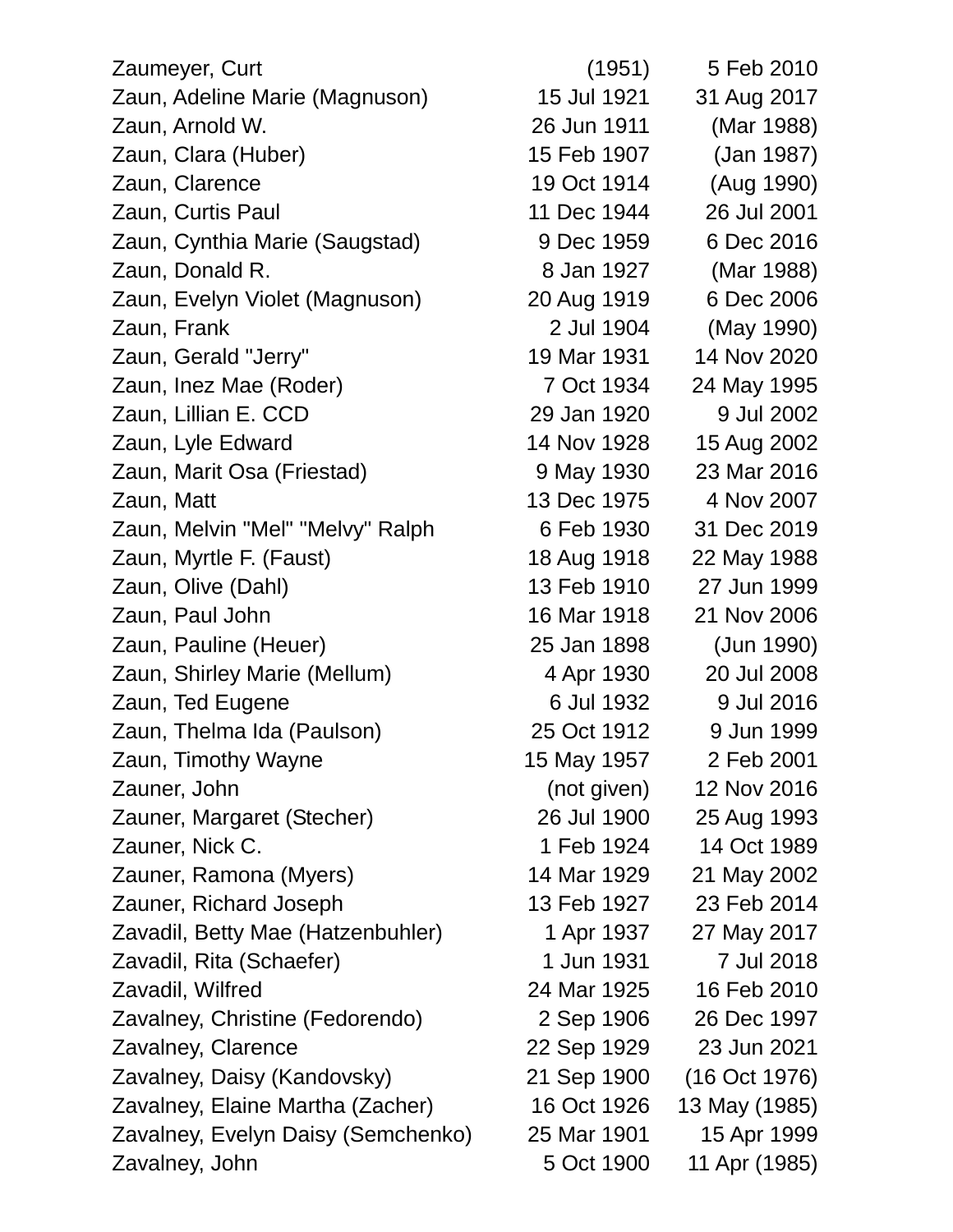| | | |
|---|---|---|
| Zaumeyer, Curt | (1951) | 5 Feb 2010 |
| Zaun, Adeline Marie (Magnuson) | 15 Jul 1921 | 31 Aug 2017 |
| Zaun, Arnold W. | 26 Jun 1911 | (Mar 1988) |
| Zaun, Clara (Huber) | 15 Feb 1907 | (Jan 1987) |
| Zaun, Clarence | 19 Oct 1914 | (Aug 1990) |
| Zaun, Curtis Paul | 11 Dec 1944 | 26 Jul 2001 |
| Zaun, Cynthia Marie (Saugstad) | 9 Dec 1959 | 6 Dec 2016 |
| Zaun, Donald R. | 8 Jan 1927 | (Mar 1988) |
| Zaun, Evelyn Violet (Magnuson) | 20 Aug 1919 | 6 Dec 2006 |
| Zaun, Frank | 2 Jul 1904 | (May 1990) |
| Zaun, Gerald "Jerry" | 19 Mar 1931 | 14 Nov 2020 |
| Zaun, Inez Mae (Roder) | 7 Oct 1934 | 24 May 1995 |
| Zaun, Lillian E. CCD | 29 Jan 1920 | 9 Jul 2002 |
| Zaun, Lyle Edward | 14 Nov 1928 | 15 Aug 2002 |
| Zaun, Marit Osa (Friestad) | 9 May 1930 | 23 Mar 2016 |
| Zaun, Matt | 13 Dec 1975 | 4 Nov 2007 |
| Zaun, Melvin "Mel" "Melvy" Ralph | 6 Feb 1930 | 31 Dec 2019 |
| Zaun, Myrtle F. (Faust) | 18 Aug 1918 | 22 May 1988 |
| Zaun, Olive (Dahl) | 13 Feb 1910 | 27 Jun 1999 |
| Zaun, Paul John | 16 Mar 1918 | 21 Nov 2006 |
| Zaun, Pauline (Heuer) | 25 Jan 1898 | (Jun 1990) |
| Zaun, Shirley Marie (Mellum) | 4 Apr 1930 | 20 Jul 2008 |
| Zaun, Ted Eugene | 6 Jul 1932 | 9 Jul 2016 |
| Zaun, Thelma Ida (Paulson) | 25 Oct 1912 | 9 Jun 1999 |
| Zaun, Timothy Wayne | 15 May 1957 | 2 Feb 2001 |
| Zauner, John | (not given) | 12 Nov 2016 |
| Zauner, Margaret (Stecher) | 26 Jul 1900 | 25 Aug 1993 |
| Zauner, Nick C. | 1 Feb 1924 | 14 Oct 1989 |
| Zauner, Ramona (Myers) | 14 Mar 1929 | 21 May 2002 |
| Zauner, Richard Joseph | 13 Feb 1927 | 23 Feb 2014 |
| Zavadil, Betty Mae (Hatzenbuhler) | 1 Apr 1937 | 27 May 2017 |
| Zavadil, Rita (Schaefer) | 1 Jun 1931 | 7 Jul 2018 |
| Zavadil, Wilfred | 24 Mar 1925 | 16 Feb 2010 |
| Zavalney, Christine (Fedorendo) | 2 Sep 1906 | 26 Dec 1997 |
| Zavalney, Clarence | 22 Sep 1929 | 23 Jun 2021 |
| Zavalney, Daisy (Kandovsky) | 21 Sep 1900 | (16 Oct 1976) |
| Zavalney, Elaine Martha (Zacher) | 16 Oct 1926 | 13 May (1985) |
| Zavalney, Evelyn Daisy (Semchenko) | 25 Mar 1901 | 15 Apr 1999 |
| Zavalney, John | 5 Oct 1900 | 11 Apr (1985) |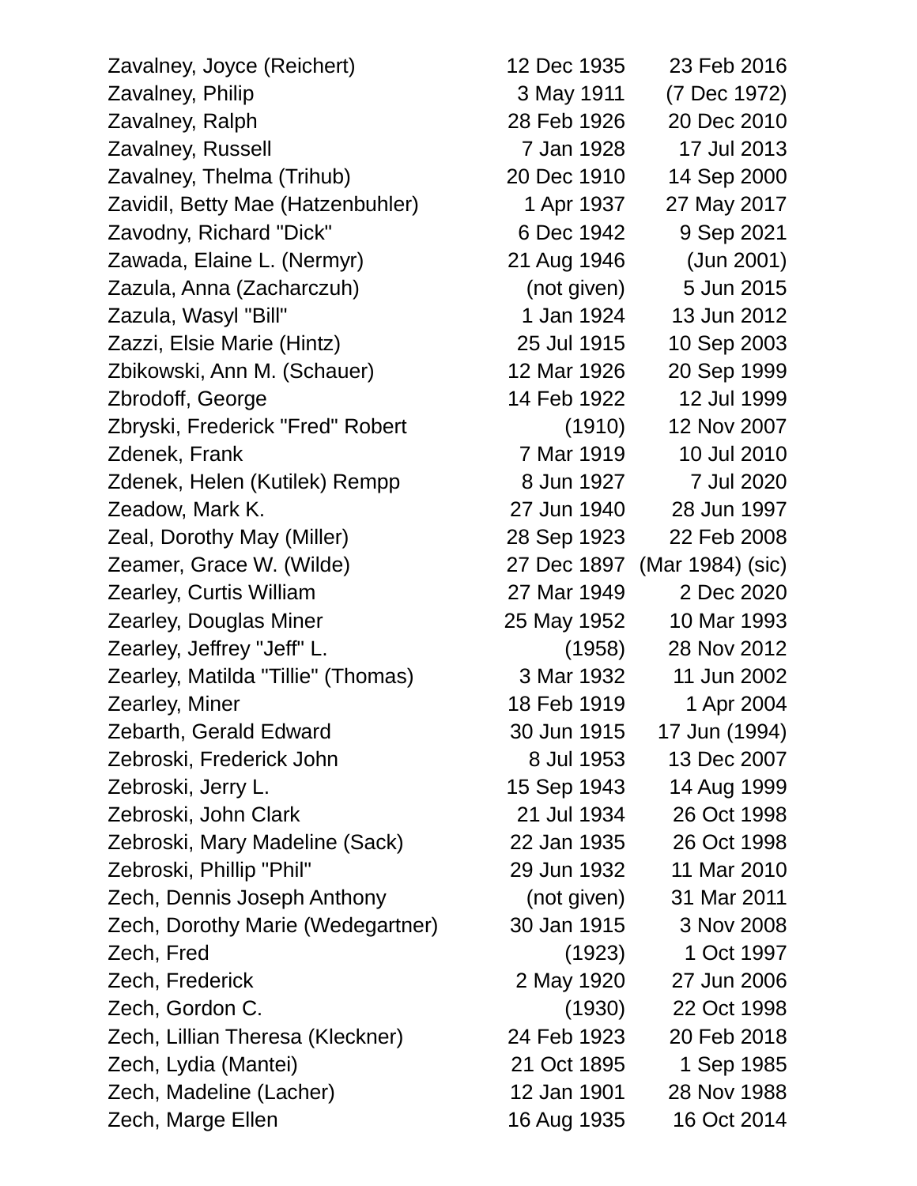| Name | Birth | Death |
|---|---|---|
| Zavalney, Joyce (Reichert) | 12 Dec 1935 | 23 Feb 2016 |
| Zavalney, Philip | 3 May 1911 | (7 Dec 1972) |
| Zavalney, Ralph | 28 Feb 1926 | 20 Dec 2010 |
| Zavalney, Russell | 7 Jan 1928 | 17 Jul 2013 |
| Zavalney, Thelma (Trihub) | 20 Dec 1910 | 14 Sep 2000 |
| Zavidil, Betty Mae (Hatzenbuhler) | 1 Apr 1937 | 27 May 2017 |
| Zavodny, Richard "Dick" | 6 Dec 1942 | 9 Sep 2021 |
| Zawada, Elaine L. (Nermyr) | 21 Aug 1946 | (Jun 2001) |
| Zazula, Anna (Zacharczuh) | (not given) | 5 Jun 2015 |
| Zazula, Wasyl "Bill" | 1 Jan 1924 | 13 Jun 2012 |
| Zazzi, Elsie Marie (Hintz) | 25 Jul 1915 | 10 Sep 2003 |
| Zbikowski, Ann M. (Schauer) | 12 Mar 1926 | 20 Sep 1999 |
| Zbrodoff, George | 14 Feb 1922 | 12 Jul 1999 |
| Zbryski, Frederick "Fred" Robert | (1910) | 12 Nov 2007 |
| Zdenek, Frank | 7 Mar 1919 | 10 Jul 2010 |
| Zdenek, Helen (Kutilek) Rempp | 8 Jun 1927 | 7 Jul 2020 |
| Zeadow, Mark K. | 27 Jun 1940 | 28 Jun 1997 |
| Zeal, Dorothy May (Miller) | 28 Sep 1923 | 22 Feb 2008 |
| Zeamer, Grace W. (Wilde) | 27 Dec 1897 | (Mar 1984) (sic) |
| Zearley, Curtis William | 27 Mar 1949 | 2 Dec 2020 |
| Zearley, Douglas Miner | 25 May 1952 | 10 Mar 1993 |
| Zearley, Jeffrey "Jeff" L. | (1958) | 28 Nov 2012 |
| Zearley, Matilda "Tillie" (Thomas) | 3 Mar 1932 | 11 Jun 2002 |
| Zearley, Miner | 18 Feb 1919 | 1 Apr 2004 |
| Zebarth, Gerald Edward | 30 Jun 1915 | 17 Jun (1994) |
| Zebroski, Frederick John | 8 Jul 1953 | 13 Dec 2007 |
| Zebroski, Jerry L. | 15 Sep 1943 | 14 Aug 1999 |
| Zebroski, John Clark | 21 Jul 1934 | 26 Oct 1998 |
| Zebroski, Mary Madeline (Sack) | 22 Jan 1935 | 26 Oct 1998 |
| Zebroski, Phillip "Phil" | 29 Jun 1932 | 11 Mar 2010 |
| Zech, Dennis Joseph Anthony | (not given) | 31 Mar 2011 |
| Zech, Dorothy Marie (Wedegartner) | 30 Jan 1915 | 3 Nov 2008 |
| Zech, Fred | (1923) | 1 Oct 1997 |
| Zech, Frederick | 2 May 1920 | 27 Jun 2006 |
| Zech, Gordon C. | (1930) | 22 Oct 1998 |
| Zech, Lillian Theresa (Kleckner) | 24 Feb 1923 | 20 Feb 2018 |
| Zech, Lydia (Mantei) | 21 Oct 1895 | 1 Sep 1985 |
| Zech, Madeline (Lacher) | 12 Jan 1901 | 28 Nov 1988 |
| Zech, Marge Ellen | 16 Aug 1935 | 16 Oct 2014 |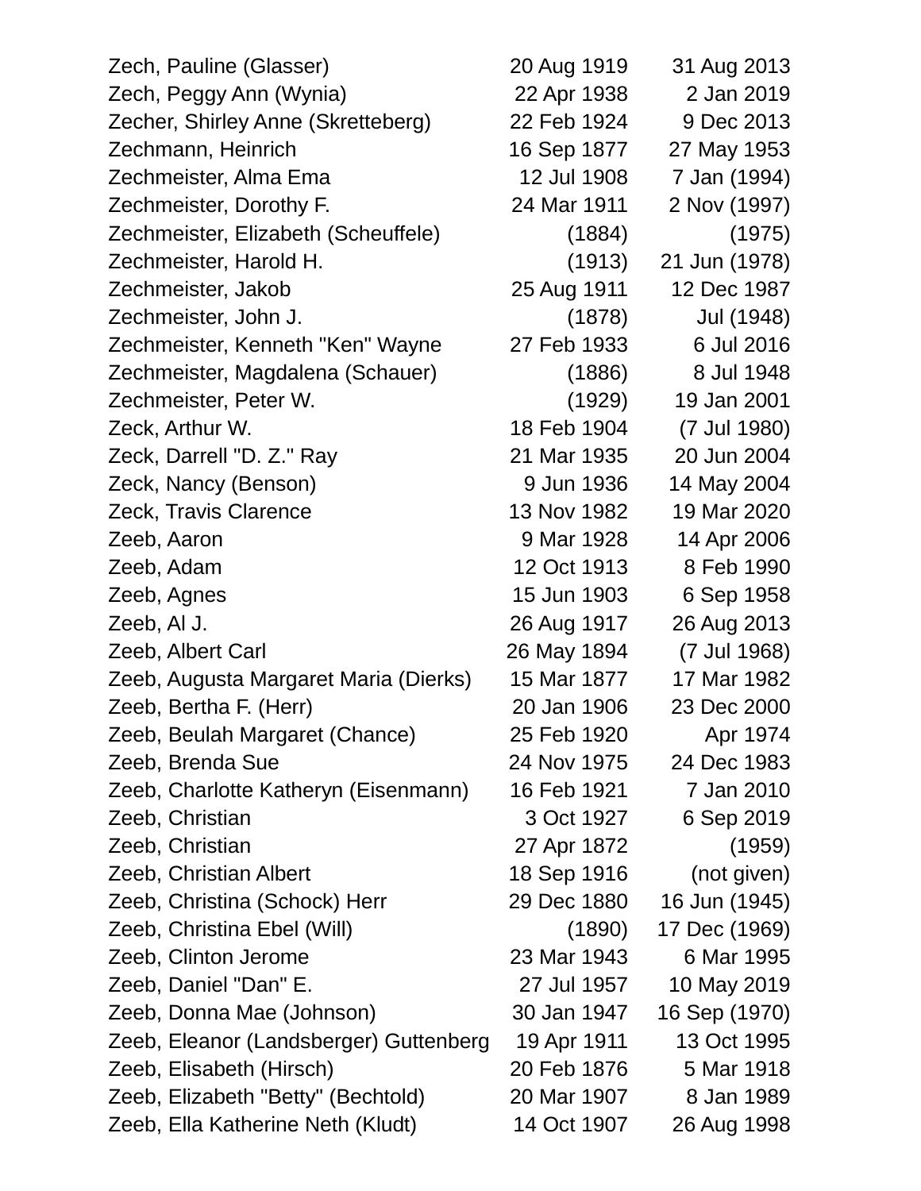| | | |
|---|---|---|
| Zech, Pauline (Glasser) | 20 Aug 1919 | 31 Aug 2013 |
| Zech, Peggy Ann (Wynia) | 22 Apr 1938 | 2 Jan 2019 |
| Zecher, Shirley Anne (Skretteberg) | 22 Feb 1924 | 9 Dec 2013 |
| Zechmann, Heinrich | 16 Sep 1877 | 27 May 1953 |
| Zechmeister, Alma Ema | 12 Jul 1908 | 7 Jan (1994) |
| Zechmeister, Dorothy F. | 24 Mar 1911 | 2 Nov (1997) |
| Zechmeister, Elizabeth (Scheuffele) | (1884) | (1975) |
| Zechmeister, Harold H. | (1913) | 21 Jun (1978) |
| Zechmeister, Jakob | 25 Aug 1911 | 12 Dec 1987 |
| Zechmeister, John J. | (1878) | Jul (1948) |
| Zechmeister, Kenneth "Ken" Wayne | 27 Feb 1933 | 6 Jul 2016 |
| Zechmeister, Magdalena (Schauer) | (1886) | 8 Jul 1948 |
| Zechmeister, Peter W. | (1929) | 19 Jan 2001 |
| Zeck, Arthur W. | 18 Feb 1904 | (7 Jul 1980) |
| Zeck, Darrell "D. Z." Ray | 21 Mar 1935 | 20 Jun 2004 |
| Zeck, Nancy (Benson) | 9 Jun 1936 | 14 May 2004 |
| Zeck, Travis Clarence | 13 Nov 1982 | 19 Mar 2020 |
| Zeeb, Aaron | 9 Mar 1928 | 14 Apr 2006 |
| Zeeb, Adam | 12 Oct 1913 | 8 Feb 1990 |
| Zeeb, Agnes | 15 Jun 1903 | 6 Sep 1958 |
| Zeeb, Al J. | 26 Aug 1917 | 26 Aug 2013 |
| Zeeb, Albert Carl | 26 May 1894 | (7 Jul 1968) |
| Zeeb, Augusta Margaret Maria (Dierks) | 15 Mar 1877 | 17 Mar 1982 |
| Zeeb, Bertha F. (Herr) | 20 Jan 1906 | 23 Dec 2000 |
| Zeeb, Beulah Margaret (Chance) | 25 Feb 1920 | Apr 1974 |
| Zeeb, Brenda Sue | 24 Nov 1975 | 24 Dec 1983 |
| Zeeb, Charlotte Katheryn (Eisenmann) | 16 Feb 1921 | 7 Jan 2010 |
| Zeeb, Christian | 3 Oct 1927 | 6 Sep 2019 |
| Zeeb, Christian | 27 Apr 1872 | (1959) |
| Zeeb, Christian Albert | 18 Sep 1916 | (not given) |
| Zeeb, Christina (Schock) Herr | 29 Dec 1880 | 16 Jun (1945) |
| Zeeb, Christina Ebel (Will) | (1890) | 17 Dec (1969) |
| Zeeb, Clinton Jerome | 23 Mar 1943 | 6 Mar 1995 |
| Zeeb, Daniel "Dan" E. | 27 Jul 1957 | 10 May 2019 |
| Zeeb, Donna Mae (Johnson) | 30 Jan 1947 | 16 Sep (1970) |
| Zeeb, Eleanor (Landsberger) Guttenberg | 19 Apr 1911 | 13 Oct 1995 |
| Zeeb, Elisabeth (Hirsch) | 20 Feb 1876 | 5 Mar 1918 |
| Zeeb, Elizabeth "Betty" (Bechtold) | 20 Mar 1907 | 8 Jan 1989 |
| Zeeb, Ella Katherine Neth (Kludt) | 14 Oct 1907 | 26 Aug 1998 |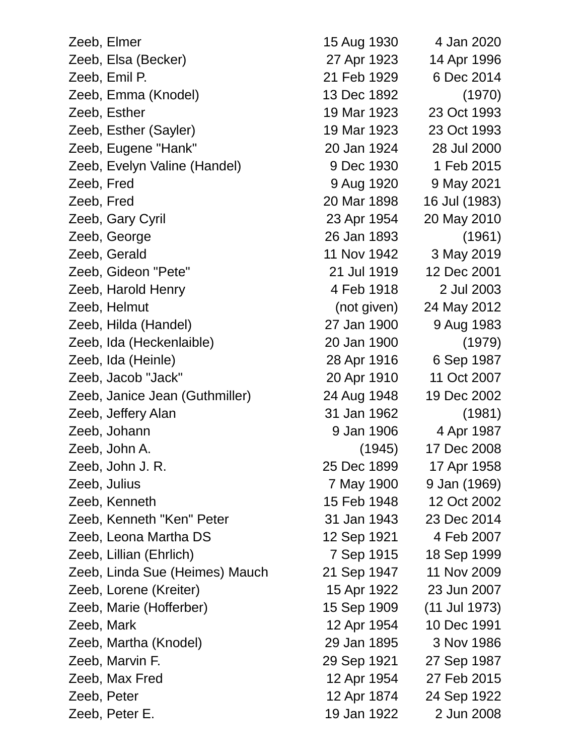| | | |
|---|---|---|
| Zeeb, Elmer | 15 Aug 1930 | 4 Jan 2020 |
| Zeeb, Elsa (Becker) | 27 Apr 1923 | 14 Apr 1996 |
| Zeeb, Emil P. | 21 Feb 1929 | 6 Dec 2014 |
| Zeeb, Emma (Knodel) | 13 Dec 1892 | (1970) |
| Zeeb, Esther | 19 Mar 1923 | 23 Oct 1993 |
| Zeeb, Esther (Sayler) | 19 Mar 1923 | 23 Oct 1993 |
| Zeeb, Eugene "Hank" | 20 Jan 1924 | 28 Jul 2000 |
| Zeeb, Evelyn Valine (Handel) | 9 Dec 1930 | 1 Feb 2015 |
| Zeeb, Fred | 9 Aug 1920 | 9 May 2021 |
| Zeeb, Fred | 20 Mar 1898 | 16 Jul (1983) |
| Zeeb, Gary Cyril | 23 Apr 1954 | 20 May 2010 |
| Zeeb, George | 26 Jan 1893 | (1961) |
| Zeeb, Gerald | 11 Nov 1942 | 3 May 2019 |
| Zeeb, Gideon "Pete" | 21 Jul 1919 | 12 Dec 2001 |
| Zeeb, Harold Henry | 4 Feb 1918 | 2 Jul 2003 |
| Zeeb, Helmut | (not given) | 24 May 2012 |
| Zeeb, Hilda (Handel) | 27 Jan 1900 | 9 Aug 1983 |
| Zeeb, Ida (Heckenlaible) | 20 Jan 1900 | (1979) |
| Zeeb, Ida (Heinle) | 28 Apr 1916 | 6 Sep 1987 |
| Zeeb, Jacob "Jack" | 20 Apr 1910 | 11 Oct 2007 |
| Zeeb, Janice Jean (Guthmiller) | 24 Aug 1948 | 19 Dec 2002 |
| Zeeb, Jeffery Alan | 31 Jan 1962 | (1981) |
| Zeeb, Johann | 9 Jan 1906 | 4 Apr 1987 |
| Zeeb, John A. | (1945) | 17 Dec 2008 |
| Zeeb, John J. R. | 25 Dec 1899 | 17 Apr 1958 |
| Zeeb, Julius | 7 May 1900 | 9 Jan (1969) |
| Zeeb, Kenneth | 15 Feb 1948 | 12 Oct 2002 |
| Zeeb, Kenneth "Ken" Peter | 31 Jan 1943 | 23 Dec 2014 |
| Zeeb, Leona Martha DS | 12 Sep 1921 | 4 Feb 2007 |
| Zeeb, Lillian (Ehrlich) | 7 Sep 1915 | 18 Sep 1999 |
| Zeeb, Linda Sue (Heimes) Mauch | 21 Sep 1947 | 11 Nov 2009 |
| Zeeb, Lorene (Kreiter) | 15 Apr 1922 | 23 Jun 2007 |
| Zeeb, Marie (Hofferber) | 15 Sep 1909 | (11 Jul 1973) |
| Zeeb, Mark | 12 Apr 1954 | 10 Dec 1991 |
| Zeeb, Martha (Knodel) | 29 Jan 1895 | 3 Nov 1986 |
| Zeeb, Marvin F. | 29 Sep 1921 | 27 Sep 1987 |
| Zeeb, Max Fred | 12 Apr 1954 | 27 Feb 2015 |
| Zeeb, Peter | 12 Apr 1874 | 24 Sep 1922 |
| Zeeb, Peter E. | 19 Jan 1922 | 2 Jun 2008 |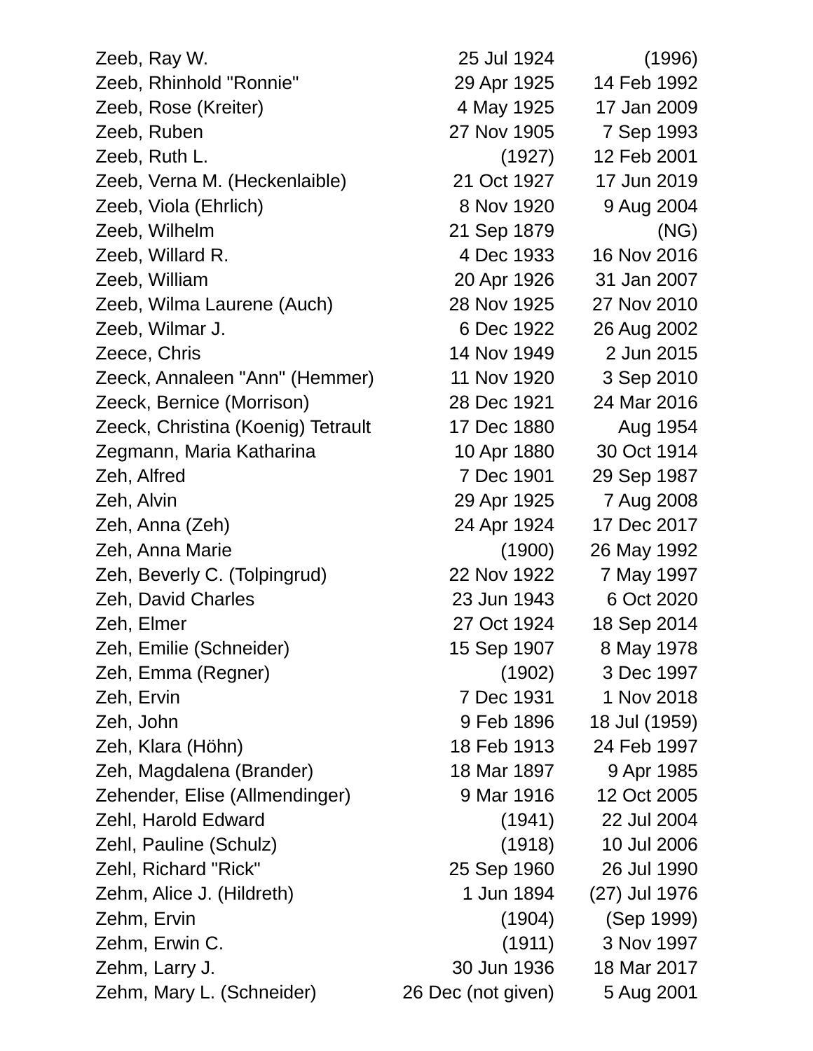| | | |
|---|---|---|
| Zeeb, Ray W. | 25 Jul 1924 | (1996) |
| Zeeb, Rhinhold "Ronnie" | 29 Apr 1925 | 14 Feb 1992 |
| Zeeb, Rose (Kreiter) | 4 May 1925 | 17 Jan 2009 |
| Zeeb, Ruben | 27 Nov 1905 | 7 Sep 1993 |
| Zeeb, Ruth L. | (1927) | 12 Feb 2001 |
| Zeeb, Verna M. (Heckenlaible) | 21 Oct 1927 | 17 Jun 2019 |
| Zeeb, Viola (Ehrlich) | 8 Nov 1920 | 9 Aug 2004 |
| Zeeb, Wilhelm | 21 Sep 1879 | (NG) |
| Zeeb, Willard R. | 4 Dec 1933 | 16 Nov 2016 |
| Zeeb, William | 20 Apr 1926 | 31 Jan 2007 |
| Zeeb, Wilma Laurene (Auch) | 28 Nov 1925 | 27 Nov 2010 |
| Zeeb, Wilmar J. | 6 Dec 1922 | 26 Aug 2002 |
| Zeece, Chris | 14 Nov 1949 | 2 Jun 2015 |
| Zeeck, Annaleen "Ann" (Hemmer) | 11 Nov 1920 | 3 Sep 2010 |
| Zeeck, Bernice (Morrison) | 28 Dec 1921 | 24 Mar 2016 |
| Zeeck, Christina (Koenig) Tetrault | 17 Dec 1880 | Aug 1954 |
| Zegmann, Maria Katharina | 10 Apr 1880 | 30 Oct 1914 |
| Zeh, Alfred | 7 Dec 1901 | 29 Sep 1987 |
| Zeh, Alvin | 29 Apr 1925 | 7 Aug 2008 |
| Zeh, Anna (Zeh) | 24 Apr 1924 | 17 Dec 2017 |
| Zeh, Anna Marie | (1900) | 26 May 1992 |
| Zeh, Beverly C. (Tolpingrud) | 22 Nov 1922 | 7 May 1997 |
| Zeh, David Charles | 23 Jun 1943 | 6 Oct 2020 |
| Zeh, Elmer | 27 Oct 1924 | 18 Sep 2014 |
| Zeh, Emilie (Schneider) | 15 Sep 1907 | 8 May 1978 |
| Zeh, Emma (Regner) | (1902) | 3 Dec 1997 |
| Zeh, Ervin | 7 Dec 1931 | 1 Nov 2018 |
| Zeh, John | 9 Feb 1896 | 18 Jul (1959) |
| Zeh, Klara (Höhn) | 18 Feb 1913 | 24 Feb 1997 |
| Zeh, Magdalena (Brander) | 18 Mar 1897 | 9 Apr 1985 |
| Zehender, Elise (Allmendinger) | 9 Mar 1916 | 12 Oct 2005 |
| Zehl, Harold Edward | (1941) | 22 Jul 2004 |
| Zehl, Pauline (Schulz) | (1918) | 10 Jul 2006 |
| Zehl, Richard "Rick" | 25 Sep 1960 | 26 Jul 1990 |
| Zehm, Alice J. (Hildreth) | 1 Jun 1894 | (27) Jul 1976 |
| Zehm, Ervin | (1904) | (Sep 1999) |
| Zehm, Erwin C. | (1911) | 3 Nov 1997 |
| Zehm, Larry J. | 30 Jun 1936 | 18 Mar 2017 |
| Zehm, Mary L. (Schneider) | 26 Dec (not given) | 5 Aug 2001 |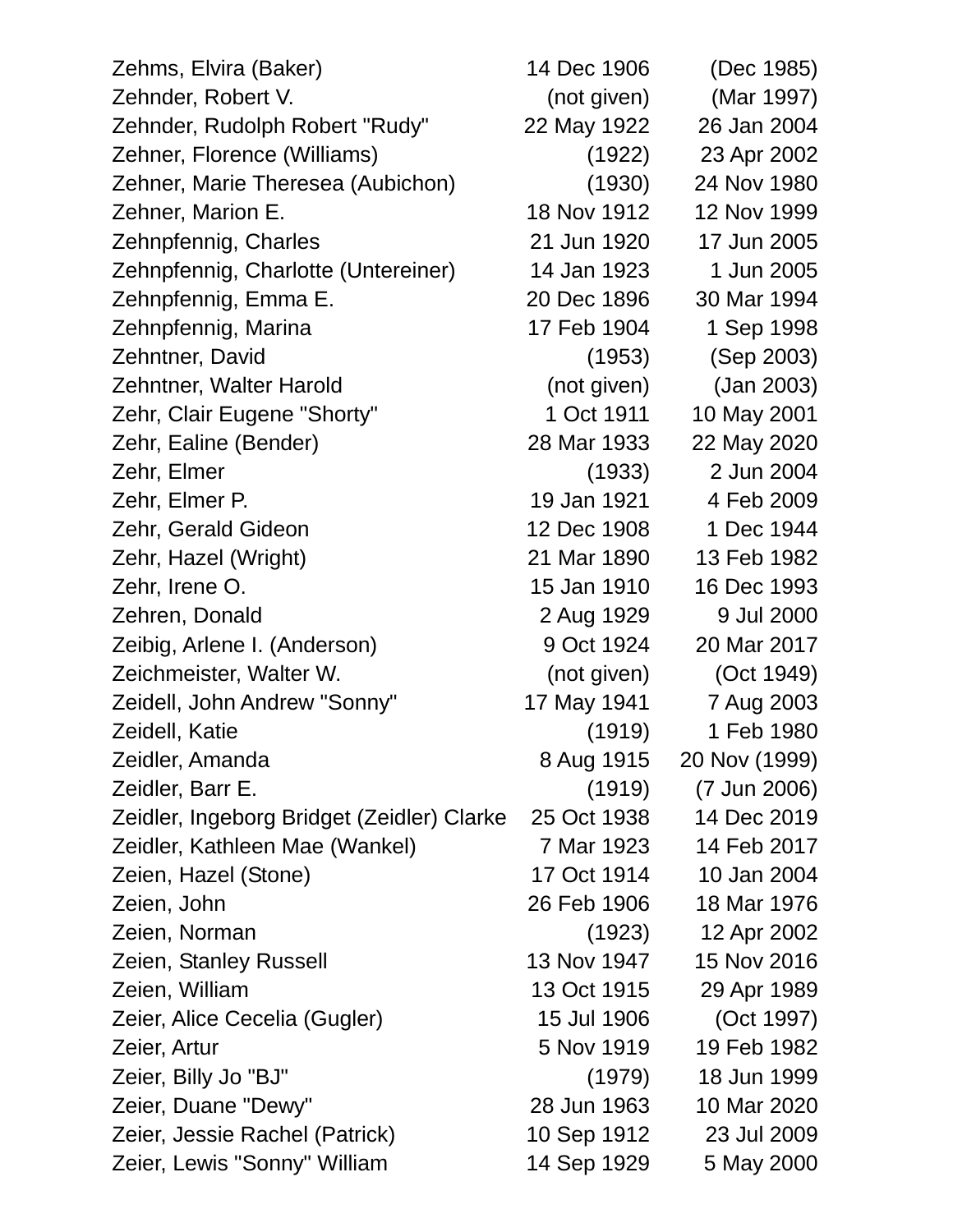| Name | Born | Died |
|---|---|---|
| Zehms, Elvira (Baker) | 14 Dec 1906 | (Dec 1985) |
| Zehnder, Robert V. | (not given) | (Mar 1997) |
| Zehnder, Rudolph Robert "Rudy" | 22 May 1922 | 26 Jan 2004 |
| Zehner, Florence (Williams) | (1922) | 23 Apr 2002 |
| Zehner, Marie Theresea (Aubichon) | (1930) | 24 Nov 1980 |
| Zehner, Marion E. | 18 Nov 1912 | 12 Nov 1999 |
| Zehnpfennig, Charles | 21 Jun 1920 | 17 Jun 2005 |
| Zehnpfennig, Charlotte (Untereiner) | 14 Jan 1923 | 1 Jun 2005 |
| Zehnpfennig, Emma E. | 20 Dec 1896 | 30 Mar 1994 |
| Zehnpfennig, Marina | 17 Feb 1904 | 1 Sep 1998 |
| Zehntner, David | (1953) | (Sep 2003) |
| Zehntner, Walter Harold | (not given) | (Jan 2003) |
| Zehr, Clair Eugene "Shorty" | 1 Oct 1911 | 10 May 2001 |
| Zehr, Ealine (Bender) | 28 Mar 1933 | 22 May 2020 |
| Zehr, Elmer | (1933) | 2 Jun 2004 |
| Zehr, Elmer P. | 19 Jan 1921 | 4 Feb 2009 |
| Zehr, Gerald Gideon | 12 Dec 1908 | 1 Dec 1944 |
| Zehr, Hazel (Wright) | 21 Mar 1890 | 13 Feb 1982 |
| Zehr, Irene O. | 15 Jan 1910 | 16 Dec 1993 |
| Zehren, Donald | 2 Aug 1929 | 9 Jul 2000 |
| Zeibig, Arlene I. (Anderson) | 9 Oct 1924 | 20 Mar 2017 |
| Zeichmeister, Walter W. | (not given) | (Oct 1949) |
| Zeidell, John Andrew "Sonny" | 17 May 1941 | 7 Aug 2003 |
| Zeidell, Katie | (1919) | 1 Feb 1980 |
| Zeidler, Amanda | 8 Aug 1915 | 20 Nov (1999) |
| Zeidler, Barr E. | (1919) | (7 Jun 2006) |
| Zeidler, Ingeborg Bridget (Zeidler) Clarke | 25 Oct 1938 | 14 Dec 2019 |
| Zeidler, Kathleen Mae (Wankel) | 7 Mar 1923 | 14 Feb 2017 |
| Zeien, Hazel (Stone) | 17 Oct 1914 | 10 Jan 2004 |
| Zeien, John | 26 Feb 1906 | 18 Mar 1976 |
| Zeien, Norman | (1923) | 12 Apr 2002 |
| Zeien, Stanley Russell | 13 Nov 1947 | 15 Nov 2016 |
| Zeien, William | 13 Oct 1915 | 29 Apr 1989 |
| Zeier, Alice Cecelia (Gugler) | 15 Jul 1906 | (Oct 1997) |
| Zeier, Artur | 5 Nov 1919 | 19 Feb 1982 |
| Zeier, Billy Jo "BJ" | (1979) | 18 Jun 1999 |
| Zeier, Duane "Dewy" | 28 Jun 1963 | 10 Mar 2020 |
| Zeier, Jessie Rachel (Patrick) | 10 Sep 1912 | 23 Jul 2009 |
| Zeier, Lewis "Sonny" William | 14 Sep 1929 | 5 May 2000 |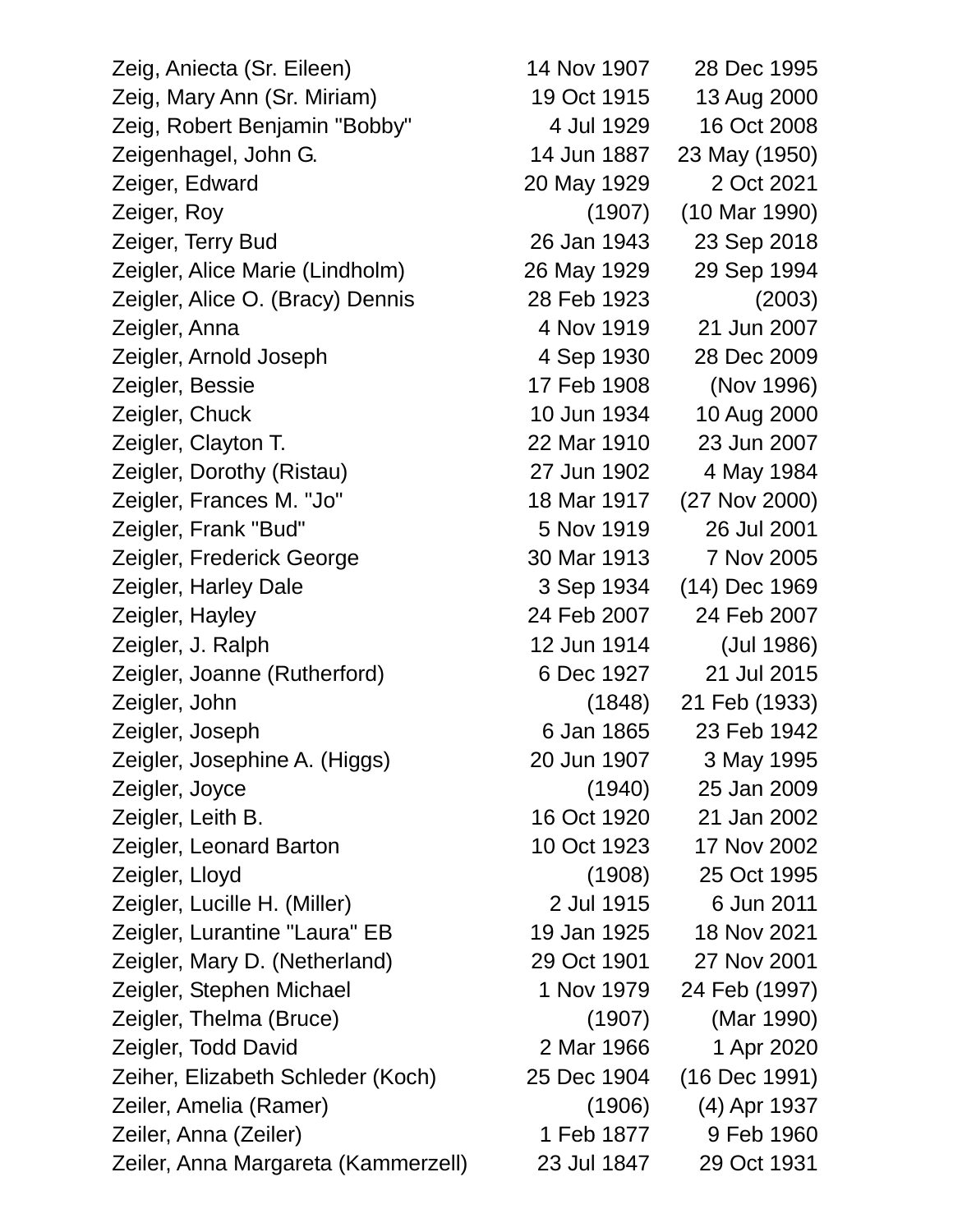| Name | Birth | Death |
|---|---|---|
| Zeig, Aniecta (Sr. Eileen) | 14 Nov 1907 | 28 Dec 1995 |
| Zeig, Mary Ann (Sr. Miriam) | 19 Oct 1915 | 13 Aug 2000 |
| Zeig, Robert Benjamin "Bobby" | 4 Jul 1929 | 16 Oct 2008 |
| Zeigenhagel, John G. | 14 Jun 1887 | 23 May (1950) |
| Zeiger, Edward | 20 May 1929 | 2 Oct 2021 |
| Zeiger, Roy | (1907) | (10 Mar 1990) |
| Zeiger, Terry Bud | 26 Jan 1943 | 23 Sep 2018 |
| Zeigler, Alice Marie (Lindholm) | 26 May 1929 | 29 Sep 1994 |
| Zeigler, Alice O. (Bracy) Dennis | 28 Feb 1923 | (2003) |
| Zeigler, Anna | 4 Nov 1919 | 21 Jun 2007 |
| Zeigler, Arnold Joseph | 4 Sep 1930 | 28 Dec 2009 |
| Zeigler, Bessie | 17 Feb 1908 | (Nov 1996) |
| Zeigler, Chuck | 10 Jun 1934 | 10 Aug 2000 |
| Zeigler, Clayton T. | 22 Mar 1910 | 23 Jun 2007 |
| Zeigler, Dorothy (Ristau) | 27 Jun 1902 | 4 May 1984 |
| Zeigler, Frances M. "Jo" | 18 Mar 1917 | (27 Nov 2000) |
| Zeigler, Frank "Bud" | 5 Nov 1919 | 26 Jul 2001 |
| Zeigler, Frederick George | 30 Mar 1913 | 7 Nov 2005 |
| Zeigler, Harley Dale | 3 Sep 1934 | (14) Dec 1969 |
| Zeigler, Hayley | 24 Feb 2007 | 24 Feb 2007 |
| Zeigler, J. Ralph | 12 Jun 1914 | (Jul 1986) |
| Zeigler, Joanne (Rutherford) | 6 Dec 1927 | 21 Jul 2015 |
| Zeigler, John | (1848) | 21 Feb (1933) |
| Zeigler, Joseph | 6 Jan 1865 | 23 Feb 1942 |
| Zeigler, Josephine A. (Higgs) | 20 Jun 1907 | 3 May 1995 |
| Zeigler, Joyce | (1940) | 25 Jan 2009 |
| Zeigler, Leith B. | 16 Oct 1920 | 21 Jan 2002 |
| Zeigler, Leonard Barton | 10 Oct 1923 | 17 Nov 2002 |
| Zeigler, Lloyd | (1908) | 25 Oct 1995 |
| Zeigler, Lucille H. (Miller) | 2 Jul 1915 | 6 Jun 2011 |
| Zeigler, Lurantine "Laura" EB | 19 Jan 1925 | 18 Nov 2021 |
| Zeigler, Mary D. (Netherland) | 29 Oct 1901 | 27 Nov 2001 |
| Zeigler, Stephen Michael | 1 Nov 1979 | 24 Feb (1997) |
| Zeigler, Thelma (Bruce) | (1907) | (Mar 1990) |
| Zeigler, Todd David | 2 Mar 1966 | 1 Apr 2020 |
| Zeiher, Elizabeth Schleder (Koch) | 25 Dec 1904 | (16 Dec 1991) |
| Zeiler, Amelia (Ramer) | (1906) | (4) Apr 1937 |
| Zeiler, Anna (Zeiler) | 1 Feb 1877 | 9 Feb 1960 |
| Zeiler, Anna Margareta (Kammerzell) | 23 Jul 1847 | 29 Oct 1931 |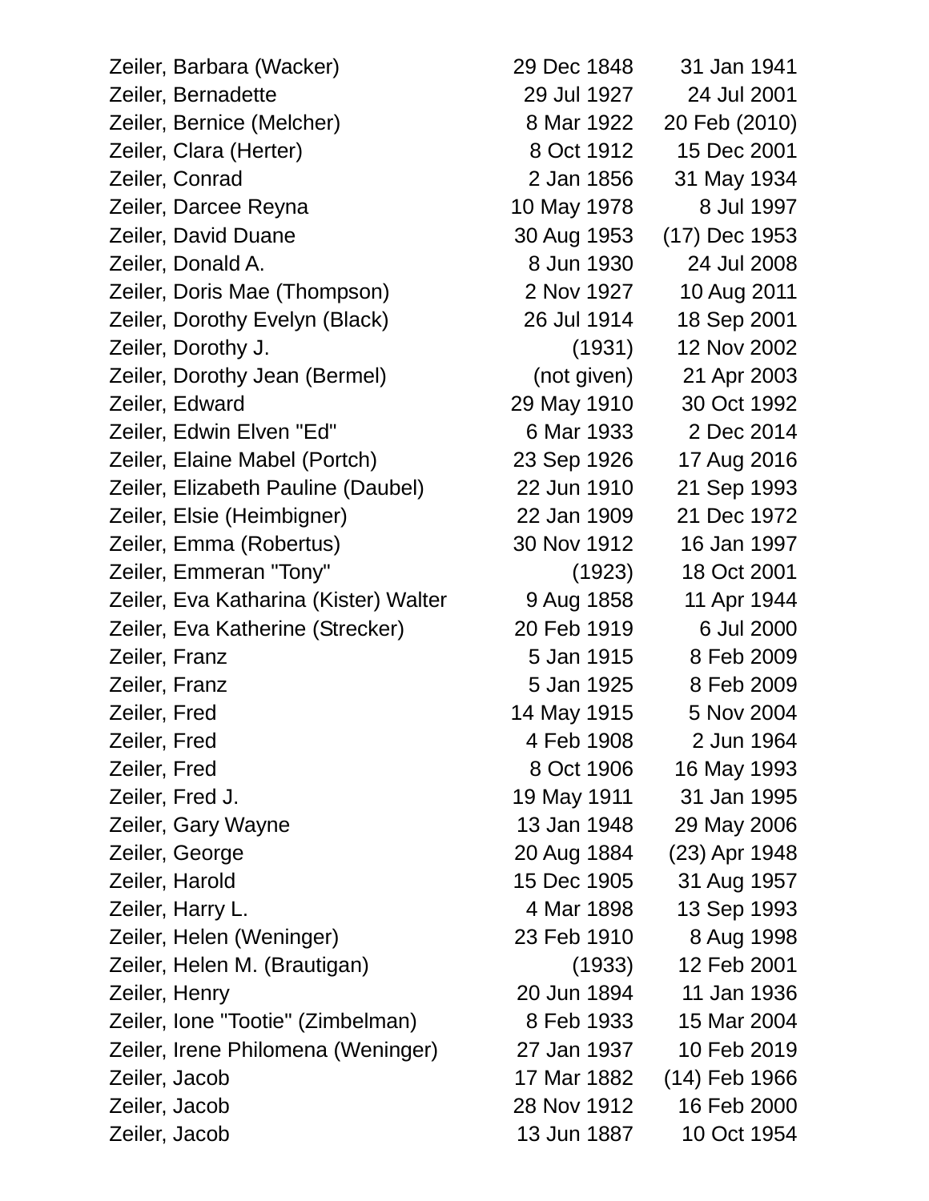| | | |
|---|---|---|
| Zeiler, Barbara (Wacker) | 29 Dec 1848 | 31 Jan 1941 |
| Zeiler, Bernadette | 29 Jul 1927 | 24 Jul 2001 |
| Zeiler, Bernice (Melcher) | 8 Mar 1922 | 20 Feb (2010) |
| Zeiler, Clara (Herter) | 8 Oct 1912 | 15 Dec 2001 |
| Zeiler, Conrad | 2 Jan 1856 | 31 May 1934 |
| Zeiler, Darcee Reyna | 10 May 1978 | 8 Jul 1997 |
| Zeiler, David Duane | 30 Aug 1953 | (17) Dec 1953 |
| Zeiler, Donald A. | 8 Jun 1930 | 24 Jul 2008 |
| Zeiler, Doris Mae (Thompson) | 2 Nov 1927 | 10 Aug 2011 |
| Zeiler, Dorothy Evelyn (Black) | 26 Jul 1914 | 18 Sep 2001 |
| Zeiler, Dorothy J. | (1931) | 12 Nov 2002 |
| Zeiler, Dorothy Jean (Bermel) | (not given) | 21 Apr 2003 |
| Zeiler, Edward | 29 May 1910 | 30 Oct 1992 |
| Zeiler, Edwin Elven "Ed" | 6 Mar 1933 | 2 Dec 2014 |
| Zeiler, Elaine Mabel (Portch) | 23 Sep 1926 | 17 Aug 2016 |
| Zeiler, Elizabeth Pauline (Daubel) | 22 Jun 1910 | 21 Sep 1993 |
| Zeiler, Elsie (Heimbigner) | 22 Jan 1909 | 21 Dec 1972 |
| Zeiler, Emma (Robertus) | 30 Nov 1912 | 16 Jan 1997 |
| Zeiler, Emmeran "Tony" | (1923) | 18 Oct 2001 |
| Zeiler, Eva Katharina (Kister) Walter | 9 Aug 1858 | 11 Apr 1944 |
| Zeiler, Eva Katherine (Strecker) | 20 Feb 1919 | 6 Jul 2000 |
| Zeiler, Franz | 5 Jan 1915 | 8 Feb 2009 |
| Zeiler, Franz | 5 Jan 1925 | 8 Feb 2009 |
| Zeiler, Fred | 14 May 1915 | 5 Nov 2004 |
| Zeiler, Fred | 4 Feb 1908 | 2 Jun 1964 |
| Zeiler, Fred | 8 Oct 1906 | 16 May 1993 |
| Zeiler, Fred J. | 19 May 1911 | 31 Jan 1995 |
| Zeiler, Gary Wayne | 13 Jan 1948 | 29 May 2006 |
| Zeiler, George | 20 Aug 1884 | (23) Apr 1948 |
| Zeiler, Harold | 15 Dec 1905 | 31 Aug 1957 |
| Zeiler, Harry L. | 4 Mar 1898 | 13 Sep 1993 |
| Zeiler, Helen (Weninger) | 23 Feb 1910 | 8 Aug 1998 |
| Zeiler, Helen M. (Brautigan) | (1933) | 12 Feb 2001 |
| Zeiler, Henry | 20 Jun 1894 | 11 Jan 1936 |
| Zeiler, Ione "Tootie" (Zimbelman) | 8 Feb 1933 | 15 Mar 2004 |
| Zeiler, Irene Philomena (Weninger) | 27 Jan 1937 | 10 Feb 2019 |
| Zeiler, Jacob | 17 Mar 1882 | (14) Feb 1966 |
| Zeiler, Jacob | 28 Nov 1912 | 16 Feb 2000 |
| Zeiler, Jacob | 13 Jun 1887 | 10 Oct 1954 |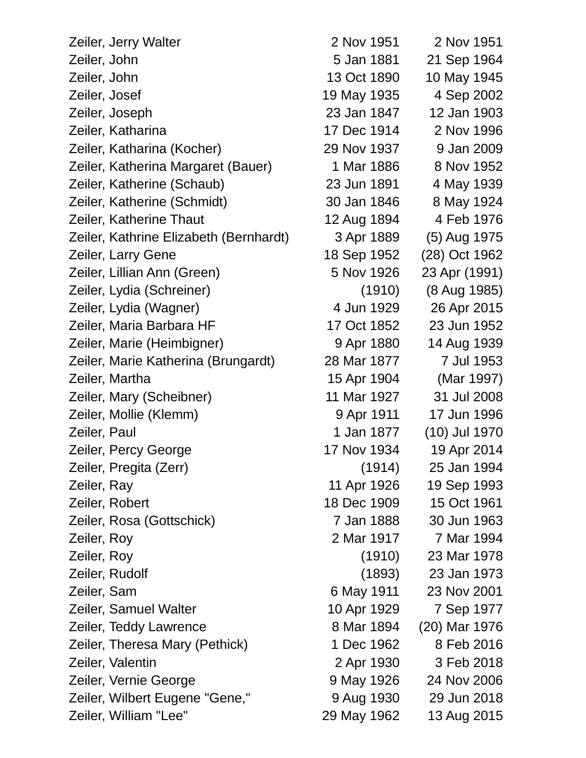| | | |
|---|---|---|
| Zeiler, Jerry Walter | 2 Nov 1951 | 2 Nov 1951 |
| Zeiler, John | 5 Jan 1881 | 21 Sep 1964 |
| Zeiler, John | 13 Oct 1890 | 10 May 1945 |
| Zeiler, Josef | 19 May 1935 | 4 Sep 2002 |
| Zeiler, Joseph | 23 Jan 1847 | 12 Jan 1903 |
| Zeiler, Katharina | 17 Dec 1914 | 2 Nov 1996 |
| Zeiler, Katharina (Kocher) | 29 Nov 1937 | 9 Jan 2009 |
| Zeiler, Katherina Margaret (Bauer) | 1 Mar 1886 | 8 Nov 1952 |
| Zeiler, Katherine (Schaub) | 23 Jun 1891 | 4 May 1939 |
| Zeiler, Katherine (Schmidt) | 30 Jan 1846 | 8 May 1924 |
| Zeiler, Katherine Thaut | 12 Aug 1894 | 4 Feb 1976 |
| Zeiler, Kathrine Elizabeth (Bernhardt) | 3 Apr 1889 | (5) Aug 1975 |
| Zeiler, Larry Gene | 18 Sep 1952 | (28) Oct 1962 |
| Zeiler, Lillian Ann (Green) | 5 Nov 1926 | 23 Apr (1991) |
| Zeiler, Lydia (Schreiner) | (1910) | (8 Aug 1985) |
| Zeiler, Lydia (Wagner) | 4 Jun 1929 | 26 Apr 2015 |
| Zeiler, Maria Barbara HF | 17 Oct 1852 | 23 Jun 1952 |
| Zeiler, Marie (Heimbigner) | 9 Apr 1880 | 14 Aug 1939 |
| Zeiler, Marie Katherina (Brungardt) | 28 Mar 1877 | 7 Jul 1953 |
| Zeiler, Martha | 15 Apr 1904 | (Mar 1997) |
| Zeiler, Mary (Scheibner) | 11 Mar 1927 | 31 Jul 2008 |
| Zeiler, Mollie (Klemm) | 9 Apr 1911 | 17 Jun 1996 |
| Zeiler, Paul | 1 Jan 1877 | (10) Jul 1970 |
| Zeiler, Percy George | 17 Nov 1934 | 19 Apr 2014 |
| Zeiler, Pregita (Zerr) | (1914) | 25 Jan 1994 |
| Zeiler, Ray | 11 Apr 1926 | 19 Sep 1993 |
| Zeiler, Robert | 18 Dec 1909 | 15 Oct 1961 |
| Zeiler, Rosa (Gottschick) | 7 Jan 1888 | 30 Jun 1963 |
| Zeiler, Roy | 2 Mar 1917 | 7 Mar 1994 |
| Zeiler, Roy | (1910) | 23 Mar 1978 |
| Zeiler, Rudolf | (1893) | 23 Jan 1973 |
| Zeiler, Sam | 6 May 1911 | 23 Nov 2001 |
| Zeiler, Samuel Walter | 10 Apr 1929 | 7 Sep 1977 |
| Zeiler, Teddy Lawrence | 8 Mar 1894 | (20) Mar 1976 |
| Zeiler, Theresa Mary (Pethick) | 1 Dec 1962 | 8 Feb 2016 |
| Zeiler, Valentin | 2 Apr 1930 | 3 Feb 2018 |
| Zeiler, Vernie George | 9 May 1926 | 24 Nov 2006 |
| Zeiler, Wilbert Eugene "Gene," | 9 Aug 1930 | 29 Jun 2018 |
| Zeiler, William "Lee" | 29 May 1962 | 13 Aug 2015 |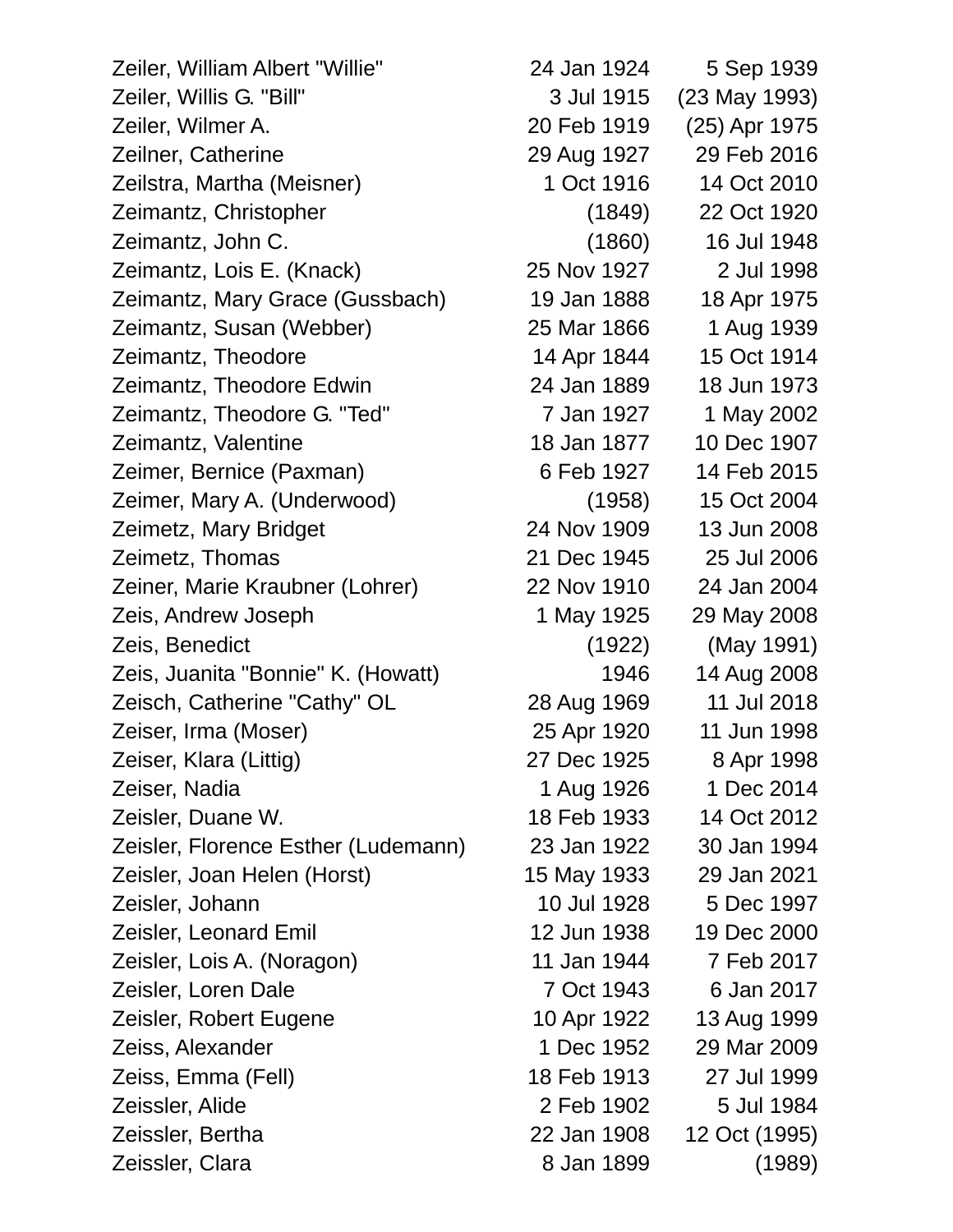| | | |
|---|---|---|
| Zeiler, William Albert "Willie" | 24 Jan 1924 | 5 Sep 1939 |
| Zeiler, Willis G. "Bill" | 3 Jul 1915 | (23 May 1993) |
| Zeiler, Wilmer A. | 20 Feb 1919 | (25) Apr 1975 |
| Zeilner, Catherine | 29 Aug 1927 | 29 Feb 2016 |
| Zeilstra, Martha (Meisner) | 1 Oct 1916 | 14 Oct 2010 |
| Zeimantz, Christopher | (1849) | 22 Oct 1920 |
| Zeimantz, John C. | (1860) | 16 Jul 1948 |
| Zeimantz, Lois E. (Knack) | 25 Nov 1927 | 2 Jul 1998 |
| Zeimantz, Mary Grace (Gussbach) | 19 Jan 1888 | 18 Apr 1975 |
| Zeimantz, Susan (Webber) | 25 Mar 1866 | 1 Aug 1939 |
| Zeimantz, Theodore | 14 Apr 1844 | 15 Oct 1914 |
| Zeimantz, Theodore Edwin | 24 Jan 1889 | 18 Jun 1973 |
| Zeimantz, Theodore G. "Ted" | 7 Jan 1927 | 1 May 2002 |
| Zeimantz, Valentine | 18 Jan 1877 | 10 Dec 1907 |
| Zeimer, Bernice (Paxman) | 6 Feb 1927 | 14 Feb 2015 |
| Zeimer, Mary A. (Underwood) | (1958) | 15 Oct 2004 |
| Zeimetz, Mary Bridget | 24 Nov 1909 | 13 Jun 2008 |
| Zeimetz, Thomas | 21 Dec 1945 | 25 Jul 2006 |
| Zeiner, Marie Kraubner (Lohrer) | 22 Nov 1910 | 24 Jan 2004 |
| Zeis, Andrew Joseph | 1 May 1925 | 29 May 2008 |
| Zeis, Benedict | (1922) | (May 1991) |
| Zeis, Juanita "Bonnie" K. (Howatt) | 1946 | 14 Aug 2008 |
| Zeisch, Catherine "Cathy" OL | 28 Aug 1969 | 11 Jul 2018 |
| Zeiser, Irma (Moser) | 25 Apr 1920 | 11 Jun 1998 |
| Zeiser, Klara (Littig) | 27 Dec 1925 | 8 Apr 1998 |
| Zeiser, Nadia | 1 Aug 1926 | 1 Dec 2014 |
| Zeisler, Duane W. | 18 Feb 1933 | 14 Oct 2012 |
| Zeisler, Florence Esther (Ludemann) | 23 Jan 1922 | 30 Jan 1994 |
| Zeisler, Joan Helen (Horst) | 15 May 1933 | 29 Jan 2021 |
| Zeisler, Johann | 10 Jul 1928 | 5 Dec 1997 |
| Zeisler, Leonard Emil | 12 Jun 1938 | 19 Dec 2000 |
| Zeisler, Lois A. (Noragon) | 11 Jan 1944 | 7 Feb 2017 |
| Zeisler, Loren Dale | 7 Oct 1943 | 6 Jan 2017 |
| Zeisler, Robert Eugene | 10 Apr 1922 | 13 Aug 1999 |
| Zeiss, Alexander | 1 Dec 1952 | 29 Mar 2009 |
| Zeiss, Emma (Fell) | 18 Feb 1913 | 27 Jul 1999 |
| Zeissler, Alide | 2 Feb 1902 | 5 Jul 1984 |
| Zeissler, Bertha | 22 Jan 1908 | 12 Oct (1995) |
| Zeissler, Clara | 8 Jan 1899 | (1989) |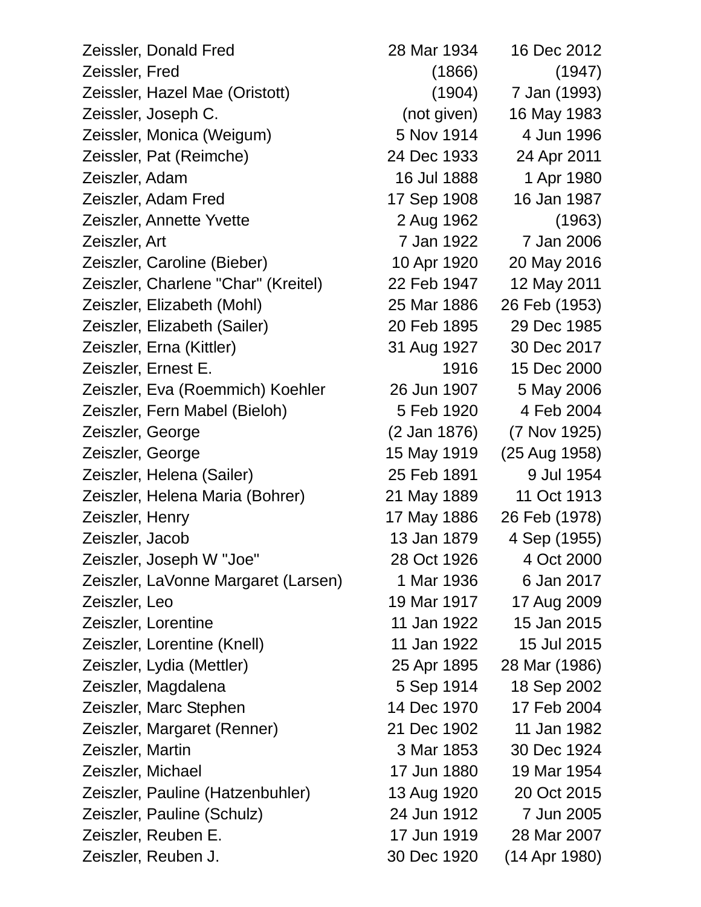| | | |
|---|---|---|
| Zeissler, Donald Fred | 28 Mar 1934 | 16 Dec 2012 |
| Zeissler, Fred | (1866) | (1947) |
| Zeissler, Hazel Mae (Oristott) | (1904) | 7 Jan (1993) |
| Zeissler, Joseph C. | (not given) | 16 May 1983 |
| Zeissler, Monica (Weigum) | 5 Nov 1914 | 4 Jun 1996 |
| Zeissler, Pat (Reimche) | 24 Dec 1933 | 24 Apr 2011 |
| Zeiszler, Adam | 16 Jul 1888 | 1 Apr 1980 |
| Zeiszler, Adam Fred | 17 Sep 1908 | 16 Jan 1987 |
| Zeiszler, Annette Yvette | 2 Aug 1962 | (1963) |
| Zeiszler, Art | 7 Jan 1922 | 7 Jan 2006 |
| Zeiszler, Caroline (Bieber) | 10 Apr 1920 | 20 May 2016 |
| Zeiszler, Charlene "Char" (Kreitel) | 22 Feb 1947 | 12 May 2011 |
| Zeiszler, Elizabeth (Mohl) | 25 Mar 1886 | 26 Feb (1953) |
| Zeiszler, Elizabeth (Sailer) | 20 Feb 1895 | 29 Dec 1985 |
| Zeiszler, Erna (Kittler) | 31 Aug 1927 | 30 Dec 2017 |
| Zeiszler, Ernest E. | 1916 | 15 Dec 2000 |
| Zeiszler, Eva (Roemmich) Koehler | 26 Jun 1907 | 5 May 2006 |
| Zeiszler, Fern Mabel (Bieloh) | 5 Feb 1920 | 4 Feb 2004 |
| Zeiszler, George | (2 Jan 1876) | (7 Nov 1925) |
| Zeiszler, George | 15 May 1919 | (25 Aug 1958) |
| Zeiszler, Helena (Sailer) | 25 Feb 1891 | 9 Jul 1954 |
| Zeiszler, Helena Maria (Bohrer) | 21 May 1889 | 11 Oct 1913 |
| Zeiszler, Henry | 17 May 1886 | 26 Feb (1978) |
| Zeiszler, Jacob | 13 Jan 1879 | 4 Sep (1955) |
| Zeiszler, Joseph W "Joe" | 28 Oct 1926 | 4 Oct 2000 |
| Zeiszler, LaVonne Margaret (Larsen) | 1 Mar 1936 | 6 Jan 2017 |
| Zeiszler, Leo | 19 Mar 1917 | 17 Aug 2009 |
| Zeiszler, Lorentine | 11 Jan 1922 | 15 Jan 2015 |
| Zeiszler, Lorentine (Knell) | 11 Jan 1922 | 15 Jul 2015 |
| Zeiszler, Lydia (Mettler) | 25 Apr 1895 | 28 Mar (1986) |
| Zeiszler, Magdalena | 5 Sep 1914 | 18 Sep 2002 |
| Zeiszler, Marc Stephen | 14 Dec 1970 | 17 Feb 2004 |
| Zeiszler, Margaret (Renner) | 21 Dec 1902 | 11 Jan 1982 |
| Zeiszler, Martin | 3 Mar 1853 | 30 Dec 1924 |
| Zeiszler, Michael | 17 Jun 1880 | 19 Mar 1954 |
| Zeiszler, Pauline (Hatzenbuhler) | 13 Aug 1920 | 20 Oct 2015 |
| Zeiszler, Pauline (Schulz) | 24 Jun 1912 | 7 Jun 2005 |
| Zeiszler, Reuben E. | 17 Jun 1919 | 28 Mar 2007 |
| Zeiszler, Reuben J. | 30 Dec 1920 | (14 Apr 1980) |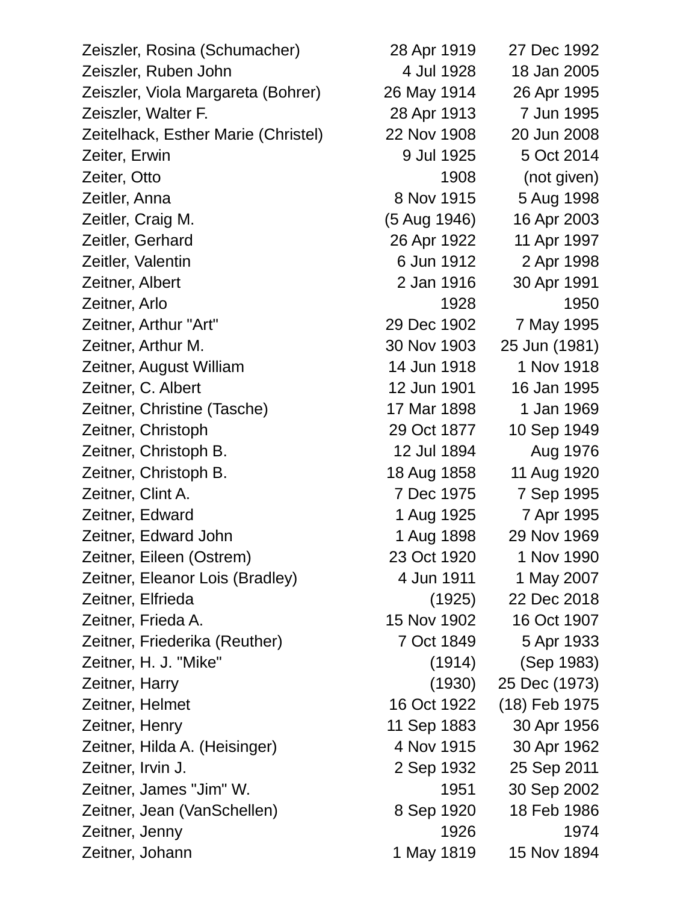| | | |
|---|---|---|
| Zeiszler, Rosina (Schumacher) | 28 Apr 1919 | 27 Dec 1992 |
| Zeiszler, Ruben John | 4 Jul 1928 | 18 Jan 2005 |
| Zeiszler, Viola Margareta (Bohrer) | 26 May 1914 | 26 Apr 1995 |
| Zeiszler, Walter F. | 28 Apr 1913 | 7 Jun 1995 |
| Zeitelhack, Esther Marie (Christel) | 22 Nov 1908 | 20 Jun 2008 |
| Zeiter, Erwin | 9 Jul 1925 | 5 Oct 2014 |
| Zeiter, Otto | 1908 | (not given) |
| Zeitler, Anna | 8 Nov 1915 | 5 Aug 1998 |
| Zeitler, Craig M. | (5 Aug 1946) | 16 Apr 2003 |
| Zeitler, Gerhard | 26 Apr 1922 | 11 Apr 1997 |
| Zeitler, Valentin | 6 Jun 1912 | 2 Apr 1998 |
| Zeitner, Albert | 2 Jan 1916 | 30 Apr 1991 |
| Zeitner, Arlo | 1928 | 1950 |
| Zeitner, Arthur "Art" | 29 Dec 1902 | 7 May 1995 |
| Zeitner, Arthur M. | 30 Nov 1903 | 25 Jun (1981) |
| Zeitner, August William | 14 Jun 1918 | 1 Nov 1918 |
| Zeitner, C. Albert | 12 Jun 1901 | 16 Jan 1995 |
| Zeitner, Christine (Tasche) | 17 Mar 1898 | 1 Jan 1969 |
| Zeitner, Christoph | 29 Oct 1877 | 10 Sep 1949 |
| Zeitner, Christoph B. | 12 Jul 1894 | Aug 1976 |
| Zeitner, Christoph B. | 18 Aug 1858 | 11 Aug 1920 |
| Zeitner, Clint A. | 7 Dec 1975 | 7 Sep 1995 |
| Zeitner, Edward | 1 Aug 1925 | 7 Apr 1995 |
| Zeitner, Edward John | 1 Aug 1898 | 29 Nov 1969 |
| Zeitner, Eileen (Ostrem) | 23 Oct 1920 | 1 Nov 1990 |
| Zeitner, Eleanor Lois (Bradley) | 4 Jun 1911 | 1 May 2007 |
| Zeitner, Elfrieda | (1925) | 22 Dec 2018 |
| Zeitner, Frieda A. | 15 Nov 1902 | 16 Oct 1907 |
| Zeitner, Friederika (Reuther) | 7 Oct 1849 | 5 Apr 1933 |
| Zeitner, H. J. "Mike" | (1914) | (Sep 1983) |
| Zeitner, Harry | (1930) | 25 Dec (1973) |
| Zeitner, Helmet | 16 Oct 1922 | (18) Feb 1975 |
| Zeitner, Henry | 11 Sep 1883 | 30 Apr 1956 |
| Zeitner, Hilda A. (Heisinger) | 4 Nov 1915 | 30 Apr 1962 |
| Zeitner, Irvin J. | 2 Sep 1932 | 25 Sep 2011 |
| Zeitner, James "Jim" W. | 1951 | 30 Sep 2002 |
| Zeitner, Jean (VanSchellen) | 8 Sep 1920 | 18 Feb 1986 |
| Zeitner, Jenny | 1926 | 1974 |
| Zeitner, Johann | 1 May 1819 | 15 Nov 1894 |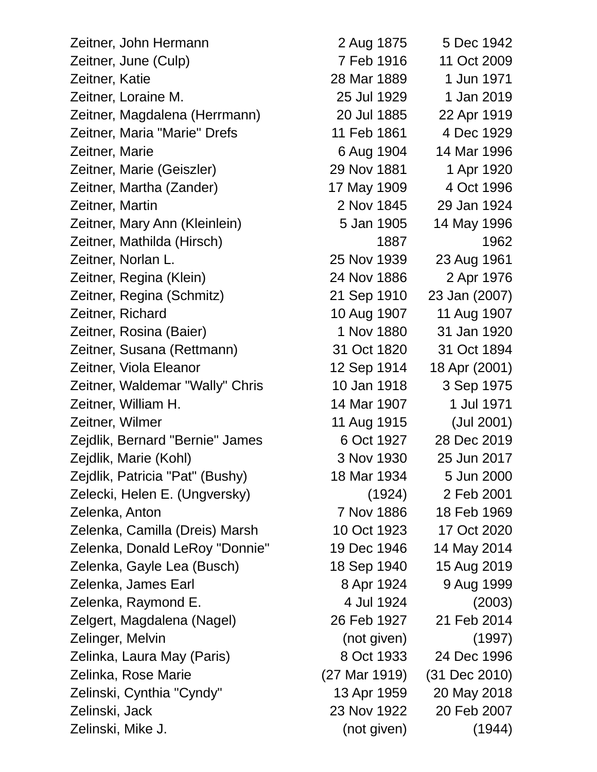| | | |
|---|---|---|
| Zeitner, John Hermann | 2 Aug 1875 | 5 Dec 1942 |
| Zeitner, June (Culp) | 7 Feb 1916 | 11 Oct 2009 |
| Zeitner, Katie | 28 Mar 1889 | 1 Jun 1971 |
| Zeitner, Loraine M. | 25 Jul 1929 | 1 Jan 2019 |
| Zeitner, Magdalena (Herrmann) | 20 Jul 1885 | 22 Apr 1919 |
| Zeitner, Maria "Marie" Drefs | 11 Feb 1861 | 4 Dec 1929 |
| Zeitner, Marie | 6 Aug 1904 | 14 Mar 1996 |
| Zeitner, Marie (Geiszler) | 29 Nov 1881 | 1 Apr 1920 |
| Zeitner, Martha (Zander) | 17 May 1909 | 4 Oct 1996 |
| Zeitner, Martin | 2 Nov 1845 | 29 Jan 1924 |
| Zeitner, Mary Ann (Kleinlein) | 5 Jan 1905 | 14 May 1996 |
| Zeitner, Mathilda (Hirsch) | 1887 | 1962 |
| Zeitner, Norlan L. | 25 Nov 1939 | 23 Aug 1961 |
| Zeitner, Regina (Klein) | 24 Nov 1886 | 2 Apr 1976 |
| Zeitner, Regina (Schmitz) | 21 Sep 1910 | 23 Jan (2007) |
| Zeitner, Richard | 10 Aug 1907 | 11 Aug 1907 |
| Zeitner, Rosina (Baier) | 1 Nov 1880 | 31 Jan 1920 |
| Zeitner, Susana (Rettmann) | 31 Oct 1820 | 31 Oct 1894 |
| Zeitner, Viola Eleanor | 12 Sep 1914 | 18 Apr (2001) |
| Zeitner, Waldemar "Wally" Chris | 10 Jan 1918 | 3 Sep 1975 |
| Zeitner, William H. | 14 Mar 1907 | 1 Jul 1971 |
| Zeitner, Wilmer | 11 Aug 1915 | (Jul 2001) |
| Zejdlik, Bernard "Bernie" James | 6 Oct 1927 | 28 Dec 2019 |
| Zejdlik, Marie (Kohl) | 3 Nov 1930 | 25 Jun 2017 |
| Zejdlik, Patricia "Pat" (Bushy) | 18 Mar 1934 | 5 Jun 2000 |
| Zelecki, Helen E. (Ungversky) | (1924) | 2 Feb 2001 |
| Zelenka, Anton | 7 Nov 1886 | 18 Feb 1969 |
| Zelenka, Camilla (Dreis) Marsh | 10 Oct 1923 | 17 Oct 2020 |
| Zelenka, Donald LeRoy "Donnie" | 19 Dec 1946 | 14 May 2014 |
| Zelenka, Gayle Lea (Busch) | 18 Sep 1940 | 15 Aug 2019 |
| Zelenka, James Earl | 8 Apr 1924 | 9 Aug 1999 |
| Zelenka, Raymond E. | 4 Jul 1924 | (2003) |
| Zelgert, Magdalena (Nagel) | 26 Feb 1927 | 21 Feb 2014 |
| Zelinger, Melvin | (not given) | (1997) |
| Zelinka, Laura May (Paris) | 8 Oct 1933 | 24 Dec 1996 |
| Zelinka, Rose Marie | (27 Mar 1919) | (31 Dec 2010) |
| Zelinski, Cynthia "Cyndy" | 13 Apr 1959 | 20 May 2018 |
| Zelinski, Jack | 23 Nov 1922 | 20 Feb 2007 |
| Zelinski, Mike J. | (not given) | (1944) |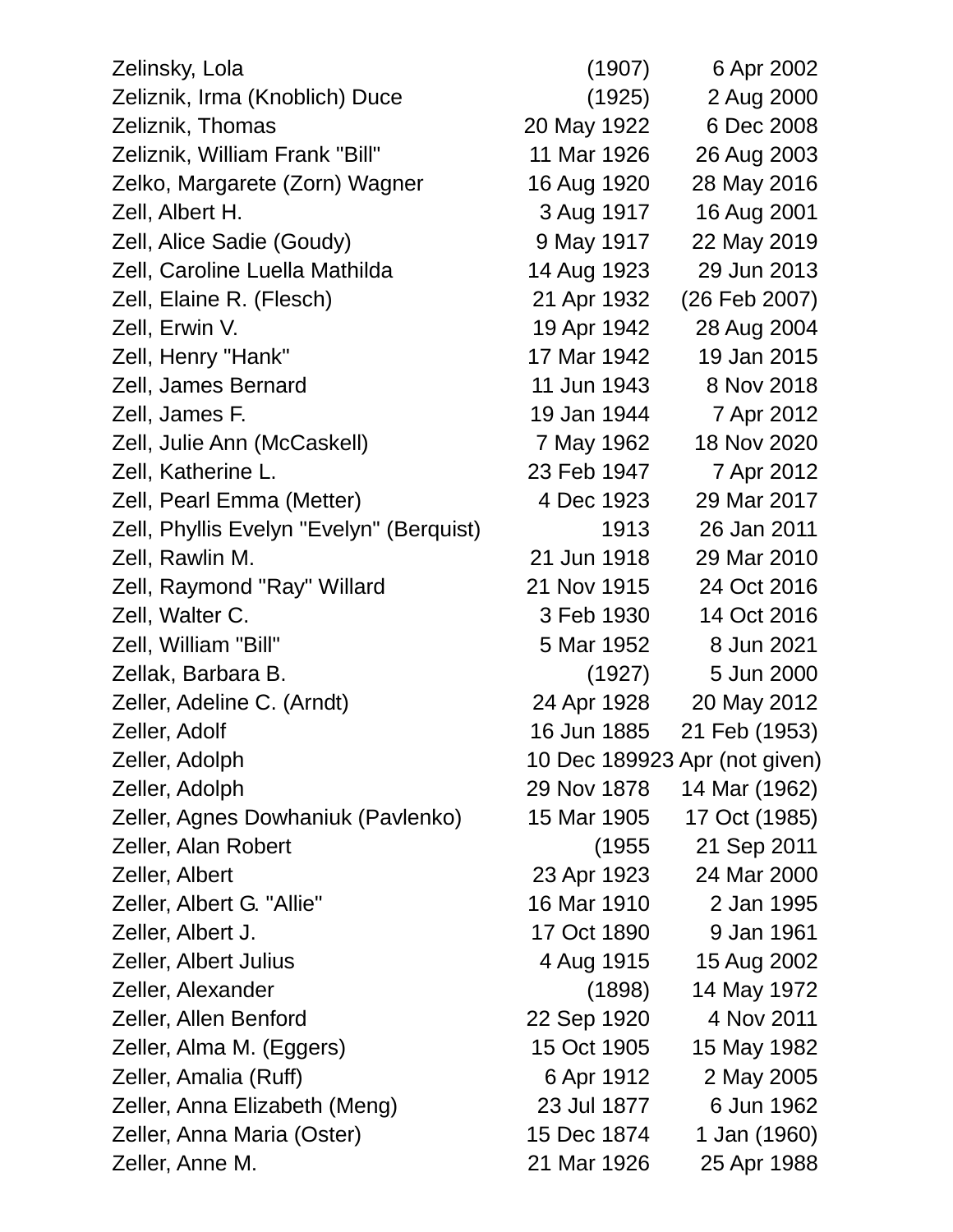| | | |
|---|---|---|
| Zelinsky, Lola | (1907) | 6 Apr 2002 |
| Zeliznik, Irma (Knoblich) Duce | (1925) | 2 Aug 2000 |
| Zeliznik, Thomas | 20 May 1922 | 6 Dec 2008 |
| Zeliznik, William Frank "Bill" | 11 Mar 1926 | 26 Aug 2003 |
| Zelko, Margarete (Zorn) Wagner | 16 Aug 1920 | 28 May 2016 |
| Zell, Albert H. | 3 Aug 1917 | 16 Aug 2001 |
| Zell, Alice Sadie (Goudy) | 9 May 1917 | 22 May 2019 |
| Zell, Caroline Luella Mathilda | 14 Aug 1923 | 29 Jun 2013 |
| Zell, Elaine R. (Flesch) | 21 Apr 1932 | (26 Feb 2007) |
| Zell, Erwin V. | 19 Apr 1942 | 28 Aug 2004 |
| Zell, Henry "Hank" | 17 Mar 1942 | 19 Jan 2015 |
| Zell, James Bernard | 11 Jun 1943 | 8 Nov 2018 |
| Zell, James F. | 19 Jan 1944 | 7 Apr 2012 |
| Zell, Julie Ann (McCaskell) | 7 May 1962 | 18 Nov 2020 |
| Zell, Katherine L. | 23 Feb 1947 | 7 Apr 2012 |
| Zell, Pearl Emma (Metter) | 4 Dec 1923 | 29 Mar 2017 |
| Zell, Phyllis Evelyn "Evelyn" (Berquist) | 1913 | 26 Jan 2011 |
| Zell, Rawlin M. | 21 Jun 1918 | 29 Mar 2010 |
| Zell, Raymond "Ray" Willard | 21 Nov 1915 | 24 Oct 2016 |
| Zell, Walter C. | 3 Feb 1930 | 14 Oct 2016 |
| Zell, William "Bill" | 5 Mar 1952 | 8 Jun 2021 |
| Zellak, Barbara B. | (1927) | 5 Jun 2000 |
| Zeller, Adeline C. (Arndt) | 24 Apr 1928 | 20 May 2012 |
| Zeller, Adolf | 16 Jun 1885 | 21 Feb (1953) |
| Zeller, Adolph | 10 Dec 1899 | 23 Apr (not given) |
| Zeller, Adolph | 29 Nov 1878 | 14 Mar (1962) |
| Zeller, Agnes Dowhaniuk (Pavlenko) | 15 Mar 1905 | 17 Oct (1985) |
| Zeller, Alan Robert | (1955 | 21 Sep 2011 |
| Zeller, Albert | 23 Apr 1923 | 24 Mar 2000 |
| Zeller, Albert G. "Allie" | 16 Mar 1910 | 2 Jan 1995 |
| Zeller, Albert J. | 17 Oct 1890 | 9 Jan 1961 |
| Zeller, Albert Julius | 4 Aug 1915 | 15 Aug 2002 |
| Zeller, Alexander | (1898) | 14 May 1972 |
| Zeller, Allen Benford | 22 Sep 1920 | 4 Nov 2011 |
| Zeller, Alma M. (Eggers) | 15 Oct 1905 | 15 May 1982 |
| Zeller, Amalia (Ruff) | 6 Apr 1912 | 2 May 2005 |
| Zeller, Anna Elizabeth (Meng) | 23 Jul 1877 | 6 Jun 1962 |
| Zeller, Anna Maria (Oster) | 15 Dec 1874 | 1 Jan (1960) |
| Zeller, Anne M. | 21 Mar 1926 | 25 Apr 1988 |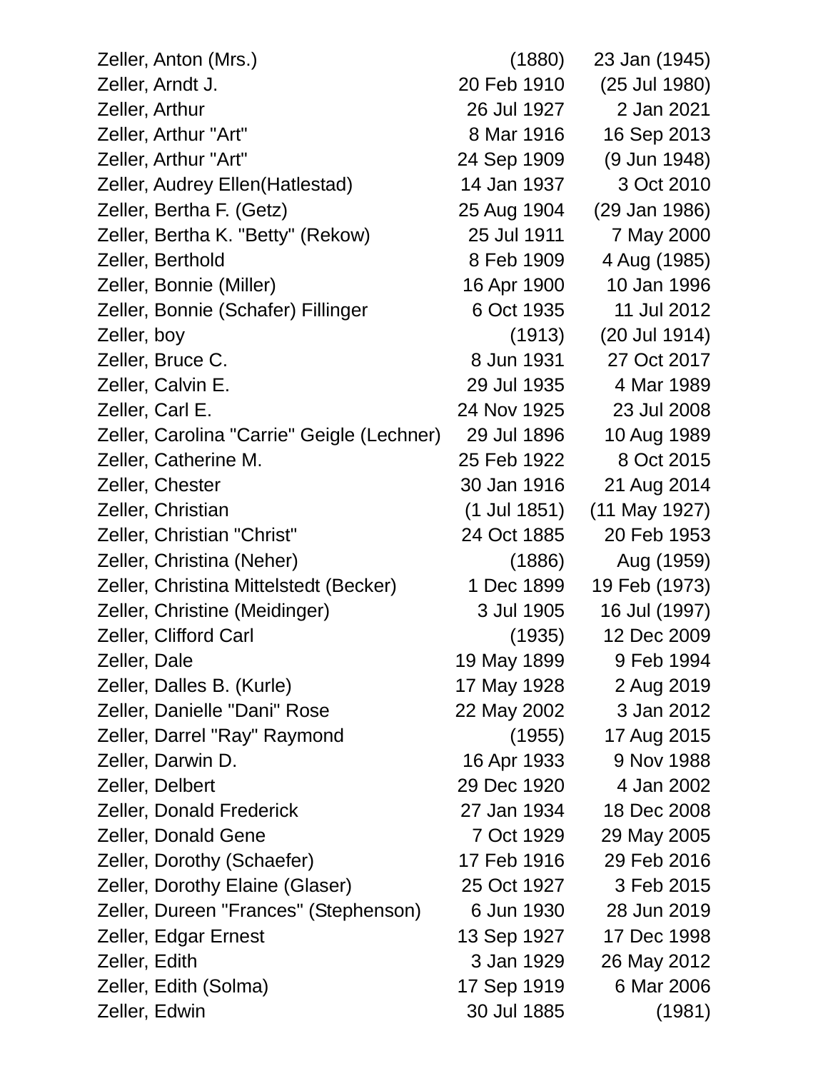| Name | Birth | Death |
|---|---|---|
| Zeller, Anton (Mrs.) | (1880) | 23 Jan (1945) |
| Zeller, Arndt J. | 20 Feb 1910 | (25 Jul 1980) |
| Zeller, Arthur | 26 Jul 1927 | 2 Jan 2021 |
| Zeller, Arthur "Art" | 8 Mar 1916 | 16 Sep 2013 |
| Zeller, Arthur "Art" | 24 Sep 1909 | (9 Jun 1948) |
| Zeller, Audrey Ellen(Hatlestad) | 14 Jan 1937 | 3 Oct 2010 |
| Zeller, Bertha F. (Getz) | 25 Aug 1904 | (29 Jan 1986) |
| Zeller, Bertha K. "Betty" (Rekow) | 25 Jul 1911 | 7 May 2000 |
| Zeller, Berthold | 8 Feb 1909 | 4 Aug (1985) |
| Zeller, Bonnie (Miller) | 16 Apr 1900 | 10 Jan 1996 |
| Zeller, Bonnie (Schafer) Fillinger | 6 Oct 1935 | 11 Jul 2012 |
| Zeller, boy | (1913) | (20 Jul 1914) |
| Zeller, Bruce C. | 8 Jun 1931 | 27 Oct 2017 |
| Zeller, Calvin E. | 29 Jul 1935 | 4 Mar 1989 |
| Zeller, Carl E. | 24 Nov 1925 | 23 Jul 2008 |
| Zeller, Carolina "Carrie" Geigle (Lechner) | 29 Jul 1896 | 10 Aug 1989 |
| Zeller, Catherine M. | 25 Feb 1922 | 8 Oct 2015 |
| Zeller, Chester | 30 Jan 1916 | 21 Aug 2014 |
| Zeller, Christian | (1 Jul 1851) | (11 May 1927) |
| Zeller, Christian "Christ" | 24 Oct 1885 | 20 Feb 1953 |
| Zeller, Christina (Neher) | (1886) | Aug (1959) |
| Zeller, Christina Mittelstedt (Becker) | 1 Dec 1899 | 19 Feb (1973) |
| Zeller, Christine (Meidinger) | 3 Jul 1905 | 16 Jul (1997) |
| Zeller, Clifford Carl | (1935) | 12 Dec 2009 |
| Zeller, Dale | 19 May 1899 | 9 Feb 1994 |
| Zeller, Dalles B. (Kurle) | 17 May 1928 | 2 Aug 2019 |
| Zeller, Danielle "Dani" Rose | 22 May 2002 | 3 Jan 2012 |
| Zeller, Darrel "Ray" Raymond | (1955) | 17 Aug 2015 |
| Zeller, Darwin D. | 16 Apr 1933 | 9 Nov 1988 |
| Zeller, Delbert | 29 Dec 1920 | 4 Jan 2002 |
| Zeller, Donald Frederick | 27 Jan 1934 | 18 Dec 2008 |
| Zeller, Donald Gene | 7 Oct 1929 | 29 May 2005 |
| Zeller, Dorothy (Schaefer) | 17 Feb 1916 | 29 Feb 2016 |
| Zeller, Dorothy Elaine (Glaser) | 25 Oct 1927 | 3 Feb 2015 |
| Zeller, Dureen "Frances" (Stephenson) | 6 Jun 1930 | 28 Jun 2019 |
| Zeller, Edgar Ernest | 13 Sep 1927 | 17 Dec 1998 |
| Zeller, Edith | 3 Jan 1929 | 26 May 2012 |
| Zeller, Edith (Solma) | 17 Sep 1919 | 6 Mar 2006 |
| Zeller, Edwin | 30 Jul 1885 | (1981) |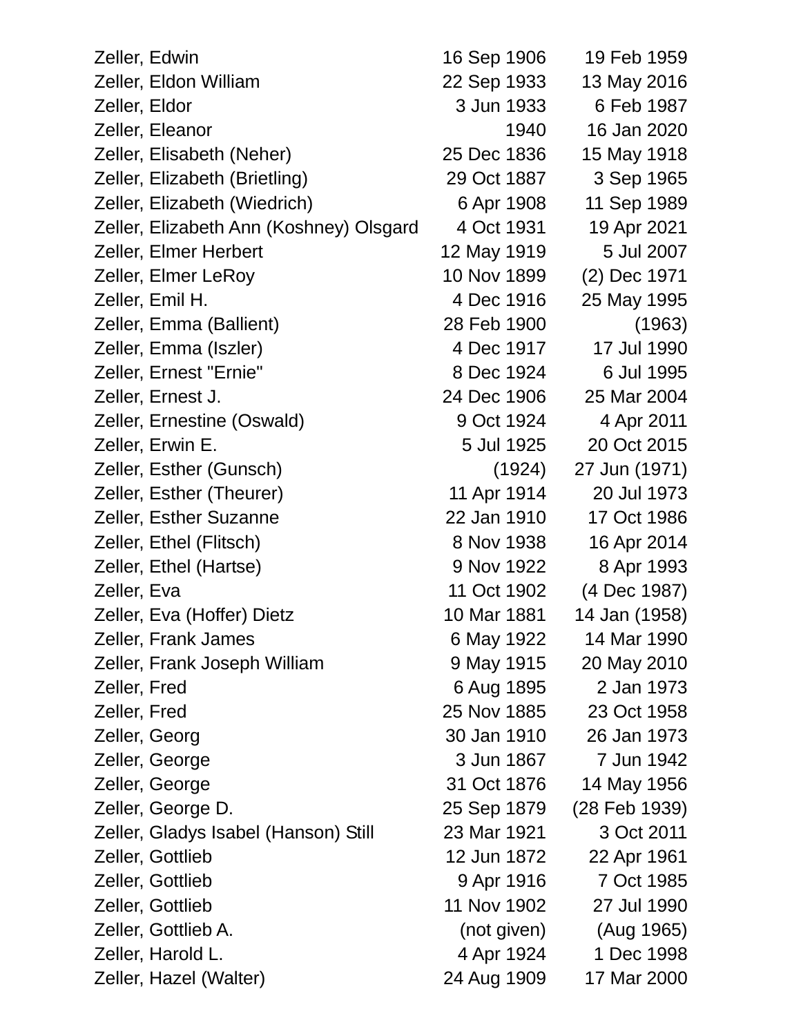| | | |
|---|---|---|
| Zeller, Edwin | 16 Sep 1906 | 19 Feb 1959 |
| Zeller, Eldon William | 22 Sep 1933 | 13 May 2016 |
| Zeller, Eldor | 3 Jun 1933 | 6 Feb 1987 |
| Zeller, Eleanor | 1940 | 16 Jan 2020 |
| Zeller, Elisabeth (Neher) | 25 Dec 1836 | 15 May 1918 |
| Zeller, Elizabeth (Brietling) | 29 Oct 1887 | 3 Sep 1965 |
| Zeller, Elizabeth (Wiedrich) | 6 Apr 1908 | 11 Sep 1989 |
| Zeller, Elizabeth Ann (Koshney) Olsgard | 4 Oct 1931 | 19 Apr 2021 |
| Zeller, Elmer Herbert | 12 May 1919 | 5 Jul 2007 |
| Zeller, Elmer LeRoy | 10 Nov 1899 | (2) Dec 1971 |
| Zeller, Emil H. | 4 Dec 1916 | 25 May 1995 |
| Zeller, Emma (Ballient) | 28 Feb 1900 | (1963) |
| Zeller, Emma (Iszler) | 4 Dec 1917 | 17 Jul 1990 |
| Zeller, Ernest "Ernie" | 8 Dec 1924 | 6 Jul 1995 |
| Zeller, Ernest J. | 24 Dec 1906 | 25 Mar 2004 |
| Zeller, Ernestine (Oswald) | 9 Oct 1924 | 4 Apr 2011 |
| Zeller, Erwin E. | 5 Jul 1925 | 20 Oct 2015 |
| Zeller, Esther (Gunsch) | (1924) | 27 Jun (1971) |
| Zeller, Esther (Theurer) | 11 Apr 1914 | 20 Jul 1973 |
| Zeller, Esther Suzanne | 22 Jan 1910 | 17 Oct 1986 |
| Zeller, Ethel (Flitsch) | 8 Nov 1938 | 16 Apr 2014 |
| Zeller, Ethel (Hartse) | 9 Nov 1922 | 8 Apr 1993 |
| Zeller, Eva | 11 Oct 1902 | (4 Dec 1987) |
| Zeller, Eva (Hoffer) Dietz | 10 Mar 1881 | 14 Jan (1958) |
| Zeller, Frank James | 6 May 1922 | 14 Mar 1990 |
| Zeller, Frank Joseph William | 9 May 1915 | 20 May 2010 |
| Zeller, Fred | 6 Aug 1895 | 2 Jan 1973 |
| Zeller, Fred | 25 Nov 1885 | 23 Oct 1958 |
| Zeller, Georg | 30 Jan 1910 | 26 Jan 1973 |
| Zeller, George | 3 Jun 1867 | 7 Jun 1942 |
| Zeller, George | 31 Oct 1876 | 14 May 1956 |
| Zeller, George D. | 25 Sep 1879 | (28 Feb 1939) |
| Zeller, Gladys Isabel (Hanson) Still | 23 Mar 1921 | 3 Oct 2011 |
| Zeller, Gottlieb | 12 Jun 1872 | 22 Apr 1961 |
| Zeller, Gottlieb | 9 Apr 1916 | 7 Oct 1985 |
| Zeller, Gottlieb | 11 Nov 1902 | 27 Jul 1990 |
| Zeller, Gottlieb A. | (not given) | (Aug 1965) |
| Zeller, Harold L. | 4 Apr 1924 | 1 Dec 1998 |
| Zeller, Hazel (Walter) | 24 Aug 1909 | 17 Mar 2000 |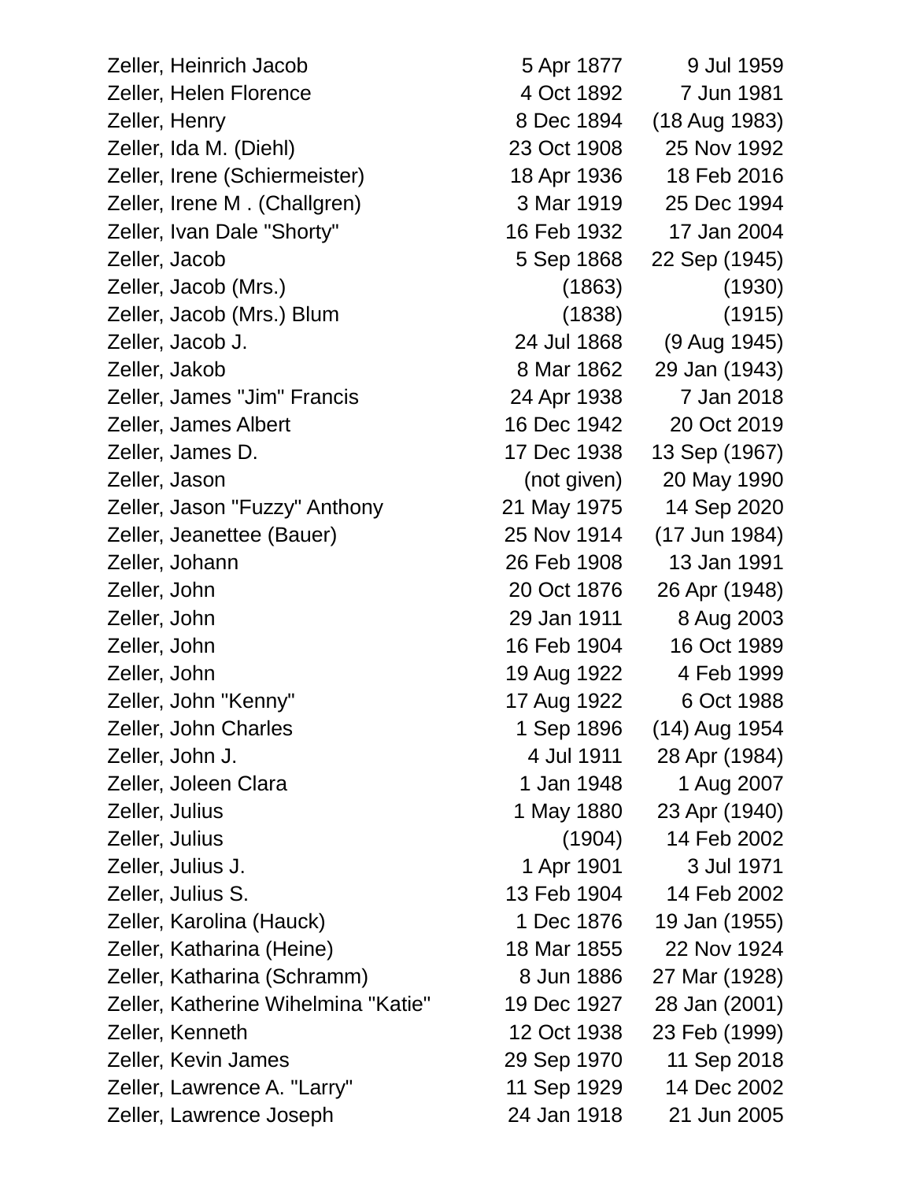| | | |
|---|---|---|
| Zeller, Heinrich Jacob | 5 Apr 1877 | 9 Jul 1959 |
| Zeller, Helen Florence | 4 Oct 1892 | 7 Jun 1981 |
| Zeller, Henry | 8 Dec 1894 | (18 Aug 1983) |
| Zeller, Ida M. (Diehl) | 23 Oct 1908 | 25 Nov 1992 |
| Zeller, Irene (Schiermeister) | 18 Apr 1936 | 18 Feb 2016 |
| Zeller, Irene M . (Challgren) | 3 Mar 1919 | 25 Dec 1994 |
| Zeller, Ivan Dale "Shorty" | 16 Feb 1932 | 17 Jan 2004 |
| Zeller, Jacob | 5 Sep 1868 | 22 Sep (1945) |
| Zeller, Jacob (Mrs.) | (1863) | (1930) |
| Zeller, Jacob (Mrs.) Blum | (1838) | (1915) |
| Zeller, Jacob J. | 24 Jul 1868 | (9 Aug 1945) |
| Zeller, Jakob | 8 Mar 1862 | 29 Jan (1943) |
| Zeller, James "Jim" Francis | 24 Apr 1938 | 7 Jan 2018 |
| Zeller, James Albert | 16 Dec 1942 | 20 Oct 2019 |
| Zeller, James D. | 17 Dec 1938 | 13 Sep (1967) |
| Zeller, Jason | (not given) | 20 May 1990 |
| Zeller, Jason "Fuzzy" Anthony | 21 May 1975 | 14 Sep 2020 |
| Zeller, Jeanettee (Bauer) | 25 Nov 1914 | (17 Jun 1984) |
| Zeller, Johann | 26 Feb 1908 | 13 Jan 1991 |
| Zeller, John | 20 Oct 1876 | 26 Apr (1948) |
| Zeller, John | 29 Jan 1911 | 8 Aug 2003 |
| Zeller, John | 16 Feb 1904 | 16 Oct 1989 |
| Zeller, John | 19 Aug 1922 | 4 Feb 1999 |
| Zeller, John "Kenny" | 17 Aug 1922 | 6 Oct 1988 |
| Zeller, John Charles | 1 Sep 1896 | (14) Aug 1954 |
| Zeller, John J. | 4 Jul 1911 | 28 Apr (1984) |
| Zeller, Joleen Clara | 1 Jan 1948 | 1 Aug 2007 |
| Zeller, Julius | 1 May 1880 | 23 Apr (1940) |
| Zeller, Julius | (1904) | 14 Feb 2002 |
| Zeller, Julius J. | 1 Apr 1901 | 3 Jul 1971 |
| Zeller, Julius S. | 13 Feb 1904 | 14 Feb 2002 |
| Zeller, Karolina (Hauck) | 1 Dec 1876 | 19 Jan (1955) |
| Zeller, Katharina (Heine) | 18 Mar 1855 | 22 Nov 1924 |
| Zeller, Katharina (Schramm) | 8 Jun 1886 | 27 Mar (1928) |
| Zeller, Katherine Wihelmina "Katie" | 19 Dec 1927 | 28 Jan (2001) |
| Zeller, Kenneth | 12 Oct 1938 | 23 Feb (1999) |
| Zeller, Kevin James | 29 Sep 1970 | 11 Sep 2018 |
| Zeller, Lawrence A. "Larry" | 11 Sep 1929 | 14 Dec 2002 |
| Zeller, Lawrence Joseph | 24 Jan 1918 | 21 Jun 2005 |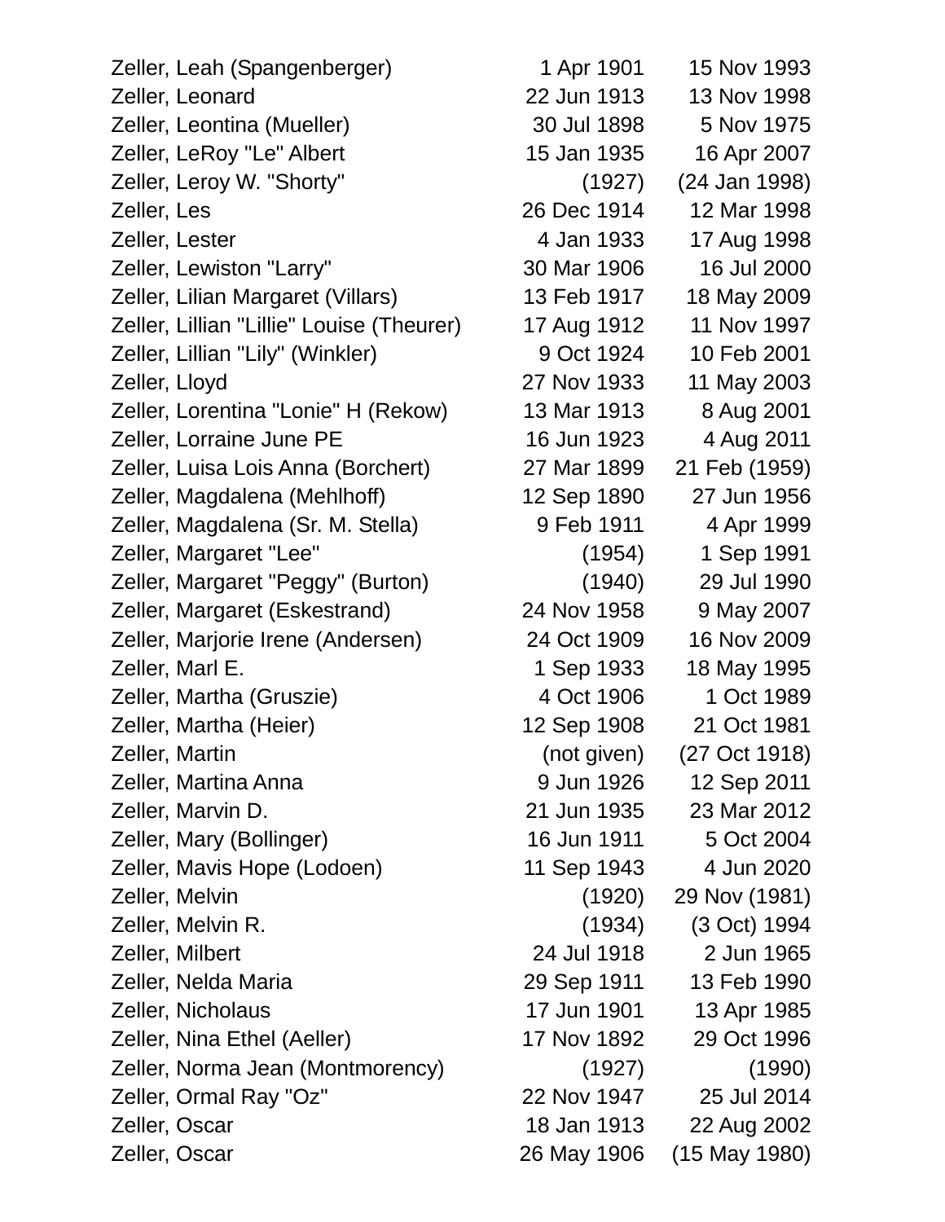| | | |
|---|---|---|
| Zeller, Leah (Spangenberger) | 1 Apr 1901 | 15 Nov 1993 |
| Zeller, Leonard | 22 Jun 1913 | 13 Nov 1998 |
| Zeller, Leontina (Mueller) | 30 Jul 1898 | 5 Nov 1975 |
| Zeller, LeRoy "Le" Albert | 15 Jan 1935 | 16 Apr 2007 |
| Zeller, Leroy W. "Shorty" | (1927) | (24 Jan 1998) |
| Zeller, Les | 26 Dec 1914 | 12 Mar 1998 |
| Zeller, Lester | 4 Jan 1933 | 17 Aug 1998 |
| Zeller, Lewiston "Larry" | 30 Mar 1906 | 16 Jul 2000 |
| Zeller, Lilian Margaret (Villars) | 13 Feb 1917 | 18 May 2009 |
| Zeller, Lillian "Lillie" Louise (Theurer) | 17 Aug 1912 | 11 Nov 1997 |
| Zeller, Lillian "Lily" (Winkler) | 9 Oct 1924 | 10 Feb 2001 |
| Zeller, Lloyd | 27 Nov 1933 | 11 May 2003 |
| Zeller, Lorentina "Lonie" H (Rekow) | 13 Mar 1913 | 8 Aug 2001 |
| Zeller, Lorraine June PE | 16 Jun 1923 | 4 Aug 2011 |
| Zeller, Luisa Lois Anna (Borchert) | 27 Mar 1899 | 21 Feb (1959) |
| Zeller, Magdalena (Mehlhoff) | 12 Sep 1890 | 27 Jun 1956 |
| Zeller, Magdalena (Sr. M. Stella) | 9 Feb 1911 | 4 Apr 1999 |
| Zeller, Margaret "Lee" | (1954) | 1 Sep 1991 |
| Zeller, Margaret "Peggy" (Burton) | (1940) | 29 Jul 1990 |
| Zeller, Margaret (Eskestrand) | 24 Nov 1958 | 9 May 2007 |
| Zeller, Marjorie Irene (Andersen) | 24 Oct 1909 | 16 Nov 2009 |
| Zeller, Marl E. | 1 Sep 1933 | 18 May 1995 |
| Zeller, Martha (Gruszie) | 4 Oct 1906 | 1 Oct 1989 |
| Zeller, Martha (Heier) | 12 Sep 1908 | 21 Oct 1981 |
| Zeller, Martin | (not given) | (27 Oct 1918) |
| Zeller, Martina Anna | 9 Jun 1926 | 12 Sep 2011 |
| Zeller, Marvin D. | 21 Jun 1935 | 23 Mar 2012 |
| Zeller, Mary (Bollinger) | 16 Jun 1911 | 5 Oct 2004 |
| Zeller, Mavis Hope (Lodoen) | 11 Sep 1943 | 4 Jun 2020 |
| Zeller, Melvin | (1920) | 29 Nov (1981) |
| Zeller, Melvin R. | (1934) | (3 Oct) 1994 |
| Zeller, Milbert | 24 Jul 1918 | 2 Jun 1965 |
| Zeller, Nelda Maria | 29 Sep 1911 | 13 Feb 1990 |
| Zeller, Nicholaus | 17 Jun 1901 | 13 Apr 1985 |
| Zeller, Nina Ethel (Aeller) | 17 Nov 1892 | 29 Oct 1996 |
| Zeller, Norma Jean (Montmorency) | (1927) | (1990) |
| Zeller, Ormal Ray "Oz" | 22 Nov 1947 | 25 Jul 2014 |
| Zeller, Oscar | 18 Jan 1913 | 22 Aug 2002 |
| Zeller, Oscar | 26 May 1906 | (15 May 1980) |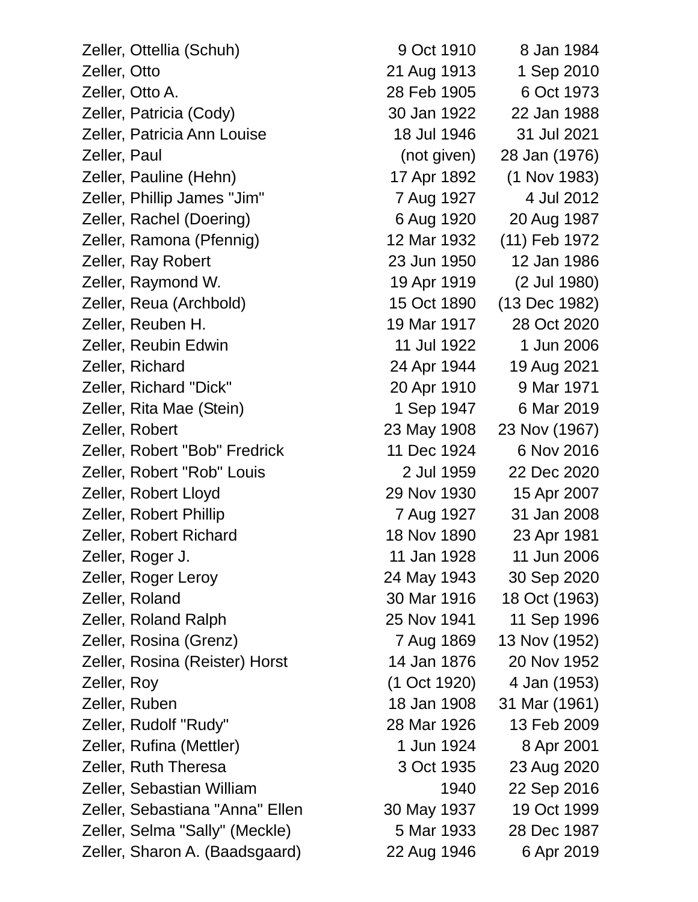| | | |
|---|---|---|
| Zeller, Ottellia (Schuh) | 9 Oct 1910 | 8 Jan 1984 |
| Zeller, Otto | 21 Aug 1913 | 1 Sep 2010 |
| Zeller, Otto A. | 28 Feb 1905 | 6 Oct 1973 |
| Zeller, Patricia (Cody) | 30 Jan 1922 | 22 Jan 1988 |
| Zeller, Patricia Ann Louise | 18 Jul 1946 | 31 Jul 2021 |
| Zeller, Paul | (not given) | 28 Jan (1976) |
| Zeller, Pauline (Hehn) | 17 Apr 1892 | (1 Nov 1983) |
| Zeller, Phillip James "Jim" | 7 Aug 1927 | 4 Jul 2012 |
| Zeller, Rachel (Doering) | 6 Aug 1920 | 20 Aug 1987 |
| Zeller, Ramona (Pfennig) | 12 Mar 1932 | (11) Feb 1972 |
| Zeller, Ray Robert | 23 Jun 1950 | 12 Jan 1986 |
| Zeller, Raymond W. | 19 Apr 1919 | (2 Jul 1980) |
| Zeller, Reua (Archbold) | 15 Oct 1890 | (13 Dec 1982) |
| Zeller, Reuben H. | 19 Mar 1917 | 28 Oct 2020 |
| Zeller, Reubin Edwin | 11 Jul 1922 | 1 Jun 2006 |
| Zeller, Richard | 24 Apr 1944 | 19 Aug 2021 |
| Zeller, Richard "Dick" | 20 Apr 1910 | 9 Mar 1971 |
| Zeller, Rita Mae (Stein) | 1 Sep 1947 | 6 Mar 2019 |
| Zeller, Robert | 23 May 1908 | 23 Nov (1967) |
| Zeller, Robert "Bob" Fredrick | 11 Dec 1924 | 6 Nov 2016 |
| Zeller, Robert "Rob" Louis | 2 Jul 1959 | 22 Dec 2020 |
| Zeller, Robert Lloyd | 29 Nov 1930 | 15 Apr 2007 |
| Zeller, Robert Phillip | 7 Aug 1927 | 31 Jan 2008 |
| Zeller, Robert Richard | 18 Nov 1890 | 23 Apr 1981 |
| Zeller, Roger J. | 11 Jan 1928 | 11 Jun 2006 |
| Zeller, Roger Leroy | 24 May 1943 | 30 Sep 2020 |
| Zeller, Roland | 30 Mar 1916 | 18 Oct (1963) |
| Zeller, Roland Ralph | 25 Nov 1941 | 11 Sep 1996 |
| Zeller, Rosina (Grenz) | 7 Aug 1869 | 13 Nov (1952) |
| Zeller, Rosina (Reister) Horst | 14 Jan 1876 | 20 Nov 1952 |
| Zeller, Roy | (1 Oct 1920) | 4 Jan (1953) |
| Zeller, Ruben | 18 Jan 1908 | 31 Mar (1961) |
| Zeller, Rudolf "Rudy" | 28 Mar 1926 | 13 Feb 2009 |
| Zeller, Rufina (Mettler) | 1 Jun 1924 | 8 Apr 2001 |
| Zeller, Ruth Theresa | 3 Oct 1935 | 23 Aug 2020 |
| Zeller, Sebastian William | 1940 | 22 Sep 2016 |
| Zeller, Sebastiana "Anna" Ellen | 30 May 1937 | 19 Oct 1999 |
| Zeller, Selma "Sally" (Meckle) | 5 Mar 1933 | 28 Dec 1987 |
| Zeller, Sharon A. (Baadsgaard) | 22 Aug 1946 | 6 Apr 2019 |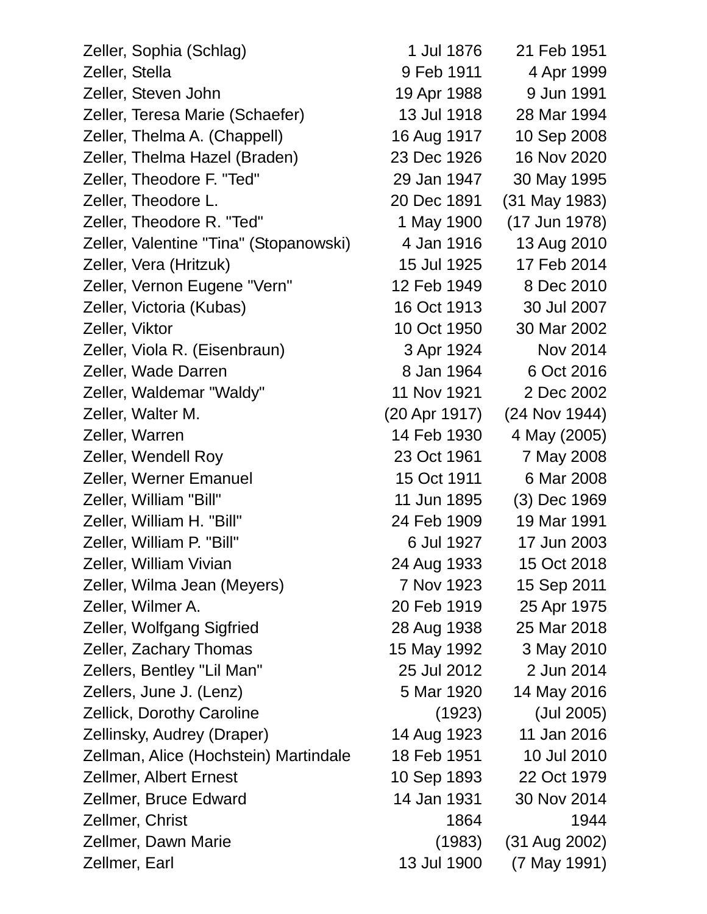| | | |
|---|---|---|
| Zeller, Sophia (Schlag) | 1 Jul 1876 | 21 Feb 1951 |
| Zeller, Stella | 9 Feb 1911 | 4 Apr 1999 |
| Zeller, Steven John | 19 Apr 1988 | 9 Jun 1991 |
| Zeller, Teresa Marie (Schaefer) | 13 Jul 1918 | 28 Mar 1994 |
| Zeller, Thelma A. (Chappell) | 16 Aug 1917 | 10 Sep 2008 |
| Zeller, Thelma Hazel (Braden) | 23 Dec 1926 | 16 Nov 2020 |
| Zeller, Theodore F. "Ted" | 29 Jan 1947 | 30 May 1995 |
| Zeller, Theodore L. | 20 Dec 1891 | (31 May 1983) |
| Zeller, Theodore R. "Ted" | 1 May 1900 | (17 Jun 1978) |
| Zeller, Valentine "Tina" (Stopanowski) | 4 Jan 1916 | 13 Aug 2010 |
| Zeller, Vera (Hritzuk) | 15 Jul 1925 | 17 Feb 2014 |
| Zeller, Vernon Eugene "Vern" | 12 Feb 1949 | 8 Dec 2010 |
| Zeller, Victoria (Kubas) | 16 Oct 1913 | 30 Jul 2007 |
| Zeller, Viktor | 10 Oct 1950 | 30 Mar 2002 |
| Zeller, Viola R. (Eisenbraun) | 3 Apr 1924 | Nov 2014 |
| Zeller, Wade Darren | 8 Jan 1964 | 6 Oct 2016 |
| Zeller, Waldemar "Waldy" | 11 Nov 1921 | 2 Dec 2002 |
| Zeller, Walter M. | (20 Apr 1917) | (24 Nov 1944) |
| Zeller, Warren | 14 Feb 1930 | 4 May (2005) |
| Zeller, Wendell Roy | 23 Oct 1961 | 7 May 2008 |
| Zeller, Werner Emanuel | 15 Oct 1911 | 6 Mar 2008 |
| Zeller, William "Bill" | 11 Jun 1895 | (3) Dec 1969 |
| Zeller, William H. "Bill" | 24 Feb 1909 | 19 Mar 1991 |
| Zeller, William P. "Bill" | 6 Jul 1927 | 17 Jun 2003 |
| Zeller, William Vivian | 24 Aug 1933 | 15 Oct 2018 |
| Zeller, Wilma Jean (Meyers) | 7 Nov 1923 | 15 Sep 2011 |
| Zeller, Wilmer A. | 20 Feb 1919 | 25 Apr 1975 |
| Zeller, Wolfgang Sigfried | 28 Aug 1938 | 25 Mar 2018 |
| Zeller, Zachary Thomas | 15 May 1992 | 3 May 2010 |
| Zellers, Bentley "Lil Man" | 25 Jul 2012 | 2 Jun 2014 |
| Zellers, June J. (Lenz) | 5 Mar 1920 | 14 May 2016 |
| Zellick, Dorothy Caroline | (1923) | (Jul 2005) |
| Zellinsky, Audrey (Draper) | 14 Aug 1923 | 11 Jan 2016 |
| Zellman, Alice (Hochstein) Martindale | 18 Feb 1951 | 10 Jul 2010 |
| Zellmer, Albert Ernest | 10 Sep 1893 | 22 Oct 1979 |
| Zellmer, Bruce Edward | 14 Jan 1931 | 30 Nov 2014 |
| Zellmer, Christ | 1864 | 1944 |
| Zellmer, Dawn Marie | (1983) | (31 Aug 2002) |
| Zellmer, Earl | 13 Jul 1900 | (7 May 1991) |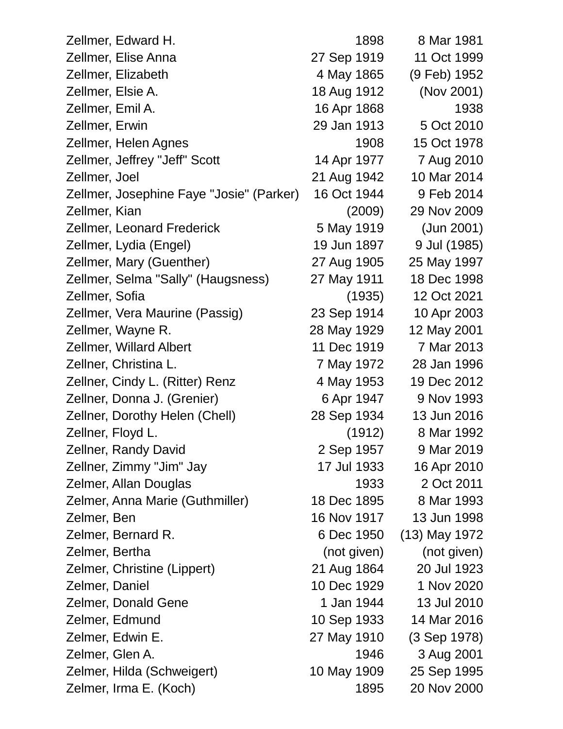| | | |
|---|---|---|
| Zellmer, Edward H. | 1898 | 8 Mar 1981 |
| Zellmer, Elise Anna | 27 Sep 1919 | 11 Oct 1999 |
| Zellmer, Elizabeth | 4 May 1865 | (9 Feb) 1952 |
| Zellmer, Elsie A. | 18 Aug 1912 | (Nov 2001) |
| Zellmer, Emil A. | 16 Apr 1868 | 1938 |
| Zellmer, Erwin | 29 Jan 1913 | 5 Oct 2010 |
| Zellmer, Helen Agnes | 1908 | 15 Oct 1978 |
| Zellmer, Jeffrey "Jeff" Scott | 14 Apr 1977 | 7 Aug 2010 |
| Zellmer, Joel | 21 Aug 1942 | 10 Mar 2014 |
| Zellmer, Josephine Faye "Josie" (Parker) | 16 Oct 1944 | 9 Feb 2014 |
| Zellmer, Kian | (2009) | 29 Nov 2009 |
| Zellmer, Leonard Frederick | 5 May 1919 | (Jun 2001) |
| Zellmer, Lydia (Engel) | 19 Jun 1897 | 9 Jul (1985) |
| Zellmer, Mary (Guenther) | 27 Aug 1905 | 25 May 1997 |
| Zellmer, Selma "Sally" (Haugsness) | 27 May 1911 | 18 Dec 1998 |
| Zellmer, Sofia | (1935) | 12 Oct 2021 |
| Zellmer, Vera Maurine (Passig) | 23 Sep 1914 | 10 Apr 2003 |
| Zellmer, Wayne R. | 28 May 1929 | 12 May 2001 |
| Zellmer, Willard Albert | 11 Dec 1919 | 7 Mar 2013 |
| Zellner, Christina L. | 7 May 1972 | 28 Jan 1996 |
| Zellner, Cindy L. (Ritter) Renz | 4 May 1953 | 19 Dec 2012 |
| Zellner, Donna J. (Grenier) | 6 Apr 1947 | 9 Nov 1993 |
| Zellner, Dorothy Helen (Chell) | 28 Sep 1934 | 13 Jun 2016 |
| Zellner, Floyd L. | (1912) | 8 Mar 1992 |
| Zellner, Randy David | 2 Sep 1957 | 9 Mar 2019 |
| Zellner, Zimmy "Jim" Jay | 17 Jul 1933 | 16 Apr 2010 |
| Zelmer, Allan Douglas | 1933 | 2 Oct 2011 |
| Zelmer, Anna Marie (Guthmiller) | 18 Dec 1895 | 8 Mar 1993 |
| Zelmer, Ben | 16 Nov 1917 | 13 Jun 1998 |
| Zelmer, Bernard R. | 6 Dec 1950 | (13) May 1972 |
| Zelmer, Bertha | (not given) | (not given) |
| Zelmer, Christine (Lippert) | 21 Aug 1864 | 20 Jul 1923 |
| Zelmer, Daniel | 10 Dec 1929 | 1 Nov 2020 |
| Zelmer, Donald Gene | 1 Jan 1944 | 13 Jul 2010 |
| Zelmer, Edmund | 10 Sep 1933 | 14 Mar 2016 |
| Zelmer, Edwin E. | 27 May 1910 | (3 Sep 1978) |
| Zelmer, Glen A. | 1946 | 3 Aug 2001 |
| Zelmer, Hilda (Schweigert) | 10 May 1909 | 25 Sep 1995 |
| Zelmer, Irma E. (Koch) | 1895 | 20 Nov 2000 |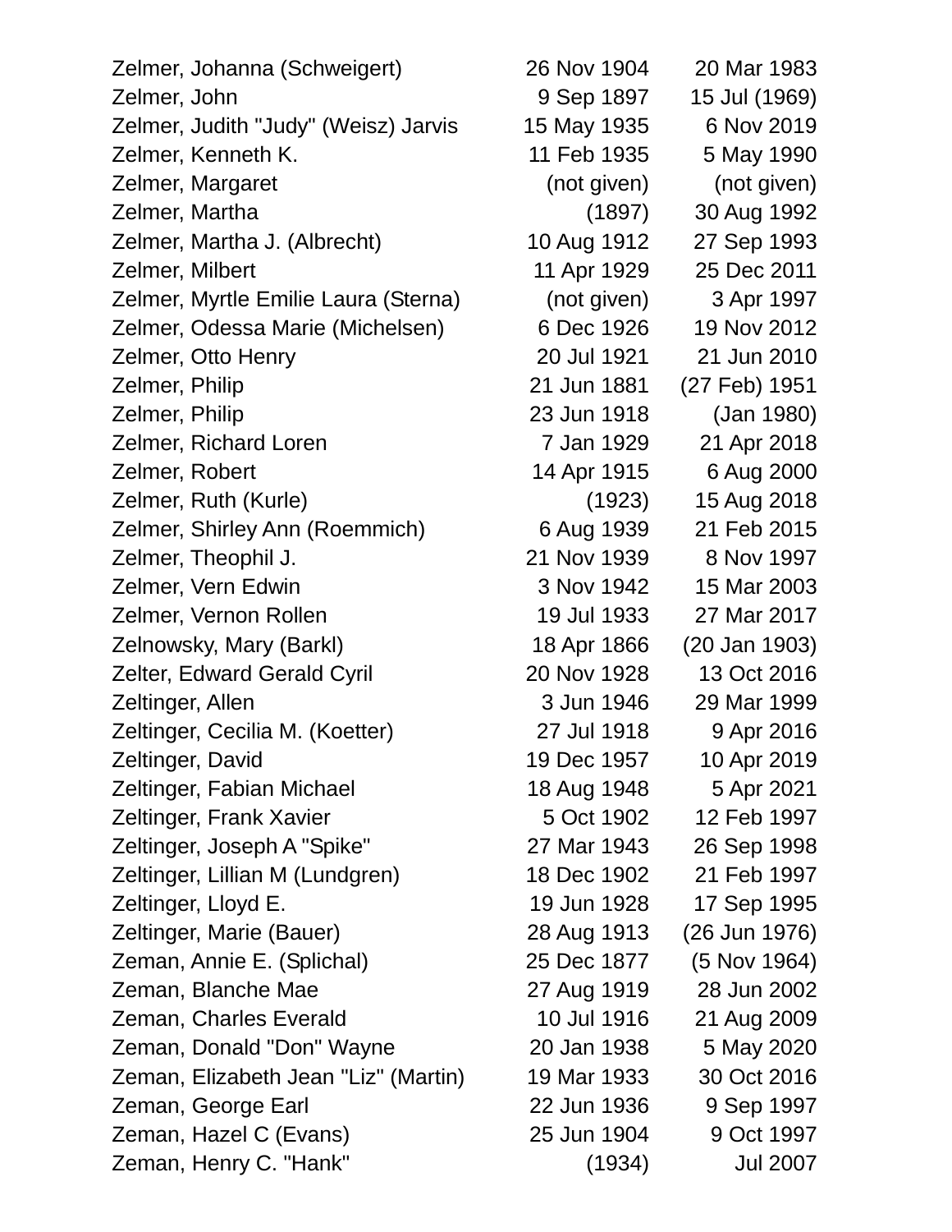| | | |
|---|---|---|
| Zelmer, Johanna (Schweigert) | 26 Nov 1904 | 20 Mar 1983 |
| Zelmer, John | 9 Sep 1897 | 15 Jul (1969) |
| Zelmer, Judith "Judy" (Weisz) Jarvis | 15 May 1935 | 6 Nov 2019 |
| Zelmer, Kenneth K. | 11 Feb 1935 | 5 May 1990 |
| Zelmer, Margaret | (not given) | (not given) |
| Zelmer, Martha | (1897) | 30 Aug 1992 |
| Zelmer, Martha J. (Albrecht) | 10 Aug 1912 | 27 Sep 1993 |
| Zelmer, Milbert | 11 Apr 1929 | 25 Dec 2011 |
| Zelmer, Myrtle Emilie Laura (Sterna) | (not given) | 3 Apr 1997 |
| Zelmer, Odessa Marie (Michelsen) | 6 Dec 1926 | 19 Nov 2012 |
| Zelmer, Otto Henry | 20 Jul 1921 | 21 Jun 2010 |
| Zelmer, Philip | 21 Jun 1881 | (27 Feb) 1951 |
| Zelmer, Philip | 23 Jun 1918 | (Jan 1980) |
| Zelmer, Richard Loren | 7 Jan 1929 | 21 Apr 2018 |
| Zelmer, Robert | 14 Apr 1915 | 6 Aug 2000 |
| Zelmer, Ruth (Kurle) | (1923) | 15 Aug 2018 |
| Zelmer, Shirley Ann (Roemmich) | 6 Aug 1939 | 21 Feb 2015 |
| Zelmer, Theophil J. | 21 Nov 1939 | 8 Nov 1997 |
| Zelmer, Vern Edwin | 3 Nov 1942 | 15 Mar 2003 |
| Zelmer, Vernon Rollen | 19 Jul 1933 | 27 Mar 2017 |
| Zelnowsky, Mary (Barkl) | 18 Apr 1866 | (20 Jan 1903) |
| Zelter, Edward Gerald Cyril | 20 Nov 1928 | 13 Oct 2016 |
| Zeltinger, Allen | 3 Jun 1946 | 29 Mar 1999 |
| Zeltinger, Cecilia M. (Koetter) | 27 Jul 1918 | 9 Apr 2016 |
| Zeltinger, David | 19 Dec 1957 | 10 Apr 2019 |
| Zeltinger, Fabian Michael | 18 Aug 1948 | 5 Apr 2021 |
| Zeltinger, Frank Xavier | 5 Oct 1902 | 12 Feb 1997 |
| Zeltinger, Joseph A "Spike" | 27 Mar 1943 | 26 Sep 1998 |
| Zeltinger, Lillian M (Lundgren) | 18 Dec 1902 | 21 Feb 1997 |
| Zeltinger, Lloyd E. | 19 Jun 1928 | 17 Sep 1995 |
| Zeltinger, Marie (Bauer) | 28 Aug 1913 | (26 Jun 1976) |
| Zeman, Annie E. (Splichal) | 25 Dec 1877 | (5 Nov 1964) |
| Zeman, Blanche Mae | 27 Aug 1919 | 28 Jun 2002 |
| Zeman, Charles Everald | 10 Jul 1916 | 21 Aug 2009 |
| Zeman, Donald "Don" Wayne | 20 Jan 1938 | 5 May 2020 |
| Zeman, Elizabeth Jean "Liz" (Martin) | 19 Mar 1933 | 30 Oct 2016 |
| Zeman, George Earl | 22 Jun 1936 | 9 Sep 1997 |
| Zeman, Hazel C (Evans) | 25 Jun 1904 | 9 Oct 1997 |
| Zeman, Henry C. "Hank" | (1934) | Jul 2007 |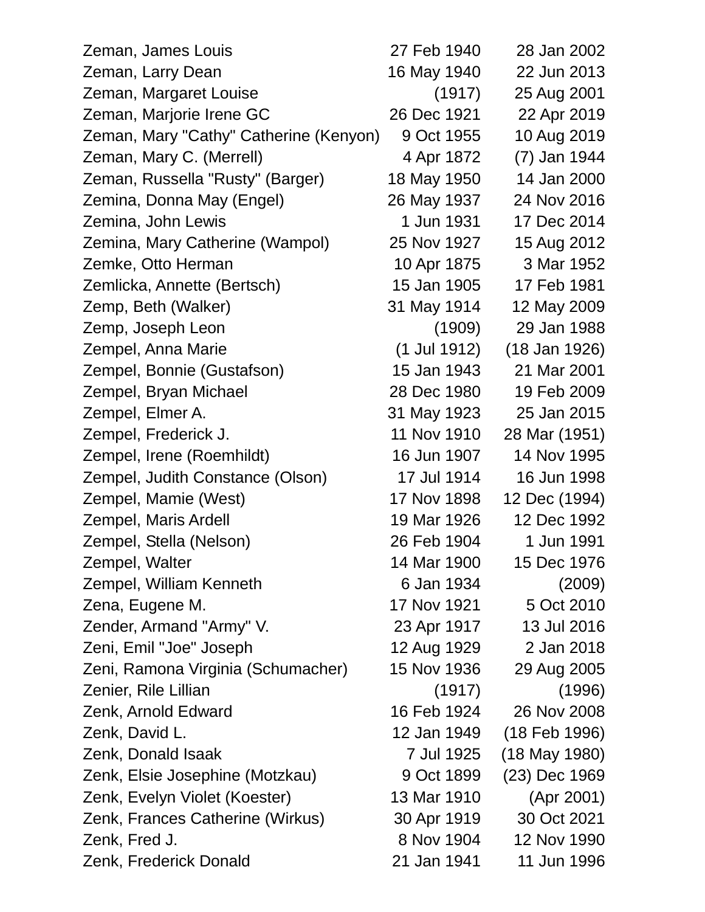| | | |
|---|---|---|
| Zeman, James Louis | 27 Feb 1940 | 28 Jan 2002 |
| Zeman, Larry Dean | 16 May 1940 | 22 Jun 2013 |
| Zeman, Margaret Louise | (1917) | 25 Aug 2001 |
| Zeman, Marjorie Irene GC | 26 Dec 1921 | 22 Apr 2019 |
| Zeman, Mary "Cathy" Catherine (Kenyon) | 9 Oct 1955 | 10 Aug 2019 |
| Zeman, Mary C. (Merrell) | 4 Apr 1872 | (7) Jan 1944 |
| Zeman, Russella "Rusty" (Barger) | 18 May 1950 | 14 Jan 2000 |
| Zemina, Donna May (Engel) | 26 May 1937 | 24 Nov 2016 |
| Zemina, John Lewis | 1 Jun 1931 | 17 Dec 2014 |
| Zemina, Mary Catherine (Wampol) | 25 Nov 1927 | 15 Aug 2012 |
| Zemke, Otto Herman | 10 Apr 1875 | 3 Mar 1952 |
| Zemlicka, Annette (Bertsch) | 15 Jan 1905 | 17 Feb 1981 |
| Zemp, Beth (Walker) | 31 May 1914 | 12 May 2009 |
| Zemp, Joseph Leon | (1909) | 29 Jan 1988 |
| Zempel, Anna Marie | (1 Jul 1912) | (18 Jan 1926) |
| Zempel, Bonnie (Gustafson) | 15 Jan 1943 | 21 Mar 2001 |
| Zempel, Bryan Michael | 28 Dec 1980 | 19 Feb 2009 |
| Zempel, Elmer A. | 31 May 1923 | 25 Jan 2015 |
| Zempel, Frederick J. | 11 Nov 1910 | 28 Mar (1951) |
| Zempel, Irene (Roemhildt) | 16 Jun 1907 | 14 Nov 1995 |
| Zempel, Judith Constance (Olson) | 17 Jul 1914 | 16 Jun 1998 |
| Zempel, Mamie (West) | 17 Nov 1898 | 12 Dec (1994) |
| Zempel, Maris Ardell | 19 Mar 1926 | 12 Dec 1992 |
| Zempel, Stella (Nelson) | 26 Feb 1904 | 1 Jun 1991 |
| Zempel, Walter | 14 Mar 1900 | 15 Dec 1976 |
| Zempel, William Kenneth | 6 Jan 1934 | (2009) |
| Zena, Eugene M. | 17 Nov 1921 | 5 Oct 2010 |
| Zender, Armand "Army" V. | 23 Apr 1917 | 13 Jul 2016 |
| Zeni, Emil "Joe" Joseph | 12 Aug 1929 | 2 Jan 2018 |
| Zeni, Ramona Virginia (Schumacher) | 15 Nov 1936 | 29 Aug 2005 |
| Zenier, Rile Lillian | (1917) | (1996) |
| Zenk, Arnold Edward | 16 Feb 1924 | 26 Nov 2008 |
| Zenk, David L. | 12 Jan 1949 | (18 Feb 1996) |
| Zenk, Donald Isaak | 7 Jul 1925 | (18 May 1980) |
| Zenk, Elsie Josephine (Motzkau) | 9 Oct 1899 | (23) Dec 1969 |
| Zenk, Evelyn Violet (Koester) | 13 Mar 1910 | (Apr 2001) |
| Zenk, Frances Catherine (Wirkus) | 30 Apr 1919 | 30 Oct 2021 |
| Zenk, Fred J. | 8 Nov 1904 | 12 Nov 1990 |
| Zenk, Frederick Donald | 21 Jan 1941 | 11 Jun 1996 |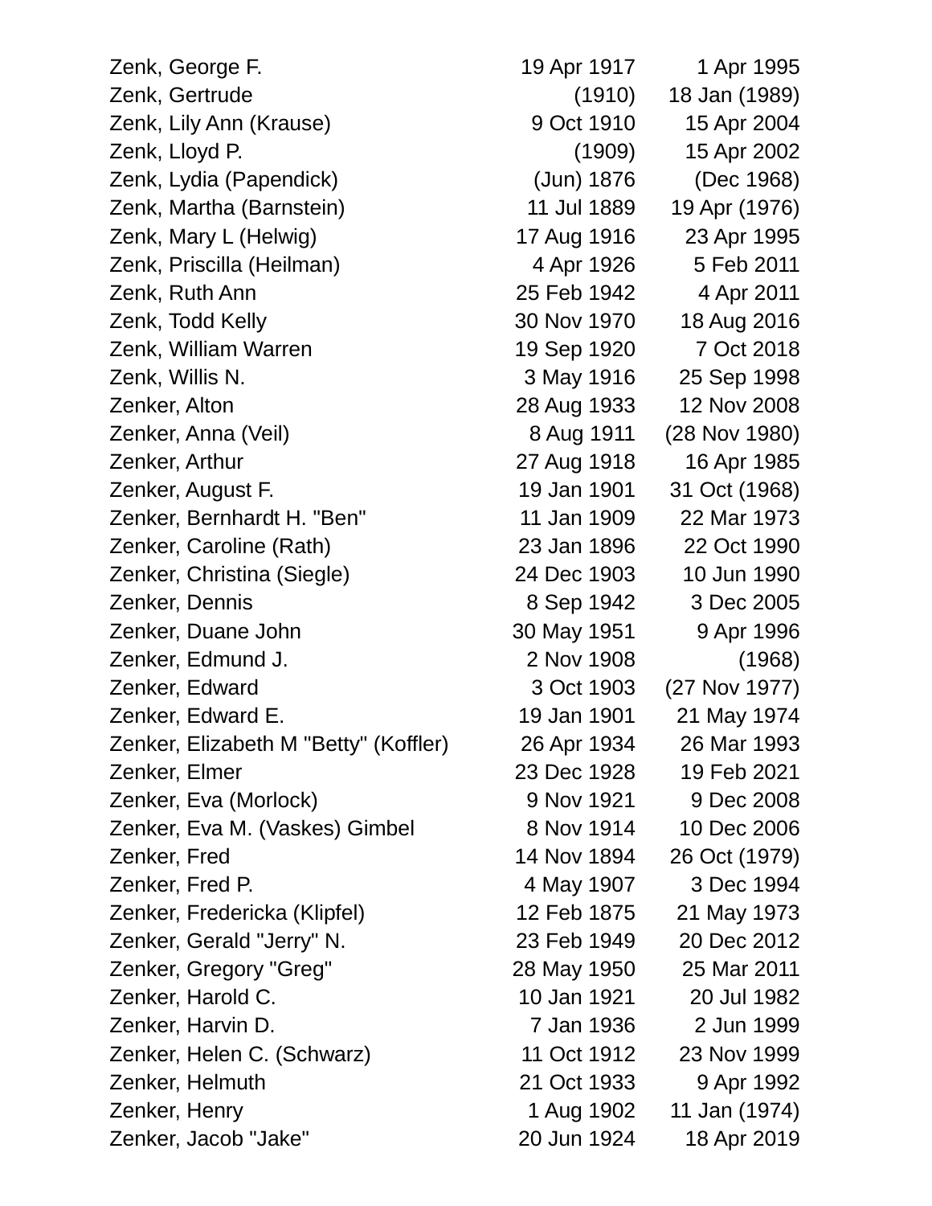| | | |
|---|---|---|
| Zenk, George F. | 19 Apr 1917 | 1 Apr 1995 |
| Zenk, Gertrude | (1910) | 18 Jan (1989) |
| Zenk, Lily Ann (Krause) | 9 Oct 1910 | 15 Apr 2004 |
| Zenk, Lloyd P. | (1909) | 15 Apr 2002 |
| Zenk, Lydia (Papendick) | (Jun) 1876 | (Dec 1968) |
| Zenk, Martha (Barnstein) | 11 Jul 1889 | 19 Apr (1976) |
| Zenk, Mary L (Helwig) | 17 Aug 1916 | 23 Apr 1995 |
| Zenk, Priscilla (Heilman) | 4 Apr 1926 | 5 Feb 2011 |
| Zenk, Ruth Ann | 25 Feb 1942 | 4 Apr 2011 |
| Zenk, Todd Kelly | 30 Nov 1970 | 18 Aug 2016 |
| Zenk, William Warren | 19 Sep 1920 | 7 Oct 2018 |
| Zenk, Willis N. | 3 May 1916 | 25 Sep 1998 |
| Zenker, Alton | 28 Aug 1933 | 12 Nov 2008 |
| Zenker, Anna (Veil) | 8 Aug 1911 | (28 Nov 1980) |
| Zenker, Arthur | 27 Aug 1918 | 16 Apr 1985 |
| Zenker, August F. | 19 Jan 1901 | 31 Oct (1968) |
| Zenker, Bernhardt H. "Ben" | 11 Jan 1909 | 22 Mar 1973 |
| Zenker, Caroline (Rath) | 23 Jan 1896 | 22 Oct 1990 |
| Zenker, Christina (Siegle) | 24 Dec 1903 | 10 Jun 1990 |
| Zenker, Dennis | 8 Sep 1942 | 3 Dec 2005 |
| Zenker, Duane John | 30 May 1951 | 9 Apr 1996 |
| Zenker, Edmund J. | 2 Nov 1908 | (1968) |
| Zenker, Edward | 3 Oct 1903 | (27 Nov 1977) |
| Zenker, Edward E. | 19 Jan 1901 | 21 May 1974 |
| Zenker, Elizabeth M "Betty" (Koffler) | 26 Apr 1934 | 26 Mar 1993 |
| Zenker, Elmer | 23 Dec 1928 | 19 Feb 2021 |
| Zenker, Eva (Morlock) | 9 Nov 1921 | 9 Dec 2008 |
| Zenker, Eva M. (Vaskes) Gimbel | 8 Nov 1914 | 10 Dec 2006 |
| Zenker, Fred | 14 Nov 1894 | 26 Oct (1979) |
| Zenker, Fred P. | 4 May 1907 | 3 Dec 1994 |
| Zenker, Fredericka (Klipfel) | 12 Feb 1875 | 21 May 1973 |
| Zenker, Gerald "Jerry" N. | 23 Feb 1949 | 20 Dec 2012 |
| Zenker, Gregory "Greg" | 28 May 1950 | 25 Mar 2011 |
| Zenker, Harold C. | 10 Jan 1921 | 20 Jul 1982 |
| Zenker, Harvin D. | 7 Jan 1936 | 2 Jun 1999 |
| Zenker, Helen C. (Schwarz) | 11 Oct 1912 | 23 Nov 1999 |
| Zenker, Helmuth | 21 Oct 1933 | 9 Apr 1992 |
| Zenker, Henry | 1 Aug 1902 | 11 Jan (1974) |
| Zenker, Jacob "Jake" | 20 Jun 1924 | 18 Apr 2019 |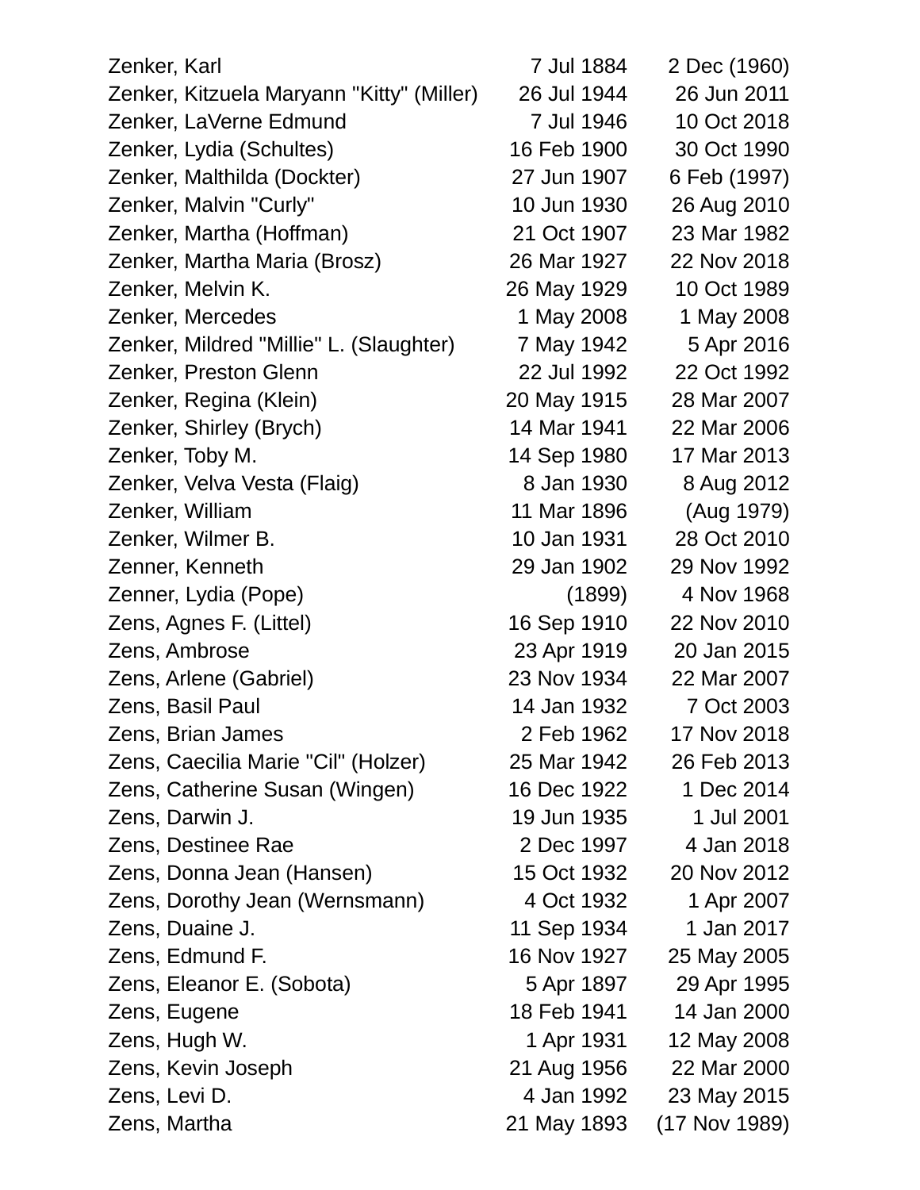| Name | Birth | Death |
|---|---|---|
| Zenker, Karl | 7 Jul 1884 | 2 Dec (1960) |
| Zenker, Kitzuela Maryann "Kitty" (Miller) | 26 Jul 1944 | 26 Jun 2011 |
| Zenker, LaVerne Edmund | 7 Jul 1946 | 10 Oct 2018 |
| Zenker, Lydia (Schultes) | 16 Feb 1900 | 30 Oct 1990 |
| Zenker, Malthilda (Dockter) | 27 Jun 1907 | 6 Feb (1997) |
| Zenker, Malvin "Curly" | 10 Jun 1930 | 26 Aug 2010 |
| Zenker, Martha (Hoffman) | 21 Oct 1907 | 23 Mar 1982 |
| Zenker, Martha Maria (Brosz) | 26 Mar 1927 | 22 Nov 2018 |
| Zenker, Melvin K. | 26 May 1929 | 10 Oct 1989 |
| Zenker, Mercedes | 1 May 2008 | 1 May 2008 |
| Zenker, Mildred "Millie" L. (Slaughter) | 7 May 1942 | 5 Apr 2016 |
| Zenker, Preston Glenn | 22 Jul 1992 | 22 Oct 1992 |
| Zenker, Regina (Klein) | 20 May 1915 | 28 Mar 2007 |
| Zenker, Shirley (Brych) | 14 Mar 1941 | 22 Mar 2006 |
| Zenker, Toby M. | 14 Sep 1980 | 17 Mar 2013 |
| Zenker, Velva Vesta (Flaig) | 8 Jan 1930 | 8 Aug 2012 |
| Zenker, William | 11 Mar 1896 | (Aug 1979) |
| Zenker, Wilmer B. | 10 Jan 1931 | 28 Oct 2010 |
| Zenner, Kenneth | 29 Jan 1902 | 29 Nov 1992 |
| Zenner, Lydia (Pope) | (1899) | 4 Nov 1968 |
| Zens, Agnes F. (Littel) | 16 Sep 1910 | 22 Nov 2010 |
| Zens, Ambrose | 23 Apr 1919 | 20 Jan 2015 |
| Zens, Arlene (Gabriel) | 23 Nov 1934 | 22 Mar 2007 |
| Zens, Basil Paul | 14 Jan 1932 | 7 Oct 2003 |
| Zens, Brian James | 2 Feb 1962 | 17 Nov 2018 |
| Zens, Caecilia Marie "Cil" (Holzer) | 25 Mar 1942 | 26 Feb 2013 |
| Zens, Catherine Susan (Wingen) | 16 Dec 1922 | 1 Dec 2014 |
| Zens, Darwin J. | 19 Jun 1935 | 1 Jul 2001 |
| Zens, Destinee Rae | 2 Dec 1997 | 4 Jan 2018 |
| Zens, Donna Jean (Hansen) | 15 Oct 1932 | 20 Nov 2012 |
| Zens, Dorothy Jean (Wernsmann) | 4 Oct 1932 | 1 Apr 2007 |
| Zens, Duaine J. | 11 Sep 1934 | 1 Jan 2017 |
| Zens, Edmund F. | 16 Nov 1927 | 25 May 2005 |
| Zens, Eleanor E. (Sobota) | 5 Apr 1897 | 29 Apr 1995 |
| Zens, Eugene | 18 Feb 1941 | 14 Jan 2000 |
| Zens, Hugh W. | 1 Apr 1931 | 12 May 2008 |
| Zens, Kevin Joseph | 21 Aug 1956 | 22 Mar 2000 |
| Zens, Levi D. | 4 Jan 1992 | 23 May 2015 |
| Zens, Martha | 21 May 1893 | (17 Nov 1989) |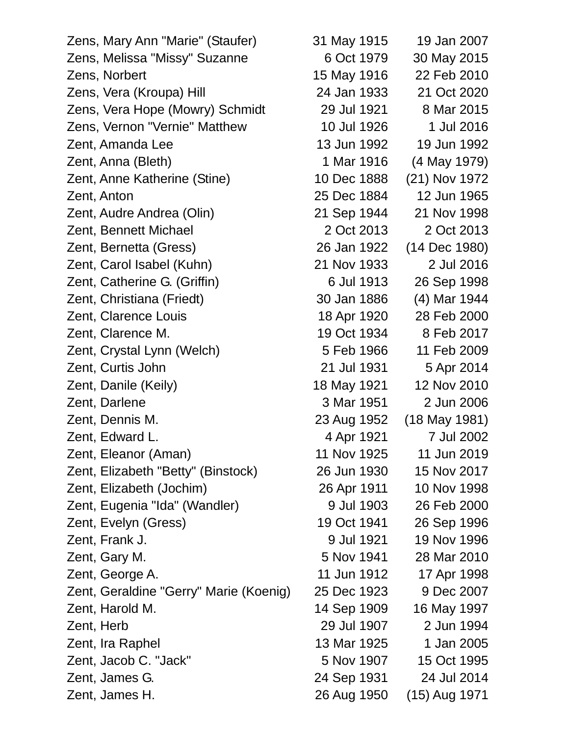| | | |
|---|---|---|
| Zens, Mary Ann "Marie" (Staufer) | 31 May 1915 | 19 Jan 2007 |
| Zens, Melissa "Missy" Suzanne | 6 Oct 1979 | 30 May 2015 |
| Zens, Norbert | 15 May 1916 | 22 Feb 2010 |
| Zens, Vera (Kroupa) Hill | 24 Jan 1933 | 21 Oct 2020 |
| Zens, Vera Hope (Mowry) Schmidt | 29 Jul 1921 | 8 Mar 2015 |
| Zens, Vernon "Vernie" Matthew | 10 Jul 1926 | 1 Jul 2016 |
| Zent, Amanda Lee | 13 Jun 1992 | 19 Jun 1992 |
| Zent, Anna (Bleth) | 1 Mar 1916 | (4 May 1979) |
| Zent, Anne Katherine (Stine) | 10 Dec 1888 | (21) Nov 1972 |
| Zent, Anton | 25 Dec 1884 | 12 Jun 1965 |
| Zent, Audre Andrea (Olin) | 21 Sep 1944 | 21 Nov 1998 |
| Zent, Bennett Michael | 2 Oct 2013 | 2 Oct 2013 |
| Zent, Bernetta (Gress) | 26 Jan 1922 | (14 Dec 1980) |
| Zent, Carol Isabel (Kuhn) | 21 Nov 1933 | 2 Jul 2016 |
| Zent, Catherine G. (Griffin) | 6 Jul 1913 | 26 Sep 1998 |
| Zent, Christiana (Friedt) | 30 Jan 1886 | (4) Mar 1944 |
| Zent, Clarence Louis | 18 Apr 1920 | 28 Feb 2000 |
| Zent, Clarence M. | 19 Oct 1934 | 8 Feb 2017 |
| Zent, Crystal Lynn (Welch) | 5 Feb 1966 | 11 Feb 2009 |
| Zent, Curtis John | 21 Jul 1931 | 5 Apr 2014 |
| Zent, Danile (Keily) | 18 May 1921 | 12 Nov 2010 |
| Zent, Darlene | 3 Mar 1951 | 2 Jun 2006 |
| Zent, Dennis M. | 23 Aug 1952 | (18 May 1981) |
| Zent, Edward L. | 4 Apr 1921 | 7 Jul 2002 |
| Zent, Eleanor (Aman) | 11 Nov 1925 | 11 Jun 2019 |
| Zent, Elizabeth "Betty" (Binstock) | 26 Jun 1930 | 15 Nov 2017 |
| Zent, Elizabeth (Jochim) | 26 Apr 1911 | 10 Nov 1998 |
| Zent, Eugenia "Ida" (Wandler) | 9 Jul 1903 | 26 Feb 2000 |
| Zent, Evelyn (Gress) | 19 Oct 1941 | 26 Sep 1996 |
| Zent, Frank J. | 9 Jul 1921 | 19 Nov 1996 |
| Zent, Gary M. | 5 Nov 1941 | 28 Mar 2010 |
| Zent, George A. | 11 Jun 1912 | 17 Apr 1998 |
| Zent, Geraldine "Gerry" Marie (Koenig) | 25 Dec 1923 | 9 Dec 2007 |
| Zent, Harold M. | 14 Sep 1909 | 16 May 1997 |
| Zent, Herb | 29 Jul 1907 | 2 Jun 1994 |
| Zent, Ira Raphel | 13 Mar 1925 | 1 Jan 2005 |
| Zent, Jacob C. "Jack" | 5 Nov 1907 | 15 Oct 1995 |
| Zent, James G. | 24 Sep 1931 | 24 Jul 2014 |
| Zent, James H. | 26 Aug 1950 | (15) Aug 1971 |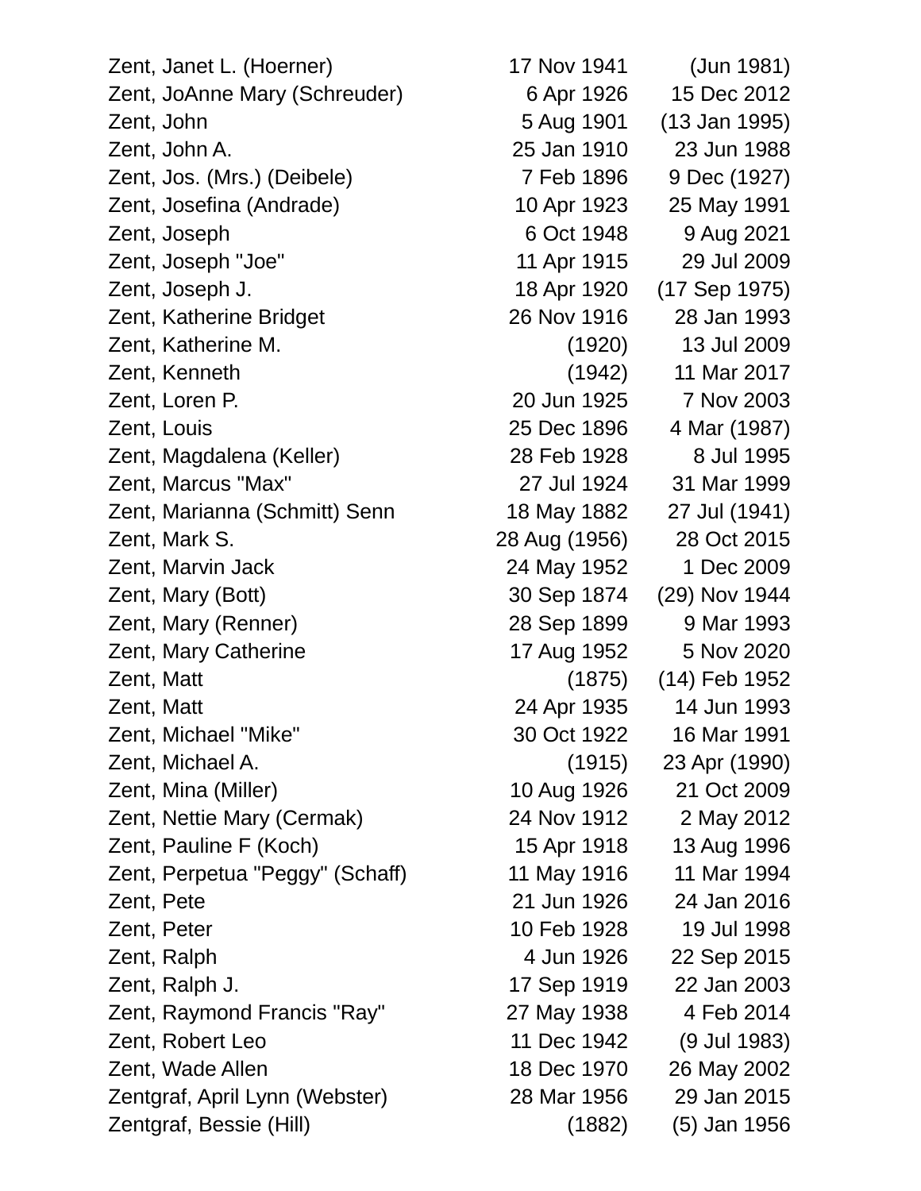| Name | Birth | Death |
|---|---|---|
| Zent, Janet L. (Hoerner) | 17 Nov 1941 | (Jun 1981) |
| Zent, JoAnne Mary (Schreuder) | 6 Apr 1926 | 15 Dec 2012 |
| Zent, John | 5 Aug 1901 | (13 Jan 1995) |
| Zent, John A. | 25 Jan 1910 | 23 Jun 1988 |
| Zent, Jos. (Mrs.) (Deibele) | 7 Feb 1896 | 9 Dec (1927) |
| Zent, Josefina (Andrade) | 10 Apr 1923 | 25 May 1991 |
| Zent, Joseph | 6 Oct 1948 | 9 Aug 2021 |
| Zent, Joseph "Joe" | 11 Apr 1915 | 29 Jul 2009 |
| Zent, Joseph J. | 18 Apr 1920 | (17 Sep 1975) |
| Zent, Katherine Bridget | 26 Nov 1916 | 28 Jan 1993 |
| Zent, Katherine M. | (1920) | 13 Jul 2009 |
| Zent, Kenneth | (1942) | 11 Mar 2017 |
| Zent, Loren P. | 20 Jun 1925 | 7 Nov 2003 |
| Zent, Louis | 25 Dec 1896 | 4 Mar (1987) |
| Zent, Magdalena (Keller) | 28 Feb 1928 | 8 Jul 1995 |
| Zent, Marcus "Max" | 27 Jul 1924 | 31 Mar 1999 |
| Zent, Marianna (Schmitt) Senn | 18 May 1882 | 27 Jul (1941) |
| Zent, Mark S. | 28 Aug (1956) | 28 Oct 2015 |
| Zent, Marvin Jack | 24 May 1952 | 1 Dec 2009 |
| Zent, Mary (Bott) | 30 Sep 1874 | (29) Nov 1944 |
| Zent, Mary (Renner) | 28 Sep 1899 | 9 Mar 1993 |
| Zent, Mary Catherine | 17 Aug 1952 | 5 Nov 2020 |
| Zent, Matt | (1875) | (14) Feb 1952 |
| Zent, Matt | 24 Apr 1935 | 14 Jun 1993 |
| Zent, Michael "Mike" | 30 Oct 1922 | 16 Mar 1991 |
| Zent, Michael A. | (1915) | 23 Apr (1990) |
| Zent, Mina (Miller) | 10 Aug 1926 | 21 Oct 2009 |
| Zent, Nettie Mary (Cermak) | 24 Nov 1912 | 2 May 2012 |
| Zent, Pauline F (Koch) | 15 Apr 1918 | 13 Aug 1996 |
| Zent, Perpetua "Peggy" (Schaff) | 11 May 1916 | 11 Mar 1994 |
| Zent, Pete | 21 Jun 1926 | 24 Jan 2016 |
| Zent, Peter | 10 Feb 1928 | 19 Jul 1998 |
| Zent, Ralph | 4 Jun 1926 | 22 Sep 2015 |
| Zent, Ralph J. | 17 Sep 1919 | 22 Jan 2003 |
| Zent, Raymond Francis "Ray" | 27 May 1938 | 4 Feb 2014 |
| Zent, Robert Leo | 11 Dec 1942 | (9 Jul 1983) |
| Zent, Wade Allen | 18 Dec 1970 | 26 May 2002 |
| Zentgraf, April Lynn (Webster) | 28 Mar 1956 | 29 Jan 2015 |
| Zentgraf, Bessie (Hill) | (1882) | (5) Jan 1956 |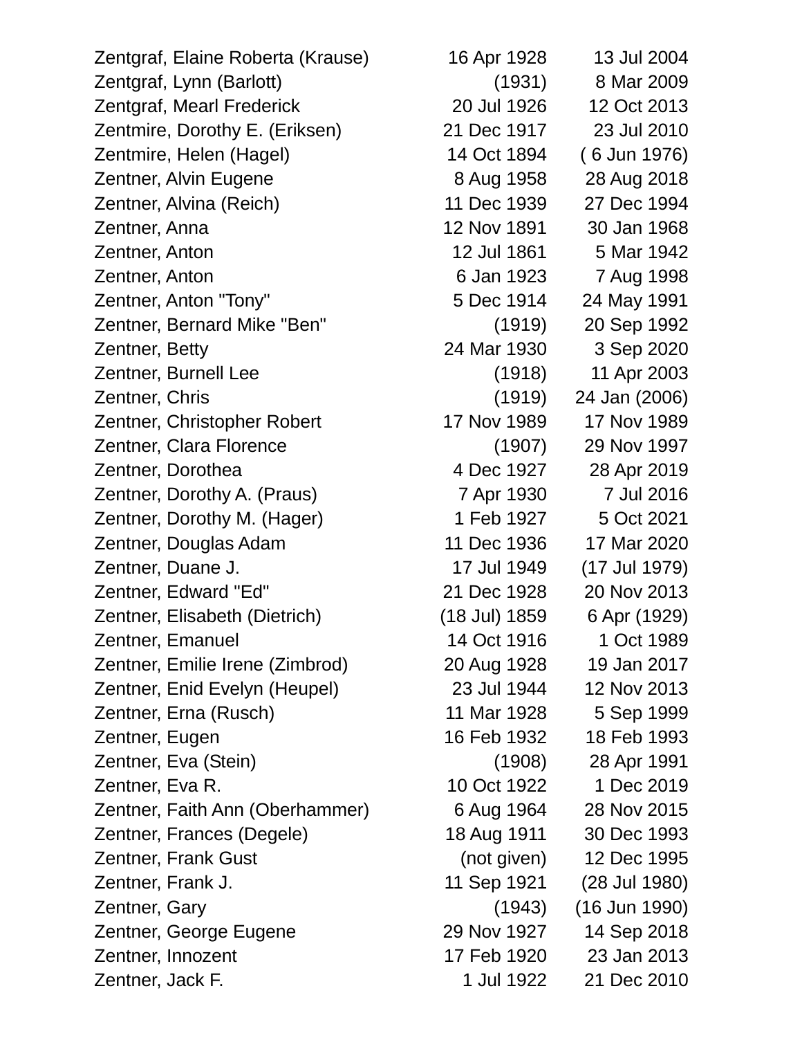| | | |
|---|---|---|
| Zentgraf, Elaine Roberta (Krause) | 16 Apr 1928 | 13 Jul 2004 |
| Zentgraf, Lynn (Barlott) | (1931) | 8 Mar 2009 |
| Zentgraf, Mearl Frederick | 20 Jul 1926 | 12 Oct 2013 |
| Zentmire, Dorothy E. (Eriksen) | 21 Dec 1917 | 23 Jul 2010 |
| Zentmire, Helen (Hagel) | 14 Oct 1894 | ( 6 Jun 1976) |
| Zentner, Alvin Eugene | 8 Aug 1958 | 28 Aug 2018 |
| Zentner, Alvina (Reich) | 11 Dec 1939 | 27 Dec 1994 |
| Zentner, Anna | 12 Nov 1891 | 30 Jan 1968 |
| Zentner, Anton | 12 Jul 1861 | 5 Mar 1942 |
| Zentner, Anton | 6 Jan 1923 | 7 Aug 1998 |
| Zentner, Anton "Tony" | 5 Dec 1914 | 24 May 1991 |
| Zentner, Bernard Mike "Ben" | (1919) | 20 Sep 1992 |
| Zentner, Betty | 24 Mar 1930 | 3 Sep 2020 |
| Zentner, Burnell Lee | (1918) | 11 Apr 2003 |
| Zentner, Chris | (1919) | 24 Jan (2006) |
| Zentner, Christopher Robert | 17 Nov 1989 | 17 Nov 1989 |
| Zentner, Clara Florence | (1907) | 29 Nov 1997 |
| Zentner, Dorothea | 4 Dec 1927 | 28 Apr 2019 |
| Zentner, Dorothy A. (Praus) | 7 Apr 1930 | 7 Jul 2016 |
| Zentner, Dorothy M. (Hager) | 1 Feb 1927 | 5 Oct 2021 |
| Zentner, Douglas Adam | 11 Dec 1936 | 17 Mar 2020 |
| Zentner, Duane J. | 17 Jul 1949 | (17 Jul 1979) |
| Zentner, Edward "Ed" | 21 Dec 1928 | 20 Nov 2013 |
| Zentner, Elisabeth (Dietrich) | (18 Jul) 1859 | 6 Apr (1929) |
| Zentner, Emanuel | 14 Oct 1916 | 1 Oct 1989 |
| Zentner, Emilie Irene (Zimbrod) | 20 Aug 1928 | 19 Jan 2017 |
| Zentner, Enid Evelyn (Heupel) | 23 Jul 1944 | 12 Nov 2013 |
| Zentner, Erna (Rusch) | 11 Mar 1928 | 5 Sep 1999 |
| Zentner, Eugen | 16 Feb 1932 | 18 Feb 1993 |
| Zentner, Eva (Stein) | (1908) | 28 Apr 1991 |
| Zentner, Eva R. | 10 Oct 1922 | 1 Dec 2019 |
| Zentner, Faith Ann (Oberhammer) | 6 Aug 1964 | 28 Nov 2015 |
| Zentner, Frances (Degele) | 18 Aug 1911 | 30 Dec 1993 |
| Zentner, Frank Gust | (not given) | 12 Dec 1995 |
| Zentner, Frank J. | 11 Sep 1921 | (28 Jul 1980) |
| Zentner, Gary | (1943) | (16 Jun 1990) |
| Zentner, George Eugene | 29 Nov 1927 | 14 Sep 2018 |
| Zentner, Innozent | 17 Feb 1920 | 23 Jan 2013 |
| Zentner, Jack F. | 1 Jul 1922 | 21 Dec 2010 |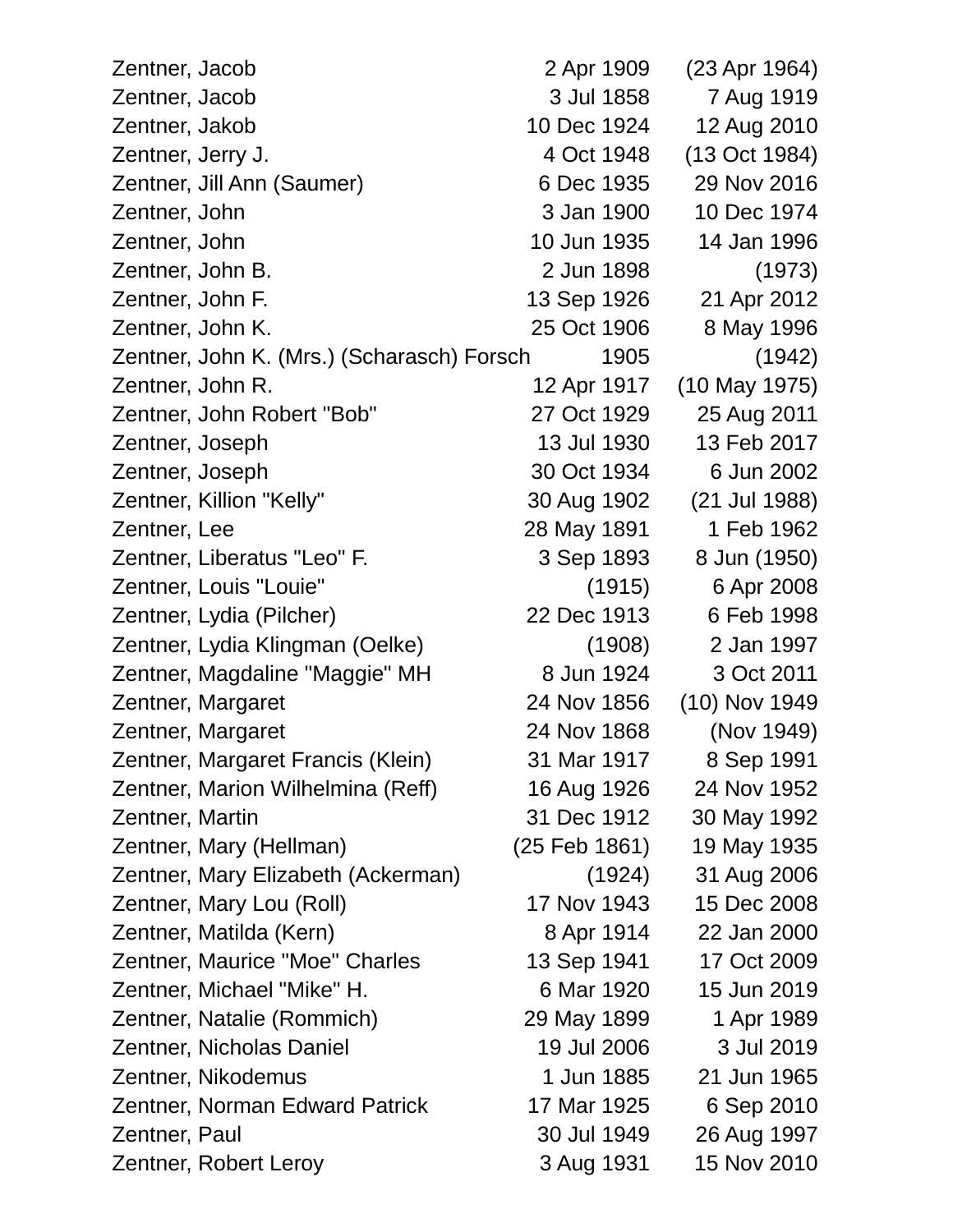| | | |
|---|---|---|
| Zentner, Jacob | 2 Apr 1909 | (23 Apr 1964) |
| Zentner, Jacob | 3 Jul 1858 | 7 Aug 1919 |
| Zentner, Jakob | 10 Dec 1924 | 12 Aug 2010 |
| Zentner, Jerry J. | 4 Oct 1948 | (13 Oct 1984) |
| Zentner, Jill Ann (Saumer) | 6 Dec 1935 | 29 Nov 2016 |
| Zentner, John | 3 Jan 1900 | 10 Dec 1974 |
| Zentner, John | 10 Jun 1935 | 14 Jan 1996 |
| Zentner, John B. | 2 Jun 1898 | (1973) |
| Zentner, John F. | 13 Sep 1926 | 21 Apr 2012 |
| Zentner, John K. | 25 Oct 1906 | 8 May 1996 |
| Zentner, John K. (Mrs.) (Scharasch) Forsch | 1905 | (1942) |
| Zentner, John R. | 12 Apr 1917 | (10 May 1975) |
| Zentner, John Robert "Bob" | 27 Oct 1929 | 25 Aug 2011 |
| Zentner, Joseph | 13 Jul 1930 | 13 Feb 2017 |
| Zentner, Joseph | 30 Oct 1934 | 6 Jun 2002 |
| Zentner, Killion "Kelly" | 30 Aug 1902 | (21 Jul 1988) |
| Zentner, Lee | 28 May 1891 | 1 Feb 1962 |
| Zentner, Liberatus "Leo" F. | 3 Sep 1893 | 8 Jun (1950) |
| Zentner, Louis "Louie" | (1915) | 6 Apr 2008 |
| Zentner, Lydia (Pilcher) | 22 Dec 1913 | 6 Feb 1998 |
| Zentner, Lydia Klingman (Oelke) | (1908) | 2 Jan 1997 |
| Zentner, Magdaline "Maggie" MH | 8 Jun 1924 | 3 Oct 2011 |
| Zentner, Margaret | 24 Nov 1856 | (10) Nov 1949 |
| Zentner, Margaret | 24 Nov 1868 | (Nov 1949) |
| Zentner, Margaret Francis (Klein) | 31 Mar 1917 | 8 Sep 1991 |
| Zentner, Marion Wilhelmina (Reff) | 16 Aug 1926 | 24 Nov 1952 |
| Zentner, Martin | 31 Dec 1912 | 30 May 1992 |
| Zentner, Mary (Hellman) | (25 Feb 1861) | 19 May 1935 |
| Zentner, Mary Elizabeth (Ackerman) | (1924) | 31 Aug 2006 |
| Zentner, Mary Lou (Roll) | 17 Nov 1943 | 15 Dec 2008 |
| Zentner, Matilda (Kern) | 8 Apr 1914 | 22 Jan 2000 |
| Zentner, Maurice "Moe" Charles | 13 Sep 1941 | 17 Oct 2009 |
| Zentner, Michael "Mike" H. | 6 Mar 1920 | 15 Jun 2019 |
| Zentner, Natalie (Rommich) | 29 May 1899 | 1 Apr 1989 |
| Zentner, Nicholas Daniel | 19 Jul 2006 | 3 Jul 2019 |
| Zentner, Nikodemus | 1 Jun 1885 | 21 Jun 1965 |
| Zentner, Norman Edward Patrick | 17 Mar 1925 | 6 Sep 2010 |
| Zentner, Paul | 30 Jul 1949 | 26 Aug 1997 |
| Zentner, Robert Leroy | 3 Aug 1931 | 15 Nov 2010 |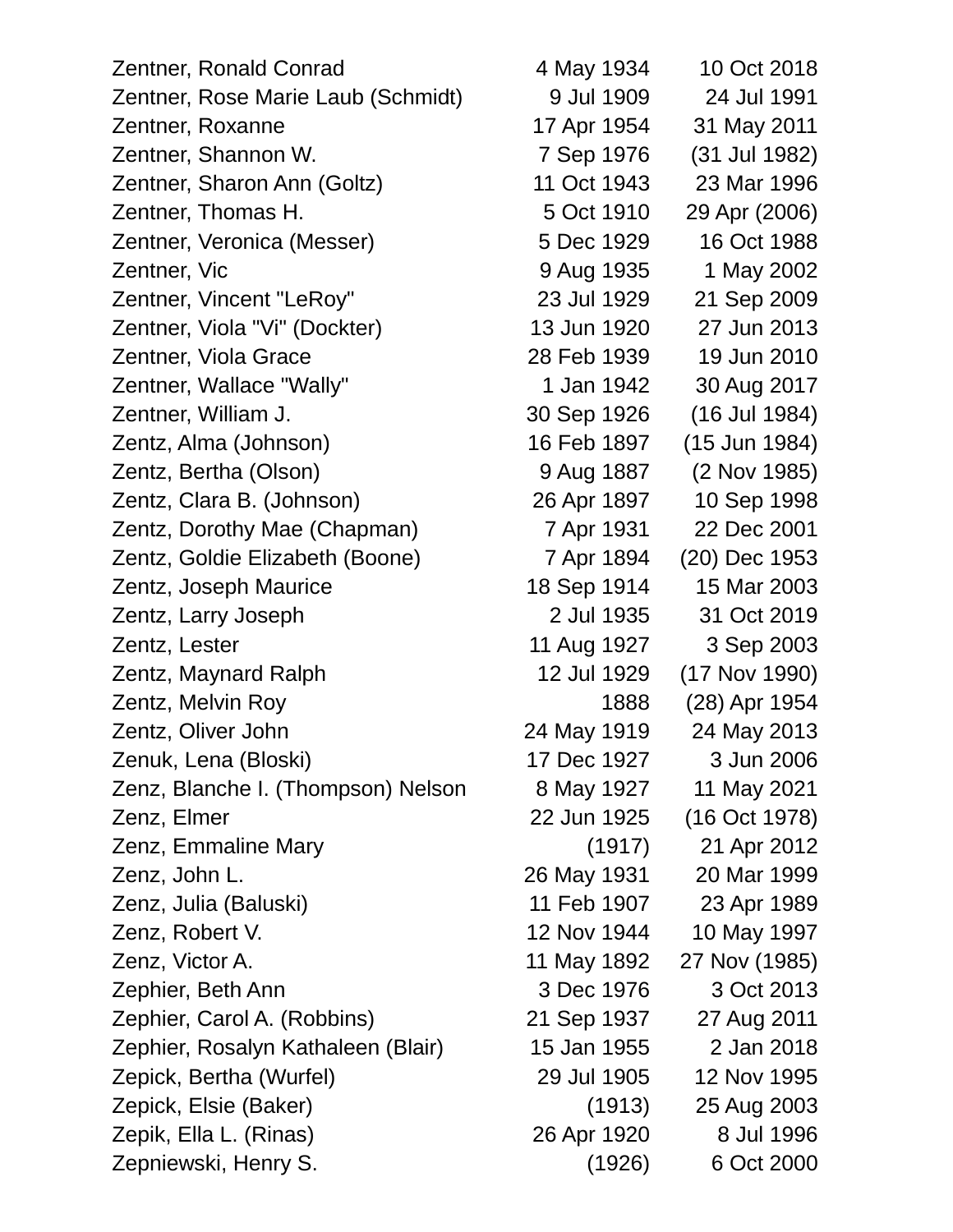| Name | Birth | Death |
|---|---|---|
| Zentner, Ronald Conrad | 4 May 1934 | 10 Oct 2018 |
| Zentner, Rose Marie Laub (Schmidt) | 9 Jul 1909 | 24 Jul 1991 |
| Zentner, Roxanne | 17 Apr 1954 | 31 May 2011 |
| Zentner, Shannon W. | 7 Sep 1976 | (31 Jul 1982) |
| Zentner, Sharon Ann (Goltz) | 11 Oct 1943 | 23 Mar 1996 |
| Zentner, Thomas H. | 5 Oct 1910 | 29 Apr (2006) |
| Zentner, Veronica (Messer) | 5 Dec 1929 | 16 Oct 1988 |
| Zentner, Vic | 9 Aug 1935 | 1 May 2002 |
| Zentner, Vincent "LeRoy" | 23 Jul 1929 | 21 Sep 2009 |
| Zentner, Viola "Vi" (Dockter) | 13 Jun 1920 | 27 Jun 2013 |
| Zentner, Viola Grace | 28 Feb 1939 | 19 Jun 2010 |
| Zentner, Wallace "Wally" | 1 Jan 1942 | 30 Aug 2017 |
| Zentner, William J. | 30 Sep 1926 | (16 Jul 1984) |
| Zentz, Alma (Johnson) | 16 Feb 1897 | (15 Jun 1984) |
| Zentz, Bertha (Olson) | 9 Aug 1887 | (2 Nov 1985) |
| Zentz, Clara B. (Johnson) | 26 Apr 1897 | 10 Sep 1998 |
| Zentz, Dorothy Mae (Chapman) | 7 Apr 1931 | 22 Dec 2001 |
| Zentz, Goldie Elizabeth (Boone) | 7 Apr 1894 | (20) Dec 1953 |
| Zentz, Joseph Maurice | 18 Sep 1914 | 15 Mar 2003 |
| Zentz, Larry Joseph | 2 Jul 1935 | 31 Oct 2019 |
| Zentz, Lester | 11 Aug 1927 | 3 Sep 2003 |
| Zentz, Maynard Ralph | 12 Jul 1929 | (17 Nov 1990) |
| Zentz, Melvin Roy | 1888 | (28) Apr 1954 |
| Zentz, Oliver John | 24 May 1919 | 24 May 2013 |
| Zenuk, Lena (Bloski) | 17 Dec 1927 | 3 Jun 2006 |
| Zenz, Blanche I. (Thompson) Nelson | 8 May 1927 | 11 May 2021 |
| Zenz, Elmer | 22 Jun 1925 | (16 Oct 1978) |
| Zenz, Emmaline Mary | (1917) | 21 Apr 2012 |
| Zenz, John L. | 26 May 1931 | 20 Mar 1999 |
| Zenz, Julia (Baluski) | 11 Feb 1907 | 23 Apr 1989 |
| Zenz, Robert V. | 12 Nov 1944 | 10 May 1997 |
| Zenz, Victor A. | 11 May 1892 | 27 Nov (1985) |
| Zephier, Beth Ann | 3 Dec 1976 | 3 Oct 2013 |
| Zephier, Carol A. (Robbins) | 21 Sep 1937 | 27 Aug 2011 |
| Zephier, Rosalyn Kathaleen (Blair) | 15 Jan 1955 | 2 Jan 2018 |
| Zepick, Bertha (Wurfel) | 29 Jul 1905 | 12 Nov 1995 |
| Zepick, Elsie (Baker) | (1913) | 25 Aug 2003 |
| Zepik, Ella L. (Rinas) | 26 Apr 1920 | 8 Jul 1996 |
| Zepniewski, Henry S. | (1926) | 6 Oct 2000 |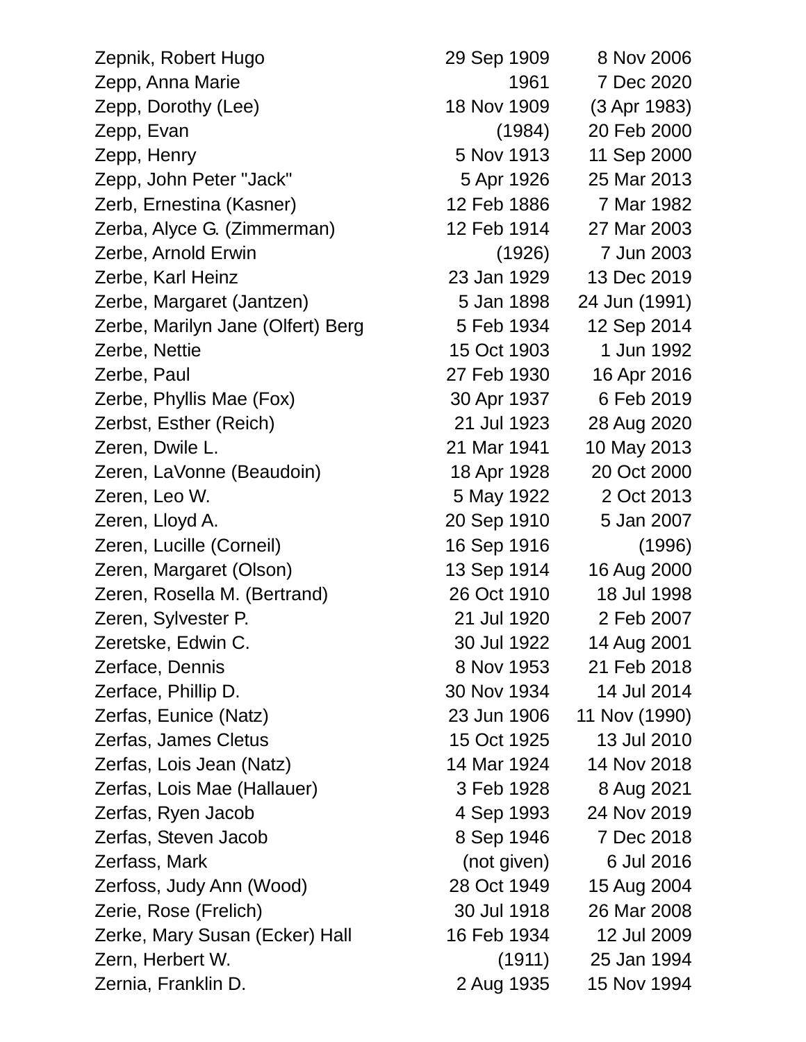| | | |
|---|---|---|
| Zepnik, Robert Hugo | 29 Sep 1909 | 8 Nov 2006 |
| Zepp, Anna Marie | 1961 | 7 Dec 2020 |
| Zepp, Dorothy (Lee) | 18 Nov 1909 | (3 Apr 1983) |
| Zepp, Evan | (1984) | 20 Feb 2000 |
| Zepp, Henry | 5 Nov 1913 | 11 Sep 2000 |
| Zepp, John Peter "Jack" | 5 Apr 1926 | 25 Mar 2013 |
| Zerb, Ernestina (Kasner) | 12 Feb 1886 | 7 Mar 1982 |
| Zerba, Alyce G. (Zimmerman) | 12 Feb 1914 | 27 Mar 2003 |
| Zerbe, Arnold Erwin | (1926) | 7 Jun 2003 |
| Zerbe, Karl Heinz | 23 Jan 1929 | 13 Dec 2019 |
| Zerbe, Margaret (Jantzen) | 5 Jan 1898 | 24 Jun (1991) |
| Zerbe, Marilyn Jane (Olfert) Berg | 5 Feb 1934 | 12 Sep 2014 |
| Zerbe, Nettie | 15 Oct 1903 | 1 Jun 1992 |
| Zerbe, Paul | 27 Feb 1930 | 16 Apr 2016 |
| Zerbe, Phyllis Mae (Fox) | 30 Apr 1937 | 6 Feb 2019 |
| Zerbst, Esther (Reich) | 21 Jul 1923 | 28 Aug 2020 |
| Zeren, Dwile L. | 21 Mar 1941 | 10 May 2013 |
| Zeren, LaVonne (Beaudoin) | 18 Apr 1928 | 20 Oct 2000 |
| Zeren, Leo W. | 5 May 1922 | 2 Oct 2013 |
| Zeren, Lloyd A. | 20 Sep 1910 | 5 Jan 2007 |
| Zeren, Lucille (Corneil) | 16 Sep 1916 | (1996) |
| Zeren, Margaret (Olson) | 13 Sep 1914 | 16 Aug 2000 |
| Zeren, Rosella M. (Bertrand) | 26 Oct 1910 | 18 Jul 1998 |
| Zeren, Sylvester P. | 21 Jul 1920 | 2 Feb 2007 |
| Zeretske, Edwin C. | 30 Jul 1922 | 14 Aug 2001 |
| Zerface, Dennis | 8 Nov 1953 | 21 Feb 2018 |
| Zerface, Phillip D. | 30 Nov 1934 | 14 Jul 2014 |
| Zerfas, Eunice (Natz) | 23 Jun 1906 | 11 Nov (1990) |
| Zerfas, James Cletus | 15 Oct 1925 | 13 Jul 2010 |
| Zerfas, Lois Jean (Natz) | 14 Mar 1924 | 14 Nov 2018 |
| Zerfas, Lois Mae (Hallauer) | 3 Feb 1928 | 8 Aug 2021 |
| Zerfas, Ryen Jacob | 4 Sep 1993 | 24 Nov 2019 |
| Zerfas, Steven Jacob | 8 Sep 1946 | 7 Dec 2018 |
| Zerfass, Mark | (not given) | 6 Jul 2016 |
| Zerfoss, Judy Ann (Wood) | 28 Oct 1949 | 15 Aug 2004 |
| Zerie, Rose (Frelich) | 30 Jul 1918 | 26 Mar 2008 |
| Zerke, Mary Susan (Ecker) Hall | 16 Feb 1934 | 12 Jul 2009 |
| Zern, Herbert W. | (1911) | 25 Jan 1994 |
| Zernia, Franklin D. | 2 Aug 1935 | 15 Nov 1994 |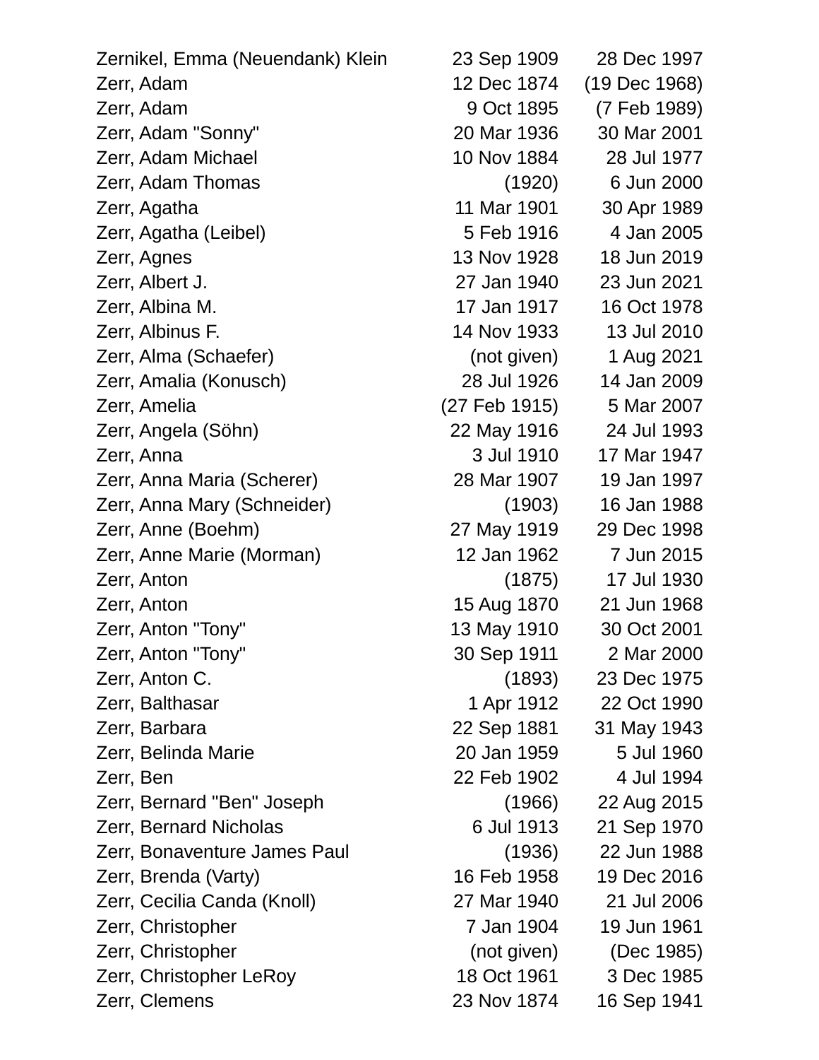| | | |
|---|---|---|
| Zernikel, Emma (Neuendank) Klein | 23 Sep 1909 | 28 Dec 1997 |
| Zerr, Adam | 12 Dec 1874 | (19 Dec 1968) |
| Zerr, Adam | 9 Oct 1895 | (7 Feb 1989) |
| Zerr, Adam "Sonny" | 20 Mar 1936 | 30 Mar 2001 |
| Zerr, Adam Michael | 10 Nov 1884 | 28 Jul 1977 |
| Zerr, Adam Thomas | (1920) | 6 Jun 2000 |
| Zerr, Agatha | 11 Mar 1901 | 30 Apr 1989 |
| Zerr, Agatha (Leibel) | 5 Feb 1916 | 4 Jan 2005 |
| Zerr, Agnes | 13 Nov 1928 | 18 Jun 2019 |
| Zerr, Albert J. | 27 Jan 1940 | 23 Jun 2021 |
| Zerr, Albina M. | 17 Jan 1917 | 16 Oct 1978 |
| Zerr, Albinus F. | 14 Nov 1933 | 13 Jul 2010 |
| Zerr, Alma (Schaefer) | (not given) | 1 Aug 2021 |
| Zerr, Amalia (Konusch) | 28 Jul 1926 | 14 Jan 2009 |
| Zerr, Amelia | (27 Feb 1915) | 5 Mar 2007 |
| Zerr, Angela (Söhn) | 22 May 1916 | 24 Jul 1993 |
| Zerr, Anna | 3 Jul 1910 | 17 Mar 1947 |
| Zerr, Anna Maria (Scherer) | 28 Mar 1907 | 19 Jan 1997 |
| Zerr, Anna Mary (Schneider) | (1903) | 16 Jan 1988 |
| Zerr, Anne (Boehm) | 27 May 1919 | 29 Dec 1998 |
| Zerr, Anne Marie (Morman) | 12 Jan 1962 | 7 Jun 2015 |
| Zerr, Anton | (1875) | 17 Jul 1930 |
| Zerr, Anton | 15 Aug 1870 | 21 Jun 1968 |
| Zerr, Anton "Tony" | 13 May 1910 | 30 Oct 2001 |
| Zerr, Anton "Tony" | 30 Sep 1911 | 2 Mar 2000 |
| Zerr, Anton C. | (1893) | 23 Dec 1975 |
| Zerr, Balthasar | 1 Apr 1912 | 22 Oct 1990 |
| Zerr, Barbara | 22 Sep 1881 | 31 May 1943 |
| Zerr, Belinda Marie | 20 Jan 1959 | 5 Jul 1960 |
| Zerr, Ben | 22 Feb 1902 | 4 Jul 1994 |
| Zerr, Bernard "Ben" Joseph | (1966) | 22 Aug 2015 |
| Zerr, Bernard Nicholas | 6 Jul 1913 | 21 Sep 1970 |
| Zerr, Bonaventure James Paul | (1936) | 22 Jun 1988 |
| Zerr, Brenda (Varty) | 16 Feb 1958 | 19 Dec 2016 |
| Zerr, Cecilia Canda (Knoll) | 27 Mar 1940 | 21 Jul 2006 |
| Zerr, Christopher | 7 Jan 1904 | 19 Jun 1961 |
| Zerr, Christopher | (not given) | (Dec 1985) |
| Zerr, Christopher LeRoy | 18 Oct 1961 | 3 Dec 1985 |
| Zerr, Clemens | 23 Nov 1874 | 16 Sep 1941 |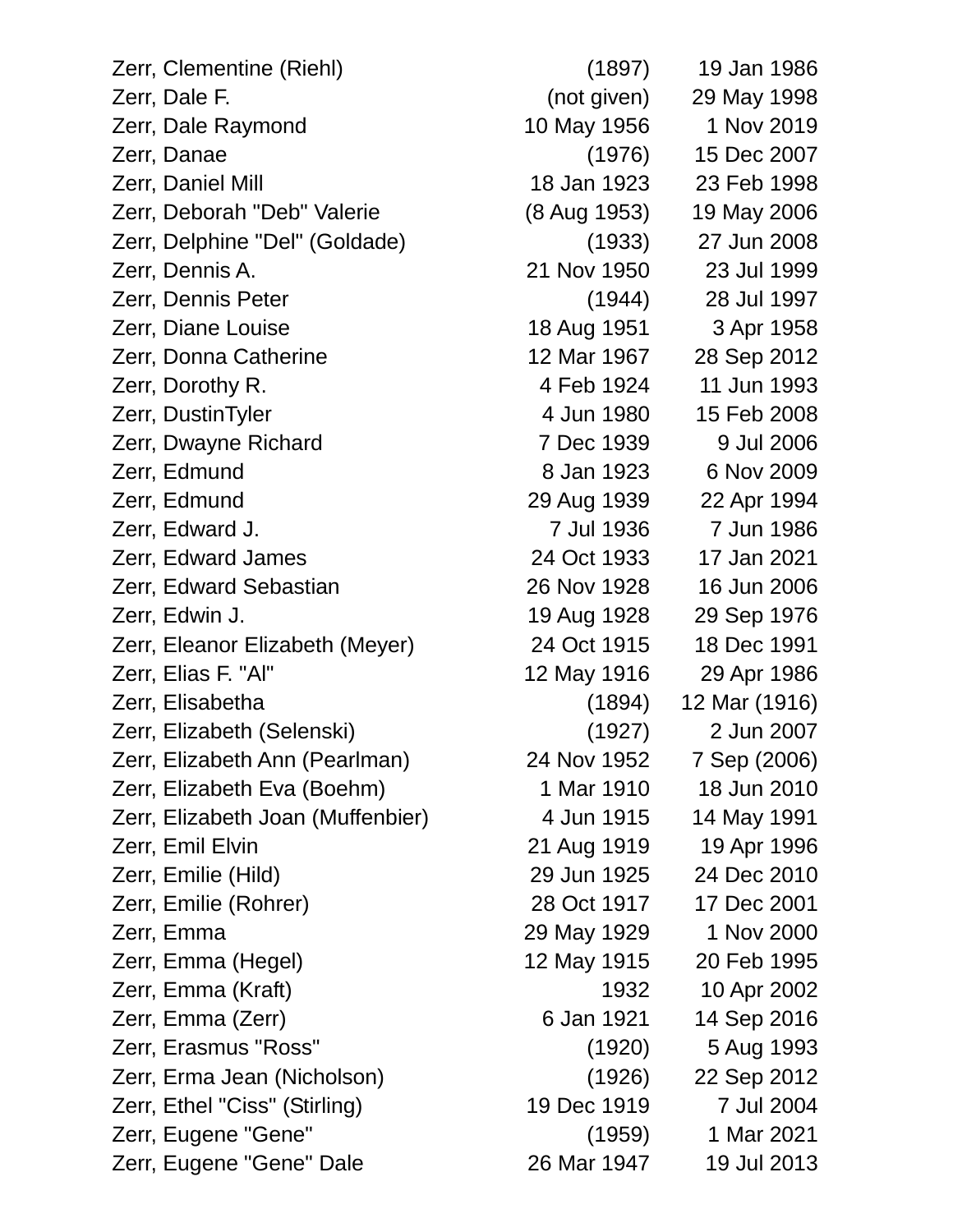| | | |
|---|---|---|
| Zerr, Clementine (Riehl) | (1897) | 19 Jan 1986 |
| Zerr, Dale F. | (not given) | 29 May 1998 |
| Zerr, Dale Raymond | 10 May 1956 | 1 Nov 2019 |
| Zerr, Danae | (1976) | 15 Dec 2007 |
| Zerr, Daniel Mill | 18 Jan 1923 | 23 Feb 1998 |
| Zerr, Deborah "Deb" Valerie | (8 Aug 1953) | 19 May 2006 |
| Zerr, Delphine "Del" (Goldade) | (1933) | 27 Jun 2008 |
| Zerr, Dennis A. | 21 Nov 1950 | 23 Jul 1999 |
| Zerr, Dennis Peter | (1944) | 28 Jul 1997 |
| Zerr, Diane Louise | 18 Aug 1951 | 3 Apr 1958 |
| Zerr, Donna Catherine | 12 Mar 1967 | 28 Sep 2012 |
| Zerr, Dorothy R. | 4 Feb 1924 | 11 Jun 1993 |
| Zerr, DustinTyler | 4 Jun 1980 | 15 Feb 2008 |
| Zerr, Dwayne Richard | 7 Dec 1939 | 9 Jul 2006 |
| Zerr, Edmund | 8 Jan 1923 | 6 Nov 2009 |
| Zerr, Edmund | 29 Aug 1939 | 22 Apr 1994 |
| Zerr, Edward J. | 7 Jul 1936 | 7 Jun 1986 |
| Zerr, Edward James | 24 Oct 1933 | 17 Jan 2021 |
| Zerr, Edward Sebastian | 26 Nov 1928 | 16 Jun 2006 |
| Zerr, Edwin J. | 19 Aug 1928 | 29 Sep 1976 |
| Zerr, Eleanor Elizabeth (Meyer) | 24 Oct 1915 | 18 Dec 1991 |
| Zerr, Elias F. "Al" | 12 May 1916 | 29 Apr 1986 |
| Zerr, Elisabetha | (1894) | 12 Mar (1916) |
| Zerr, Elizabeth (Selenski) | (1927) | 2 Jun 2007 |
| Zerr, Elizabeth Ann (Pearlman) | 24 Nov 1952 | 7 Sep (2006) |
| Zerr, Elizabeth Eva (Boehm) | 1 Mar 1910 | 18 Jun 2010 |
| Zerr, Elizabeth Joan (Muffenbier) | 4 Jun 1915 | 14 May 1991 |
| Zerr, Emil Elvin | 21 Aug 1919 | 19 Apr 1996 |
| Zerr, Emilie (Hild) | 29 Jun 1925 | 24 Dec 2010 |
| Zerr, Emilie (Rohrer) | 28 Oct 1917 | 17 Dec 2001 |
| Zerr, Emma | 29 May 1929 | 1 Nov 2000 |
| Zerr, Emma (Hegel) | 12 May 1915 | 20 Feb 1995 |
| Zerr, Emma (Kraft) | 1932 | 10 Apr 2002 |
| Zerr, Emma (Zerr) | 6 Jan 1921 | 14 Sep 2016 |
| Zerr, Erasmus "Ross" | (1920) | 5 Aug 1993 |
| Zerr, Erma Jean (Nicholson) | (1926) | 22 Sep 2012 |
| Zerr, Ethel "Ciss" (Stirling) | 19 Dec 1919 | 7 Jul 2004 |
| Zerr, Eugene "Gene" | (1959) | 1 Mar 2021 |
| Zerr, Eugene "Gene" Dale | 26 Mar 1947 | 19 Jul 2013 |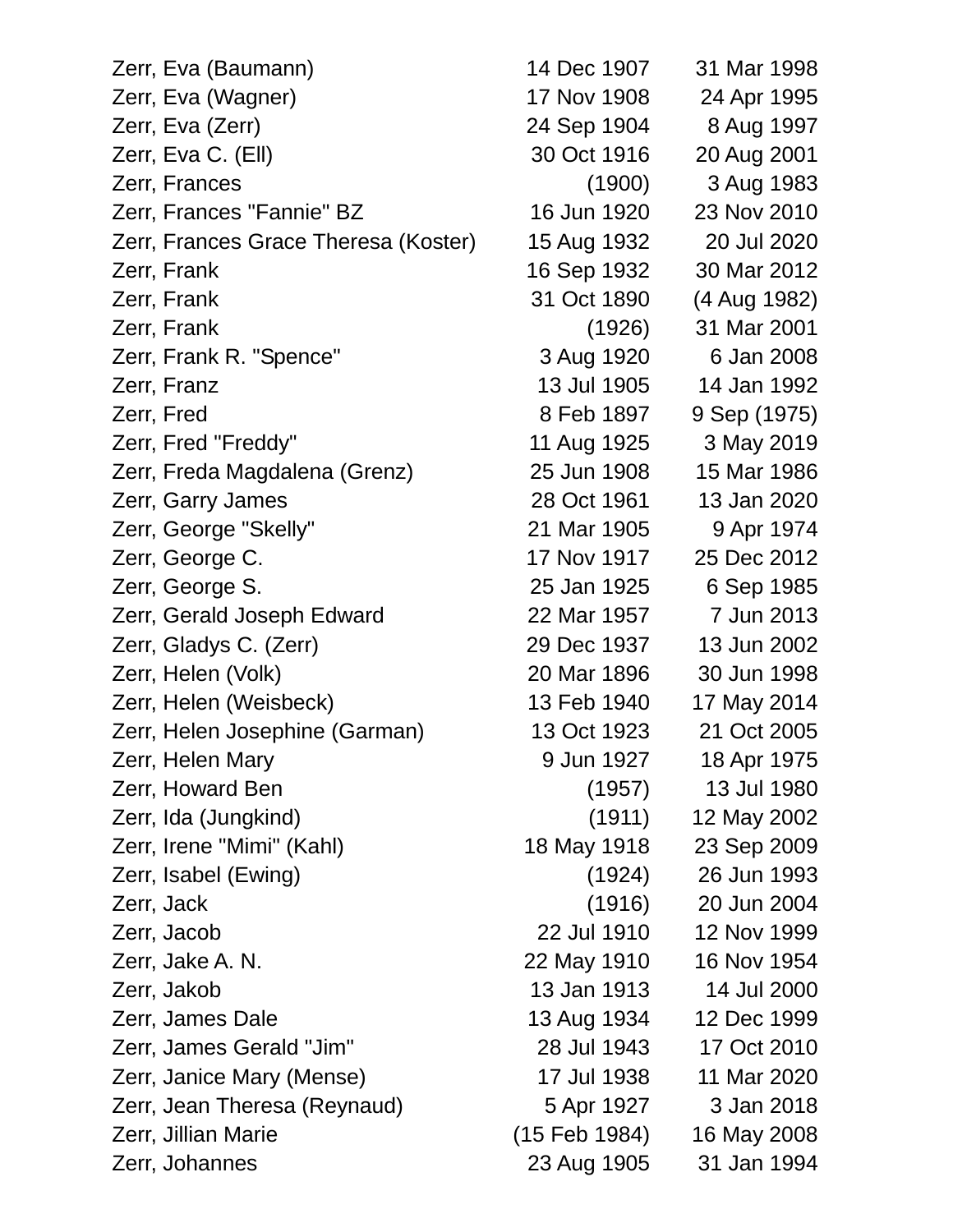| | | |
|---|---|---|
| Zerr, Eva (Baumann) | 14 Dec 1907 | 31 Mar 1998 |
| Zerr, Eva (Wagner) | 17 Nov 1908 | 24 Apr 1995 |
| Zerr, Eva (Zerr) | 24 Sep 1904 | 8 Aug 1997 |
| Zerr, Eva C. (Ell) | 30 Oct 1916 | 20 Aug 2001 |
| Zerr, Frances | (1900) | 3 Aug 1983 |
| Zerr, Frances "Fannie" BZ | 16 Jun 1920 | 23 Nov 2010 |
| Zerr, Frances Grace Theresa (Koster) | 15 Aug 1932 | 20 Jul 2020 |
| Zerr, Frank | 16 Sep 1932 | 30 Mar 2012 |
| Zerr, Frank | 31 Oct 1890 | (4 Aug 1982) |
| Zerr, Frank | (1926) | 31 Mar 2001 |
| Zerr, Frank R. "Spence" | 3 Aug 1920 | 6 Jan 2008 |
| Zerr, Franz | 13 Jul 1905 | 14 Jan 1992 |
| Zerr, Fred | 8 Feb 1897 | 9 Sep (1975) |
| Zerr, Fred "Freddy" | 11 Aug 1925 | 3 May 2019 |
| Zerr, Freda Magdalena (Grenz) | 25 Jun 1908 | 15 Mar 1986 |
| Zerr, Garry James | 28 Oct 1961 | 13 Jan 2020 |
| Zerr, George "Skelly" | 21 Mar 1905 | 9 Apr 1974 |
| Zerr, George C. | 17 Nov 1917 | 25 Dec 2012 |
| Zerr, George S. | 25 Jan 1925 | 6 Sep 1985 |
| Zerr, Gerald Joseph Edward | 22 Mar 1957 | 7 Jun 2013 |
| Zerr, Gladys C. (Zerr) | 29 Dec 1937 | 13 Jun 2002 |
| Zerr, Helen (Volk) | 20 Mar 1896 | 30 Jun 1998 |
| Zerr, Helen (Weisbeck) | 13 Feb 1940 | 17 May 2014 |
| Zerr, Helen Josephine (Garman) | 13 Oct 1923 | 21 Oct 2005 |
| Zerr, Helen Mary | 9 Jun 1927 | 18 Apr 1975 |
| Zerr, Howard Ben | (1957) | 13 Jul 1980 |
| Zerr, Ida (Jungkind) | (1911) | 12 May 2002 |
| Zerr, Irene "Mimi" (Kahl) | 18 May 1918 | 23 Sep 2009 |
| Zerr, Isabel (Ewing) | (1924) | 26 Jun 1993 |
| Zerr, Jack | (1916) | 20 Jun 2004 |
| Zerr, Jacob | 22 Jul 1910 | 12 Nov 1999 |
| Zerr, Jake A. N. | 22 May 1910 | 16 Nov 1954 |
| Zerr, Jakob | 13 Jan 1913 | 14 Jul 2000 |
| Zerr, James Dale | 13 Aug 1934 | 12 Dec 1999 |
| Zerr, James Gerald "Jim" | 28 Jul 1943 | 17 Oct 2010 |
| Zerr, Janice Mary (Mense) | 17 Jul 1938 | 11 Mar 2020 |
| Zerr, Jean Theresa (Reynaud) | 5 Apr 1927 | 3 Jan 2018 |
| Zerr, Jillian Marie | (15 Feb 1984) | 16 May 2008 |
| Zerr, Johannes | 23 Aug 1905 | 31 Jan 1994 |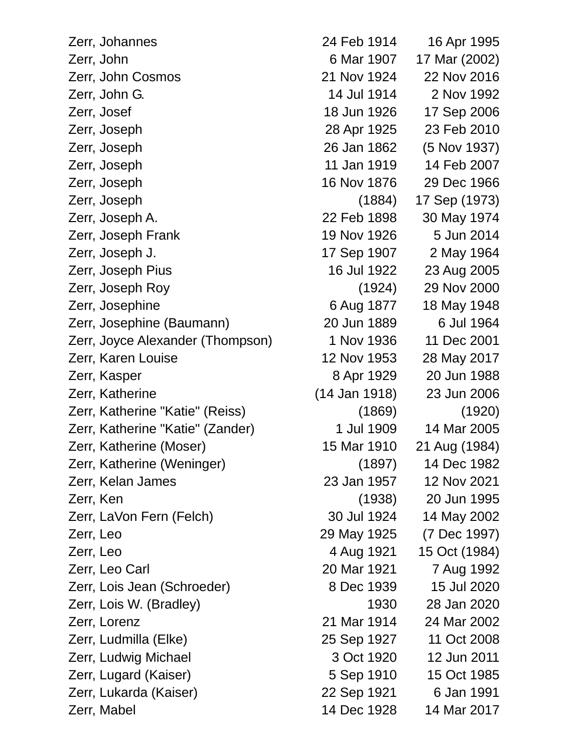| | | |
|---|---|---|
| Zerr, Johannes | 24 Feb 1914 | 16 Apr 1995 |
| Zerr, John | 6 Mar 1907 | 17 Mar (2002) |
| Zerr, John Cosmos | 21 Nov 1924 | 22 Nov 2016 |
| Zerr, John G. | 14 Jul 1914 | 2 Nov 1992 |
| Zerr, Josef | 18 Jun 1926 | 17 Sep 2006 |
| Zerr, Joseph | 28 Apr 1925 | 23 Feb 2010 |
| Zerr, Joseph | 26 Jan 1862 | (5 Nov 1937) |
| Zerr, Joseph | 11 Jan 1919 | 14 Feb 2007 |
| Zerr, Joseph | 16 Nov 1876 | 29 Dec 1966 |
| Zerr, Joseph | (1884) | 17 Sep (1973) |
| Zerr, Joseph A. | 22 Feb 1898 | 30 May 1974 |
| Zerr, Joseph Frank | 19 Nov 1926 | 5 Jun 2014 |
| Zerr, Joseph J. | 17 Sep 1907 | 2 May 1964 |
| Zerr, Joseph Pius | 16 Jul 1922 | 23 Aug 2005 |
| Zerr, Joseph Roy | (1924) | 29 Nov 2000 |
| Zerr, Josephine | 6 Aug 1877 | 18 May 1948 |
| Zerr, Josephine (Baumann) | 20 Jun 1889 | 6 Jul 1964 |
| Zerr, Joyce Alexander (Thompson) | 1 Nov 1936 | 11 Dec 2001 |
| Zerr, Karen Louise | 12 Nov 1953 | 28 May 2017 |
| Zerr, Kasper | 8 Apr 1929 | 20 Jun 1988 |
| Zerr, Katherine | (14 Jan 1918) | 23 Jun 2006 |
| Zerr, Katherine "Katie" (Reiss) | (1869) | (1920) |
| Zerr, Katherine "Katie" (Zander) | 1 Jul 1909 | 14 Mar 2005 |
| Zerr, Katherine (Moser) | 15 Mar 1910 | 21 Aug (1984) |
| Zerr, Katherine (Weninger) | (1897) | 14 Dec 1982 |
| Zerr, Kelan James | 23 Jan 1957 | 12 Nov 2021 |
| Zerr, Ken | (1938) | 20 Jun 1995 |
| Zerr, LaVon Fern (Felch) | 30 Jul 1924 | 14 May 2002 |
| Zerr, Leo | 29 May 1925 | (7 Dec 1997) |
| Zerr, Leo | 4 Aug 1921 | 15 Oct (1984) |
| Zerr, Leo Carl | 20 Mar 1921 | 7 Aug 1992 |
| Zerr, Lois Jean (Schroeder) | 8 Dec 1939 | 15 Jul 2020 |
| Zerr, Lois W. (Bradley) | 1930 | 28 Jan 2020 |
| Zerr, Lorenz | 21 Mar 1914 | 24 Mar 2002 |
| Zerr, Ludmilla (Elke) | 25 Sep 1927 | 11 Oct 2008 |
| Zerr, Ludwig Michael | 3 Oct 1920 | 12 Jun 2011 |
| Zerr, Lugard (Kaiser) | 5 Sep 1910 | 15 Oct 1985 |
| Zerr, Lukarda (Kaiser) | 22 Sep 1921 | 6 Jan 1991 |
| Zerr, Mabel | 14 Dec 1928 | 14 Mar 2017 |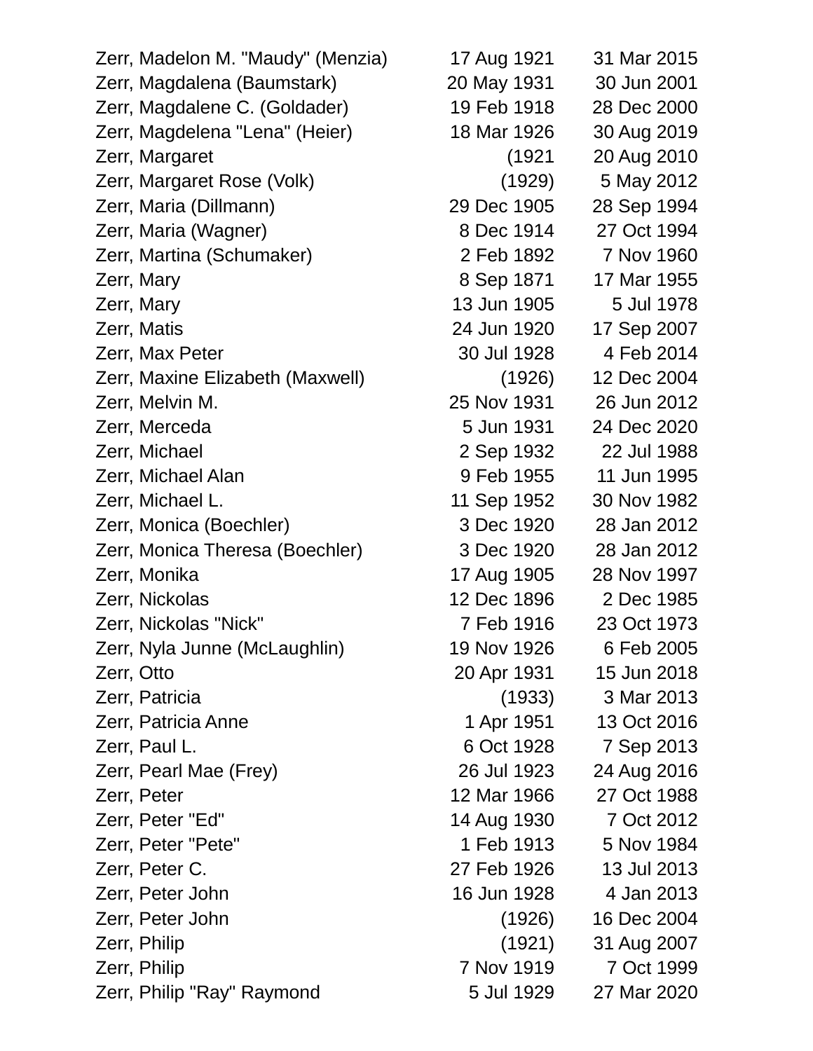| | | |
|---|---|---|
| Zerr, Madelon M. "Maudy" (Menzia) | 17 Aug 1921 | 31 Mar 2015 |
| Zerr, Magdalena (Baumstark) | 20 May 1931 | 30 Jun 2001 |
| Zerr, Magdalene C. (Goldader) | 19 Feb 1918 | 28 Dec 2000 |
| Zerr, Magdelena "Lena" (Heier) | 18 Mar 1926 | 30 Aug 2019 |
| Zerr, Margaret | (1921 | 20 Aug 2010 |
| Zerr, Margaret Rose (Volk) | (1929) | 5 May 2012 |
| Zerr, Maria (Dillmann) | 29 Dec 1905 | 28 Sep 1994 |
| Zerr, Maria (Wagner) | 8 Dec 1914 | 27 Oct 1994 |
| Zerr, Martina (Schumaker) | 2 Feb 1892 | 7 Nov 1960 |
| Zerr, Mary | 8 Sep 1871 | 17 Mar 1955 |
| Zerr, Mary | 13 Jun 1905 | 5 Jul 1978 |
| Zerr, Matis | 24 Jun 1920 | 17 Sep 2007 |
| Zerr, Max Peter | 30 Jul 1928 | 4 Feb 2014 |
| Zerr, Maxine Elizabeth (Maxwell) | (1926) | 12 Dec 2004 |
| Zerr, Melvin M. | 25 Nov 1931 | 26 Jun 2012 |
| Zerr, Merceda | 5 Jun 1931 | 24 Dec 2020 |
| Zerr, Michael | 2 Sep 1932 | 22 Jul 1988 |
| Zerr, Michael Alan | 9 Feb 1955 | 11 Jun 1995 |
| Zerr, Michael L. | 11 Sep 1952 | 30 Nov 1982 |
| Zerr, Monica (Boechler) | 3 Dec 1920 | 28 Jan 2012 |
| Zerr, Monica Theresa (Boechler) | 3 Dec 1920 | 28 Jan 2012 |
| Zerr, Monika | 17 Aug 1905 | 28 Nov 1997 |
| Zerr, Nickolas | 12 Dec 1896 | 2 Dec 1985 |
| Zerr, Nickolas "Nick" | 7 Feb 1916 | 23 Oct 1973 |
| Zerr, Nyla Junne (McLaughlin) | 19 Nov 1926 | 6 Feb 2005 |
| Zerr, Otto | 20 Apr 1931 | 15 Jun 2018 |
| Zerr, Patricia | (1933) | 3 Mar 2013 |
| Zerr, Patricia Anne | 1 Apr 1951 | 13 Oct 2016 |
| Zerr, Paul L. | 6 Oct 1928 | 7 Sep 2013 |
| Zerr, Pearl Mae (Frey) | 26 Jul 1923 | 24 Aug 2016 |
| Zerr, Peter | 12 Mar 1966 | 27 Oct 1988 |
| Zerr, Peter "Ed" | 14 Aug 1930 | 7 Oct 2012 |
| Zerr, Peter "Pete" | 1 Feb 1913 | 5 Nov 1984 |
| Zerr, Peter C. | 27 Feb 1926 | 13 Jul 2013 |
| Zerr, Peter John | 16 Jun 1928 | 4 Jan 2013 |
| Zerr, Peter John | (1926) | 16 Dec 2004 |
| Zerr, Philip | (1921) | 31 Aug 2007 |
| Zerr, Philip | 7 Nov 1919 | 7 Oct 1999 |
| Zerr, Philip "Ray" Raymond | 5 Jul 1929 | 27 Mar 2020 |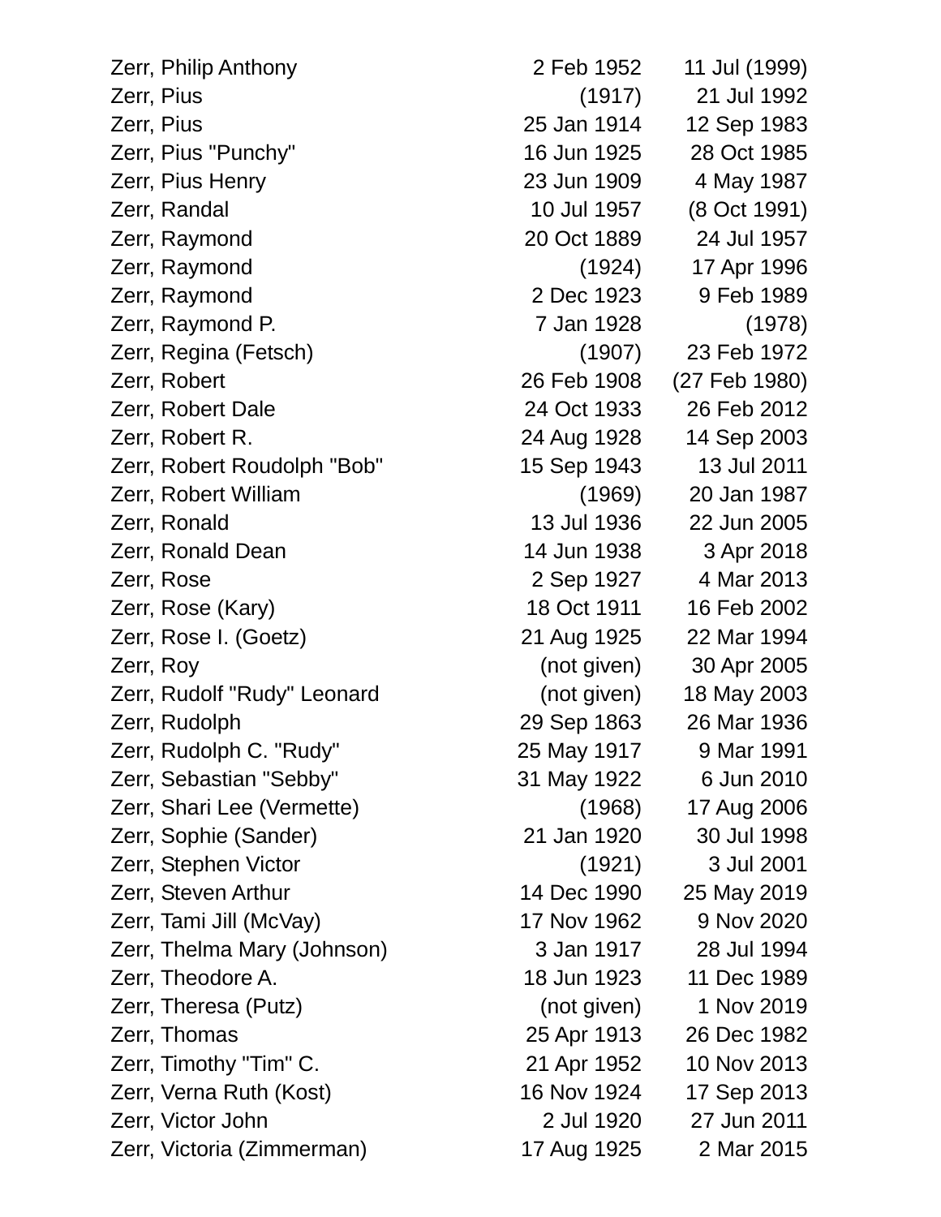| | | |
|---|---|---|
| Zerr, Philip Anthony | 2 Feb 1952 | 11 Jul (1999) |
| Zerr, Pius | (1917) | 21 Jul 1992 |
| Zerr, Pius | 25 Jan 1914 | 12 Sep 1983 |
| Zerr, Pius "Punchy" | 16 Jun 1925 | 28 Oct 1985 |
| Zerr, Pius Henry | 23 Jun 1909 | 4 May 1987 |
| Zerr, Randal | 10 Jul 1957 | (8 Oct 1991) |
| Zerr, Raymond | 20 Oct 1889 | 24 Jul 1957 |
| Zerr, Raymond | (1924) | 17 Apr 1996 |
| Zerr, Raymond | 2 Dec 1923 | 9 Feb 1989 |
| Zerr, Raymond P. | 7 Jan 1928 | (1978) |
| Zerr, Regina (Fetsch) | (1907) | 23 Feb 1972 |
| Zerr, Robert | 26 Feb 1908 | (27 Feb 1980) |
| Zerr, Robert Dale | 24 Oct 1933 | 26 Feb 2012 |
| Zerr, Robert R. | 24 Aug 1928 | 14 Sep 2003 |
| Zerr, Robert Roudolph "Bob" | 15 Sep 1943 | 13 Jul 2011 |
| Zerr, Robert William | (1969) | 20 Jan 1987 |
| Zerr, Ronald | 13 Jul 1936 | 22 Jun 2005 |
| Zerr, Ronald Dean | 14 Jun 1938 | 3 Apr 2018 |
| Zerr, Rose | 2 Sep 1927 | 4 Mar 2013 |
| Zerr, Rose (Kary) | 18 Oct 1911 | 16 Feb 2002 |
| Zerr, Rose I. (Goetz) | 21 Aug 1925 | 22 Mar 1994 |
| Zerr, Roy | (not given) | 30 Apr 2005 |
| Zerr, Rudolf "Rudy" Leonard | (not given) | 18 May 2003 |
| Zerr, Rudolph | 29 Sep 1863 | 26 Mar 1936 |
| Zerr, Rudolph C. "Rudy" | 25 May 1917 | 9 Mar 1991 |
| Zerr, Sebastian "Sebby" | 31 May 1922 | 6 Jun 2010 |
| Zerr, Shari Lee (Vermette) | (1968) | 17 Aug 2006 |
| Zerr, Sophie (Sander) | 21 Jan 1920 | 30 Jul 1998 |
| Zerr, Stephen Victor | (1921) | 3 Jul 2001 |
| Zerr, Steven Arthur | 14 Dec 1990 | 25 May 2019 |
| Zerr, Tami Jill (McVay) | 17 Nov 1962 | 9 Nov 2020 |
| Zerr, Thelma Mary (Johnson) | 3 Jan 1917 | 28 Jul 1994 |
| Zerr, Theodore A. | 18 Jun 1923 | 11 Dec 1989 |
| Zerr, Theresa (Putz) | (not given) | 1 Nov 2019 |
| Zerr, Thomas | 25 Apr 1913 | 26 Dec 1982 |
| Zerr, Timothy "Tim" C. | 21 Apr 1952 | 10 Nov 2013 |
| Zerr, Verna Ruth (Kost) | 16 Nov 1924 | 17 Sep 2013 |
| Zerr, Victor John | 2 Jul 1920 | 27 Jun 2011 |
| Zerr, Victoria (Zimmerman) | 17 Aug 1925 | 2 Mar 2015 |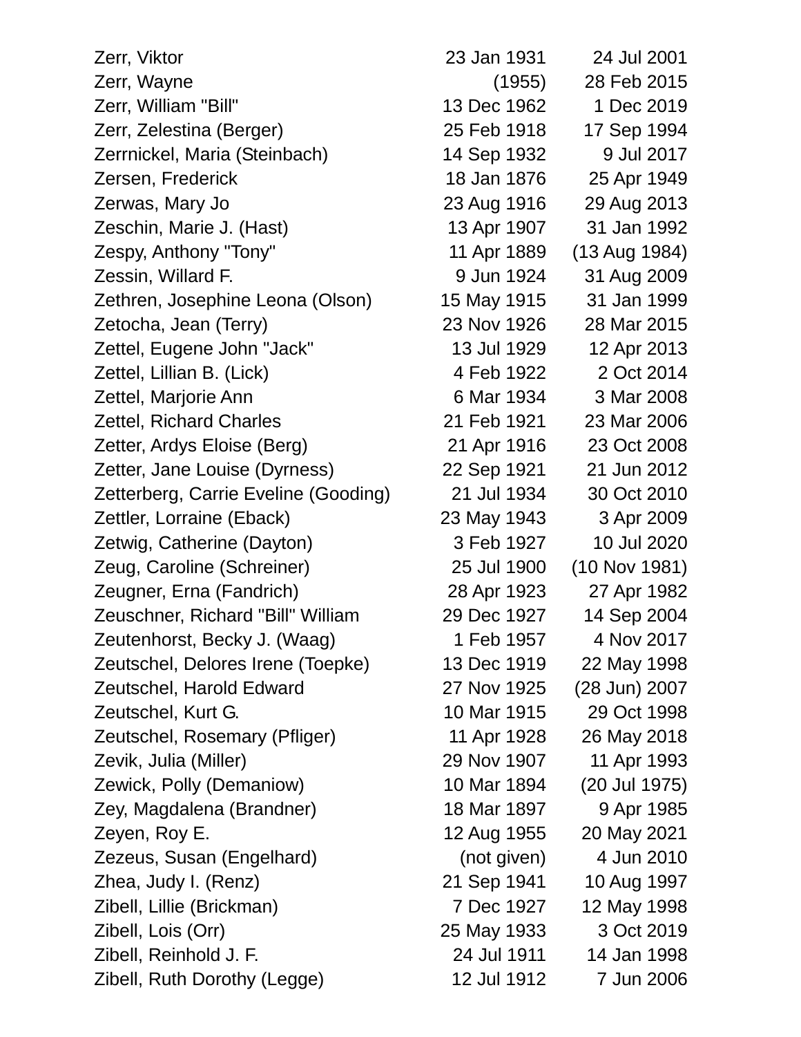| | | |
|---|---|---|
| Zerr, Viktor | 23 Jan 1931 | 24 Jul 2001 |
| Zerr, Wayne | (1955) | 28 Feb 2015 |
| Zerr, William "Bill" | 13 Dec 1962 | 1 Dec 2019 |
| Zerr, Zelestina (Berger) | 25 Feb 1918 | 17 Sep 1994 |
| Zerrnickel, Maria (Steinbach) | 14 Sep 1932 | 9 Jul 2017 |
| Zersen, Frederick | 18 Jan 1876 | 25 Apr 1949 |
| Zerwas, Mary Jo | 23 Aug 1916 | 29 Aug 2013 |
| Zeschin, Marie J. (Hast) | 13 Apr 1907 | 31 Jan 1992 |
| Zespy, Anthony "Tony" | 11 Apr 1889 | (13 Aug 1984) |
| Zessin, Willard F. | 9 Jun 1924 | 31 Aug 2009 |
| Zethren, Josephine Leona (Olson) | 15 May 1915 | 31 Jan 1999 |
| Zetocha, Jean (Terry) | 23 Nov 1926 | 28 Mar 2015 |
| Zettel, Eugene John "Jack" | 13 Jul 1929 | 12 Apr 2013 |
| Zettel, Lillian B. (Lick) | 4 Feb 1922 | 2 Oct 2014 |
| Zettel, Marjorie Ann | 6 Mar 1934 | 3 Mar 2008 |
| Zettel, Richard Charles | 21 Feb 1921 | 23 Mar 2006 |
| Zetter, Ardys Eloise (Berg) | 21 Apr 1916 | 23 Oct 2008 |
| Zetter, Jane Louise (Dyrness) | 22 Sep 1921 | 21 Jun 2012 |
| Zetterberg, Carrie Eveline (Gooding) | 21 Jul 1934 | 30 Oct 2010 |
| Zettler, Lorraine (Eback) | 23 May 1943 | 3 Apr 2009 |
| Zetwig, Catherine (Dayton) | 3 Feb 1927 | 10 Jul 2020 |
| Zeug, Caroline (Schreiner) | 25 Jul 1900 | (10 Nov 1981) |
| Zeugner, Erna (Fandrich) | 28 Apr 1923 | 27 Apr 1982 |
| Zeuschner, Richard "Bill" William | 29 Dec 1927 | 14 Sep 2004 |
| Zeutenhorst, Becky J. (Waag) | 1 Feb 1957 | 4 Nov 2017 |
| Zeutschel, Delores Irene (Toepke) | 13 Dec 1919 | 22 May 1998 |
| Zeutschel, Harold Edward | 27 Nov 1925 | (28 Jun) 2007 |
| Zeutschel, Kurt G. | 10 Mar 1915 | 29 Oct 1998 |
| Zeutschel, Rosemary (Pfliger) | 11 Apr 1928 | 26 May 2018 |
| Zevik, Julia (Miller) | 29 Nov 1907 | 11 Apr 1993 |
| Zewick, Polly (Demaniow) | 10 Mar 1894 | (20 Jul 1975) |
| Zey, Magdalena (Brandner) | 18 Mar 1897 | 9 Apr 1985 |
| Zeyen, Roy E. | 12 Aug 1955 | 20 May 2021 |
| Zezeus, Susan (Engelhard) | (not given) | 4 Jun 2010 |
| Zhea, Judy I. (Renz) | 21 Sep 1941 | 10 Aug 1997 |
| Zibell, Lillie (Brickman) | 7 Dec 1927 | 12 May 1998 |
| Zibell, Lois (Orr) | 25 May 1933 | 3 Oct 2019 |
| Zibell, Reinhold J. F. | 24 Jul 1911 | 14 Jan 1998 |
| Zibell, Ruth Dorothy (Legge) | 12 Jul 1912 | 7 Jun 2006 |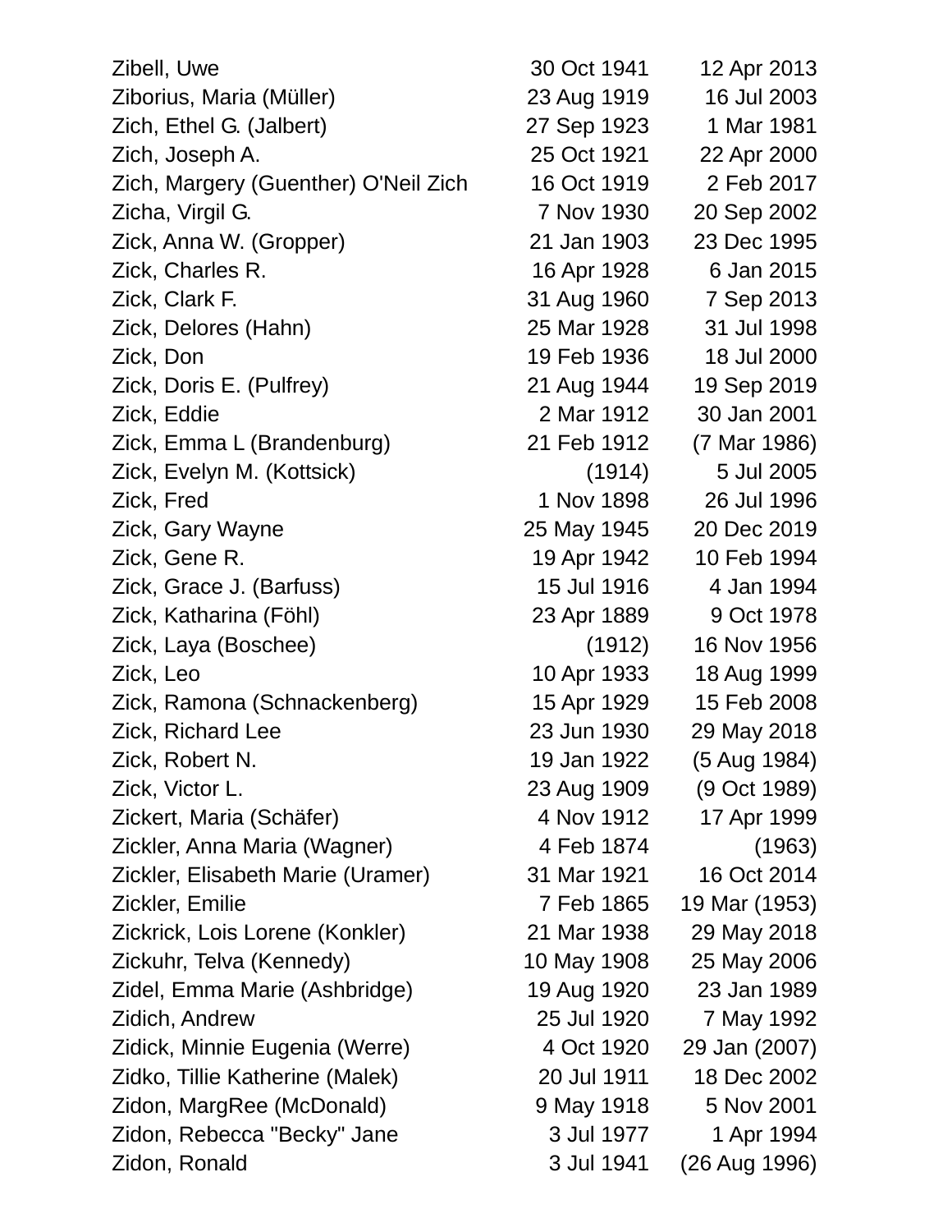| Name | Born | Died |
|---|---|---|
| Zibell, Uwe | 30 Oct 1941 | 12 Apr 2013 |
| Ziborius, Maria (Müller) | 23 Aug 1919 | 16 Jul 2003 |
| Zich, Ethel G. (Jalbert) | 27 Sep 1923 | 1 Mar 1981 |
| Zich, Joseph A. | 25 Oct 1921 | 22 Apr 2000 |
| Zich, Margery (Guenther) O'Neil Zich | 16 Oct 1919 | 2 Feb 2017 |
| Zicha, Virgil G. | 7 Nov 1930 | 20 Sep 2002 |
| Zick, Anna W. (Gropper) | 21 Jan 1903 | 23 Dec 1995 |
| Zick, Charles R. | 16 Apr 1928 | 6 Jan 2015 |
| Zick, Clark F. | 31 Aug 1960 | 7 Sep 2013 |
| Zick, Delores (Hahn) | 25 Mar 1928 | 31 Jul 1998 |
| Zick, Don | 19 Feb 1936 | 18 Jul 2000 |
| Zick, Doris E. (Pulfrey) | 21 Aug 1944 | 19 Sep 2019 |
| Zick, Eddie | 2 Mar 1912 | 30 Jan 2001 |
| Zick, Emma L (Brandenburg) | 21 Feb 1912 | (7 Mar 1986) |
| Zick, Evelyn M. (Kottsick) | (1914) | 5 Jul 2005 |
| Zick, Fred | 1 Nov 1898 | 26 Jul 1996 |
| Zick, Gary Wayne | 25 May 1945 | 20 Dec 2019 |
| Zick, Gene R. | 19 Apr 1942 | 10 Feb 1994 |
| Zick, Grace J. (Barfuss) | 15 Jul 1916 | 4 Jan 1994 |
| Zick, Katharina (Föhl) | 23 Apr 1889 | 9 Oct 1978 |
| Zick, Laya (Boschee) | (1912) | 16 Nov 1956 |
| Zick, Leo | 10 Apr 1933 | 18 Aug 1999 |
| Zick, Ramona (Schnackenberg) | 15 Apr 1929 | 15 Feb 2008 |
| Zick, Richard Lee | 23 Jun 1930 | 29 May 2018 |
| Zick, Robert N. | 19 Jan 1922 | (5 Aug 1984) |
| Zick, Victor L. | 23 Aug 1909 | (9 Oct 1989) |
| Zickert, Maria (Schäfer) | 4 Nov 1912 | 17 Apr 1999 |
| Zickler, Anna Maria (Wagner) | 4 Feb 1874 | (1963) |
| Zickler, Elisabeth Marie (Uramer) | 31 Mar 1921 | 16 Oct 2014 |
| Zickler, Emilie | 7 Feb 1865 | 19 Mar (1953) |
| Zickrick, Lois Lorene (Konkler) | 21 Mar 1938 | 29 May 2018 |
| Zickuhr, Telva (Kennedy) | 10 May 1908 | 25 May 2006 |
| Zidel, Emma Marie (Ashbridge) | 19 Aug 1920 | 23 Jan 1989 |
| Zidich, Andrew | 25 Jul 1920 | 7 May 1992 |
| Zidick, Minnie Eugenia (Werre) | 4 Oct 1920 | 29 Jan (2007) |
| Zidko, Tillie Katherine (Malek) | 20 Jul 1911 | 18 Dec 2002 |
| Zidon, MargRee (McDonald) | 9 May 1918 | 5 Nov 2001 |
| Zidon, Rebecca "Becky" Jane | 3 Jul 1977 | 1 Apr 1994 |
| Zidon, Ronald | 3 Jul 1941 | (26 Aug 1996) |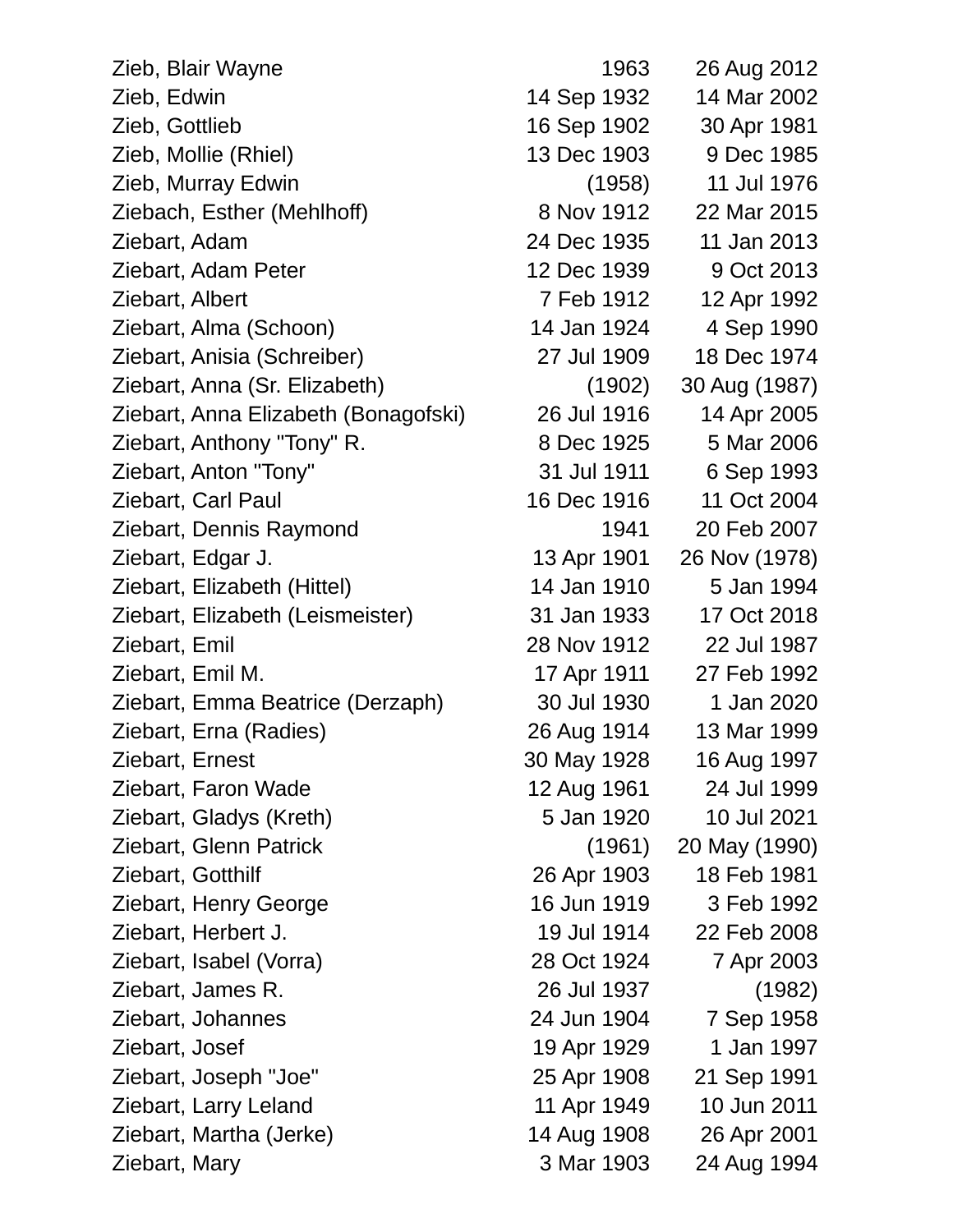| | | |
|---|---|---|
| Zieb, Blair Wayne | 1963 | 26 Aug 2012 |
| Zieb, Edwin | 14 Sep 1932 | 14 Mar 2002 |
| Zieb, Gottlieb | 16 Sep 1902 | 30 Apr 1981 |
| Zieb, Mollie (Rhiel) | 13 Dec 1903 | 9 Dec 1985 |
| Zieb, Murray Edwin | (1958) | 11 Jul 1976 |
| Ziebach, Esther (Mehlhoff) | 8 Nov 1912 | 22 Mar 2015 |
| Ziebart, Adam | 24 Dec 1935 | 11 Jan 2013 |
| Ziebart, Adam Peter | 12 Dec 1939 | 9 Oct 2013 |
| Ziebart, Albert | 7 Feb 1912 | 12 Apr 1992 |
| Ziebart, Alma (Schoon) | 14 Jan 1924 | 4 Sep 1990 |
| Ziebart, Anisia (Schreiber) | 27 Jul 1909 | 18 Dec 1974 |
| Ziebart, Anna (Sr. Elizabeth) | (1902) | 30 Aug (1987) |
| Ziebart, Anna Elizabeth (Bonagofski) | 26 Jul 1916 | 14 Apr 2005 |
| Ziebart, Anthony "Tony" R. | 8 Dec 1925 | 5 Mar 2006 |
| Ziebart, Anton "Tony" | 31 Jul 1911 | 6 Sep 1993 |
| Ziebart, Carl Paul | 16 Dec 1916 | 11 Oct 2004 |
| Ziebart, Dennis Raymond | 1941 | 20 Feb 2007 |
| Ziebart, Edgar J. | 13 Apr 1901 | 26 Nov (1978) |
| Ziebart, Elizabeth (Hittel) | 14 Jan 1910 | 5 Jan 1994 |
| Ziebart, Elizabeth (Leismeister) | 31 Jan 1933 | 17 Oct 2018 |
| Ziebart, Emil | 28 Nov 1912 | 22 Jul 1987 |
| Ziebart, Emil M. | 17 Apr 1911 | 27 Feb 1992 |
| Ziebart, Emma Beatrice (Derzaph) | 30 Jul 1930 | 1 Jan 2020 |
| Ziebart, Erna (Radies) | 26 Aug 1914 | 13 Mar 1999 |
| Ziebart, Ernest | 30 May 1928 | 16 Aug 1997 |
| Ziebart, Faron Wade | 12 Aug 1961 | 24 Jul 1999 |
| Ziebart, Gladys (Kreth) | 5 Jan 1920 | 10 Jul 2021 |
| Ziebart, Glenn Patrick | (1961) | 20 May (1990) |
| Ziebart, Gotthilf | 26 Apr 1903 | 18 Feb 1981 |
| Ziebart, Henry George | 16 Jun 1919 | 3 Feb 1992 |
| Ziebart, Herbert J. | 19 Jul 1914 | 22 Feb 2008 |
| Ziebart, Isabel (Vorra) | 28 Oct 1924 | 7 Apr 2003 |
| Ziebart, James R. | 26 Jul 1937 | (1982) |
| Ziebart, Johannes | 24 Jun 1904 | 7 Sep 1958 |
| Ziebart, Josef | 19 Apr 1929 | 1 Jan 1997 |
| Ziebart, Joseph "Joe" | 25 Apr 1908 | 21 Sep 1991 |
| Ziebart, Larry Leland | 11 Apr 1949 | 10 Jun 2011 |
| Ziebart, Martha (Jerke) | 14 Aug 1908 | 26 Apr 2001 |
| Ziebart, Mary | 3 Mar 1903 | 24 Aug 1994 |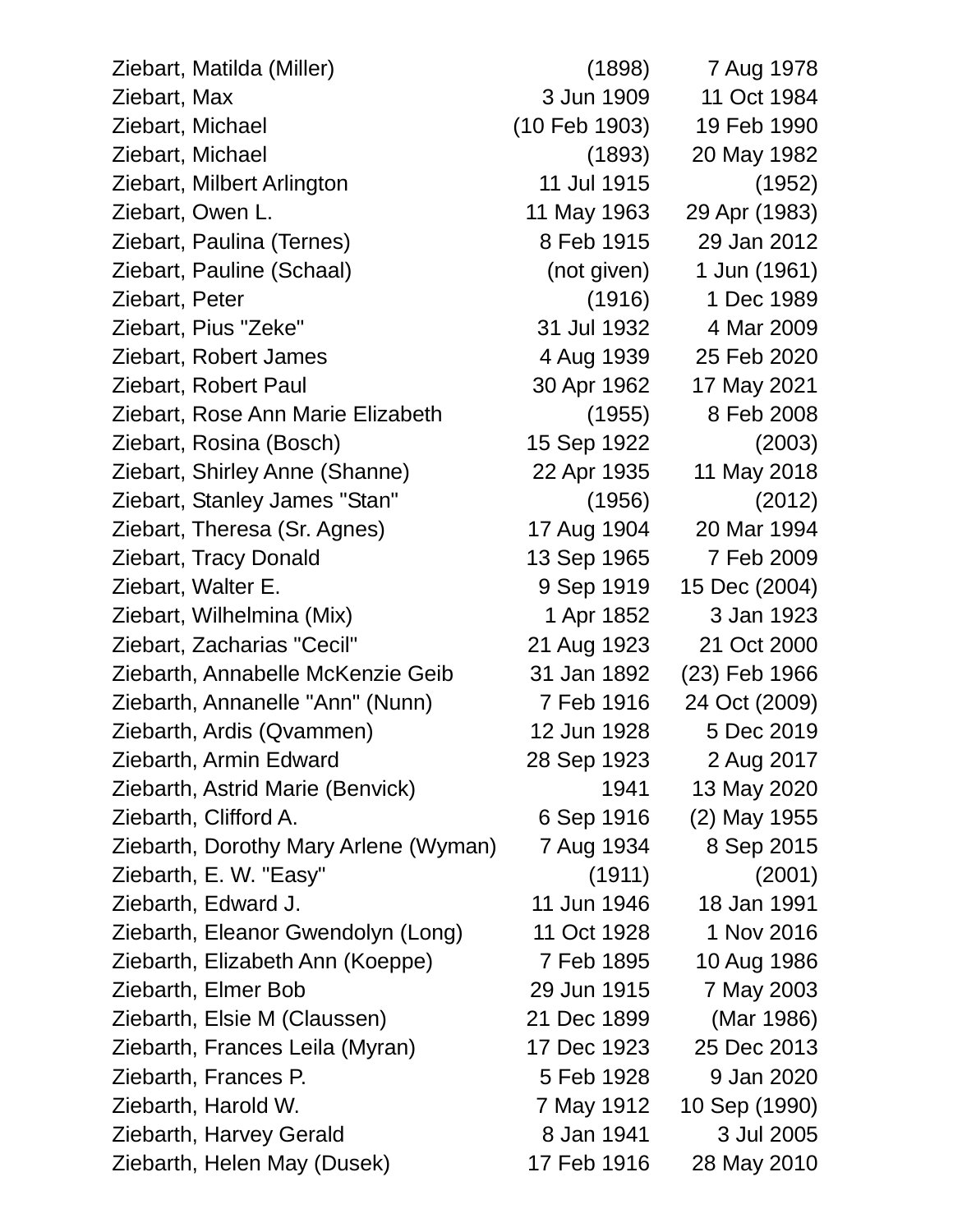| | | |
|---|---|---|
| Ziebart, Matilda (Miller) | (1898) | 7 Aug 1978 |
| Ziebart, Max | 3 Jun 1909 | 11 Oct 1984 |
| Ziebart, Michael | (10 Feb 1903) | 19 Feb 1990 |
| Ziebart, Michael | (1893) | 20 May 1982 |
| Ziebart, Milbert Arlington | 11 Jul 1915 | (1952) |
| Ziebart, Owen L. | 11 May 1963 | 29 Apr (1983) |
| Ziebart, Paulina (Ternes) | 8 Feb 1915 | 29 Jan 2012 |
| Ziebart, Pauline (Schaal) | (not given) | 1 Jun (1961) |
| Ziebart, Peter | (1916) | 1 Dec 1989 |
| Ziebart, Pius "Zeke" | 31 Jul 1932 | 4 Mar 2009 |
| Ziebart, Robert James | 4 Aug 1939 | 25 Feb 2020 |
| Ziebart, Robert Paul | 30 Apr 1962 | 17 May 2021 |
| Ziebart, Rose Ann Marie Elizabeth | (1955) | 8 Feb 2008 |
| Ziebart, Rosina (Bosch) | 15 Sep 1922 | (2003) |
| Ziebart, Shirley Anne (Shanne) | 22 Apr 1935 | 11 May 2018 |
| Ziebart, Stanley James "Stan" | (1956) | (2012) |
| Ziebart, Theresa (Sr. Agnes) | 17 Aug 1904 | 20 Mar 1994 |
| Ziebart, Tracy Donald | 13 Sep 1965 | 7 Feb 2009 |
| Ziebart, Walter E. | 9 Sep 1919 | 15 Dec (2004) |
| Ziebart, Wilhelmina (Mix) | 1 Apr 1852 | 3 Jan 1923 |
| Ziebart, Zacharias "Cecil" | 21 Aug 1923 | 21 Oct 2000 |
| Ziebarth, Annabelle McKenzie Geib | 31 Jan 1892 | (23) Feb 1966 |
| Ziebarth, Annanelle "Ann" (Nunn) | 7 Feb 1916 | 24 Oct (2009) |
| Ziebarth, Ardis (Qvammen) | 12 Jun 1928 | 5 Dec 2019 |
| Ziebarth, Armin Edward | 28 Sep 1923 | 2 Aug 2017 |
| Ziebarth, Astrid Marie (Benvick) | 1941 | 13 May 2020 |
| Ziebarth, Clifford A. | 6 Sep 1916 | (2) May 1955 |
| Ziebarth, Dorothy Mary Arlene (Wyman) | 7 Aug 1934 | 8 Sep 2015 |
| Ziebarth, E. W. "Easy" | (1911) | (2001) |
| Ziebarth, Edward J. | 11 Jun 1946 | 18 Jan 1991 |
| Ziebarth, Eleanor Gwendolyn (Long) | 11 Oct 1928 | 1 Nov 2016 |
| Ziebarth, Elizabeth Ann (Koeppe) | 7 Feb 1895 | 10 Aug 1986 |
| Ziebarth, Elmer Bob | 29 Jun 1915 | 7 May 2003 |
| Ziebarth, Elsie M (Claussen) | 21 Dec 1899 | (Mar 1986) |
| Ziebarth, Frances Leila (Myran) | 17 Dec 1923 | 25 Dec 2013 |
| Ziebarth, Frances P. | 5 Feb 1928 | 9 Jan 2020 |
| Ziebarth, Harold W. | 7 May 1912 | 10 Sep (1990) |
| Ziebarth, Harvey Gerald | 8 Jan 1941 | 3 Jul 2005 |
| Ziebarth, Helen May (Dusek) | 17 Feb 1916 | 28 May 2010 |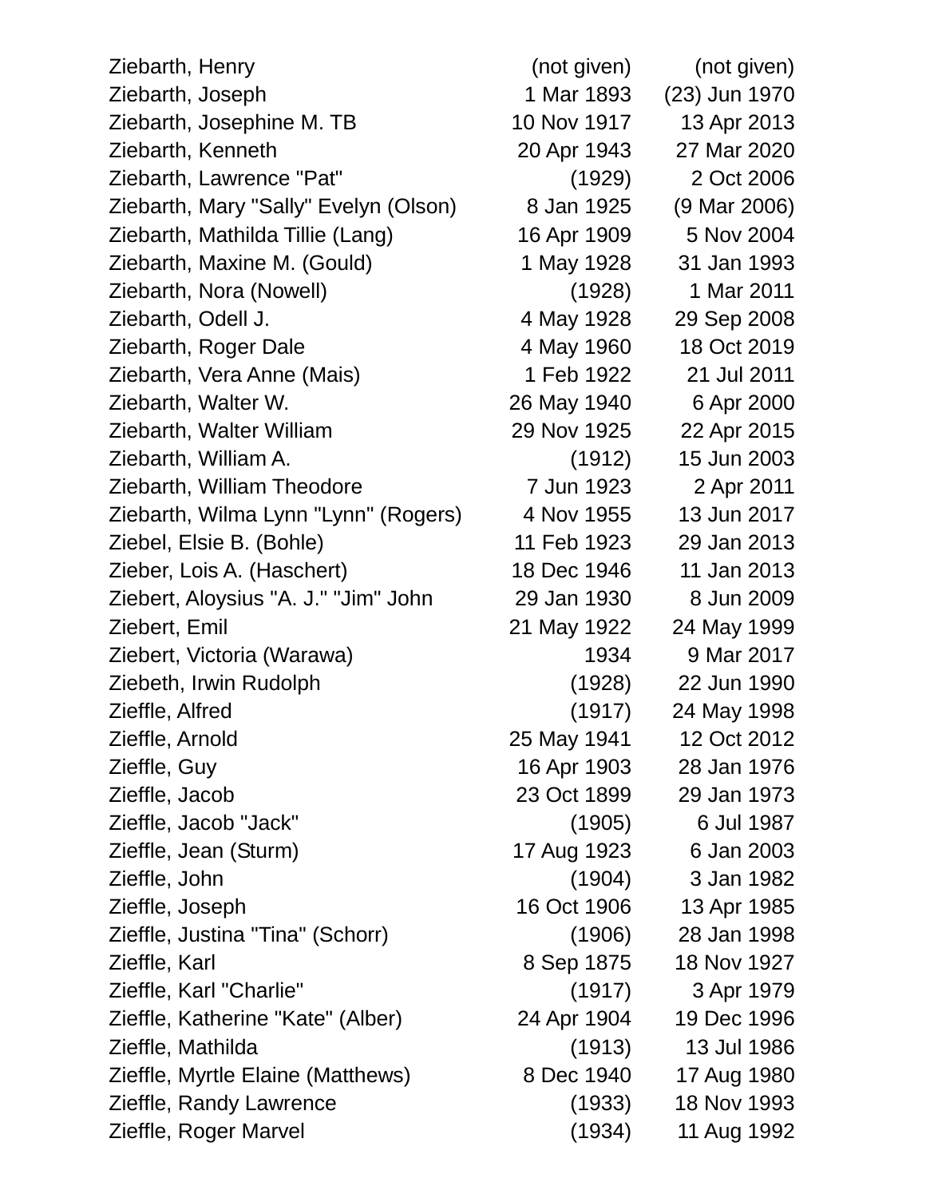| | | |
|---|---|---|
| Ziebarth, Henry | (not given) | (not given) |
| Ziebarth, Joseph | 1 Mar 1893 | (23) Jun 1970 |
| Ziebarth, Josephine M. TB | 10 Nov 1917 | 13 Apr 2013 |
| Ziebarth, Kenneth | 20 Apr 1943 | 27 Mar 2020 |
| Ziebarth, Lawrence "Pat" | (1929) | 2 Oct 2006 |
| Ziebarth, Mary "Sally" Evelyn (Olson) | 8 Jan 1925 | (9 Mar 2006) |
| Ziebarth, Mathilda Tillie (Lang) | 16 Apr 1909 | 5 Nov 2004 |
| Ziebarth, Maxine M. (Gould) | 1 May 1928 | 31 Jan 1993 |
| Ziebarth, Nora (Nowell) | (1928) | 1 Mar 2011 |
| Ziebarth, Odell J. | 4 May 1928 | 29 Sep 2008 |
| Ziebarth, Roger Dale | 4 May 1960 | 18 Oct 2019 |
| Ziebarth, Vera Anne (Mais) | 1 Feb 1922 | 21 Jul 2011 |
| Ziebarth, Walter W. | 26 May 1940 | 6 Apr 2000 |
| Ziebarth, Walter William | 29 Nov 1925 | 22 Apr 2015 |
| Ziebarth, William A. | (1912) | 15 Jun 2003 |
| Ziebarth, William Theodore | 7 Jun 1923 | 2 Apr 2011 |
| Ziebarth, Wilma Lynn "Lynn" (Rogers) | 4 Nov 1955 | 13 Jun 2017 |
| Ziebel, Elsie B. (Bohle) | 11 Feb 1923 | 29 Jan 2013 |
| Zieber, Lois A. (Haschert) | 18 Dec 1946 | 11 Jan 2013 |
| Ziebert, Aloysius "A. J." "Jim" John | 29 Jan 1930 | 8 Jun 2009 |
| Ziebert, Emil | 21 May 1922 | 24 May 1999 |
| Ziebert, Victoria (Warawa) | 1934 | 9 Mar 2017 |
| Ziebeth, Irwin Rudolph | (1928) | 22 Jun 1990 |
| Zieffle, Alfred | (1917) | 24 May 1998 |
| Zieffle, Arnold | 25 May 1941 | 12 Oct 2012 |
| Zieffle, Guy | 16 Apr 1903 | 28 Jan 1976 |
| Zieffle, Jacob | 23 Oct 1899 | 29 Jan 1973 |
| Zieffle, Jacob "Jack" | (1905) | 6 Jul 1987 |
| Zieffle, Jean (Sturm) | 17 Aug 1923 | 6 Jan 2003 |
| Zieffle, John | (1904) | 3 Jan 1982 |
| Zieffle, Joseph | 16 Oct 1906 | 13 Apr 1985 |
| Zieffle, Justina "Tina" (Schorr) | (1906) | 28 Jan 1998 |
| Zieffle, Karl | 8 Sep 1875 | 18 Nov 1927 |
| Zieffle, Karl "Charlie" | (1917) | 3 Apr 1979 |
| Zieffle, Katherine "Kate" (Alber) | 24 Apr 1904 | 19 Dec 1996 |
| Zieffle, Mathilda | (1913) | 13 Jul 1986 |
| Zieffle, Myrtle Elaine (Matthews) | 8 Dec 1940 | 17 Aug 1980 |
| Zieffle, Randy Lawrence | (1933) | 18 Nov 1993 |
| Zieffle, Roger Marvel | (1934) | 11 Aug 1992 |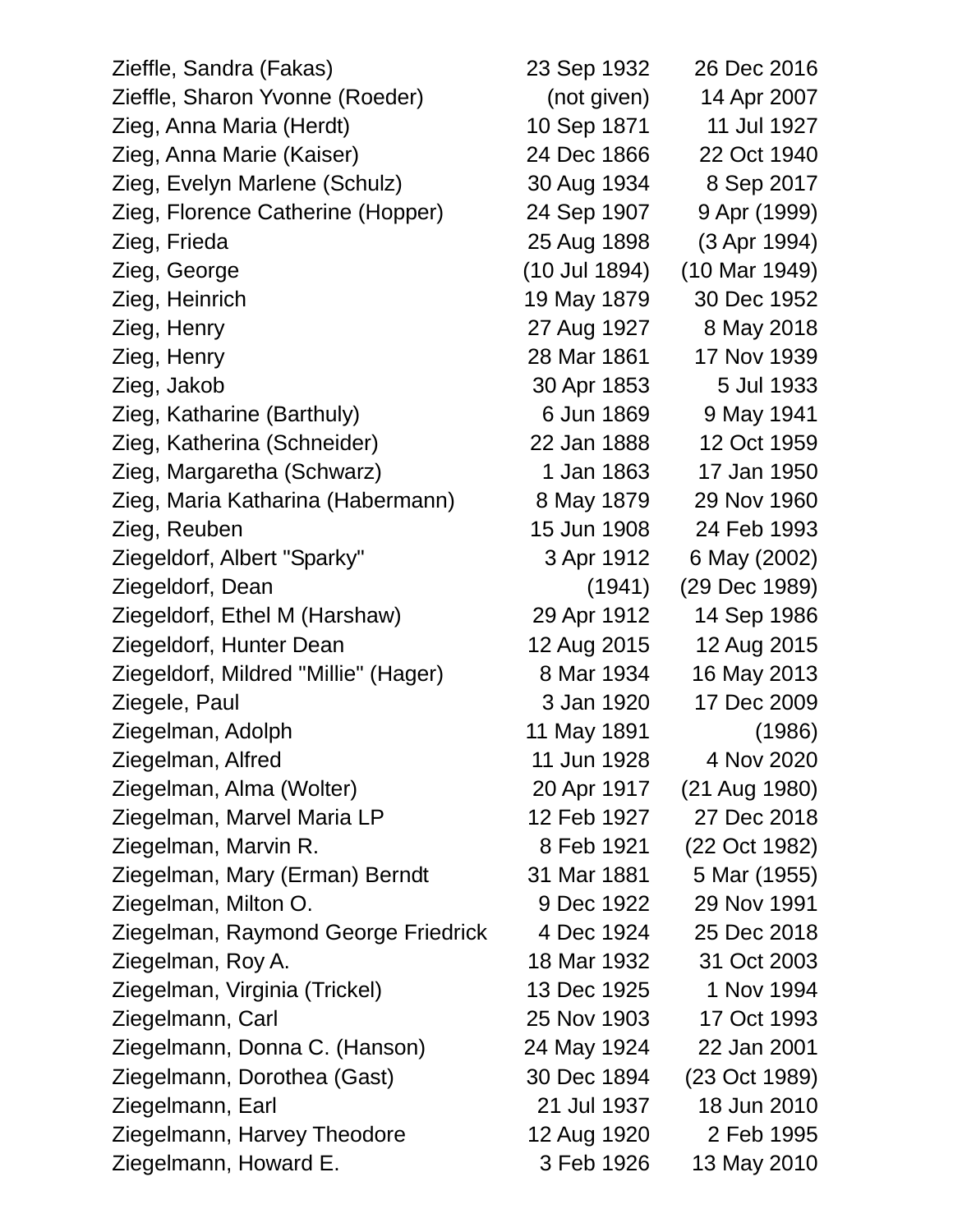| Name | Birth | Death |
|---|---|---|
| Zieffle, Sandra (Fakas) | 23 Sep 1932 | 26 Dec 2016 |
| Zieffle, Sharon Yvonne (Roeder) | (not given) | 14 Apr 2007 |
| Zieg, Anna Maria (Herdt) | 10 Sep 1871 | 11 Jul 1927 |
| Zieg, Anna Marie (Kaiser) | 24 Dec 1866 | 22 Oct 1940 |
| Zieg, Evelyn Marlene (Schulz) | 30 Aug 1934 | 8 Sep 2017 |
| Zieg, Florence Catherine (Hopper) | 24 Sep 1907 | 9 Apr (1999) |
| Zieg, Frieda | 25 Aug 1898 | (3 Apr 1994) |
| Zieg, George | (10 Jul 1894) | (10 Mar 1949) |
| Zieg, Heinrich | 19 May 1879 | 30 Dec 1952 |
| Zieg, Henry | 27 Aug 1927 | 8 May 2018 |
| Zieg, Henry | 28 Mar 1861 | 17 Nov 1939 |
| Zieg, Jakob | 30 Apr 1853 | 5 Jul 1933 |
| Zieg, Katharine (Barthuly) | 6 Jun 1869 | 9 May 1941 |
| Zieg, Katherina (Schneider) | 22 Jan 1888 | 12 Oct 1959 |
| Zieg, Margaretha (Schwarz) | 1 Jan 1863 | 17 Jan 1950 |
| Zieg, Maria Katharina (Habermann) | 8 May 1879 | 29 Nov 1960 |
| Zieg, Reuben | 15 Jun 1908 | 24 Feb 1993 |
| Ziegeldorf, Albert "Sparky" | 3 Apr 1912 | 6 May (2002) |
| Ziegeldorf, Dean | (1941) | (29 Dec 1989) |
| Ziegeldorf, Ethel M (Harshaw) | 29 Apr 1912 | 14 Sep 1986 |
| Ziegeldorf, Hunter Dean | 12 Aug 2015 | 12 Aug 2015 |
| Ziegeldorf, Mildred "Millie" (Hager) | 8 Mar 1934 | 16 May 2013 |
| Ziegele, Paul | 3 Jan 1920 | 17 Dec 2009 |
| Ziegelman, Adolph | 11 May 1891 | (1986) |
| Ziegelman, Alfred | 11 Jun 1928 | 4 Nov 2020 |
| Ziegelman, Alma (Wolter) | 20 Apr 1917 | (21 Aug 1980) |
| Ziegelman, Marvel Maria LP | 12 Feb 1927 | 27 Dec 2018 |
| Ziegelman, Marvin R. | 8 Feb 1921 | (22 Oct 1982) |
| Ziegelman, Mary (Erman) Berndt | 31 Mar 1881 | 5 Mar (1955) |
| Ziegelman, Milton O. | 9 Dec 1922 | 29 Nov 1991 |
| Ziegelman, Raymond George Friedrick | 4 Dec 1924 | 25 Dec 2018 |
| Ziegelman, Roy A. | 18 Mar 1932 | 31 Oct 2003 |
| Ziegelman, Virginia (Trickel) | 13 Dec 1925 | 1 Nov 1994 |
| Ziegelmann, Carl | 25 Nov 1903 | 17 Oct 1993 |
| Ziegelmann, Donna C. (Hanson) | 24 May 1924 | 22 Jan 2001 |
| Ziegelmann, Dorothea (Gast) | 30 Dec 1894 | (23 Oct 1989) |
| Ziegelmann, Earl | 21 Jul 1937 | 18 Jun 2010 |
| Ziegelmann, Harvey Theodore | 12 Aug 1920 | 2 Feb 1995 |
| Ziegelmann, Howard E. | 3 Feb 1926 | 13 May 2010 |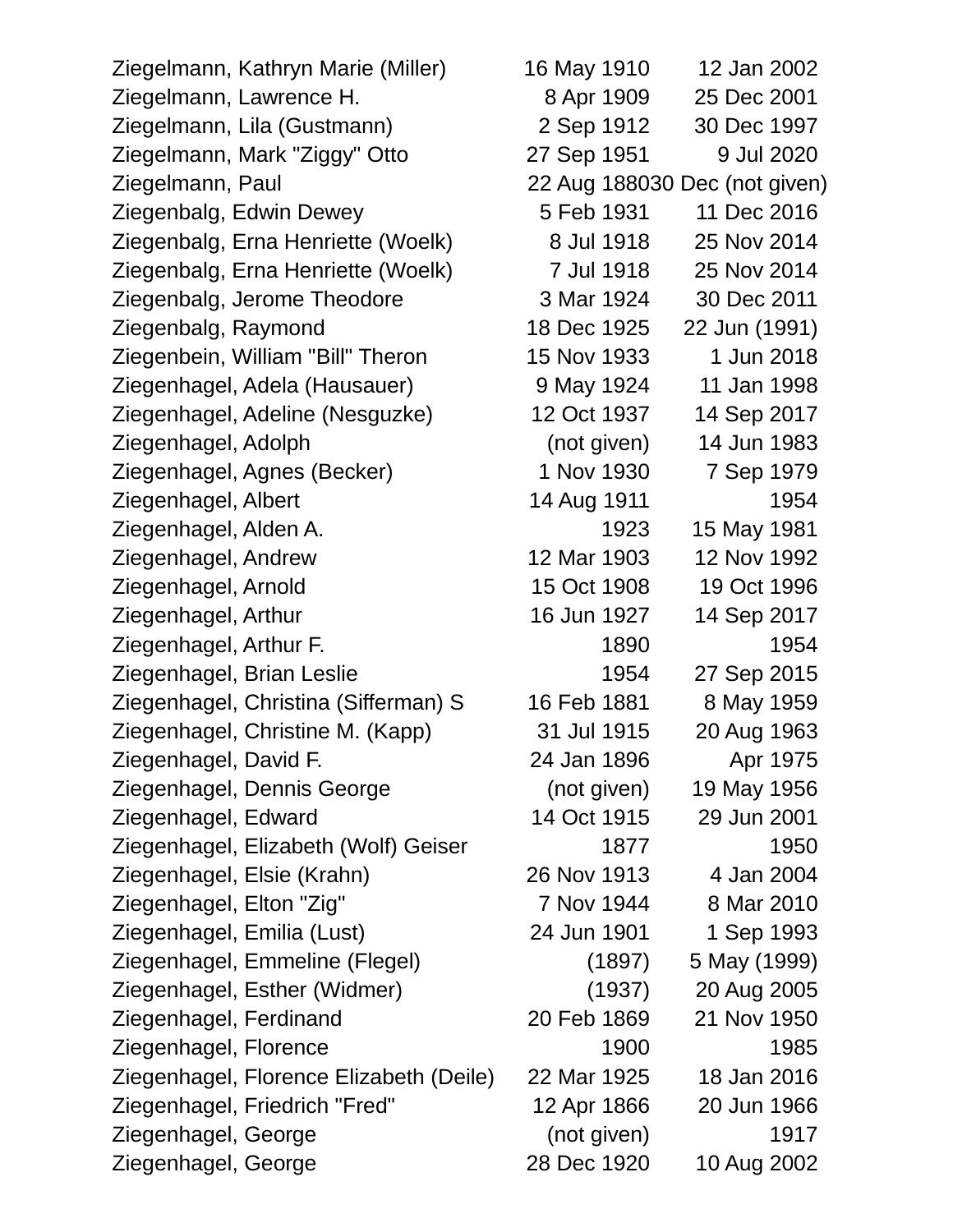| | | |
|---|---|---|
| Ziegelmann, Kathryn Marie (Miller) | 16 May 1910 | 12 Jan 2002 |
| Ziegelmann, Lawrence H. | 8 Apr 1909 | 25 Dec 2001 |
| Ziegelmann, Lila (Gustmann) | 2 Sep 1912 | 30 Dec 1997 |
| Ziegelmann, Mark "Ziggy" Otto | 27 Sep 1951 | 9 Jul 2020 |
| Ziegelmann, Paul | 22 Aug 1880 | 30 Dec (not given) |
| Ziegenbalg, Edwin Dewey | 5 Feb 1931 | 11 Dec 2016 |
| Ziegenbalg, Erna Henriette (Woelk) | 8 Jul 1918 | 25 Nov 2014 |
| Ziegenbalg, Erna Henriette (Woelk) | 7 Jul 1918 | 25 Nov 2014 |
| Ziegenbalg, Jerome Theodore | 3 Mar 1924 | 30 Dec 2011 |
| Ziegenbalg, Raymond | 18 Dec 1925 | 22 Jun (1991) |
| Ziegenbein, William "Bill" Theron | 15 Nov 1933 | 1 Jun 2018 |
| Ziegenhagel, Adela (Hausauer) | 9 May 1924 | 11 Jan 1998 |
| Ziegenhagel, Adeline (Nesguzke) | 12 Oct 1937 | 14 Sep 2017 |
| Ziegenhagel, Adolph | (not given) | 14 Jun 1983 |
| Ziegenhagel, Agnes (Becker) | 1 Nov 1930 | 7 Sep 1979 |
| Ziegenhagel, Albert | 14 Aug 1911 | 1954 |
| Ziegenhagel, Alden A. | 1923 | 15 May 1981 |
| Ziegenhagel, Andrew | 12 Mar 1903 | 12 Nov 1992 |
| Ziegenhagel, Arnold | 15 Oct 1908 | 19 Oct 1996 |
| Ziegenhagel, Arthur | 16 Jun 1927 | 14 Sep 2017 |
| Ziegenhagel, Arthur F. | 1890 | 1954 |
| Ziegenhagel, Brian Leslie | 1954 | 27 Sep 2015 |
| Ziegenhagel, Christina (Sifferman) S | 16 Feb 1881 | 8 May 1959 |
| Ziegenhagel, Christine M. (Kapp) | 31 Jul 1915 | 20 Aug 1963 |
| Ziegenhagel, David F. | 24 Jan 1896 | Apr 1975 |
| Ziegenhagel, Dennis George | (not given) | 19 May 1956 |
| Ziegenhagel, Edward | 14 Oct 1915 | 29 Jun 2001 |
| Ziegenhagel, Elizabeth (Wolf) Geiser | 1877 | 1950 |
| Ziegenhagel, Elsie (Krahn) | 26 Nov 1913 | 4 Jan 2004 |
| Ziegenhagel, Elton "Zig" | 7 Nov 1944 | 8 Mar 2010 |
| Ziegenhagel, Emilia (Lust) | 24 Jun 1901 | 1 Sep 1993 |
| Ziegenhagel, Emmeline (Flegel) | (1897) | 5 May (1999) |
| Ziegenhagel, Esther (Widmer) | (1937) | 20 Aug 2005 |
| Ziegenhagel, Ferdinand | 20 Feb 1869 | 21 Nov 1950 |
| Ziegenhagel, Florence | 1900 | 1985 |
| Ziegenhagel, Florence Elizabeth (Deile) | 22 Mar 1925 | 18 Jan 2016 |
| Ziegenhagel, Friedrich "Fred" | 12 Apr 1866 | 20 Jun 1966 |
| Ziegenhagel, George | (not given) | 1917 |
| Ziegenhagel, George | 28 Dec 1920 | 10 Aug 2002 |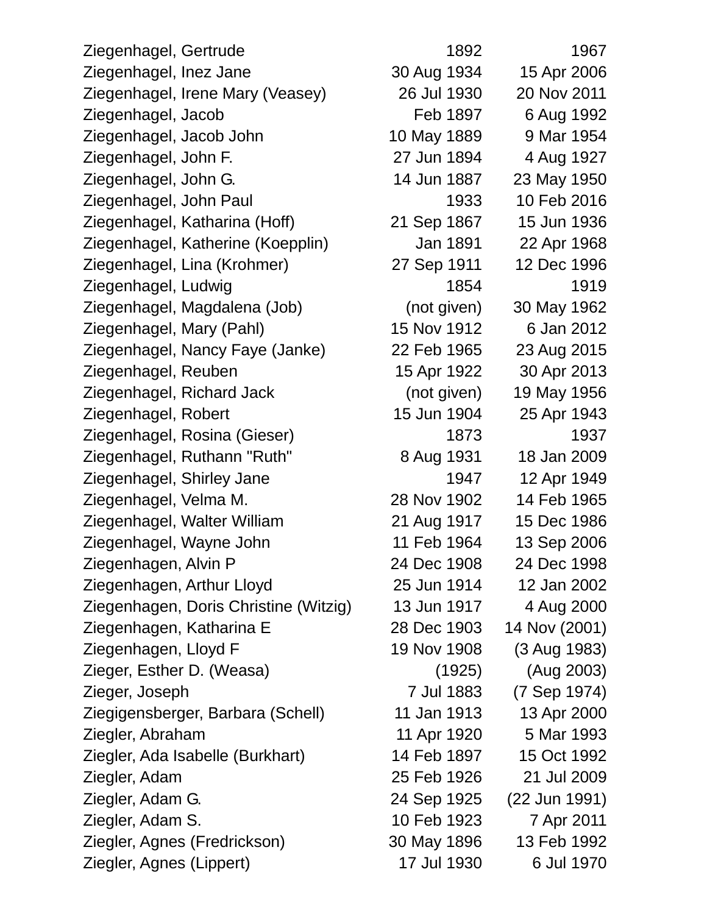| | | |
|---|---|---|
| Ziegenhagel, Gertrude | 1892 | 1967 |
| Ziegenhagel, Inez Jane | 30 Aug 1934 | 15 Apr 2006 |
| Ziegenhagel, Irene Mary (Veasey) | 26 Jul 1930 | 20 Nov 2011 |
| Ziegenhagel, Jacob | Feb 1897 | 6 Aug 1992 |
| Ziegenhagel, Jacob John | 10 May 1889 | 9 Mar 1954 |
| Ziegenhagel, John F. | 27 Jun 1894 | 4 Aug 1927 |
| Ziegenhagel, John G. | 14 Jun 1887 | 23 May 1950 |
| Ziegenhagel, John Paul | 1933 | 10 Feb 2016 |
| Ziegenhagel, Katharina (Hoff) | 21 Sep 1867 | 15 Jun 1936 |
| Ziegenhagel, Katherine (Koepplin) | Jan 1891 | 22 Apr 1968 |
| Ziegenhagel, Lina (Krohmer) | 27 Sep 1911 | 12 Dec 1996 |
| Ziegenhagel, Ludwig | 1854 | 1919 |
| Ziegenhagel, Magdalena (Job) | (not given) | 30 May 1962 |
| Ziegenhagel, Mary (Pahl) | 15 Nov 1912 | 6 Jan 2012 |
| Ziegenhagel, Nancy Faye (Janke) | 22 Feb 1965 | 23 Aug 2015 |
| Ziegenhagel, Reuben | 15 Apr 1922 | 30 Apr 2013 |
| Ziegenhagel, Richard Jack | (not given) | 19 May 1956 |
| Ziegenhagel, Robert | 15 Jun 1904 | 25 Apr 1943 |
| Ziegenhagel, Rosina (Gieser) | 1873 | 1937 |
| Ziegenhagel, Ruthann "Ruth" | 8 Aug 1931 | 18 Jan 2009 |
| Ziegenhagel, Shirley Jane | 1947 | 12 Apr 1949 |
| Ziegenhagel, Velma M. | 28 Nov 1902 | 14 Feb 1965 |
| Ziegenhagel, Walter William | 21 Aug 1917 | 15 Dec 1986 |
| Ziegenhagel, Wayne John | 11 Feb 1964 | 13 Sep 2006 |
| Ziegenhagen, Alvin P | 24 Dec 1908 | 24 Dec 1998 |
| Ziegenhagen, Arthur Lloyd | 25 Jun 1914 | 12 Jan 2002 |
| Ziegenhagen, Doris Christine (Witzig) | 13 Jun 1917 | 4 Aug 2000 |
| Ziegenhagen, Katharina E | 28 Dec 1903 | 14 Nov (2001) |
| Ziegenhagen, Lloyd F | 19 Nov 1908 | (3 Aug 1983) |
| Zieger, Esther D. (Weasa) | (1925) | (Aug 2003) |
| Zieger, Joseph | 7 Jul 1883 | (7 Sep 1974) |
| Ziegigensberger, Barbara (Schell) | 11 Jan 1913 | 13 Apr 2000 |
| Ziegler, Abraham | 11 Apr 1920 | 5 Mar 1993 |
| Ziegler, Ada Isabelle (Burkhart) | 14 Feb 1897 | 15 Oct 1992 |
| Ziegler, Adam | 25 Feb 1926 | 21 Jul 2009 |
| Ziegler, Adam G. | 24 Sep 1925 | (22 Jun 1991) |
| Ziegler, Adam S. | 10 Feb 1923 | 7 Apr 2011 |
| Ziegler, Agnes (Fredrickson) | 30 May 1896 | 13 Feb 1992 |
| Ziegler, Agnes (Lippert) | 17 Jul 1930 | 6 Jul 1970 |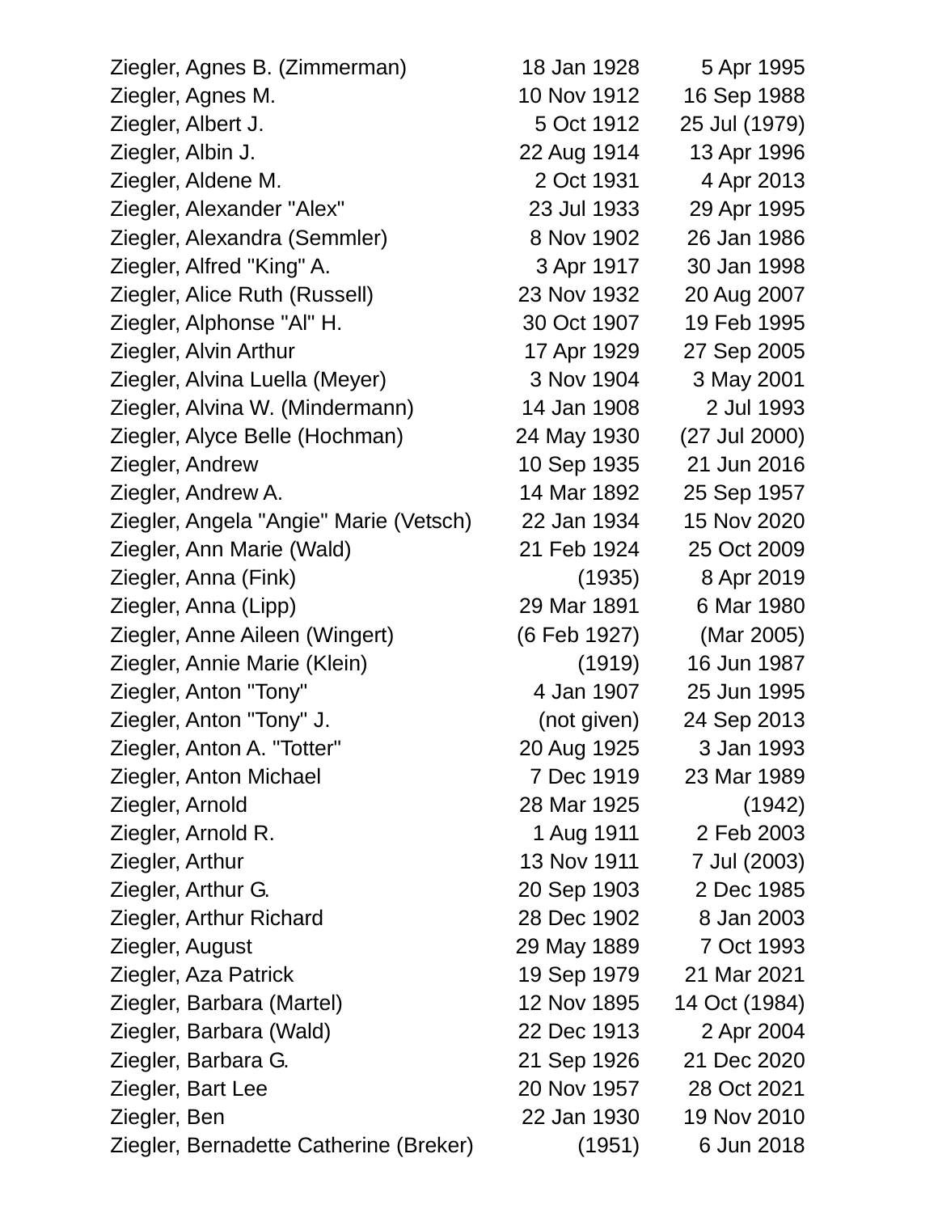| | | |
|---|---|---|
| Ziegler, Agnes B. (Zimmerman) | 18 Jan 1928 | 5 Apr 1995 |
| Ziegler, Agnes M. | 10 Nov 1912 | 16 Sep 1988 |
| Ziegler, Albert J. | 5 Oct 1912 | 25 Jul (1979) |
| Ziegler, Albin J. | 22 Aug 1914 | 13 Apr 1996 |
| Ziegler, Aldene M. | 2 Oct 1931 | 4 Apr 2013 |
| Ziegler, Alexander "Alex" | 23 Jul 1933 | 29 Apr 1995 |
| Ziegler, Alexandra (Semmler) | 8 Nov 1902 | 26 Jan 1986 |
| Ziegler, Alfred "King" A. | 3 Apr 1917 | 30 Jan 1998 |
| Ziegler, Alice Ruth (Russell) | 23 Nov 1932 | 20 Aug 2007 |
| Ziegler, Alphonse "Al" H. | 30 Oct 1907 | 19 Feb 1995 |
| Ziegler, Alvin Arthur | 17 Apr 1929 | 27 Sep 2005 |
| Ziegler, Alvina Luella (Meyer) | 3 Nov 1904 | 3 May 2001 |
| Ziegler, Alvina W. (Mindermann) | 14 Jan 1908 | 2 Jul 1993 |
| Ziegler, Alyce Belle (Hochman) | 24 May 1930 | (27 Jul 2000) |
| Ziegler, Andrew | 10 Sep 1935 | 21 Jun 2016 |
| Ziegler, Andrew A. | 14 Mar 1892 | 25 Sep 1957 |
| Ziegler, Angela "Angie" Marie (Vetsch) | 22 Jan 1934 | 15 Nov 2020 |
| Ziegler, Ann Marie (Wald) | 21 Feb 1924 | 25 Oct 2009 |
| Ziegler, Anna (Fink) | (1935) | 8 Apr 2019 |
| Ziegler, Anna (Lipp) | 29 Mar 1891 | 6 Mar 1980 |
| Ziegler, Anne Aileen (Wingert) | (6 Feb 1927) | (Mar 2005) |
| Ziegler, Annie Marie (Klein) | (1919) | 16 Jun 1987 |
| Ziegler, Anton "Tony" | 4 Jan 1907 | 25 Jun 1995 |
| Ziegler, Anton "Tony" J. | (not given) | 24 Sep 2013 |
| Ziegler, Anton A. "Totter" | 20 Aug 1925 | 3 Jan 1993 |
| Ziegler, Anton Michael | 7 Dec 1919 | 23 Mar 1989 |
| Ziegler, Arnold | 28 Mar 1925 | (1942) |
| Ziegler, Arnold R. | 1 Aug 1911 | 2 Feb 2003 |
| Ziegler, Arthur | 13 Nov 1911 | 7 Jul (2003) |
| Ziegler, Arthur G. | 20 Sep 1903 | 2 Dec 1985 |
| Ziegler, Arthur Richard | 28 Dec 1902 | 8 Jan 2003 |
| Ziegler, August | 29 May 1889 | 7 Oct 1993 |
| Ziegler, Aza Patrick | 19 Sep 1979 | 21 Mar 2021 |
| Ziegler, Barbara (Martel) | 12 Nov 1895 | 14 Oct (1984) |
| Ziegler, Barbara (Wald) | 22 Dec 1913 | 2 Apr 2004 |
| Ziegler, Barbara G. | 21 Sep 1926 | 21 Dec 2020 |
| Ziegler, Bart Lee | 20 Nov 1957 | 28 Oct 2021 |
| Ziegler, Ben | 22 Jan 1930 | 19 Nov 2010 |
| Ziegler, Bernadette Catherine (Breker) | (1951) | 6 Jun 2018 |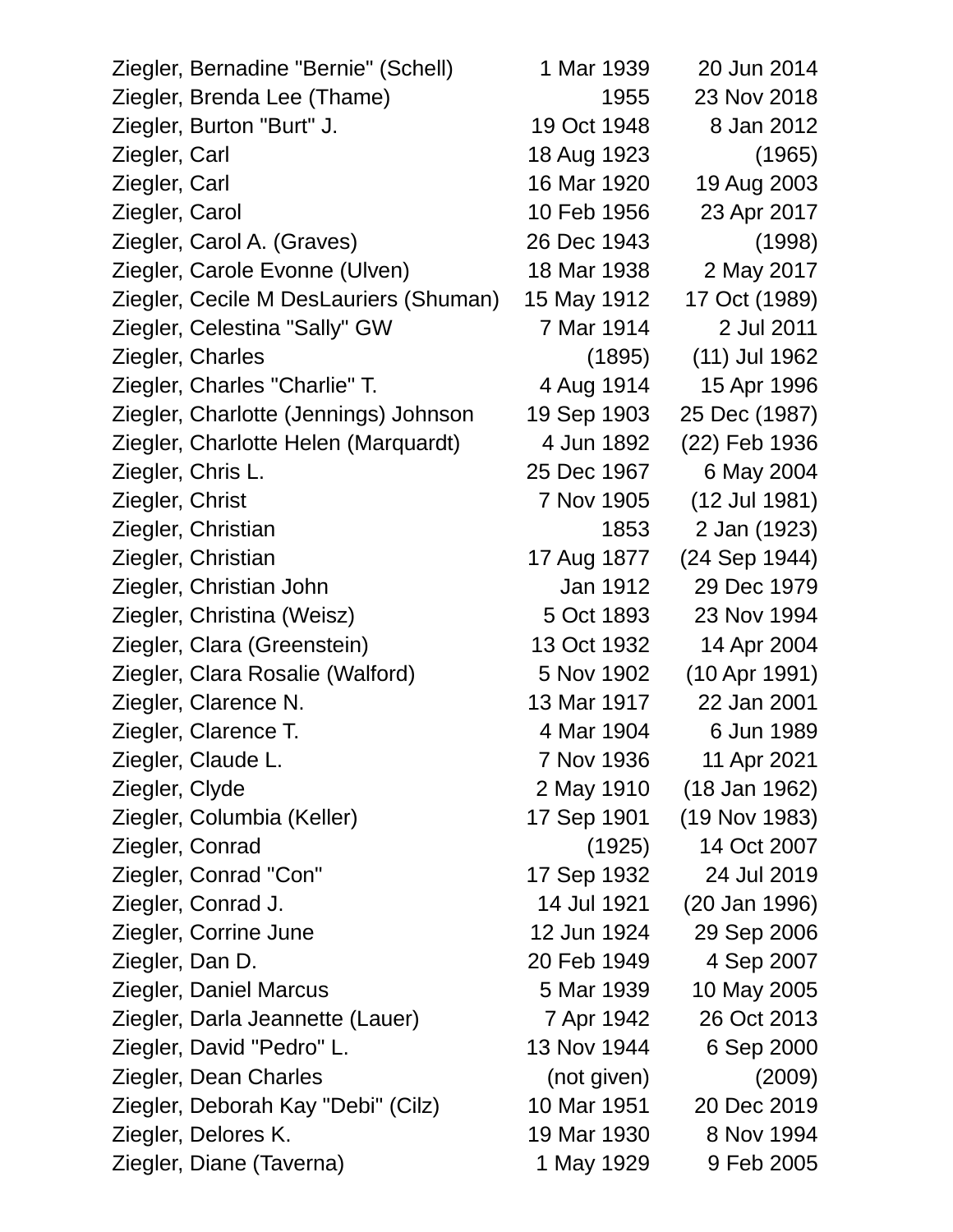| | | |
|---|---|---|
| Ziegler, Bernadine "Bernie" (Schell) | 1 Mar 1939 | 20 Jun 2014 |
| Ziegler, Brenda Lee (Thame) | 1955 | 23 Nov 2018 |
| Ziegler, Burton "Burt" J. | 19 Oct 1948 | 8 Jan 2012 |
| Ziegler, Carl | 18 Aug 1923 | (1965) |
| Ziegler, Carl | 16 Mar 1920 | 19 Aug 2003 |
| Ziegler, Carol | 10 Feb 1956 | 23 Apr 2017 |
| Ziegler, Carol A. (Graves) | 26 Dec 1943 | (1998) |
| Ziegler, Carole Evonne (Ulven) | 18 Mar 1938 | 2 May 2017 |
| Ziegler, Cecile M DesLauriers (Shuman) | 15 May 1912 | 17 Oct (1989) |
| Ziegler, Celestina "Sally" GW | 7 Mar 1914 | 2 Jul 2011 |
| Ziegler, Charles | (1895) | (11) Jul 1962 |
| Ziegler, Charles "Charlie" T. | 4 Aug 1914 | 15 Apr 1996 |
| Ziegler, Charlotte (Jennings) Johnson | 19 Sep 1903 | 25 Dec (1987) |
| Ziegler, Charlotte Helen (Marquardt) | 4 Jun 1892 | (22) Feb 1936 |
| Ziegler, Chris L. | 25 Dec 1967 | 6 May 2004 |
| Ziegler, Christ | 7 Nov 1905 | (12 Jul 1981) |
| Ziegler, Christian | 1853 | 2 Jan (1923) |
| Ziegler, Christian | 17 Aug 1877 | (24 Sep 1944) |
| Ziegler, Christian John | Jan 1912 | 29 Dec 1979 |
| Ziegler, Christina (Weisz) | 5 Oct 1893 | 23 Nov 1994 |
| Ziegler, Clara (Greenstein) | 13 Oct 1932 | 14 Apr 2004 |
| Ziegler, Clara Rosalie (Walford) | 5 Nov 1902 | (10 Apr 1991) |
| Ziegler, Clarence N. | 13 Mar 1917 | 22 Jan 2001 |
| Ziegler, Clarence T. | 4 Mar 1904 | 6 Jun 1989 |
| Ziegler, Claude L. | 7 Nov 1936 | 11 Apr 2021 |
| Ziegler, Clyde | 2 May 1910 | (18 Jan 1962) |
| Ziegler, Columbia (Keller) | 17 Sep 1901 | (19 Nov 1983) |
| Ziegler, Conrad | (1925) | 14 Oct 2007 |
| Ziegler, Conrad "Con" | 17 Sep 1932 | 24 Jul 2019 |
| Ziegler, Conrad J. | 14 Jul 1921 | (20 Jan 1996) |
| Ziegler, Corrine June | 12 Jun 1924 | 29 Sep 2006 |
| Ziegler, Dan D. | 20 Feb 1949 | 4 Sep 2007 |
| Ziegler, Daniel Marcus | 5 Mar 1939 | 10 May 2005 |
| Ziegler, Darla Jeannette (Lauer) | 7 Apr 1942 | 26 Oct 2013 |
| Ziegler, David "Pedro" L. | 13 Nov 1944 | 6 Sep 2000 |
| Ziegler, Dean Charles | (not given) | (2009) |
| Ziegler, Deborah Kay "Debi" (Cilz) | 10 Mar 1951 | 20 Dec 2019 |
| Ziegler, Delores K. | 19 Mar 1930 | 8 Nov 1994 |
| Ziegler, Diane (Taverna) | 1 May 1929 | 9 Feb 2005 |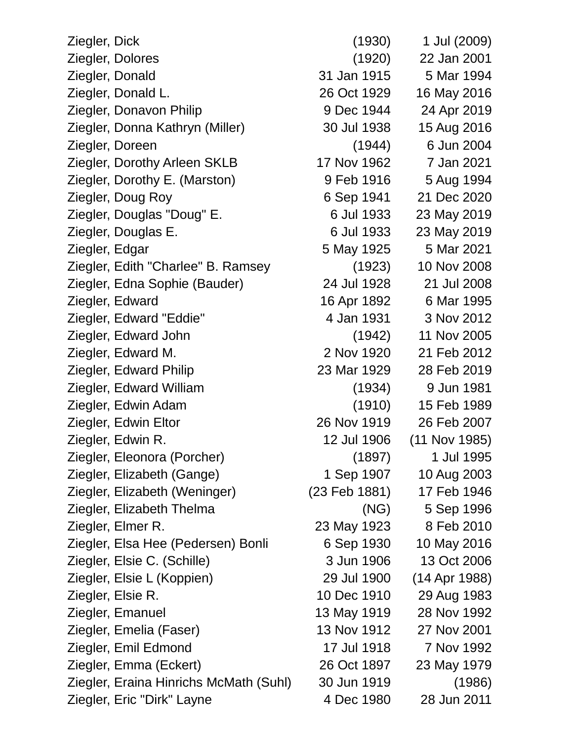| | | |
|---|---|---|
| Ziegler, Dick | (1930) | 1 Jul (2009) |
| Ziegler, Dolores | (1920) | 22 Jan 2001 |
| Ziegler, Donald | 31 Jan 1915 | 5 Mar 1994 |
| Ziegler, Donald L. | 26 Oct 1929 | 16 May 2016 |
| Ziegler, Donavon Philip | 9 Dec 1944 | 24 Apr 2019 |
| Ziegler, Donna Kathryn (Miller) | 30 Jul 1938 | 15 Aug 2016 |
| Ziegler, Doreen | (1944) | 6 Jun 2004 |
| Ziegler, Dorothy Arleen SKLB | 17 Nov 1962 | 7 Jan 2021 |
| Ziegler, Dorothy E. (Marston) | 9 Feb 1916 | 5 Aug 1994 |
| Ziegler, Doug Roy | 6 Sep 1941 | 21 Dec 2020 |
| Ziegler, Douglas "Doug" E. | 6 Jul 1933 | 23 May 2019 |
| Ziegler, Douglas E. | 6 Jul 1933 | 23 May 2019 |
| Ziegler, Edgar | 5 May 1925 | 5 Mar 2021 |
| Ziegler, Edith "Charlee" B. Ramsey | (1923) | 10 Nov 2008 |
| Ziegler, Edna Sophie (Bauder) | 24 Jul 1928 | 21 Jul 2008 |
| Ziegler, Edward | 16 Apr 1892 | 6 Mar 1995 |
| Ziegler, Edward "Eddie" | 4 Jan 1931 | 3 Nov 2012 |
| Ziegler, Edward John | (1942) | 11 Nov 2005 |
| Ziegler, Edward M. | 2 Nov 1920 | 21 Feb 2012 |
| Ziegler, Edward Philip | 23 Mar 1929 | 28 Feb 2019 |
| Ziegler, Edward William | (1934) | 9 Jun 1981 |
| Ziegler, Edwin Adam | (1910) | 15 Feb 1989 |
| Ziegler, Edwin Eltor | 26 Nov 1919 | 26 Feb 2007 |
| Ziegler, Edwin R. | 12 Jul 1906 | (11 Nov 1985) |
| Ziegler, Eleonora (Porcher) | (1897) | 1 Jul 1995 |
| Ziegler, Elizabeth (Gange) | 1 Sep 1907 | 10 Aug 2003 |
| Ziegler, Elizabeth (Weninger) | (23 Feb 1881) | 17 Feb 1946 |
| Ziegler, Elizabeth Thelma | (NG) | 5 Sep 1996 |
| Ziegler, Elmer R. | 23 May 1923 | 8 Feb 2010 |
| Ziegler, Elsa Hee (Pedersen) Bonli | 6 Sep 1930 | 10 May 2016 |
| Ziegler, Elsie C. (Schille) | 3 Jun 1906 | 13 Oct 2006 |
| Ziegler, Elsie L (Koppien) | 29 Jul 1900 | (14 Apr 1988) |
| Ziegler, Elsie R. | 10 Dec 1910 | 29 Aug 1983 |
| Ziegler, Emanuel | 13 May 1919 | 28 Nov 1992 |
| Ziegler, Emelia (Faser) | 13 Nov 1912 | 27 Nov 2001 |
| Ziegler, Emil Edmond | 17 Jul 1918 | 7 Nov 1992 |
| Ziegler, Emma (Eckert) | 26 Oct 1897 | 23 May 1979 |
| Ziegler, Eraina Hinrichs McMath (Suhl) | 30 Jun 1919 | (1986) |
| Ziegler, Eric "Dirk" Layne | 4 Dec 1980 | 28 Jun 2011 |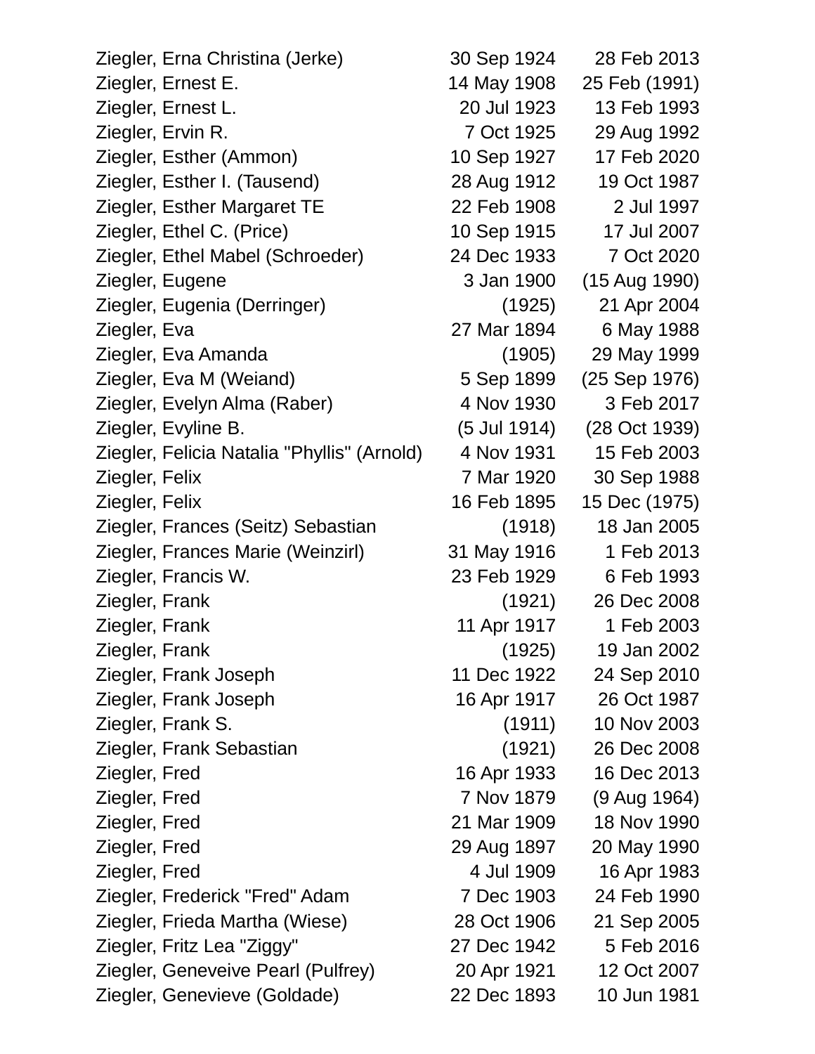| | | |
|---|---|---|
| Ziegler, Erna Christina (Jerke) | 30 Sep 1924 | 28 Feb 2013 |
| Ziegler, Ernest E. | 14 May 1908 | 25 Feb (1991) |
| Ziegler, Ernest L. | 20 Jul 1923 | 13 Feb 1993 |
| Ziegler, Ervin R. | 7 Oct 1925 | 29 Aug 1992 |
| Ziegler, Esther (Ammon) | 10 Sep 1927 | 17 Feb 2020 |
| Ziegler, Esther I. (Tausend) | 28 Aug 1912 | 19 Oct 1987 |
| Ziegler, Esther Margaret TE | 22 Feb 1908 | 2 Jul 1997 |
| Ziegler, Ethel C. (Price) | 10 Sep 1915 | 17 Jul 2007 |
| Ziegler, Ethel Mabel (Schroeder) | 24 Dec 1933 | 7 Oct 2020 |
| Ziegler, Eugene | 3 Jan 1900 | (15 Aug 1990) |
| Ziegler, Eugenia (Derringer) | (1925) | 21 Apr 2004 |
| Ziegler, Eva | 27 Mar 1894 | 6 May 1988 |
| Ziegler, Eva Amanda | (1905) | 29 May 1999 |
| Ziegler, Eva M (Weiand) | 5 Sep 1899 | (25 Sep 1976) |
| Ziegler, Evelyn Alma (Raber) | 4 Nov 1930 | 3 Feb 2017 |
| Ziegler, Evyline B. | (5 Jul 1914) | (28 Oct 1939) |
| Ziegler, Felicia Natalia "Phyllis" (Arnold) | 4 Nov 1931 | 15 Feb 2003 |
| Ziegler, Felix | 7 Mar 1920 | 30 Sep 1988 |
| Ziegler, Felix | 16 Feb 1895 | 15 Dec (1975) |
| Ziegler, Frances (Seitz) Sebastian | (1918) | 18 Jan 2005 |
| Ziegler, Frances Marie (Weinzirl) | 31 May 1916 | 1 Feb 2013 |
| Ziegler, Francis W. | 23 Feb 1929 | 6 Feb 1993 |
| Ziegler, Frank | (1921) | 26 Dec 2008 |
| Ziegler, Frank | 11 Apr 1917 | 1 Feb 2003 |
| Ziegler, Frank | (1925) | 19 Jan 2002 |
| Ziegler, Frank Joseph | 11 Dec 1922 | 24 Sep 2010 |
| Ziegler, Frank Joseph | 16 Apr 1917 | 26 Oct 1987 |
| Ziegler, Frank S. | (1911) | 10 Nov 2003 |
| Ziegler, Frank Sebastian | (1921) | 26 Dec 2008 |
| Ziegler, Fred | 16 Apr 1933 | 16 Dec 2013 |
| Ziegler, Fred | 7 Nov 1879 | (9 Aug 1964) |
| Ziegler, Fred | 21 Mar 1909 | 18 Nov 1990 |
| Ziegler, Fred | 29 Aug 1897 | 20 May 1990 |
| Ziegler, Fred | 4 Jul 1909 | 16 Apr 1983 |
| Ziegler, Frederick "Fred" Adam | 7 Dec 1903 | 24 Feb 1990 |
| Ziegler, Frieda Martha (Wiese) | 28 Oct 1906 | 21 Sep 2005 |
| Ziegler, Fritz Lea "Ziggy" | 27 Dec 1942 | 5 Feb 2016 |
| Ziegler, Geneveive Pearl (Pulfrey) | 20 Apr 1921 | 12 Oct 2007 |
| Ziegler, Genevieve (Goldade) | 22 Dec 1893 | 10 Jun 1981 |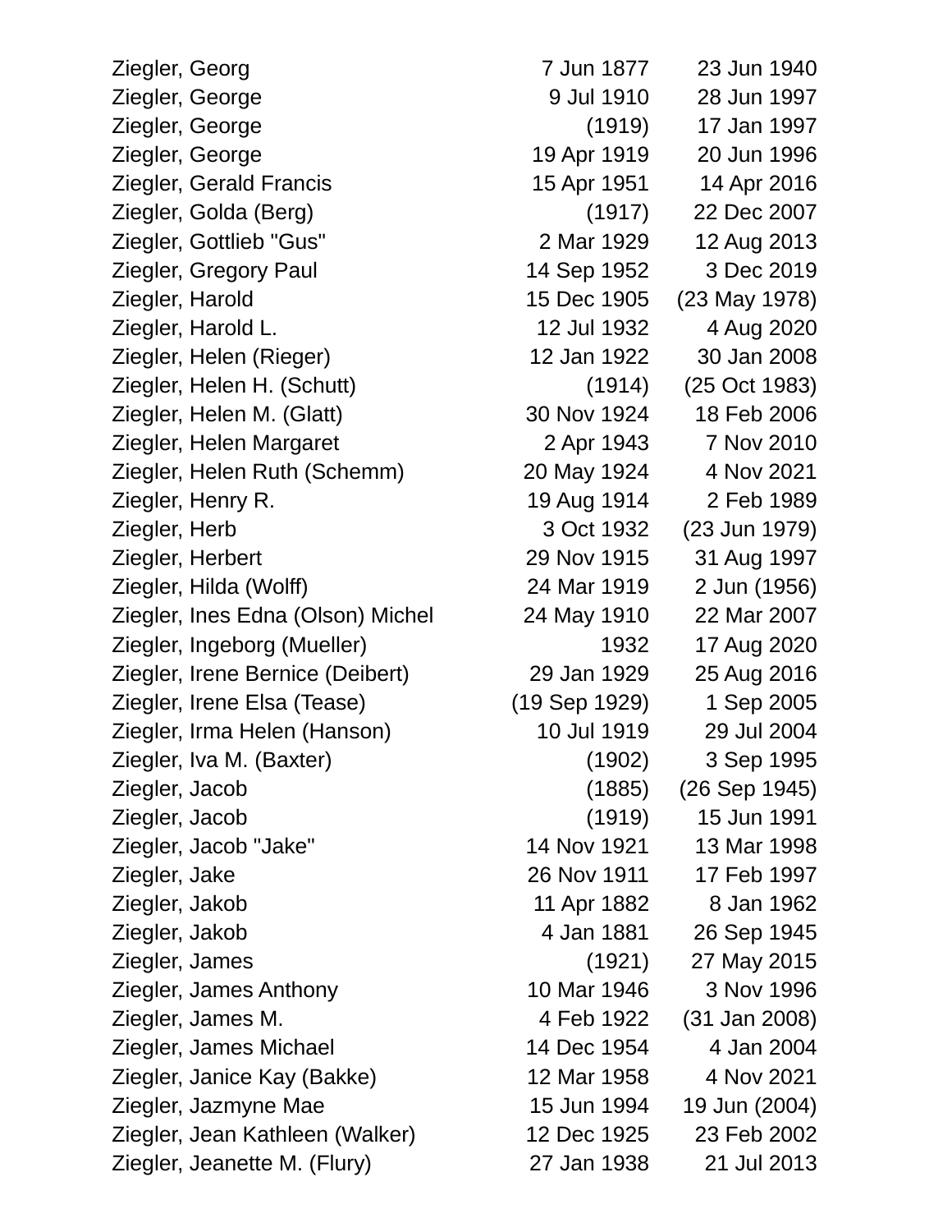| | | |
|---|---|---|
| Ziegler, Georg | 7 Jun 1877 | 23 Jun 1940 |
| Ziegler, George | 9 Jul 1910 | 28 Jun 1997 |
| Ziegler, George | (1919) | 17 Jan 1997 |
| Ziegler, George | 19 Apr 1919 | 20 Jun 1996 |
| Ziegler, Gerald Francis | 15 Apr 1951 | 14 Apr 2016 |
| Ziegler, Golda (Berg) | (1917) | 22 Dec 2007 |
| Ziegler, Gottlieb "Gus" | 2 Mar 1929 | 12 Aug 2013 |
| Ziegler, Gregory Paul | 14 Sep 1952 | 3 Dec 2019 |
| Ziegler, Harold | 15 Dec 1905 | (23 May 1978) |
| Ziegler, Harold L. | 12 Jul 1932 | 4 Aug 2020 |
| Ziegler, Helen (Rieger) | 12 Jan 1922 | 30 Jan 2008 |
| Ziegler, Helen H. (Schutt) | (1914) | (25 Oct 1983) |
| Ziegler, Helen M. (Glatt) | 30 Nov 1924 | 18 Feb 2006 |
| Ziegler, Helen Margaret | 2 Apr 1943 | 7 Nov 2010 |
| Ziegler, Helen Ruth (Schemm) | 20 May 1924 | 4 Nov 2021 |
| Ziegler, Henry R. | 19 Aug 1914 | 2 Feb 1989 |
| Ziegler, Herb | 3 Oct 1932 | (23 Jun 1979) |
| Ziegler, Herbert | 29 Nov 1915 | 31 Aug 1997 |
| Ziegler, Hilda (Wolff) | 24 Mar 1919 | 2 Jun (1956) |
| Ziegler, Ines Edna (Olson) Michel | 24 May 1910 | 22 Mar 2007 |
| Ziegler, Ingeborg (Mueller) | 1932 | 17 Aug 2020 |
| Ziegler, Irene Bernice (Deibert) | 29 Jan 1929 | 25 Aug 2016 |
| Ziegler, Irene Elsa (Tease) | (19 Sep 1929) | 1 Sep 2005 |
| Ziegler, Irma Helen (Hanson) | 10 Jul 1919 | 29 Jul 2004 |
| Ziegler, Iva M. (Baxter) | (1902) | 3 Sep 1995 |
| Ziegler, Jacob | (1885) | (26 Sep 1945) |
| Ziegler, Jacob | (1919) | 15 Jun 1991 |
| Ziegler, Jacob "Jake" | 14 Nov 1921 | 13 Mar 1998 |
| Ziegler, Jake | 26 Nov 1911 | 17 Feb 1997 |
| Ziegler, Jakob | 11 Apr 1882 | 8 Jan 1962 |
| Ziegler, Jakob | 4 Jan 1881 | 26 Sep 1945 |
| Ziegler, James | (1921) | 27 May 2015 |
| Ziegler, James Anthony | 10 Mar 1946 | 3 Nov 1996 |
| Ziegler, James M. | 4 Feb 1922 | (31 Jan 2008) |
| Ziegler, James Michael | 14 Dec 1954 | 4 Jan 2004 |
| Ziegler, Janice Kay (Bakke) | 12 Mar 1958 | 4 Nov 2021 |
| Ziegler, Jazmyne Mae | 15 Jun 1994 | 19 Jun (2004) |
| Ziegler, Jean Kathleen (Walker) | 12 Dec 1925 | 23 Feb 2002 |
| Ziegler, Jeanette M. (Flury) | 27 Jan 1938 | 21 Jul 2013 |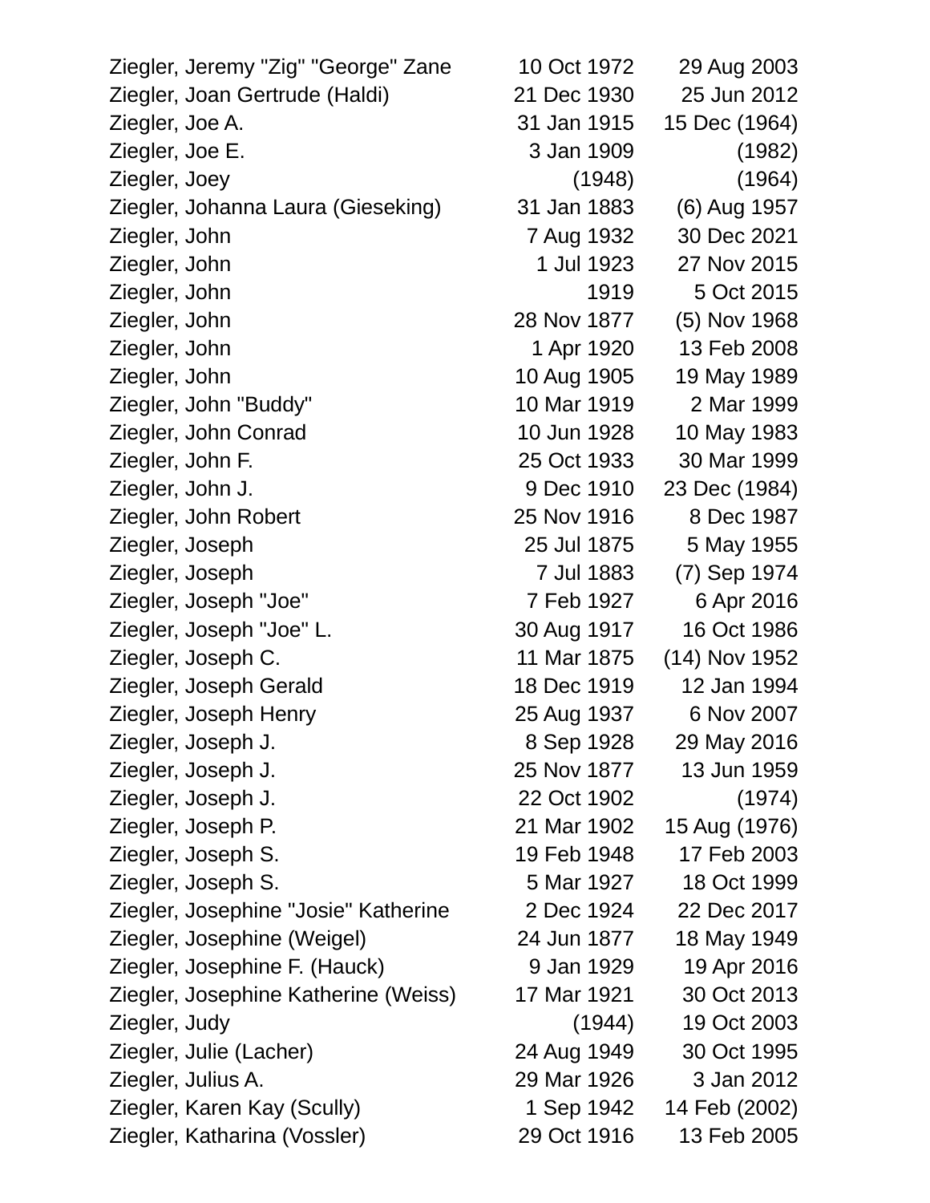| | | |
|---|---|---|
| Ziegler, Jeremy "Zig" "George" Zane | 10 Oct 1972 | 29 Aug 2003 |
| Ziegler, Joan Gertrude (Haldi) | 21 Dec 1930 | 25 Jun 2012 |
| Ziegler, Joe A. | 31 Jan 1915 | 15 Dec (1964) |
| Ziegler, Joe E. | 3 Jan 1909 | (1982) |
| Ziegler, Joey | (1948) | (1964) |
| Ziegler, Johanna Laura (Gieseking) | 31 Jan 1883 | (6) Aug 1957 |
| Ziegler, John | 7 Aug 1932 | 30 Dec 2021 |
| Ziegler, John | 1 Jul 1923 | 27 Nov 2015 |
| Ziegler, John | 1919 | 5 Oct 2015 |
| Ziegler, John | 28 Nov 1877 | (5) Nov 1968 |
| Ziegler, John | 1 Apr 1920 | 13 Feb 2008 |
| Ziegler, John | 10 Aug 1905 | 19 May 1989 |
| Ziegler, John "Buddy" | 10 Mar 1919 | 2 Mar 1999 |
| Ziegler, John Conrad | 10 Jun 1928 | 10 May 1983 |
| Ziegler, John F. | 25 Oct 1933 | 30 Mar 1999 |
| Ziegler, John J. | 9 Dec 1910 | 23 Dec (1984) |
| Ziegler, John Robert | 25 Nov 1916 | 8 Dec 1987 |
| Ziegler, Joseph | 25 Jul 1875 | 5 May 1955 |
| Ziegler, Joseph | 7 Jul 1883 | (7) Sep 1974 |
| Ziegler, Joseph "Joe" | 7 Feb 1927 | 6 Apr 2016 |
| Ziegler, Joseph "Joe" L. | 30 Aug 1917 | 16 Oct 1986 |
| Ziegler, Joseph C. | 11 Mar 1875 | (14) Nov 1952 |
| Ziegler, Joseph Gerald | 18 Dec 1919 | 12 Jan 1994 |
| Ziegler, Joseph Henry | 25 Aug 1937 | 6 Nov 2007 |
| Ziegler, Joseph J. | 8 Sep 1928 | 29 May 2016 |
| Ziegler, Joseph J. | 25 Nov 1877 | 13 Jun 1959 |
| Ziegler, Joseph J. | 22 Oct 1902 | (1974) |
| Ziegler, Joseph P. | 21 Mar 1902 | 15 Aug (1976) |
| Ziegler, Joseph S. | 19 Feb 1948 | 17 Feb 2003 |
| Ziegler, Joseph S. | 5 Mar 1927 | 18 Oct 1999 |
| Ziegler, Josephine "Josie" Katherine | 2 Dec 1924 | 22 Dec 2017 |
| Ziegler, Josephine (Weigel) | 24 Jun 1877 | 18 May 1949 |
| Ziegler, Josephine F. (Hauck) | 9 Jan 1929 | 19 Apr 2016 |
| Ziegler, Josephine Katherine (Weiss) | 17 Mar 1921 | 30 Oct 2013 |
| Ziegler, Judy | (1944) | 19 Oct 2003 |
| Ziegler, Julie (Lacher) | 24 Aug 1949 | 30 Oct 1995 |
| Ziegler, Julius A. | 29 Mar 1926 | 3 Jan 2012 |
| Ziegler, Karen Kay (Scully) | 1 Sep 1942 | 14 Feb (2002) |
| Ziegler, Katharina (Vossler) | 29 Oct 1916 | 13 Feb 2005 |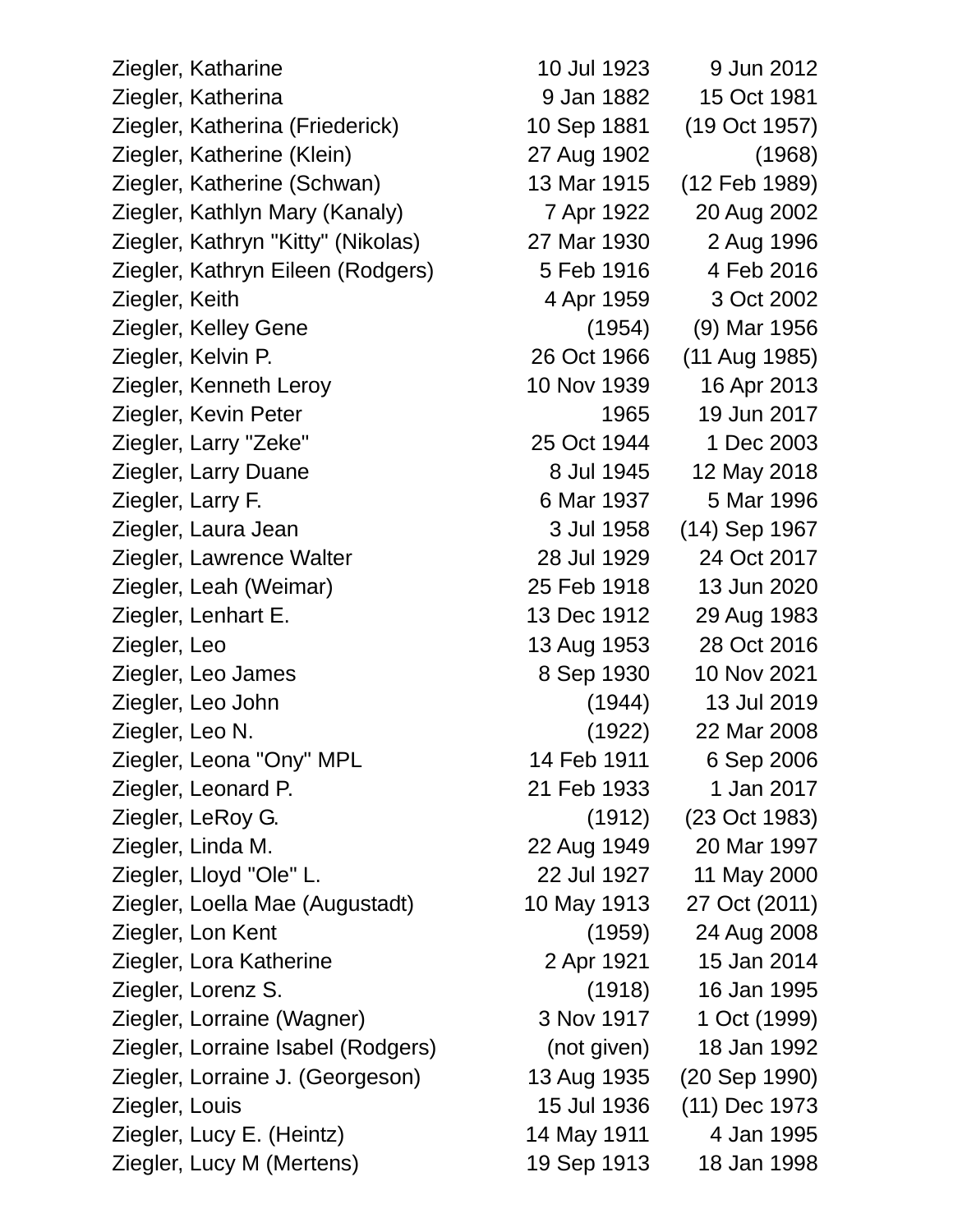| | | |
|---|---|---|
| Ziegler, Katharine | 10 Jul 1923 | 9 Jun 2012 |
| Ziegler, Katherina | 9 Jan 1882 | 15 Oct 1981 |
| Ziegler, Katherina (Friederick) | 10 Sep 1881 | (19 Oct 1957) |
| Ziegler, Katherine (Klein) | 27 Aug 1902 | (1968) |
| Ziegler, Katherine (Schwan) | 13 Mar 1915 | (12 Feb 1989) |
| Ziegler, Kathlyn Mary (Kanaly) | 7 Apr 1922 | 20 Aug 2002 |
| Ziegler, Kathryn "Kitty" (Nikolas) | 27 Mar 1930 | 2 Aug 1996 |
| Ziegler, Kathryn Eileen (Rodgers) | 5 Feb 1916 | 4 Feb 2016 |
| Ziegler, Keith | 4 Apr 1959 | 3 Oct 2002 |
| Ziegler, Kelley Gene | (1954) | (9) Mar 1956 |
| Ziegler, Kelvin P. | 26 Oct 1966 | (11 Aug 1985) |
| Ziegler, Kenneth Leroy | 10 Nov 1939 | 16 Apr 2013 |
| Ziegler, Kevin Peter | 1965 | 19 Jun 2017 |
| Ziegler, Larry "Zeke" | 25 Oct 1944 | 1 Dec 2003 |
| Ziegler, Larry Duane | 8 Jul 1945 | 12 May 2018 |
| Ziegler, Larry F. | 6 Mar 1937 | 5 Mar 1996 |
| Ziegler, Laura Jean | 3 Jul 1958 | (14) Sep 1967 |
| Ziegler, Lawrence Walter | 28 Jul 1929 | 24 Oct 2017 |
| Ziegler, Leah (Weimar) | 25 Feb 1918 | 13 Jun 2020 |
| Ziegler, Lenhart E. | 13 Dec 1912 | 29 Aug 1983 |
| Ziegler, Leo | 13 Aug 1953 | 28 Oct 2016 |
| Ziegler, Leo James | 8 Sep 1930 | 10 Nov 2021 |
| Ziegler, Leo John | (1944) | 13 Jul 2019 |
| Ziegler, Leo N. | (1922) | 22 Mar 2008 |
| Ziegler, Leona "Ony" MPL | 14 Feb 1911 | 6 Sep 2006 |
| Ziegler, Leonard P. | 21 Feb 1933 | 1 Jan 2017 |
| Ziegler, LeRoy G. | (1912) | (23 Oct 1983) |
| Ziegler, Linda M. | 22 Aug 1949 | 20 Mar 1997 |
| Ziegler, Lloyd "Ole" L. | 22 Jul 1927 | 11 May 2000 |
| Ziegler, Loella Mae (Augustadt) | 10 May 1913 | 27 Oct (2011) |
| Ziegler, Lon Kent | (1959) | 24 Aug 2008 |
| Ziegler, Lora Katherine | 2 Apr 1921 | 15 Jan 2014 |
| Ziegler, Lorenz S. | (1918) | 16 Jan 1995 |
| Ziegler, Lorraine (Wagner) | 3 Nov 1917 | 1 Oct (1999) |
| Ziegler, Lorraine Isabel (Rodgers) | (not given) | 18 Jan 1992 |
| Ziegler, Lorraine J. (Georgeson) | 13 Aug 1935 | (20 Sep 1990) |
| Ziegler, Louis | 15 Jul 1936 | (11) Dec 1973 |
| Ziegler, Lucy E. (Heintz) | 14 May 1911 | 4 Jan 1995 |
| Ziegler, Lucy M (Mertens) | 19 Sep 1913 | 18 Jan 1998 |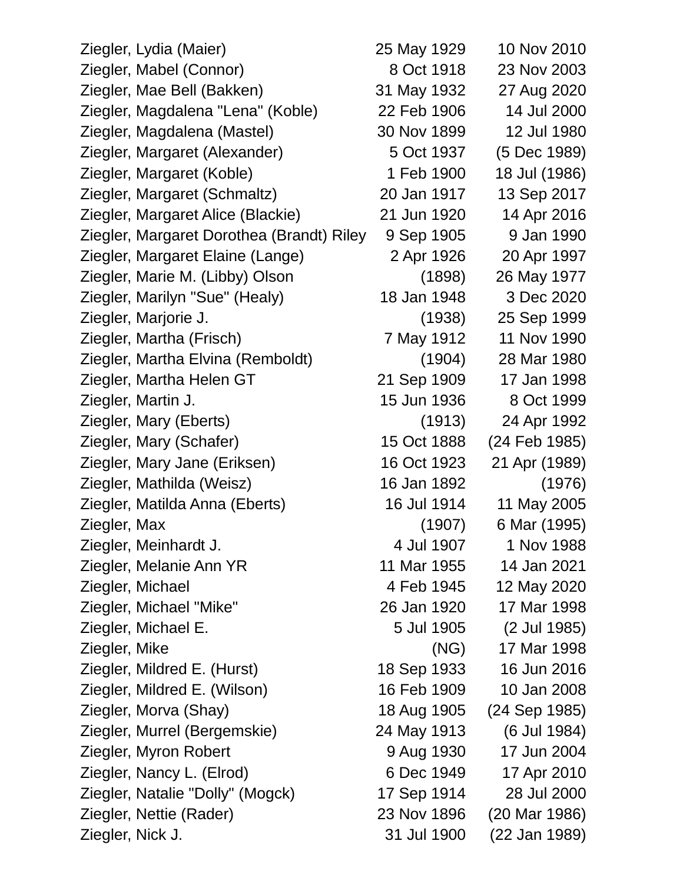| | | |
|---|---|---|
| Ziegler, Lydia (Maier) | 25 May 1929 | 10 Nov 2010 |
| Ziegler, Mabel (Connor) | 8 Oct 1918 | 23 Nov 2003 |
| Ziegler, Mae Bell (Bakken) | 31 May 1932 | 27 Aug 2020 |
| Ziegler, Magdalena "Lena" (Koble) | 22 Feb 1906 | 14 Jul 2000 |
| Ziegler, Magdalena (Mastel) | 30 Nov 1899 | 12 Jul 1980 |
| Ziegler, Margaret (Alexander) | 5 Oct 1937 | (5 Dec 1989) |
| Ziegler, Margaret (Koble) | 1 Feb 1900 | 18 Jul (1986) |
| Ziegler, Margaret (Schmaltz) | 20 Jan 1917 | 13 Sep 2017 |
| Ziegler, Margaret Alice (Blackie) | 21 Jun 1920 | 14 Apr 2016 |
| Ziegler, Margaret Dorothea (Brandt) Riley | 9 Sep 1905 | 9 Jan 1990 |
| Ziegler, Margaret Elaine (Lange) | 2 Apr 1926 | 20 Apr 1997 |
| Ziegler, Marie M. (Libby) Olson | (1898) | 26 May 1977 |
| Ziegler, Marilyn "Sue" (Healy) | 18 Jan 1948 | 3 Dec 2020 |
| Ziegler, Marjorie J. | (1938) | 25 Sep 1999 |
| Ziegler, Martha (Frisch) | 7 May 1912 | 11 Nov 1990 |
| Ziegler, Martha Elvina (Remboldt) | (1904) | 28 Mar 1980 |
| Ziegler, Martha Helen GT | 21 Sep 1909 | 17 Jan 1998 |
| Ziegler, Martin J. | 15 Jun 1936 | 8 Oct 1999 |
| Ziegler, Mary (Eberts) | (1913) | 24 Apr 1992 |
| Ziegler, Mary (Schafer) | 15 Oct 1888 | (24 Feb 1985) |
| Ziegler, Mary Jane (Eriksen) | 16 Oct 1923 | 21 Apr (1989) |
| Ziegler, Mathilda (Weisz) | 16 Jan 1892 | (1976) |
| Ziegler, Matilda Anna (Eberts) | 16 Jul 1914 | 11 May 2005 |
| Ziegler, Max | (1907) | 6 Mar (1995) |
| Ziegler, Meinhardt J. | 4 Jul 1907 | 1 Nov 1988 |
| Ziegler, Melanie Ann YR | 11 Mar 1955 | 14 Jan 2021 |
| Ziegler, Michael | 4 Feb 1945 | 12 May 2020 |
| Ziegler, Michael "Mike" | 26 Jan 1920 | 17 Mar 1998 |
| Ziegler, Michael E. | 5 Jul 1905 | (2 Jul 1985) |
| Ziegler, Mike | (NG) | 17 Mar 1998 |
| Ziegler, Mildred E. (Hurst) | 18 Sep 1933 | 16 Jun 2016 |
| Ziegler, Mildred E. (Wilson) | 16 Feb 1909 | 10 Jan 2008 |
| Ziegler, Morva (Shay) | 18 Aug 1905 | (24 Sep 1985) |
| Ziegler, Murrel (Bergemskie) | 24 May 1913 | (6 Jul 1984) |
| Ziegler, Myron Robert | 9 Aug 1930 | 17 Jun 2004 |
| Ziegler, Nancy L. (Elrod) | 6 Dec 1949 | 17 Apr 2010 |
| Ziegler, Natalie "Dolly" (Mogck) | 17 Sep 1914 | 28 Jul 2000 |
| Ziegler, Nettie (Rader) | 23 Nov 1896 | (20 Mar 1986) |
| Ziegler, Nick J. | 31 Jul 1900 | (22 Jan 1989) |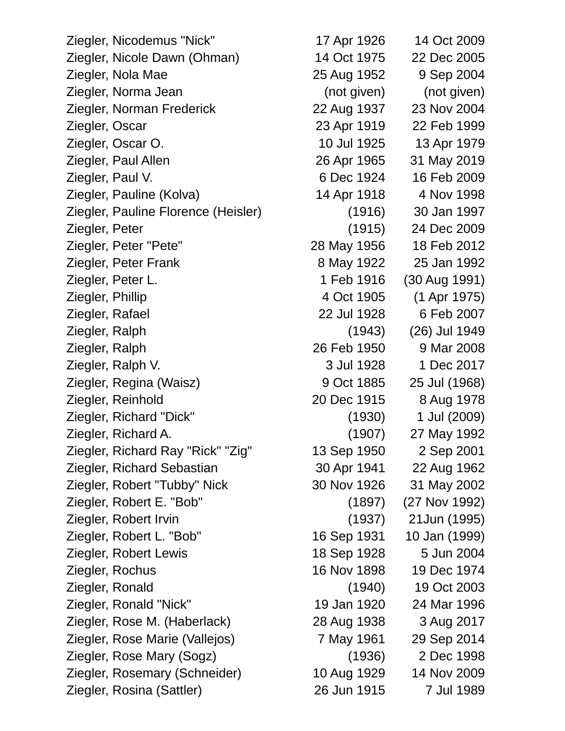| | | |
|---|---|---|
| Ziegler, Nicodemus "Nick" | 17 Apr 1926 | 14 Oct 2009 |
| Ziegler, Nicole Dawn (Ohman) | 14 Oct 1975 | 22 Dec 2005 |
| Ziegler, Nola Mae | 25 Aug 1952 | 9 Sep 2004 |
| Ziegler, Norma Jean | (not given) | (not given) |
| Ziegler, Norman Frederick | 22 Aug 1937 | 23 Nov 2004 |
| Ziegler, Oscar | 23 Apr 1919 | 22 Feb 1999 |
| Ziegler, Oscar O. | 10 Jul 1925 | 13 Apr 1979 |
| Ziegler, Paul Allen | 26 Apr 1965 | 31 May 2019 |
| Ziegler, Paul V. | 6 Dec 1924 | 16 Feb 2009 |
| Ziegler, Pauline (Kolva) | 14 Apr 1918 | 4 Nov 1998 |
| Ziegler, Pauline Florence (Heisler) | (1916) | 30 Jan 1997 |
| Ziegler, Peter | (1915) | 24 Dec 2009 |
| Ziegler, Peter "Pete" | 28 May 1956 | 18 Feb 2012 |
| Ziegler, Peter Frank | 8 May 1922 | 25 Jan 1992 |
| Ziegler, Peter L. | 1 Feb 1916 | (30 Aug 1991) |
| Ziegler, Phillip | 4 Oct 1905 | (1 Apr 1975) |
| Ziegler, Rafael | 22 Jul 1928 | 6 Feb 2007 |
| Ziegler, Ralph | (1943) | (26) Jul 1949 |
| Ziegler, Ralph | 26 Feb 1950 | 9 Mar 2008 |
| Ziegler, Ralph V. | 3 Jul 1928 | 1 Dec 2017 |
| Ziegler, Regina (Waisz) | 9 Oct 1885 | 25 Jul (1968) |
| Ziegler, Reinhold | 20 Dec 1915 | 8 Aug 1978 |
| Ziegler, Richard "Dick" | (1930) | 1 Jul (2009) |
| Ziegler, Richard A. | (1907) | 27 May 1992 |
| Ziegler, Richard Ray "Rick" "Zig" | 13 Sep 1950 | 2 Sep 2001 |
| Ziegler, Richard Sebastian | 30 Apr 1941 | 22 Aug 1962 |
| Ziegler, Robert "Tubby" Nick | 30 Nov 1926 | 31 May 2002 |
| Ziegler, Robert E. "Bob" | (1897) | (27 Nov 1992) |
| Ziegler, Robert Irvin | (1937) | 21Jun (1995) |
| Ziegler, Robert L. "Bob" | 16 Sep 1931 | 10 Jan (1999) |
| Ziegler, Robert Lewis | 18 Sep 1928 | 5 Jun 2004 |
| Ziegler, Rochus | 16 Nov 1898 | 19 Dec 1974 |
| Ziegler, Ronald | (1940) | 19 Oct 2003 |
| Ziegler, Ronald "Nick" | 19 Jan 1920 | 24 Mar 1996 |
| Ziegler, Rose M. (Haberlack) | 28 Aug 1938 | 3 Aug 2017 |
| Ziegler, Rose Marie (Vallejos) | 7 May 1961 | 29 Sep 2014 |
| Ziegler, Rose Mary (Sogz) | (1936) | 2 Dec 1998 |
| Ziegler, Rosemary (Schneider) | 10 Aug 1929 | 14 Nov 2009 |
| Ziegler, Rosina (Sattler) | 26 Jun 1915 | 7 Jul 1989 |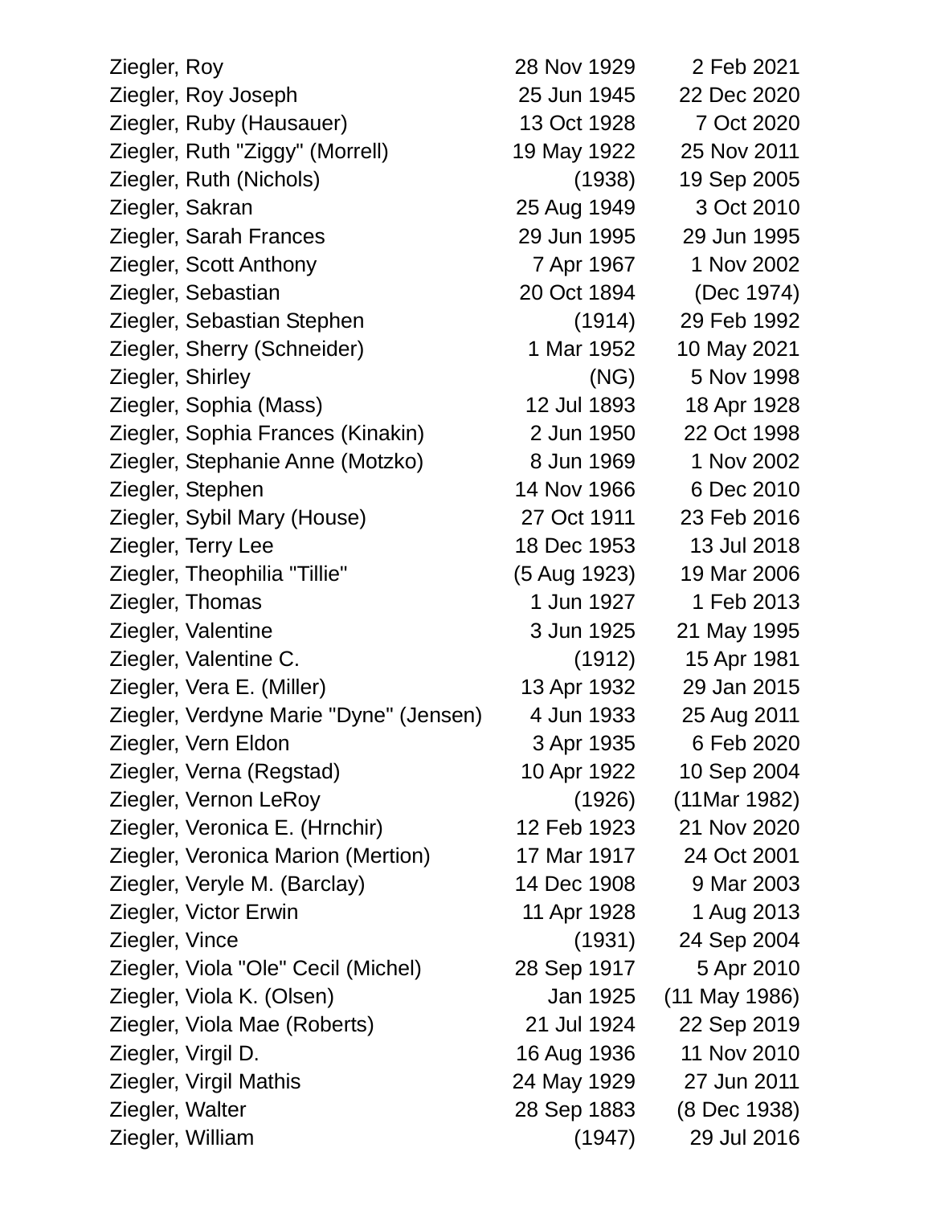| | | |
|---|---|---|
| Ziegler, Roy | 28 Nov 1929 | 2 Feb 2021 |
| Ziegler, Roy Joseph | 25 Jun 1945 | 22 Dec 2020 |
| Ziegler, Ruby (Hausauer) | 13 Oct 1928 | 7 Oct 2020 |
| Ziegler, Ruth "Ziggy" (Morrell) | 19 May 1922 | 25 Nov 2011 |
| Ziegler, Ruth (Nichols) | (1938) | 19 Sep 2005 |
| Ziegler, Sakran | 25 Aug 1949 | 3 Oct 2010 |
| Ziegler, Sarah Frances | 29 Jun 1995 | 29 Jun 1995 |
| Ziegler, Scott Anthony | 7 Apr 1967 | 1 Nov 2002 |
| Ziegler, Sebastian | 20 Oct 1894 | (Dec 1974) |
| Ziegler, Sebastian Stephen | (1914) | 29 Feb 1992 |
| Ziegler, Sherry (Schneider) | 1 Mar 1952 | 10 May 2021 |
| Ziegler, Shirley | (NG) | 5 Nov 1998 |
| Ziegler, Sophia (Mass) | 12 Jul 1893 | 18 Apr 1928 |
| Ziegler, Sophia Frances (Kinakin) | 2 Jun 1950 | 22 Oct 1998 |
| Ziegler, Stephanie Anne (Motzko) | 8 Jun 1969 | 1 Nov 2002 |
| Ziegler, Stephen | 14 Nov 1966 | 6 Dec 2010 |
| Ziegler, Sybil Mary (House) | 27 Oct 1911 | 23 Feb 2016 |
| Ziegler, Terry Lee | 18 Dec 1953 | 13 Jul 2018 |
| Ziegler, Theophilia "Tillie" | (5 Aug 1923) | 19 Mar 2006 |
| Ziegler, Thomas | 1 Jun 1927 | 1 Feb 2013 |
| Ziegler, Valentine | 3 Jun 1925 | 21 May 1995 |
| Ziegler, Valentine C. | (1912) | 15 Apr 1981 |
| Ziegler, Vera E. (Miller) | 13 Apr 1932 | 29 Jan 2015 |
| Ziegler, Verdyne Marie "Dyne" (Jensen) | 4 Jun 1933 | 25 Aug 2011 |
| Ziegler, Vern Eldon | 3 Apr 1935 | 6 Feb 2020 |
| Ziegler, Verna (Regstad) | 10 Apr 1922 | 10 Sep 2004 |
| Ziegler, Vernon LeRoy | (1926) | (11Mar 1982) |
| Ziegler, Veronica E. (Hrnchir) | 12 Feb 1923 | 21 Nov 2020 |
| Ziegler, Veronica Marion (Mertion) | 17 Mar 1917 | 24 Oct 2001 |
| Ziegler, Veryle M. (Barclay) | 14 Dec 1908 | 9 Mar 2003 |
| Ziegler, Victor Erwin | 11 Apr 1928 | 1 Aug 2013 |
| Ziegler, Vince | (1931) | 24 Sep 2004 |
| Ziegler, Viola "Ole" Cecil (Michel) | 28 Sep 1917 | 5 Apr 2010 |
| Ziegler, Viola K. (Olsen) | Jan 1925 | (11 May 1986) |
| Ziegler, Viola Mae (Roberts) | 21 Jul 1924 | 22 Sep 2019 |
| Ziegler, Virgil D. | 16 Aug 1936 | 11 Nov 2010 |
| Ziegler, Virgil Mathis | 24 May 1929 | 27 Jun 2011 |
| Ziegler, Walter | 28 Sep 1883 | (8 Dec 1938) |
| Ziegler, William | (1947) | 29 Jul 2016 |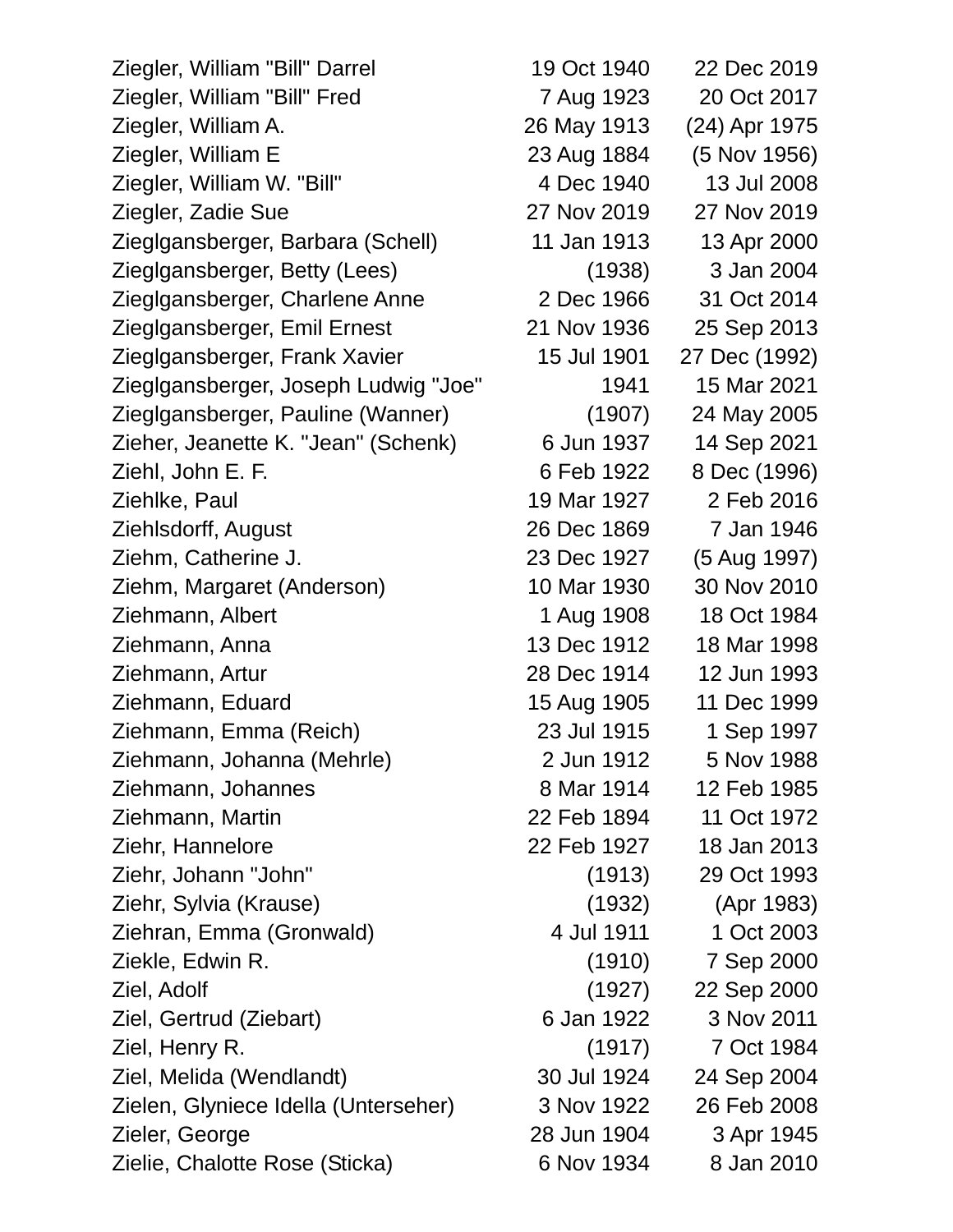| | | |
|---|---|---|
| Ziegler, William "Bill" Darrel | 19 Oct 1940 | 22 Dec 2019 |
| Ziegler, William "Bill" Fred | 7 Aug 1923 | 20 Oct 2017 |
| Ziegler, William A. | 26 May 1913 | (24) Apr 1975 |
| Ziegler, William E | 23 Aug 1884 | (5 Nov 1956) |
| Ziegler, William W. "Bill" | 4 Dec 1940 | 13 Jul 2008 |
| Ziegler, Zadie Sue | 27 Nov 2019 | 27 Nov 2019 |
| Zieglgansberger, Barbara (Schell) | 11 Jan 1913 | 13 Apr 2000 |
| Zieglgansberger, Betty (Lees) | (1938) | 3 Jan 2004 |
| Zieglgansberger, Charlene Anne | 2 Dec 1966 | 31 Oct 2014 |
| Zieglgansberger, Emil Ernest | 21 Nov 1936 | 25 Sep 2013 |
| Zieglgansberger, Frank Xavier | 15 Jul 1901 | 27 Dec (1992) |
| Zieglgansberger, Joseph Ludwig "Joe" | 1941 | 15 Mar 2021 |
| Zieglgansberger, Pauline (Wanner) | (1907) | 24 May 2005 |
| Zieher, Jeanette K. "Jean" (Schenk) | 6 Jun 1937 | 14 Sep 2021 |
| Ziehl, John E. F. | 6 Feb 1922 | 8 Dec (1996) |
| Ziehlke, Paul | 19 Mar 1927 | 2 Feb 2016 |
| Ziehlsdorff, August | 26 Dec 1869 | 7 Jan 1946 |
| Ziehm, Catherine J. | 23 Dec 1927 | (5 Aug 1997) |
| Ziehm, Margaret (Anderson) | 10 Mar 1930 | 30 Nov 2010 |
| Ziehmann, Albert | 1 Aug 1908 | 18 Oct 1984 |
| Ziehmann, Anna | 13 Dec 1912 | 18 Mar 1998 |
| Ziehmann, Artur | 28 Dec 1914 | 12 Jun 1993 |
| Ziehmann, Eduard | 15 Aug 1905 | 11 Dec 1999 |
| Ziehmann, Emma (Reich) | 23 Jul 1915 | 1 Sep 1997 |
| Ziehmann, Johanna (Mehrle) | 2 Jun 1912 | 5 Nov 1988 |
| Ziehmann, Johannes | 8 Mar 1914 | 12 Feb 1985 |
| Ziehmann, Martin | 22 Feb 1894 | 11 Oct 1972 |
| Ziehr, Hannelore | 22 Feb 1927 | 18 Jan 2013 |
| Ziehr, Johann "John" | (1913) | 29 Oct 1993 |
| Ziehr, Sylvia (Krause) | (1932) | (Apr 1983) |
| Ziehran, Emma (Gronwald) | 4 Jul 1911 | 1 Oct 2003 |
| Ziekle, Edwin R. | (1910) | 7 Sep 2000 |
| Ziel, Adolf | (1927) | 22 Sep 2000 |
| Ziel, Gertrud (Ziebart) | 6 Jan 1922 | 3 Nov 2011 |
| Ziel, Henry R. | (1917) | 7 Oct 1984 |
| Ziel, Melida (Wendlandt) | 30 Jul 1924 | 24 Sep 2004 |
| Zielen, Glyniece Idella (Unterseher) | 3 Nov 1922 | 26 Feb 2008 |
| Zieler, George | 28 Jun 1904 | 3 Apr 1945 |
| Zielie, Chalotte Rose (Sticka) | 6 Nov 1934 | 8 Jan 2010 |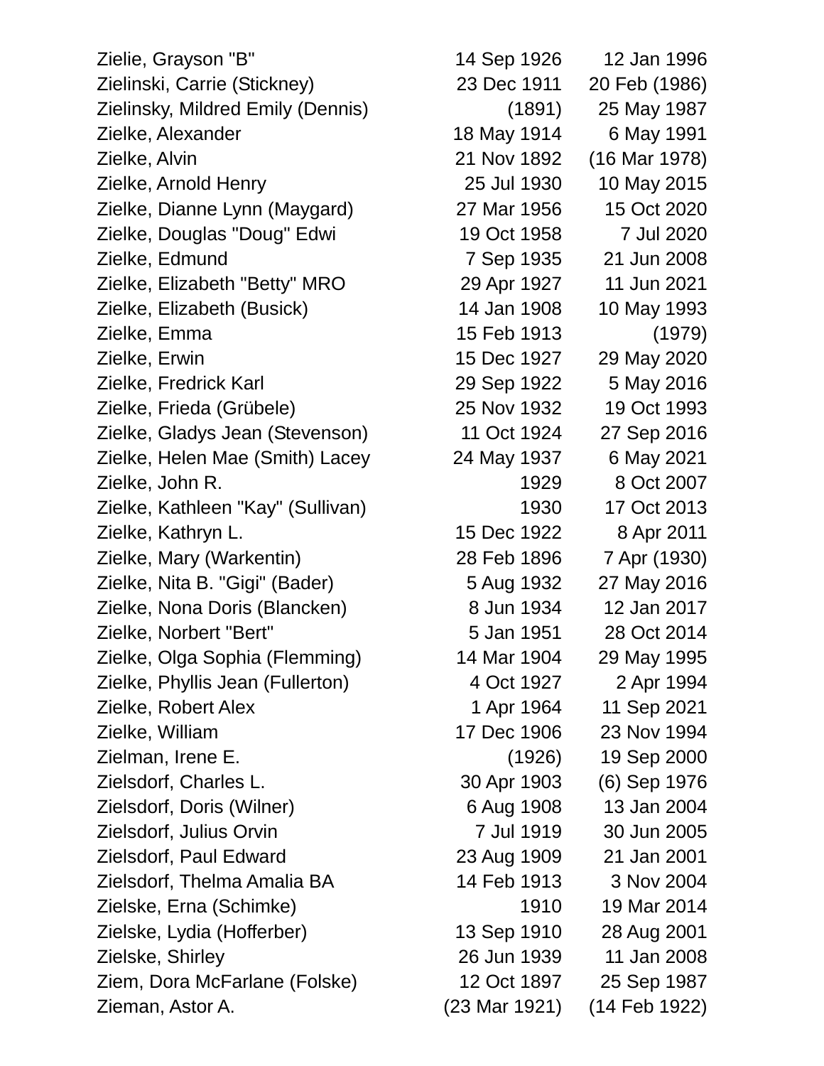| | | |
|---|---|---|
| Zielie, Grayson "B" | 14 Sep 1926 | 12 Jan 1996 |
| Zielinski, Carrie (Stickney) | 23 Dec 1911 | 20 Feb (1986) |
| Zielinsky, Mildred Emily (Dennis) | (1891) | 25 May 1987 |
| Zielke, Alexander | 18 May 1914 | 6 May 1991 |
| Zielke, Alvin | 21 Nov 1892 | (16 Mar 1978) |
| Zielke, Arnold Henry | 25 Jul 1930 | 10 May 2015 |
| Zielke, Dianne Lynn (Maygard) | 27 Mar 1956 | 15 Oct 2020 |
| Zielke, Douglas "Doug" Edwi | 19 Oct 1958 | 7 Jul 2020 |
| Zielke, Edmund | 7 Sep 1935 | 21 Jun 2008 |
| Zielke, Elizabeth "Betty" MRO | 29 Apr 1927 | 11 Jun 2021 |
| Zielke, Elizabeth (Busick) | 14 Jan 1908 | 10 May 1993 |
| Zielke, Emma | 15 Feb 1913 | (1979) |
| Zielke, Erwin | 15 Dec 1927 | 29 May 2020 |
| Zielke, Fredrick Karl | 29 Sep 1922 | 5 May 2016 |
| Zielke, Frieda (Grübele) | 25 Nov 1932 | 19 Oct 1993 |
| Zielke, Gladys Jean (Stevenson) | 11 Oct 1924 | 27 Sep 2016 |
| Zielke, Helen Mae (Smith) Lacey | 24 May 1937 | 6 May 2021 |
| Zielke, John R. | 1929 | 8 Oct 2007 |
| Zielke, Kathleen "Kay" (Sullivan) | 1930 | 17 Oct 2013 |
| Zielke, Kathryn L. | 15 Dec 1922 | 8 Apr 2011 |
| Zielke, Mary (Warkentin) | 28 Feb 1896 | 7 Apr (1930) |
| Zielke, Nita B. "Gigi" (Bader) | 5 Aug 1932 | 27 May 2016 |
| Zielke, Nona Doris (Blancken) | 8 Jun 1934 | 12 Jan 2017 |
| Zielke, Norbert "Bert" | 5 Jan 1951 | 28 Oct 2014 |
| Zielke, Olga Sophia (Flemming) | 14 Mar 1904 | 29 May 1995 |
| Zielke, Phyllis Jean (Fullerton) | 4 Oct 1927 | 2 Apr 1994 |
| Zielke, Robert Alex | 1 Apr 1964 | 11 Sep 2021 |
| Zielke, William | 17 Dec 1906 | 23 Nov 1994 |
| Zielman, Irene E. | (1926) | 19 Sep 2000 |
| Zielsdorf, Charles L. | 30 Apr 1903 | (6) Sep 1976 |
| Zielsdorf, Doris (Wilner) | 6 Aug 1908 | 13 Jan 2004 |
| Zielsdorf, Julius Orvin | 7 Jul 1919 | 30 Jun 2005 |
| Zielsdorf, Paul Edward | 23 Aug 1909 | 21 Jan 2001 |
| Zielsdorf, Thelma Amalia BA | 14 Feb 1913 | 3 Nov 2004 |
| Zielske, Erna (Schimke) | 1910 | 19 Mar 2014 |
| Zielske, Lydia (Hofferber) | 13 Sep 1910 | 28 Aug 2001 |
| Zielske, Shirley | 26 Jun 1939 | 11 Jan 2008 |
| Ziem, Dora McFarlane (Folske) | 12 Oct 1897 | 25 Sep 1987 |
| Zieman, Astor A. | (23 Mar 1921) | (14 Feb 1922) |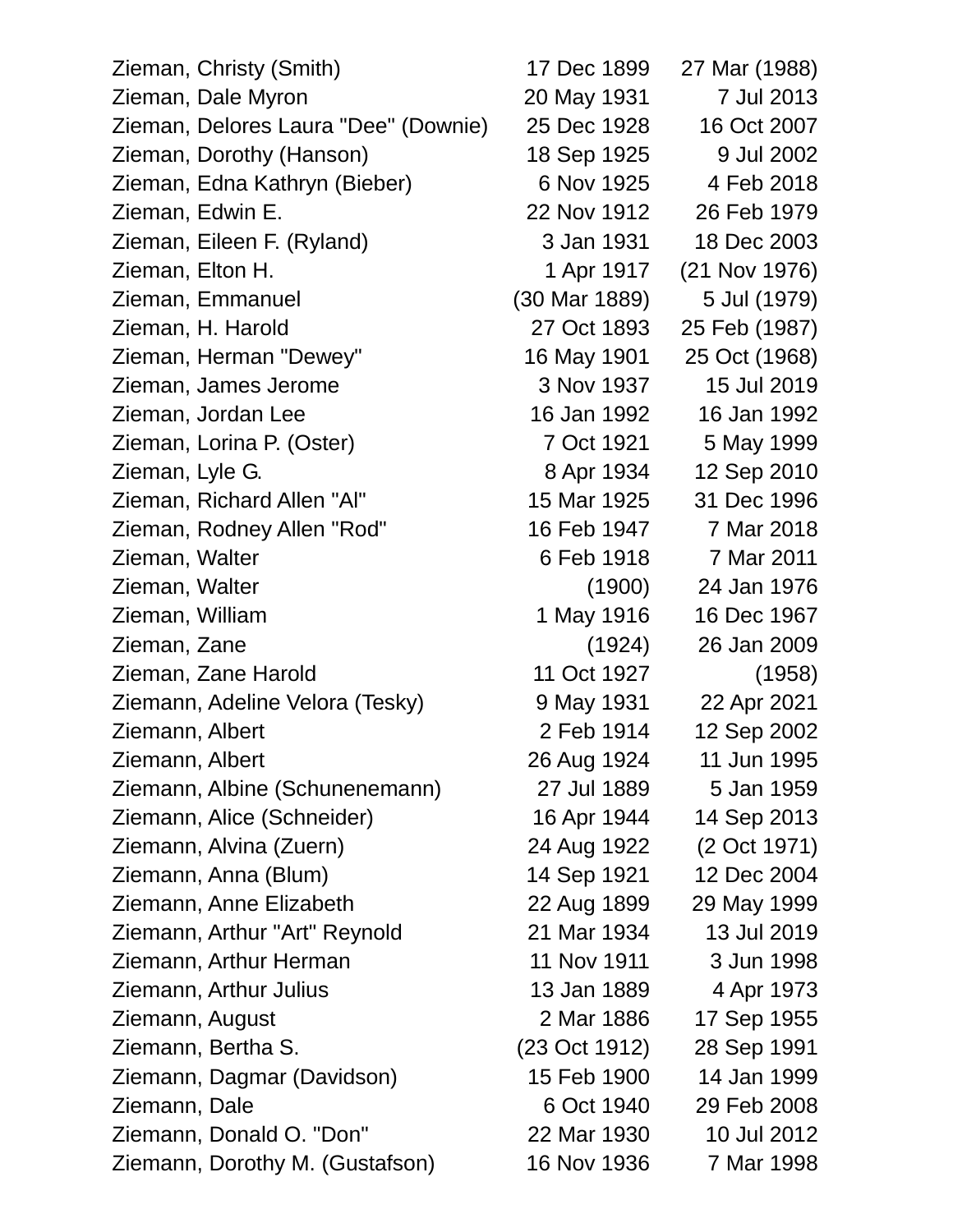| Name | Birth | Death |
|---|---|---|
| Zieman, Christy (Smith) | 17 Dec 1899 | 27 Mar (1988) |
| Zieman, Dale Myron | 20 May 1931 | 7 Jul 2013 |
| Zieman, Delores Laura "Dee" (Downie) | 25 Dec 1928 | 16 Oct 2007 |
| Zieman, Dorothy (Hanson) | 18 Sep 1925 | 9 Jul 2002 |
| Zieman, Edna Kathryn (Bieber) | 6 Nov 1925 | 4 Feb 2018 |
| Zieman, Edwin E. | 22 Nov 1912 | 26 Feb 1979 |
| Zieman, Eileen F. (Ryland) | 3 Jan 1931 | 18 Dec 2003 |
| Zieman, Elton H. | 1 Apr 1917 | (21 Nov 1976) |
| Zieman, Emmanuel | (30 Mar 1889) | 5 Jul (1979) |
| Zieman, H. Harold | 27 Oct 1893 | 25 Feb (1987) |
| Zieman, Herman "Dewey" | 16 May 1901 | 25 Oct (1968) |
| Zieman, James Jerome | 3 Nov 1937 | 15 Jul 2019 |
| Zieman, Jordan Lee | 16 Jan 1992 | 16 Jan 1992 |
| Zieman, Lorina P. (Oster) | 7 Oct 1921 | 5 May 1999 |
| Zieman, Lyle G. | 8 Apr 1934 | 12 Sep 2010 |
| Zieman, Richard Allen "Al" | 15 Mar 1925 | 31 Dec 1996 |
| Zieman, Rodney Allen "Rod" | 16 Feb 1947 | 7 Mar 2018 |
| Zieman, Walter | 6 Feb 1918 | 7 Mar 2011 |
| Zieman, Walter | (1900) | 24 Jan 1976 |
| Zieman, William | 1 May 1916 | 16 Dec 1967 |
| Zieman, Zane | (1924) | 26 Jan 2009 |
| Zieman, Zane Harold | 11 Oct 1927 | (1958) |
| Ziemann, Adeline Velora (Tesky) | 9 May 1931 | 22 Apr 2021 |
| Ziemann, Albert | 2 Feb 1914 | 12 Sep 2002 |
| Ziemann, Albert | 26 Aug 1924 | 11 Jun 1995 |
| Ziemann, Albine (Schunenemann) | 27 Jul 1889 | 5 Jan 1959 |
| Ziemann, Alice (Schneider) | 16 Apr 1944 | 14 Sep 2013 |
| Ziemann, Alvina (Zuern) | 24 Aug 1922 | (2 Oct 1971) |
| Ziemann, Anna (Blum) | 14 Sep 1921 | 12 Dec 2004 |
| Ziemann, Anne Elizabeth | 22 Aug 1899 | 29 May 1999 |
| Ziemann, Arthur "Art" Reynold | 21 Mar 1934 | 13 Jul 2019 |
| Ziemann, Arthur Herman | 11 Nov 1911 | 3 Jun 1998 |
| Ziemann, Arthur Julius | 13 Jan 1889 | 4 Apr 1973 |
| Ziemann, August | 2 Mar 1886 | 17 Sep 1955 |
| Ziemann, Bertha S. | (23 Oct 1912) | 28 Sep 1991 |
| Ziemann, Dagmar (Davidson) | 15 Feb 1900 | 14 Jan 1999 |
| Ziemann, Dale | 6 Oct 1940 | 29 Feb 2008 |
| Ziemann, Donald O. "Don" | 22 Mar 1930 | 10 Jul 2012 |
| Ziemann, Dorothy M. (Gustafson) | 16 Nov 1936 | 7 Mar 1998 |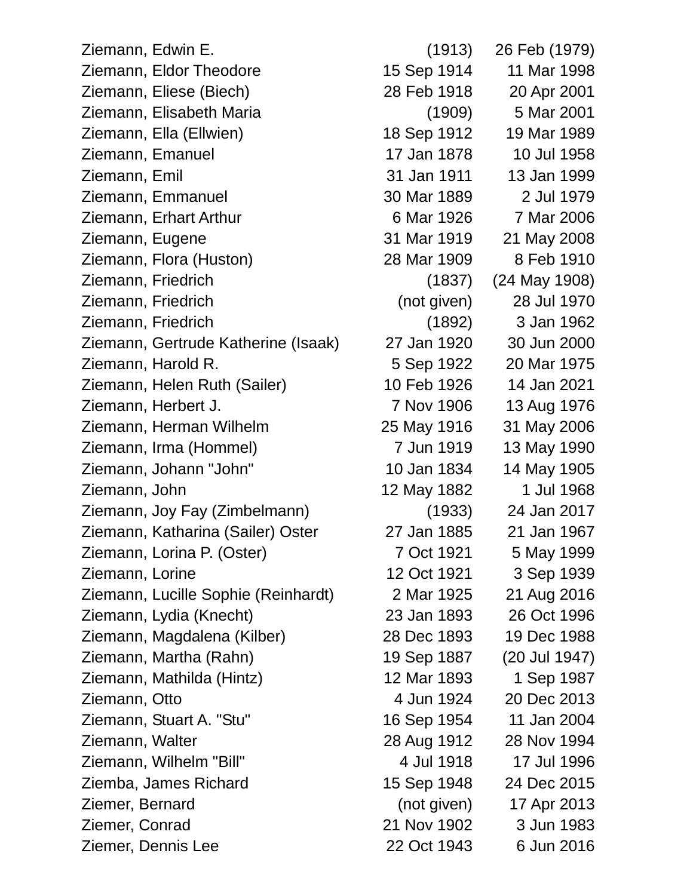| | | |
|---|---|---|
| Ziemann, Edwin E. | (1913) | 26 Feb (1979) |
| Ziemann, Eldor Theodore | 15 Sep 1914 | 11 Mar 1998 |
| Ziemann, Eliese (Biech) | 28 Feb 1918 | 20 Apr 2001 |
| Ziemann, Elisabeth Maria | (1909) | 5 Mar 2001 |
| Ziemann, Ella (Ellwien) | 18 Sep 1912 | 19 Mar 1989 |
| Ziemann, Emanuel | 17 Jan 1878 | 10 Jul 1958 |
| Ziemann, Emil | 31 Jan 1911 | 13 Jan 1999 |
| Ziemann, Emmanuel | 30 Mar 1889 | 2 Jul 1979 |
| Ziemann, Erhart Arthur | 6 Mar 1926 | 7 Mar 2006 |
| Ziemann, Eugene | 31 Mar 1919 | 21 May 2008 |
| Ziemann, Flora (Huston) | 28 Mar 1909 | 8 Feb 1910 |
| Ziemann, Friedrich | (1837) | (24 May 1908) |
| Ziemann, Friedrich | (not given) | 28 Jul 1970 |
| Ziemann, Friedrich | (1892) | 3 Jan 1962 |
| Ziemann, Gertrude Katherine (Isaak) | 27 Jan 1920 | 30 Jun 2000 |
| Ziemann, Harold R. | 5 Sep 1922 | 20 Mar 1975 |
| Ziemann, Helen Ruth (Sailer) | 10 Feb 1926 | 14 Jan 2021 |
| Ziemann, Herbert J. | 7 Nov 1906 | 13 Aug 1976 |
| Ziemann, Herman Wilhelm | 25 May 1916 | 31 May 2006 |
| Ziemann, Irma (Hommel) | 7 Jun 1919 | 13 May 1990 |
| Ziemann, Johann "John" | 10 Jan 1834 | 14 May 1905 |
| Ziemann, John | 12 May 1882 | 1 Jul 1968 |
| Ziemann, Joy Fay (Zimbelmann) | (1933) | 24 Jan 2017 |
| Ziemann, Katharina (Sailer) Oster | 27 Jan 1885 | 21 Jan 1967 |
| Ziemann, Lorina P. (Oster) | 7 Oct 1921 | 5 May 1999 |
| Ziemann, Lorine | 12 Oct 1921 | 3 Sep 1939 |
| Ziemann, Lucille Sophie (Reinhardt) | 2 Mar 1925 | 21 Aug 2016 |
| Ziemann, Lydia (Knecht) | 23 Jan 1893 | 26 Oct 1996 |
| Ziemann, Magdalena (Kilber) | 28 Dec 1893 | 19 Dec 1988 |
| Ziemann, Martha (Rahn) | 19 Sep 1887 | (20 Jul 1947) |
| Ziemann, Mathilda (Hintz) | 12 Mar 1893 | 1 Sep 1987 |
| Ziemann, Otto | 4 Jun 1924 | 20 Dec 2013 |
| Ziemann, Stuart A. "Stu" | 16 Sep 1954 | 11 Jan 2004 |
| Ziemann, Walter | 28 Aug 1912 | 28 Nov 1994 |
| Ziemann, Wilhelm "Bill" | 4 Jul 1918 | 17 Jul 1996 |
| Ziemba, James Richard | 15 Sep 1948 | 24 Dec 2015 |
| Ziemer, Bernard | (not given) | 17 Apr 2013 |
| Ziemer, Conrad | 21 Nov 1902 | 3 Jun 1983 |
| Ziemer, Dennis Lee | 22 Oct 1943 | 6 Jun 2016 |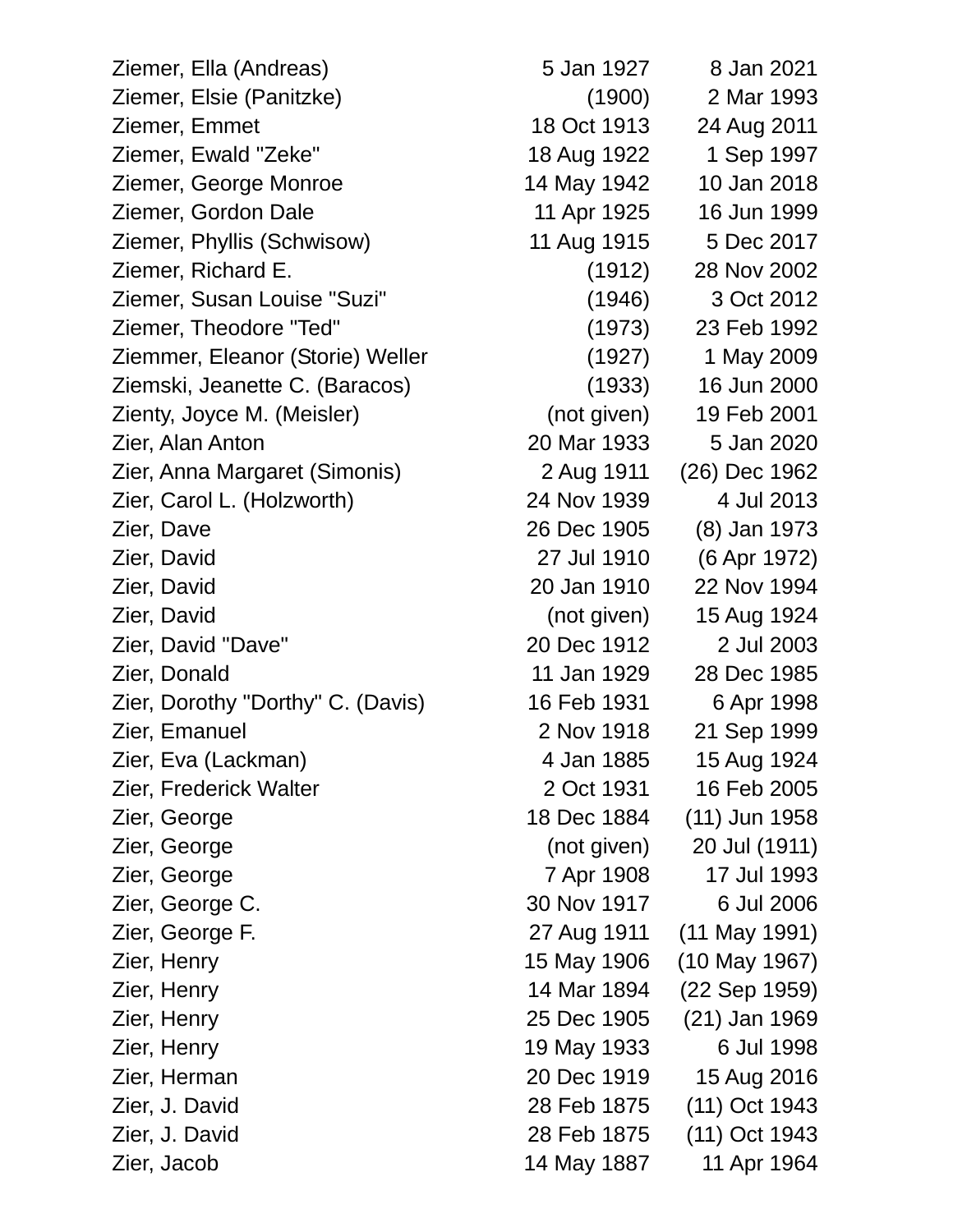| | | |
|---|---|---|
| Ziemer, Ella (Andreas) | 5 Jan 1927 | 8 Jan 2021 |
| Ziemer, Elsie (Panitzke) | (1900) | 2 Mar 1993 |
| Ziemer, Emmet | 18 Oct 1913 | 24 Aug 2011 |
| Ziemer, Ewald "Zeke" | 18 Aug 1922 | 1 Sep 1997 |
| Ziemer, George Monroe | 14 May 1942 | 10 Jan 2018 |
| Ziemer, Gordon Dale | 11 Apr 1925 | 16 Jun 1999 |
| Ziemer, Phyllis (Schwisow) | 11 Aug 1915 | 5 Dec 2017 |
| Ziemer, Richard E. | (1912) | 28 Nov 2002 |
| Ziemer, Susan Louise "Suzi" | (1946) | 3 Oct 2012 |
| Ziemer, Theodore "Ted" | (1973) | 23 Feb 1992 |
| Ziemmer, Eleanor (Storie) Weller | (1927) | 1 May 2009 |
| Ziemski, Jeanette C. (Baracos) | (1933) | 16 Jun 2000 |
| Zienty, Joyce M. (Meisler) | (not given) | 19 Feb 2001 |
| Zier, Alan Anton | 20 Mar 1933 | 5 Jan 2020 |
| Zier, Anna Margaret (Simonis) | 2 Aug 1911 | (26) Dec 1962 |
| Zier, Carol L. (Holzworth) | 24 Nov 1939 | 4 Jul 2013 |
| Zier, Dave | 26 Dec 1905 | (8) Jan 1973 |
| Zier, David | 27 Jul 1910 | (6 Apr 1972) |
| Zier, David | 20 Jan 1910 | 22 Nov 1994 |
| Zier, David | (not given) | 15 Aug 1924 |
| Zier, David "Dave" | 20 Dec 1912 | 2 Jul 2003 |
| Zier, Donald | 11 Jan 1929 | 28 Dec 1985 |
| Zier, Dorothy "Dorthy" C. (Davis) | 16 Feb 1931 | 6 Apr 1998 |
| Zier, Emanuel | 2 Nov 1918 | 21 Sep 1999 |
| Zier, Eva (Lackman) | 4 Jan 1885 | 15 Aug 1924 |
| Zier, Frederick Walter | 2 Oct 1931 | 16 Feb 2005 |
| Zier, George | 18 Dec 1884 | (11) Jun 1958 |
| Zier, George | (not given) | 20 Jul (1911) |
| Zier, George | 7 Apr 1908 | 17 Jul 1993 |
| Zier, George C. | 30 Nov 1917 | 6 Jul 2006 |
| Zier, George F. | 27 Aug 1911 | (11 May 1991) |
| Zier, Henry | 15 May 1906 | (10 May 1967) |
| Zier, Henry | 14 Mar 1894 | (22 Sep 1959) |
| Zier, Henry | 25 Dec 1905 | (21) Jan 1969 |
| Zier, Henry | 19 May 1933 | 6 Jul 1998 |
| Zier, Herman | 20 Dec 1919 | 15 Aug 2016 |
| Zier, J. David | 28 Feb 1875 | (11) Oct 1943 |
| Zier, J. David | 28 Feb 1875 | (11) Oct 1943 |
| Zier, Jacob | 14 May 1887 | 11 Apr 1964 |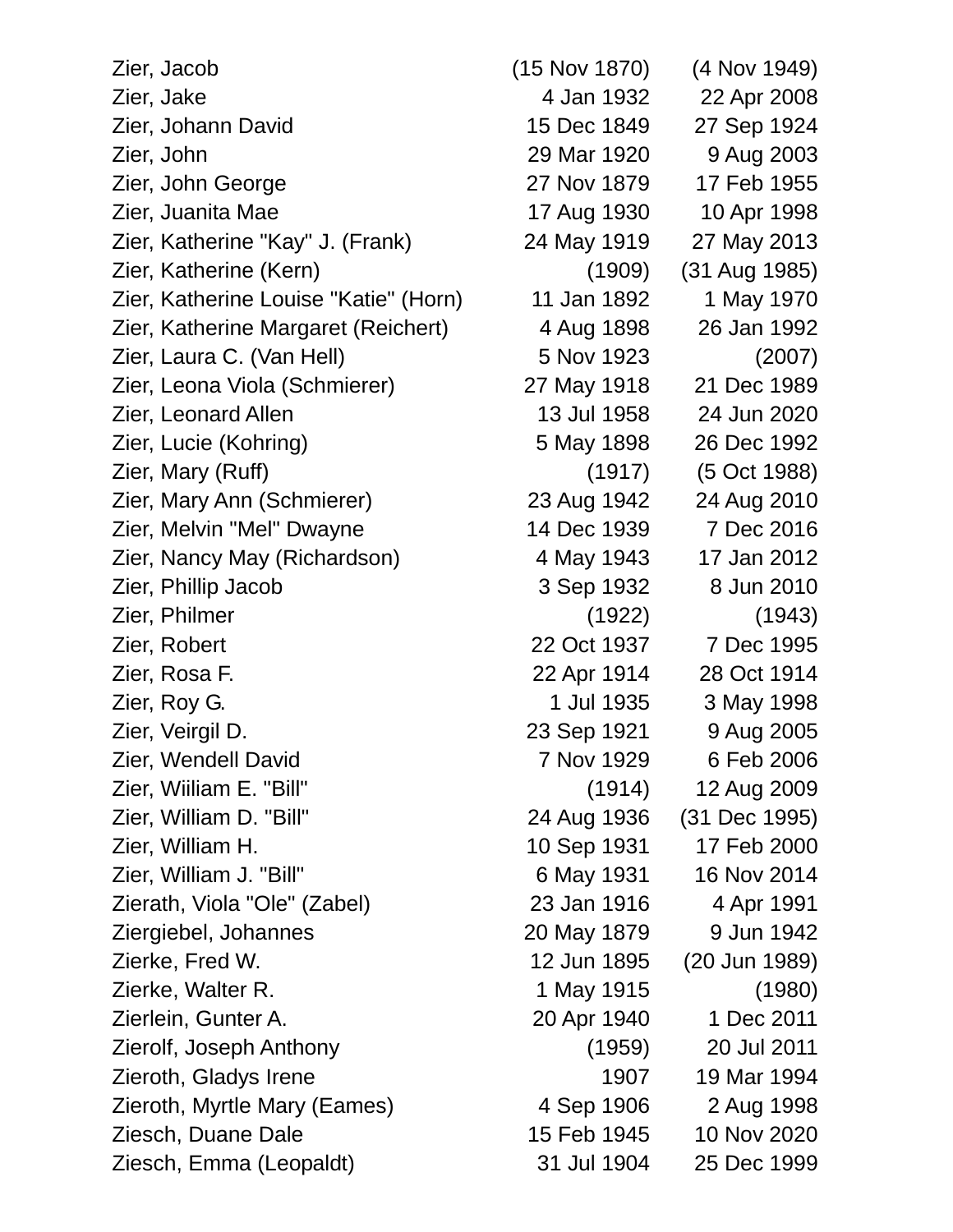| Name | Birth | Death |
|---|---|---|
| Zier, Jacob | (15 Nov 1870) | (4 Nov 1949) |
| Zier, Jake | 4 Jan 1932 | 22 Apr 2008 |
| Zier, Johann David | 15 Dec 1849 | 27 Sep 1924 |
| Zier, John | 29 Mar 1920 | 9 Aug 2003 |
| Zier, John George | 27 Nov 1879 | 17 Feb 1955 |
| Zier, Juanita Mae | 17 Aug 1930 | 10 Apr 1998 |
| Zier, Katherine "Kay" J. (Frank) | 24 May 1919 | 27 May 2013 |
| Zier, Katherine (Kern) | (1909) | (31 Aug 1985) |
| Zier, Katherine Louise "Katie" (Horn) | 11 Jan 1892 | 1 May 1970 |
| Zier, Katherine Margaret (Reichert) | 4 Aug 1898 | 26 Jan 1992 |
| Zier, Laura C. (Van Hell) | 5 Nov 1923 | (2007) |
| Zier, Leona Viola (Schmierer) | 27 May 1918 | 21 Dec 1989 |
| Zier, Leonard Allen | 13 Jul 1958 | 24 Jun 2020 |
| Zier, Lucie (Kohring) | 5 May 1898 | 26 Dec 1992 |
| Zier, Mary (Ruff) | (1917) | (5 Oct 1988) |
| Zier, Mary Ann (Schmierer) | 23 Aug 1942 | 24 Aug 2010 |
| Zier, Melvin "Mel" Dwayne | 14 Dec 1939 | 7 Dec 2016 |
| Zier, Nancy May (Richardson) | 4 May 1943 | 17 Jan 2012 |
| Zier, Phillip Jacob | 3 Sep 1932 | 8 Jun 2010 |
| Zier, Philmer | (1922) | (1943) |
| Zier, Robert | 22 Oct 1937 | 7 Dec 1995 |
| Zier, Rosa F. | 22 Apr 1914 | 28 Oct 1914 |
| Zier, Roy G. | 1 Jul 1935 | 3 May 1998 |
| Zier, Veirgil D. | 23 Sep 1921 | 9 Aug 2005 |
| Zier, Wendell David | 7 Nov 1929 | 6 Feb 2006 |
| Zier, Wiiliam E. "Bill" | (1914) | 12 Aug 2009 |
| Zier, William D. "Bill" | 24 Aug 1936 | (31 Dec 1995) |
| Zier, William H. | 10 Sep 1931 | 17 Feb 2000 |
| Zier, William J. "Bill" | 6 May 1931 | 16 Nov 2014 |
| Zierath, Viola "Ole" (Zabel) | 23 Jan 1916 | 4 Apr 1991 |
| Ziergiebel, Johannes | 20 May 1879 | 9 Jun 1942 |
| Zierke, Fred W. | 12 Jun 1895 | (20 Jun 1989) |
| Zierke, Walter R. | 1 May 1915 | (1980) |
| Zierlein, Gunter A. | 20 Apr 1940 | 1 Dec 2011 |
| Zierolf, Joseph Anthony | (1959) | 20 Jul 2011 |
| Zieroth, Gladys Irene | 1907 | 19 Mar 1994 |
| Zieroth, Myrtle Mary (Eames) | 4 Sep 1906 | 2 Aug 1998 |
| Ziesch, Duane Dale | 15 Feb 1945 | 10 Nov 2020 |
| Ziesch, Emma (Leopaldt) | 31 Jul 1904 | 25 Dec 1999 |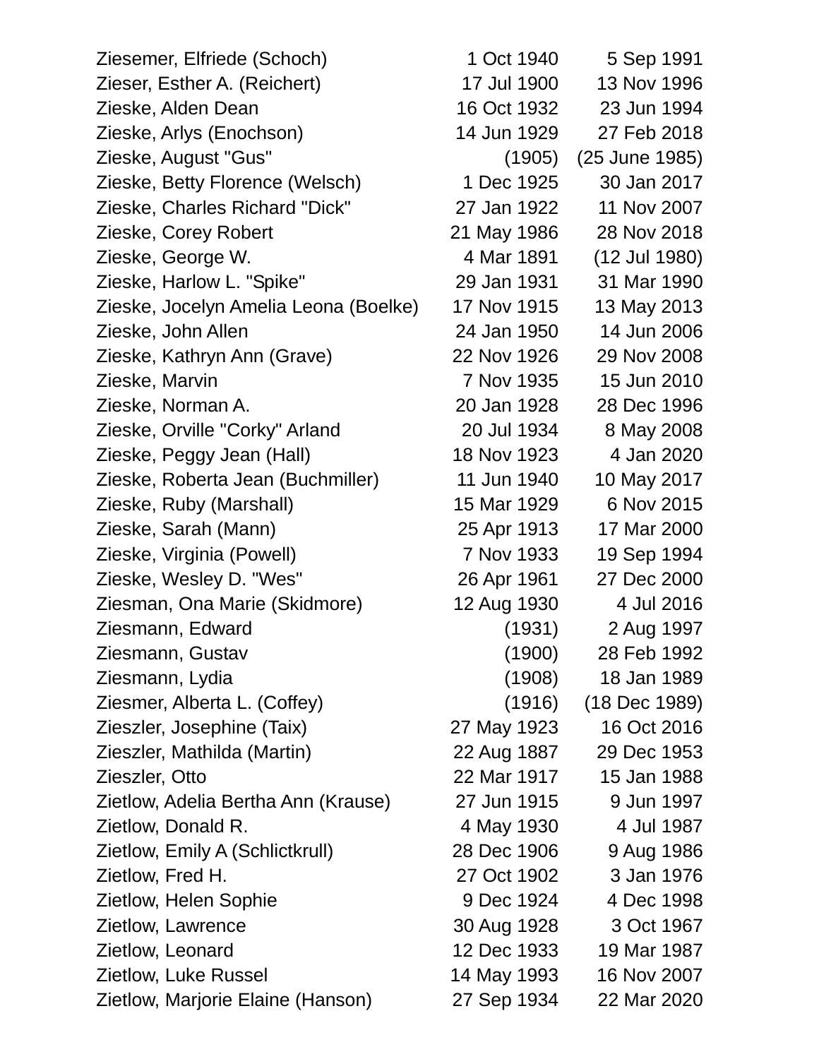| | | |
|---|---|---|
| Ziesemer, Elfriede (Schoch) | 1 Oct 1940 | 5 Sep 1991 |
| Zieser, Esther A. (Reichert) | 17 Jul 1900 | 13 Nov 1996 |
| Zieske, Alden Dean | 16 Oct 1932 | 23 Jun 1994 |
| Zieske, Arlys (Enochson) | 14 Jun 1929 | 27 Feb 2018 |
| Zieske, August "Gus" | (1905) | (25 June 1985) |
| Zieske, Betty Florence (Welsch) | 1 Dec 1925 | 30 Jan 2017 |
| Zieske, Charles Richard "Dick" | 27 Jan 1922 | 11 Nov 2007 |
| Zieske, Corey Robert | 21 May 1986 | 28 Nov 2018 |
| Zieske, George W. | 4 Mar 1891 | (12 Jul 1980) |
| Zieske, Harlow L. "Spike" | 29 Jan 1931 | 31 Mar 1990 |
| Zieske, Jocelyn Amelia Leona (Boelke) | 17 Nov 1915 | 13 May 2013 |
| Zieske, John Allen | 24 Jan 1950 | 14 Jun 2006 |
| Zieske, Kathryn Ann (Grave) | 22 Nov 1926 | 29 Nov 2008 |
| Zieske, Marvin | 7 Nov 1935 | 15 Jun 2010 |
| Zieske, Norman A. | 20 Jan 1928 | 28 Dec 1996 |
| Zieske, Orville "Corky" Arland | 20 Jul 1934 | 8 May 2008 |
| Zieske, Peggy Jean (Hall) | 18 Nov 1923 | 4 Jan 2020 |
| Zieske, Roberta Jean (Buchmiller) | 11 Jun 1940 | 10 May 2017 |
| Zieske, Ruby (Marshall) | 15 Mar 1929 | 6 Nov 2015 |
| Zieske, Sarah (Mann) | 25 Apr 1913 | 17 Mar 2000 |
| Zieske, Virginia (Powell) | 7 Nov 1933 | 19 Sep 1994 |
| Zieske, Wesley D. "Wes" | 26 Apr 1961 | 27 Dec 2000 |
| Ziesman, Ona Marie (Skidmore) | 12 Aug 1930 | 4 Jul 2016 |
| Ziesmann, Edward | (1931) | 2 Aug 1997 |
| Ziesmann, Gustav | (1900) | 28 Feb 1992 |
| Ziesmann, Lydia | (1908) | 18 Jan 1989 |
| Ziesmer, Alberta L. (Coffey) | (1916) | (18 Dec 1989) |
| Zieszler, Josephine (Taix) | 27 May 1923 | 16 Oct 2016 |
| Zieszler, Mathilda (Martin) | 22 Aug 1887 | 29 Dec 1953 |
| Zieszler, Otto | 22 Mar 1917 | 15 Jan 1988 |
| Zietlow, Adelia Bertha Ann (Krause) | 27 Jun 1915 | 9 Jun 1997 |
| Zietlow, Donald R. | 4 May 1930 | 4 Jul 1987 |
| Zietlow, Emily A (Schlictkrull) | 28 Dec 1906 | 9 Aug 1986 |
| Zietlow, Fred H. | 27 Oct 1902 | 3 Jan 1976 |
| Zietlow, Helen Sophie | 9 Dec 1924 | 4 Dec 1998 |
| Zietlow, Lawrence | 30 Aug 1928 | 3 Oct 1967 |
| Zietlow, Leonard | 12 Dec 1933 | 19 Mar 1987 |
| Zietlow, Luke Russel | 14 May 1993 | 16 Nov 2007 |
| Zietlow, Marjorie Elaine (Hanson) | 27 Sep 1934 | 22 Mar 2020 |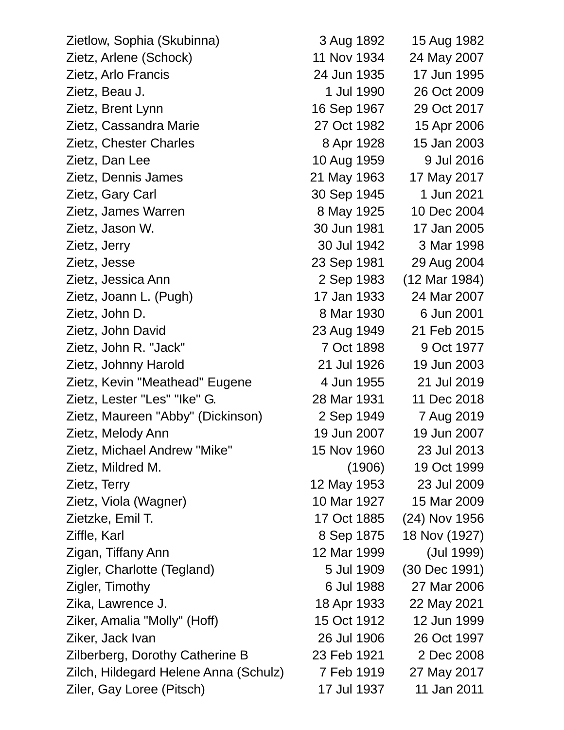| | | |
|---|---|---|
| Zietlow, Sophia (Skubinna) | 3 Aug 1892 | 15 Aug 1982 |
| Zietz, Arlene (Schock) | 11 Nov 1934 | 24 May 2007 |
| Zietz, Arlo Francis | 24 Jun 1935 | 17 Jun 1995 |
| Zietz, Beau J. | 1 Jul 1990 | 26 Oct 2009 |
| Zietz, Brent Lynn | 16 Sep 1967 | 29 Oct 2017 |
| Zietz, Cassandra Marie | 27 Oct 1982 | 15 Apr 2006 |
| Zietz, Chester Charles | 8 Apr 1928 | 15 Jan 2003 |
| Zietz, Dan Lee | 10 Aug 1959 | 9 Jul 2016 |
| Zietz, Dennis James | 21 May 1963 | 17 May 2017 |
| Zietz, Gary Carl | 30 Sep 1945 | 1 Jun 2021 |
| Zietz, James Warren | 8 May 1925 | 10 Dec 2004 |
| Zietz, Jason W. | 30 Jun 1981 | 17 Jan 2005 |
| Zietz, Jerry | 30 Jul 1942 | 3 Mar 1998 |
| Zietz, Jesse | 23 Sep 1981 | 29 Aug 2004 |
| Zietz, Jessica Ann | 2 Sep 1983 | (12 Mar 1984) |
| Zietz, Joann L. (Pugh) | 17 Jan 1933 | 24 Mar 2007 |
| Zietz, John D. | 8 Mar 1930 | 6 Jun 2001 |
| Zietz, John David | 23 Aug 1949 | 21 Feb 2015 |
| Zietz, John R. "Jack" | 7 Oct 1898 | 9 Oct 1977 |
| Zietz, Johnny Harold | 21 Jul 1926 | 19 Jun 2003 |
| Zietz, Kevin "Meathead" Eugene | 4 Jun 1955 | 21 Jul 2019 |
| Zietz, Lester "Les" "Ike" G. | 28 Mar 1931 | 11 Dec 2018 |
| Zietz, Maureen "Abby" (Dickinson) | 2 Sep 1949 | 7 Aug 2019 |
| Zietz, Melody Ann | 19 Jun 2007 | 19 Jun 2007 |
| Zietz, Michael Andrew "Mike" | 15 Nov 1960 | 23 Jul 2013 |
| Zietz, Mildred M. | (1906) | 19 Oct 1999 |
| Zietz, Terry | 12 May 1953 | 23 Jul 2009 |
| Zietz, Viola (Wagner) | 10 Mar 1927 | 15 Mar 2009 |
| Zietzke, Emil T. | 17 Oct 1885 | (24) Nov 1956 |
| Ziffle, Karl | 8 Sep 1875 | 18 Nov (1927) |
| Zigan, Tiffany Ann | 12 Mar 1999 | (Jul 1999) |
| Zigler, Charlotte (Tegland) | 5 Jul 1909 | (30 Dec 1991) |
| Zigler, Timothy | 6 Jul 1988 | 27 Mar 2006 |
| Zika, Lawrence J. | 18 Apr 1933 | 22 May 2021 |
| Ziker, Amalia "Molly" (Hoff) | 15 Oct 1912 | 12 Jun 1999 |
| Ziker, Jack Ivan | 26 Jul 1906 | 26 Oct 1997 |
| Zilberberg, Dorothy Catherine B | 23 Feb 1921 | 2 Dec 2008 |
| Zilch, Hildegard Helene Anna (Schulz) | 7 Feb 1919 | 27 May 2017 |
| Ziler, Gay Loree (Pitsch) | 17 Jul 1937 | 11 Jan 2011 |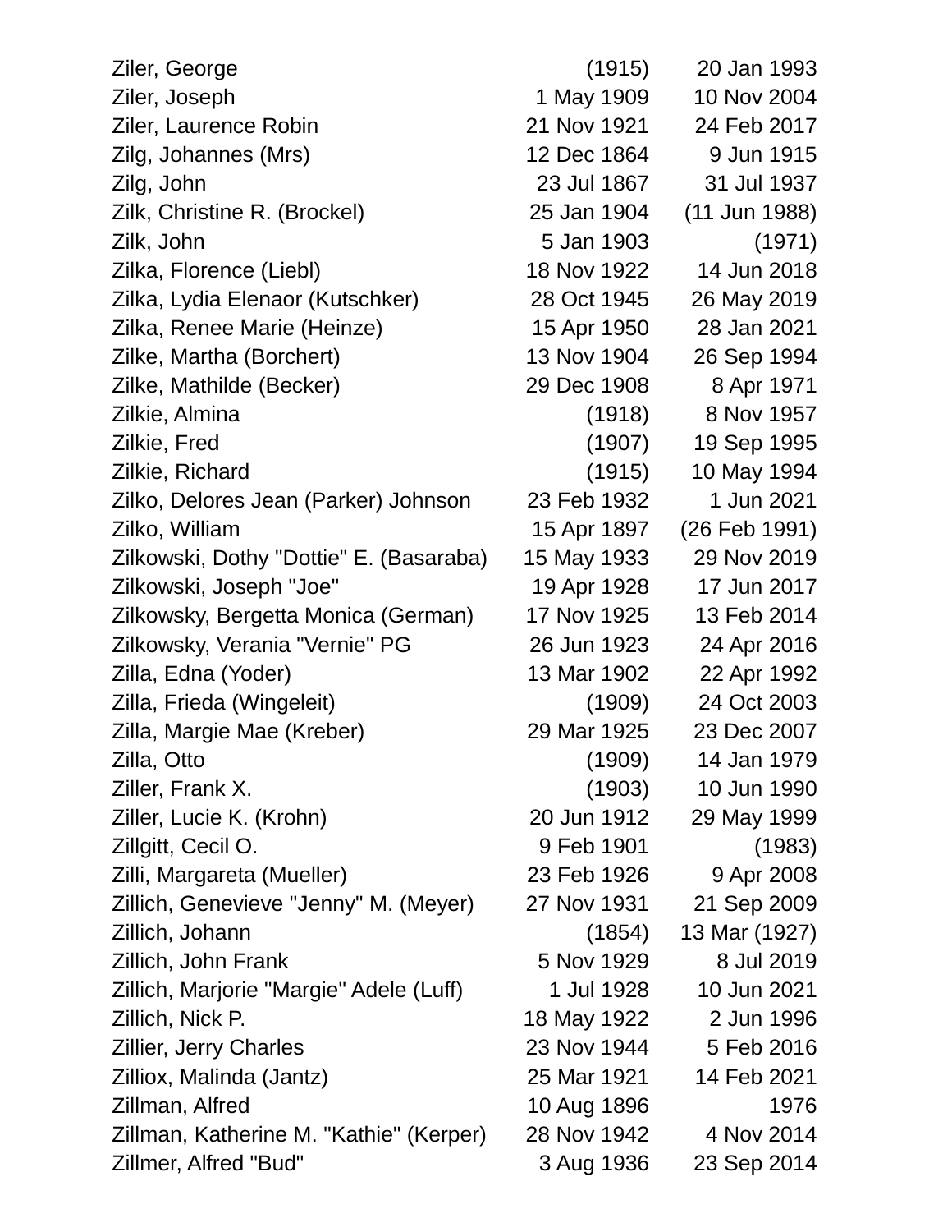| | | |
|---|---|---|
| Ziler, George | (1915) | 20 Jan 1993 |
| Ziler, Joseph | 1 May 1909 | 10 Nov 2004 |
| Ziler, Laurence Robin | 21 Nov 1921 | 24 Feb 2017 |
| Zilg, Johannes (Mrs) | 12 Dec 1864 | 9 Jun 1915 |
| Zilg, John | 23 Jul 1867 | 31 Jul 1937 |
| Zilk, Christine R. (Brockel) | 25 Jan 1904 | (11 Jun 1988) |
| Zilk, John | 5 Jan 1903 | (1971) |
| Zilka, Florence (Liebl) | 18 Nov 1922 | 14 Jun 2018 |
| Zilka, Lydia Elenaor (Kutschker) | 28 Oct 1945 | 26 May 2019 |
| Zilka, Renee Marie (Heinze) | 15 Apr 1950 | 28 Jan 2021 |
| Zilke, Martha (Borchert) | 13 Nov 1904 | 26 Sep 1994 |
| Zilke, Mathilde (Becker) | 29 Dec 1908 | 8 Apr 1971 |
| Zilkie, Almina | (1918) | 8 Nov 1957 |
| Zilkie, Fred | (1907) | 19 Sep 1995 |
| Zilkie, Richard | (1915) | 10 May 1994 |
| Zilko, Delores Jean (Parker) Johnson | 23 Feb 1932 | 1 Jun 2021 |
| Zilko, William | 15 Apr 1897 | (26 Feb 1991) |
| Zilkowski, Dothy "Dottie" E. (Basaraba) | 15 May 1933 | 29 Nov 2019 |
| Zilkowski, Joseph "Joe" | 19 Apr 1928 | 17 Jun 2017 |
| Zilkowsky, Bergetta Monica (German) | 17 Nov 1925 | 13 Feb 2014 |
| Zilkowsky, Verania "Vernie" PG | 26 Jun 1923 | 24 Apr 2016 |
| Zilla, Edna (Yoder) | 13 Mar 1902 | 22 Apr 1992 |
| Zilla, Frieda (Wingeleit) | (1909) | 24 Oct 2003 |
| Zilla, Margie Mae (Kreber) | 29 Mar 1925 | 23 Dec 2007 |
| Zilla, Otto | (1909) | 14 Jan 1979 |
| Ziller, Frank X. | (1903) | 10 Jun 1990 |
| Ziller, Lucie K. (Krohn) | 20 Jun 1912 | 29 May 1999 |
| Zillgitt, Cecil O. | 9 Feb 1901 | (1983) |
| Zilli, Margareta (Mueller) | 23 Feb 1926 | 9 Apr 2008 |
| Zillich, Genevieve "Jenny" M. (Meyer) | 27 Nov 1931 | 21 Sep 2009 |
| Zillich, Johann | (1854) | 13 Mar (1927) |
| Zillich, John Frank | 5 Nov 1929 | 8 Jul 2019 |
| Zillich, Marjorie "Margie" Adele (Luff) | 1 Jul 1928 | 10 Jun 2021 |
| Zillich, Nick P. | 18 May 1922 | 2 Jun 1996 |
| Zillier, Jerry Charles | 23 Nov 1944 | 5 Feb 2016 |
| Zilliox, Malinda (Jantz) | 25 Mar 1921 | 14 Feb 2021 |
| Zillman, Alfred | 10 Aug 1896 | 1976 |
| Zillman, Katherine M. "Kathie" (Kerper) | 28 Nov 1942 | 4 Nov 2014 |
| Zillmer, Alfred "Bud" | 3 Aug 1936 | 23 Sep 2014 |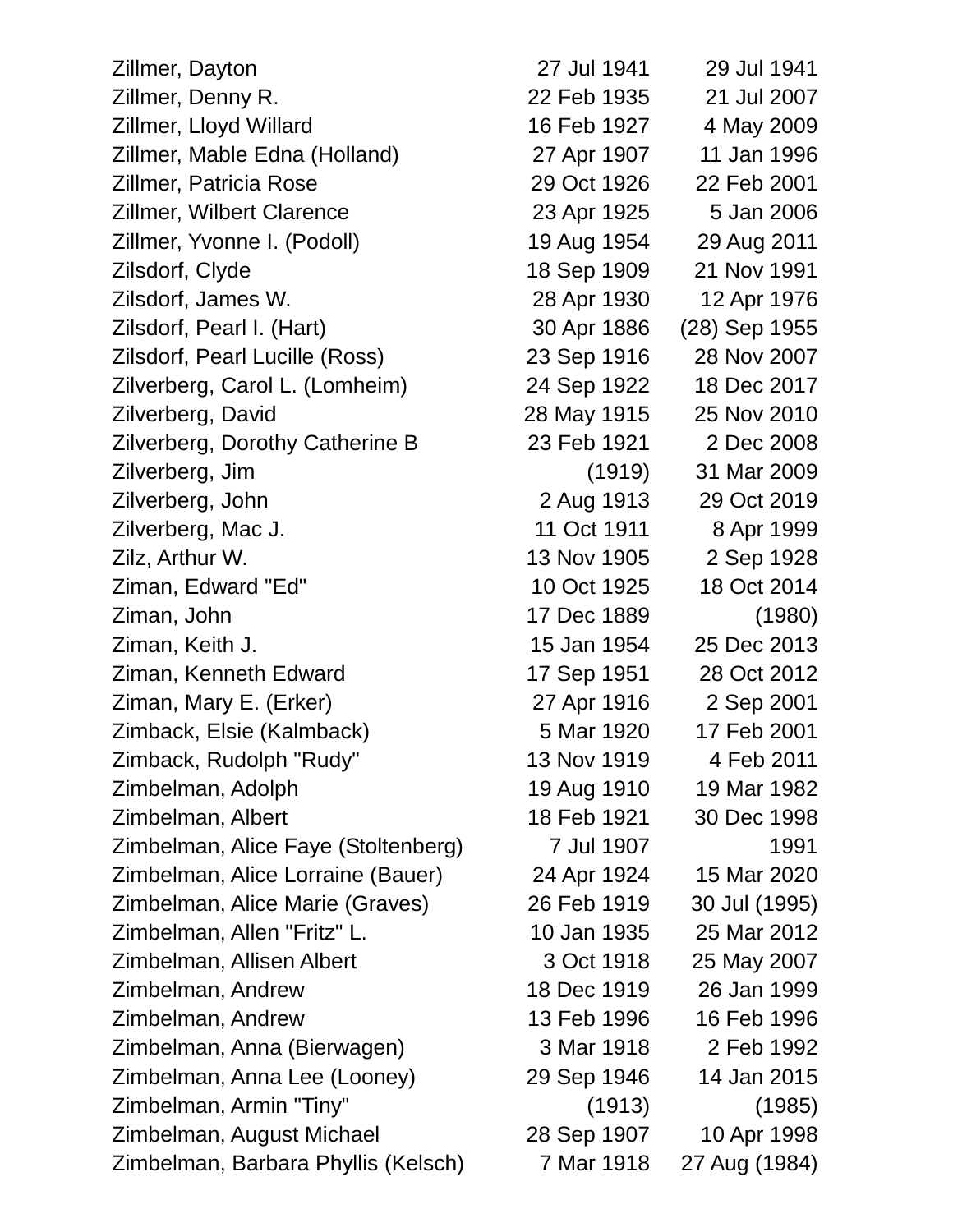| | | |
|---|---|---|
| Zillmer, Dayton | 27 Jul 1941 | 29 Jul 1941 |
| Zillmer, Denny R. | 22 Feb 1935 | 21 Jul 2007 |
| Zillmer, Lloyd Willard | 16 Feb 1927 | 4 May 2009 |
| Zillmer, Mable Edna (Holland) | 27 Apr 1907 | 11 Jan 1996 |
| Zillmer, Patricia Rose | 29 Oct 1926 | 22 Feb 2001 |
| Zillmer, Wilbert Clarence | 23 Apr 1925 | 5 Jan 2006 |
| Zillmer, Yvonne I. (Podoll) | 19 Aug 1954 | 29 Aug 2011 |
| Zilsdorf, Clyde | 18 Sep 1909 | 21 Nov 1991 |
| Zilsdorf, James W. | 28 Apr 1930 | 12 Apr 1976 |
| Zilsdorf, Pearl I. (Hart) | 30 Apr 1886 | (28) Sep 1955 |
| Zilsdorf, Pearl Lucille (Ross) | 23 Sep 1916 | 28 Nov 2007 |
| Zilverberg, Carol L. (Lomheim) | 24 Sep 1922 | 18 Dec 2017 |
| Zilverberg, David | 28 May 1915 | 25 Nov 2010 |
| Zilverberg, Dorothy Catherine B | 23 Feb 1921 | 2 Dec 2008 |
| Zilverberg, Jim | (1919) | 31 Mar 2009 |
| Zilverberg, John | 2 Aug 1913 | 29 Oct 2019 |
| Zilverberg, Mac J. | 11 Oct 1911 | 8 Apr 1999 |
| Zilz, Arthur W. | 13 Nov 1905 | 2 Sep 1928 |
| Ziman, Edward "Ed" | 10 Oct 1925 | 18 Oct 2014 |
| Ziman, John | 17 Dec 1889 | (1980) |
| Ziman, Keith J. | 15 Jan 1954 | 25 Dec 2013 |
| Ziman, Kenneth Edward | 17 Sep 1951 | 28 Oct 2012 |
| Ziman, Mary E. (Erker) | 27 Apr 1916 | 2 Sep 2001 |
| Zimback, Elsie (Kalmback) | 5 Mar 1920 | 17 Feb 2001 |
| Zimback, Rudolph "Rudy" | 13 Nov 1919 | 4 Feb 2011 |
| Zimbelman, Adolph | 19 Aug 1910 | 19 Mar 1982 |
| Zimbelman, Albert | 18 Feb 1921 | 30 Dec 1998 |
| Zimbelman, Alice Faye (Stoltenberg) | 7 Jul 1907 | 1991 |
| Zimbelman, Alice Lorraine (Bauer) | 24 Apr 1924 | 15 Mar 2020 |
| Zimbelman, Alice Marie (Graves) | 26 Feb 1919 | 30 Jul (1995) |
| Zimbelman, Allen "Fritz" L. | 10 Jan 1935 | 25 Mar 2012 |
| Zimbelman, Allisen Albert | 3 Oct 1918 | 25 May 2007 |
| Zimbelman, Andrew | 18 Dec 1919 | 26 Jan 1999 |
| Zimbelman, Andrew | 13 Feb 1996 | 16 Feb 1996 |
| Zimbelman, Anna (Bierwagen) | 3 Mar 1918 | 2 Feb 1992 |
| Zimbelman, Anna Lee (Looney) | 29 Sep 1946 | 14 Jan 2015 |
| Zimbelman, Armin "Tiny" | (1913) | (1985) |
| Zimbelman, August Michael | 28 Sep 1907 | 10 Apr 1998 |
| Zimbelman, Barbara Phyllis (Kelsch) | 7 Mar 1918 | 27 Aug (1984) |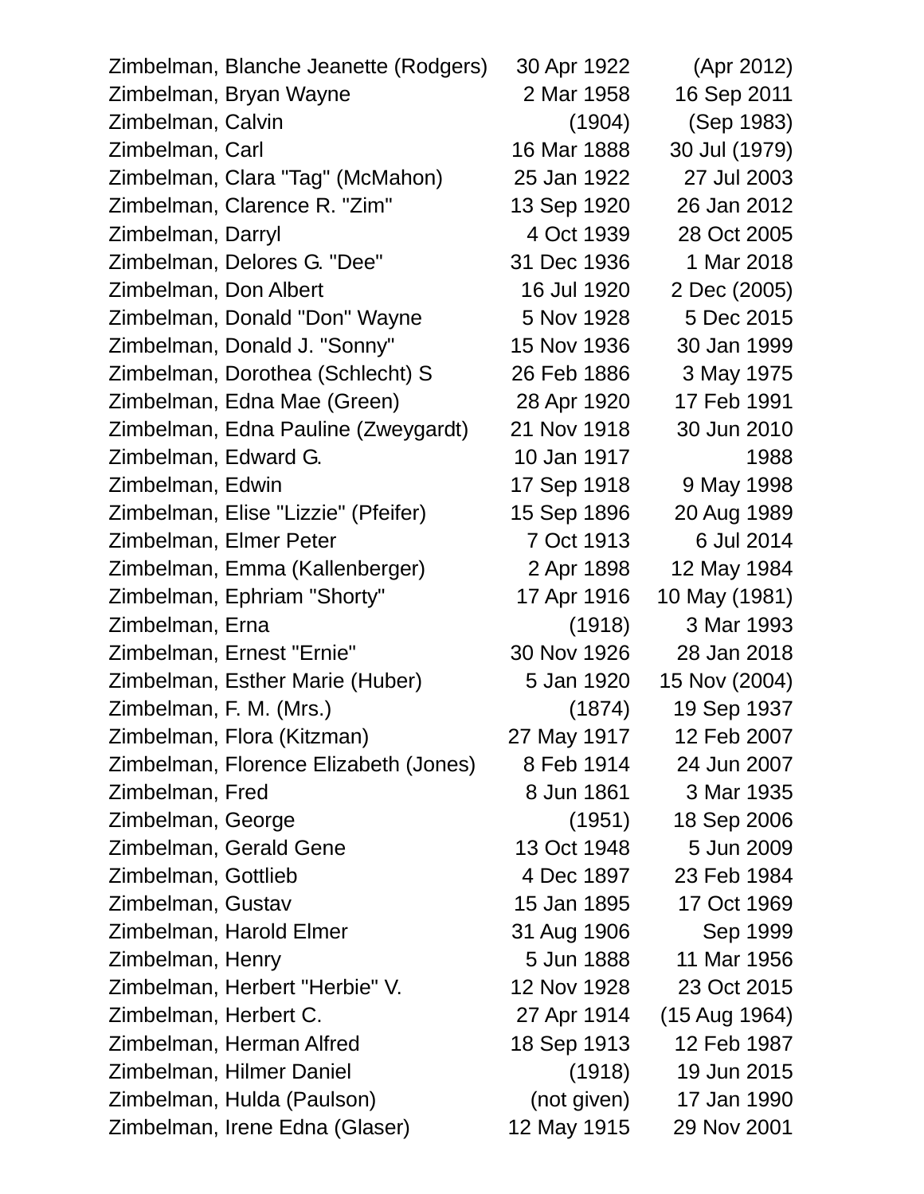| | | |
|---|---|---|
| Zimbelman, Blanche Jeanette (Rodgers) | 30 Apr 1922 | (Apr 2012) |
| Zimbelman, Bryan Wayne | 2 Mar 1958 | 16 Sep 2011 |
| Zimbelman, Calvin | (1904) | (Sep 1983) |
| Zimbelman, Carl | 16 Mar 1888 | 30 Jul (1979) |
| Zimbelman, Clara "Tag" (McMahon) | 25 Jan 1922 | 27 Jul 2003 |
| Zimbelman, Clarence R. "Zim" | 13 Sep 1920 | 26 Jan 2012 |
| Zimbelman, Darryl | 4 Oct 1939 | 28 Oct 2005 |
| Zimbelman, Delores G. "Dee" | 31 Dec 1936 | 1 Mar 2018 |
| Zimbelman, Don Albert | 16 Jul 1920 | 2 Dec (2005) |
| Zimbelman, Donald "Don" Wayne | 5 Nov 1928 | 5 Dec 2015 |
| Zimbelman, Donald J. "Sonny" | 15 Nov 1936 | 30 Jan 1999 |
| Zimbelman, Dorothea (Schlecht) S | 26 Feb 1886 | 3 May 1975 |
| Zimbelman, Edna Mae (Green) | 28 Apr 1920 | 17 Feb 1991 |
| Zimbelman, Edna Pauline (Zweygardt) | 21 Nov 1918 | 30 Jun 2010 |
| Zimbelman, Edward G. | 10 Jan 1917 | 1988 |
| Zimbelman, Edwin | 17 Sep 1918 | 9 May 1998 |
| Zimbelman, Elise "Lizzie" (Pfeifer) | 15 Sep 1896 | 20 Aug 1989 |
| Zimbelman, Elmer Peter | 7 Oct 1913 | 6 Jul 2014 |
| Zimbelman, Emma (Kallenberger) | 2 Apr 1898 | 12 May 1984 |
| Zimbelman, Ephriam "Shorty" | 17 Apr 1916 | 10 May (1981) |
| Zimbelman, Erna | (1918) | 3 Mar 1993 |
| Zimbelman, Ernest "Ernie" | 30 Nov 1926 | 28 Jan 2018 |
| Zimbelman, Esther Marie (Huber) | 5 Jan 1920 | 15 Nov (2004) |
| Zimbelman, F. M. (Mrs.) | (1874) | 19 Sep 1937 |
| Zimbelman, Flora (Kitzman) | 27 May 1917 | 12 Feb 2007 |
| Zimbelman, Florence Elizabeth (Jones) | 8 Feb 1914 | 24 Jun 2007 |
| Zimbelman, Fred | 8 Jun 1861 | 3 Mar 1935 |
| Zimbelman, George | (1951) | 18 Sep 2006 |
| Zimbelman, Gerald Gene | 13 Oct 1948 | 5 Jun 2009 |
| Zimbelman, Gottlieb | 4 Dec 1897 | 23 Feb 1984 |
| Zimbelman, Gustav | 15 Jan 1895 | 17 Oct 1969 |
| Zimbelman, Harold Elmer | 31 Aug 1906 | Sep 1999 |
| Zimbelman, Henry | 5 Jun 1888 | 11 Mar 1956 |
| Zimbelman, Herbert "Herbie" V. | 12 Nov 1928 | 23 Oct 2015 |
| Zimbelman, Herbert C. | 27 Apr 1914 | (15 Aug 1964) |
| Zimbelman, Herman Alfred | 18 Sep 1913 | 12 Feb 1987 |
| Zimbelman, Hilmer Daniel | (1918) | 19 Jun 2015 |
| Zimbelman, Hulda (Paulson) | (not given) | 17 Jan 1990 |
| Zimbelman, Irene Edna (Glaser) | 12 May 1915 | 29 Nov 2001 |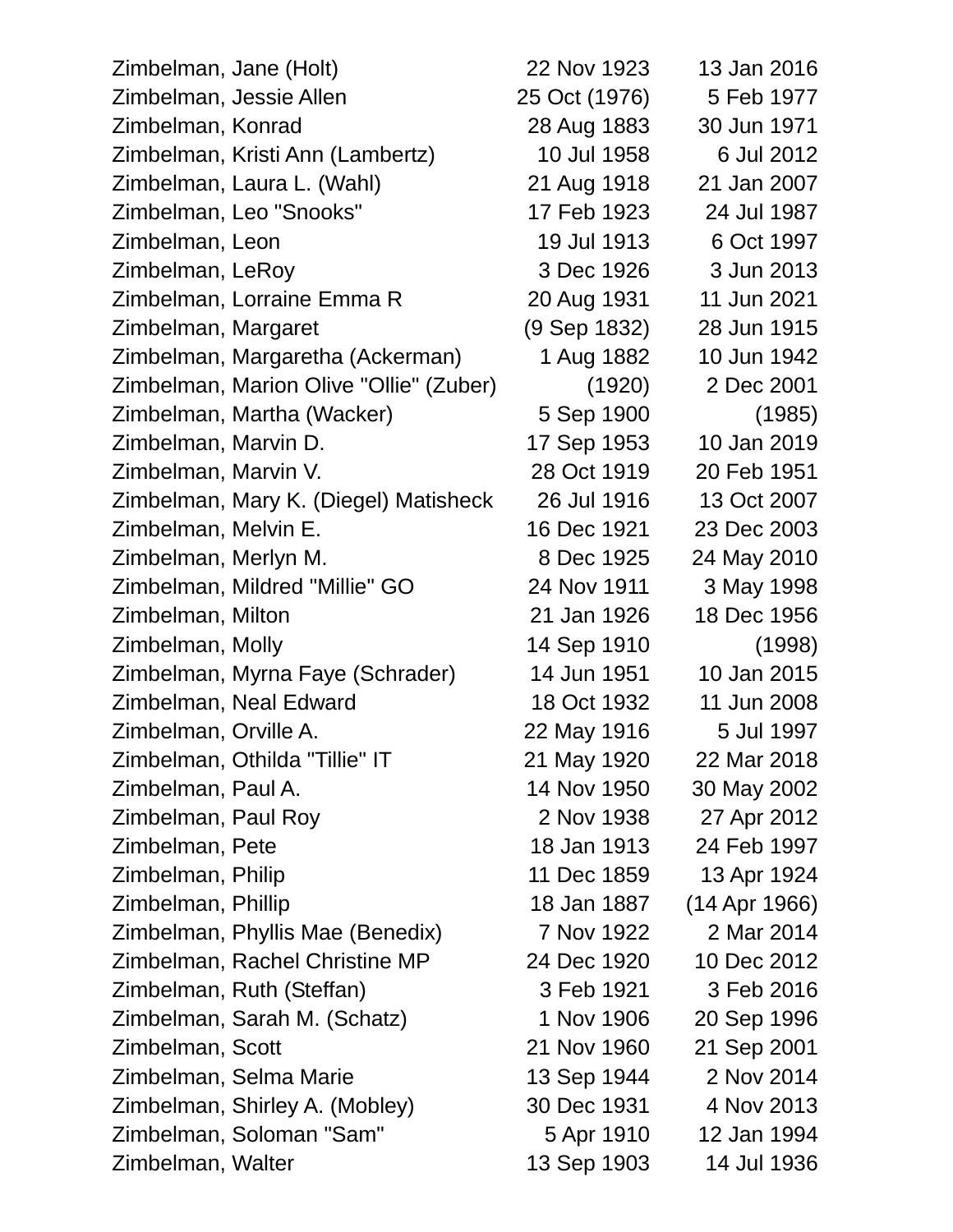| | | |
|---|---|---|
| Zimbelman, Jane (Holt) | 22 Nov 1923 | 13 Jan 2016 |
| Zimbelman, Jessie Allen | 25 Oct (1976) | 5 Feb 1977 |
| Zimbelman, Konrad | 28 Aug 1883 | 30 Jun 1971 |
| Zimbelman, Kristi Ann (Lambertz) | 10 Jul 1958 | 6 Jul 2012 |
| Zimbelman, Laura L. (Wahl) | 21 Aug 1918 | 21 Jan 2007 |
| Zimbelman, Leo "Snooks" | 17 Feb 1923 | 24 Jul 1987 |
| Zimbelman, Leon | 19 Jul 1913 | 6 Oct 1997 |
| Zimbelman, LeRoy | 3 Dec 1926 | 3 Jun 2013 |
| Zimbelman, Lorraine Emma R | 20 Aug 1931 | 11 Jun 2021 |
| Zimbelman, Margaret | (9 Sep 1832) | 28 Jun 1915 |
| Zimbelman, Margaretha (Ackerman) | 1 Aug 1882 | 10 Jun 1942 |
| Zimbelman, Marion Olive "Ollie" (Zuber) | (1920) | 2 Dec 2001 |
| Zimbelman, Martha (Wacker) | 5 Sep 1900 | (1985) |
| Zimbelman, Marvin D. | 17 Sep 1953 | 10 Jan 2019 |
| Zimbelman, Marvin V. | 28 Oct 1919 | 20 Feb 1951 |
| Zimbelman, Mary K. (Diegel) Matisheck | 26 Jul 1916 | 13 Oct 2007 |
| Zimbelman, Melvin E. | 16 Dec 1921 | 23 Dec 2003 |
| Zimbelman, Merlyn M. | 8 Dec 1925 | 24 May 2010 |
| Zimbelman, Mildred "Millie" GO | 24 Nov 1911 | 3 May 1998 |
| Zimbelman, Milton | 21 Jan 1926 | 18 Dec 1956 |
| Zimbelman, Molly | 14 Sep 1910 | (1998) |
| Zimbelman, Myrna Faye (Schrader) | 14 Jun 1951 | 10 Jan 2015 |
| Zimbelman, Neal Edward | 18 Oct 1932 | 11 Jun 2008 |
| Zimbelman, Orville A. | 22 May 1916 | 5 Jul 1997 |
| Zimbelman, Othilda "Tillie" IT | 21 May 1920 | 22 Mar 2018 |
| Zimbelman, Paul A. | 14 Nov 1950 | 30 May 2002 |
| Zimbelman, Paul Roy | 2 Nov 1938 | 27 Apr 2012 |
| Zimbelman, Pete | 18 Jan 1913 | 24 Feb 1997 |
| Zimbelman, Philip | 11 Dec 1859 | 13 Apr 1924 |
| Zimbelman, Phillip | 18 Jan 1887 | (14 Apr 1966) |
| Zimbelman, Phyllis Mae (Benedix) | 7 Nov 1922 | 2 Mar 2014 |
| Zimbelman, Rachel Christine MP | 24 Dec 1920 | 10 Dec 2012 |
| Zimbelman, Ruth (Steffan) | 3 Feb 1921 | 3 Feb 2016 |
| Zimbelman, Sarah M. (Schatz) | 1 Nov 1906 | 20 Sep 1996 |
| Zimbelman, Scott | 21 Nov 1960 | 21 Sep 2001 |
| Zimbelman, Selma Marie | 13 Sep 1944 | 2 Nov 2014 |
| Zimbelman, Shirley A. (Mobley) | 30 Dec 1931 | 4 Nov 2013 |
| Zimbelman, Soloman "Sam" | 5 Apr 1910 | 12 Jan 1994 |
| Zimbelman, Walter | 13 Sep 1903 | 14 Jul 1936 |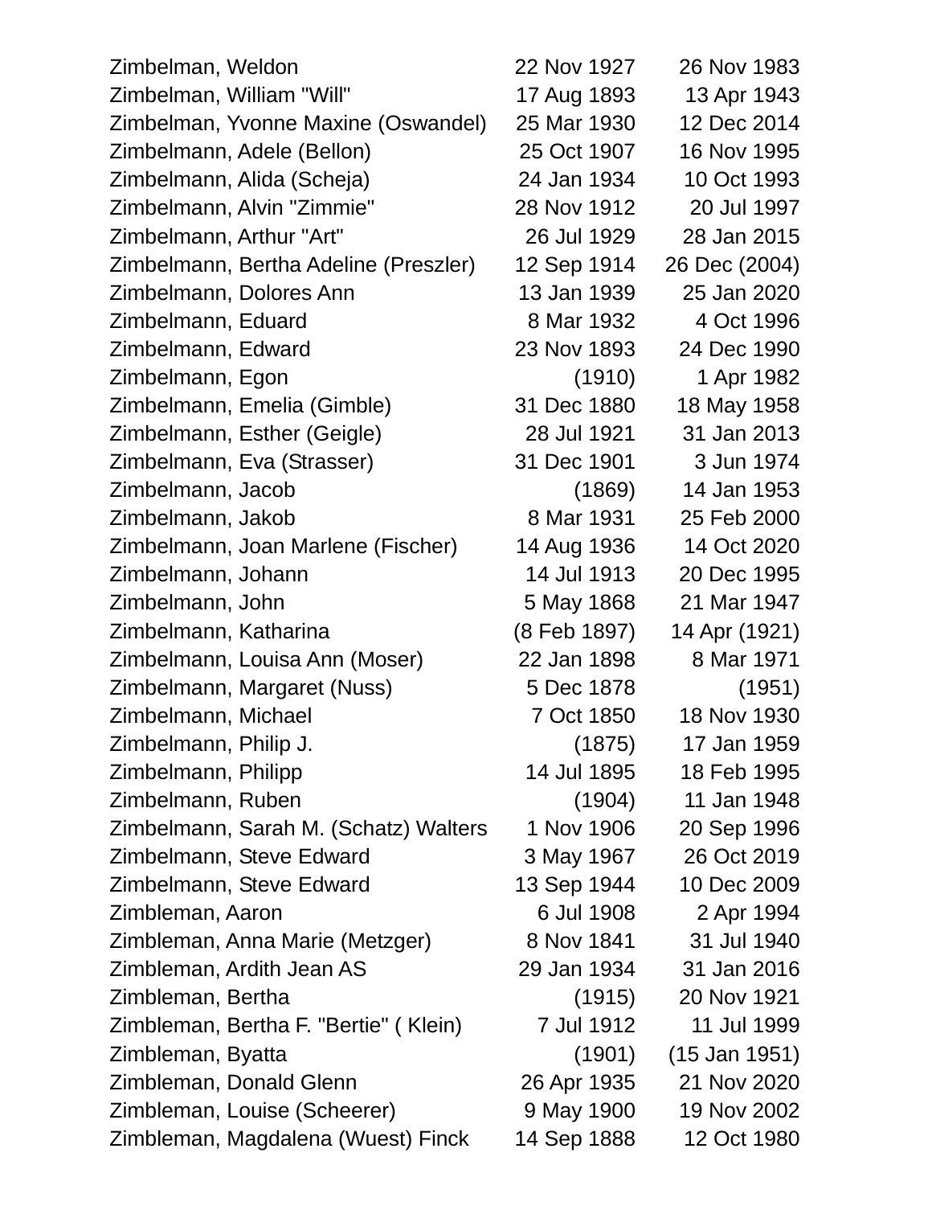| | | |
|---|---|---|
| Zimbelman, Weldon | 22 Nov 1927 | 26 Nov 1983 |
| Zimbelman, William "Will" | 17 Aug 1893 | 13 Apr 1943 |
| Zimbelman, Yvonne Maxine (Oswandel) | 25 Mar 1930 | 12 Dec 2014 |
| Zimbelmann, Adele (Bellon) | 25 Oct 1907 | 16 Nov 1995 |
| Zimbelmann, Alida (Scheja) | 24 Jan 1934 | 10 Oct 1993 |
| Zimbelmann, Alvin "Zimmie" | 28 Nov 1912 | 20 Jul 1997 |
| Zimbelmann, Arthur "Art" | 26 Jul 1929 | 28 Jan 2015 |
| Zimbelmann, Bertha Adeline (Preszler) | 12 Sep 1914 | 26 Dec (2004) |
| Zimbelmann, Dolores Ann | 13 Jan 1939 | 25 Jan 2020 |
| Zimbelmann, Eduard | 8 Mar 1932 | 4 Oct 1996 |
| Zimbelmann, Edward | 23 Nov 1893 | 24 Dec 1990 |
| Zimbelmann, Egon | (1910) | 1 Apr 1982 |
| Zimbelmann, Emelia (Gimble) | 31 Dec 1880 | 18 May 1958 |
| Zimbelmann, Esther (Geigle) | 28 Jul 1921 | 31 Jan 2013 |
| Zimbelmann, Eva (Strasser) | 31 Dec 1901 | 3 Jun 1974 |
| Zimbelmann, Jacob | (1869) | 14 Jan 1953 |
| Zimbelmann, Jakob | 8 Mar 1931 | 25 Feb 2000 |
| Zimbelmann, Joan Marlene (Fischer) | 14 Aug 1936 | 14 Oct 2020 |
| Zimbelmann, Johann | 14 Jul 1913 | 20 Dec 1995 |
| Zimbelmann, John | 5 May 1868 | 21 Mar 1947 |
| Zimbelmann, Katharina | (8 Feb 1897) | 14 Apr (1921) |
| Zimbelmann, Louisa Ann (Moser) | 22 Jan 1898 | 8 Mar 1971 |
| Zimbelmann, Margaret (Nuss) | 5 Dec 1878 | (1951) |
| Zimbelmann, Michael | 7 Oct 1850 | 18 Nov 1930 |
| Zimbelmann, Philip J. | (1875) | 17 Jan 1959 |
| Zimbelmann, Philipp | 14 Jul 1895 | 18 Feb 1995 |
| Zimbelmann, Ruben | (1904) | 11 Jan 1948 |
| Zimbelmann, Sarah M. (Schatz) Walters | 1 Nov 1906 | 20 Sep 1996 |
| Zimbelmann, Steve Edward | 3 May 1967 | 26 Oct 2019 |
| Zimbelmann, Steve Edward | 13 Sep 1944 | 10 Dec 2009 |
| Zimbleman, Aaron | 6 Jul 1908 | 2 Apr 1994 |
| Zimbleman, Anna Marie (Metzger) | 8 Nov 1841 | 31 Jul 1940 |
| Zimbleman, Ardith Jean AS | 29 Jan 1934 | 31 Jan 2016 |
| Zimbleman, Bertha | (1915) | 20 Nov 1921 |
| Zimbleman, Bertha F. "Bertie" ( Klein) | 7 Jul 1912 | 11 Jul 1999 |
| Zimbleman, Byatta | (1901) | (15 Jan 1951) |
| Zimbleman, Donald Glenn | 26 Apr 1935 | 21 Nov 2020 |
| Zimbleman, Louise (Scheerer) | 9 May 1900 | 19 Nov 2002 |
| Zimbleman, Magdalena (Wuest) Finck | 14 Sep 1888 | 12 Oct 1980 |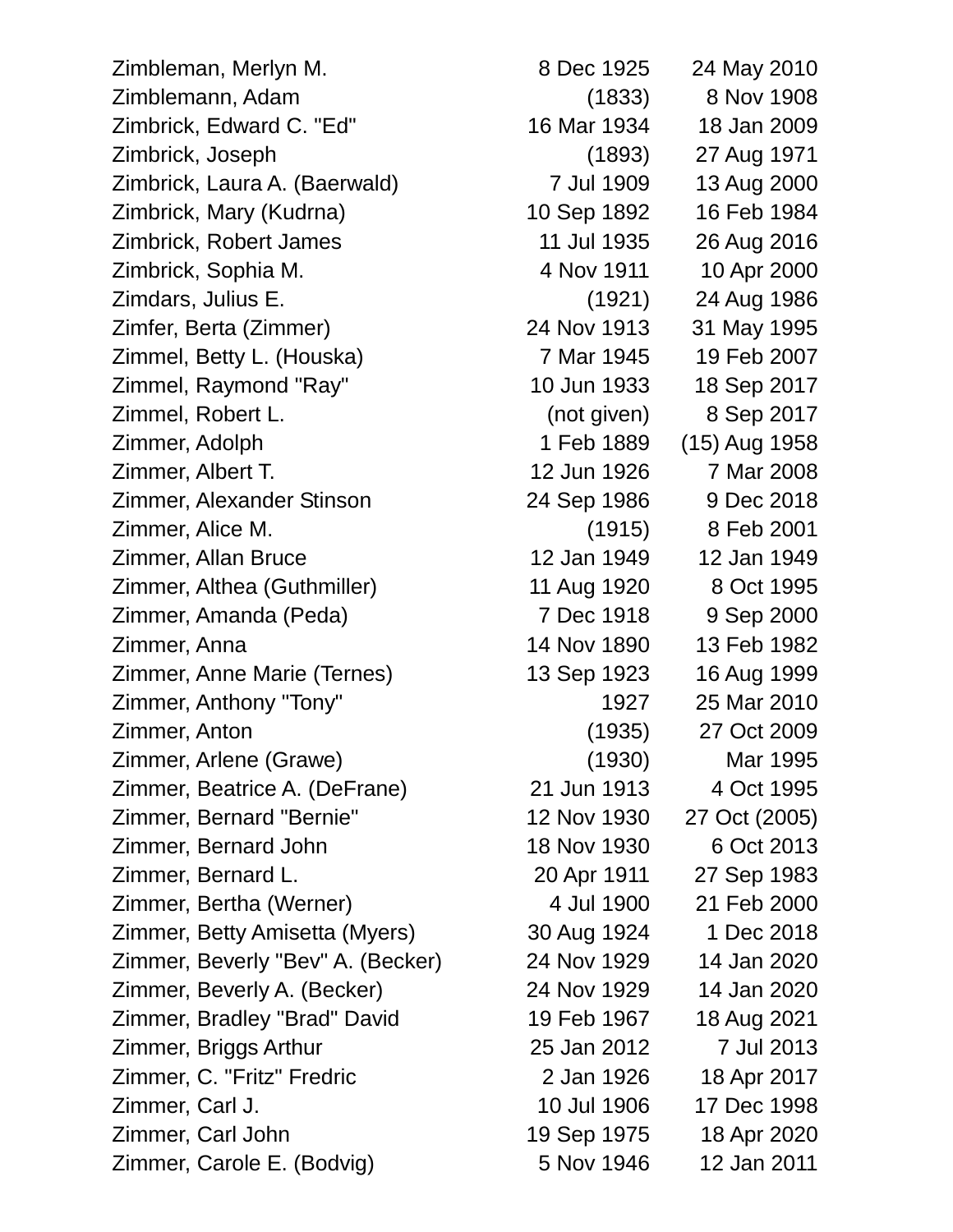| | | |
|---|---|---|
| Zimbleman, Merlyn M. | 8 Dec 1925 | 24 May 2010 |
| Zimblemann, Adam | (1833) | 8 Nov 1908 |
| Zimbrick, Edward C. "Ed" | 16 Mar 1934 | 18 Jan 2009 |
| Zimbrick, Joseph | (1893) | 27 Aug 1971 |
| Zimbrick, Laura A. (Baerwald) | 7 Jul 1909 | 13 Aug 2000 |
| Zimbrick, Mary (Kudrna) | 10 Sep 1892 | 16 Feb 1984 |
| Zimbrick, Robert James | 11 Jul 1935 | 26 Aug 2016 |
| Zimbrick, Sophia M. | 4 Nov 1911 | 10 Apr 2000 |
| Zimdars, Julius E. | (1921) | 24 Aug 1986 |
| Zimfer, Berta (Zimmer) | 24 Nov 1913 | 31 May 1995 |
| Zimmel, Betty L. (Houska) | 7 Mar 1945 | 19 Feb 2007 |
| Zimmel, Raymond "Ray" | 10 Jun 1933 | 18 Sep 2017 |
| Zimmel, Robert L. | (not given) | 8 Sep 2017 |
| Zimmer, Adolph | 1 Feb 1889 | (15) Aug 1958 |
| Zimmer, Albert T. | 12 Jun 1926 | 7 Mar 2008 |
| Zimmer, Alexander Stinson | 24 Sep 1986 | 9 Dec 2018 |
| Zimmer, Alice M. | (1915) | 8 Feb 2001 |
| Zimmer, Allan Bruce | 12 Jan 1949 | 12 Jan 1949 |
| Zimmer, Althea (Guthmiller) | 11 Aug 1920 | 8 Oct 1995 |
| Zimmer, Amanda (Peda) | 7 Dec 1918 | 9 Sep 2000 |
| Zimmer, Anna | 14 Nov 1890 | 13 Feb 1982 |
| Zimmer, Anne Marie (Ternes) | 13 Sep 1923 | 16 Aug 1999 |
| Zimmer, Anthony "Tony" | 1927 | 25 Mar 2010 |
| Zimmer, Anton | (1935) | 27 Oct 2009 |
| Zimmer, Arlene (Grawe) | (1930) | Mar 1995 |
| Zimmer, Beatrice A. (DeFrane) | 21 Jun 1913 | 4 Oct 1995 |
| Zimmer, Bernard "Bernie" | 12 Nov 1930 | 27 Oct (2005) |
| Zimmer, Bernard John | 18 Nov 1930 | 6 Oct 2013 |
| Zimmer, Bernard L. | 20 Apr 1911 | 27 Sep 1983 |
| Zimmer, Bertha (Werner) | 4 Jul 1900 | 21 Feb 2000 |
| Zimmer, Betty Amisetta (Myers) | 30 Aug 1924 | 1 Dec 2018 |
| Zimmer, Beverly "Bev" A. (Becker) | 24 Nov 1929 | 14 Jan 2020 |
| Zimmer, Beverly A. (Becker) | 24 Nov 1929 | 14 Jan 2020 |
| Zimmer, Bradley "Brad" David | 19 Feb 1967 | 18 Aug 2021 |
| Zimmer, Briggs Arthur | 25 Jan 2012 | 7 Jul 2013 |
| Zimmer, C. "Fritz" Fredric | 2 Jan 1926 | 18 Apr 2017 |
| Zimmer, Carl J. | 10 Jul 1906 | 17 Dec 1998 |
| Zimmer, Carl John | 19 Sep 1975 | 18 Apr 2020 |
| Zimmer, Carole E. (Bodvig) | 5 Nov 1946 | 12 Jan 2011 |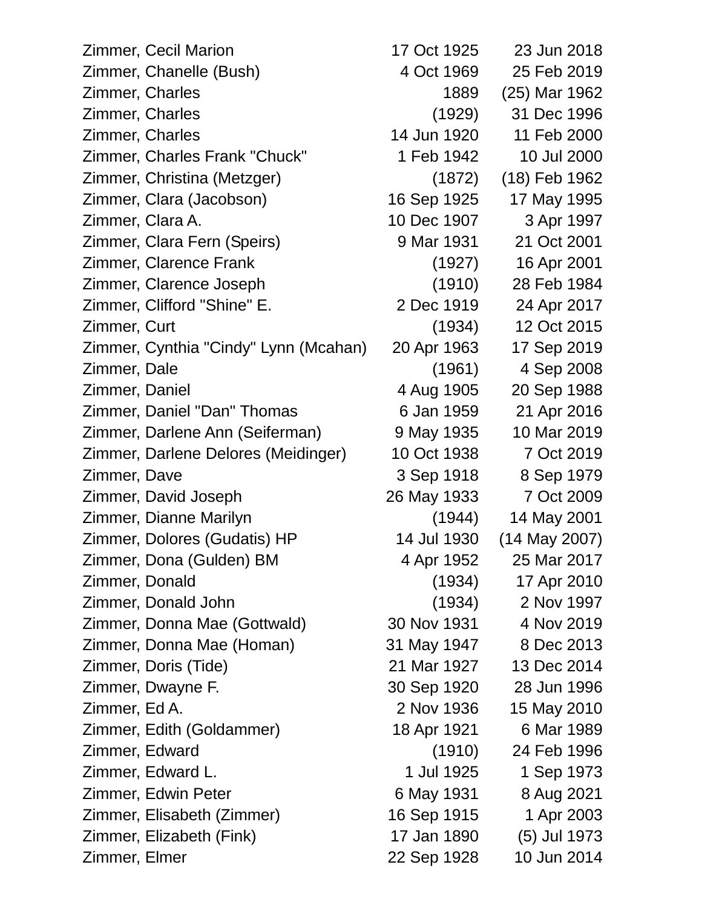| | | |
|---|---|---|
| Zimmer, Cecil Marion | 17 Oct 1925 | 23 Jun 2018 |
| Zimmer, Chanelle (Bush) | 4 Oct 1969 | 25 Feb 2019 |
| Zimmer, Charles | 1889 | (25) Mar 1962 |
| Zimmer, Charles | (1929) | 31 Dec 1996 |
| Zimmer, Charles | 14 Jun 1920 | 11 Feb 2000 |
| Zimmer, Charles Frank "Chuck" | 1 Feb 1942 | 10 Jul 2000 |
| Zimmer, Christina (Metzger) | (1872) | (18) Feb 1962 |
| Zimmer, Clara (Jacobson) | 16 Sep 1925 | 17 May 1995 |
| Zimmer, Clara A. | 10 Dec 1907 | 3 Apr 1997 |
| Zimmer, Clara Fern (Speirs) | 9 Mar 1931 | 21 Oct 2001 |
| Zimmer, Clarence Frank | (1927) | 16 Apr 2001 |
| Zimmer, Clarence Joseph | (1910) | 28 Feb 1984 |
| Zimmer, Clifford "Shine" E. | 2 Dec 1919 | 24 Apr 2017 |
| Zimmer, Curt | (1934) | 12 Oct 2015 |
| Zimmer, Cynthia "Cindy" Lynn (Mcahan) | 20 Apr 1963 | 17 Sep 2019 |
| Zimmer, Dale | (1961) | 4 Sep 2008 |
| Zimmer, Daniel | 4 Aug 1905 | 20 Sep 1988 |
| Zimmer, Daniel "Dan" Thomas | 6 Jan 1959 | 21 Apr 2016 |
| Zimmer, Darlene Ann (Seiferman) | 9 May 1935 | 10 Mar 2019 |
| Zimmer, Darlene Delores (Meidinger) | 10 Oct 1938 | 7 Oct 2019 |
| Zimmer, Dave | 3 Sep 1918 | 8 Sep 1979 |
| Zimmer, David Joseph | 26 May 1933 | 7 Oct 2009 |
| Zimmer, Dianne Marilyn | (1944) | 14 May 2001 |
| Zimmer, Dolores (Gudatis) HP | 14 Jul 1930 | (14 May 2007) |
| Zimmer, Dona (Gulden) BM | 4 Apr 1952 | 25 Mar 2017 |
| Zimmer, Donald | (1934) | 17 Apr 2010 |
| Zimmer, Donald John | (1934) | 2 Nov 1997 |
| Zimmer, Donna Mae (Gottwald) | 30 Nov 1931 | 4 Nov 2019 |
| Zimmer, Donna Mae (Homan) | 31 May 1947 | 8 Dec 2013 |
| Zimmer, Doris (Tide) | 21 Mar 1927 | 13 Dec 2014 |
| Zimmer, Dwayne F. | 30 Sep 1920 | 28 Jun 1996 |
| Zimmer, Ed A. | 2 Nov 1936 | 15 May 2010 |
| Zimmer, Edith (Goldammer) | 18 Apr 1921 | 6 Mar 1989 |
| Zimmer, Edward | (1910) | 24 Feb 1996 |
| Zimmer, Edward L. | 1 Jul 1925 | 1 Sep 1973 |
| Zimmer, Edwin Peter | 6 May 1931 | 8 Aug 2021 |
| Zimmer, Elisabeth (Zimmer) | 16 Sep 1915 | 1 Apr 2003 |
| Zimmer, Elizabeth (Fink) | 17 Jan 1890 | (5) Jul 1973 |
| Zimmer, Elmer | 22 Sep 1928 | 10 Jun 2014 |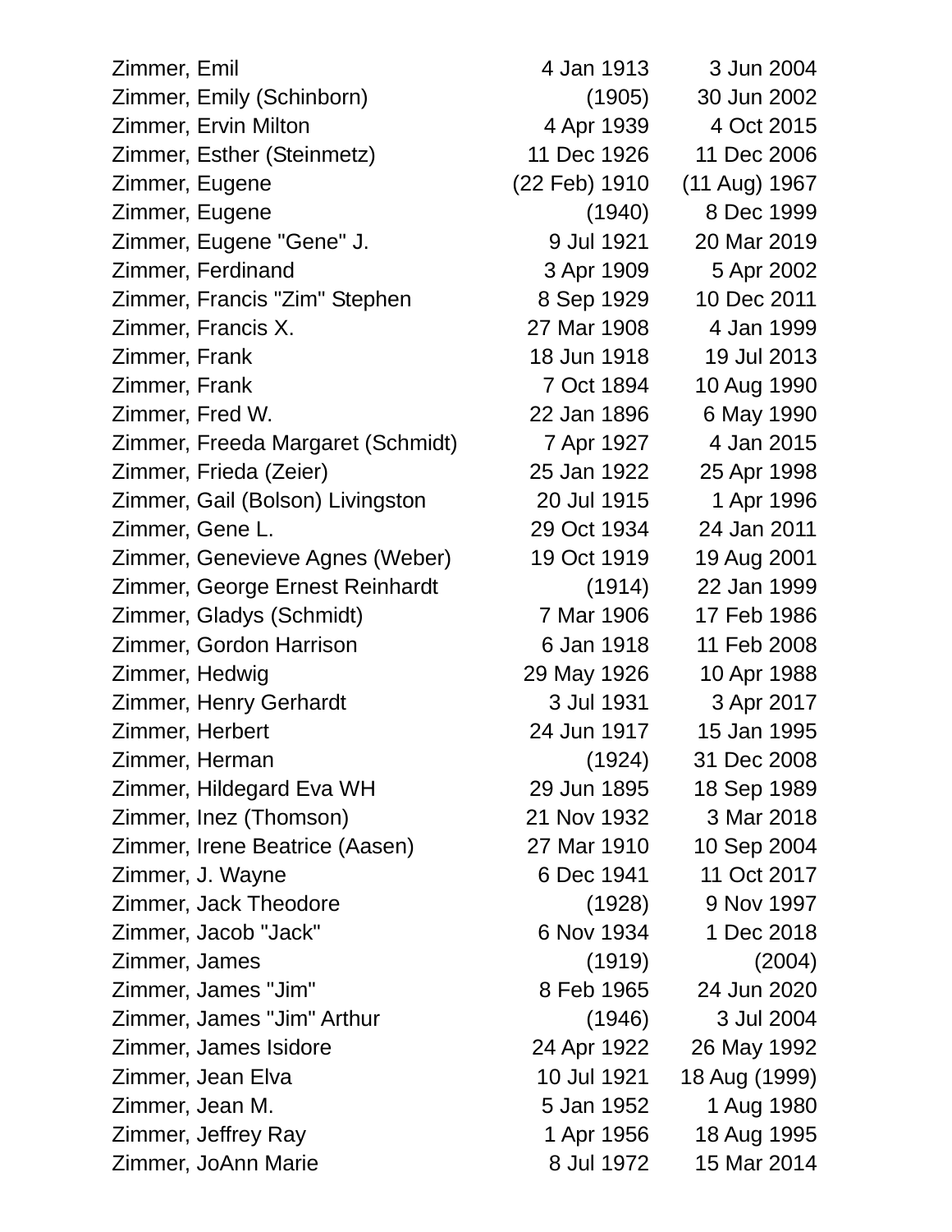| | | |
|---|---|---|
| Zimmer, Emil | 4 Jan 1913 | 3 Jun 2004 |
| Zimmer, Emily (Schinborn) | (1905) | 30 Jun 2002 |
| Zimmer, Ervin Milton | 4 Apr 1939 | 4 Oct 2015 |
| Zimmer, Esther (Steinmetz) | 11 Dec 1926 | 11 Dec 2006 |
| Zimmer, Eugene | (22 Feb) 1910 | (11 Aug) 1967 |
| Zimmer, Eugene | (1940) | 8 Dec 1999 |
| Zimmer, Eugene "Gene" J. | 9 Jul 1921 | 20 Mar 2019 |
| Zimmer, Ferdinand | 3 Apr 1909 | 5 Apr 2002 |
| Zimmer, Francis "Zim" Stephen | 8 Sep 1929 | 10 Dec 2011 |
| Zimmer, Francis X. | 27 Mar 1908 | 4 Jan 1999 |
| Zimmer, Frank | 18 Jun 1918 | 19 Jul 2013 |
| Zimmer, Frank | 7 Oct 1894 | 10 Aug 1990 |
| Zimmer, Fred W. | 22 Jan 1896 | 6 May 1990 |
| Zimmer, Freeda Margaret (Schmidt) | 7 Apr 1927 | 4 Jan 2015 |
| Zimmer, Frieda (Zeier) | 25 Jan 1922 | 25 Apr 1998 |
| Zimmer, Gail (Bolson) Livingston | 20 Jul 1915 | 1 Apr 1996 |
| Zimmer, Gene L. | 29 Oct 1934 | 24 Jan 2011 |
| Zimmer, Genevieve Agnes (Weber) | 19 Oct 1919 | 19 Aug 2001 |
| Zimmer, George Ernest Reinhardt | (1914) | 22 Jan 1999 |
| Zimmer, Gladys (Schmidt) | 7 Mar 1906 | 17 Feb 1986 |
| Zimmer, Gordon Harrison | 6 Jan 1918 | 11 Feb 2008 |
| Zimmer, Hedwig | 29 May 1926 | 10 Apr 1988 |
| Zimmer, Henry Gerhardt | 3 Jul 1931 | 3 Apr 2017 |
| Zimmer, Herbert | 24 Jun 1917 | 15 Jan 1995 |
| Zimmer, Herman | (1924) | 31 Dec 2008 |
| Zimmer, Hildegard Eva WH | 29 Jun 1895 | 18 Sep 1989 |
| Zimmer, Inez (Thomson) | 21 Nov 1932 | 3 Mar 2018 |
| Zimmer, Irene Beatrice (Aasen) | 27 Mar 1910 | 10 Sep 2004 |
| Zimmer, J. Wayne | 6 Dec 1941 | 11 Oct 2017 |
| Zimmer, Jack Theodore | (1928) | 9 Nov 1997 |
| Zimmer, Jacob "Jack" | 6 Nov 1934 | 1 Dec 2018 |
| Zimmer, James | (1919) | (2004) |
| Zimmer, James "Jim" | 8 Feb 1965 | 24 Jun 2020 |
| Zimmer, James "Jim" Arthur | (1946) | 3 Jul 2004 |
| Zimmer, James Isidore | 24 Apr 1922 | 26 May 1992 |
| Zimmer, Jean Elva | 10 Jul 1921 | 18 Aug (1999) |
| Zimmer, Jean M. | 5 Jan 1952 | 1 Aug 1980 |
| Zimmer, Jeffrey Ray | 1 Apr 1956 | 18 Aug 1995 |
| Zimmer, JoAnn Marie | 8 Jul 1972 | 15 Mar 2014 |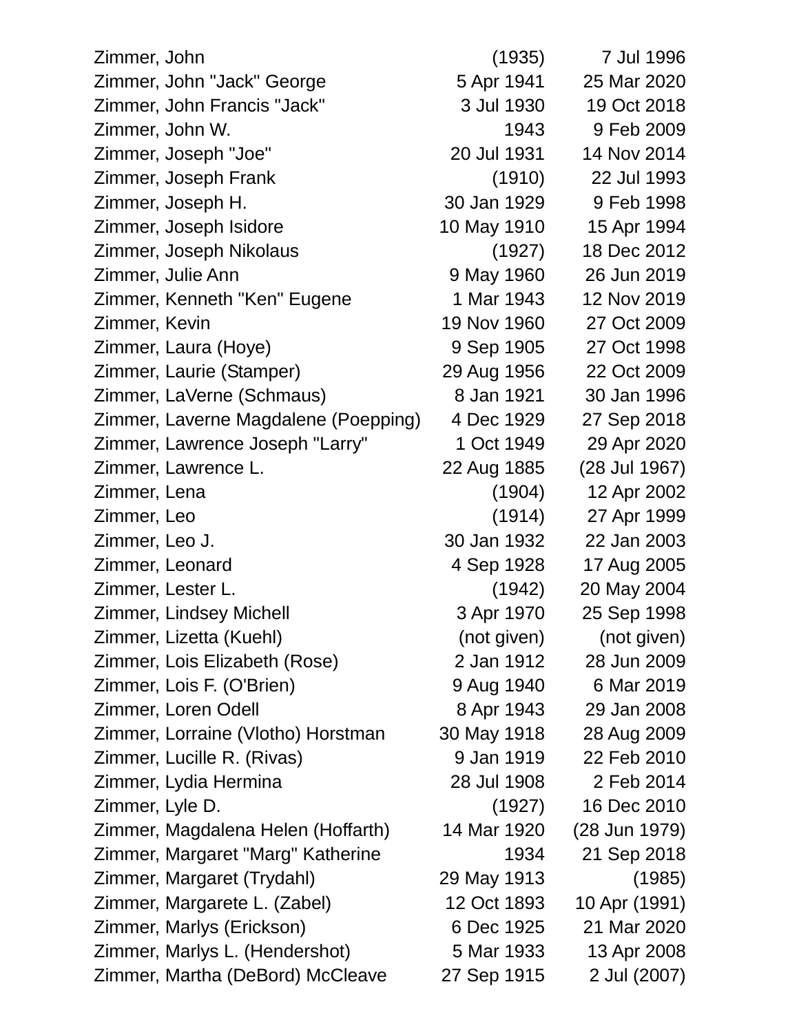| | | |
|---|---|---|
| Zimmer, John | (1935) | 7 Jul 1996 |
| Zimmer, John "Jack" George | 5 Apr 1941 | 25 Mar 2020 |
| Zimmer, John Francis "Jack" | 3 Jul 1930 | 19 Oct 2018 |
| Zimmer, John W. | 1943 | 9 Feb 2009 |
| Zimmer, Joseph "Joe" | 20 Jul 1931 | 14 Nov 2014 |
| Zimmer, Joseph Frank | (1910) | 22 Jul 1993 |
| Zimmer, Joseph H. | 30 Jan 1929 | 9 Feb 1998 |
| Zimmer, Joseph Isidore | 10 May 1910 | 15 Apr 1994 |
| Zimmer, Joseph Nikolaus | (1927) | 18 Dec 2012 |
| Zimmer, Julie Ann | 9 May 1960 | 26 Jun 2019 |
| Zimmer, Kenneth "Ken" Eugene | 1 Mar 1943 | 12 Nov 2019 |
| Zimmer, Kevin | 19 Nov 1960 | 27 Oct 2009 |
| Zimmer, Laura (Hoye) | 9 Sep 1905 | 27 Oct 1998 |
| Zimmer, Laurie (Stamper) | 29 Aug 1956 | 22 Oct 2009 |
| Zimmer, LaVerne (Schmaus) | 8 Jan 1921 | 30 Jan 1996 |
| Zimmer, Laverne Magdalene (Poepping) | 4 Dec 1929 | 27 Sep 2018 |
| Zimmer, Lawrence Joseph "Larry" | 1 Oct 1949 | 29 Apr 2020 |
| Zimmer, Lawrence L. | 22 Aug 1885 | (28 Jul 1967) |
| Zimmer, Lena | (1904) | 12 Apr 2002 |
| Zimmer, Leo | (1914) | 27 Apr 1999 |
| Zimmer, Leo J. | 30 Jan 1932 | 22 Jan 2003 |
| Zimmer, Leonard | 4 Sep 1928 | 17 Aug 2005 |
| Zimmer, Lester L. | (1942) | 20 May 2004 |
| Zimmer, Lindsey Michell | 3 Apr 1970 | 25 Sep 1998 |
| Zimmer, Lizetta (Kuehl) | (not given) | (not given) |
| Zimmer, Lois Elizabeth (Rose) | 2 Jan 1912 | 28 Jun 2009 |
| Zimmer, Lois F. (O'Brien) | 9 Aug 1940 | 6 Mar 2019 |
| Zimmer, Loren Odell | 8 Apr 1943 | 29 Jan 2008 |
| Zimmer, Lorraine (Vlotho) Horstman | 30 May 1918 | 28 Aug 2009 |
| Zimmer, Lucille R. (Rivas) | 9 Jan 1919 | 22 Feb 2010 |
| Zimmer, Lydia Hermina | 28 Jul 1908 | 2 Feb 2014 |
| Zimmer, Lyle D. | (1927) | 16 Dec 2010 |
| Zimmer, Magdalena Helen (Hoffarth) | 14 Mar 1920 | (28 Jun 1979) |
| Zimmer, Margaret "Marg" Katherine | 1934 | 21 Sep 2018 |
| Zimmer, Margaret (Trydahl) | 29 May 1913 | (1985) |
| Zimmer, Margarete L. (Zabel) | 12 Oct 1893 | 10 Apr (1991) |
| Zimmer, Marlys (Erickson) | 6 Dec 1925 | 21 Mar 2020 |
| Zimmer, Marlys L. (Hendershot) | 5 Mar 1933 | 13 Apr 2008 |
| Zimmer, Martha (DeBord) McCleave | 27 Sep 1915 | 2 Jul (2007) |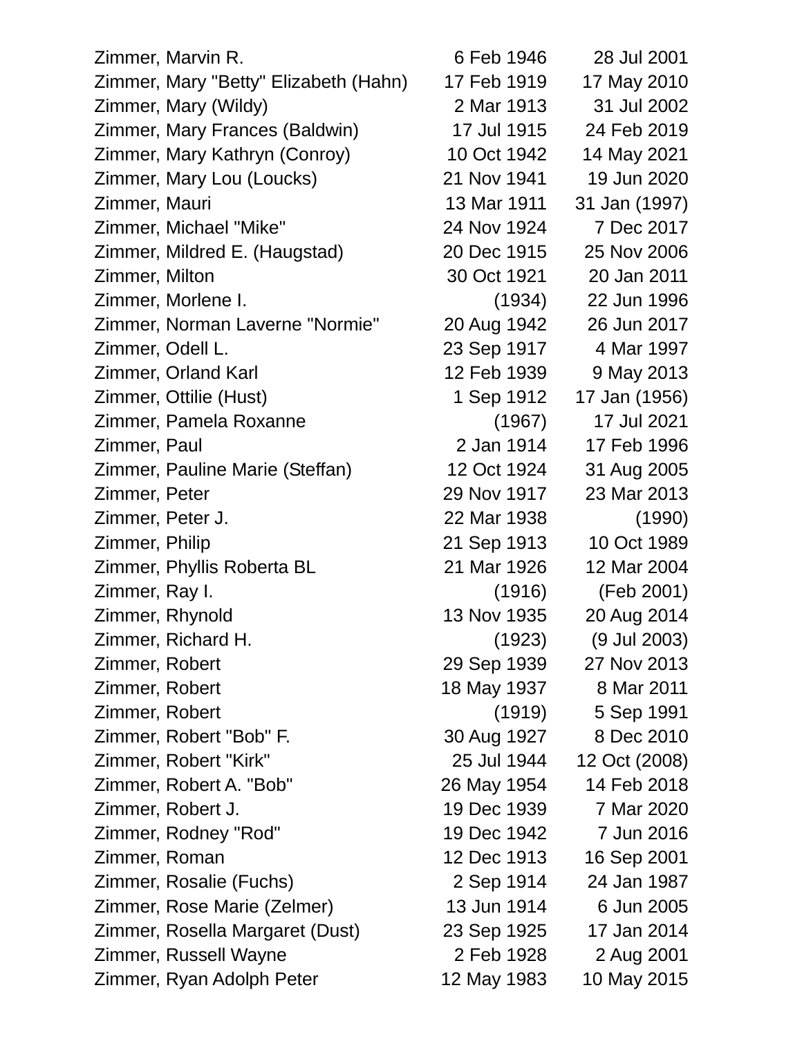| | | |
|---|---|---|
| Zimmer, Marvin R. | 6 Feb 1946 | 28 Jul 2001 |
| Zimmer, Mary "Betty" Elizabeth (Hahn) | 17 Feb 1919 | 17 May 2010 |
| Zimmer, Mary (Wildy) | 2 Mar 1913 | 31 Jul 2002 |
| Zimmer, Mary Frances (Baldwin) | 17 Jul 1915 | 24 Feb 2019 |
| Zimmer, Mary Kathryn (Conroy) | 10 Oct 1942 | 14 May 2021 |
| Zimmer, Mary Lou (Loucks) | 21 Nov 1941 | 19 Jun 2020 |
| Zimmer, Mauri | 13 Mar 1911 | 31 Jan (1997) |
| Zimmer, Michael "Mike" | 24 Nov 1924 | 7 Dec 2017 |
| Zimmer, Mildred E. (Haugstad) | 20 Dec 1915 | 25 Nov 2006 |
| Zimmer, Milton | 30 Oct 1921 | 20 Jan 2011 |
| Zimmer, Morlene I. | (1934) | 22 Jun 1996 |
| Zimmer, Norman Laverne "Normie" | 20 Aug 1942 | 26 Jun 2017 |
| Zimmer, Odell L. | 23 Sep 1917 | 4 Mar 1997 |
| Zimmer, Orland Karl | 12 Feb 1939 | 9 May 2013 |
| Zimmer, Ottilie (Hust) | 1 Sep 1912 | 17 Jan (1956) |
| Zimmer, Pamela Roxanne | (1967) | 17 Jul 2021 |
| Zimmer, Paul | 2 Jan 1914 | 17 Feb 1996 |
| Zimmer, Pauline Marie (Steffan) | 12 Oct 1924 | 31 Aug 2005 |
| Zimmer, Peter | 29 Nov 1917 | 23 Mar 2013 |
| Zimmer, Peter J. | 22 Mar 1938 | (1990) |
| Zimmer, Philip | 21 Sep 1913 | 10 Oct 1989 |
| Zimmer, Phyllis Roberta BL | 21 Mar 1926 | 12 Mar 2004 |
| Zimmer, Ray I. | (1916) | (Feb 2001) |
| Zimmer, Rhynold | 13 Nov 1935 | 20 Aug 2014 |
| Zimmer, Richard H. | (1923) | (9 Jul 2003) |
| Zimmer, Robert | 29 Sep 1939 | 27 Nov 2013 |
| Zimmer, Robert | 18 May 1937 | 8 Mar 2011 |
| Zimmer, Robert | (1919) | 5 Sep 1991 |
| Zimmer, Robert "Bob" F. | 30 Aug 1927 | 8 Dec 2010 |
| Zimmer, Robert "Kirk" | 25 Jul 1944 | 12 Oct (2008) |
| Zimmer, Robert A. "Bob" | 26 May 1954 | 14 Feb 2018 |
| Zimmer, Robert J. | 19 Dec 1939 | 7 Mar 2020 |
| Zimmer, Rodney "Rod" | 19 Dec 1942 | 7 Jun 2016 |
| Zimmer, Roman | 12 Dec 1913 | 16 Sep 2001 |
| Zimmer, Rosalie (Fuchs) | 2 Sep 1914 | 24 Jan 1987 |
| Zimmer, Rose Marie (Zelmer) | 13 Jun 1914 | 6 Jun 2005 |
| Zimmer, Rosella Margaret (Dust) | 23 Sep 1925 | 17 Jan 2014 |
| Zimmer, Russell Wayne | 2 Feb 1928 | 2 Aug 2001 |
| Zimmer, Ryan Adolph Peter | 12 May 1983 | 10 May 2015 |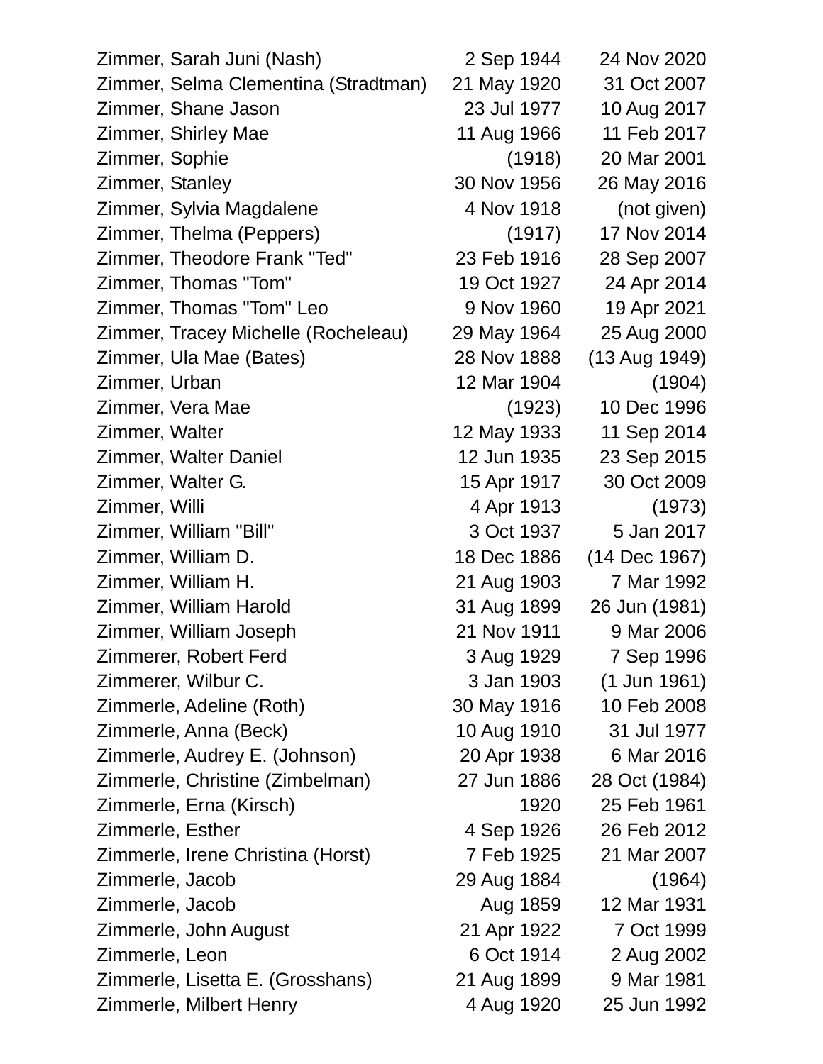| | | |
|---|---|---|
| Zimmer, Sarah Juni (Nash) | 2 Sep 1944 | 24 Nov 2020 |
| Zimmer, Selma Clementina (Stradtman) | 21 May 1920 | 31 Oct 2007 |
| Zimmer, Shane Jason | 23 Jul 1977 | 10 Aug 2017 |
| Zimmer, Shirley Mae | 11 Aug 1966 | 11 Feb 2017 |
| Zimmer, Sophie | (1918) | 20 Mar 2001 |
| Zimmer, Stanley | 30 Nov 1956 | 26 May 2016 |
| Zimmer, Sylvia Magdalene | 4 Nov 1918 | (not given) |
| Zimmer, Thelma (Peppers) | (1917) | 17 Nov 2014 |
| Zimmer, Theodore Frank "Ted" | 23 Feb 1916 | 28 Sep 2007 |
| Zimmer, Thomas "Tom" | 19 Oct 1927 | 24 Apr 2014 |
| Zimmer, Thomas "Tom" Leo | 9 Nov 1960 | 19 Apr 2021 |
| Zimmer, Tracey Michelle (Rocheleau) | 29 May 1964 | 25 Aug 2000 |
| Zimmer, Ula Mae (Bates) | 28 Nov 1888 | (13 Aug 1949) |
| Zimmer, Urban | 12 Mar 1904 | (1904) |
| Zimmer, Vera Mae | (1923) | 10 Dec 1996 |
| Zimmer, Walter | 12 May 1933 | 11 Sep 2014 |
| Zimmer, Walter Daniel | 12 Jun 1935 | 23 Sep 2015 |
| Zimmer, Walter G. | 15 Apr 1917 | 30 Oct 2009 |
| Zimmer, Willi | 4 Apr 1913 | (1973) |
| Zimmer, William "Bill" | 3 Oct 1937 | 5 Jan 2017 |
| Zimmer, William D. | 18 Dec 1886 | (14 Dec 1967) |
| Zimmer, William H. | 21 Aug 1903 | 7 Mar 1992 |
| Zimmer, William Harold | 31 Aug 1899 | 26 Jun (1981) |
| Zimmer, William Joseph | 21 Nov 1911 | 9 Mar 2006 |
| Zimmerer, Robert Ferd | 3 Aug 1929 | 7 Sep 1996 |
| Zimmerer, Wilbur C. | 3 Jan 1903 | (1 Jun 1961) |
| Zimmerle, Adeline (Roth) | 30 May 1916 | 10 Feb 2008 |
| Zimmerle, Anna (Beck) | 10 Aug 1910 | 31 Jul 1977 |
| Zimmerle, Audrey E. (Johnson) | 20 Apr 1938 | 6 Mar 2016 |
| Zimmerle, Christine (Zimbelman) | 27 Jun 1886 | 28 Oct (1984) |
| Zimmerle, Erna (Kirsch) | 1920 | 25 Feb 1961 |
| Zimmerle, Esther | 4 Sep 1926 | 26 Feb 2012 |
| Zimmerle, Irene Christina (Horst) | 7 Feb 1925 | 21 Mar 2007 |
| Zimmerle, Jacob | 29 Aug 1884 | (1964) |
| Zimmerle, Jacob | Aug 1859 | 12 Mar 1931 |
| Zimmerle, John August | 21 Apr 1922 | 7 Oct 1999 |
| Zimmerle, Leon | 6 Oct 1914 | 2 Aug 2002 |
| Zimmerle, Lisetta E. (Grosshans) | 21 Aug 1899 | 9 Mar 1981 |
| Zimmerle, Milbert Henry | 4 Aug 1920 | 25 Jun 1992 |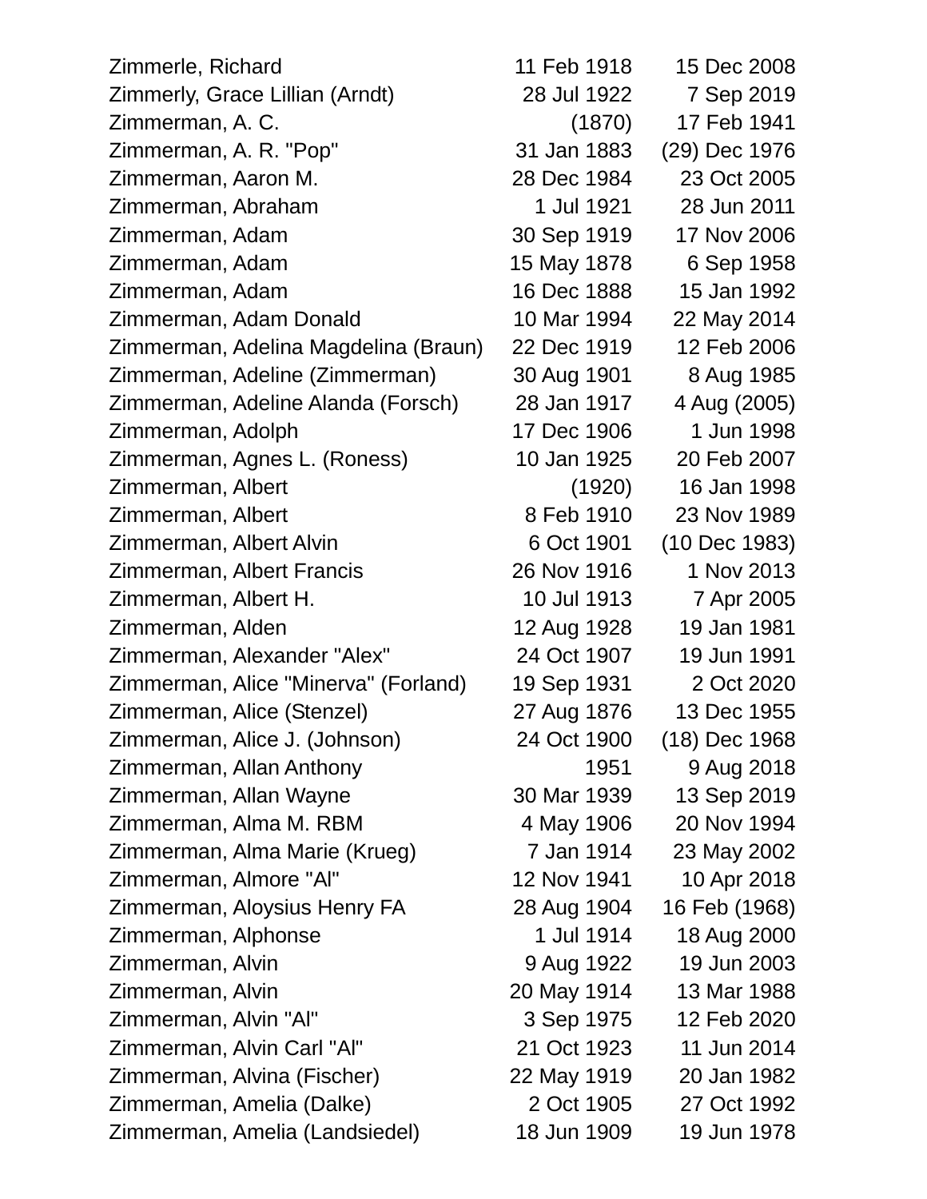| | | |
|---|---|---|
| Zimmerle, Richard | 11 Feb 1918 | 15 Dec 2008 |
| Zimmerly, Grace Lillian (Arndt) | 28 Jul 1922 | 7 Sep 2019 |
| Zimmerman, A. C. | (1870) | 17 Feb 1941 |
| Zimmerman, A. R. "Pop" | 31 Jan 1883 | (29) Dec 1976 |
| Zimmerman, Aaron M. | 28 Dec 1984 | 23 Oct 2005 |
| Zimmerman, Abraham | 1 Jul 1921 | 28 Jun 2011 |
| Zimmerman, Adam | 30 Sep 1919 | 17 Nov 2006 |
| Zimmerman, Adam | 15 May 1878 | 6 Sep 1958 |
| Zimmerman, Adam | 16 Dec 1888 | 15 Jan 1992 |
| Zimmerman, Adam Donald | 10 Mar 1994 | 22 May 2014 |
| Zimmerman, Adelina Magdelina (Braun) | 22 Dec 1919 | 12 Feb 2006 |
| Zimmerman, Adeline (Zimmerman) | 30 Aug 1901 | 8 Aug 1985 |
| Zimmerman, Adeline Alanda (Forsch) | 28 Jan 1917 | 4 Aug (2005) |
| Zimmerman, Adolph | 17 Dec 1906 | 1 Jun 1998 |
| Zimmerman, Agnes L. (Roness) | 10 Jan 1925 | 20 Feb 2007 |
| Zimmerman, Albert | (1920) | 16 Jan 1998 |
| Zimmerman, Albert | 8 Feb 1910 | 23 Nov 1989 |
| Zimmerman, Albert Alvin | 6 Oct 1901 | (10 Dec 1983) |
| Zimmerman, Albert Francis | 26 Nov 1916 | 1 Nov 2013 |
| Zimmerman, Albert H. | 10 Jul 1913 | 7 Apr 2005 |
| Zimmerman, Alden | 12 Aug 1928 | 19 Jan 1981 |
| Zimmerman, Alexander "Alex" | 24 Oct 1907 | 19 Jun 1991 |
| Zimmerman, Alice "Minerva" (Forland) | 19 Sep 1931 | 2 Oct 2020 |
| Zimmerman, Alice (Stenzel) | 27 Aug 1876 | 13 Dec 1955 |
| Zimmerman, Alice J. (Johnson) | 24 Oct 1900 | (18) Dec 1968 |
| Zimmerman, Allan Anthony | 1951 | 9 Aug 2018 |
| Zimmerman, Allan Wayne | 30 Mar 1939 | 13 Sep 2019 |
| Zimmerman, Alma M. RBM | 4 May 1906 | 20 Nov 1994 |
| Zimmerman, Alma Marie (Krueg) | 7 Jan 1914 | 23 May 2002 |
| Zimmerman, Almore "Al" | 12 Nov 1941 | 10 Apr 2018 |
| Zimmerman, Aloysius Henry FA | 28 Aug 1904 | 16 Feb (1968) |
| Zimmerman, Alphonse | 1 Jul 1914 | 18 Aug 2000 |
| Zimmerman, Alvin | 9 Aug 1922 | 19 Jun 2003 |
| Zimmerman, Alvin | 20 May 1914 | 13 Mar 1988 |
| Zimmerman, Alvin "Al" | 3 Sep 1975 | 12 Feb 2020 |
| Zimmerman, Alvin Carl "Al" | 21 Oct 1923 | 11 Jun 2014 |
| Zimmerman, Alvina (Fischer) | 22 May 1919 | 20 Jan 1982 |
| Zimmerman, Amelia (Dalke) | 2 Oct 1905 | 27 Oct 1992 |
| Zimmerman, Amelia (Landsiedel) | 18 Jun 1909 | 19 Jun 1978 |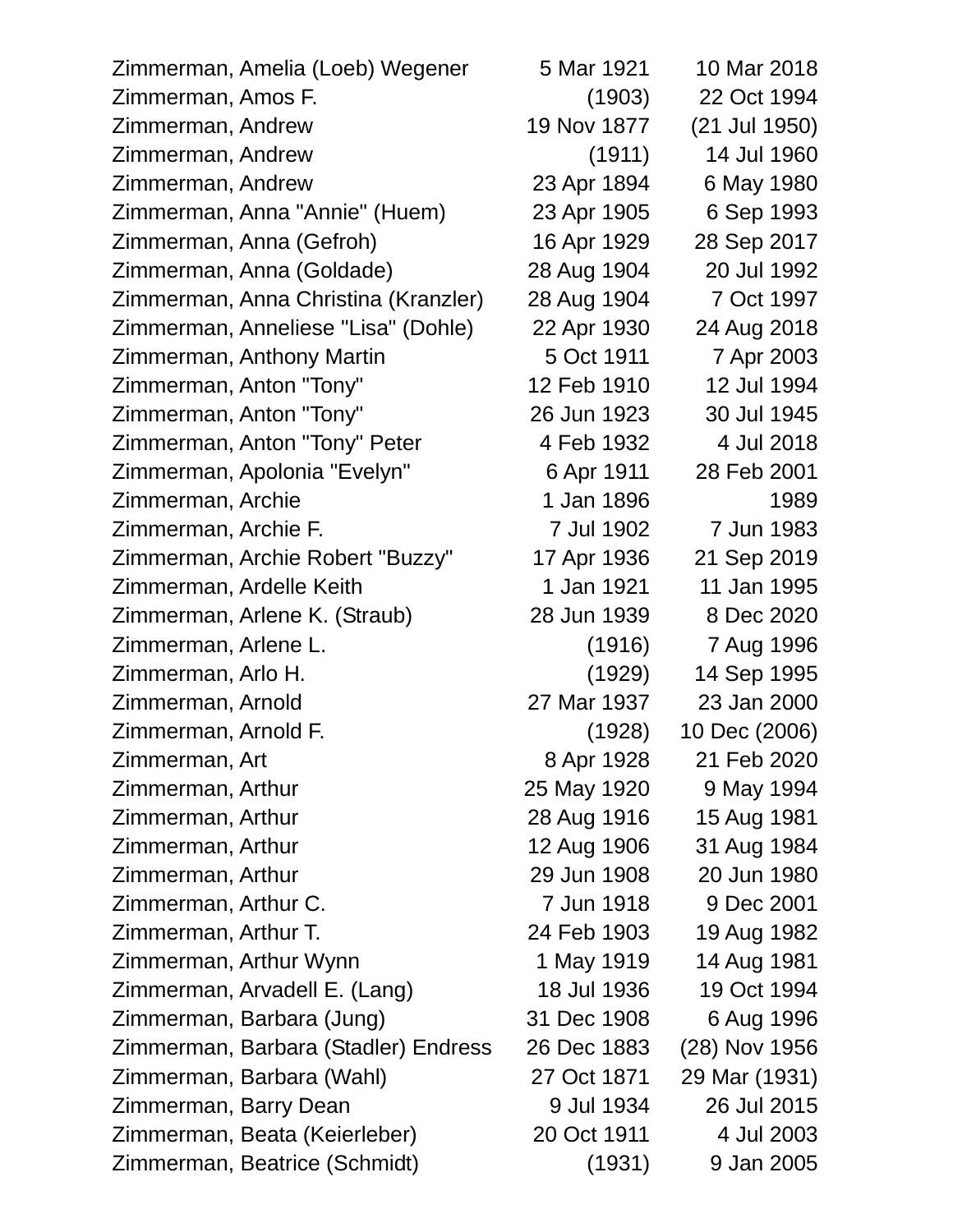| | | |
|---|---|---|
| Zimmerman, Amelia (Loeb) Wegener | 5 Mar 1921 | 10 Mar 2018 |
| Zimmerman, Amos F. | (1903) | 22 Oct 1994 |
| Zimmerman, Andrew | 19 Nov 1877 | (21 Jul 1950) |
| Zimmerman, Andrew | (1911) | 14 Jul 1960 |
| Zimmerman, Andrew | 23 Apr 1894 | 6 May 1980 |
| Zimmerman, Anna "Annie" (Huem) | 23 Apr 1905 | 6 Sep 1993 |
| Zimmerman, Anna (Gefroh) | 16 Apr 1929 | 28 Sep 2017 |
| Zimmerman, Anna (Goldade) | 28 Aug 1904 | 20 Jul 1992 |
| Zimmerman, Anna Christina (Kranzler) | 28 Aug 1904 | 7 Oct 1997 |
| Zimmerman, Anneliese "Lisa" (Dohle) | 22 Apr 1930 | 24 Aug 2018 |
| Zimmerman, Anthony Martin | 5 Oct 1911 | 7 Apr 2003 |
| Zimmerman, Anton "Tony" | 12 Feb 1910 | 12 Jul 1994 |
| Zimmerman, Anton "Tony" | 26 Jun 1923 | 30 Jul 1945 |
| Zimmerman, Anton "Tony" Peter | 4 Feb 1932 | 4 Jul 2018 |
| Zimmerman, Apolonia "Evelyn" | 6 Apr 1911 | 28 Feb 2001 |
| Zimmerman, Archie | 1 Jan 1896 | 1989 |
| Zimmerman, Archie F. | 7 Jul 1902 | 7 Jun 1983 |
| Zimmerman, Archie Robert "Buzzy" | 17 Apr 1936 | 21 Sep 2019 |
| Zimmerman, Ardelle Keith | 1 Jan 1921 | 11 Jan 1995 |
| Zimmerman, Arlene K. (Straub) | 28 Jun 1939 | 8 Dec 2020 |
| Zimmerman, Arlene L. | (1916) | 7 Aug 1996 |
| Zimmerman, Arlo H. | (1929) | 14 Sep 1995 |
| Zimmerman, Arnold | 27 Mar 1937 | 23 Jan 2000 |
| Zimmerman, Arnold F. | (1928) | 10 Dec (2006) |
| Zimmerman, Art | 8 Apr 1928 | 21 Feb 2020 |
| Zimmerman, Arthur | 25 May 1920 | 9 May 1994 |
| Zimmerman, Arthur | 28 Aug 1916 | 15 Aug 1981 |
| Zimmerman, Arthur | 12 Aug 1906 | 31 Aug 1984 |
| Zimmerman, Arthur | 29 Jun 1908 | 20 Jun 1980 |
| Zimmerman, Arthur C. | 7 Jun 1918 | 9 Dec 2001 |
| Zimmerman, Arthur T. | 24 Feb 1903 | 19 Aug 1982 |
| Zimmerman, Arthur Wynn | 1 May 1919 | 14 Aug 1981 |
| Zimmerman, Arvadell E. (Lang) | 18 Jul 1936 | 19 Oct 1994 |
| Zimmerman, Barbara (Jung) | 31 Dec 1908 | 6 Aug 1996 |
| Zimmerman, Barbara (Stadler) Endress | 26 Dec 1883 | (28) Nov 1956 |
| Zimmerman, Barbara (Wahl) | 27 Oct 1871 | 29 Mar (1931) |
| Zimmerman, Barry Dean | 9 Jul 1934 | 26 Jul 2015 |
| Zimmerman, Beata (Keierleber) | 20 Oct 1911 | 4 Jul 2003 |
| Zimmerman, Beatrice (Schmidt) | (1931) | 9 Jan 2005 |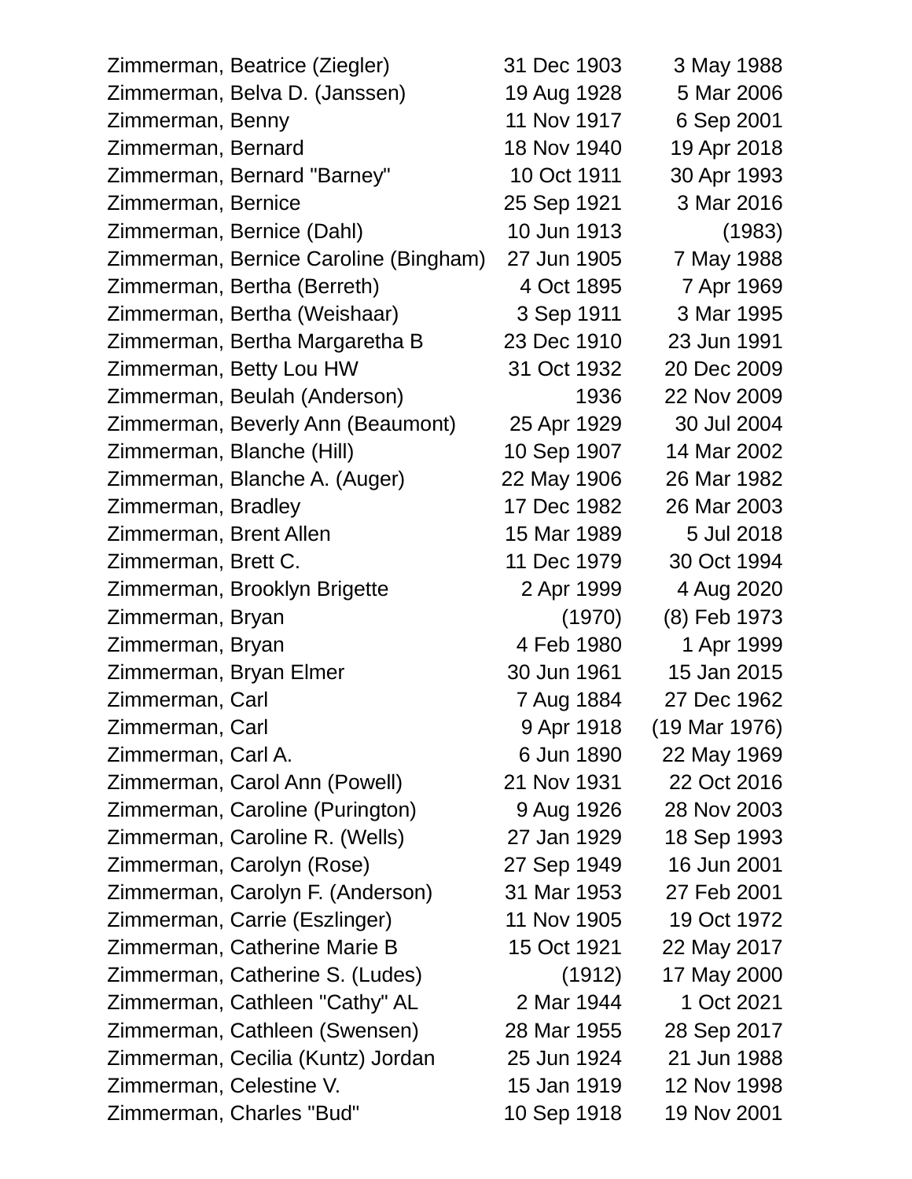| | | |
|---|---|---|
| Zimmerman, Beatrice (Ziegler) | 31 Dec 1903 | 3 May 1988 |
| Zimmerman, Belva D. (Janssen) | 19 Aug 1928 | 5 Mar 2006 |
| Zimmerman, Benny | 11 Nov 1917 | 6 Sep 2001 |
| Zimmerman, Bernard | 18 Nov 1940 | 19 Apr 2018 |
| Zimmerman, Bernard "Barney" | 10 Oct 1911 | 30 Apr 1993 |
| Zimmerman, Bernice | 25 Sep 1921 | 3 Mar 2016 |
| Zimmerman, Bernice (Dahl) | 10 Jun 1913 | (1983) |
| Zimmerman, Bernice Caroline (Bingham) | 27 Jun 1905 | 7 May 1988 |
| Zimmerman, Bertha (Berreth) | 4 Oct 1895 | 7 Apr 1969 |
| Zimmerman, Bertha (Weishaar) | 3 Sep 1911 | 3 Mar 1995 |
| Zimmerman, Bertha Margaretha B | 23 Dec 1910 | 23 Jun 1991 |
| Zimmerman, Betty Lou HW | 31 Oct 1932 | 20 Dec 2009 |
| Zimmerman, Beulah (Anderson) | 1936 | 22 Nov 2009 |
| Zimmerman, Beverly Ann (Beaumont) | 25 Apr 1929 | 30 Jul 2004 |
| Zimmerman, Blanche (Hill) | 10 Sep 1907 | 14 Mar 2002 |
| Zimmerman, Blanche A. (Auger) | 22 May 1906 | 26 Mar 1982 |
| Zimmerman, Bradley | 17 Dec 1982 | 26 Mar 2003 |
| Zimmerman, Brent Allen | 15 Mar 1989 | 5 Jul 2018 |
| Zimmerman, Brett C. | 11 Dec 1979 | 30 Oct 1994 |
| Zimmerman, Brooklyn Brigette | 2 Apr 1999 | 4 Aug 2020 |
| Zimmerman, Bryan | (1970) | (8) Feb 1973 |
| Zimmerman, Bryan | 4 Feb 1980 | 1 Apr 1999 |
| Zimmerman, Bryan Elmer | 30 Jun 1961 | 15 Jan 2015 |
| Zimmerman, Carl | 7 Aug 1884 | 27 Dec 1962 |
| Zimmerman, Carl | 9 Apr 1918 | (19 Mar 1976) |
| Zimmerman, Carl A. | 6 Jun 1890 | 22 May 1969 |
| Zimmerman, Carol Ann (Powell) | 21 Nov 1931 | 22 Oct 2016 |
| Zimmerman, Caroline (Purington) | 9 Aug 1926 | 28 Nov 2003 |
| Zimmerman, Caroline R. (Wells) | 27 Jan 1929 | 18 Sep 1993 |
| Zimmerman, Carolyn (Rose) | 27 Sep 1949 | 16 Jun 2001 |
| Zimmerman, Carolyn F. (Anderson) | 31 Mar 1953 | 27 Feb 2001 |
| Zimmerman, Carrie (Eszlinger) | 11 Nov 1905 | 19 Oct 1972 |
| Zimmerman, Catherine Marie B | 15 Oct 1921 | 22 May 2017 |
| Zimmerman, Catherine S. (Ludes) | (1912) | 17 May 2000 |
| Zimmerman, Cathleen "Cathy" AL | 2 Mar 1944 | 1 Oct 2021 |
| Zimmerman, Cathleen (Swensen) | 28 Mar 1955 | 28 Sep 2017 |
| Zimmerman, Cecilia (Kuntz) Jordan | 25 Jun 1924 | 21 Jun 1988 |
| Zimmerman, Celestine V. | 15 Jan 1919 | 12 Nov 1998 |
| Zimmerman, Charles "Bud" | 10 Sep 1918 | 19 Nov 2001 |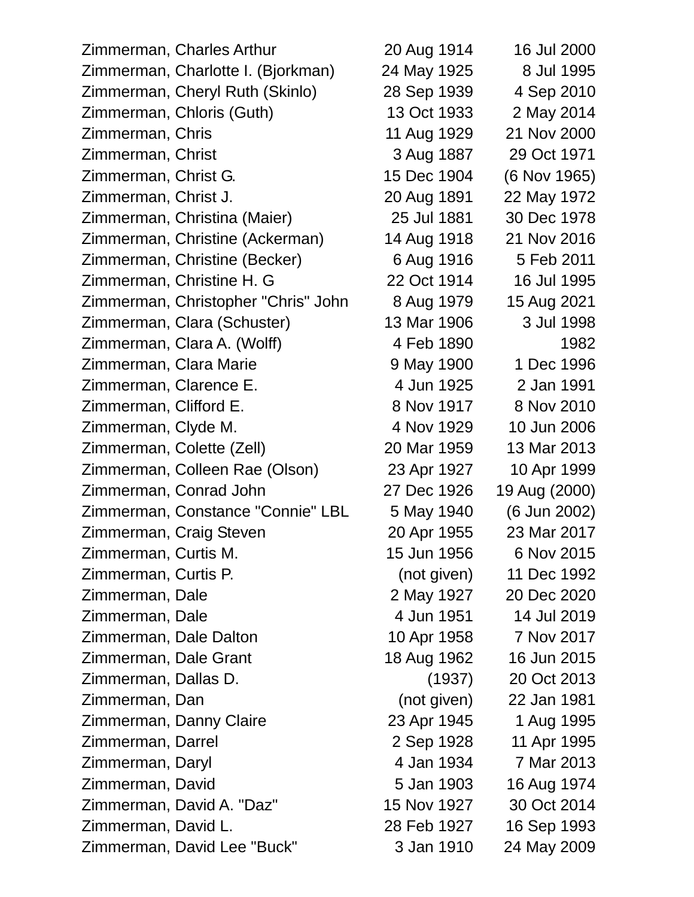| | | |
|---|---|---|
| Zimmerman, Charles Arthur | 20 Aug 1914 | 16 Jul 2000 |
| Zimmerman, Charlotte I. (Bjorkman) | 24 May 1925 | 8 Jul 1995 |
| Zimmerman, Cheryl Ruth (Skinlo) | 28 Sep 1939 | 4 Sep 2010 |
| Zimmerman, Chloris (Guth) | 13 Oct 1933 | 2 May 2014 |
| Zimmerman, Chris | 11 Aug 1929 | 21 Nov 2000 |
| Zimmerman, Christ | 3 Aug 1887 | 29 Oct 1971 |
| Zimmerman, Christ G. | 15 Dec 1904 | (6 Nov 1965) |
| Zimmerman, Christ J. | 20 Aug 1891 | 22 May 1972 |
| Zimmerman, Christina (Maier) | 25 Jul 1881 | 30 Dec 1978 |
| Zimmerman, Christine (Ackerman) | 14 Aug 1918 | 21 Nov 2016 |
| Zimmerman, Christine (Becker) | 6 Aug 1916 | 5 Feb 2011 |
| Zimmerman, Christine H. G | 22 Oct 1914 | 16 Jul 1995 |
| Zimmerman, Christopher "Chris" John | 8 Aug 1979 | 15 Aug 2021 |
| Zimmerman, Clara (Schuster) | 13 Mar 1906 | 3 Jul 1998 |
| Zimmerman, Clara A. (Wolff) | 4 Feb 1890 | 1982 |
| Zimmerman, Clara Marie | 9 May 1900 | 1 Dec 1996 |
| Zimmerman, Clarence E. | 4 Jun 1925 | 2 Jan 1991 |
| Zimmerman, Clifford E. | 8 Nov 1917 | 8 Nov 2010 |
| Zimmerman, Clyde M. | 4 Nov 1929 | 10 Jun 2006 |
| Zimmerman, Colette (Zell) | 20 Mar 1959 | 13 Mar 2013 |
| Zimmerman, Colleen Rae (Olson) | 23 Apr 1927 | 10 Apr 1999 |
| Zimmerman, Conrad John | 27 Dec 1926 | 19 Aug (2000) |
| Zimmerman, Constance "Connie" LBL | 5 May 1940 | (6 Jun 2002) |
| Zimmerman, Craig Steven | 20 Apr 1955 | 23 Mar 2017 |
| Zimmerman, Curtis M. | 15 Jun 1956 | 6 Nov 2015 |
| Zimmerman, Curtis P. | (not given) | 11 Dec 1992 |
| Zimmerman, Dale | 2 May 1927 | 20 Dec 2020 |
| Zimmerman, Dale | 4 Jun 1951 | 14 Jul 2019 |
| Zimmerman, Dale Dalton | 10 Apr 1958 | 7 Nov 2017 |
| Zimmerman, Dale Grant | 18 Aug 1962 | 16 Jun 2015 |
| Zimmerman, Dallas D. | (1937) | 20 Oct 2013 |
| Zimmerman, Dan | (not given) | 22 Jan 1981 |
| Zimmerman, Danny Claire | 23 Apr 1945 | 1 Aug 1995 |
| Zimmerman, Darrel | 2 Sep 1928 | 11 Apr 1995 |
| Zimmerman, Daryl | 4 Jan 1934 | 7 Mar 2013 |
| Zimmerman, David | 5 Jan 1903 | 16 Aug 1974 |
| Zimmerman, David A. "Daz" | 15 Nov 1927 | 30 Oct 2014 |
| Zimmerman, David L. | 28 Feb 1927 | 16 Sep 1993 |
| Zimmerman, David Lee "Buck" | 3 Jan 1910 | 24 May 2009 |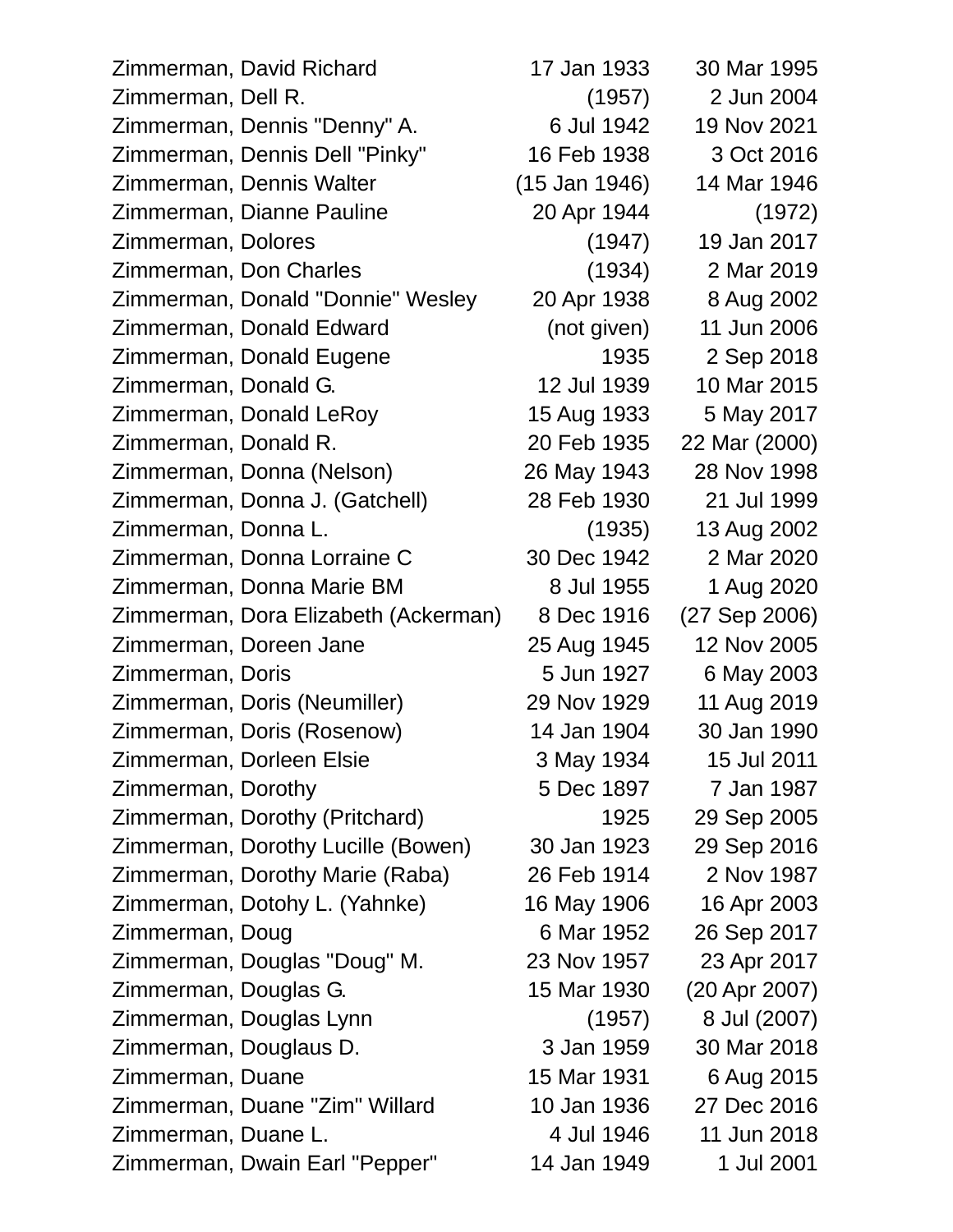| | | |
|---|---|---|
| Zimmerman, David Richard | 17 Jan 1933 | 30 Mar 1995 |
| Zimmerman, Dell R. | (1957) | 2 Jun 2004 |
| Zimmerman, Dennis "Denny" A. | 6 Jul 1942 | 19 Nov 2021 |
| Zimmerman, Dennis Dell "Pinky" | 16 Feb 1938 | 3 Oct 2016 |
| Zimmerman, Dennis Walter | (15 Jan 1946) | 14 Mar 1946 |
| Zimmerman, Dianne Pauline | 20 Apr 1944 | (1972) |
| Zimmerman, Dolores | (1947) | 19 Jan 2017 |
| Zimmerman, Don Charles | (1934) | 2 Mar 2019 |
| Zimmerman, Donald "Donnie" Wesley | 20 Apr 1938 | 8 Aug 2002 |
| Zimmerman, Donald Edward | (not given) | 11 Jun 2006 |
| Zimmerman, Donald Eugene | 1935 | 2 Sep 2018 |
| Zimmerman, Donald G. | 12 Jul 1939 | 10 Mar 2015 |
| Zimmerman, Donald LeRoy | 15 Aug 1933 | 5 May 2017 |
| Zimmerman, Donald R. | 20 Feb 1935 | 22 Mar (2000) |
| Zimmerman, Donna (Nelson) | 26 May 1943 | 28 Nov 1998 |
| Zimmerman, Donna J. (Gatchell) | 28 Feb 1930 | 21 Jul 1999 |
| Zimmerman, Donna L. | (1935) | 13 Aug 2002 |
| Zimmerman, Donna Lorraine C | 30 Dec 1942 | 2 Mar 2020 |
| Zimmerman, Donna Marie BM | 8 Jul 1955 | 1 Aug 2020 |
| Zimmerman, Dora Elizabeth (Ackerman) | 8 Dec 1916 | (27 Sep 2006) |
| Zimmerman, Doreen Jane | 25 Aug 1945 | 12 Nov 2005 |
| Zimmerman, Doris | 5 Jun 1927 | 6 May 2003 |
| Zimmerman, Doris (Neumiller) | 29 Nov 1929 | 11 Aug 2019 |
| Zimmerman, Doris (Rosenow) | 14 Jan 1904 | 30 Jan 1990 |
| Zimmerman, Dorleen Elsie | 3 May 1934 | 15 Jul 2011 |
| Zimmerman, Dorothy | 5 Dec 1897 | 7 Jan 1987 |
| Zimmerman, Dorothy (Pritchard) | 1925 | 29 Sep 2005 |
| Zimmerman, Dorothy Lucille (Bowen) | 30 Jan 1923 | 29 Sep 2016 |
| Zimmerman, Dorothy Marie (Raba) | 26 Feb 1914 | 2 Nov 1987 |
| Zimmerman, Dotohy L. (Yahnke) | 16 May 1906 | 16 Apr 2003 |
| Zimmerman, Doug | 6 Mar 1952 | 26 Sep 2017 |
| Zimmerman, Douglas "Doug" M. | 23 Nov 1957 | 23 Apr 2017 |
| Zimmerman, Douglas G. | 15 Mar 1930 | (20 Apr 2007) |
| Zimmerman, Douglas Lynn | (1957) | 8 Jul (2007) |
| Zimmerman, Douglaus D. | 3 Jan 1959 | 30 Mar 2018 |
| Zimmerman, Duane | 15 Mar 1931 | 6 Aug 2015 |
| Zimmerman, Duane "Zim" Willard | 10 Jan 1936 | 27 Dec 2016 |
| Zimmerman, Duane L. | 4 Jul 1946 | 11 Jun 2018 |
| Zimmerman, Dwain Earl "Pepper" | 14 Jan 1949 | 1 Jul 2001 |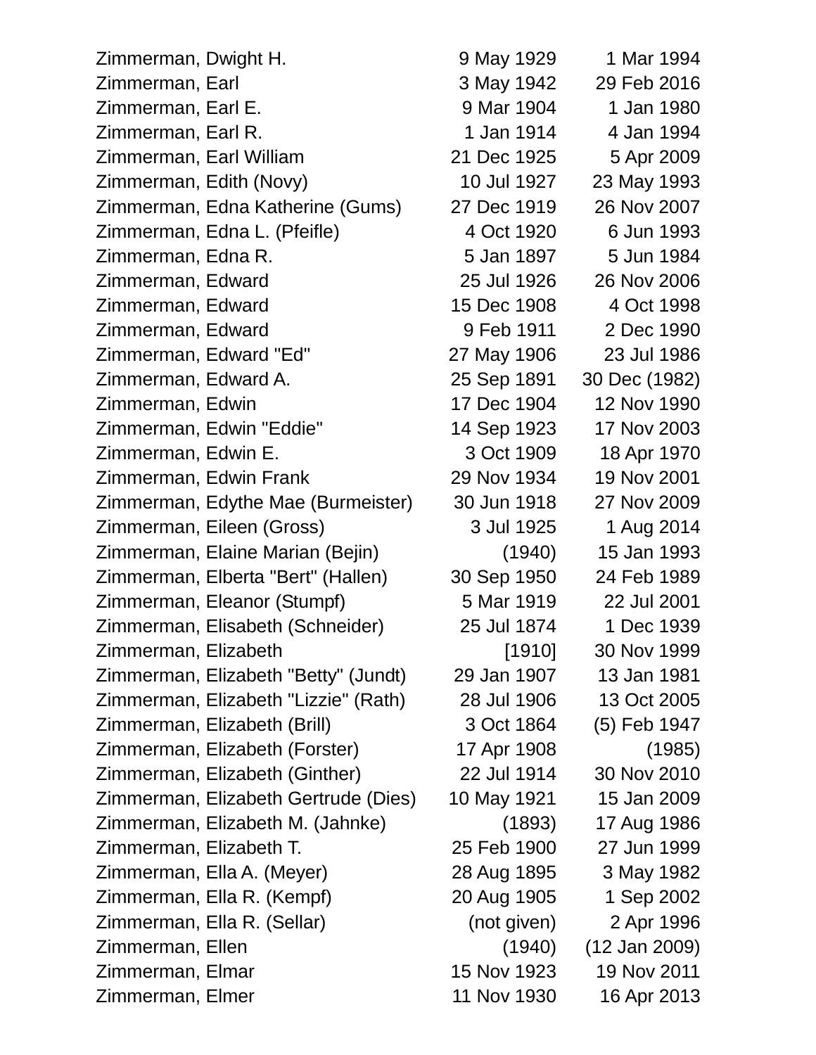| Name | Birth | Death |
|---|---|---|
| Zimmerman, Dwight H. | 9 May 1929 | 1 Mar 1994 |
| Zimmerman, Earl | 3 May 1942 | 29 Feb 2016 |
| Zimmerman, Earl E. | 9 Mar 1904 | 1 Jan 1980 |
| Zimmerman, Earl R. | 1 Jan 1914 | 4 Jan 1994 |
| Zimmerman, Earl William | 21 Dec 1925 | 5 Apr 2009 |
| Zimmerman, Edith (Novy) | 10 Jul 1927 | 23 May 1993 |
| Zimmerman, Edna Katherine (Gums) | 27 Dec 1919 | 26 Nov 2007 |
| Zimmerman, Edna L. (Pfeifle) | 4 Oct 1920 | 6 Jun 1993 |
| Zimmerman, Edna R. | 5 Jan 1897 | 5 Jun 1984 |
| Zimmerman, Edward | 25 Jul 1926 | 26 Nov 2006 |
| Zimmerman, Edward | 15 Dec 1908 | 4 Oct 1998 |
| Zimmerman, Edward | 9 Feb 1911 | 2 Dec 1990 |
| Zimmerman, Edward "Ed" | 27 May 1906 | 23 Jul 1986 |
| Zimmerman, Edward A. | 25 Sep 1891 | 30 Dec (1982) |
| Zimmerman, Edwin | 17 Dec 1904 | 12 Nov 1990 |
| Zimmerman, Edwin "Eddie" | 14 Sep 1923 | 17 Nov 2003 |
| Zimmerman, Edwin E. | 3 Oct 1909 | 18 Apr 1970 |
| Zimmerman, Edwin Frank | 29 Nov 1934 | 19 Nov 2001 |
| Zimmerman, Edythe Mae (Burmeister) | 30 Jun 1918 | 27 Nov 2009 |
| Zimmerman, Eileen (Gross) | 3 Jul 1925 | 1 Aug 2014 |
| Zimmerman, Elaine Marian (Bejin) | (1940) | 15 Jan 1993 |
| Zimmerman, Elberta "Bert" (Hallen) | 30 Sep 1950 | 24 Feb 1989 |
| Zimmerman, Eleanor (Stumpf) | 5 Mar 1919 | 22 Jul 2001 |
| Zimmerman, Elisabeth (Schneider) | 25 Jul 1874 | 1 Dec 1939 |
| Zimmerman, Elizabeth | [1910] | 30 Nov 1999 |
| Zimmerman, Elizabeth "Betty" (Jundt) | 29 Jan 1907 | 13 Jan 1981 |
| Zimmerman, Elizabeth "Lizzie" (Rath) | 28 Jul 1906 | 13 Oct 2005 |
| Zimmerman, Elizabeth (Brill) | 3 Oct 1864 | (5) Feb 1947 |
| Zimmerman, Elizabeth (Forster) | 17 Apr 1908 | (1985) |
| Zimmerman, Elizabeth (Ginther) | 22 Jul 1914 | 30 Nov 2010 |
| Zimmerman, Elizabeth Gertrude (Dies) | 10 May 1921 | 15 Jan 2009 |
| Zimmerman, Elizabeth M. (Jahnke) | (1893) | 17 Aug 1986 |
| Zimmerman, Elizabeth T. | 25 Feb 1900 | 27 Jun 1999 |
| Zimmerman, Ella A. (Meyer) | 28 Aug 1895 | 3 May 1982 |
| Zimmerman, Ella R. (Kempf) | 20 Aug 1905 | 1 Sep 2002 |
| Zimmerman, Ella R. (Sellar) | (not given) | 2 Apr 1996 |
| Zimmerman, Ellen | (1940) | (12 Jan 2009) |
| Zimmerman, Elmar | 15 Nov 1923 | 19 Nov 2011 |
| Zimmerman, Elmer | 11 Nov 1930 | 16 Apr 2013 |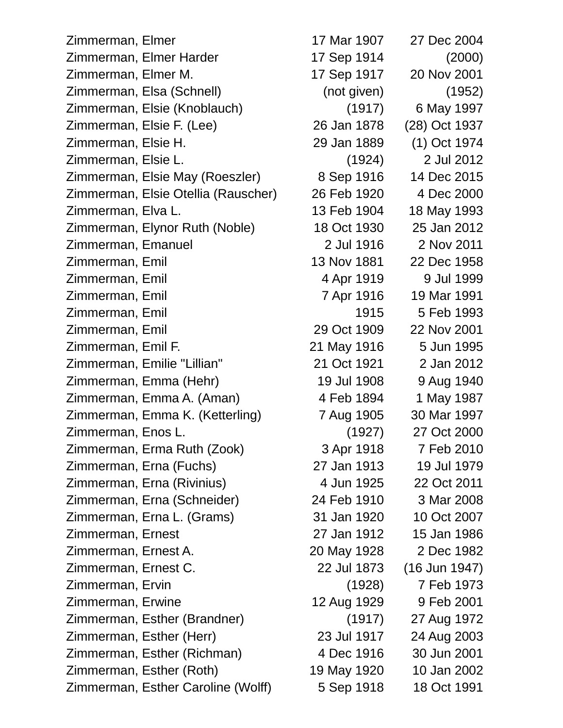| | | |
|---|---|---|
| Zimmerman, Elmer | 17 Mar 1907 | 27 Dec 2004 |
| Zimmerman, Elmer Harder | 17 Sep 1914 | (2000) |
| Zimmerman, Elmer M. | 17 Sep 1917 | 20 Nov 2001 |
| Zimmerman, Elsa (Schnell) | (not given) | (1952) |
| Zimmerman, Elsie (Knoblauch) | (1917) | 6 May 1997 |
| Zimmerman, Elsie F. (Lee) | 26 Jan 1878 | (28) Oct 1937 |
| Zimmerman, Elsie H. | 29 Jan 1889 | (1) Oct 1974 |
| Zimmerman, Elsie L. | (1924) | 2 Jul 2012 |
| Zimmerman, Elsie May (Roeszler) | 8 Sep 1916 | 14 Dec 2015 |
| Zimmerman, Elsie Otellia (Rauscher) | 26 Feb 1920 | 4 Dec 2000 |
| Zimmerman, Elva L. | 13 Feb 1904 | 18 May 1993 |
| Zimmerman, Elynor Ruth (Noble) | 18 Oct 1930 | 25 Jan 2012 |
| Zimmerman, Emanuel | 2 Jul 1916 | 2 Nov 2011 |
| Zimmerman, Emil | 13 Nov 1881 | 22 Dec 1958 |
| Zimmerman, Emil | 4 Apr 1919 | 9 Jul 1999 |
| Zimmerman, Emil | 7 Apr 1916 | 19 Mar 1991 |
| Zimmerman, Emil | 1915 | 5 Feb 1993 |
| Zimmerman, Emil | 29 Oct 1909 | 22 Nov 2001 |
| Zimmerman, Emil F. | 21 May 1916 | 5 Jun 1995 |
| Zimmerman, Emilie "Lillian" | 21 Oct 1921 | 2 Jan 2012 |
| Zimmerman, Emma (Hehr) | 19 Jul 1908 | 9 Aug 1940 |
| Zimmerman, Emma A. (Aman) | 4 Feb 1894 | 1 May 1987 |
| Zimmerman, Emma K. (Ketterling) | 7 Aug 1905 | 30 Mar 1997 |
| Zimmerman, Enos L. | (1927) | 27 Oct 2000 |
| Zimmerman, Erma Ruth (Zook) | 3 Apr 1918 | 7 Feb 2010 |
| Zimmerman, Erna (Fuchs) | 27 Jan 1913 | 19 Jul 1979 |
| Zimmerman, Erna (Rivinius) | 4 Jun 1925 | 22 Oct 2011 |
| Zimmerman, Erna (Schneider) | 24 Feb 1910 | 3 Mar 2008 |
| Zimmerman, Erna L. (Grams) | 31 Jan 1920 | 10 Oct 2007 |
| Zimmerman, Ernest | 27 Jan 1912 | 15 Jan 1986 |
| Zimmerman, Ernest A. | 20 May 1928 | 2 Dec 1982 |
| Zimmerman, Ernest C. | 22 Jul 1873 | (16 Jun 1947) |
| Zimmerman, Ervin | (1928) | 7 Feb 1973 |
| Zimmerman, Erwine | 12 Aug 1929 | 9 Feb 2001 |
| Zimmerman, Esther (Brandner) | (1917) | 27 Aug 1972 |
| Zimmerman, Esther (Herr) | 23 Jul 1917 | 24 Aug 2003 |
| Zimmerman, Esther (Richman) | 4 Dec 1916 | 30 Jun 2001 |
| Zimmerman, Esther (Roth) | 19 May 1920 | 10 Jan 2002 |
| Zimmerman, Esther Caroline (Wolff) | 5 Sep 1918 | 18 Oct 1991 |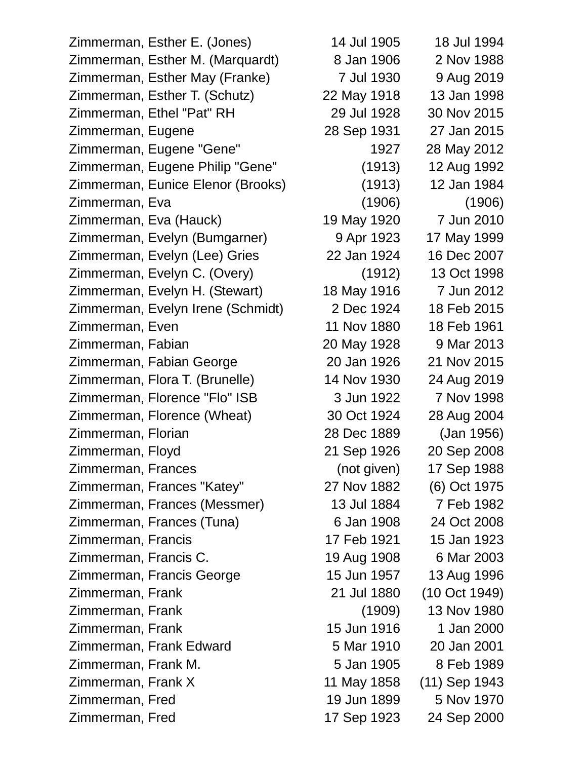| | | |
|---|---|---|
| Zimmerman, Esther E. (Jones) | 14 Jul 1905 | 18 Jul 1994 |
| Zimmerman, Esther M. (Marquardt) | 8 Jan 1906 | 2 Nov 1988 |
| Zimmerman, Esther May (Franke) | 7 Jul 1930 | 9 Aug 2019 |
| Zimmerman, Esther T. (Schutz) | 22 May 1918 | 13 Jan 1998 |
| Zimmerman, Ethel "Pat" RH | 29 Jul 1928 | 30 Nov 2015 |
| Zimmerman, Eugene | 28 Sep 1931 | 27 Jan 2015 |
| Zimmerman, Eugene "Gene" | 1927 | 28 May 2012 |
| Zimmerman, Eugene Philip "Gene" | (1913) | 12 Aug 1992 |
| Zimmerman, Eunice Elenor (Brooks) | (1913) | 12 Jan 1984 |
| Zimmerman, Eva | (1906) | (1906) |
| Zimmerman, Eva (Hauck) | 19 May 1920 | 7 Jun 2010 |
| Zimmerman, Evelyn (Bumgarner) | 9 Apr 1923 | 17 May 1999 |
| Zimmerman, Evelyn (Lee) Gries | 22 Jan 1924 | 16 Dec 2007 |
| Zimmerman, Evelyn C. (Overy) | (1912) | 13 Oct 1998 |
| Zimmerman, Evelyn H. (Stewart) | 18 May 1916 | 7 Jun 2012 |
| Zimmerman, Evelyn Irene (Schmidt) | 2 Dec 1924 | 18 Feb 2015 |
| Zimmerman, Even | 11 Nov 1880 | 18 Feb 1961 |
| Zimmerman, Fabian | 20 May 1928 | 9 Mar 2013 |
| Zimmerman, Fabian George | 20 Jan 1926 | 21 Nov 2015 |
| Zimmerman, Flora T. (Brunelle) | 14 Nov 1930 | 24 Aug 2019 |
| Zimmerman, Florence "Flo" ISB | 3 Jun 1922 | 7 Nov 1998 |
| Zimmerman, Florence (Wheat) | 30 Oct 1924 | 28 Aug 2004 |
| Zimmerman, Florian | 28 Dec 1889 | (Jan 1956) |
| Zimmerman, Floyd | 21 Sep 1926 | 20 Sep 2008 |
| Zimmerman, Frances | (not given) | 17 Sep 1988 |
| Zimmerman, Frances "Katey" | 27 Nov 1882 | (6) Oct 1975 |
| Zimmerman, Frances (Messmer) | 13 Jul 1884 | 7 Feb 1982 |
| Zimmerman, Frances (Tuna) | 6 Jan 1908 | 24 Oct 2008 |
| Zimmerman, Francis | 17 Feb 1921 | 15 Jan 1923 |
| Zimmerman, Francis C. | 19 Aug 1908 | 6 Mar 2003 |
| Zimmerman, Francis George | 15 Jun 1957 | 13 Aug 1996 |
| Zimmerman, Frank | 21 Jul 1880 | (10 Oct 1949) |
| Zimmerman, Frank | (1909) | 13 Nov 1980 |
| Zimmerman, Frank | 15 Jun 1916 | 1 Jan 2000 |
| Zimmerman, Frank Edward | 5 Mar 1910 | 20 Jan 2001 |
| Zimmerman, Frank M. | 5 Jan 1905 | 8 Feb 1989 |
| Zimmerman, Frank X | 11 May 1858 | (11) Sep 1943 |
| Zimmerman, Fred | 19 Jun 1899 | 5 Nov 1970 |
| Zimmerman, Fred | 17 Sep 1923 | 24 Sep 2000 |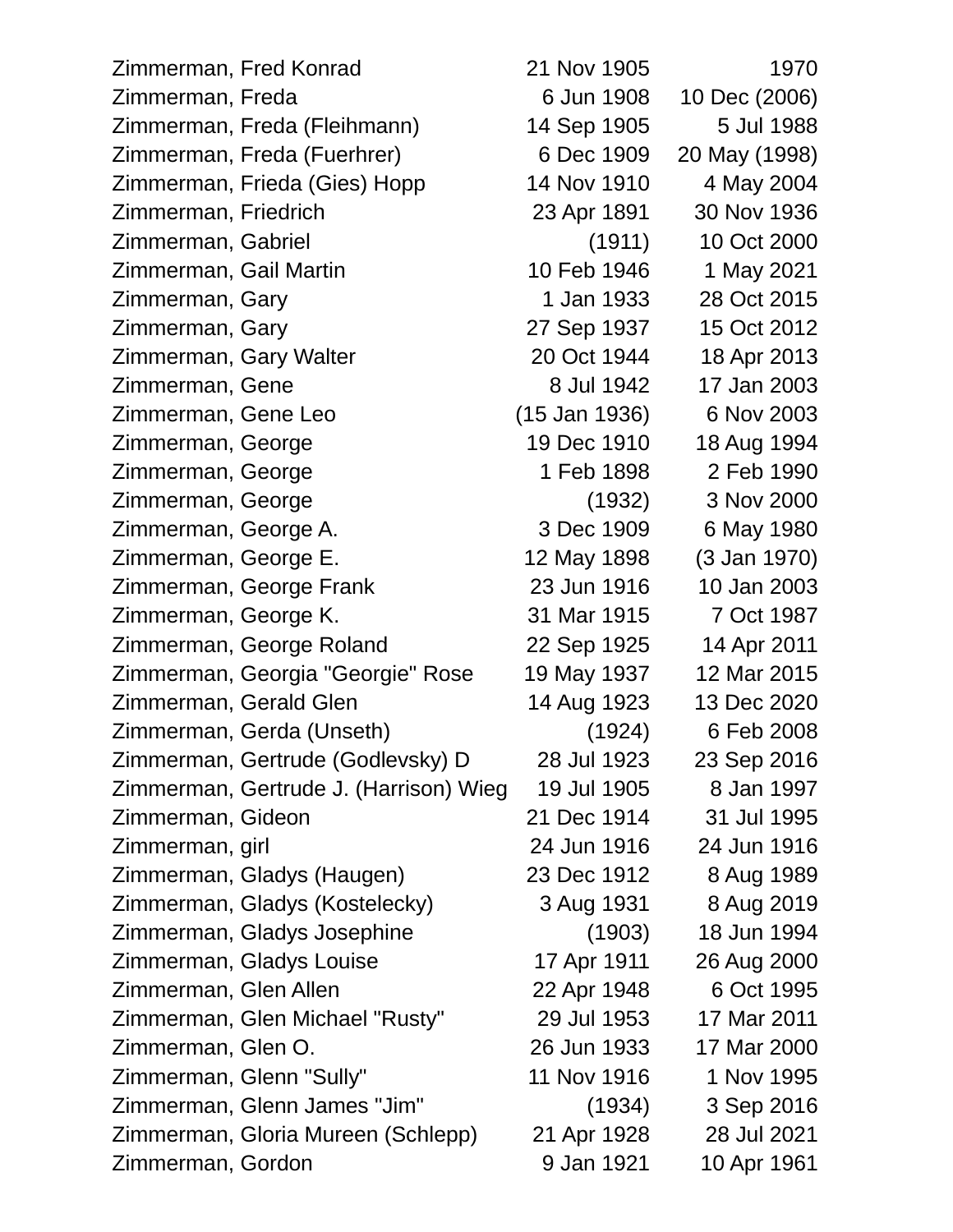| Name | Birth | Death |
|---|---|---|
| Zimmerman, Fred Konrad | 21 Nov 1905 | 1970 |
| Zimmerman, Freda | 6 Jun 1908 | 10 Dec (2006) |
| Zimmerman, Freda (Fleihmann) | 14 Sep 1905 | 5 Jul 1988 |
| Zimmerman, Freda (Fuerhrer) | 6 Dec 1909 | 20 May (1998) |
| Zimmerman, Frieda (Gies) Hopp | 14 Nov 1910 | 4 May 2004 |
| Zimmerman, Friedrich | 23 Apr 1891 | 30 Nov 1936 |
| Zimmerman, Gabriel | (1911) | 10 Oct 2000 |
| Zimmerman, Gail Martin | 10 Feb 1946 | 1 May 2021 |
| Zimmerman, Gary | 1 Jan 1933 | 28 Oct 2015 |
| Zimmerman, Gary | 27 Sep 1937 | 15 Oct 2012 |
| Zimmerman, Gary Walter | 20 Oct 1944 | 18 Apr 2013 |
| Zimmerman, Gene | 8 Jul 1942 | 17 Jan 2003 |
| Zimmerman, Gene Leo | (15 Jan 1936) | 6 Nov 2003 |
| Zimmerman, George | 19 Dec 1910 | 18 Aug 1994 |
| Zimmerman, George | 1 Feb 1898 | 2 Feb 1990 |
| Zimmerman, George | (1932) | 3 Nov 2000 |
| Zimmerman, George A. | 3 Dec 1909 | 6 May 1980 |
| Zimmerman, George E. | 12 May 1898 | (3 Jan 1970) |
| Zimmerman, George Frank | 23 Jun 1916 | 10 Jan 2003 |
| Zimmerman, George K. | 31 Mar 1915 | 7 Oct 1987 |
| Zimmerman, George Roland | 22 Sep 1925 | 14 Apr 2011 |
| Zimmerman, Georgia "Georgie" Rose | 19 May 1937 | 12 Mar 2015 |
| Zimmerman, Gerald Glen | 14 Aug 1923 | 13 Dec 2020 |
| Zimmerman, Gerda (Unseth) | (1924) | 6 Feb 2008 |
| Zimmerman, Gertrude (Godlevsky) D | 28 Jul 1923 | 23 Sep 2016 |
| Zimmerman, Gertrude J. (Harrison) Wieg | 19 Jul 1905 | 8 Jan 1997 |
| Zimmerman, Gideon | 21 Dec 1914 | 31 Jul 1995 |
| Zimmerman, girl | 24 Jun 1916 | 24 Jun 1916 |
| Zimmerman, Gladys (Haugen) | 23 Dec 1912 | 8 Aug 1989 |
| Zimmerman, Gladys (Kostelecky) | 3 Aug 1931 | 8 Aug 2019 |
| Zimmerman, Gladys Josephine | (1903) | 18 Jun 1994 |
| Zimmerman, Gladys Louise | 17 Apr 1911 | 26 Aug 2000 |
| Zimmerman, Glen Allen | 22 Apr 1948 | 6 Oct 1995 |
| Zimmerman, Glen Michael "Rusty" | 29 Jul 1953 | 17 Mar 2011 |
| Zimmerman, Glen O. | 26 Jun 1933 | 17 Mar 2000 |
| Zimmerman, Glenn "Sully" | 11 Nov 1916 | 1 Nov 1995 |
| Zimmerman, Glenn James "Jim" | (1934) | 3 Sep 2016 |
| Zimmerman, Gloria Mureen (Schlepp) | 21 Apr 1928 | 28 Jul 2021 |
| Zimmerman, Gordon | 9 Jan 1921 | 10 Apr 1961 |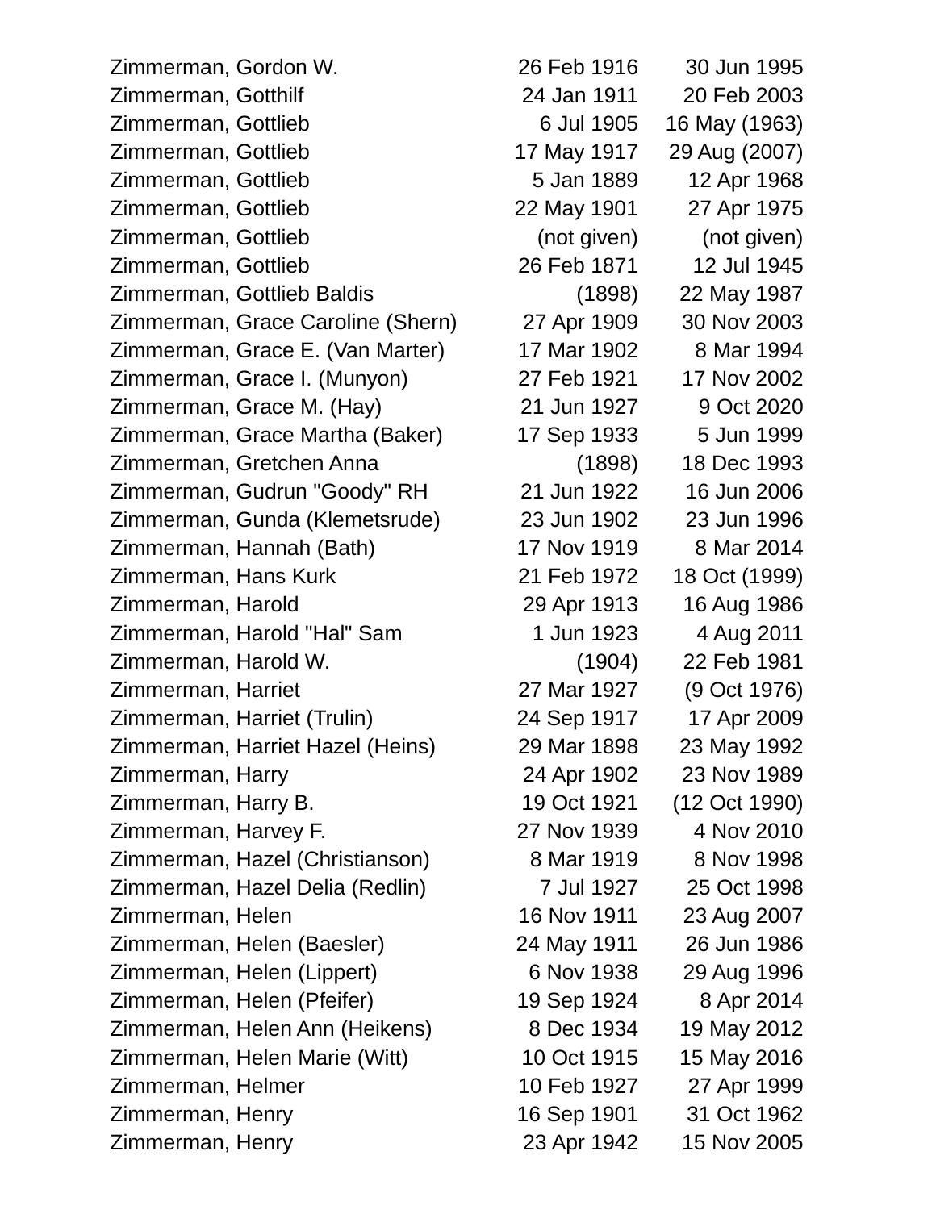| Name | Birth | Death |
|---|---|---|
| Zimmerman, Gordon W. | 26 Feb 1916 | 30 Jun 1995 |
| Zimmerman, Gotthilf | 24 Jan 1911 | 20 Feb 2003 |
| Zimmerman, Gottlieb | 6 Jul 1905 | 16 May (1963) |
| Zimmerman, Gottlieb | 17 May 1917 | 29 Aug (2007) |
| Zimmerman, Gottlieb | 5 Jan 1889 | 12 Apr 1968 |
| Zimmerman, Gottlieb | 22 May 1901 | 27 Apr 1975 |
| Zimmerman, Gottlieb | (not given) | (not given) |
| Zimmerman, Gottlieb | 26 Feb 1871 | 12 Jul 1945 |
| Zimmerman, Gottlieb Baldis | (1898) | 22 May 1987 |
| Zimmerman, Grace Caroline (Shern) | 27 Apr 1909 | 30 Nov 2003 |
| Zimmerman, Grace E. (Van Marter) | 17 Mar 1902 | 8 Mar 1994 |
| Zimmerman, Grace I. (Munyon) | 27 Feb 1921 | 17 Nov 2002 |
| Zimmerman, Grace M. (Hay) | 21 Jun 1927 | 9 Oct 2020 |
| Zimmerman, Grace Martha (Baker) | 17 Sep 1933 | 5 Jun 1999 |
| Zimmerman, Gretchen Anna | (1898) | 18 Dec 1993 |
| Zimmerman, Gudrun "Goody" RH | 21 Jun 1922 | 16 Jun 2006 |
| Zimmerman, Gunda (Klemetsrude) | 23 Jun 1902 | 23 Jun 1996 |
| Zimmerman, Hannah (Bath) | 17 Nov 1919 | 8 Mar 2014 |
| Zimmerman, Hans Kurk | 21 Feb 1972 | 18 Oct (1999) |
| Zimmerman, Harold | 29 Apr 1913 | 16 Aug 1986 |
| Zimmerman, Harold "Hal" Sam | 1 Jun 1923 | 4 Aug 2011 |
| Zimmerman, Harold W. | (1904) | 22 Feb 1981 |
| Zimmerman, Harriet | 27 Mar 1927 | (9 Oct 1976) |
| Zimmerman, Harriet (Trulin) | 24 Sep 1917 | 17 Apr 2009 |
| Zimmerman, Harriet Hazel (Heins) | 29 Mar 1898 | 23 May 1992 |
| Zimmerman, Harry | 24 Apr 1902 | 23 Nov 1989 |
| Zimmerman, Harry B. | 19 Oct 1921 | (12 Oct 1990) |
| Zimmerman, Harvey F. | 27 Nov 1939 | 4 Nov 2010 |
| Zimmerman, Hazel (Christianson) | 8 Mar 1919 | 8 Nov 1998 |
| Zimmerman, Hazel Delia (Redlin) | 7 Jul 1927 | 25 Oct 1998 |
| Zimmerman, Helen | 16 Nov 1911 | 23 Aug 2007 |
| Zimmerman, Helen (Baesler) | 24 May 1911 | 26 Jun 1986 |
| Zimmerman, Helen (Lippert) | 6 Nov 1938 | 29 Aug 1996 |
| Zimmerman, Helen (Pfeifer) | 19 Sep 1924 | 8 Apr 2014 |
| Zimmerman, Helen Ann (Heikens) | 8 Dec 1934 | 19 May 2012 |
| Zimmerman, Helen Marie (Witt) | 10 Oct 1915 | 15 May 2016 |
| Zimmerman, Helmer | 10 Feb 1927 | 27 Apr 1999 |
| Zimmerman, Henry | 16 Sep 1901 | 31 Oct 1962 |
| Zimmerman, Henry | 23 Apr 1942 | 15 Nov 2005 |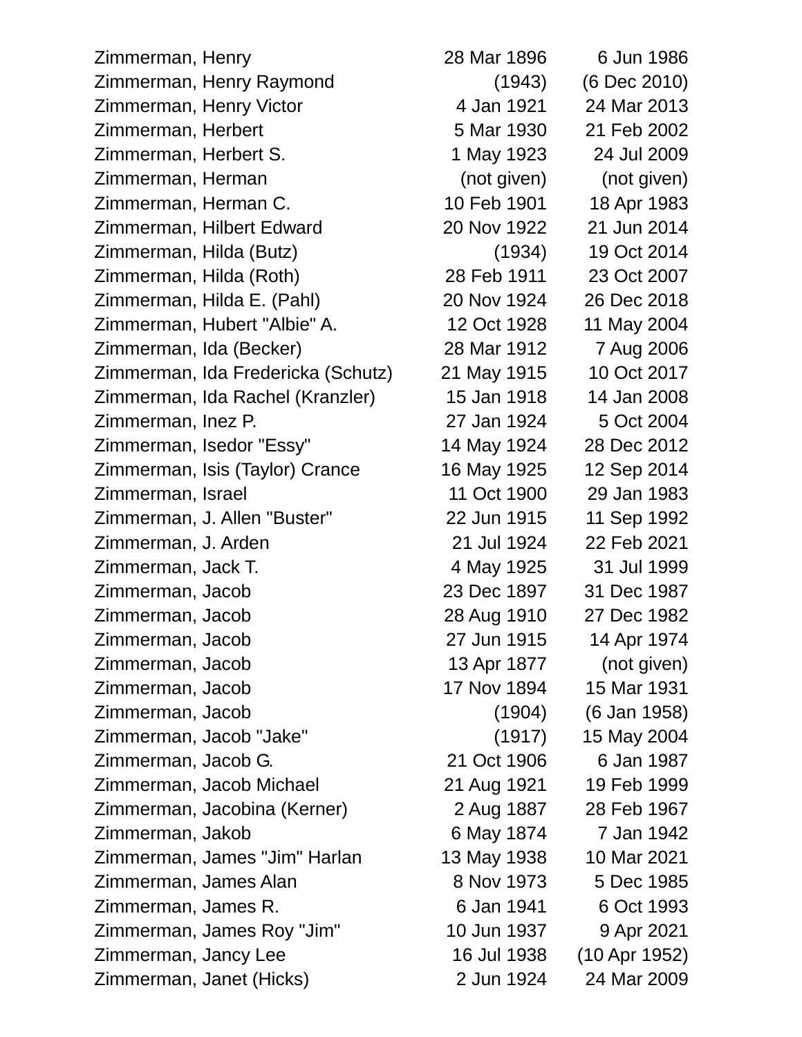| | | |
|---|---|---|
| Zimmerman, Henry | 28 Mar 1896 | 6 Jun 1986 |
| Zimmerman, Henry Raymond | (1943) | (6 Dec 2010) |
| Zimmerman, Henry Victor | 4 Jan 1921 | 24 Mar 2013 |
| Zimmerman, Herbert | 5 Mar 1930 | 21 Feb 2002 |
| Zimmerman, Herbert S. | 1 May 1923 | 24 Jul 2009 |
| Zimmerman, Herman | (not given) | (not given) |
| Zimmerman, Herman C. | 10 Feb 1901 | 18 Apr 1983 |
| Zimmerman, Hilbert Edward | 20 Nov 1922 | 21 Jun 2014 |
| Zimmerman, Hilda (Butz) | (1934) | 19 Oct 2014 |
| Zimmerman, Hilda (Roth) | 28 Feb 1911 | 23 Oct 2007 |
| Zimmerman, Hilda E. (Pahl) | 20 Nov 1924 | 26 Dec 2018 |
| Zimmerman, Hubert "Albie" A. | 12 Oct 1928 | 11 May 2004 |
| Zimmerman, Ida (Becker) | 28 Mar 1912 | 7 Aug 2006 |
| Zimmerman, Ida Fredericka (Schutz) | 21 May 1915 | 10 Oct 2017 |
| Zimmerman, Ida Rachel (Kranzler) | 15 Jan 1918 | 14 Jan 2008 |
| Zimmerman, Inez P. | 27 Jan 1924 | 5 Oct 2004 |
| Zimmerman, Isedor "Essy" | 14 May 1924 | 28 Dec 2012 |
| Zimmerman, Isis (Taylor) Crance | 16 May 1925 | 12 Sep 2014 |
| Zimmerman, Israel | 11 Oct 1900 | 29 Jan 1983 |
| Zimmerman, J. Allen "Buster" | 22 Jun 1915 | 11 Sep 1992 |
| Zimmerman, J. Arden | 21 Jul 1924 | 22 Feb 2021 |
| Zimmerman, Jack T. | 4 May 1925 | 31 Jul 1999 |
| Zimmerman, Jacob | 23 Dec 1897 | 31 Dec 1987 |
| Zimmerman, Jacob | 28 Aug 1910 | 27 Dec 1982 |
| Zimmerman, Jacob | 27 Jun 1915 | 14 Apr 1974 |
| Zimmerman, Jacob | 13 Apr 1877 | (not given) |
| Zimmerman, Jacob | 17 Nov 1894 | 15 Mar 1931 |
| Zimmerman, Jacob | (1904) | (6 Jan 1958) |
| Zimmerman, Jacob "Jake" | (1917) | 15 May 2004 |
| Zimmerman, Jacob G. | 21 Oct 1906 | 6 Jan 1987 |
| Zimmerman, Jacob Michael | 21 Aug 1921 | 19 Feb 1999 |
| Zimmerman, Jacobina (Kerner) | 2 Aug 1887 | 28 Feb 1967 |
| Zimmerman, Jakob | 6 May 1874 | 7 Jan 1942 |
| Zimmerman, James "Jim" Harlan | 13 May 1938 | 10 Mar 2021 |
| Zimmerman, James Alan | 8 Nov 1973 | 5 Dec 1985 |
| Zimmerman, James R. | 6 Jan 1941 | 6 Oct 1993 |
| Zimmerman, James Roy "Jim" | 10 Jun 1937 | 9 Apr 2021 |
| Zimmerman, Jancy Lee | 16 Jul 1938 | (10 Apr 1952) |
| Zimmerman, Janet (Hicks) | 2 Jun 1924 | 24 Mar 2009 |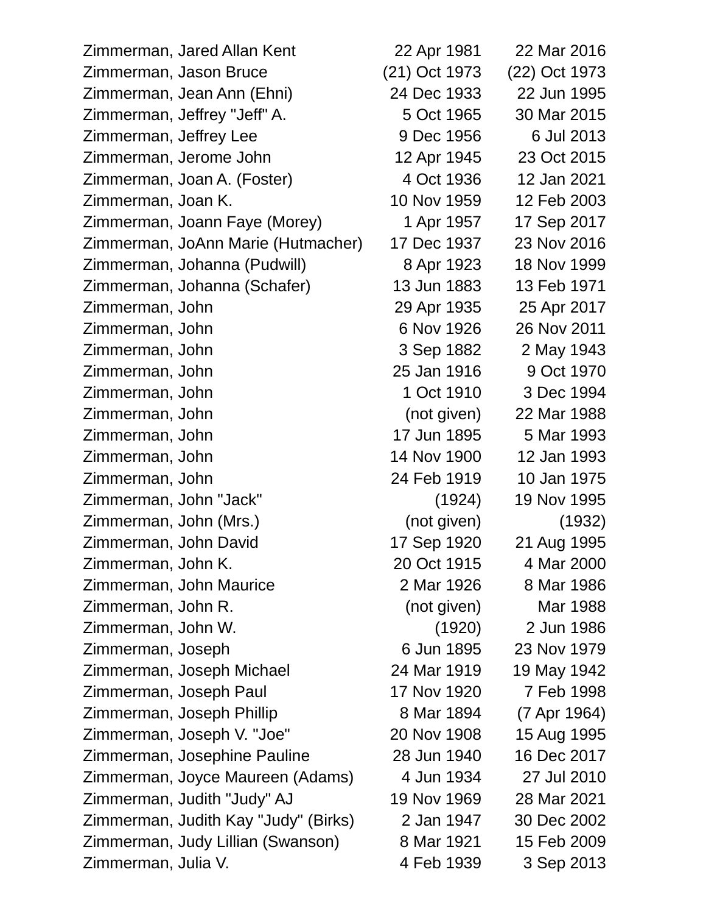| | | |
|---|---|---|
| Zimmerman, Jared Allan Kent | 22 Apr 1981 | 22 Mar 2016 |
| Zimmerman, Jason Bruce | (21) Oct 1973 | (22) Oct 1973 |
| Zimmerman, Jean Ann (Ehni) | 24 Dec 1933 | 22 Jun 1995 |
| Zimmerman, Jeffrey "Jeff" A. | 5 Oct 1965 | 30 Mar 2015 |
| Zimmerman, Jeffrey Lee | 9 Dec 1956 | 6 Jul 2013 |
| Zimmerman, Jerome John | 12 Apr 1945 | 23 Oct 2015 |
| Zimmerman, Joan A. (Foster) | 4 Oct 1936 | 12 Jan 2021 |
| Zimmerman, Joan K. | 10 Nov 1959 | 12 Feb 2003 |
| Zimmerman, Joann Faye (Morey) | 1 Apr 1957 | 17 Sep 2017 |
| Zimmerman, JoAnn Marie (Hutmacher) | 17 Dec 1937 | 23 Nov 2016 |
| Zimmerman, Johanna (Pudwill) | 8 Apr 1923 | 18 Nov 1999 |
| Zimmerman, Johanna (Schafer) | 13 Jun 1883 | 13 Feb 1971 |
| Zimmerman, John | 29 Apr 1935 | 25 Apr 2017 |
| Zimmerman, John | 6 Nov 1926 | 26 Nov 2011 |
| Zimmerman, John | 3 Sep 1882 | 2 May 1943 |
| Zimmerman, John | 25 Jan 1916 | 9 Oct 1970 |
| Zimmerman, John | 1 Oct 1910 | 3 Dec 1994 |
| Zimmerman, John | (not given) | 22 Mar 1988 |
| Zimmerman, John | 17 Jun 1895 | 5 Mar 1993 |
| Zimmerman, John | 14 Nov 1900 | 12 Jan 1993 |
| Zimmerman, John | 24 Feb 1919 | 10 Jan 1975 |
| Zimmerman, John "Jack" | (1924) | 19 Nov 1995 |
| Zimmerman, John (Mrs.) | (not given) | (1932) |
| Zimmerman, John David | 17 Sep 1920 | 21 Aug 1995 |
| Zimmerman, John K. | 20 Oct 1915 | 4 Mar 2000 |
| Zimmerman, John Maurice | 2 Mar 1926 | 8 Mar 1986 |
| Zimmerman, John R. | (not given) | Mar 1988 |
| Zimmerman, John W. | (1920) | 2 Jun 1986 |
| Zimmerman, Joseph | 6 Jun 1895 | 23 Nov 1979 |
| Zimmerman, Joseph Michael | 24 Mar 1919 | 19 May 1942 |
| Zimmerman, Joseph Paul | 17 Nov 1920 | 7 Feb 1998 |
| Zimmerman, Joseph Phillip | 8 Mar 1894 | (7 Apr 1964) |
| Zimmerman, Joseph V. "Joe" | 20 Nov 1908 | 15 Aug 1995 |
| Zimmerman, Josephine Pauline | 28 Jun 1940 | 16 Dec 2017 |
| Zimmerman, Joyce Maureen (Adams) | 4 Jun 1934 | 27 Jul 2010 |
| Zimmerman, Judith "Judy" AJ | 19 Nov 1969 | 28 Mar 2021 |
| Zimmerman, Judith Kay "Judy" (Birks) | 2 Jan 1947 | 30 Dec 2002 |
| Zimmerman, Judy Lillian (Swanson) | 8 Mar 1921 | 15 Feb 2009 |
| Zimmerman, Julia V. | 4 Feb 1939 | 3 Sep 2013 |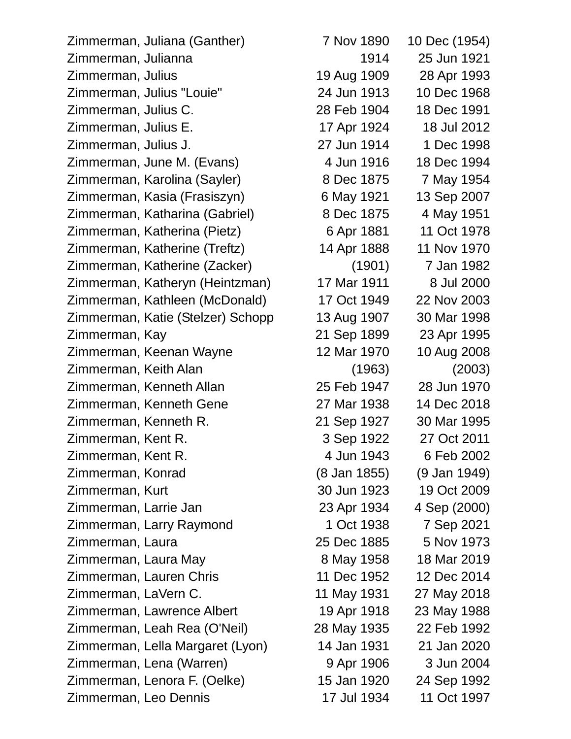| | | |
|---|---|---|
| Zimmerman, Juliana (Ganther) | 7 Nov 1890 | 10 Dec (1954) |
| Zimmerman, Julianna | 1914 | 25 Jun 1921 |
| Zimmerman, Julius | 19 Aug 1909 | 28 Apr 1993 |
| Zimmerman, Julius "Louie" | 24 Jun 1913 | 10 Dec 1968 |
| Zimmerman, Julius C. | 28 Feb 1904 | 18 Dec 1991 |
| Zimmerman, Julius E. | 17 Apr 1924 | 18 Jul 2012 |
| Zimmerman, Julius J. | 27 Jun 1914 | 1 Dec 1998 |
| Zimmerman, June M. (Evans) | 4 Jun 1916 | 18 Dec 1994 |
| Zimmerman, Karolina (Sayler) | 8 Dec 1875 | 7 May 1954 |
| Zimmerman, Kasia (Frasiszyn) | 6 May 1921 | 13 Sep 2007 |
| Zimmerman, Katharina (Gabriel) | 8 Dec 1875 | 4 May 1951 |
| Zimmerman, Katherina (Pietz) | 6 Apr 1881 | 11 Oct 1978 |
| Zimmerman, Katherine (Treftz) | 14 Apr 1888 | 11 Nov 1970 |
| Zimmerman, Katherine (Zacker) | (1901) | 7 Jan 1982 |
| Zimmerman, Katheryn (Heintzman) | 17 Mar 1911 | 8 Jul 2000 |
| Zimmerman, Kathleen (McDonald) | 17 Oct 1949 | 22 Nov 2003 |
| Zimmerman, Katie (Stelzer) Schopp | 13 Aug 1907 | 30 Mar 1998 |
| Zimmerman, Kay | 21 Sep 1899 | 23 Apr 1995 |
| Zimmerman, Keenan Wayne | 12 Mar 1970 | 10 Aug 2008 |
| Zimmerman, Keith Alan | (1963) | (2003) |
| Zimmerman, Kenneth Allan | 25 Feb 1947 | 28 Jun 1970 |
| Zimmerman, Kenneth Gene | 27 Mar 1938 | 14 Dec 2018 |
| Zimmerman, Kenneth R. | 21 Sep 1927 | 30 Mar 1995 |
| Zimmerman, Kent R. | 3 Sep 1922 | 27 Oct 2011 |
| Zimmerman, Kent R. | 4 Jun 1943 | 6 Feb 2002 |
| Zimmerman, Konrad | (8 Jan 1855) | (9 Jan 1949) |
| Zimmerman, Kurt | 30 Jun 1923 | 19 Oct 2009 |
| Zimmerman, Larrie Jan | 23 Apr 1934 | 4 Sep (2000) |
| Zimmerman, Larry Raymond | 1 Oct 1938 | 7 Sep 2021 |
| Zimmerman, Laura | 25 Dec 1885 | 5 Nov 1973 |
| Zimmerman, Laura May | 8 May 1958 | 18 Mar 2019 |
| Zimmerman, Lauren Chris | 11 Dec 1952 | 12 Dec 2014 |
| Zimmerman, LaVern C. | 11 May 1931 | 27 May 2018 |
| Zimmerman, Lawrence Albert | 19 Apr 1918 | 23 May 1988 |
| Zimmerman, Leah Rea (O'Neil) | 28 May 1935 | 22 Feb 1992 |
| Zimmerman, Lella Margaret (Lyon) | 14 Jan 1931 | 21 Jan 2020 |
| Zimmerman, Lena (Warren) | 9 Apr 1906 | 3 Jun 2004 |
| Zimmerman, Lenora F. (Oelke) | 15 Jan 1920 | 24 Sep 1992 |
| Zimmerman, Leo Dennis | 17 Jul 1934 | 11 Oct 1997 |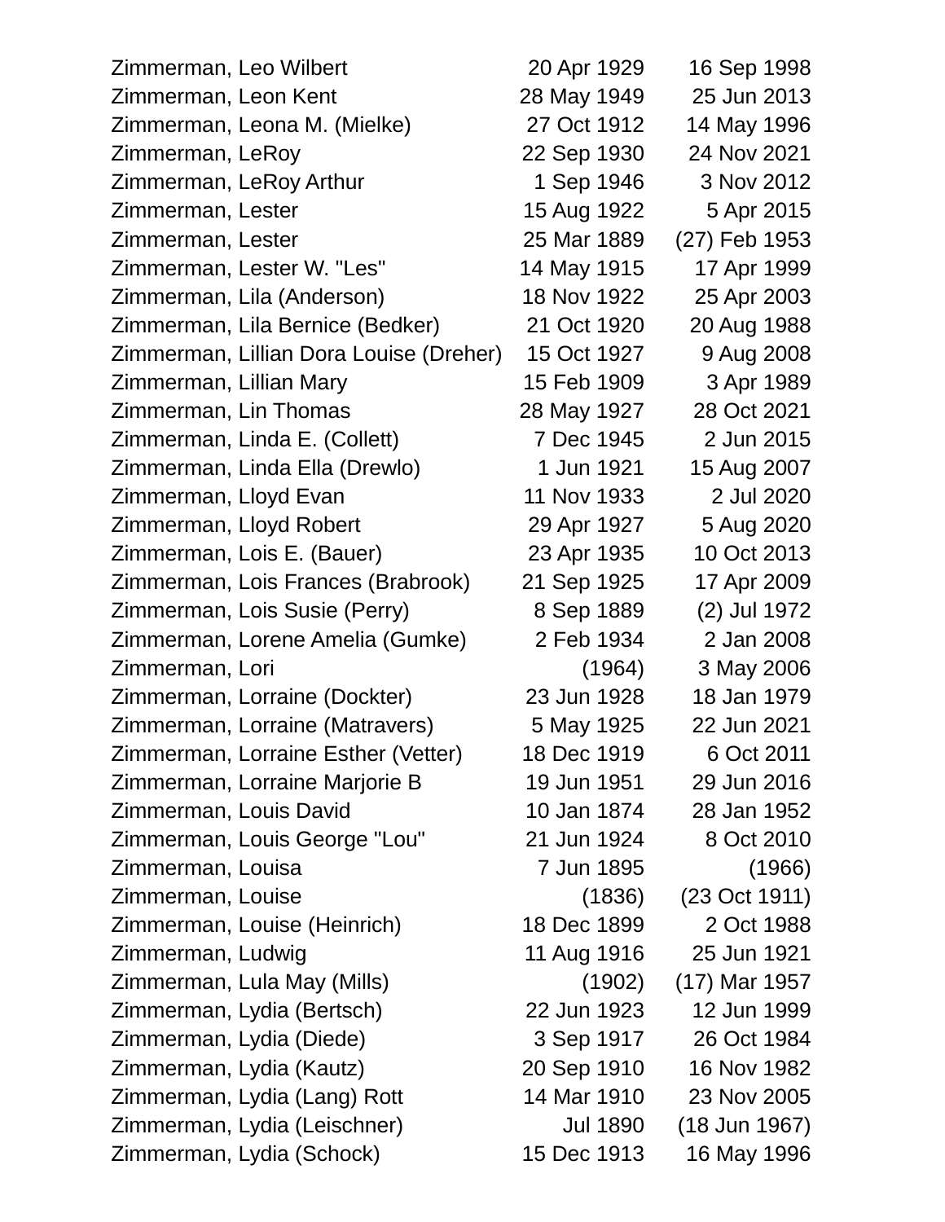| | | |
|---|---|---|
| Zimmerman, Leo Wilbert | 20 Apr 1929 | 16 Sep 1998 |
| Zimmerman, Leon Kent | 28 May 1949 | 25 Jun 2013 |
| Zimmerman, Leona M. (Mielke) | 27 Oct 1912 | 14 May 1996 |
| Zimmerman, LeRoy | 22 Sep 1930 | 24 Nov 2021 |
| Zimmerman, LeRoy Arthur | 1 Sep 1946 | 3 Nov 2012 |
| Zimmerman, Lester | 15 Aug 1922 | 5 Apr 2015 |
| Zimmerman, Lester | 25 Mar 1889 | (27) Feb 1953 |
| Zimmerman, Lester W. "Les" | 14 May 1915 | 17 Apr 1999 |
| Zimmerman, Lila (Anderson) | 18 Nov 1922 | 25 Apr 2003 |
| Zimmerman, Lila Bernice (Bedker) | 21 Oct 1920 | 20 Aug 1988 |
| Zimmerman, Lillian Dora Louise (Dreher) | 15 Oct 1927 | 9 Aug 2008 |
| Zimmerman, Lillian Mary | 15 Feb 1909 | 3 Apr 1989 |
| Zimmerman, Lin Thomas | 28 May 1927 | 28 Oct 2021 |
| Zimmerman, Linda E. (Collett) | 7 Dec 1945 | 2 Jun 2015 |
| Zimmerman, Linda Ella (Drewlo) | 1 Jun 1921 | 15 Aug 2007 |
| Zimmerman, Lloyd Evan | 11 Nov 1933 | 2 Jul 2020 |
| Zimmerman, Lloyd Robert | 29 Apr 1927 | 5 Aug 2020 |
| Zimmerman, Lois E. (Bauer) | 23 Apr 1935 | 10 Oct 2013 |
| Zimmerman, Lois Frances (Brabrook) | 21 Sep 1925 | 17 Apr 2009 |
| Zimmerman, Lois Susie (Perry) | 8 Sep 1889 | (2) Jul 1972 |
| Zimmerman, Lorene Amelia (Gumke) | 2 Feb 1934 | 2 Jan 2008 |
| Zimmerman, Lori | (1964) | 3 May 2006 |
| Zimmerman, Lorraine (Dockter) | 23 Jun 1928 | 18 Jan 1979 |
| Zimmerman, Lorraine (Matravers) | 5 May 1925 | 22 Jun 2021 |
| Zimmerman, Lorraine Esther (Vetter) | 18 Dec 1919 | 6 Oct 2011 |
| Zimmerman, Lorraine Marjorie B | 19 Jun 1951 | 29 Jun 2016 |
| Zimmerman, Louis David | 10 Jan 1874 | 28 Jan 1952 |
| Zimmerman, Louis George "Lou" | 21 Jun 1924 | 8 Oct 2010 |
| Zimmerman, Louisa | 7 Jun 1895 | (1966) |
| Zimmerman, Louise | (1836) | (23 Oct 1911) |
| Zimmerman, Louise (Heinrich) | 18 Dec 1899 | 2 Oct 1988 |
| Zimmerman, Ludwig | 11 Aug 1916 | 25 Jun 1921 |
| Zimmerman, Lula May (Mills) | (1902) | (17) Mar 1957 |
| Zimmerman, Lydia (Bertsch) | 22 Jun 1923 | 12 Jun 1999 |
| Zimmerman, Lydia (Diede) | 3 Sep 1917 | 26 Oct 1984 |
| Zimmerman, Lydia (Kautz) | 20 Sep 1910 | 16 Nov 1982 |
| Zimmerman, Lydia (Lang) Rott | 14 Mar 1910 | 23 Nov 2005 |
| Zimmerman, Lydia (Leischner) | Jul 1890 | (18 Jun 1967) |
| Zimmerman, Lydia (Schock) | 15 Dec 1913 | 16 May 1996 |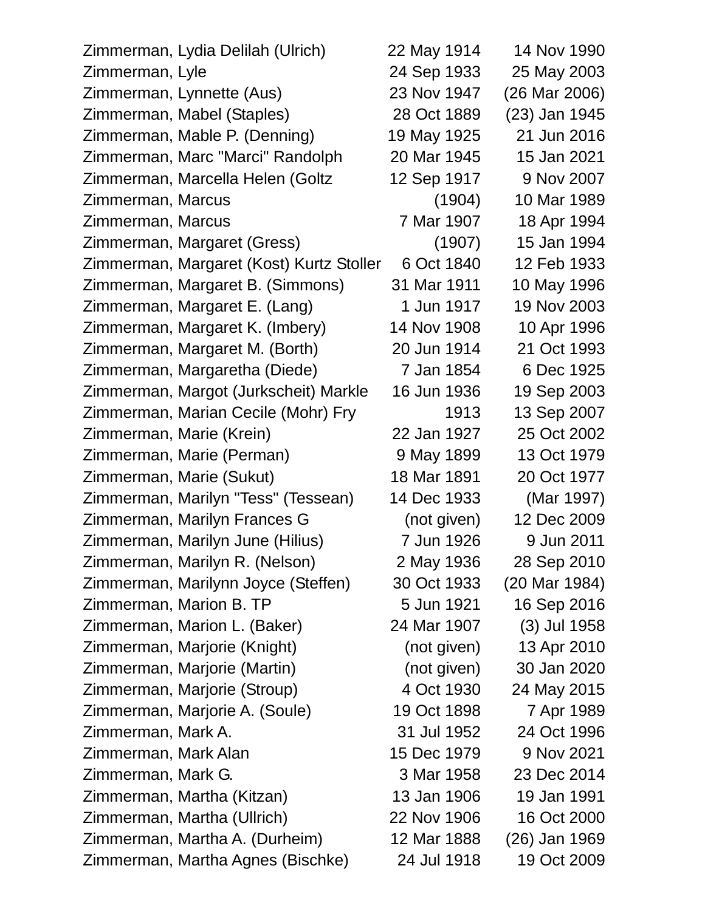| | | |
|---|---|---|
| Zimmerman, Lydia Delilah (Ulrich) | 22 May 1914 | 14 Nov 1990 |
| Zimmerman, Lyle | 24 Sep 1933 | 25 May 2003 |
| Zimmerman, Lynnette (Aus) | 23 Nov 1947 | (26 Mar 2006) |
| Zimmerman, Mabel (Staples) | 28 Oct 1889 | (23) Jan 1945 |
| Zimmerman, Mable P. (Denning) | 19 May 1925 | 21 Jun 2016 |
| Zimmerman, Marc "Marci" Randolph | 20 Mar 1945 | 15 Jan 2021 |
| Zimmerman, Marcella Helen (Goltz | 12 Sep 1917 | 9 Nov 2007 |
| Zimmerman, Marcus | (1904) | 10 Mar 1989 |
| Zimmerman, Marcus | 7 Mar 1907 | 18 Apr 1994 |
| Zimmerman, Margaret (Gress) | (1907) | 15 Jan 1994 |
| Zimmerman, Margaret (Kost) Kurtz Stoller | 6 Oct 1840 | 12 Feb 1933 |
| Zimmerman, Margaret B. (Simmons) | 31 Mar 1911 | 10 May 1996 |
| Zimmerman, Margaret E. (Lang) | 1 Jun 1917 | 19 Nov 2003 |
| Zimmerman, Margaret K. (Imbery) | 14 Nov 1908 | 10 Apr 1996 |
| Zimmerman, Margaret M. (Borth) | 20 Jun 1914 | 21 Oct 1993 |
| Zimmerman, Margaretha (Diede) | 7 Jan 1854 | 6 Dec 1925 |
| Zimmerman, Margot (Jurkscheit) Markle | 16 Jun 1936 | 19 Sep 2003 |
| Zimmerman, Marian Cecile (Mohr) Fry | 1913 | 13 Sep 2007 |
| Zimmerman, Marie (Krein) | 22 Jan 1927 | 25 Oct 2002 |
| Zimmerman, Marie (Perman) | 9 May 1899 | 13 Oct 1979 |
| Zimmerman, Marie (Sukut) | 18 Mar 1891 | 20 Oct 1977 |
| Zimmerman, Marilyn "Tess" (Tessean) | 14 Dec 1933 | (Mar 1997) |
| Zimmerman, Marilyn Frances G | (not given) | 12 Dec 2009 |
| Zimmerman, Marilyn June (Hilius) | 7 Jun 1926 | 9 Jun 2011 |
| Zimmerman, Marilyn R. (Nelson) | 2 May 1936 | 28 Sep 2010 |
| Zimmerman, Marilynn Joyce (Steffen) | 30 Oct 1933 | (20 Mar 1984) |
| Zimmerman, Marion B. TP | 5 Jun 1921 | 16 Sep 2016 |
| Zimmerman, Marion L. (Baker) | 24 Mar 1907 | (3) Jul 1958 |
| Zimmerman, Marjorie (Knight) | (not given) | 13 Apr 2010 |
| Zimmerman, Marjorie (Martin) | (not given) | 30 Jan 2020 |
| Zimmerman, Marjorie (Stroup) | 4 Oct 1930 | 24 May 2015 |
| Zimmerman, Marjorie A. (Soule) | 19 Oct 1898 | 7 Apr 1989 |
| Zimmerman, Mark A. | 31 Jul 1952 | 24 Oct 1996 |
| Zimmerman, Mark Alan | 15 Dec 1979 | 9 Nov 2021 |
| Zimmerman, Mark G. | 3 Mar 1958 | 23 Dec 2014 |
| Zimmerman, Martha (Kitzan) | 13 Jan 1906 | 19 Jan 1991 |
| Zimmerman, Martha (Ullrich) | 22 Nov 1906 | 16 Oct 2000 |
| Zimmerman, Martha A. (Durheim) | 12 Mar 1888 | (26) Jan 1969 |
| Zimmerman, Martha Agnes (Bischke) | 24 Jul 1918 | 19 Oct 2009 |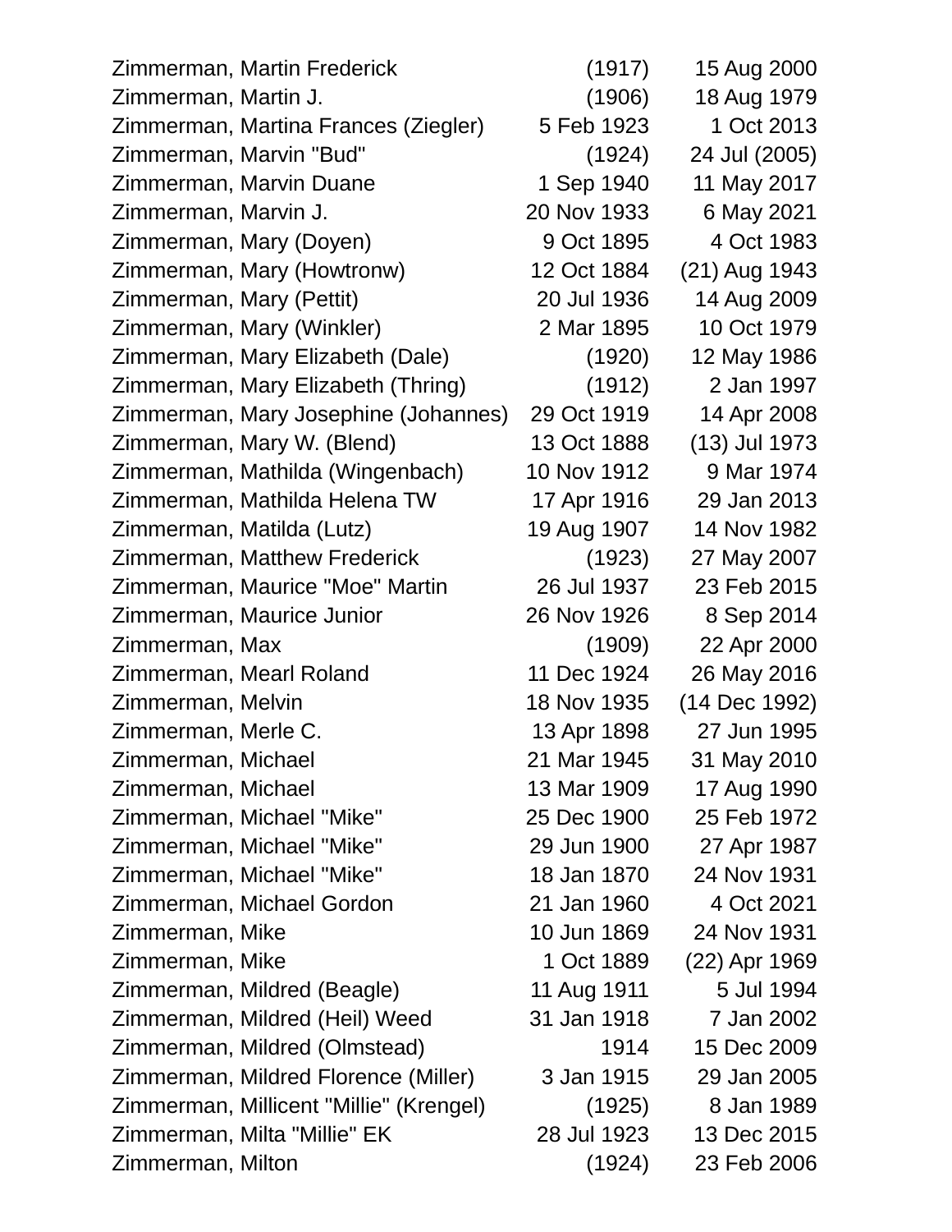| | | |
|---|---|---|
| Zimmerman, Martin Frederick | (1917) | 15 Aug 2000 |
| Zimmerman, Martin J. | (1906) | 18 Aug 1979 |
| Zimmerman, Martina Frances (Ziegler) | 5 Feb 1923 | 1 Oct 2013 |
| Zimmerman, Marvin "Bud" | (1924) | 24 Jul (2005) |
| Zimmerman, Marvin Duane | 1 Sep 1940 | 11 May 2017 |
| Zimmerman, Marvin J. | 20 Nov 1933 | 6 May 2021 |
| Zimmerman, Mary (Doyen) | 9 Oct 1895 | 4 Oct 1983 |
| Zimmerman, Mary (Howtronw) | 12 Oct 1884 | (21) Aug 1943 |
| Zimmerman, Mary (Pettit) | 20 Jul 1936 | 14 Aug 2009 |
| Zimmerman, Mary (Winkler) | 2 Mar 1895 | 10 Oct 1979 |
| Zimmerman, Mary Elizabeth (Dale) | (1920) | 12 May 1986 |
| Zimmerman, Mary Elizabeth (Thring) | (1912) | 2 Jan 1997 |
| Zimmerman, Mary Josephine (Johannes) | 29 Oct 1919 | 14 Apr 2008 |
| Zimmerman, Mary W. (Blend) | 13 Oct 1888 | (13) Jul 1973 |
| Zimmerman, Mathilda (Wingenbach) | 10 Nov 1912 | 9 Mar 1974 |
| Zimmerman, Mathilda Helena TW | 17 Apr 1916 | 29 Jan 2013 |
| Zimmerman, Matilda (Lutz) | 19 Aug 1907 | 14 Nov 1982 |
| Zimmerman, Matthew Frederick | (1923) | 27 May 2007 |
| Zimmerman, Maurice "Moe" Martin | 26 Jul 1937 | 23 Feb 2015 |
| Zimmerman, Maurice Junior | 26 Nov 1926 | 8 Sep 2014 |
| Zimmerman, Max | (1909) | 22 Apr 2000 |
| Zimmerman, Mearl Roland | 11 Dec 1924 | 26 May 2016 |
| Zimmerman, Melvin | 18 Nov 1935 | (14 Dec 1992) |
| Zimmerman, Merle C. | 13 Apr 1898 | 27 Jun 1995 |
| Zimmerman, Michael | 21 Mar 1945 | 31 May 2010 |
| Zimmerman, Michael | 13 Mar 1909 | 17 Aug 1990 |
| Zimmerman, Michael "Mike" | 25 Dec 1900 | 25 Feb 1972 |
| Zimmerman, Michael "Mike" | 29 Jun 1900 | 27 Apr 1987 |
| Zimmerman, Michael "Mike" | 18 Jan 1870 | 24 Nov 1931 |
| Zimmerman, Michael Gordon | 21 Jan 1960 | 4 Oct 2021 |
| Zimmerman, Mike | 10 Jun 1869 | 24 Nov 1931 |
| Zimmerman, Mike | 1 Oct 1889 | (22) Apr 1969 |
| Zimmerman, Mildred (Beagle) | 11 Aug 1911 | 5 Jul 1994 |
| Zimmerman, Mildred (Heil) Weed | 31 Jan 1918 | 7 Jan 2002 |
| Zimmerman, Mildred (Olmstead) | 1914 | 15 Dec 2009 |
| Zimmerman, Mildred Florence (Miller) | 3 Jan 1915 | 29 Jan 2005 |
| Zimmerman, Millicent "Millie" (Krengel) | (1925) | 8 Jan 1989 |
| Zimmerman, Milta "Millie" EK | 28 Jul 1923 | 13 Dec 2015 |
| Zimmerman, Milton | (1924) | 23 Feb 2006 |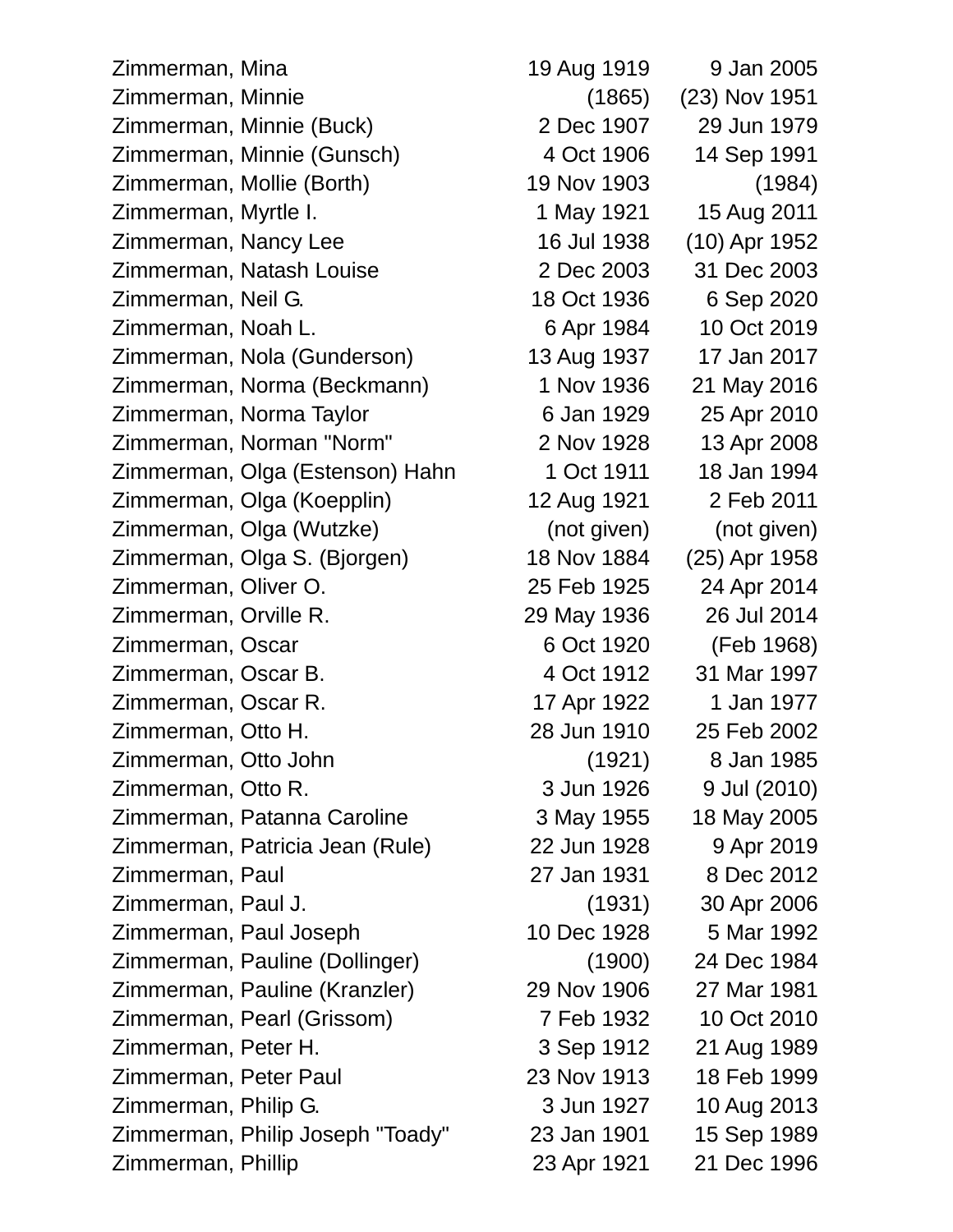| | | |
|---|---|---|
| Zimmerman, Mina | 19 Aug 1919 | 9 Jan 2005 |
| Zimmerman, Minnie | (1865) | (23) Nov 1951 |
| Zimmerman, Minnie (Buck) | 2 Dec 1907 | 29 Jun 1979 |
| Zimmerman, Minnie (Gunsch) | 4 Oct 1906 | 14 Sep 1991 |
| Zimmerman, Mollie (Borth) | 19 Nov 1903 | (1984) |
| Zimmerman, Myrtle I. | 1 May 1921 | 15 Aug 2011 |
| Zimmerman, Nancy Lee | 16 Jul 1938 | (10) Apr 1952 |
| Zimmerman, Natash Louise | 2 Dec 2003 | 31 Dec 2003 |
| Zimmerman, Neil G. | 18 Oct 1936 | 6 Sep 2020 |
| Zimmerman, Noah L. | 6 Apr 1984 | 10 Oct 2019 |
| Zimmerman, Nola (Gunderson) | 13 Aug 1937 | 17 Jan 2017 |
| Zimmerman, Norma (Beckmann) | 1 Nov 1936 | 21 May 2016 |
| Zimmerman, Norma Taylor | 6 Jan 1929 | 25 Apr 2010 |
| Zimmerman, Norman "Norm" | 2 Nov 1928 | 13 Apr 2008 |
| Zimmerman, Olga (Estenson) Hahn | 1 Oct 1911 | 18 Jan 1994 |
| Zimmerman, Olga (Koepplin) | 12 Aug 1921 | 2 Feb 2011 |
| Zimmerman, Olga (Wutzke) | (not given) | (not given) |
| Zimmerman, Olga S. (Bjorgen) | 18 Nov 1884 | (25) Apr 1958 |
| Zimmerman, Oliver O. | 25 Feb 1925 | 24 Apr 2014 |
| Zimmerman, Orville R. | 29 May 1936 | 26 Jul 2014 |
| Zimmerman, Oscar | 6 Oct 1920 | (Feb 1968) |
| Zimmerman, Oscar B. | 4 Oct 1912 | 31 Mar 1997 |
| Zimmerman, Oscar R. | 17 Apr 1922 | 1 Jan 1977 |
| Zimmerman, Otto H. | 28 Jun 1910 | 25 Feb 2002 |
| Zimmerman, Otto John | (1921) | 8 Jan 1985 |
| Zimmerman, Otto R. | 3 Jun 1926 | 9 Jul (2010) |
| Zimmerman, Patanna Caroline | 3 May 1955 | 18 May 2005 |
| Zimmerman, Patricia Jean (Rule) | 22 Jun 1928 | 9 Apr 2019 |
| Zimmerman, Paul | 27 Jan 1931 | 8 Dec 2012 |
| Zimmerman, Paul J. | (1931) | 30 Apr 2006 |
| Zimmerman, Paul Joseph | 10 Dec 1928 | 5 Mar 1992 |
| Zimmerman, Pauline (Dollinger) | (1900) | 24 Dec 1984 |
| Zimmerman, Pauline (Kranzler) | 29 Nov 1906 | 27 Mar 1981 |
| Zimmerman, Pearl (Grissom) | 7 Feb 1932 | 10 Oct 2010 |
| Zimmerman, Peter H. | 3 Sep 1912 | 21 Aug 1989 |
| Zimmerman, Peter Paul | 23 Nov 1913 | 18 Feb 1999 |
| Zimmerman, Philip G. | 3 Jun 1927 | 10 Aug 2013 |
| Zimmerman, Philip Joseph "Toady" | 23 Jan 1901 | 15 Sep 1989 |
| Zimmerman, Phillip | 23 Apr 1921 | 21 Dec 1996 |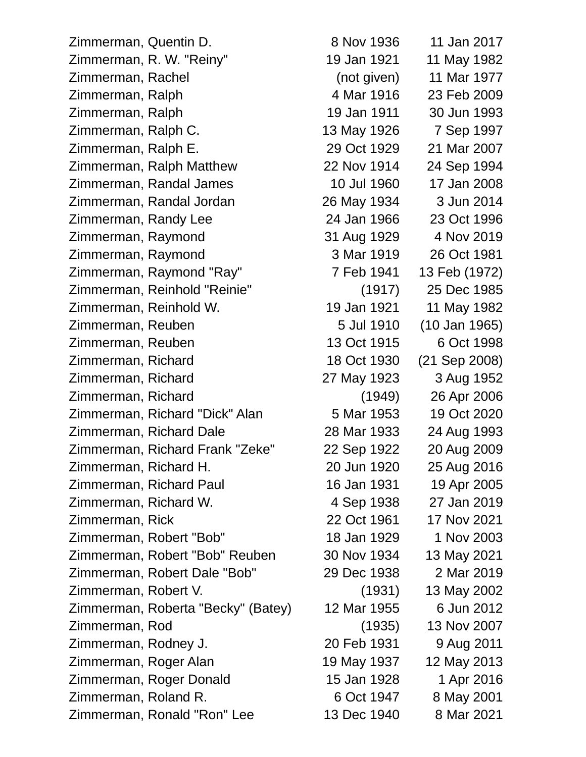| Name | Birth | Death |
|---|---|---|
| Zimmerman, Quentin D. | 8 Nov 1936 | 11 Jan 2017 |
| Zimmerman, R. W. "Reiny" | 19 Jan 1921 | 11 May 1982 |
| Zimmerman, Rachel | (not given) | 11 Mar 1977 |
| Zimmerman, Ralph | 4 Mar 1916 | 23 Feb 2009 |
| Zimmerman, Ralph | 19 Jan 1911 | 30 Jun 1993 |
| Zimmerman, Ralph C. | 13 May 1926 | 7 Sep 1997 |
| Zimmerman, Ralph E. | 29 Oct 1929 | 21 Mar 2007 |
| Zimmerman, Ralph Matthew | 22 Nov 1914 | 24 Sep 1994 |
| Zimmerman, Randal James | 10 Jul 1960 | 17 Jan 2008 |
| Zimmerman, Randal Jordan | 26 May 1934 | 3 Jun 2014 |
| Zimmerman, Randy Lee | 24 Jan 1966 | 23 Oct 1996 |
| Zimmerman, Raymond | 31 Aug 1929 | 4 Nov 2019 |
| Zimmerman, Raymond | 3 Mar 1919 | 26 Oct 1981 |
| Zimmerman, Raymond "Ray" | 7 Feb 1941 | 13 Feb (1972) |
| Zimmerman, Reinhold "Reinie" | (1917) | 25 Dec 1985 |
| Zimmerman, Reinhold W. | 19 Jan 1921 | 11 May 1982 |
| Zimmerman, Reuben | 5 Jul 1910 | (10 Jan 1965) |
| Zimmerman, Reuben | 13 Oct 1915 | 6 Oct 1998 |
| Zimmerman, Richard | 18 Oct 1930 | (21 Sep 2008) |
| Zimmerman, Richard | 27 May 1923 | 3 Aug 1952 |
| Zimmerman, Richard | (1949) | 26 Apr 2006 |
| Zimmerman, Richard "Dick" Alan | 5 Mar 1953 | 19 Oct 2020 |
| Zimmerman, Richard Dale | 28 Mar 1933 | 24 Aug 1993 |
| Zimmerman, Richard Frank "Zeke" | 22 Sep 1922 | 20 Aug 2009 |
| Zimmerman, Richard H. | 20 Jun 1920 | 25 Aug 2016 |
| Zimmerman, Richard Paul | 16 Jan 1931 | 19 Apr 2005 |
| Zimmerman, Richard W. | 4 Sep 1938 | 27 Jan 2019 |
| Zimmerman, Rick | 22 Oct 1961 | 17 Nov 2021 |
| Zimmerman, Robert "Bob" | 18 Jan 1929 | 1 Nov 2003 |
| Zimmerman, Robert "Bob" Reuben | 30 Nov 1934 | 13 May 2021 |
| Zimmerman, Robert Dale "Bob" | 29 Dec 1938 | 2 Mar 2019 |
| Zimmerman, Robert V. | (1931) | 13 May 2002 |
| Zimmerman, Roberta "Becky" (Batey) | 12 Mar 1955 | 6 Jun 2012 |
| Zimmerman, Rod | (1935) | 13 Nov 2007 |
| Zimmerman, Rodney J. | 20 Feb 1931 | 9 Aug 2011 |
| Zimmerman, Roger Alan | 19 May 1937 | 12 May 2013 |
| Zimmerman, Roger Donald | 15 Jan 1928 | 1 Apr 2016 |
| Zimmerman, Roland R. | 6 Oct 1947 | 8 May 2001 |
| Zimmerman, Ronald "Ron" Lee | 13 Dec 1940 | 8 Mar 2021 |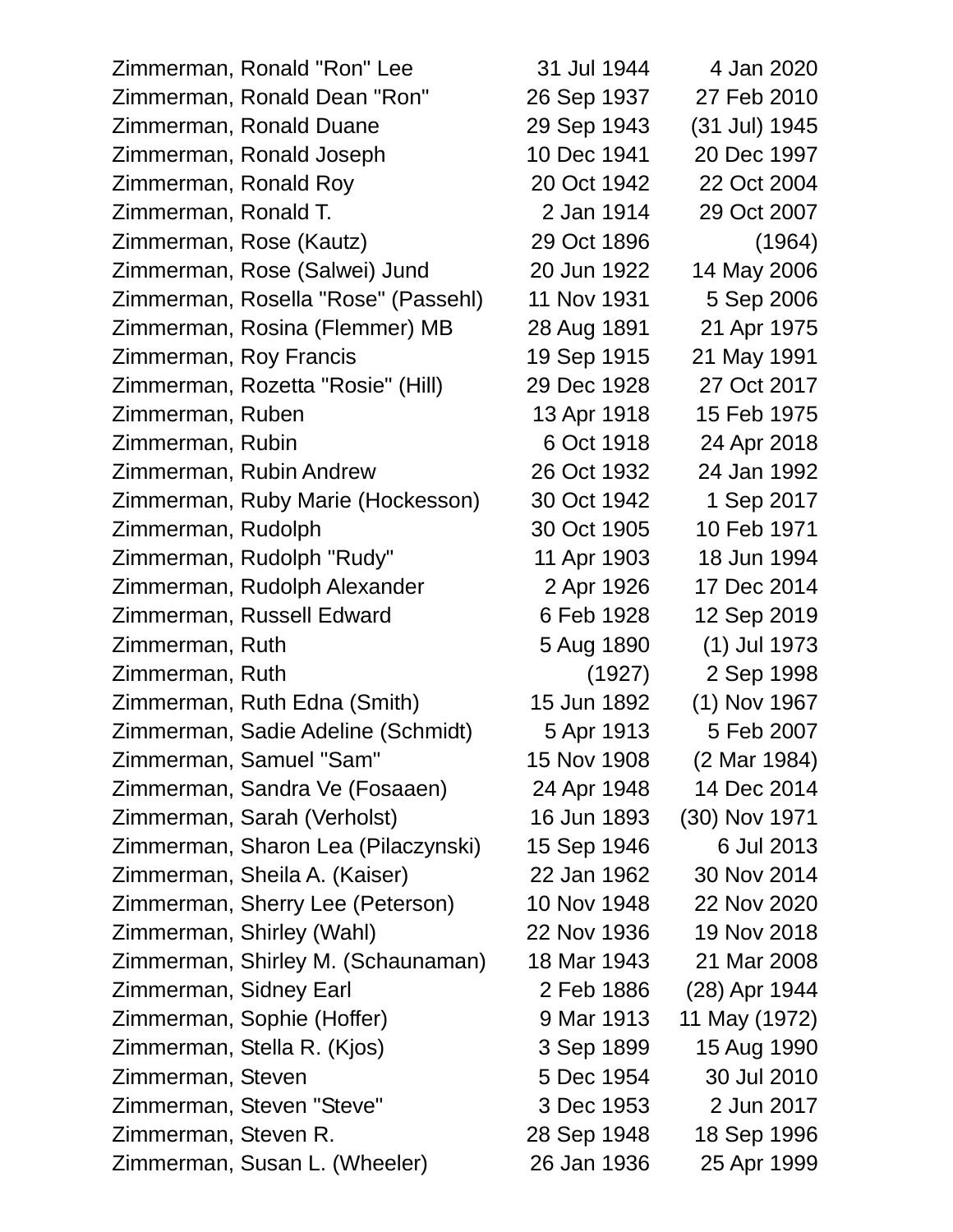| Name | Birth | Death |
|---|---|---|
| Zimmerman, Ronald "Ron" Lee | 31 Jul 1944 | 4 Jan 2020 |
| Zimmerman, Ronald Dean "Ron" | 26 Sep 1937 | 27 Feb 2010 |
| Zimmerman, Ronald Duane | 29 Sep 1943 | (31 Jul) 1945 |
| Zimmerman, Ronald Joseph | 10 Dec 1941 | 20 Dec 1997 |
| Zimmerman, Ronald Roy | 20 Oct 1942 | 22 Oct 2004 |
| Zimmerman, Ronald T. | 2 Jan 1914 | 29 Oct 2007 |
| Zimmerman, Rose (Kautz) | 29 Oct 1896 | (1964) |
| Zimmerman, Rose (Salwei) Jund | 20 Jun 1922 | 14 May 2006 |
| Zimmerman, Rosella "Rose" (Passehl) | 11 Nov 1931 | 5 Sep 2006 |
| Zimmerman, Rosina (Flemmer) MB | 28 Aug 1891 | 21 Apr 1975 |
| Zimmerman, Roy Francis | 19 Sep 1915 | 21 May 1991 |
| Zimmerman, Rozetta "Rosie" (Hill) | 29 Dec 1928 | 27 Oct 2017 |
| Zimmerman, Ruben | 13 Apr 1918 | 15 Feb 1975 |
| Zimmerman, Rubin | 6 Oct 1918 | 24 Apr 2018 |
| Zimmerman, Rubin Andrew | 26 Oct 1932 | 24 Jan 1992 |
| Zimmerman, Ruby Marie (Hockesson) | 30 Oct 1942 | 1 Sep 2017 |
| Zimmerman, Rudolph | 30 Oct 1905 | 10 Feb 1971 |
| Zimmerman, Rudolph "Rudy" | 11 Apr 1903 | 18 Jun 1994 |
| Zimmerman, Rudolph Alexander | 2 Apr 1926 | 17 Dec 2014 |
| Zimmerman, Russell Edward | 6 Feb 1928 | 12 Sep 2019 |
| Zimmerman, Ruth | 5 Aug 1890 | (1) Jul 1973 |
| Zimmerman, Ruth | (1927) | 2 Sep 1998 |
| Zimmerman, Ruth Edna (Smith) | 15 Jun 1892 | (1) Nov 1967 |
| Zimmerman, Sadie Adeline (Schmidt) | 5 Apr 1913 | 5 Feb 2007 |
| Zimmerman, Samuel "Sam" | 15 Nov 1908 | (2 Mar 1984) |
| Zimmerman, Sandra Ve (Fosaaen) | 24 Apr 1948 | 14 Dec 2014 |
| Zimmerman, Sarah (Verholst) | 16 Jun 1893 | (30) Nov 1971 |
| Zimmerman, Sharon Lea (Pilaczynski) | 15 Sep 1946 | 6 Jul 2013 |
| Zimmerman, Sheila A. (Kaiser) | 22 Jan 1962 | 30 Nov 2014 |
| Zimmerman, Sherry Lee (Peterson) | 10 Nov 1948 | 22 Nov 2020 |
| Zimmerman, Shirley (Wahl) | 22 Nov 1936 | 19 Nov 2018 |
| Zimmerman, Shirley M. (Schaunaman) | 18 Mar 1943 | 21 Mar 2008 |
| Zimmerman, Sidney Earl | 2 Feb 1886 | (28) Apr 1944 |
| Zimmerman, Sophie (Hoffer) | 9 Mar 1913 | 11 May (1972) |
| Zimmerman, Stella R. (Kjos) | 3 Sep 1899 | 15 Aug 1990 |
| Zimmerman, Steven | 5 Dec 1954 | 30 Jul 2010 |
| Zimmerman, Steven "Steve" | 3 Dec 1953 | 2 Jun 2017 |
| Zimmerman, Steven R. | 28 Sep 1948 | 18 Sep 1996 |
| Zimmerman, Susan L. (Wheeler) | 26 Jan 1936 | 25 Apr 1999 |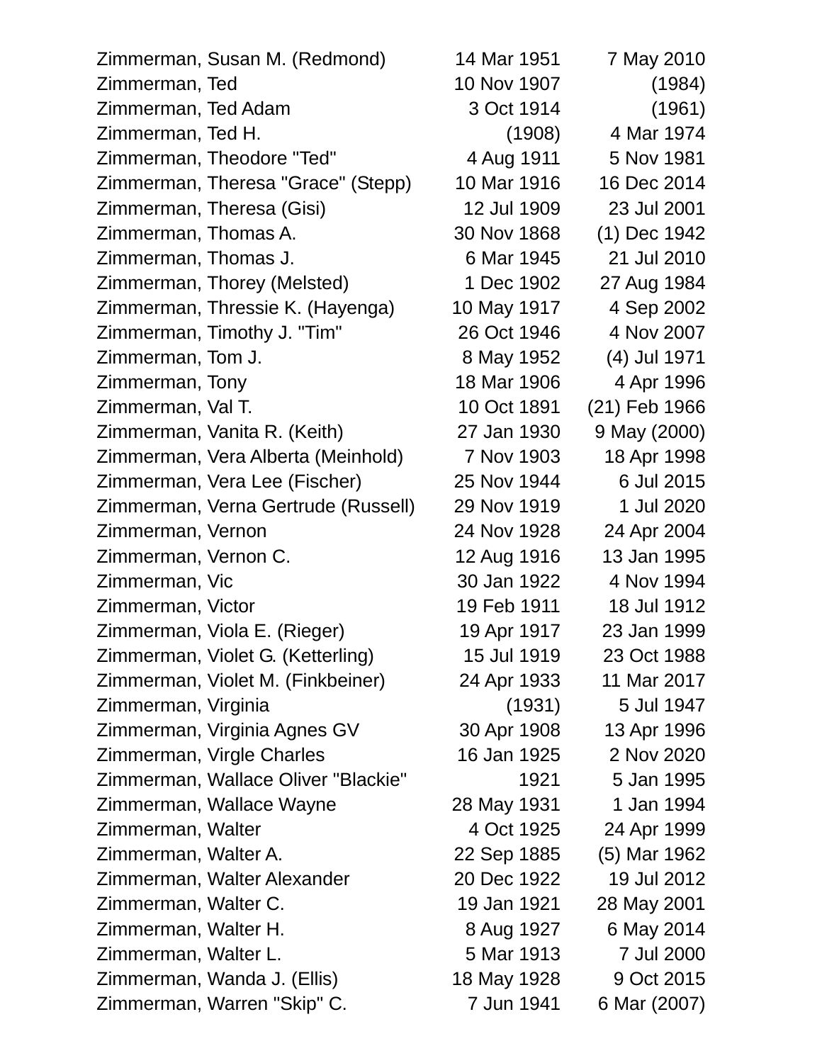| | | |
|---|---|---|
| Zimmerman, Susan M. (Redmond) | 14 Mar 1951 | 7 May 2010 |
| Zimmerman, Ted | 10 Nov 1907 | (1984) |
| Zimmerman, Ted Adam | 3 Oct 1914 | (1961) |
| Zimmerman, Ted H. | (1908) | 4 Mar 1974 |
| Zimmerman, Theodore "Ted" | 4 Aug 1911 | 5 Nov 1981 |
| Zimmerman, Theresa "Grace" (Stepp) | 10 Mar 1916 | 16 Dec 2014 |
| Zimmerman, Theresa (Gisi) | 12 Jul 1909 | 23 Jul 2001 |
| Zimmerman, Thomas A. | 30 Nov 1868 | (1) Dec 1942 |
| Zimmerman, Thomas J. | 6 Mar 1945 | 21 Jul 2010 |
| Zimmerman, Thorey (Melsted) | 1 Dec 1902 | 27 Aug 1984 |
| Zimmerman, Thressie K. (Hayenga) | 10 May 1917 | 4 Sep 2002 |
| Zimmerman, Timothy J. "Tim" | 26 Oct 1946 | 4 Nov 2007 |
| Zimmerman, Tom J. | 8 May 1952 | (4) Jul 1971 |
| Zimmerman, Tony | 18 Mar 1906 | 4 Apr 1996 |
| Zimmerman, Val T. | 10 Oct 1891 | (21) Feb 1966 |
| Zimmerman, Vanita R. (Keith) | 27 Jan 1930 | 9 May (2000) |
| Zimmerman, Vera Alberta (Meinhold) | 7 Nov 1903 | 18 Apr 1998 |
| Zimmerman, Vera Lee (Fischer) | 25 Nov 1944 | 6 Jul 2015 |
| Zimmerman, Verna Gertrude (Russell) | 29 Nov 1919 | 1 Jul 2020 |
| Zimmerman, Vernon | 24 Nov 1928 | 24 Apr 2004 |
| Zimmerman, Vernon C. | 12 Aug 1916 | 13 Jan 1995 |
| Zimmerman, Vic | 30 Jan 1922 | 4 Nov 1994 |
| Zimmerman, Victor | 19 Feb 1911 | 18 Jul 1912 |
| Zimmerman, Viola E. (Rieger) | 19 Apr 1917 | 23 Jan 1999 |
| Zimmerman, Violet G. (Ketterling) | 15 Jul 1919 | 23 Oct 1988 |
| Zimmerman, Violet M. (Finkbeiner) | 24 Apr 1933 | 11 Mar 2017 |
| Zimmerman, Virginia | (1931) | 5 Jul 1947 |
| Zimmerman, Virginia Agnes GV | 30 Apr 1908 | 13 Apr 1996 |
| Zimmerman, Virgle Charles | 16 Jan 1925 | 2 Nov 2020 |
| Zimmerman, Wallace Oliver "Blackie" | 1921 | 5 Jan 1995 |
| Zimmerman, Wallace Wayne | 28 May 1931 | 1 Jan 1994 |
| Zimmerman, Walter | 4 Oct 1925 | 24 Apr 1999 |
| Zimmerman, Walter A. | 22 Sep 1885 | (5) Mar 1962 |
| Zimmerman, Walter Alexander | 20 Dec 1922 | 19 Jul 2012 |
| Zimmerman, Walter C. | 19 Jan 1921 | 28 May 2001 |
| Zimmerman, Walter H. | 8 Aug 1927 | 6 May 2014 |
| Zimmerman, Walter L. | 5 Mar 1913 | 7 Jul 2000 |
| Zimmerman, Wanda J. (Ellis) | 18 May 1928 | 9 Oct 2015 |
| Zimmerman, Warren "Skip" C. | 7 Jun 1941 | 6 Mar (2007) |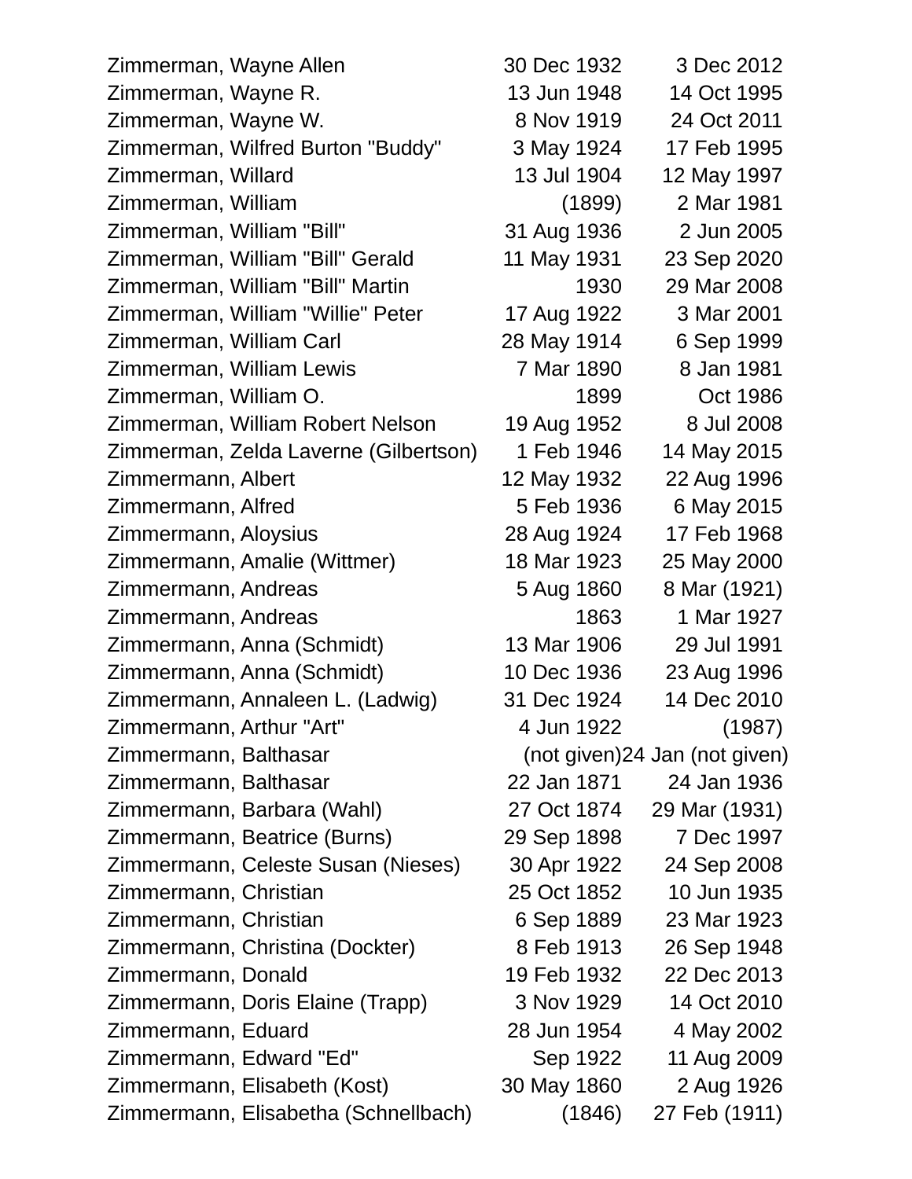| | | |
|---|---|---|
| Zimmerman, Wayne Allen | 30 Dec 1932 | 3 Dec 2012 |
| Zimmerman, Wayne R. | 13 Jun 1948 | 14 Oct 1995 |
| Zimmerman, Wayne W. | 8 Nov 1919 | 24 Oct 2011 |
| Zimmerman, Wilfred Burton "Buddy" | 3 May 1924 | 17 Feb 1995 |
| Zimmerman, Willard | 13 Jul 1904 | 12 May 1997 |
| Zimmerman, William | (1899) | 2 Mar 1981 |
| Zimmerman, William "Bill" | 31 Aug 1936 | 2 Jun 2005 |
| Zimmerman, William "Bill" Gerald | 11 May 1931 | 23 Sep 2020 |
| Zimmerman, William "Bill" Martin | 1930 | 29 Mar 2008 |
| Zimmerman, William "Willie" Peter | 17 Aug 1922 | 3 Mar 2001 |
| Zimmerman, William Carl | 28 May 1914 | 6 Sep 1999 |
| Zimmerman, William Lewis | 7 Mar 1890 | 8 Jan 1981 |
| Zimmerman, William O. | 1899 | Oct 1986 |
| Zimmerman, William Robert Nelson | 19 Aug 1952 | 8 Jul 2008 |
| Zimmerman, Zelda Laverne (Gilbertson) | 1 Feb 1946 | 14 May 2015 |
| Zimmermann, Albert | 12 May 1932 | 22 Aug 1996 |
| Zimmermann, Alfred | 5 Feb 1936 | 6 May 2015 |
| Zimmermann, Aloysius | 28 Aug 1924 | 17 Feb 1968 |
| Zimmermann, Amalie (Wittmer) | 18 Mar 1923 | 25 May 2000 |
| Zimmermann, Andreas | 5 Aug 1860 | 8 Mar (1921) |
| Zimmermann, Andreas | 1863 | 1 Mar 1927 |
| Zimmermann, Anna (Schmidt) | 13 Mar 1906 | 29 Jul 1991 |
| Zimmermann, Anna (Schmidt) | 10 Dec 1936 | 23 Aug 1996 |
| Zimmermann, Annaleen L. (Ladwig) | 31 Dec 1924 | 14 Dec 2010 |
| Zimmermann, Arthur "Art" | 4 Jun 1922 | (1987) |
| Zimmermann, Balthasar | (not given) | 24 Jan (not given) |
| Zimmermann, Balthasar | 22 Jan 1871 | 24 Jan 1936 |
| Zimmermann, Barbara (Wahl) | 27 Oct 1874 | 29 Mar (1931) |
| Zimmermann, Beatrice (Burns) | 29 Sep 1898 | 7 Dec 1997 |
| Zimmermann, Celeste Susan (Nieses) | 30 Apr 1922 | 24 Sep 2008 |
| Zimmermann, Christian | 25 Oct 1852 | 10 Jun 1935 |
| Zimmermann, Christian | 6 Sep 1889 | 23 Mar 1923 |
| Zimmermann, Christina (Dockter) | 8 Feb 1913 | 26 Sep 1948 |
| Zimmermann, Donald | 19 Feb 1932 | 22 Dec 2013 |
| Zimmermann, Doris Elaine (Trapp) | 3 Nov 1929 | 14 Oct 2010 |
| Zimmermann, Eduard | 28 Jun 1954 | 4 May 2002 |
| Zimmermann, Edward "Ed" | Sep 1922 | 11 Aug 2009 |
| Zimmermann, Elisabeth (Kost) | 30 May 1860 | 2 Aug 1926 |
| Zimmermann, Elisabetha (Schnellbach) | (1846) | 27 Feb (1911) |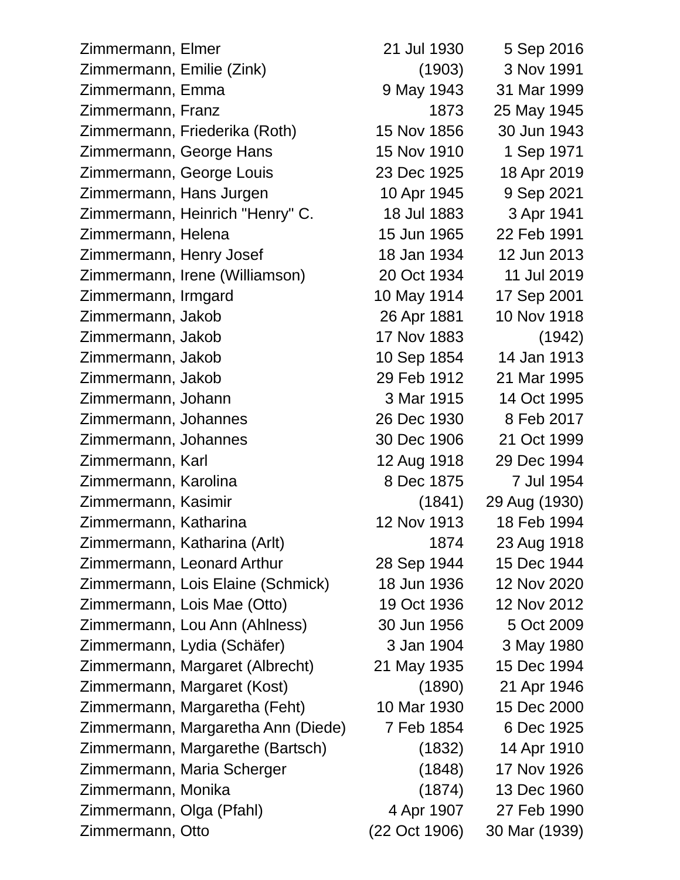| | | |
|---|---|---|
| Zimmermann, Elmer | 21 Jul 1930 | 5 Sep 2016 |
| Zimmermann, Emilie (Zink) | (1903) | 3 Nov 1991 |
| Zimmermann, Emma | 9 May 1943 | 31 Mar 1999 |
| Zimmermann, Franz | 1873 | 25 May 1945 |
| Zimmermann, Friederika (Roth) | 15 Nov 1856 | 30 Jun 1943 |
| Zimmermann, George Hans | 15 Nov 1910 | 1 Sep 1971 |
| Zimmermann, George Louis | 23 Dec 1925 | 18 Apr 2019 |
| Zimmermann, Hans Jurgen | 10 Apr 1945 | 9 Sep 2021 |
| Zimmermann, Heinrich "Henry" C. | 18 Jul 1883 | 3 Apr 1941 |
| Zimmermann, Helena | 15 Jun 1965 | 22 Feb 1991 |
| Zimmermann, Henry Josef | 18 Jan 1934 | 12 Jun 2013 |
| Zimmermann, Irene (Williamson) | 20 Oct 1934 | 11 Jul 2019 |
| Zimmermann, Irmgard | 10 May 1914 | 17 Sep 2001 |
| Zimmermann, Jakob | 26 Apr 1881 | 10 Nov 1918 |
| Zimmermann, Jakob | 17 Nov 1883 | (1942) |
| Zimmermann, Jakob | 10 Sep 1854 | 14 Jan 1913 |
| Zimmermann, Jakob | 29 Feb 1912 | 21 Mar 1995 |
| Zimmermann, Johann | 3 Mar 1915 | 14 Oct 1995 |
| Zimmermann, Johannes | 26 Dec 1930 | 8 Feb 2017 |
| Zimmermann, Johannes | 30 Dec 1906 | 21 Oct 1999 |
| Zimmermann, Karl | 12 Aug 1918 | 29 Dec 1994 |
| Zimmermann, Karolina | 8 Dec 1875 | 7 Jul 1954 |
| Zimmermann, Kasimir | (1841) | 29 Aug (1930) |
| Zimmermann, Katharina | 12 Nov 1913 | 18 Feb 1994 |
| Zimmermann, Katharina (Arlt) | 1874 | 23 Aug 1918 |
| Zimmermann, Leonard Arthur | 28 Sep 1944 | 15 Dec 1944 |
| Zimmermann, Lois Elaine (Schmick) | 18 Jun 1936 | 12 Nov 2020 |
| Zimmermann, Lois Mae (Otto) | 19 Oct 1936 | 12 Nov 2012 |
| Zimmermann, Lou Ann (Ahlness) | 30 Jun 1956 | 5 Oct 2009 |
| Zimmermann, Lydia (Schäfer) | 3 Jan 1904 | 3 May 1980 |
| Zimmermann, Margaret (Albrecht) | 21 May 1935 | 15 Dec 1994 |
| Zimmermann, Margaret (Kost) | (1890) | 21 Apr 1946 |
| Zimmermann, Margaretha (Feht) | 10 Mar 1930 | 15 Dec 2000 |
| Zimmermann, Margaretha Ann (Diede) | 7 Feb 1854 | 6 Dec 1925 |
| Zimmermann, Margarethe (Bartsch) | (1832) | 14 Apr 1910 |
| Zimmermann, Maria Scherger | (1848) | 17 Nov 1926 |
| Zimmermann, Monika | (1874) | 13 Dec 1960 |
| Zimmermann, Olga (Pfahl) | 4 Apr 1907 | 27 Feb 1990 |
| Zimmermann, Otto | (22 Oct 1906) | 30 Mar (1939) |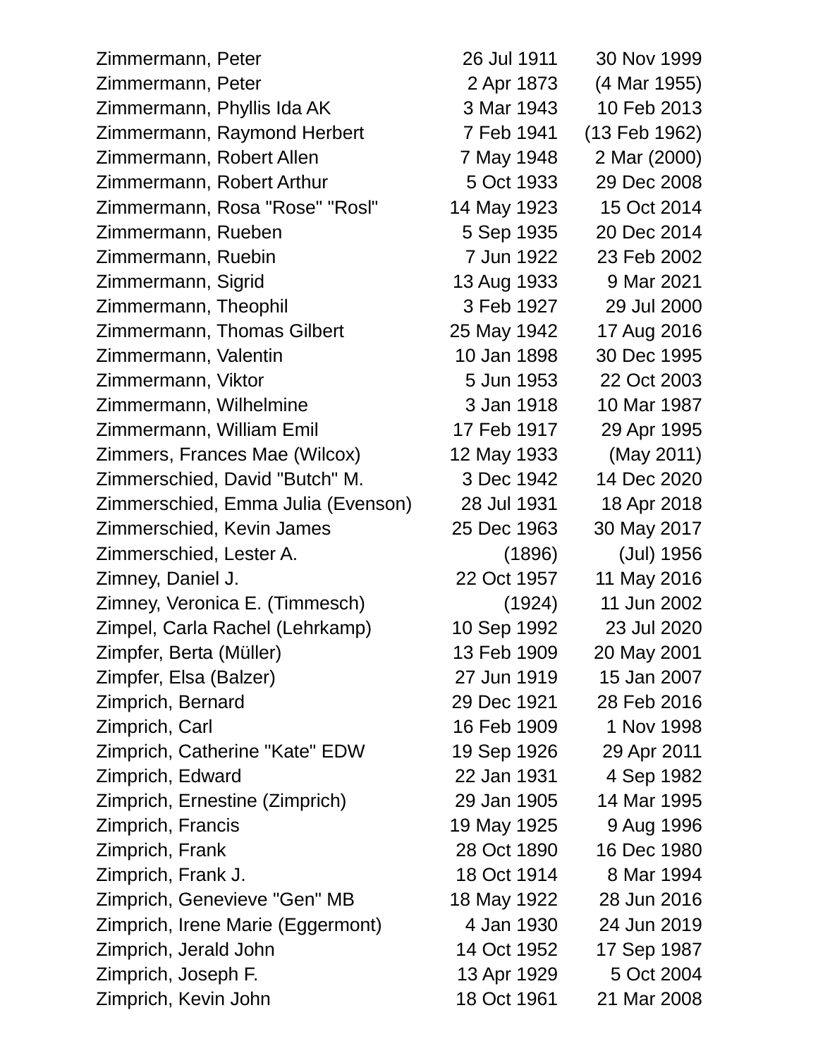| | | |
|---|---|---|
| Zimmermann, Peter | 26 Jul 1911 | 30 Nov 1999 |
| Zimmermann, Peter | 2 Apr 1873 | (4 Mar 1955) |
| Zimmermann, Phyllis Ida AK | 3 Mar 1943 | 10 Feb 2013 |
| Zimmermann, Raymond Herbert | 7 Feb 1941 | (13 Feb 1962) |
| Zimmermann, Robert Allen | 7 May 1948 | 2 Mar (2000) |
| Zimmermann, Robert Arthur | 5 Oct 1933 | 29 Dec 2008 |
| Zimmermann, Rosa "Rose" "Rosl" | 14 May 1923 | 15 Oct 2014 |
| Zimmermann, Rueben | 5 Sep 1935 | 20 Dec 2014 |
| Zimmermann, Ruebin | 7 Jun 1922 | 23 Feb 2002 |
| Zimmermann, Sigrid | 13 Aug 1933 | 9 Mar 2021 |
| Zimmermann, Theophil | 3 Feb 1927 | 29 Jul 2000 |
| Zimmermann, Thomas Gilbert | 25 May 1942 | 17 Aug 2016 |
| Zimmermann, Valentin | 10 Jan 1898 | 30 Dec 1995 |
| Zimmermann, Viktor | 5 Jun 1953 | 22 Oct 2003 |
| Zimmermann, Wilhelmine | 3 Jan 1918 | 10 Mar 1987 |
| Zimmermann, William Emil | 17 Feb 1917 | 29 Apr 1995 |
| Zimmers, Frances Mae (Wilcox) | 12 May 1933 | (May 2011) |
| Zimmerschied, David "Butch" M. | 3 Dec 1942 | 14 Dec 2020 |
| Zimmerschied, Emma Julia (Evenson) | 28 Jul 1931 | 18 Apr 2018 |
| Zimmerschied, Kevin James | 25 Dec 1963 | 30 May 2017 |
| Zimmerschied, Lester A. | (1896) | (Jul) 1956 |
| Zimney, Daniel J. | 22 Oct 1957 | 11 May 2016 |
| Zimney, Veronica E. (Timmesch) | (1924) | 11 Jun 2002 |
| Zimpel, Carla Rachel (Lehrkamp) | 10 Sep 1992 | 23 Jul 2020 |
| Zimpfer, Berta (Müller) | 13 Feb 1909 | 20 May 2001 |
| Zimpfer, Elsa (Balzer) | 27 Jun 1919 | 15 Jan 2007 |
| Zimprich, Bernard | 29 Dec 1921 | 28 Feb 2016 |
| Zimprich, Carl | 16 Feb 1909 | 1 Nov 1998 |
| Zimprich, Catherine "Kate" EDW | 19 Sep 1926 | 29 Apr 2011 |
| Zimprich, Edward | 22 Jan 1931 | 4 Sep 1982 |
| Zimprich, Ernestine (Zimprich) | 29 Jan 1905 | 14 Mar 1995 |
| Zimprich, Francis | 19 May 1925 | 9 Aug 1996 |
| Zimprich, Frank | 28 Oct 1890 | 16 Dec 1980 |
| Zimprich, Frank J. | 18 Oct 1914 | 8 Mar 1994 |
| Zimprich, Genevieve "Gen" MB | 18 May 1922 | 28 Jun 2016 |
| Zimprich, Irene Marie (Eggermont) | 4 Jan 1930 | 24 Jun 2019 |
| Zimprich, Jerald John | 14 Oct 1952 | 17 Sep 1987 |
| Zimprich, Joseph F. | 13 Apr 1929 | 5 Oct 2004 |
| Zimprich, Kevin John | 18 Oct 1961 | 21 Mar 2008 |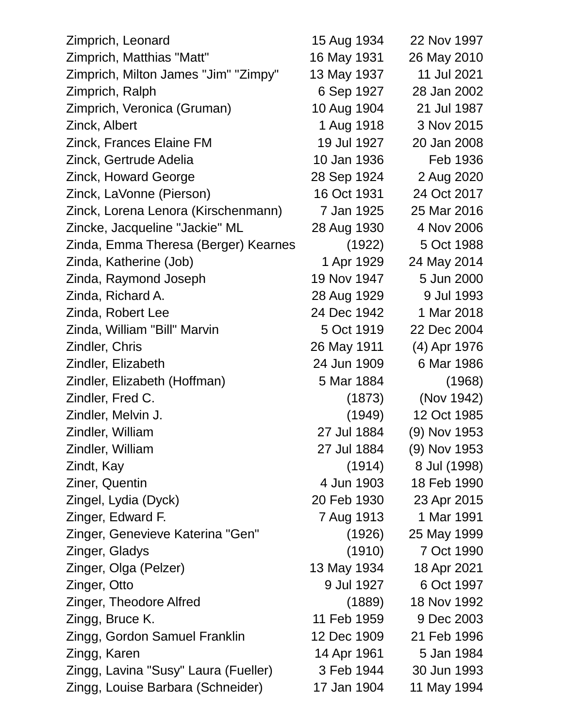| | | |
|---|---|---|
| Zimprich, Leonard | 15 Aug 1934 | 22 Nov 1997 |
| Zimprich, Matthias "Matt" | 16 May 1931 | 26 May 2010 |
| Zimprich, Milton James "Jim" "Zimpy" | 13 May 1937 | 11 Jul 2021 |
| Zimprich, Ralph | 6 Sep 1927 | 28 Jan 2002 |
| Zimprich, Veronica (Gruman) | 10 Aug 1904 | 21 Jul 1987 |
| Zinck, Albert | 1 Aug 1918 | 3 Nov 2015 |
| Zinck, Frances Elaine FM | 19 Jul 1927 | 20 Jan 2008 |
| Zinck, Gertrude Adelia | 10 Jan 1936 | Feb 1936 |
| Zinck, Howard George | 28 Sep 1924 | 2 Aug 2020 |
| Zinck, LaVonne (Pierson) | 16 Oct 1931 | 24 Oct 2017 |
| Zinck, Lorena Lenora (Kirschenmann) | 7 Jan 1925 | 25 Mar 2016 |
| Zincke, Jacqueline "Jackie" ML | 28 Aug 1930 | 4 Nov 2006 |
| Zinda, Emma Theresa (Berger) Kearnes | (1922) | 5 Oct 1988 |
| Zinda, Katherine (Job) | 1 Apr 1929 | 24 May 2014 |
| Zinda, Raymond Joseph | 19 Nov 1947 | 5 Jun 2000 |
| Zinda, Richard A. | 28 Aug 1929 | 9 Jul 1993 |
| Zinda, Robert Lee | 24 Dec 1942 | 1 Mar 2018 |
| Zinda, William "Bill" Marvin | 5 Oct 1919 | 22 Dec 2004 |
| Zindler, Chris | 26 May 1911 | (4) Apr 1976 |
| Zindler, Elizabeth | 24 Jun 1909 | 6 Mar 1986 |
| Zindler, Elizabeth (Hoffman) | 5 Mar 1884 | (1968) |
| Zindler, Fred C. | (1873) | (Nov 1942) |
| Zindler, Melvin J. | (1949) | 12 Oct 1985 |
| Zindler, William | 27 Jul 1884 | (9) Nov 1953 |
| Zindler, William | 27 Jul 1884 | (9) Nov 1953 |
| Zindt, Kay | (1914) | 8 Jul (1998) |
| Ziner, Quentin | 4 Jun 1903 | 18 Feb 1990 |
| Zingel, Lydia (Dyck) | 20 Feb 1930 | 23 Apr 2015 |
| Zinger, Edward F. | 7 Aug 1913 | 1 Mar 1991 |
| Zinger, Genevieve Katerina "Gen" | (1926) | 25 May 1999 |
| Zinger, Gladys | (1910) | 7 Oct 1990 |
| Zinger, Olga (Pelzer) | 13 May 1934 | 18 Apr 2021 |
| Zinger, Otto | 9 Jul 1927 | 6 Oct 1997 |
| Zinger, Theodore Alfred | (1889) | 18 Nov 1992 |
| Zingg, Bruce K. | 11 Feb 1959 | 9 Dec 2003 |
| Zingg, Gordon Samuel Franklin | 12 Dec 1909 | 21 Feb 1996 |
| Zingg, Karen | 14 Apr 1961 | 5 Jan 1984 |
| Zingg, Lavina "Susy" Laura (Fueller) | 3 Feb 1944 | 30 Jun 1993 |
| Zingg, Louise Barbara (Schneider) | 17 Jan 1904 | 11 May 1994 |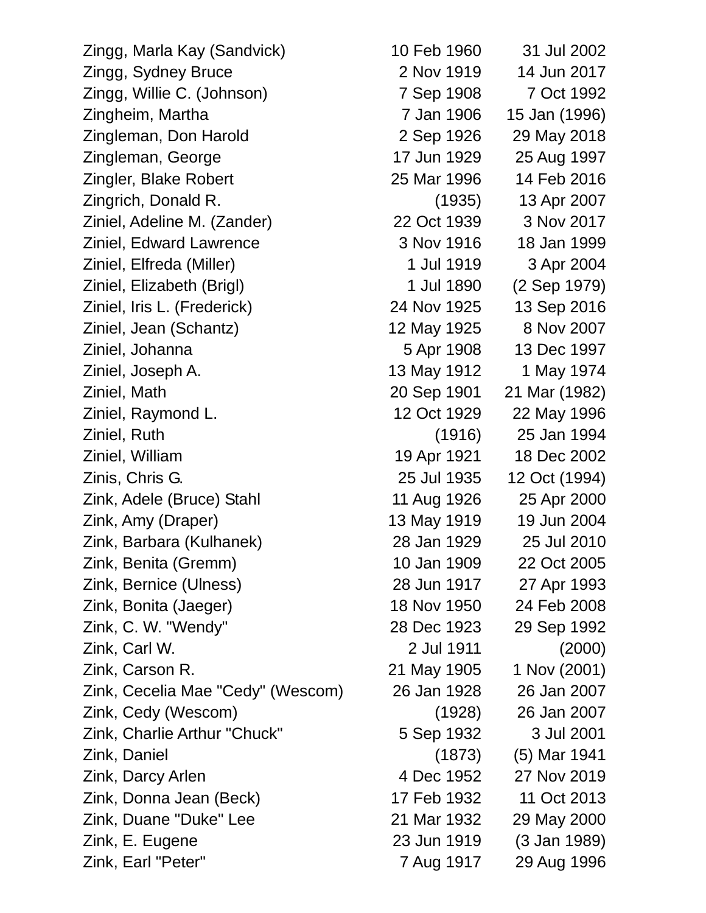| | | |
|---|---|---|
| Zingg, Marla Kay (Sandvick) | 10 Feb 1960 | 31 Jul 2002 |
| Zingg, Sydney Bruce | 2 Nov 1919 | 14 Jun 2017 |
| Zingg, Willie C. (Johnson) | 7 Sep 1908 | 7 Oct 1992 |
| Zingheim, Martha | 7 Jan 1906 | 15 Jan (1996) |
| Zingleman, Don Harold | 2 Sep 1926 | 29 May 2018 |
| Zingleman, George | 17 Jun 1929 | 25 Aug 1997 |
| Zingler, Blake Robert | 25 Mar 1996 | 14 Feb 2016 |
| Zingrich, Donald R. | (1935) | 13 Apr 2007 |
| Ziniel, Adeline M. (Zander) | 22 Oct 1939 | 3 Nov 2017 |
| Ziniel, Edward Lawrence | 3 Nov 1916 | 18 Jan 1999 |
| Ziniel, Elfreda (Miller) | 1 Jul 1919 | 3 Apr 2004 |
| Ziniel, Elizabeth (Brigl) | 1 Jul 1890 | (2 Sep 1979) |
| Ziniel, Iris L. (Frederick) | 24 Nov 1925 | 13 Sep 2016 |
| Ziniel, Jean (Schantz) | 12 May 1925 | 8 Nov 2007 |
| Ziniel, Johanna | 5 Apr 1908 | 13 Dec 1997 |
| Ziniel, Joseph A. | 13 May 1912 | 1 May 1974 |
| Ziniel, Math | 20 Sep 1901 | 21 Mar (1982) |
| Ziniel, Raymond L. | 12 Oct 1929 | 22 May 1996 |
| Ziniel, Ruth | (1916) | 25 Jan 1994 |
| Ziniel, William | 19 Apr 1921 | 18 Dec 2002 |
| Zinis, Chris G. | 25 Jul 1935 | 12 Oct (1994) |
| Zink, Adele (Bruce) Stahl | 11 Aug 1926 | 25 Apr 2000 |
| Zink, Amy (Draper) | 13 May 1919 | 19 Jun 2004 |
| Zink, Barbara (Kulhanek) | 28 Jan 1929 | 25 Jul 2010 |
| Zink, Benita (Gremm) | 10 Jan 1909 | 22 Oct 2005 |
| Zink, Bernice (Ulness) | 28 Jun 1917 | 27 Apr 1993 |
| Zink, Bonita (Jaeger) | 18 Nov 1950 | 24 Feb 2008 |
| Zink, C. W. "Wendy" | 28 Dec 1923 | 29 Sep 1992 |
| Zink, Carl W. | 2 Jul 1911 | (2000) |
| Zink, Carson R. | 21 May 1905 | 1 Nov (2001) |
| Zink, Cecelia Mae "Cedy" (Wescom) | 26 Jan 1928 | 26 Jan 2007 |
| Zink, Cedy (Wescom) | (1928) | 26 Jan 2007 |
| Zink, Charlie Arthur "Chuck" | 5 Sep 1932 | 3 Jul 2001 |
| Zink, Daniel | (1873) | (5) Mar 1941 |
| Zink, Darcy Arlen | 4 Dec 1952 | 27 Nov 2019 |
| Zink, Donna Jean (Beck) | 17 Feb 1932 | 11 Oct 2013 |
| Zink, Duane "Duke" Lee | 21 Mar 1932 | 29 May 2000 |
| Zink, E. Eugene | 23 Jun 1919 | (3 Jan 1989) |
| Zink, Earl "Peter" | 7 Aug 1917 | 29 Aug 1996 |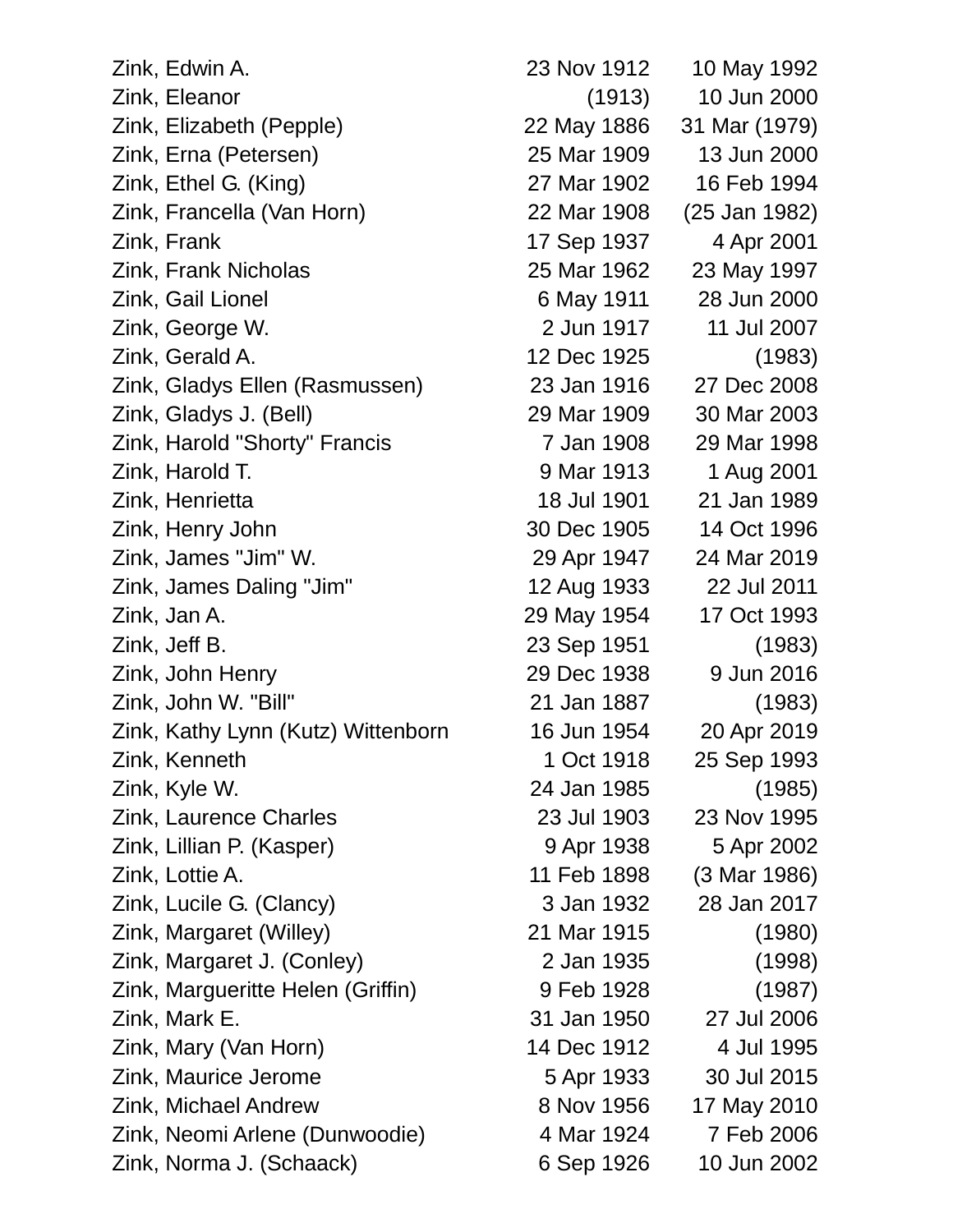| | | |
|---|---|---|
| Zink, Edwin A. | 23 Nov 1912 | 10 May 1992 |
| Zink, Eleanor | (1913) | 10 Jun 2000 |
| Zink, Elizabeth (Pepple) | 22 May 1886 | 31 Mar (1979) |
| Zink, Erna (Petersen) | 25 Mar 1909 | 13 Jun 2000 |
| Zink, Ethel G. (King) | 27 Mar 1902 | 16 Feb 1994 |
| Zink, Francella (Van Horn) | 22 Mar 1908 | (25 Jan 1982) |
| Zink, Frank | 17 Sep 1937 | 4 Apr 2001 |
| Zink, Frank Nicholas | 25 Mar 1962 | 23 May 1997 |
| Zink, Gail Lionel | 6 May 1911 | 28 Jun 2000 |
| Zink, George W. | 2 Jun 1917 | 11 Jul 2007 |
| Zink, Gerald A. | 12 Dec 1925 | (1983) |
| Zink, Gladys Ellen (Rasmussen) | 23 Jan 1916 | 27 Dec 2008 |
| Zink, Gladys J. (Bell) | 29 Mar 1909 | 30 Mar 2003 |
| Zink, Harold "Shorty" Francis | 7 Jan 1908 | 29 Mar 1998 |
| Zink, Harold T. | 9 Mar 1913 | 1 Aug 2001 |
| Zink, Henrietta | 18 Jul 1901 | 21 Jan 1989 |
| Zink, Henry John | 30 Dec 1905 | 14 Oct 1996 |
| Zink, James "Jim" W. | 29 Apr 1947 | 24 Mar 2019 |
| Zink, James Daling "Jim" | 12 Aug 1933 | 22 Jul 2011 |
| Zink, Jan A. | 29 May 1954 | 17 Oct 1993 |
| Zink, Jeff B. | 23 Sep 1951 | (1983) |
| Zink, John Henry | 29 Dec 1938 | 9 Jun 2016 |
| Zink, John W. "Bill" | 21 Jan 1887 | (1983) |
| Zink, Kathy Lynn (Kutz) Wittenborn | 16 Jun 1954 | 20 Apr 2019 |
| Zink, Kenneth | 1 Oct 1918 | 25 Sep 1993 |
| Zink, Kyle W. | 24 Jan 1985 | (1985) |
| Zink, Laurence Charles | 23 Jul 1903 | 23 Nov 1995 |
| Zink, Lillian P. (Kasper) | 9 Apr 1938 | 5 Apr 2002 |
| Zink, Lottie A. | 11 Feb 1898 | (3 Mar 1986) |
| Zink, Lucile G. (Clancy) | 3 Jan 1932 | 28 Jan 2017 |
| Zink, Margaret (Willey) | 21 Mar 1915 | (1980) |
| Zink, Margaret J. (Conley) | 2 Jan 1935 | (1998) |
| Zink, Margueritte Helen (Griffin) | 9 Feb 1928 | (1987) |
| Zink, Mark E. | 31 Jan 1950 | 27 Jul 2006 |
| Zink, Mary (Van Horn) | 14 Dec 1912 | 4 Jul 1995 |
| Zink, Maurice Jerome | 5 Apr 1933 | 30 Jul 2015 |
| Zink, Michael Andrew | 8 Nov 1956 | 17 May 2010 |
| Zink, Neomi Arlene (Dunwoodie) | 4 Mar 1924 | 7 Feb 2006 |
| Zink, Norma J. (Schaack) | 6 Sep 1926 | 10 Jun 2002 |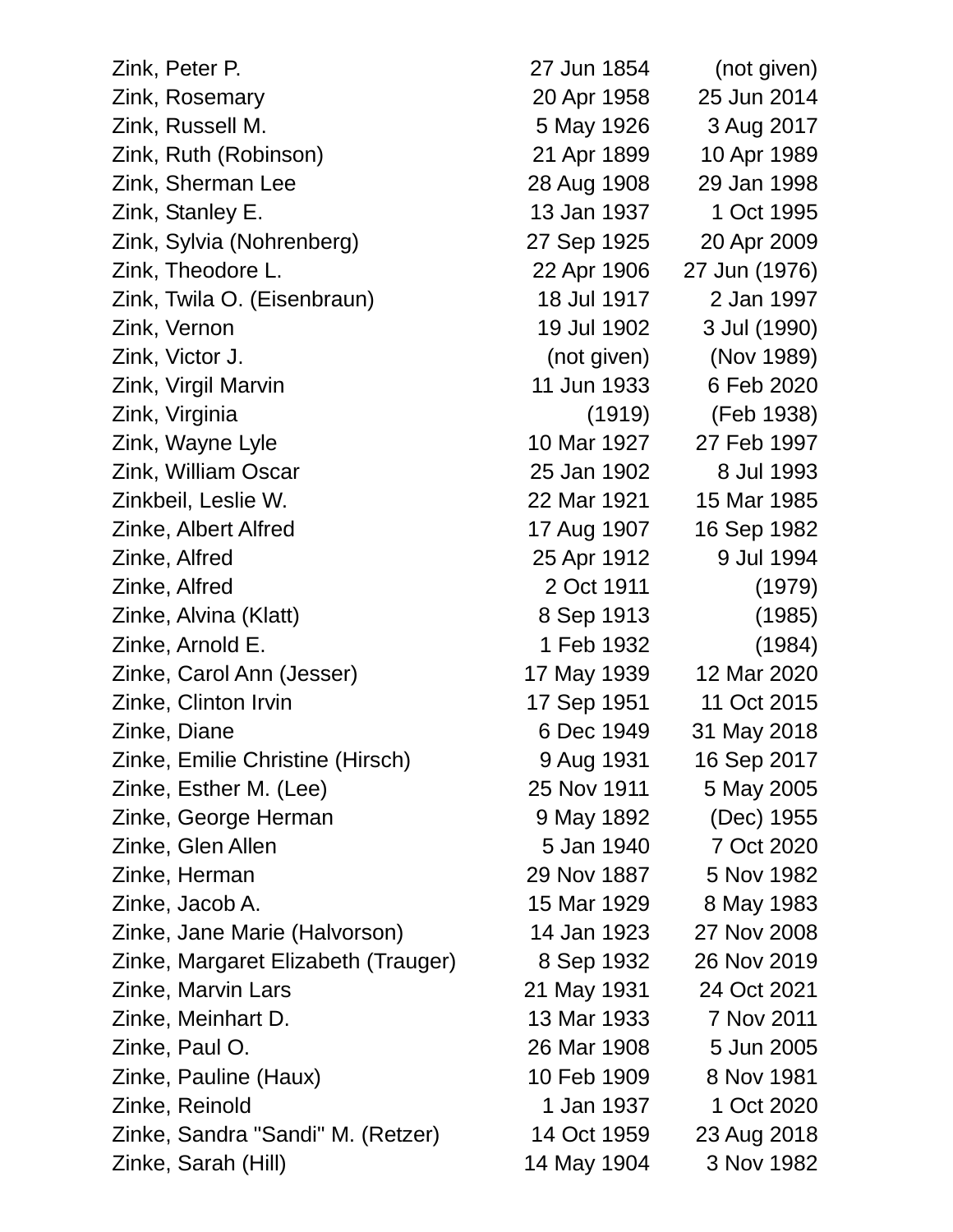| | | |
|---|---|---|
| Zink, Peter P. | 27 Jun 1854 | (not given) |
| Zink, Rosemary | 20 Apr 1958 | 25 Jun 2014 |
| Zink, Russell M. | 5 May 1926 | 3 Aug 2017 |
| Zink, Ruth (Robinson) | 21 Apr 1899 | 10 Apr 1989 |
| Zink, Sherman Lee | 28 Aug 1908 | 29 Jan 1998 |
| Zink, Stanley E. | 13 Jan 1937 | 1 Oct 1995 |
| Zink, Sylvia (Nohrenberg) | 27 Sep 1925 | 20 Apr 2009 |
| Zink, Theodore L. | 22 Apr 1906 | 27 Jun (1976) |
| Zink, Twila O. (Eisenbraun) | 18 Jul 1917 | 2 Jan 1997 |
| Zink, Vernon | 19 Jul 1902 | 3 Jul (1990) |
| Zink, Victor J. | (not given) | (Nov 1989) |
| Zink, Virgil Marvin | 11 Jun 1933 | 6 Feb 2020 |
| Zink, Virginia | (1919) | (Feb 1938) |
| Zink, Wayne Lyle | 10 Mar 1927 | 27 Feb 1997 |
| Zink, William Oscar | 25 Jan 1902 | 8 Jul 1993 |
| Zinkbeil, Leslie W. | 22 Mar 1921 | 15 Mar 1985 |
| Zinke, Albert Alfred | 17 Aug 1907 | 16 Sep 1982 |
| Zinke, Alfred | 25 Apr 1912 | 9 Jul 1994 |
| Zinke, Alfred | 2 Oct 1911 | (1979) |
| Zinke, Alvina (Klatt) | 8 Sep 1913 | (1985) |
| Zinke, Arnold E. | 1 Feb 1932 | (1984) |
| Zinke, Carol Ann (Jesser) | 17 May 1939 | 12 Mar 2020 |
| Zinke, Clinton Irvin | 17 Sep 1951 | 11 Oct 2015 |
| Zinke, Diane | 6 Dec 1949 | 31 May 2018 |
| Zinke, Emilie Christine (Hirsch) | 9 Aug 1931 | 16 Sep 2017 |
| Zinke, Esther M. (Lee) | 25 Nov 1911 | 5 May 2005 |
| Zinke, George Herman | 9 May 1892 | (Dec) 1955 |
| Zinke, Glen Allen | 5 Jan 1940 | 7 Oct 2020 |
| Zinke, Herman | 29 Nov 1887 | 5 Nov 1982 |
| Zinke, Jacob A. | 15 Mar 1929 | 8 May 1983 |
| Zinke, Jane Marie (Halvorson) | 14 Jan 1923 | 27 Nov 2008 |
| Zinke, Margaret Elizabeth (Trauger) | 8 Sep 1932 | 26 Nov 2019 |
| Zinke, Marvin Lars | 21 May 1931 | 24 Oct 2021 |
| Zinke, Meinhart D. | 13 Mar 1933 | 7 Nov 2011 |
| Zinke, Paul O. | 26 Mar 1908 | 5 Jun 2005 |
| Zinke, Pauline (Haux) | 10 Feb 1909 | 8 Nov 1981 |
| Zinke, Reinold | 1 Jan 1937 | 1 Oct 2020 |
| Zinke, Sandra "Sandi" M. (Retzer) | 14 Oct 1959 | 23 Aug 2018 |
| Zinke, Sarah (Hill) | 14 May 1904 | 3 Nov 1982 |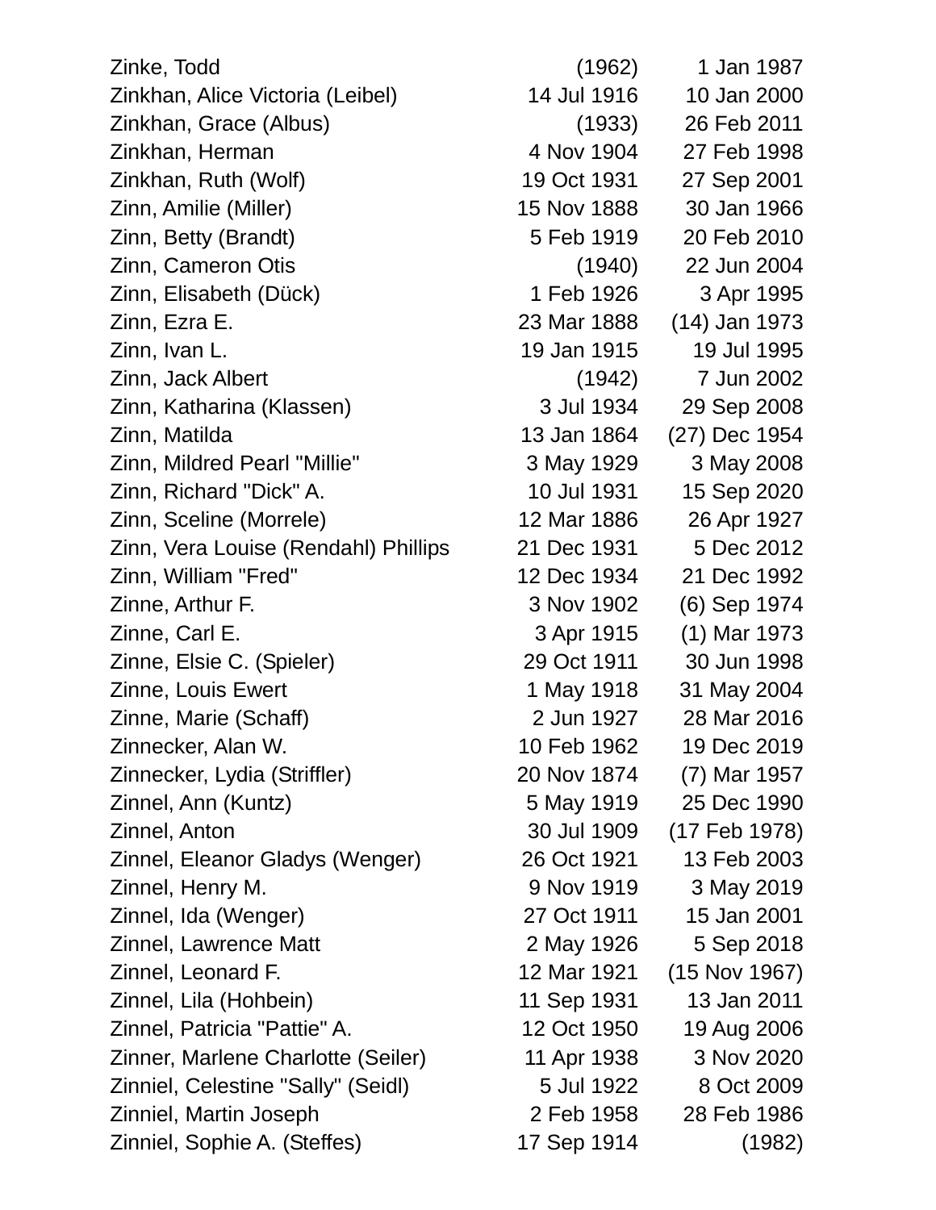| Name | Birth | Death |
|---|---|---|
| Zinke, Todd | (1962) | 1 Jan 1987 |
| Zinkhan, Alice Victoria (Leibel) | 14 Jul 1916 | 10 Jan 2000 |
| Zinkhan, Grace (Albus) | (1933) | 26 Feb 2011 |
| Zinkhan, Herman | 4 Nov 1904 | 27 Feb 1998 |
| Zinkhan, Ruth (Wolf) | 19 Oct 1931 | 27 Sep 2001 |
| Zinn, Amilie (Miller) | 15 Nov 1888 | 30 Jan 1966 |
| Zinn, Betty (Brandt) | 5 Feb 1919 | 20 Feb 2010 |
| Zinn, Cameron Otis | (1940) | 22 Jun 2004 |
| Zinn, Elisabeth (Dück) | 1 Feb 1926 | 3 Apr 1995 |
| Zinn, Ezra E. | 23 Mar 1888 | (14) Jan 1973 |
| Zinn, Ivan L. | 19 Jan 1915 | 19 Jul 1995 |
| Zinn, Jack Albert | (1942) | 7 Jun 2002 |
| Zinn, Katharina (Klassen) | 3 Jul 1934 | 29 Sep 2008 |
| Zinn, Matilda | 13 Jan 1864 | (27) Dec 1954 |
| Zinn, Mildred Pearl "Millie" | 3 May 1929 | 3 May 2008 |
| Zinn, Richard "Dick" A. | 10 Jul 1931 | 15 Sep 2020 |
| Zinn, Sceline (Morrele) | 12 Mar 1886 | 26 Apr 1927 |
| Zinn, Vera Louise (Rendahl) Phillips | 21 Dec 1931 | 5 Dec 2012 |
| Zinn, William "Fred" | 12 Dec 1934 | 21 Dec 1992 |
| Zinne, Arthur F. | 3 Nov 1902 | (6) Sep 1974 |
| Zinne, Carl E. | 3 Apr 1915 | (1) Mar 1973 |
| Zinne, Elsie C. (Spieler) | 29 Oct 1911 | 30 Jun 1998 |
| Zinne, Louis Ewert | 1 May 1918 | 31 May 2004 |
| Zinne, Marie (Schaff) | 2 Jun 1927 | 28 Mar 2016 |
| Zinnecker, Alan W. | 10 Feb 1962 | 19 Dec 2019 |
| Zinnecker, Lydia (Striffler) | 20 Nov 1874 | (7) Mar 1957 |
| Zinnel, Ann (Kuntz) | 5 May 1919 | 25 Dec 1990 |
| Zinnel, Anton | 30 Jul 1909 | (17 Feb 1978) |
| Zinnel, Eleanor Gladys (Wenger) | 26 Oct 1921 | 13 Feb 2003 |
| Zinnel, Henry M. | 9 Nov 1919 | 3 May 2019 |
| Zinnel, Ida (Wenger) | 27 Oct 1911 | 15 Jan 2001 |
| Zinnel, Lawrence Matt | 2 May 1926 | 5 Sep 2018 |
| Zinnel, Leonard F. | 12 Mar 1921 | (15 Nov 1967) |
| Zinnel, Lila (Hohbein) | 11 Sep 1931 | 13 Jan 2011 |
| Zinnel, Patricia "Pattie" A. | 12 Oct 1950 | 19 Aug 2006 |
| Zinner, Marlene Charlotte (Seiler) | 11 Apr 1938 | 3 Nov 2020 |
| Zinniel, Celestine "Sally" (Seidl) | 5 Jul 1922 | 8 Oct 2009 |
| Zinniel, Martin Joseph | 2 Feb 1958 | 28 Feb 1986 |
| Zinniel, Sophie A. (Steffes) | 17 Sep 1914 | (1982) |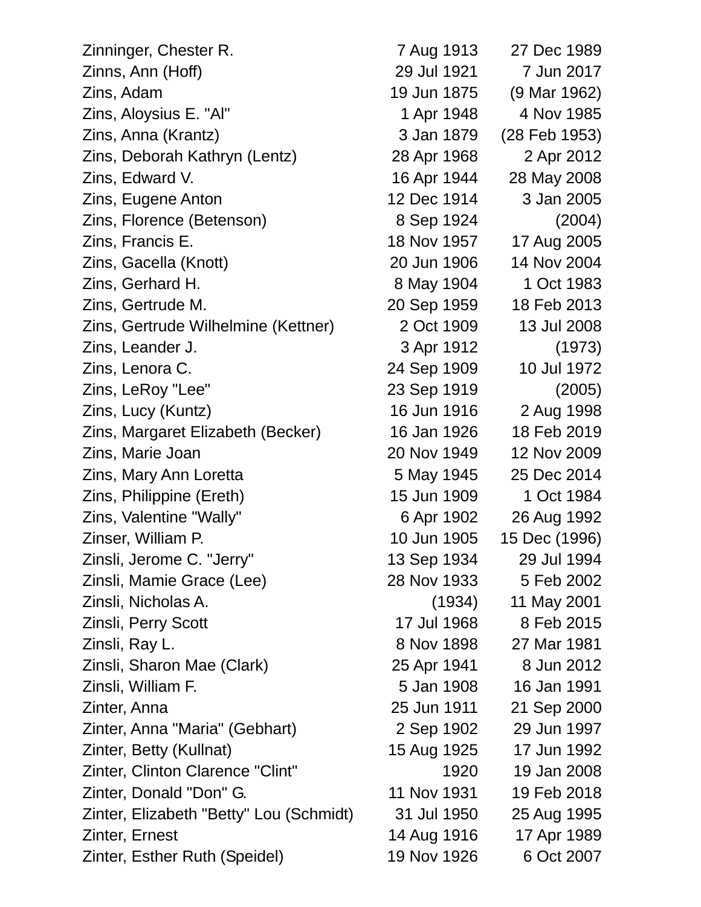| | | |
|---|---|---|
| Zinninger, Chester R. | 7 Aug 1913 | 27 Dec 1989 |
| Zinns, Ann (Hoff) | 29 Jul 1921 | 7 Jun 2017 |
| Zins, Adam | 19 Jun 1875 | (9 Mar 1962) |
| Zins, Aloysius E. "Al" | 1 Apr 1948 | 4 Nov 1985 |
| Zins, Anna (Krantz) | 3 Jan 1879 | (28 Feb 1953) |
| Zins, Deborah Kathryn (Lentz) | 28 Apr 1968 | 2 Apr 2012 |
| Zins, Edward V. | 16 Apr 1944 | 28 May 2008 |
| Zins, Eugene Anton | 12 Dec 1914 | 3 Jan 2005 |
| Zins, Florence (Betenson) | 8 Sep 1924 | (2004) |
| Zins, Francis E. | 18 Nov 1957 | 17 Aug 2005 |
| Zins, Gacella (Knott) | 20 Jun 1906 | 14 Nov 2004 |
| Zins, Gerhard H. | 8 May 1904 | 1 Oct 1983 |
| Zins, Gertrude M. | 20 Sep 1959 | 18 Feb 2013 |
| Zins, Gertrude Wilhelmine (Kettner) | 2 Oct 1909 | 13 Jul 2008 |
| Zins, Leander J. | 3 Apr 1912 | (1973) |
| Zins, Lenora C. | 24 Sep 1909 | 10 Jul 1972 |
| Zins, LeRoy "Lee" | 23 Sep 1919 | (2005) |
| Zins, Lucy (Kuntz) | 16 Jun 1916 | 2 Aug 1998 |
| Zins, Margaret Elizabeth (Becker) | 16 Jan 1926 | 18 Feb 2019 |
| Zins, Marie Joan | 20 Nov 1949 | 12 Nov 2009 |
| Zins, Mary Ann Loretta | 5 May 1945 | 25 Dec 2014 |
| Zins, Philippine (Ereth) | 15 Jun 1909 | 1 Oct 1984 |
| Zins, Valentine "Wally" | 6 Apr 1902 | 26 Aug 1992 |
| Zinser, William P. | 10 Jun 1905 | 15 Dec (1996) |
| Zinsli, Jerome C. "Jerry" | 13 Sep 1934 | 29 Jul 1994 |
| Zinsli, Mamie Grace (Lee) | 28 Nov 1933 | 5 Feb 2002 |
| Zinsli, Nicholas A. | (1934) | 11 May 2001 |
| Zinsli, Perry Scott | 17 Jul 1968 | 8 Feb 2015 |
| Zinsli, Ray L. | 8 Nov 1898 | 27 Mar 1981 |
| Zinsli, Sharon Mae (Clark) | 25 Apr 1941 | 8 Jun 2012 |
| Zinsli, William F. | 5 Jan 1908 | 16 Jan 1991 |
| Zinter, Anna | 25 Jun 1911 | 21 Sep 2000 |
| Zinter, Anna "Maria" (Gebhart) | 2 Sep 1902 | 29 Jun 1997 |
| Zinter, Betty (Kullnat) | 15 Aug 1925 | 17 Jun 1992 |
| Zinter, Clinton Clarence "Clint" | 1920 | 19 Jan 2008 |
| Zinter, Donald "Don" G. | 11 Nov 1931 | 19 Feb 2018 |
| Zinter, Elizabeth "Betty" Lou (Schmidt) | 31 Jul 1950 | 25 Aug 1995 |
| Zinter, Ernest | 14 Aug 1916 | 17 Apr 1989 |
| Zinter, Esther Ruth (Speidel) | 19 Nov 1926 | 6 Oct 2007 |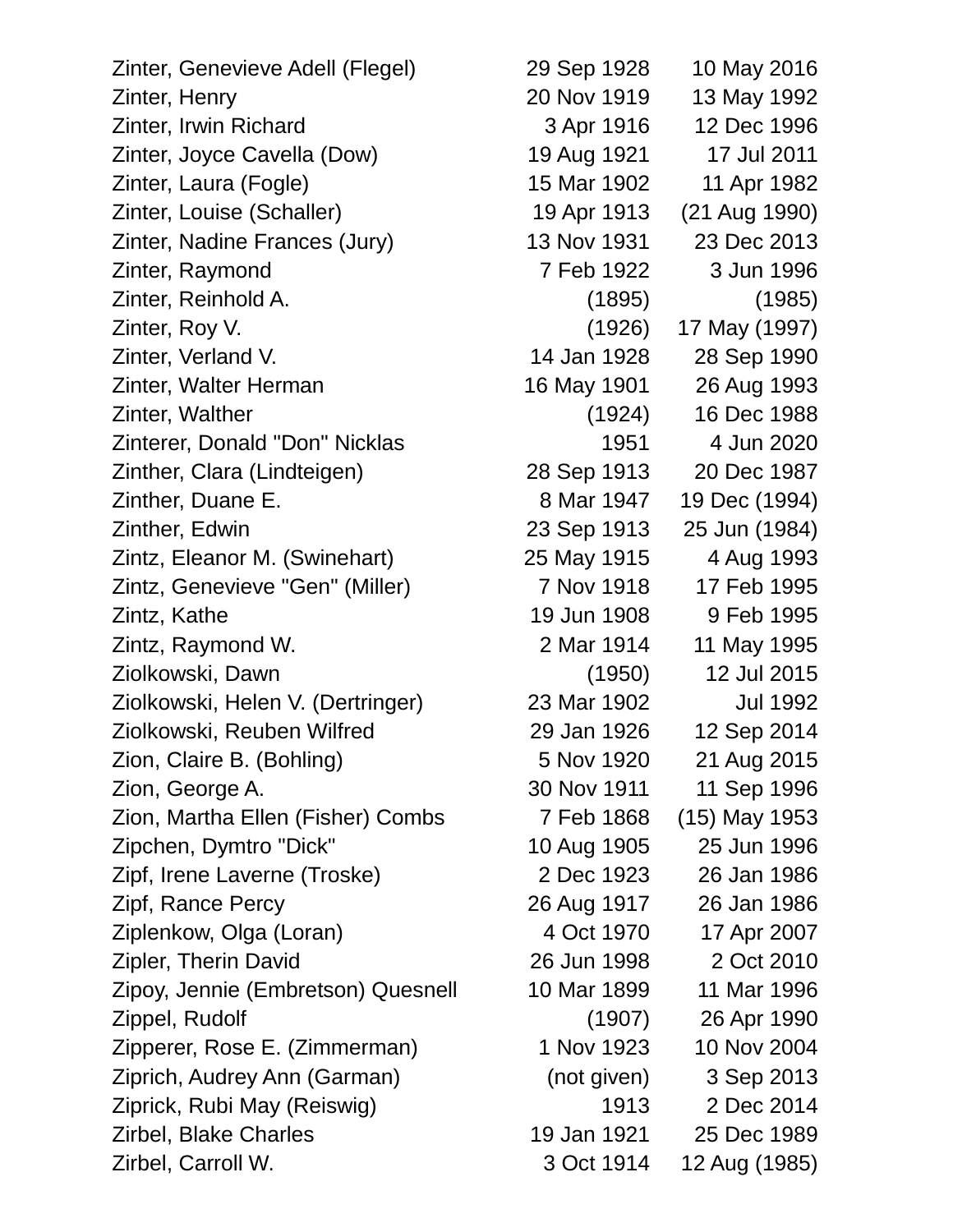| Name | Born | Died |
|---|---|---|
| Zinter, Genevieve Adell (Flegel) | 29 Sep 1928 | 10 May 2016 |
| Zinter, Henry | 20 Nov 1919 | 13 May 1992 |
| Zinter, Irwin Richard | 3 Apr 1916 | 12 Dec 1996 |
| Zinter, Joyce Cavella (Dow) | 19 Aug 1921 | 17 Jul 2011 |
| Zinter, Laura (Fogle) | 15 Mar 1902 | 11 Apr 1982 |
| Zinter, Louise (Schaller) | 19 Apr 1913 | (21 Aug 1990) |
| Zinter, Nadine Frances (Jury) | 13 Nov 1931 | 23 Dec 2013 |
| Zinter, Raymond | 7 Feb 1922 | 3 Jun 1996 |
| Zinter, Reinhold A. | (1895) | (1985) |
| Zinter, Roy V. | (1926) | 17 May (1997) |
| Zinter, Verland V. | 14 Jan 1928 | 28 Sep 1990 |
| Zinter, Walter Herman | 16 May 1901 | 26 Aug 1993 |
| Zinter, Walther | (1924) | 16 Dec 1988 |
| Zinterer, Donald "Don" Nicklas | 1951 | 4 Jun 2020 |
| Zinther, Clara (Lindteigen) | 28 Sep 1913 | 20 Dec 1987 |
| Zinther, Duane E. | 8 Mar 1947 | 19 Dec (1994) |
| Zinther, Edwin | 23 Sep 1913 | 25 Jun (1984) |
| Zintz, Eleanor M. (Swinehart) | 25 May 1915 | 4 Aug 1993 |
| Zintz, Genevieve "Gen" (Miller) | 7 Nov 1918 | 17 Feb 1995 |
| Zintz, Kathe | 19 Jun 1908 | 9 Feb 1995 |
| Zintz, Raymond W. | 2 Mar 1914 | 11 May 1995 |
| Ziolkowski, Dawn | (1950) | 12 Jul 2015 |
| Ziolkowski, Helen V. (Dertringer) | 23 Mar 1902 | Jul 1992 |
| Ziolkowski, Reuben Wilfred | 29 Jan 1926 | 12 Sep 2014 |
| Zion, Claire B. (Bohling) | 5 Nov 1920 | 21 Aug 2015 |
| Zion, George A. | 30 Nov 1911 | 11 Sep 1996 |
| Zion, Martha Ellen (Fisher) Combs | 7 Feb 1868 | (15) May 1953 |
| Zipchen, Dymtro "Dick" | 10 Aug 1905 | 25 Jun 1996 |
| Zipf, Irene Laverne (Troske) | 2 Dec 1923 | 26 Jan 1986 |
| Zipf, Rance Percy | 26 Aug 1917 | 26 Jan 1986 |
| Ziplenkow, Olga (Loran) | 4 Oct 1970 | 17 Apr 2007 |
| Zipler, Therin David | 26 Jun 1998 | 2 Oct 2010 |
| Zipoy, Jennie (Embretson) Quesnell | 10 Mar 1899 | 11 Mar 1996 |
| Zippel, Rudolf | (1907) | 26 Apr 1990 |
| Zipperer, Rose E. (Zimmerman) | 1 Nov 1923 | 10 Nov 2004 |
| Ziprich, Audrey Ann (Garman) | (not given) | 3 Sep 2013 |
| Ziprick, Rubi May (Reiswig) | 1913 | 2 Dec 2014 |
| Zirbel, Blake Charles | 19 Jan 1921 | 25 Dec 1989 |
| Zirbel, Carroll W. | 3 Oct 1914 | 12 Aug (1985) |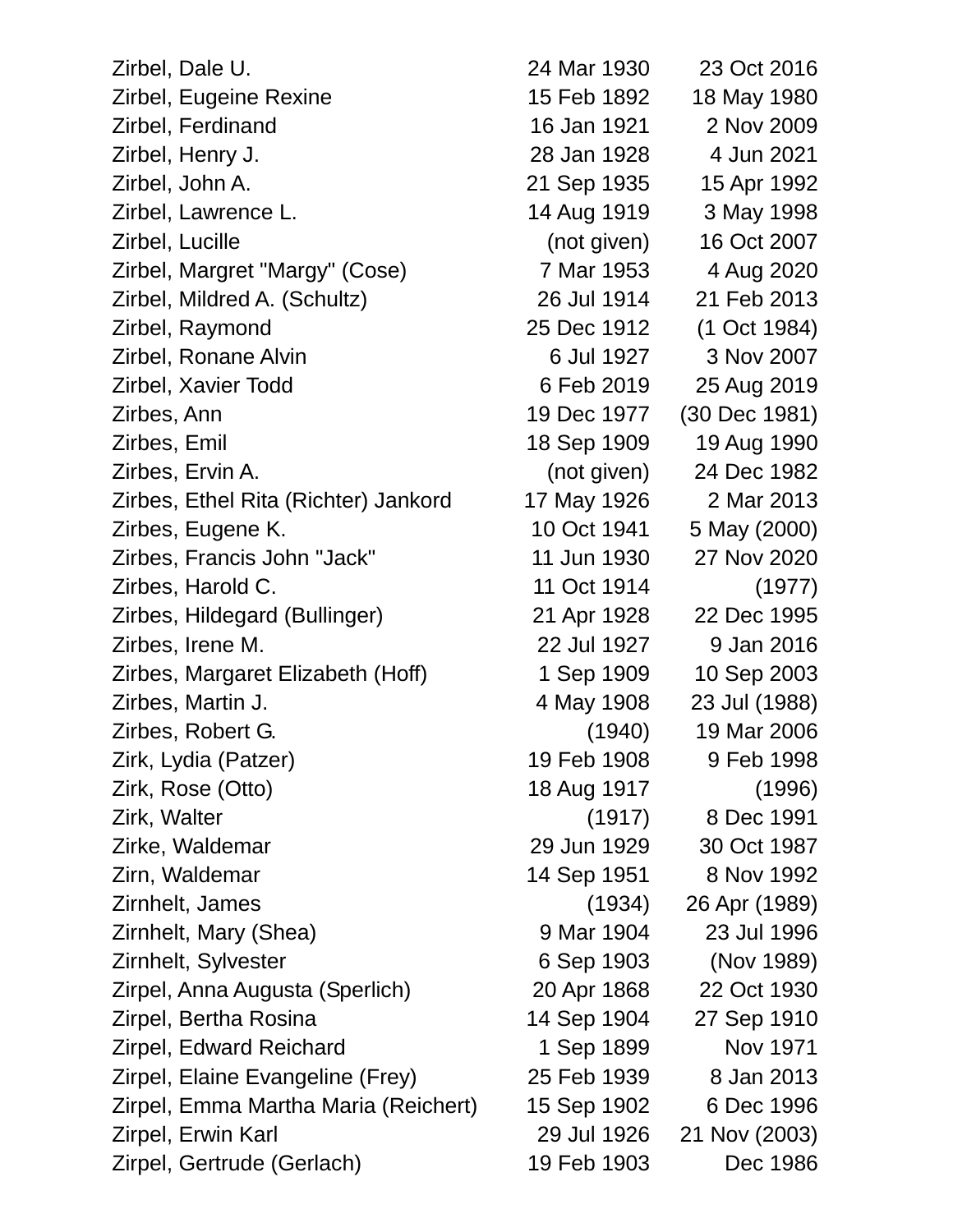| Name | Born | Died |
|---|---|---|
| Zirbel, Dale U. | 24 Mar 1930 | 23 Oct 2016 |
| Zirbel, Eugeine Rexine | 15 Feb 1892 | 18 May 1980 |
| Zirbel, Ferdinand | 16 Jan 1921 | 2 Nov 2009 |
| Zirbel, Henry J. | 28 Jan 1928 | 4 Jun 2021 |
| Zirbel, John A. | 21 Sep 1935 | 15 Apr 1992 |
| Zirbel, Lawrence L. | 14 Aug 1919 | 3 May 1998 |
| Zirbel, Lucille | (not given) | 16 Oct 2007 |
| Zirbel, Margret "Margy" (Cose) | 7 Mar 1953 | 4 Aug 2020 |
| Zirbel, Mildred A. (Schultz) | 26 Jul 1914 | 21 Feb 2013 |
| Zirbel, Raymond | 25 Dec 1912 | (1 Oct 1984) |
| Zirbel, Ronane Alvin | 6 Jul 1927 | 3 Nov 2007 |
| Zirbel, Xavier Todd | 6 Feb 2019 | 25 Aug 2019 |
| Zirbes, Ann | 19 Dec 1977 | (30 Dec 1981) |
| Zirbes, Emil | 18 Sep 1909 | 19 Aug 1990 |
| Zirbes, Ervin A. | (not given) | 24 Dec 1982 |
| Zirbes, Ethel Rita (Richter) Jankord | 17 May 1926 | 2 Mar 2013 |
| Zirbes, Eugene K. | 10 Oct 1941 | 5 May (2000) |
| Zirbes, Francis John "Jack" | 11 Jun 1930 | 27 Nov 2020 |
| Zirbes, Harold C. | 11 Oct 1914 | (1977) |
| Zirbes, Hildegard (Bullinger) | 21 Apr 1928 | 22 Dec 1995 |
| Zirbes, Irene M. | 22 Jul 1927 | 9 Jan 2016 |
| Zirbes, Margaret Elizabeth (Hoff) | 1 Sep 1909 | 10 Sep 2003 |
| Zirbes, Martin J. | 4 May 1908 | 23 Jul (1988) |
| Zirbes, Robert G. | (1940) | 19 Mar 2006 |
| Zirk, Lydia (Patzer) | 19 Feb 1908 | 9 Feb 1998 |
| Zirk, Rose (Otto) | 18 Aug 1917 | (1996) |
| Zirk, Walter | (1917) | 8 Dec 1991 |
| Zirke, Waldemar | 29 Jun 1929 | 30 Oct 1987 |
| Zirn, Waldemar | 14 Sep 1951 | 8 Nov 1992 |
| Zirnhelt, James | (1934) | 26 Apr (1989) |
| Zirnhelt, Mary (Shea) | 9 Mar 1904 | 23 Jul 1996 |
| Zirnhelt, Sylvester | 6 Sep 1903 | (Nov 1989) |
| Zirpel, Anna Augusta (Sperlich) | 20 Apr 1868 | 22 Oct 1930 |
| Zirpel, Bertha Rosina | 14 Sep 1904 | 27 Sep 1910 |
| Zirpel, Edward Reichard | 1 Sep 1899 | Nov 1971 |
| Zirpel, Elaine Evangeline (Frey) | 25 Feb 1939 | 8 Jan 2013 |
| Zirpel, Emma Martha Maria (Reichert) | 15 Sep 1902 | 6 Dec 1996 |
| Zirpel, Erwin Karl | 29 Jul 1926 | 21 Nov (2003) |
| Zirpel, Gertrude (Gerlach) | 19 Feb 1903 | Dec 1986 |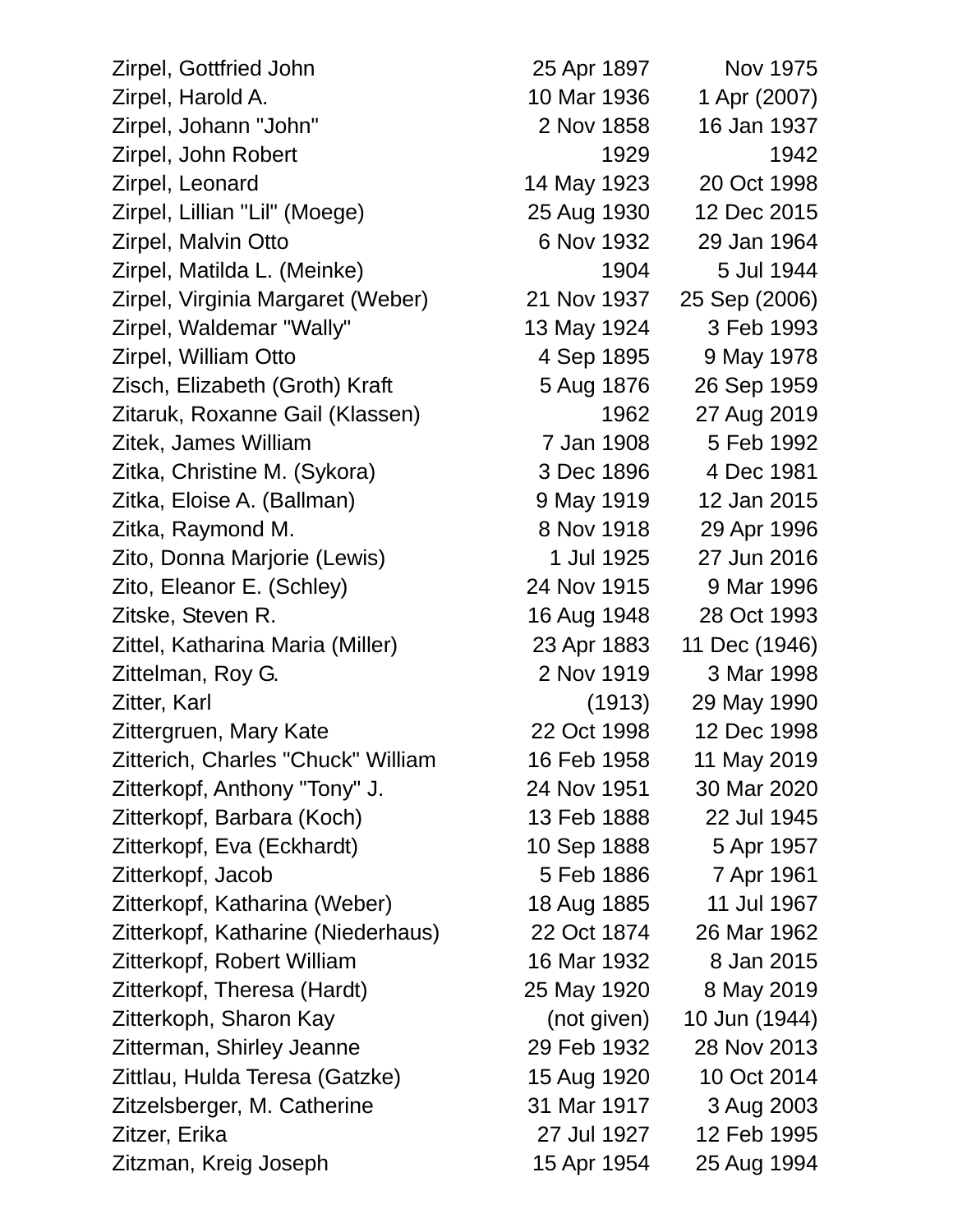| | | |
|---|---|---|
| Zirpel, Gottfried John | 25 Apr 1897 | Nov 1975 |
| Zirpel, Harold A. | 10 Mar 1936 | 1 Apr (2007) |
| Zirpel, Johann "John" | 2 Nov 1858 | 16 Jan 1937 |
| Zirpel, John Robert | 1929 | 1942 |
| Zirpel, Leonard | 14 May 1923 | 20 Oct 1998 |
| Zirpel, Lillian "Lil" (Moege) | 25 Aug 1930 | 12 Dec 2015 |
| Zirpel, Malvin Otto | 6 Nov 1932 | 29 Jan 1964 |
| Zirpel, Matilda L. (Meinke) | 1904 | 5 Jul 1944 |
| Zirpel, Virginia Margaret (Weber) | 21 Nov 1937 | 25 Sep (2006) |
| Zirpel, Waldemar "Wally" | 13 May 1924 | 3 Feb 1993 |
| Zirpel, William Otto | 4 Sep 1895 | 9 May 1978 |
| Zisch, Elizabeth (Groth) Kraft | 5 Aug 1876 | 26 Sep 1959 |
| Zitaruk, Roxanne Gail (Klassen) | 1962 | 27 Aug 2019 |
| Zitek, James William | 7 Jan 1908 | 5 Feb 1992 |
| Zitka, Christine M. (Sykora) | 3 Dec 1896 | 4 Dec 1981 |
| Zitka, Eloise A. (Ballman) | 9 May 1919 | 12 Jan 2015 |
| Zitka, Raymond M. | 8 Nov 1918 | 29 Apr 1996 |
| Zito, Donna Marjorie (Lewis) | 1 Jul 1925 | 27 Jun 2016 |
| Zito, Eleanor E. (Schley) | 24 Nov 1915 | 9 Mar 1996 |
| Zitske, Steven R. | 16 Aug 1948 | 28 Oct 1993 |
| Zittel, Katharina Maria (Miller) | 23 Apr 1883 | 11 Dec (1946) |
| Zittelman, Roy G. | 2 Nov 1919 | 3 Mar 1998 |
| Zitter, Karl | (1913) | 29 May 1990 |
| Zittergruen, Mary Kate | 22 Oct 1998 | 12 Dec 1998 |
| Zitterich, Charles "Chuck" William | 16 Feb 1958 | 11 May 2019 |
| Zitterkopf, Anthony "Tony" J. | 24 Nov 1951 | 30 Mar 2020 |
| Zitterkopf, Barbara (Koch) | 13 Feb 1888 | 22 Jul 1945 |
| Zitterkopf, Eva (Eckhardt) | 10 Sep 1888 | 5 Apr 1957 |
| Zitterkopf, Jacob | 5 Feb 1886 | 7 Apr 1961 |
| Zitterkopf, Katharina (Weber) | 18 Aug 1885 | 11 Jul 1967 |
| Zitterkopf, Katharine (Niederhaus) | 22 Oct 1874 | 26 Mar 1962 |
| Zitterkopf, Robert William | 16 Mar 1932 | 8 Jan 2015 |
| Zitterkopf, Theresa (Hardt) | 25 May 1920 | 8 May 2019 |
| Zitterkoph, Sharon Kay | (not given) | 10 Jun (1944) |
| Zitterman, Shirley Jeanne | 29 Feb 1932 | 28 Nov 2013 |
| Zittlau, Hulda Teresa (Gatzke) | 15 Aug 1920 | 10 Oct 2014 |
| Zitzelsberger, M. Catherine | 31 Mar 1917 | 3 Aug 2003 |
| Zitzer, Erika | 27 Jul 1927 | 12 Feb 1995 |
| Zitzman, Kreig Joseph | 15 Apr 1954 | 25 Aug 1994 |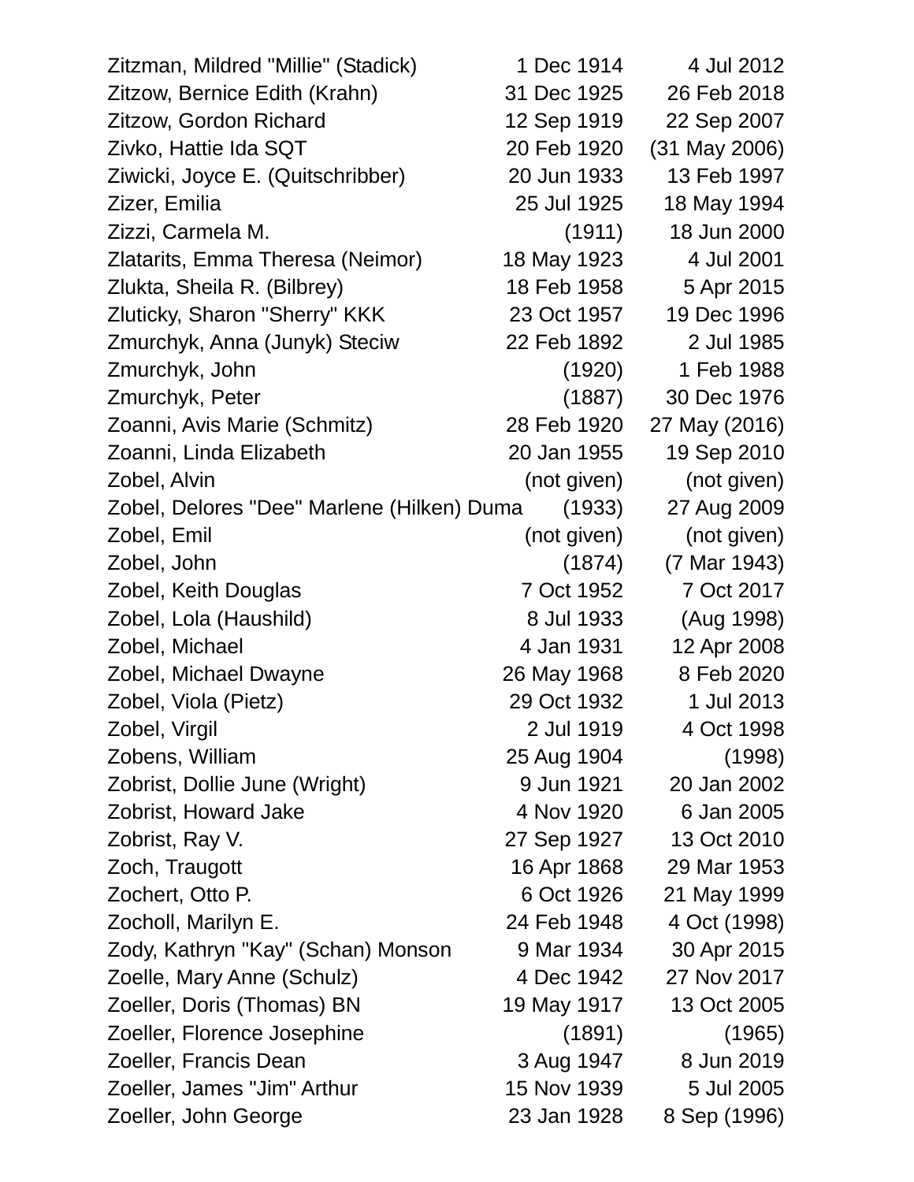| | | |
|---|---|---|
| Zitzman, Mildred "Millie" (Stadick) | 1 Dec 1914 | 4 Jul 2012 |
| Zitzow, Bernice Edith (Krahn) | 31 Dec 1925 | 26 Feb 2018 |
| Zitzow, Gordon Richard | 12 Sep 1919 | 22 Sep 2007 |
| Zivko, Hattie Ida SQT | 20 Feb 1920 | (31 May 2006) |
| Ziwicki, Joyce E. (Quitschribber) | 20 Jun 1933 | 13 Feb 1997 |
| Zizer, Emilia | 25 Jul 1925 | 18 May 1994 |
| Zizzi, Carmela M. | (1911) | 18 Jun 2000 |
| Zlatarits, Emma Theresa (Neimor) | 18 May 1923 | 4 Jul 2001 |
| Zlukta, Sheila R. (Bilbrey) | 18 Feb 1958 | 5 Apr 2015 |
| Zluticky, Sharon "Sherry" KKK | 23 Oct 1957 | 19 Dec 1996 |
| Zmurchyk, Anna (Junyk) Steciw | 22 Feb 1892 | 2 Jul 1985 |
| Zmurchyk, John | (1920) | 1 Feb 1988 |
| Zmurchyk, Peter | (1887) | 30 Dec 1976 |
| Zoanni, Avis Marie (Schmitz) | 28 Feb 1920 | 27 May (2016) |
| Zoanni, Linda Elizabeth | 20 Jan 1955 | 19 Sep 2010 |
| Zobel, Alvin | (not given) | (not given) |
| Zobel, Delores "Dee" Marlene (Hilken) Duma | (1933) | 27 Aug 2009 |
| Zobel, Emil | (not given) | (not given) |
| Zobel, John | (1874) | (7 Mar 1943) |
| Zobel, Keith Douglas | 7 Oct 1952 | 7 Oct 2017 |
| Zobel, Lola (Haushild) | 8 Jul 1933 | (Aug 1998) |
| Zobel, Michael | 4 Jan 1931 | 12 Apr 2008 |
| Zobel, Michael Dwayne | 26 May 1968 | 8 Feb 2020 |
| Zobel, Viola (Pietz) | 29 Oct 1932 | 1 Jul 2013 |
| Zobel, Virgil | 2 Jul 1919 | 4 Oct 1998 |
| Zobens, William | 25 Aug 1904 | (1998) |
| Zobrist, Dollie June (Wright) | 9 Jun 1921 | 20 Jan 2002 |
| Zobrist, Howard Jake | 4 Nov 1920 | 6 Jan 2005 |
| Zobrist, Ray V. | 27 Sep 1927 | 13 Oct 2010 |
| Zoch, Traugott | 16 Apr 1868 | 29 Mar 1953 |
| Zochert, Otto P. | 6 Oct 1926 | 21 May 1999 |
| Zocholl, Marilyn E. | 24 Feb 1948 | 4 Oct (1998) |
| Zody, Kathryn "Kay" (Schan) Monson | 9 Mar 1934 | 30 Apr 2015 |
| Zoelle, Mary Anne (Schulz) | 4 Dec 1942 | 27 Nov 2017 |
| Zoeller, Doris (Thomas) BN | 19 May 1917 | 13 Oct 2005 |
| Zoeller, Florence Josephine | (1891) | (1965) |
| Zoeller, Francis Dean | 3 Aug 1947 | 8 Jun 2019 |
| Zoeller, James "Jim" Arthur | 15 Nov 1939 | 5 Jul 2005 |
| Zoeller, John George | 23 Jan 1928 | 8 Sep (1996) |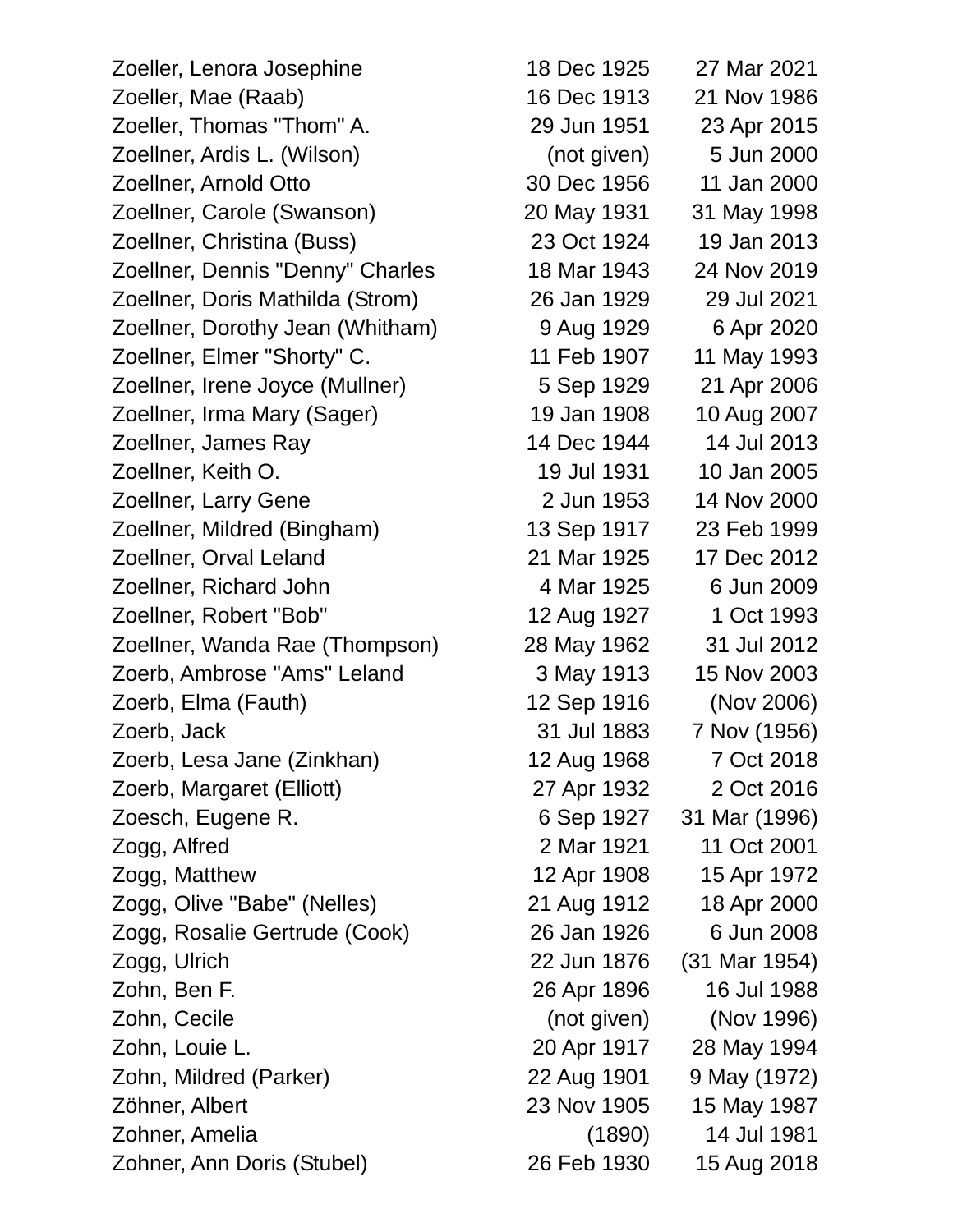| | | |
|---|---|---|
| Zoeller, Lenora Josephine | 18 Dec 1925 | 27 Mar 2021 |
| Zoeller, Mae (Raab) | 16 Dec 1913 | 21 Nov 1986 |
| Zoeller, Thomas "Thom" A. | 29 Jun 1951 | 23 Apr 2015 |
| Zoellner, Ardis L. (Wilson) | (not given) | 5 Jun 2000 |
| Zoellner, Arnold Otto | 30 Dec 1956 | 11 Jan 2000 |
| Zoellner, Carole (Swanson) | 20 May 1931 | 31 May 1998 |
| Zoellner, Christina (Buss) | 23 Oct 1924 | 19 Jan 2013 |
| Zoellner, Dennis "Denny" Charles | 18 Mar 1943 | 24 Nov 2019 |
| Zoellner, Doris Mathilda (Strom) | 26 Jan 1929 | 29 Jul 2021 |
| Zoellner, Dorothy Jean (Whitham) | 9 Aug 1929 | 6 Apr 2020 |
| Zoellner, Elmer "Shorty" C. | 11 Feb 1907 | 11 May 1993 |
| Zoellner, Irene Joyce (Mullner) | 5 Sep 1929 | 21 Apr 2006 |
| Zoellner, Irma Mary (Sager) | 19 Jan 1908 | 10 Aug 2007 |
| Zoellner, James Ray | 14 Dec 1944 | 14 Jul 2013 |
| Zoellner, Keith O. | 19 Jul 1931 | 10 Jan 2005 |
| Zoellner, Larry Gene | 2 Jun 1953 | 14 Nov 2000 |
| Zoellner, Mildred (Bingham) | 13 Sep 1917 | 23 Feb 1999 |
| Zoellner, Orval Leland | 21 Mar 1925 | 17 Dec 2012 |
| Zoellner, Richard John | 4 Mar 1925 | 6 Jun 2009 |
| Zoellner, Robert "Bob" | 12 Aug 1927 | 1 Oct 1993 |
| Zoellner, Wanda Rae (Thompson) | 28 May 1962 | 31 Jul 2012 |
| Zoerb, Ambrose "Ams" Leland | 3 May 1913 | 15 Nov 2003 |
| Zoerb, Elma (Fauth) | 12 Sep 1916 | (Nov 2006) |
| Zoerb, Jack | 31 Jul 1883 | 7 Nov (1956) |
| Zoerb, Lesa Jane (Zinkhan) | 12 Aug 1968 | 7 Oct 2018 |
| Zoerb, Margaret (Elliott) | 27 Apr 1932 | 2 Oct 2016 |
| Zoesch, Eugene R. | 6 Sep 1927 | 31 Mar (1996) |
| Zogg, Alfred | 2 Mar 1921 | 11 Oct 2001 |
| Zogg, Matthew | 12 Apr 1908 | 15 Apr 1972 |
| Zogg, Olive "Babe" (Nelles) | 21 Aug 1912 | 18 Apr 2000 |
| Zogg, Rosalie Gertrude (Cook) | 26 Jan 1926 | 6 Jun 2008 |
| Zogg, Ulrich | 22 Jun 1876 | (31 Mar 1954) |
| Zohn, Ben F. | 26 Apr 1896 | 16 Jul 1988 |
| Zohn, Cecile | (not given) | (Nov 1996) |
| Zohn, Louie L. | 20 Apr 1917 | 28 May 1994 |
| Zohn, Mildred (Parker) | 22 Aug 1901 | 9 May (1972) |
| Zöhner, Albert | 23 Nov 1905 | 15 May 1987 |
| Zohner, Amelia | (1890) | 14 Jul 1981 |
| Zohner, Ann Doris (Stubel) | 26 Feb 1930 | 15 Aug 2018 |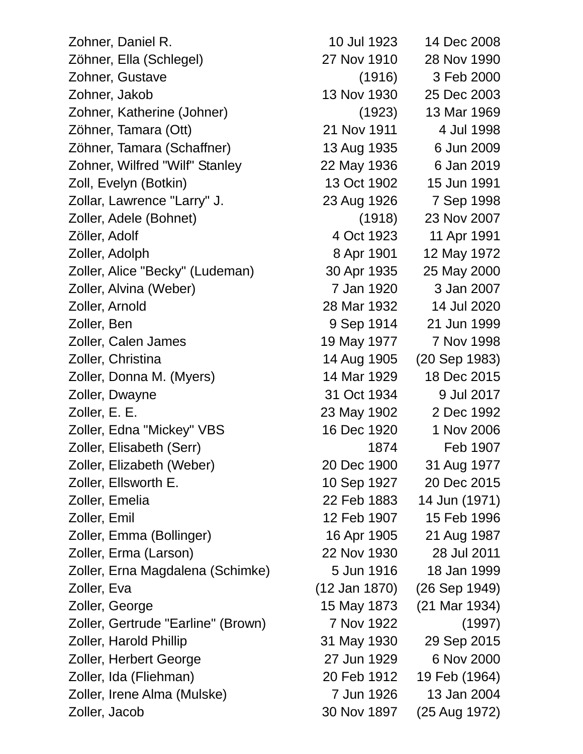| | | |
|---|---|---|
| Zohner, Daniel R. | 10 Jul 1923 | 14 Dec 2008 |
| Zöhner, Ella (Schlegel) | 27 Nov 1910 | 28 Nov 1990 |
| Zohner, Gustave | (1916) | 3 Feb 2000 |
| Zohner, Jakob | 13 Nov 1930 | 25 Dec 2003 |
| Zohner, Katherine (Johner) | (1923) | 13 Mar 1969 |
| Zöhner, Tamara (Ott) | 21 Nov 1911 | 4 Jul 1998 |
| Zöhner, Tamara (Schaffner) | 13 Aug 1935 | 6 Jun 2009 |
| Zohner, Wilfred "Wilf" Stanley | 22 May 1936 | 6 Jan 2019 |
| Zoll, Evelyn (Botkin) | 13 Oct 1902 | 15 Jun 1991 |
| Zollar, Lawrence "Larry" J. | 23 Aug 1926 | 7 Sep 1998 |
| Zoller, Adele (Bohnet) | (1918) | 23 Nov 2007 |
| Zöller, Adolf | 4 Oct 1923 | 11 Apr 1991 |
| Zoller, Adolph | 8 Apr 1901 | 12 May 1972 |
| Zoller, Alice "Becky" (Ludeman) | 30 Apr 1935 | 25 May 2000 |
| Zoller, Alvina (Weber) | 7 Jan 1920 | 3 Jan 2007 |
| Zoller, Arnold | 28 Mar 1932 | 14 Jul 2020 |
| Zoller, Ben | 9 Sep 1914 | 21 Jun 1999 |
| Zoller, Calen James | 19 May 1977 | 7 Nov 1998 |
| Zoller, Christina | 14 Aug 1905 | (20 Sep 1983) |
| Zoller, Donna M. (Myers) | 14 Mar 1929 | 18 Dec 2015 |
| Zoller, Dwayne | 31 Oct 1934 | 9 Jul 2017 |
| Zoller, E. E. | 23 May 1902 | 2 Dec 1992 |
| Zoller, Edna "Mickey" VBS | 16 Dec 1920 | 1 Nov 2006 |
| Zoller, Elisabeth (Serr) | 1874 | Feb 1907 |
| Zoller, Elizabeth (Weber) | 20 Dec 1900 | 31 Aug 1977 |
| Zoller, Ellsworth E. | 10 Sep 1927 | 20 Dec 2015 |
| Zoller, Emelia | 22 Feb 1883 | 14 Jun (1971) |
| Zoller, Emil | 12 Feb 1907 | 15 Feb 1996 |
| Zoller, Emma (Bollinger) | 16 Apr 1905 | 21 Aug 1987 |
| Zoller, Erma (Larson) | 22 Nov 1930 | 28 Jul 2011 |
| Zoller, Erna Magdalena (Schimke) | 5 Jun 1916 | 18 Jan 1999 |
| Zoller, Eva | (12 Jan 1870) | (26 Sep 1949) |
| Zoller, George | 15 May 1873 | (21 Mar 1934) |
| Zoller, Gertrude "Earline" (Brown) | 7 Nov 1922 | (1997) |
| Zoller, Harold Phillip | 31 May 1930 | 29 Sep 2015 |
| Zoller, Herbert George | 27 Jun 1929 | 6 Nov 2000 |
| Zoller, Ida (Fliehman) | 20 Feb 1912 | 19 Feb (1964) |
| Zoller, Irene Alma (Mulske) | 7 Jun 1926 | 13 Jan 2004 |
| Zoller, Jacob | 30 Nov 1897 | (25 Aug 1972) |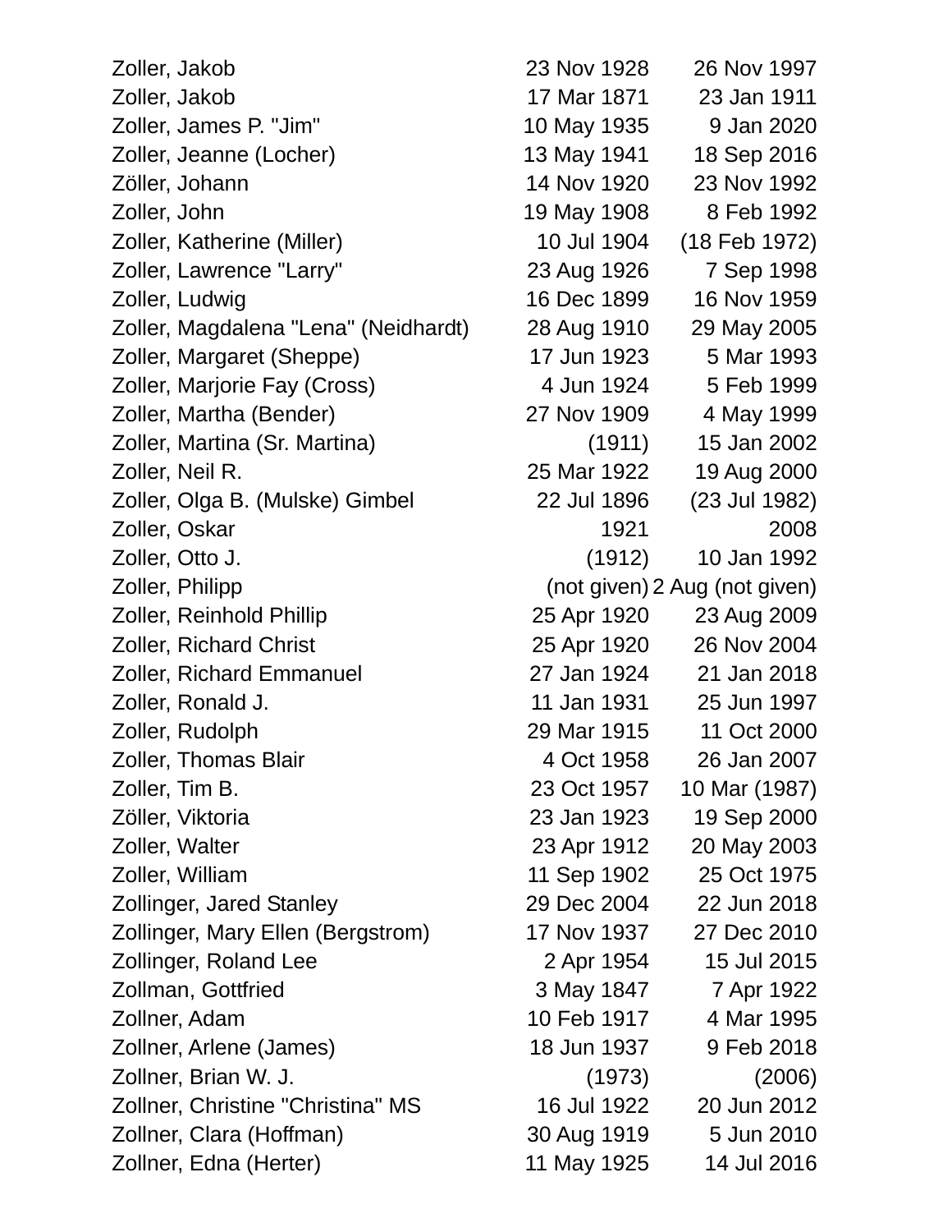| | | |
|---|---|---|
| Zoller, Jakob | 23 Nov 1928 | 26 Nov 1997 |
| Zoller, Jakob | 17 Mar 1871 | 23 Jan 1911 |
| Zoller, James P. "Jim" | 10 May 1935 | 9 Jan 2020 |
| Zoller, Jeanne (Locher) | 13 May 1941 | 18 Sep 2016 |
| Zöller, Johann | 14 Nov 1920 | 23 Nov 1992 |
| Zoller, John | 19 May 1908 | 8 Feb 1992 |
| Zoller, Katherine (Miller) | 10 Jul 1904 | (18 Feb 1972) |
| Zoller, Lawrence "Larry" | 23 Aug 1926 | 7 Sep 1998 |
| Zoller, Ludwig | 16 Dec 1899 | 16 Nov 1959 |
| Zoller, Magdalena "Lena" (Neidhardt) | 28 Aug 1910 | 29 May 2005 |
| Zoller, Margaret (Sheppe) | 17 Jun 1923 | 5 Mar 1993 |
| Zoller, Marjorie Fay (Cross) | 4 Jun 1924 | 5 Feb 1999 |
| Zoller, Martha (Bender) | 27 Nov 1909 | 4 May 1999 |
| Zoller, Martina (Sr. Martina) | (1911) | 15 Jan 2002 |
| Zoller, Neil R. | 25 Mar 1922 | 19 Aug 2000 |
| Zoller, Olga B. (Mulske) Gimbel | 22 Jul 1896 | (23 Jul 1982) |
| Zoller, Oskar | 1921 | 2008 |
| Zoller, Otto J. | (1912) | 10 Jan 1992 |
| Zoller, Philipp | (not given) | 2 Aug (not given) |
| Zoller, Reinhold Phillip | 25 Apr 1920 | 23 Aug 2009 |
| Zoller, Richard Christ | 25 Apr 1920 | 26 Nov 2004 |
| Zoller, Richard Emmanuel | 27 Jan 1924 | 21 Jan 2018 |
| Zoller, Ronald J. | 11 Jan 1931 | 25 Jun 1997 |
| Zoller, Rudolph | 29 Mar 1915 | 11 Oct 2000 |
| Zoller, Thomas Blair | 4 Oct 1958 | 26 Jan 2007 |
| Zoller, Tim B. | 23 Oct 1957 | 10 Mar (1987) |
| Zöller, Viktoria | 23 Jan 1923 | 19 Sep 2000 |
| Zoller, Walter | 23 Apr 1912 | 20 May 2003 |
| Zoller, William | 11 Sep 1902 | 25 Oct 1975 |
| Zollinger, Jared Stanley | 29 Dec 2004 | 22 Jun 2018 |
| Zollinger, Mary Ellen (Bergstrom) | 17 Nov 1937 | 27 Dec 2010 |
| Zollinger, Roland Lee | 2 Apr 1954 | 15 Jul 2015 |
| Zollman, Gottfried | 3 May 1847 | 7 Apr 1922 |
| Zollner, Adam | 10 Feb 1917 | 4 Mar 1995 |
| Zollner, Arlene (James) | 18 Jun 1937 | 9 Feb 2018 |
| Zollner, Brian W. J. | (1973) | (2006) |
| Zollner, Christine "Christina" MS | 16 Jul 1922 | 20 Jun 2012 |
| Zollner, Clara (Hoffman) | 30 Aug 1919 | 5 Jun 2010 |
| Zollner, Edna (Herter) | 11 May 1925 | 14 Jul 2016 |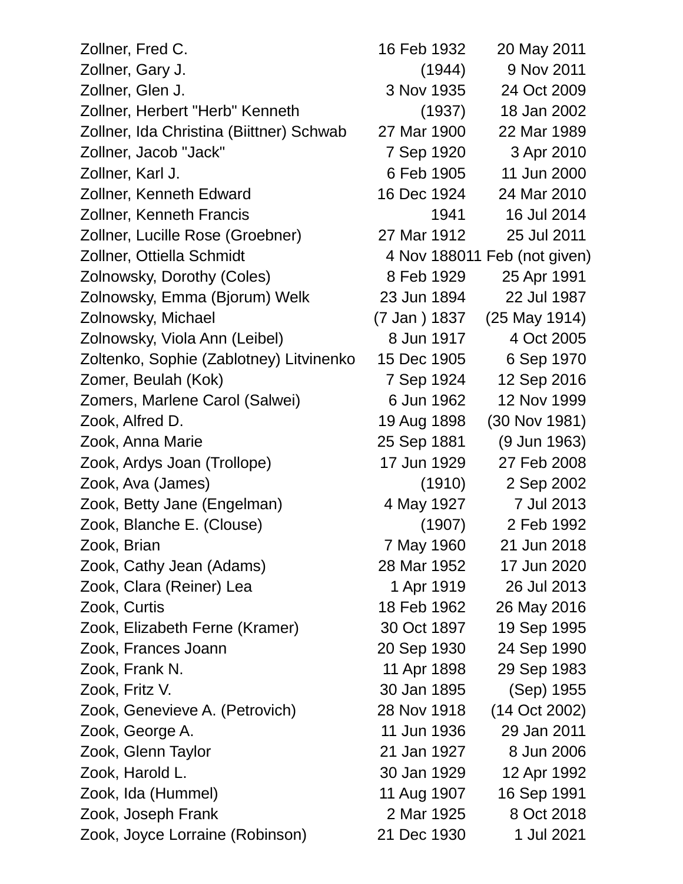| | | |
|---|---|---|
| Zollner, Fred C. | 16 Feb 1932 | 20 May 2011 |
| Zollner, Gary J. | (1944) | 9 Nov 2011 |
| Zollner, Glen J. | 3 Nov 1935 | 24 Oct 2009 |
| Zollner, Herbert "Herb" Kenneth | (1937) | 18 Jan 2002 |
| Zollner, Ida Christina (Biittner) Schwab | 27 Mar 1900 | 22 Mar 1989 |
| Zollner, Jacob "Jack" | 7 Sep 1920 | 3 Apr 2010 |
| Zollner, Karl J. | 6 Feb 1905 | 11 Jun 2000 |
| Zollner, Kenneth Edward | 16 Dec 1924 | 24 Mar 2010 |
| Zollner, Kenneth Francis | 1941 | 16 Jul 2014 |
| Zollner, Lucille Rose (Groebner) | 27 Mar 1912 | 25 Jul 2011 |
| Zollner, Ottiella Schmidt | 4 Nov 1880 | 11 Feb (not given) |
| Zolnowsky, Dorothy (Coles) | 8 Feb 1929 | 25 Apr 1991 |
| Zolnowsky, Emma (Bjorum) Welk | 23 Jun 1894 | 22 Jul 1987 |
| Zolnowsky, Michael | (7 Jan ) 1837 | (25 May 1914) |
| Zolnowsky, Viola Ann (Leibel) | 8 Jun 1917 | 4 Oct 2005 |
| Zoltenko, Sophie (Zablotney) Litvinenko | 15 Dec 1905 | 6 Sep 1970 |
| Zomer, Beulah (Kok) | 7 Sep 1924 | 12 Sep 2016 |
| Zomers, Marlene Carol (Salwei) | 6 Jun 1962 | 12 Nov 1999 |
| Zook, Alfred D. | 19 Aug 1898 | (30 Nov 1981) |
| Zook, Anna Marie | 25 Sep 1881 | (9 Jun 1963) |
| Zook, Ardys Joan (Trollope) | 17 Jun 1929 | 27 Feb 2008 |
| Zook, Ava (James) | (1910) | 2 Sep 2002 |
| Zook, Betty Jane (Engelman) | 4 May 1927 | 7 Jul 2013 |
| Zook, Blanche E. (Clouse) | (1907) | 2 Feb 1992 |
| Zook, Brian | 7 May 1960 | 21 Jun 2018 |
| Zook, Cathy Jean (Adams) | 28 Mar 1952 | 17 Jun 2020 |
| Zook, Clara (Reiner) Lea | 1 Apr 1919 | 26 Jul 2013 |
| Zook, Curtis | 18 Feb 1962 | 26 May 2016 |
| Zook, Elizabeth Ferne (Kramer) | 30 Oct 1897 | 19 Sep 1995 |
| Zook, Frances Joann | 20 Sep 1930 | 24 Sep 1990 |
| Zook, Frank N. | 11 Apr 1898 | 29 Sep 1983 |
| Zook, Fritz V. | 30 Jan 1895 | (Sep) 1955 |
| Zook, Genevieve A. (Petrovich) | 28 Nov 1918 | (14 Oct 2002) |
| Zook, George A. | 11 Jun 1936 | 29 Jan 2011 |
| Zook, Glenn Taylor | 21 Jan 1927 | 8 Jun 2006 |
| Zook, Harold L. | 30 Jan 1929 | 12 Apr 1992 |
| Zook, Ida (Hummel) | 11 Aug 1907 | 16 Sep 1991 |
| Zook, Joseph Frank | 2 Mar 1925 | 8 Oct 2018 |
| Zook, Joyce Lorraine (Robinson) | 21 Dec 1930 | 1 Jul 2021 |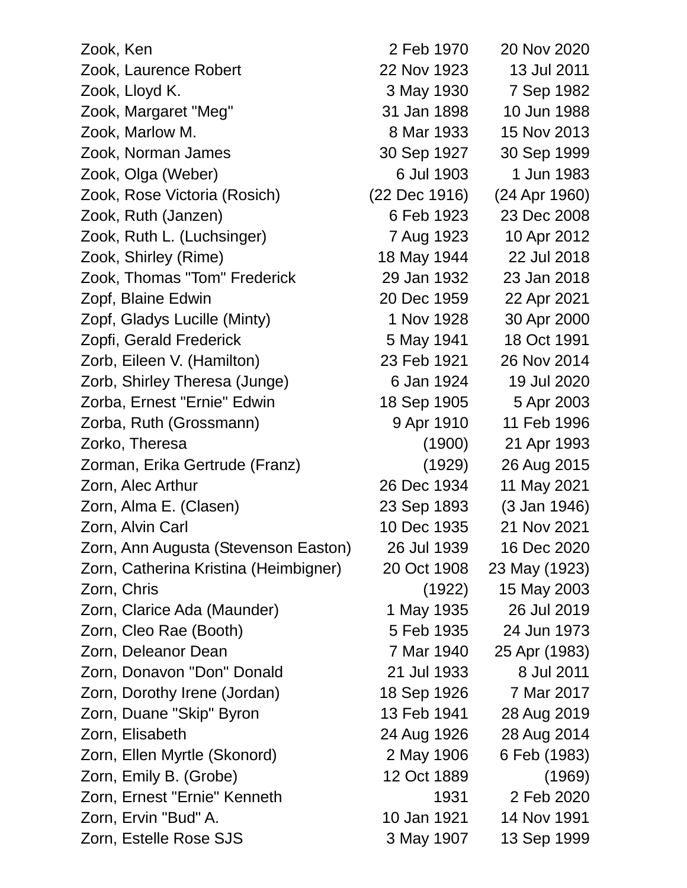| | | |
|---|---|---|
| Zook, Ken | 2 Feb 1970 | 20 Nov 2020 |
| Zook, Laurence Robert | 22 Nov 1923 | 13 Jul 2011 |
| Zook, Lloyd K. | 3 May 1930 | 7 Sep 1982 |
| Zook, Margaret "Meg" | 31 Jan 1898 | 10 Jun 1988 |
| Zook, Marlow M. | 8 Mar 1933 | 15 Nov 2013 |
| Zook, Norman James | 30 Sep 1927 | 30 Sep 1999 |
| Zook, Olga (Weber) | 6 Jul 1903 | 1 Jun 1983 |
| Zook, Rose Victoria (Rosich) | (22 Dec 1916) | (24 Apr 1960) |
| Zook, Ruth (Janzen) | 6 Feb 1923 | 23 Dec 2008 |
| Zook, Ruth L. (Luchsinger) | 7 Aug 1923 | 10 Apr 2012 |
| Zook, Shirley (Rime) | 18 May 1944 | 22 Jul 2018 |
| Zook, Thomas "Tom" Frederick | 29 Jan 1932 | 23 Jan 2018 |
| Zopf, Blaine Edwin | 20 Dec 1959 | 22 Apr 2021 |
| Zopf, Gladys Lucille (Minty) | 1 Nov 1928 | 30 Apr 2000 |
| Zopfi, Gerald Frederick | 5 May 1941 | 18 Oct 1991 |
| Zorb, Eileen V. (Hamilton) | 23 Feb 1921 | 26 Nov 2014 |
| Zorb, Shirley Theresa (Junge) | 6 Jan 1924 | 19 Jul 2020 |
| Zorba, Ernest "Ernie" Edwin | 18 Sep 1905 | 5 Apr 2003 |
| Zorba, Ruth (Grossmann) | 9 Apr 1910 | 11 Feb 1996 |
| Zorko, Theresa | (1900) | 21 Apr 1993 |
| Zorman, Erika Gertrude (Franz) | (1929) | 26 Aug 2015 |
| Zorn, Alec Arthur | 26 Dec 1934 | 11 May 2021 |
| Zorn, Alma E. (Clasen) | 23 Sep 1893 | (3 Jan 1946) |
| Zorn, Alvin Carl | 10 Dec 1935 | 21 Nov 2021 |
| Zorn, Ann Augusta (Stevenson Easton) | 26 Jul 1939 | 16 Dec 2020 |
| Zorn, Catherina Kristina (Heimbigner) | 20 Oct 1908 | 23 May (1923) |
| Zorn, Chris | (1922) | 15 May 2003 |
| Zorn, Clarice Ada (Maunder) | 1 May 1935 | 26 Jul 2019 |
| Zorn, Cleo Rae (Booth) | 5 Feb 1935 | 24 Jun 1973 |
| Zorn, Deleanor Dean | 7 Mar 1940 | 25 Apr (1983) |
| Zorn, Donavon "Don" Donald | 21 Jul 1933 | 8 Jul 2011 |
| Zorn, Dorothy Irene (Jordan) | 18 Sep 1926 | 7 Mar 2017 |
| Zorn, Duane "Skip" Byron | 13 Feb 1941 | 28 Aug 2019 |
| Zorn, Elisabeth | 24 Aug 1926 | 28 Aug 2014 |
| Zorn, Ellen Myrtle (Skonord) | 2 May 1906 | 6 Feb (1983) |
| Zorn, Emily B. (Grobe) | 12 Oct 1889 | (1969) |
| Zorn, Ernest "Ernie" Kenneth | 1931 | 2 Feb 2020 |
| Zorn, Ervin "Bud" A. | 10 Jan 1921 | 14 Nov 1991 |
| Zorn, Estelle Rose SJS | 3 May 1907 | 13 Sep 1999 |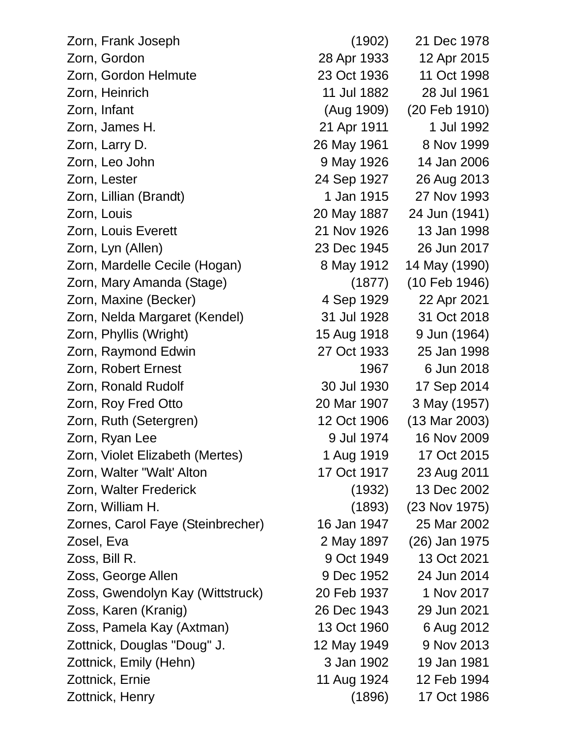| | | |
|---|---|---|
| Zorn, Frank Joseph | (1902) | 21 Dec 1978 |
| Zorn, Gordon | 28 Apr 1933 | 12 Apr 2015 |
| Zorn, Gordon Helmute | 23 Oct 1936 | 11 Oct 1998 |
| Zorn, Heinrich | 11 Jul 1882 | 28 Jul 1961 |
| Zorn, Infant | (Aug 1909) | (20 Feb 1910) |
| Zorn, James H. | 21 Apr 1911 | 1 Jul 1992 |
| Zorn, Larry D. | 26 May 1961 | 8 Nov 1999 |
| Zorn, Leo John | 9 May 1926 | 14 Jan 2006 |
| Zorn, Lester | 24 Sep 1927 | 26 Aug 2013 |
| Zorn, Lillian (Brandt) | 1 Jan 1915 | 27 Nov 1993 |
| Zorn, Louis | 20 May 1887 | 24 Jun (1941) |
| Zorn, Louis Everett | 21 Nov 1926 | 13 Jan 1998 |
| Zorn, Lyn (Allen) | 23 Dec 1945 | 26 Jun 2017 |
| Zorn, Mardelle Cecile (Hogan) | 8 May 1912 | 14 May (1990) |
| Zorn, Mary Amanda (Stage) | (1877) | (10 Feb 1946) |
| Zorn, Maxine (Becker) | 4 Sep 1929 | 22 Apr 2021 |
| Zorn, Nelda Margaret (Kendel) | 31 Jul 1928 | 31 Oct 2018 |
| Zorn, Phyllis (Wright) | 15 Aug 1918 | 9 Jun (1964) |
| Zorn, Raymond Edwin | 27 Oct 1933 | 25 Jan 1998 |
| Zorn, Robert Ernest | 1967 | 6 Jun 2018 |
| Zorn, Ronald Rudolf | 30 Jul 1930 | 17 Sep 2014 |
| Zorn, Roy Fred Otto | 20 Mar 1907 | 3 May (1957) |
| Zorn, Ruth (Setergren) | 12 Oct 1906 | (13 Mar 2003) |
| Zorn, Ryan Lee | 9 Jul 1974 | 16 Nov 2009 |
| Zorn, Violet Elizabeth (Mertes) | 1 Aug 1919 | 17 Oct 2015 |
| Zorn, Walter "Walt' Alton | 17 Oct 1917 | 23 Aug 2011 |
| Zorn, Walter Frederick | (1932) | 13 Dec 2002 |
| Zorn, William H. | (1893) | (23 Nov 1975) |
| Zornes, Carol Faye (Steinbrecher) | 16 Jan 1947 | 25 Mar 2002 |
| Zosel, Eva | 2 May 1897 | (26) Jan 1975 |
| Zoss, Bill R. | 9 Oct 1949 | 13 Oct 2021 |
| Zoss, George Allen | 9 Dec 1952 | 24 Jun 2014 |
| Zoss, Gwendolyn Kay (Wittstruck) | 20 Feb 1937 | 1 Nov 2017 |
| Zoss, Karen (Kranig) | 26 Dec 1943 | 29 Jun 2021 |
| Zoss, Pamela Kay (Axtman) | 13 Oct 1960 | 6 Aug 2012 |
| Zottnick, Douglas "Doug" J. | 12 May 1949 | 9 Nov 2013 |
| Zottnick, Emily (Hehn) | 3 Jan 1902 | 19 Jan 1981 |
| Zottnick, Ernie | 11 Aug 1924 | 12 Feb 1994 |
| Zottnick, Henry | (1896) | 17 Oct 1986 |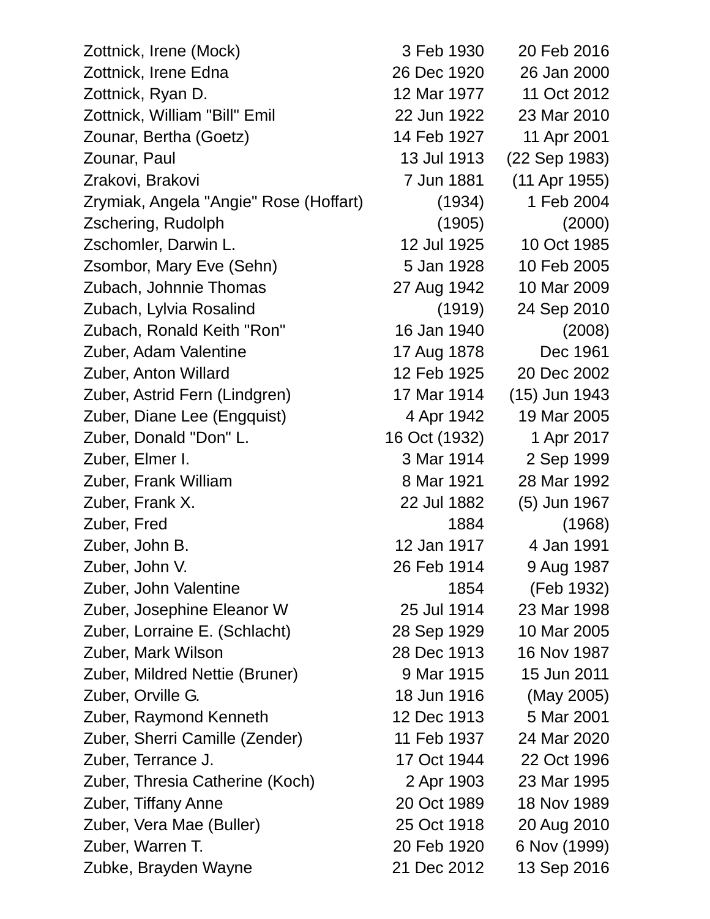| | | |
|---|---|---|
| Zottnick, Irene (Mock) | 3 Feb 1930 | 20 Feb 2016 |
| Zottnick, Irene Edna | 26 Dec 1920 | 26 Jan 2000 |
| Zottnick, Ryan D. | 12 Mar 1977 | 11 Oct 2012 |
| Zottnick, William "Bill" Emil | 22 Jun 1922 | 23 Mar 2010 |
| Zounar, Bertha (Goetz) | 14 Feb 1927 | 11 Apr 2001 |
| Zounar, Paul | 13 Jul 1913 | (22 Sep 1983) |
| Zrakovi, Brakovi | 7 Jun 1881 | (11 Apr 1955) |
| Zrymiak, Angela "Angie" Rose (Hoffart) | (1934) | 1 Feb 2004 |
| Zschering, Rudolph | (1905) | (2000) |
| Zschomler, Darwin L. | 12 Jul 1925 | 10 Oct 1985 |
| Zsombor, Mary Eve (Sehn) | 5 Jan 1928 | 10 Feb 2005 |
| Zubach, Johnnie Thomas | 27 Aug 1942 | 10 Mar 2009 |
| Zubach, Lylvia Rosalind | (1919) | 24 Sep 2010 |
| Zubach, Ronald Keith "Ron" | 16 Jan 1940 | (2008) |
| Zuber, Adam Valentine | 17 Aug 1878 | Dec 1961 |
| Zuber, Anton Willard | 12 Feb 1925 | 20 Dec 2002 |
| Zuber, Astrid Fern (Lindgren) | 17 Mar 1914 | (15) Jun 1943 |
| Zuber, Diane Lee (Engquist) | 4 Apr 1942 | 19 Mar 2005 |
| Zuber, Donald "Don" L. | 16 Oct (1932) | 1 Apr 2017 |
| Zuber, Elmer I. | 3 Mar 1914 | 2 Sep 1999 |
| Zuber, Frank William | 8 Mar 1921 | 28 Mar 1992 |
| Zuber, Frank X. | 22 Jul 1882 | (5) Jun 1967 |
| Zuber, Fred | 1884 | (1968) |
| Zuber, John B. | 12 Jan 1917 | 4 Jan 1991 |
| Zuber, John V. | 26 Feb 1914 | 9 Aug 1987 |
| Zuber, John Valentine | 1854 | (Feb 1932) |
| Zuber, Josephine Eleanor W | 25 Jul 1914 | 23 Mar 1998 |
| Zuber, Lorraine E. (Schlacht) | 28 Sep 1929 | 10 Mar 2005 |
| Zuber, Mark Wilson | 28 Dec 1913 | 16 Nov 1987 |
| Zuber, Mildred Nettie (Bruner) | 9 Mar 1915 | 15 Jun 2011 |
| Zuber, Orville G. | 18 Jun 1916 | (May 2005) |
| Zuber, Raymond Kenneth | 12 Dec 1913 | 5 Mar 2001 |
| Zuber, Sherri Camille (Zender) | 11 Feb 1937 | 24 Mar 2020 |
| Zuber, Terrance J. | 17 Oct 1944 | 22 Oct 1996 |
| Zuber, Thresia Catherine (Koch) | 2 Apr 1903 | 23 Mar 1995 |
| Zuber, Tiffany Anne | 20 Oct 1989 | 18 Nov 1989 |
| Zuber, Vera Mae (Buller) | 25 Oct 1918 | 20 Aug 2010 |
| Zuber, Warren T. | 20 Feb 1920 | 6 Nov (1999) |
| Zubke, Brayden Wayne | 21 Dec 2012 | 13 Sep 2016 |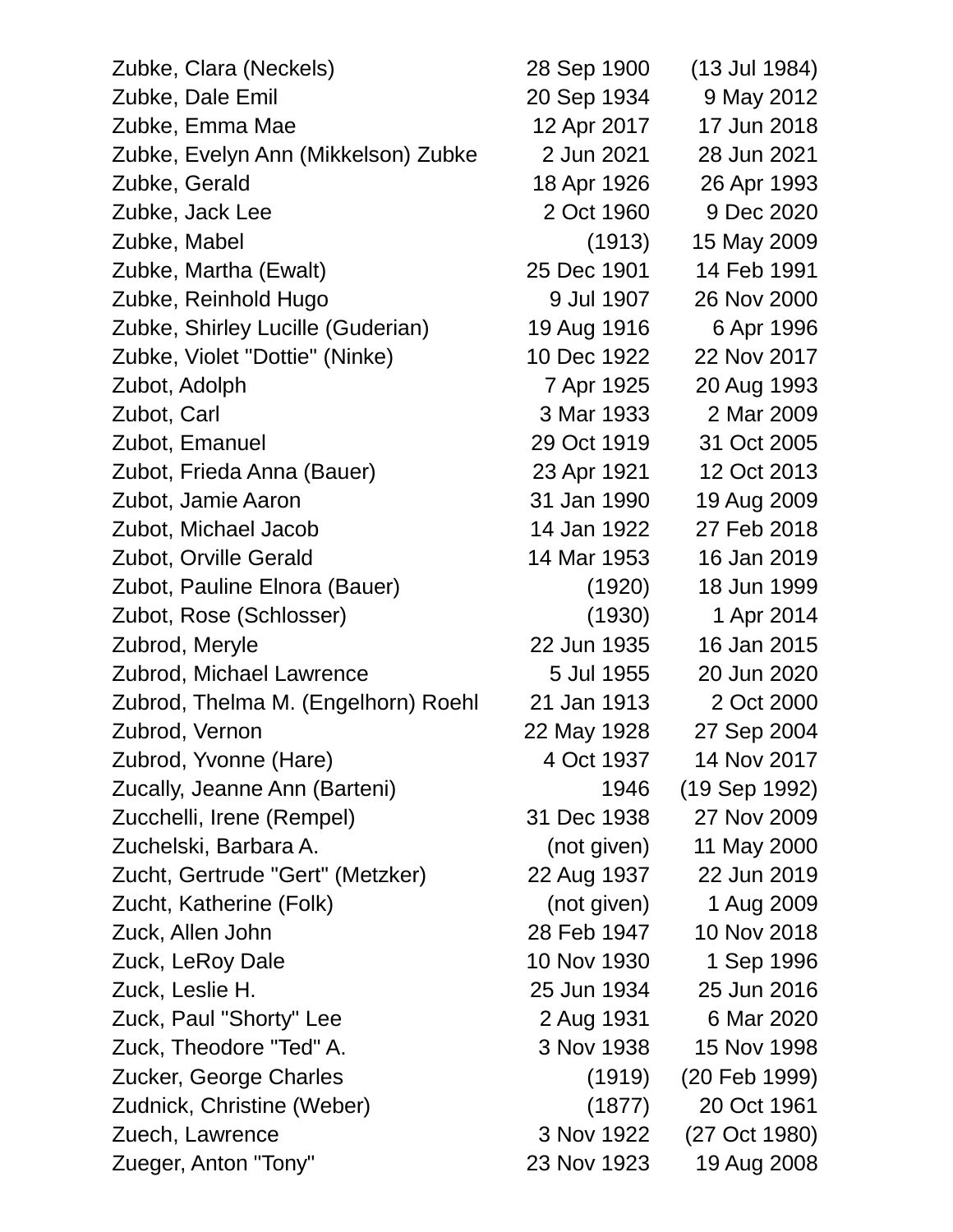| | | |
|---|---|---|
| Zubke, Clara (Neckels) | 28 Sep 1900 | (13 Jul 1984) |
| Zubke, Dale Emil | 20 Sep 1934 | 9 May 2012 |
| Zubke, Emma Mae | 12 Apr 2017 | 17 Jun 2018 |
| Zubke, Evelyn Ann (Mikkelson) Zubke | 2 Jun 2021 | 28 Jun 2021 |
| Zubke, Gerald | 18 Apr 1926 | 26 Apr 1993 |
| Zubke, Jack Lee | 2 Oct 1960 | 9 Dec 2020 |
| Zubke, Mabel | (1913) | 15 May 2009 |
| Zubke, Martha (Ewalt) | 25 Dec 1901 | 14 Feb 1991 |
| Zubke, Reinhold Hugo | 9 Jul 1907 | 26 Nov 2000 |
| Zubke, Shirley Lucille (Guderian) | 19 Aug 1916 | 6 Apr 1996 |
| Zubke, Violet "Dottie" (Ninke) | 10 Dec 1922 | 22 Nov 2017 |
| Zubot, Adolph | 7 Apr 1925 | 20 Aug 1993 |
| Zubot, Carl | 3 Mar 1933 | 2 Mar 2009 |
| Zubot, Emanuel | 29 Oct 1919 | 31 Oct 2005 |
| Zubot, Frieda Anna (Bauer) | 23 Apr 1921 | 12 Oct 2013 |
| Zubot, Jamie Aaron | 31 Jan 1990 | 19 Aug 2009 |
| Zubot, Michael Jacob | 14 Jan 1922 | 27 Feb 2018 |
| Zubot, Orville Gerald | 14 Mar 1953 | 16 Jan 2019 |
| Zubot, Pauline Elnora (Bauer) | (1920) | 18 Jun 1999 |
| Zubot, Rose (Schlosser) | (1930) | 1 Apr 2014 |
| Zubrod, Meryle | 22 Jun 1935 | 16 Jan 2015 |
| Zubrod, Michael Lawrence | 5 Jul 1955 | 20 Jun 2020 |
| Zubrod, Thelma M. (Engelhorn) Roehl | 21 Jan 1913 | 2 Oct 2000 |
| Zubrod, Vernon | 22 May 1928 | 27 Sep 2004 |
| Zubrod, Yvonne (Hare) | 4 Oct 1937 | 14 Nov 2017 |
| Zucally, Jeanne Ann (Barteni) | 1946 | (19 Sep 1992) |
| Zucchelli, Irene (Rempel) | 31 Dec 1938 | 27 Nov 2009 |
| Zuchelski, Barbara A. | (not given) | 11 May 2000 |
| Zucht, Gertrude "Gert" (Metzker) | 22 Aug 1937 | 22 Jun 2019 |
| Zucht, Katherine (Folk) | (not given) | 1 Aug 2009 |
| Zuck, Allen John | 28 Feb 1947 | 10 Nov 2018 |
| Zuck, LeRoy Dale | 10 Nov 1930 | 1 Sep 1996 |
| Zuck, Leslie H. | 25 Jun 1934 | 25 Jun 2016 |
| Zuck, Paul "Shorty" Lee | 2 Aug 1931 | 6 Mar 2020 |
| Zuck, Theodore "Ted" A. | 3 Nov 1938 | 15 Nov 1998 |
| Zucker, George Charles | (1919) | (20 Feb 1999) |
| Zudnick, Christine (Weber) | (1877) | 20 Oct 1961 |
| Zuech, Lawrence | 3 Nov 1922 | (27 Oct 1980) |
| Zueger, Anton "Tony" | 23 Nov 1923 | 19 Aug 2008 |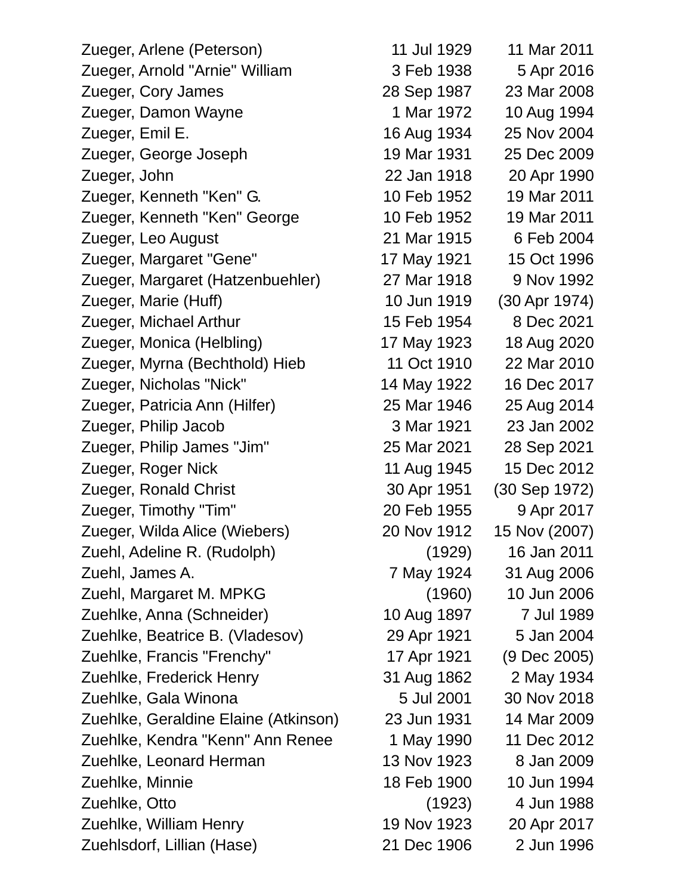| | | |
|---|---|---|
| Zueger, Arlene (Peterson) | 11 Jul 1929 | 11 Mar 2011 |
| Zueger, Arnold "Arnie" William | 3 Feb 1938 | 5 Apr 2016 |
| Zueger, Cory James | 28 Sep 1987 | 23 Mar 2008 |
| Zueger, Damon Wayne | 1 Mar 1972 | 10 Aug 1994 |
| Zueger, Emil E. | 16 Aug 1934 | 25 Nov 2004 |
| Zueger, George Joseph | 19 Mar 1931 | 25 Dec 2009 |
| Zueger, John | 22 Jan 1918 | 20 Apr 1990 |
| Zueger, Kenneth "Ken" G. | 10 Feb 1952 | 19 Mar 2011 |
| Zueger, Kenneth "Ken" George | 10 Feb 1952 | 19 Mar 2011 |
| Zueger, Leo August | 21 Mar 1915 | 6 Feb 2004 |
| Zueger, Margaret "Gene" | 17 May 1921 | 15 Oct 1996 |
| Zueger, Margaret (Hatzenbuehler) | 27 Mar 1918 | 9 Nov 1992 |
| Zueger, Marie (Huff) | 10 Jun 1919 | (30 Apr 1974) |
| Zueger, Michael Arthur | 15 Feb 1954 | 8 Dec 2021 |
| Zueger, Monica (Helbling) | 17 May 1923 | 18 Aug 2020 |
| Zueger, Myrna (Bechthold) Hieb | 11 Oct 1910 | 22 Mar 2010 |
| Zueger, Nicholas "Nick" | 14 May 1922 | 16 Dec 2017 |
| Zueger, Patricia Ann (Hilfer) | 25 Mar 1946 | 25 Aug 2014 |
| Zueger, Philip Jacob | 3 Mar 1921 | 23 Jan 2002 |
| Zueger, Philip James "Jim" | 25 Mar 2021 | 28 Sep 2021 |
| Zueger, Roger Nick | 11 Aug 1945 | 15 Dec 2012 |
| Zueger, Ronald Christ | 30 Apr 1951 | (30 Sep 1972) |
| Zueger, Timothy "Tim" | 20 Feb 1955 | 9 Apr 2017 |
| Zueger, Wilda Alice (Wiebers) | 20 Nov 1912 | 15 Nov (2007) |
| Zuehl, Adeline R. (Rudolph) | (1929) | 16 Jan 2011 |
| Zuehl, James A. | 7 May 1924 | 31 Aug 2006 |
| Zuehl, Margaret M. MPKG | (1960) | 10 Jun 2006 |
| Zuehlke, Anna (Schneider) | 10 Aug 1897 | 7 Jul 1989 |
| Zuehlke, Beatrice B. (Vladesov) | 29 Apr 1921 | 5 Jan 2004 |
| Zuehlke, Francis "Frenchy" | 17 Apr 1921 | (9 Dec 2005) |
| Zuehlke, Frederick Henry | 31 Aug 1862 | 2 May 1934 |
| Zuehlke, Gala Winona | 5 Jul 2001 | 30 Nov 2018 |
| Zuehlke, Geraldine Elaine (Atkinson) | 23 Jun 1931 | 14 Mar 2009 |
| Zuehlke, Kendra "Kenn" Ann Renee | 1 May 1990 | 11 Dec 2012 |
| Zuehlke, Leonard Herman | 13 Nov 1923 | 8 Jan 2009 |
| Zuehlke, Minnie | 18 Feb 1900 | 10 Jun 1994 |
| Zuehlke, Otto | (1923) | 4 Jun 1988 |
| Zuehlke, William Henry | 19 Nov 1923 | 20 Apr 2017 |
| Zuehlsdorf, Lillian (Hase) | 21 Dec 1906 | 2 Jun 1996 |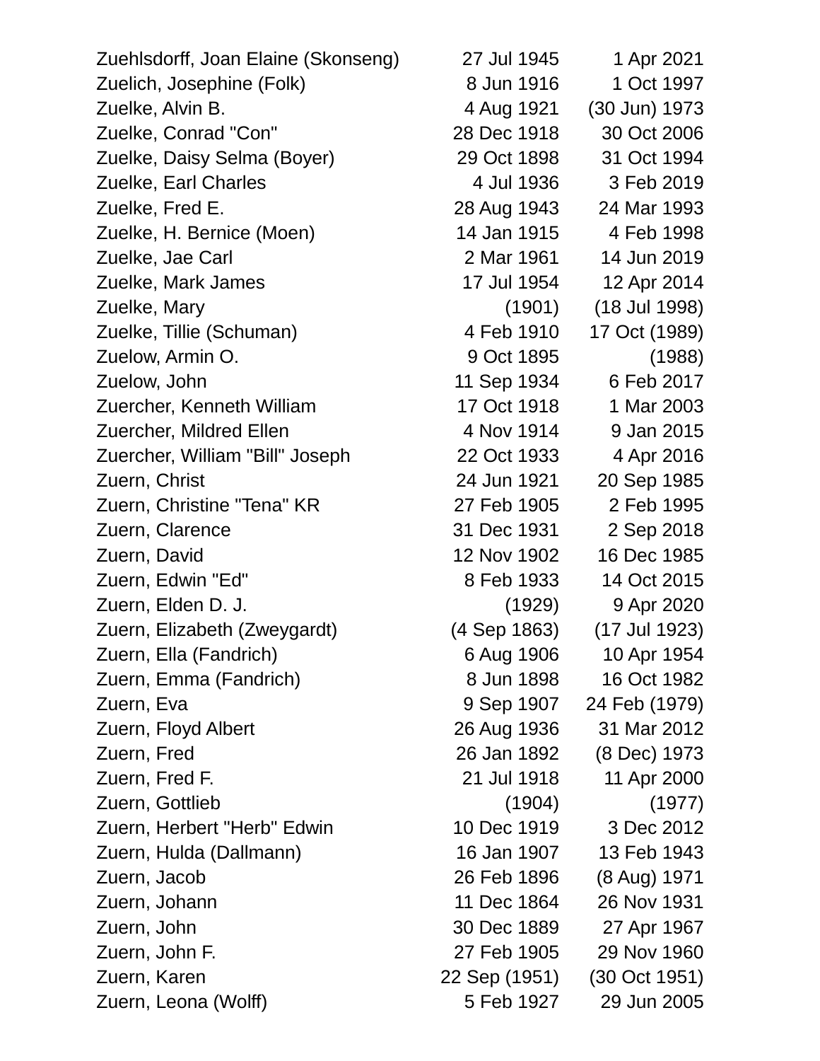| Name | Birth | Death |
|---|---|---|
| Zuehlsdorff, Joan Elaine (Skonseng) | 27 Jul 1945 | 1 Apr 2021 |
| Zuelich, Josephine (Folk) | 8 Jun 1916 | 1 Oct 1997 |
| Zuelke, Alvin B. | 4 Aug 1921 | (30 Jun) 1973 |
| Zuelke, Conrad "Con" | 28 Dec 1918 | 30 Oct 2006 |
| Zuelke, Daisy Selma (Boyer) | 29 Oct 1898 | 31 Oct 1994 |
| Zuelke, Earl Charles | 4 Jul 1936 | 3 Feb 2019 |
| Zuelke, Fred E. | 28 Aug 1943 | 24 Mar 1993 |
| Zuelke, H. Bernice (Moen) | 14 Jan 1915 | 4 Feb 1998 |
| Zuelke, Jae Carl | 2 Mar 1961 | 14 Jun 2019 |
| Zuelke, Mark James | 17 Jul 1954 | 12 Apr 2014 |
| Zuelke, Mary | (1901) | (18 Jul 1998) |
| Zuelke, Tillie (Schuman) | 4 Feb 1910 | 17 Oct (1989) |
| Zuelow, Armin O. | 9 Oct 1895 | (1988) |
| Zuelow, John | 11 Sep 1934 | 6 Feb 2017 |
| Zuercher, Kenneth William | 17 Oct 1918 | 1 Mar 2003 |
| Zuercher, Mildred Ellen | 4 Nov 1914 | 9 Jan 2015 |
| Zuercher, William "Bill" Joseph | 22 Oct 1933 | 4 Apr 2016 |
| Zuern, Christ | 24 Jun 1921 | 20 Sep 1985 |
| Zuern, Christine "Tena" KR | 27 Feb 1905 | 2 Feb 1995 |
| Zuern, Clarence | 31 Dec 1931 | 2 Sep 2018 |
| Zuern, David | 12 Nov 1902 | 16 Dec 1985 |
| Zuern, Edwin "Ed" | 8 Feb 1933 | 14 Oct 2015 |
| Zuern, Elden D. J. | (1929) | 9 Apr 2020 |
| Zuern, Elizabeth (Zweygardt) | (4 Sep 1863) | (17 Jul 1923) |
| Zuern, Ella (Fandrich) | 6 Aug 1906 | 10 Apr 1954 |
| Zuern, Emma (Fandrich) | 8 Jun 1898 | 16 Oct 1982 |
| Zuern, Eva | 9 Sep 1907 | 24 Feb (1979) |
| Zuern, Floyd Albert | 26 Aug 1936 | 31 Mar 2012 |
| Zuern, Fred | 26 Jan 1892 | (8 Dec) 1973 |
| Zuern, Fred F. | 21 Jul 1918 | 11 Apr 2000 |
| Zuern, Gottlieb | (1904) | (1977) |
| Zuern, Herbert "Herb" Edwin | 10 Dec 1919 | 3 Dec 2012 |
| Zuern, Hulda (Dallmann) | 16 Jan 1907 | 13 Feb 1943 |
| Zuern, Jacob | 26 Feb 1896 | (8 Aug) 1971 |
| Zuern, Johann | 11 Dec 1864 | 26 Nov 1931 |
| Zuern, John | 30 Dec 1889 | 27 Apr 1967 |
| Zuern, John F. | 27 Feb 1905 | 29 Nov 1960 |
| Zuern, Karen | 22 Sep (1951) | (30 Oct 1951) |
| Zuern, Leona (Wolff) | 5 Feb 1927 | 29 Jun 2005 |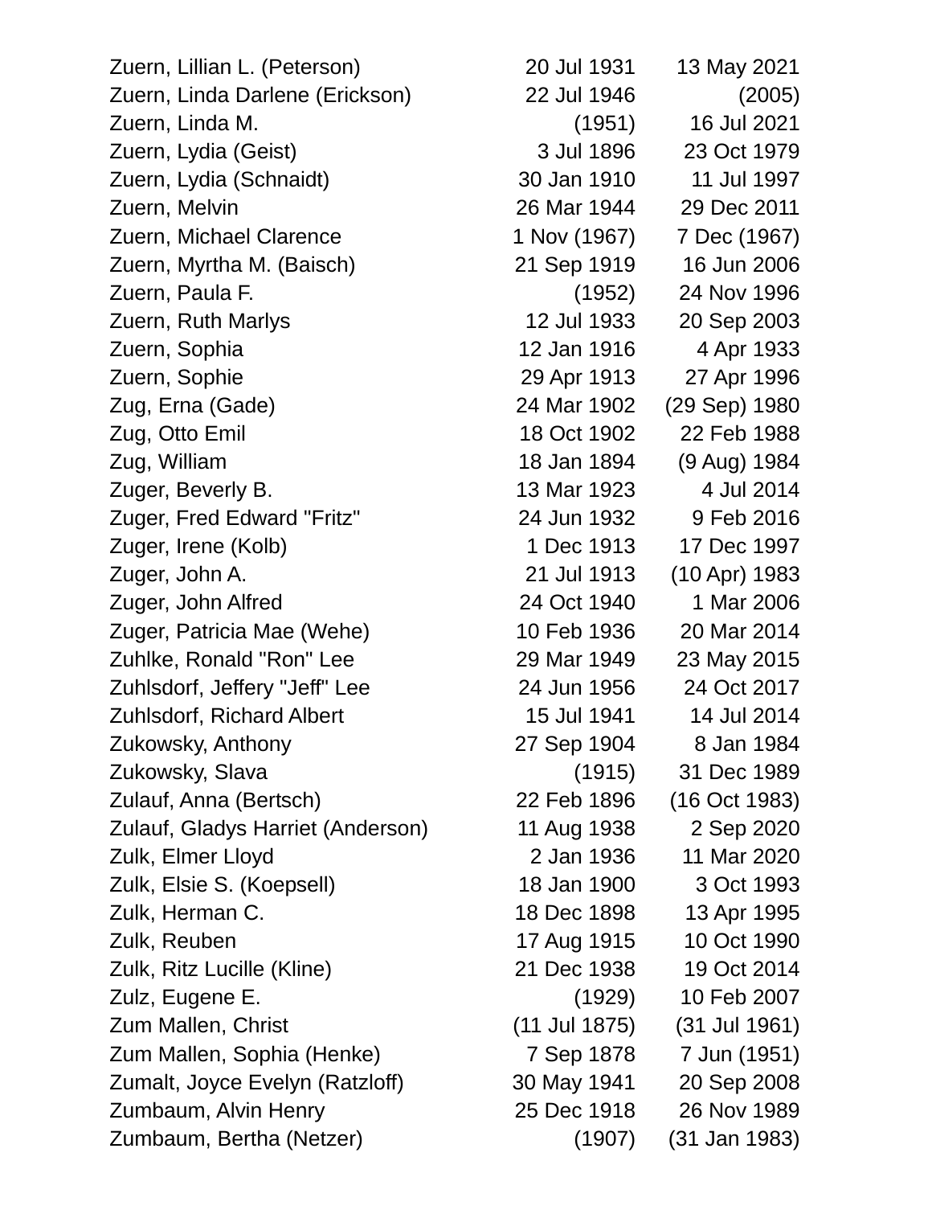| | | |
|---|---|---|
| Zuern, Lillian L. (Peterson) | 20 Jul 1931 | 13 May 2021 |
| Zuern, Linda Darlene (Erickson) | 22 Jul 1946 | (2005) |
| Zuern, Linda M. | (1951) | 16 Jul 2021 |
| Zuern, Lydia (Geist) | 3 Jul 1896 | 23 Oct 1979 |
| Zuern, Lydia (Schnaidt) | 30 Jan 1910 | 11 Jul 1997 |
| Zuern, Melvin | 26 Mar 1944 | 29 Dec 2011 |
| Zuern, Michael Clarence | 1 Nov (1967) | 7 Dec (1967) |
| Zuern, Myrtha M. (Baisch) | 21 Sep 1919 | 16 Jun 2006 |
| Zuern, Paula F. | (1952) | 24 Nov 1996 |
| Zuern, Ruth Marlys | 12 Jul 1933 | 20 Sep 2003 |
| Zuern, Sophia | 12 Jan 1916 | 4 Apr 1933 |
| Zuern, Sophie | 29 Apr 1913 | 27 Apr 1996 |
| Zug, Erna (Gade) | 24 Mar 1902 | (29 Sep) 1980 |
| Zug, Otto Emil | 18 Oct 1902 | 22 Feb 1988 |
| Zug, William | 18 Jan 1894 | (9 Aug) 1984 |
| Zuger, Beverly B. | 13 Mar 1923 | 4 Jul 2014 |
| Zuger, Fred Edward "Fritz" | 24 Jun 1932 | 9 Feb 2016 |
| Zuger, Irene (Kolb) | 1 Dec 1913 | 17 Dec 1997 |
| Zuger, John A. | 21 Jul 1913 | (10 Apr) 1983 |
| Zuger, John Alfred | 24 Oct 1940 | 1 Mar 2006 |
| Zuger, Patricia Mae (Wehe) | 10 Feb 1936 | 20 Mar 2014 |
| Zuhlke, Ronald "Ron" Lee | 29 Mar 1949 | 23 May 2015 |
| Zuhlsdorf, Jeffery "Jeff" Lee | 24 Jun 1956 | 24 Oct 2017 |
| Zuhlsdorf, Richard Albert | 15 Jul 1941 | 14 Jul 2014 |
| Zukowsky, Anthony | 27 Sep 1904 | 8 Jan 1984 |
| Zukowsky, Slava | (1915) | 31 Dec 1989 |
| Zulauf, Anna (Bertsch) | 22 Feb 1896 | (16 Oct 1983) |
| Zulauf, Gladys Harriet (Anderson) | 11 Aug 1938 | 2 Sep 2020 |
| Zulk, Elmer Lloyd | 2 Jan 1936 | 11 Mar 2020 |
| Zulk, Elsie S. (Koepsell) | 18 Jan 1900 | 3 Oct 1993 |
| Zulk, Herman C. | 18 Dec 1898 | 13 Apr 1995 |
| Zulk, Reuben | 17 Aug 1915 | 10 Oct 1990 |
| Zulk, Ritz Lucille (Kline) | 21 Dec 1938 | 19 Oct 2014 |
| Zulz, Eugene E. | (1929) | 10 Feb 2007 |
| Zum Mallen, Christ | (11 Jul 1875) | (31 Jul 1961) |
| Zum Mallen, Sophia (Henke) | 7 Sep 1878 | 7 Jun (1951) |
| Zumalt, Joyce Evelyn (Ratzloff) | 30 May 1941 | 20 Sep 2008 |
| Zumbaum, Alvin Henry | 25 Dec 1918 | 26 Nov 1989 |
| Zumbaum, Bertha (Netzer) | (1907) | (31 Jan 1983) |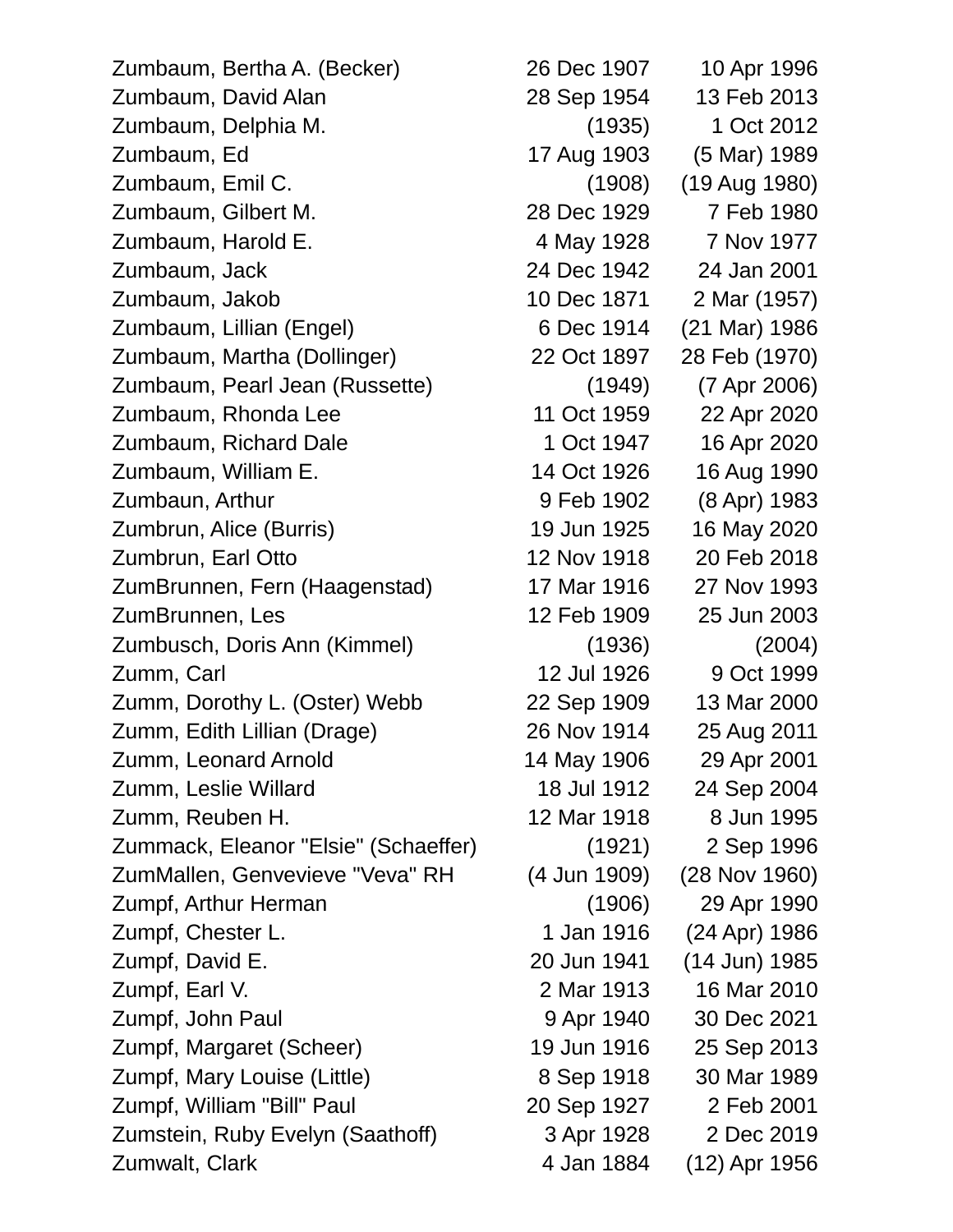| | | |
|---|---|---|
| Zumbaum, Bertha A. (Becker) | 26 Dec 1907 | 10 Apr 1996 |
| Zumbaum, David Alan | 28 Sep 1954 | 13 Feb 2013 |
| Zumbaum, Delphia M. | (1935) | 1 Oct 2012 |
| Zumbaum, Ed | 17 Aug 1903 | (5 Mar) 1989 |
| Zumbaum, Emil C. | (1908) | (19 Aug 1980) |
| Zumbaum, Gilbert M. | 28 Dec 1929 | 7 Feb 1980 |
| Zumbaum, Harold E. | 4 May 1928 | 7 Nov 1977 |
| Zumbaum, Jack | 24 Dec 1942 | 24 Jan 2001 |
| Zumbaum, Jakob | 10 Dec 1871 | 2 Mar (1957) |
| Zumbaum, Lillian (Engel) | 6 Dec 1914 | (21 Mar) 1986 |
| Zumbaum, Martha (Dollinger) | 22 Oct 1897 | 28 Feb (1970) |
| Zumbaum, Pearl Jean (Russette) | (1949) | (7 Apr 2006) |
| Zumbaum, Rhonda Lee | 11 Oct 1959 | 22 Apr 2020 |
| Zumbaum, Richard Dale | 1 Oct 1947 | 16 Apr 2020 |
| Zumbaum, William E. | 14 Oct 1926 | 16 Aug 1990 |
| Zumbaun, Arthur | 9 Feb 1902 | (8 Apr) 1983 |
| Zumbrun, Alice (Burris) | 19 Jun 1925 | 16 May 2020 |
| Zumbrun, Earl Otto | 12 Nov 1918 | 20 Feb 2018 |
| ZumBrunnen, Fern (Haagenstad) | 17 Mar 1916 | 27 Nov 1993 |
| ZumBrunnen, Les | 12 Feb 1909 | 25 Jun 2003 |
| Zumbusch, Doris Ann (Kimmel) | (1936) | (2004) |
| Zumm, Carl | 12 Jul 1926 | 9 Oct 1999 |
| Zumm, Dorothy L. (Oster) Webb | 22 Sep 1909 | 13 Mar 2000 |
| Zumm, Edith Lillian (Drage) | 26 Nov 1914 | 25 Aug 2011 |
| Zumm, Leonard Arnold | 14 May 1906 | 29 Apr 2001 |
| Zumm, Leslie Willard | 18 Jul 1912 | 24 Sep 2004 |
| Zumm, Reuben H. | 12 Mar 1918 | 8 Jun 1995 |
| Zummack, Eleanor "Elsie" (Schaeffer) | (1921) | 2 Sep 1996 |
| ZumMallen, Genvevieve "Veva" RH | (4 Jun 1909) | (28 Nov 1960) |
| Zumpf, Arthur Herman | (1906) | 29 Apr 1990 |
| Zumpf, Chester L. | 1 Jan 1916 | (24 Apr) 1986 |
| Zumpf, David E. | 20 Jun 1941 | (14 Jun) 1985 |
| Zumpf, Earl V. | 2 Mar 1913 | 16 Mar 2010 |
| Zumpf, John Paul | 9 Apr 1940 | 30 Dec 2021 |
| Zumpf, Margaret (Scheer) | 19 Jun 1916 | 25 Sep 2013 |
| Zumpf, Mary Louise (Little) | 8 Sep 1918 | 30 Mar 1989 |
| Zumpf, William "Bill" Paul | 20 Sep 1927 | 2 Feb 2001 |
| Zumstein, Ruby Evelyn (Saathoff) | 3 Apr 1928 | 2 Dec 2019 |
| Zumwalt, Clark | 4 Jan 1884 | (12) Apr 1956 |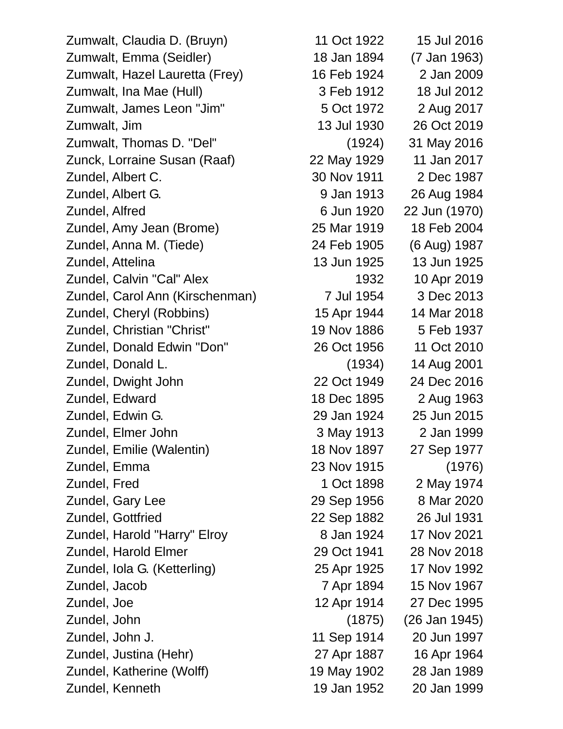| Name | Birth | Death |
|---|---|---|
| Zumwalt, Claudia D. (Bruyn) | 11 Oct 1922 | 15 Jul 2016 |
| Zumwalt, Emma (Seidler) | 18 Jan 1894 | (7 Jan 1963) |
| Zumwalt, Hazel Lauretta (Frey) | 16 Feb 1924 | 2 Jan 2009 |
| Zumwalt, Ina Mae (Hull) | 3 Feb 1912 | 18 Jul 2012 |
| Zumwalt, James Leon "Jim" | 5 Oct 1972 | 2 Aug 2017 |
| Zumwalt, Jim | 13 Jul 1930 | 26 Oct 2019 |
| Zumwalt, Thomas D. "Del" | (1924) | 31 May 2016 |
| Zunck, Lorraine Susan (Raaf) | 22 May 1929 | 11 Jan 2017 |
| Zundel, Albert C. | 30 Nov 1911 | 2 Dec 1987 |
| Zundel, Albert G. | 9 Jan 1913 | 26 Aug 1984 |
| Zundel, Alfred | 6 Jun 1920 | 22 Jun (1970) |
| Zundel, Amy Jean (Brome) | 25 Mar 1919 | 18 Feb 2004 |
| Zundel, Anna M. (Tiede) | 24 Feb 1905 | (6 Aug) 1987 |
| Zundel, Attelina | 13 Jun 1925 | 13 Jun 1925 |
| Zundel, Calvin "Cal" Alex | 1932 | 10 Apr 2019 |
| Zundel, Carol Ann (Kirschenman) | 7 Jul 1954 | 3 Dec 2013 |
| Zundel, Cheryl (Robbins) | 15 Apr 1944 | 14 Mar 2018 |
| Zundel, Christian "Christ" | 19 Nov 1886 | 5 Feb 1937 |
| Zundel, Donald Edwin "Don" | 26 Oct 1956 | 11 Oct 2010 |
| Zundel, Donald L. | (1934) | 14 Aug 2001 |
| Zundel, Dwight John | 22 Oct 1949 | 24 Dec 2016 |
| Zundel, Edward | 18 Dec 1895 | 2 Aug 1963 |
| Zundel, Edwin G. | 29 Jan 1924 | 25 Jun 2015 |
| Zundel, Elmer John | 3 May 1913 | 2 Jan 1999 |
| Zundel, Emilie (Walentin) | 18 Nov 1897 | 27 Sep 1977 |
| Zundel, Emma | 23 Nov 1915 | (1976) |
| Zundel, Fred | 1 Oct 1898 | 2 May 1974 |
| Zundel, Gary Lee | 29 Sep 1956 | 8 Mar 2020 |
| Zundel, Gottfried | 22 Sep 1882 | 26 Jul 1931 |
| Zundel, Harold "Harry" Elroy | 8 Jan 1924 | 17 Nov 2021 |
| Zundel, Harold Elmer | 29 Oct 1941 | 28 Nov 2018 |
| Zundel, Iola G. (Ketterling) | 25 Apr 1925 | 17 Nov 1992 |
| Zundel, Jacob | 7 Apr 1894 | 15 Nov 1967 |
| Zundel, Joe | 12 Apr 1914 | 27 Dec 1995 |
| Zundel, John | (1875) | (26 Jan 1945) |
| Zundel, John J. | 11 Sep 1914 | 20 Jun 1997 |
| Zundel, Justina (Hehr) | 27 Apr 1887 | 16 Apr 1964 |
| Zundel, Katherine (Wolff) | 19 May 1902 | 28 Jan 1989 |
| Zundel, Kenneth | 19 Jan 1952 | 20 Jan 1999 |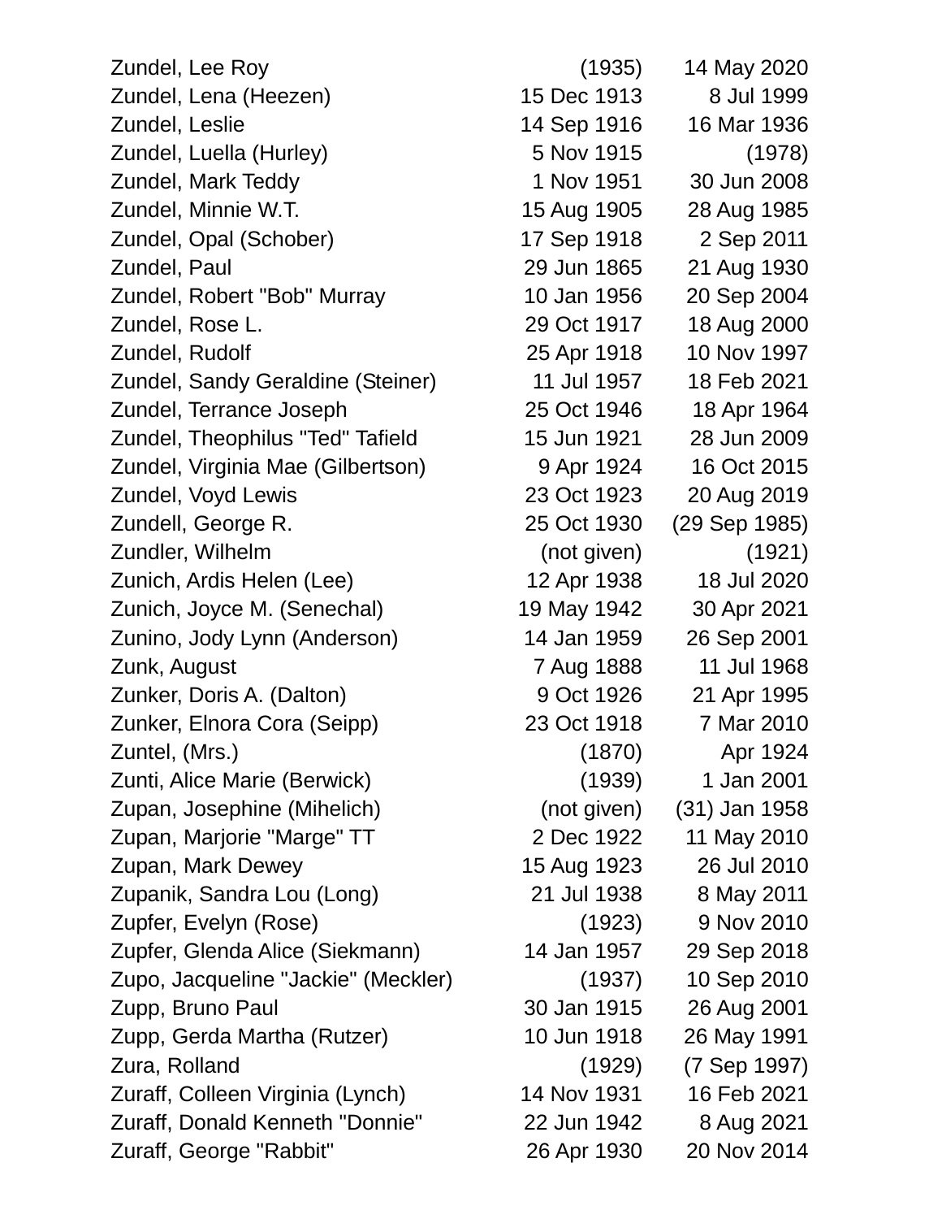| | | |
|---|---|---|
| Zundel, Lee Roy | (1935) | 14 May 2020 |
| Zundel, Lena (Heezen) | 15 Dec 1913 | 8 Jul 1999 |
| Zundel, Leslie | 14 Sep 1916 | 16 Mar 1936 |
| Zundel, Luella (Hurley) | 5 Nov 1915 | (1978) |
| Zundel, Mark Teddy | 1 Nov 1951 | 30 Jun 2008 |
| Zundel, Minnie W.T. | 15 Aug 1905 | 28 Aug 1985 |
| Zundel, Opal (Schober) | 17 Sep 1918 | 2 Sep 2011 |
| Zundel, Paul | 29 Jun 1865 | 21 Aug 1930 |
| Zundel, Robert "Bob" Murray | 10 Jan 1956 | 20 Sep 2004 |
| Zundel, Rose L. | 29 Oct 1917 | 18 Aug 2000 |
| Zundel, Rudolf | 25 Apr 1918 | 10 Nov 1997 |
| Zundel, Sandy Geraldine (Steiner) | 11 Jul 1957 | 18 Feb 2021 |
| Zundel, Terrance Joseph | 25 Oct 1946 | 18 Apr 1964 |
| Zundel, Theophilus "Ted" Tafield | 15 Jun 1921 | 28 Jun 2009 |
| Zundel, Virginia Mae (Gilbertson) | 9 Apr 1924 | 16 Oct 2015 |
| Zundel, Voyd Lewis | 23 Oct 1923 | 20 Aug 2019 |
| Zundell, George R. | 25 Oct 1930 | (29 Sep 1985) |
| Zundler, Wilhelm | (not given) | (1921) |
| Zunich, Ardis Helen (Lee) | 12 Apr 1938 | 18 Jul 2020 |
| Zunich, Joyce M. (Senechal) | 19 May 1942 | 30 Apr 2021 |
| Zunino, Jody Lynn (Anderson) | 14 Jan 1959 | 26 Sep 2001 |
| Zunk, August | 7 Aug 1888 | 11 Jul 1968 |
| Zunker, Doris A. (Dalton) | 9 Oct 1926 | 21 Apr 1995 |
| Zunker, Elnora Cora (Seipp) | 23 Oct 1918 | 7 Mar 2010 |
| Zuntel, (Mrs.) | (1870) | Apr 1924 |
| Zunti, Alice Marie (Berwick) | (1939) | 1 Jan 2001 |
| Zupan, Josephine (Mihelich) | (not given) | (31) Jan 1958 |
| Zupan, Marjorie "Marge" TT | 2 Dec 1922 | 11 May 2010 |
| Zupan, Mark Dewey | 15 Aug 1923 | 26 Jul 2010 |
| Zupanik, Sandra Lou (Long) | 21 Jul 1938 | 8 May 2011 |
| Zupfer, Evelyn (Rose) | (1923) | 9 Nov 2010 |
| Zupfer, Glenda Alice (Siekmann) | 14 Jan 1957 | 29 Sep 2018 |
| Zupo, Jacqueline "Jackie" (Meckler) | (1937) | 10 Sep 2010 |
| Zupp, Bruno Paul | 30 Jan 1915 | 26 Aug 2001 |
| Zupp, Gerda Martha (Rutzer) | 10 Jun 1918 | 26 May 1991 |
| Zura, Rolland | (1929) | (7 Sep 1997) |
| Zuraff, Colleen Virginia (Lynch) | 14 Nov 1931 | 16 Feb 2021 |
| Zuraff, Donald Kenneth "Donnie" | 22 Jun 1942 | 8 Aug 2021 |
| Zuraff, George "Rabbit" | 26 Apr 1930 | 20 Nov 2014 |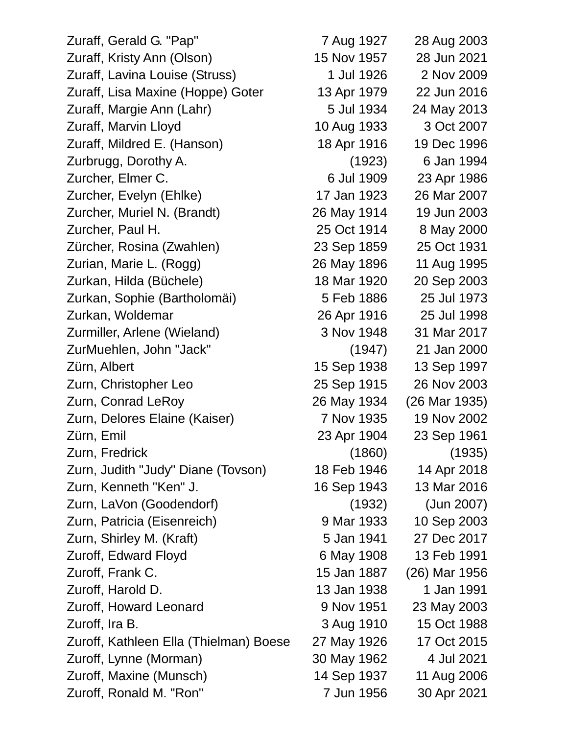| | | |
|---|---|---|
| Zuraff, Gerald G. "Pap" | 7 Aug 1927 | 28 Aug 2003 |
| Zuraff, Kristy Ann (Olson) | 15 Nov 1957 | 28 Jun 2021 |
| Zuraff, Lavina Louise (Struss) | 1 Jul 1926 | 2 Nov 2009 |
| Zuraff, Lisa Maxine (Hoppe) Goter | 13 Apr 1979 | 22 Jun 2016 |
| Zuraff, Margie Ann (Lahr) | 5 Jul 1934 | 24 May 2013 |
| Zuraff, Marvin Lloyd | 10 Aug 1933 | 3 Oct 2007 |
| Zuraff, Mildred E. (Hanson) | 18 Apr 1916 | 19 Dec 1996 |
| Zurbrugg, Dorothy A. | (1923) | 6 Jan 1994 |
| Zurcher, Elmer C. | 6 Jul 1909 | 23 Apr 1986 |
| Zurcher, Evelyn (Ehlke) | 17 Jan 1923 | 26 Mar 2007 |
| Zurcher, Muriel N. (Brandt) | 26 May 1914 | 19 Jun 2003 |
| Zurcher, Paul H. | 25 Oct 1914 | 8 May 2000 |
| Zürcher, Rosina (Zwahlen) | 23 Sep 1859 | 25 Oct 1931 |
| Zurian, Marie L. (Rogg) | 26 May 1896 | 11 Aug 1995 |
| Zurkan, Hilda (Büchele) | 18 Mar 1920 | 20 Sep 2003 |
| Zurkan, Sophie (Bartholomäi) | 5 Feb 1886 | 25 Jul 1973 |
| Zurkan, Woldemar | 26 Apr 1916 | 25 Jul 1998 |
| Zurmiller, Arlene (Wieland) | 3 Nov 1948 | 31 Mar 2017 |
| ZurMuehlen, John "Jack" | (1947) | 21 Jan 2000 |
| Zürn, Albert | 15 Sep 1938 | 13 Sep 1997 |
| Zurn, Christopher Leo | 25 Sep 1915 | 26 Nov 2003 |
| Zurn, Conrad LeRoy | 26 May 1934 | (26 Mar 1935) |
| Zurn, Delores Elaine (Kaiser) | 7 Nov 1935 | 19 Nov 2002 |
| Zürn, Emil | 23 Apr 1904 | 23 Sep 1961 |
| Zurn, Fredrick | (1860) | (1935) |
| Zurn, Judith "Judy" Diane (Tovson) | 18 Feb 1946 | 14 Apr 2018 |
| Zurn, Kenneth "Ken" J. | 16 Sep 1943 | 13 Mar 2016 |
| Zurn, LaVon (Goodendorf) | (1932) | (Jun 2007) |
| Zurn, Patricia (Eisenreich) | 9 Mar 1933 | 10 Sep 2003 |
| Zurn, Shirley M. (Kraft) | 5 Jan 1941 | 27 Dec 2017 |
| Zuroff, Edward Floyd | 6 May 1908 | 13 Feb 1991 |
| Zuroff, Frank C. | 15 Jan 1887 | (26) Mar 1956 |
| Zuroff, Harold D. | 13 Jan 1938 | 1 Jan 1991 |
| Zuroff, Howard Leonard | 9 Nov 1951 | 23 May 2003 |
| Zuroff, Ira B. | 3 Aug 1910 | 15 Oct 1988 |
| Zuroff, Kathleen Ella (Thielman) Boese | 27 May 1926 | 17 Oct 2015 |
| Zuroff, Lynne (Morman) | 30 May 1962 | 4 Jul 2021 |
| Zuroff, Maxine (Munsch) | 14 Sep 1937 | 11 Aug 2006 |
| Zuroff, Ronald M. "Ron" | 7 Jun 1956 | 30 Apr 2021 |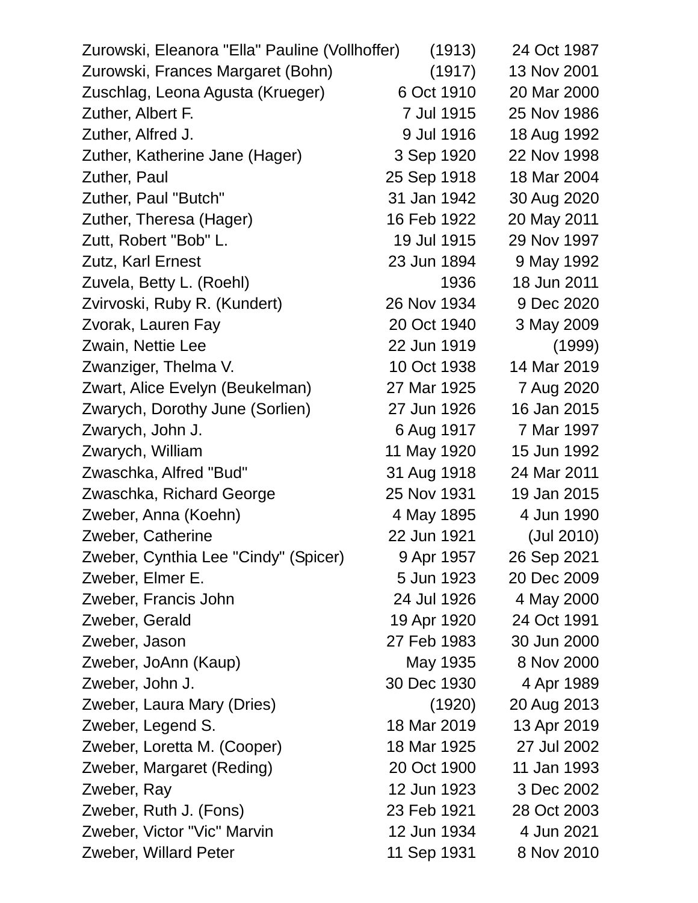| | | |
|---|---|---|
| Zurowski, Eleanora "Ella" Pauline (Vollhoffer) | (1913) | 24 Oct 1987 |
| Zurowski, Frances Margaret (Bohn) | (1917) | 13 Nov 2001 |
| Zuschlag, Leona Agusta (Krueger) | 6 Oct 1910 | 20 Mar 2000 |
| Zuther, Albert F. | 7 Jul 1915 | 25 Nov 1986 |
| Zuther, Alfred J. | 9 Jul 1916 | 18 Aug 1992 |
| Zuther, Katherine Jane (Hager) | 3 Sep 1920 | 22 Nov 1998 |
| Zuther, Paul | 25 Sep 1918 | 18 Mar 2004 |
| Zuther, Paul "Butch" | 31 Jan 1942 | 30 Aug 2020 |
| Zuther, Theresa (Hager) | 16 Feb 1922 | 20 May 2011 |
| Zutt, Robert "Bob" L. | 19 Jul 1915 | 29 Nov 1997 |
| Zutz, Karl Ernest | 23 Jun 1894 | 9 May 1992 |
| Zuvela, Betty L. (Roehl) | 1936 | 18 Jun 2011 |
| Zvirvoski, Ruby R. (Kundert) | 26 Nov 1934 | 9 Dec 2020 |
| Zvorak, Lauren Fay | 20 Oct 1940 | 3 May 2009 |
| Zwain, Nettie Lee | 22 Jun 1919 | (1999) |
| Zwanziger, Thelma V. | 10 Oct 1938 | 14 Mar 2019 |
| Zwart, Alice Evelyn (Beukelman) | 27 Mar 1925 | 7 Aug 2020 |
| Zwarych, Dorothy June (Sorlien) | 27 Jun 1926 | 16 Jan 2015 |
| Zwarych, John J. | 6 Aug 1917 | 7 Mar 1997 |
| Zwarych, William | 11 May 1920 | 15 Jun 1992 |
| Zwaschka, Alfred "Bud" | 31 Aug 1918 | 24 Mar 2011 |
| Zwaschka, Richard George | 25 Nov 1931 | 19 Jan 2015 |
| Zweber, Anna (Koehn) | 4 May 1895 | 4 Jun 1990 |
| Zweber, Catherine | 22 Jun 1921 | (Jul 2010) |
| Zweber, Cynthia Lee "Cindy" (Spicer) | 9 Apr 1957 | 26 Sep 2021 |
| Zweber, Elmer E. | 5 Jun 1923 | 20 Dec 2009 |
| Zweber, Francis John | 24 Jul 1926 | 4 May 2000 |
| Zweber, Gerald | 19 Apr 1920 | 24 Oct 1991 |
| Zweber, Jason | 27 Feb 1983 | 30 Jun 2000 |
| Zweber, JoAnn (Kaup) | May 1935 | 8 Nov 2000 |
| Zweber, John J. | 30 Dec 1930 | 4 Apr 1989 |
| Zweber, Laura Mary (Dries) | (1920) | 20 Aug 2013 |
| Zweber, Legend S. | 18 Mar 2019 | 13 Apr 2019 |
| Zweber, Loretta M. (Cooper) | 18 Mar 1925 | 27 Jul 2002 |
| Zweber, Margaret (Reding) | 20 Oct 1900 | 11 Jan 1993 |
| Zweber, Ray | 12 Jun 1923 | 3 Dec 2002 |
| Zweber, Ruth J. (Fons) | 23 Feb 1921 | 28 Oct 2003 |
| Zweber, Victor "Vic" Marvin | 12 Jun 1934 | 4 Jun 2021 |
| Zweber, Willard Peter | 11 Sep 1931 | 8 Nov 2010 |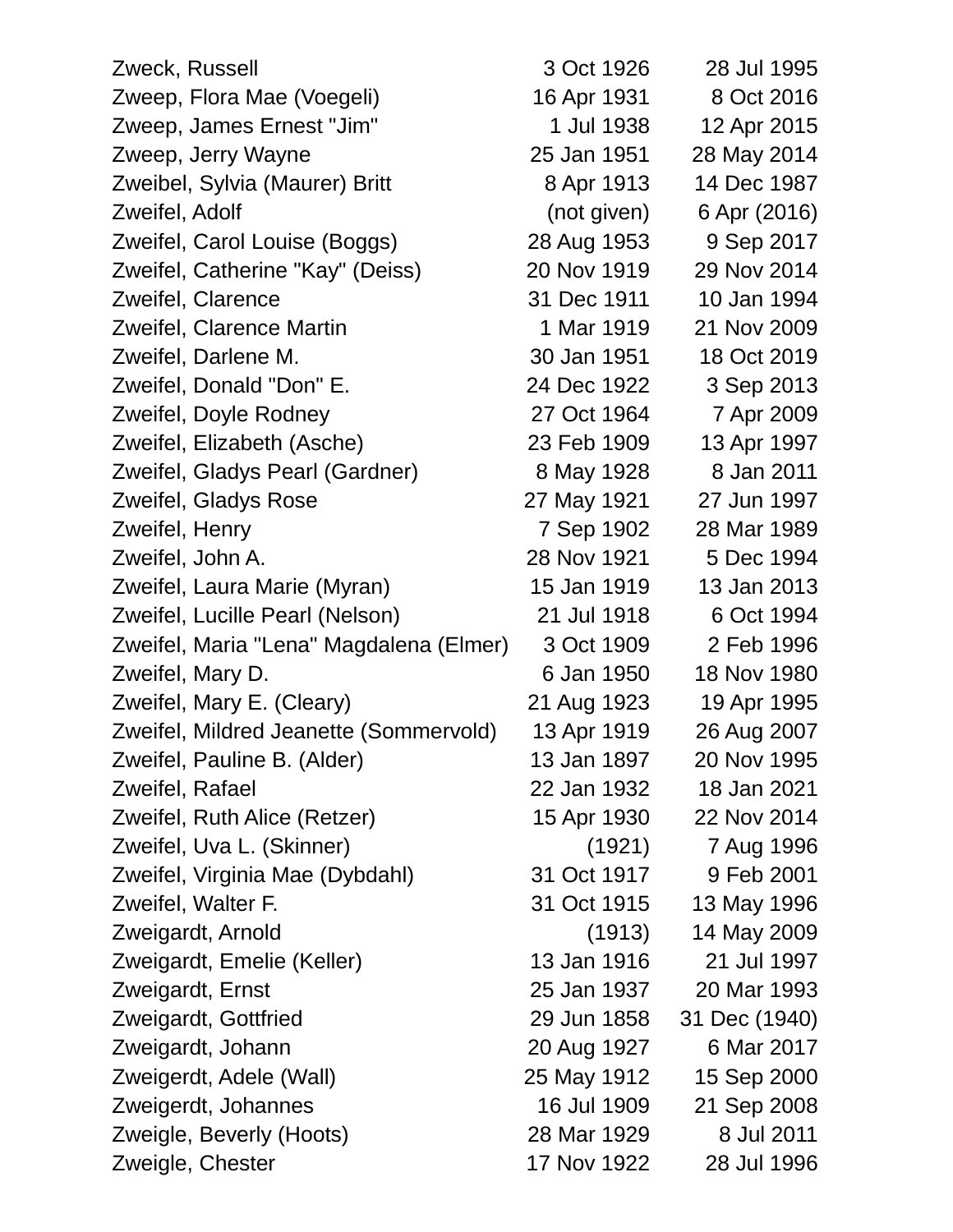| | | |
|---|---|---|
| Zweck, Russell | 3 Oct 1926 | 28 Jul 1995 |
| Zweep, Flora Mae (Voegeli) | 16 Apr 1931 | 8 Oct 2016 |
| Zweep, James Ernest "Jim" | 1 Jul 1938 | 12 Apr 2015 |
| Zweep, Jerry Wayne | 25 Jan 1951 | 28 May 2014 |
| Zweibel, Sylvia (Maurer) Britt | 8 Apr 1913 | 14 Dec 1987 |
| Zweifel, Adolf | (not given) | 6 Apr (2016) |
| Zweifel, Carol Louise (Boggs) | 28 Aug 1953 | 9 Sep 2017 |
| Zweifel, Catherine "Kay" (Deiss) | 20 Nov 1919 | 29 Nov 2014 |
| Zweifel, Clarence | 31 Dec 1911 | 10 Jan 1994 |
| Zweifel, Clarence Martin | 1 Mar 1919 | 21 Nov 2009 |
| Zweifel, Darlene M. | 30 Jan 1951 | 18 Oct 2019 |
| Zweifel, Donald "Don" E. | 24 Dec 1922 | 3 Sep 2013 |
| Zweifel, Doyle Rodney | 27 Oct 1964 | 7 Apr 2009 |
| Zweifel, Elizabeth (Asche) | 23 Feb 1909 | 13 Apr 1997 |
| Zweifel, Gladys Pearl (Gardner) | 8 May 1928 | 8 Jan 2011 |
| Zweifel, Gladys Rose | 27 May 1921 | 27 Jun 1997 |
| Zweifel, Henry | 7 Sep 1902 | 28 Mar 1989 |
| Zweifel, John A. | 28 Nov 1921 | 5 Dec 1994 |
| Zweifel, Laura Marie (Myran) | 15 Jan 1919 | 13 Jan 2013 |
| Zweifel, Lucille Pearl (Nelson) | 21 Jul 1918 | 6 Oct 1994 |
| Zweifel, Maria "Lena" Magdalena (Elmer) | 3 Oct 1909 | 2 Feb 1996 |
| Zweifel, Mary D. | 6 Jan 1950 | 18 Nov 1980 |
| Zweifel, Mary E. (Cleary) | 21 Aug 1923 | 19 Apr 1995 |
| Zweifel, Mildred Jeanette (Sommervold) | 13 Apr 1919 | 26 Aug 2007 |
| Zweifel, Pauline B. (Alder) | 13 Jan 1897 | 20 Nov 1995 |
| Zweifel, Rafael | 22 Jan 1932 | 18 Jan 2021 |
| Zweifel, Ruth Alice (Retzer) | 15 Apr 1930 | 22 Nov 2014 |
| Zweifel, Uva L. (Skinner) | (1921) | 7 Aug 1996 |
| Zweifel, Virginia Mae (Dybdahl) | 31 Oct 1917 | 9 Feb 2001 |
| Zweifel, Walter F. | 31 Oct 1915 | 13 May 1996 |
| Zweigardt, Arnold | (1913) | 14 May 2009 |
| Zweigardt, Emelie (Keller) | 13 Jan 1916 | 21 Jul 1997 |
| Zweigardt, Ernst | 25 Jan 1937 | 20 Mar 1993 |
| Zweigardt, Gottfried | 29 Jun 1858 | 31 Dec (1940) |
| Zweigardt, Johann | 20 Aug 1927 | 6 Mar 2017 |
| Zweigerdt, Adele (Wall) | 25 May 1912 | 15 Sep 2000 |
| Zweigerdt, Johannes | 16 Jul 1909 | 21 Sep 2008 |
| Zweigle, Beverly (Hoots) | 28 Mar 1929 | 8 Jul 2011 |
| Zweigle, Chester | 17 Nov 1922 | 28 Jul 1996 |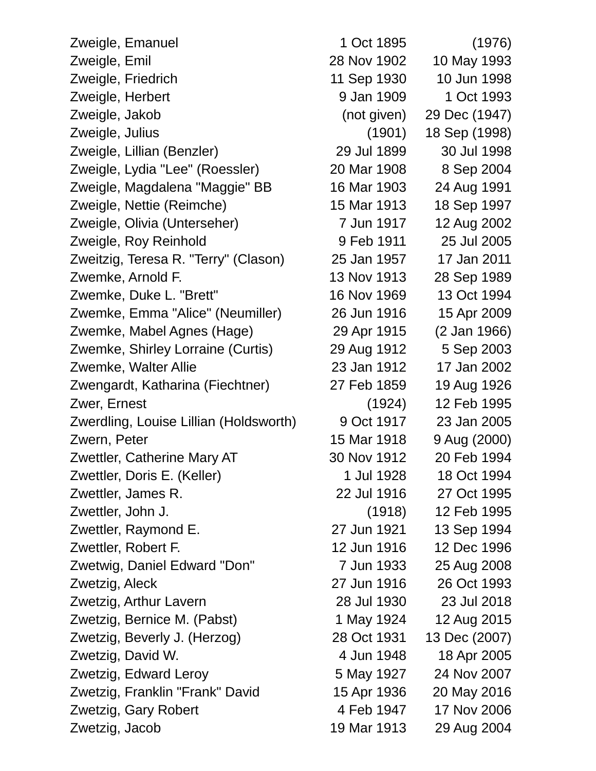| | | |
|---|---|---|
| Zweigle, Emanuel | 1 Oct 1895 | (1976) |
| Zweigle, Emil | 28 Nov 1902 | 10 May 1993 |
| Zweigle, Friedrich | 11 Sep 1930 | 10 Jun 1998 |
| Zweigle, Herbert | 9 Jan 1909 | 1 Oct 1993 |
| Zweigle, Jakob | (not given) | 29 Dec (1947) |
| Zweigle, Julius | (1901) | 18 Sep (1998) |
| Zweigle, Lillian (Benzler) | 29 Jul 1899 | 30 Jul 1998 |
| Zweigle, Lydia "Lee" (Roessler) | 20 Mar 1908 | 8 Sep 2004 |
| Zweigle, Magdalena "Maggie" BB | 16 Mar 1903 | 24 Aug 1991 |
| Zweigle, Nettie (Reimche) | 15 Mar 1913 | 18 Sep 1997 |
| Zweigle, Olivia (Unterseher) | 7 Jun 1917 | 12 Aug 2002 |
| Zweigle, Roy Reinhold | 9 Feb 1911 | 25 Jul 2005 |
| Zweitzig, Teresa R. "Terry" (Clason) | 25 Jan 1957 | 17 Jan 2011 |
| Zwemke, Arnold F. | 13 Nov 1913 | 28 Sep 1989 |
| Zwemke, Duke L. "Brett" | 16 Nov 1969 | 13 Oct 1994 |
| Zwemke, Emma "Alice" (Neumiller) | 26 Jun 1916 | 15 Apr 2009 |
| Zwemke, Mabel Agnes (Hage) | 29 Apr 1915 | (2 Jan 1966) |
| Zwemke, Shirley Lorraine (Curtis) | 29 Aug 1912 | 5 Sep 2003 |
| Zwemke, Walter Allie | 23 Jan 1912 | 17 Jan 2002 |
| Zwengardt, Katharina (Fiechtner) | 27 Feb 1859 | 19 Aug 1926 |
| Zwer, Ernest | (1924) | 12 Feb 1995 |
| Zwerdling, Louise Lillian (Holdsworth) | 9 Oct 1917 | 23 Jan 2005 |
| Zwern, Peter | 15 Mar 1918 | 9 Aug (2000) |
| Zwettler, Catherine Mary AT | 30 Nov 1912 | 20 Feb 1994 |
| Zwettler, Doris E. (Keller) | 1 Jul 1928 | 18 Oct 1994 |
| Zwettler, James R. | 22 Jul 1916 | 27 Oct 1995 |
| Zwettler, John J. | (1918) | 12 Feb 1995 |
| Zwettler, Raymond E. | 27 Jun 1921 | 13 Sep 1994 |
| Zwettler, Robert F. | 12 Jun 1916 | 12 Dec 1996 |
| Zwetwig, Daniel Edward "Don" | 7 Jun 1933 | 25 Aug 2008 |
| Zwetzig, Aleck | 27 Jun 1916 | 26 Oct 1993 |
| Zwetzig, Arthur Lavern | 28 Jul 1930 | 23 Jul 2018 |
| Zwetzig, Bernice M. (Pabst) | 1 May 1924 | 12 Aug 2015 |
| Zwetzig, Beverly J. (Herzog) | 28 Oct 1931 | 13 Dec (2007) |
| Zwetzig, David W. | 4 Jun 1948 | 18 Apr 2005 |
| Zwetzig, Edward Leroy | 5 May 1927 | 24 Nov 2007 |
| Zwetzig, Franklin "Frank" David | 15 Apr 1936 | 20 May 2016 |
| Zwetzig, Gary Robert | 4 Feb 1947 | 17 Nov 2006 |
| Zwetzig, Jacob | 19 Mar 1913 | 29 Aug 2004 |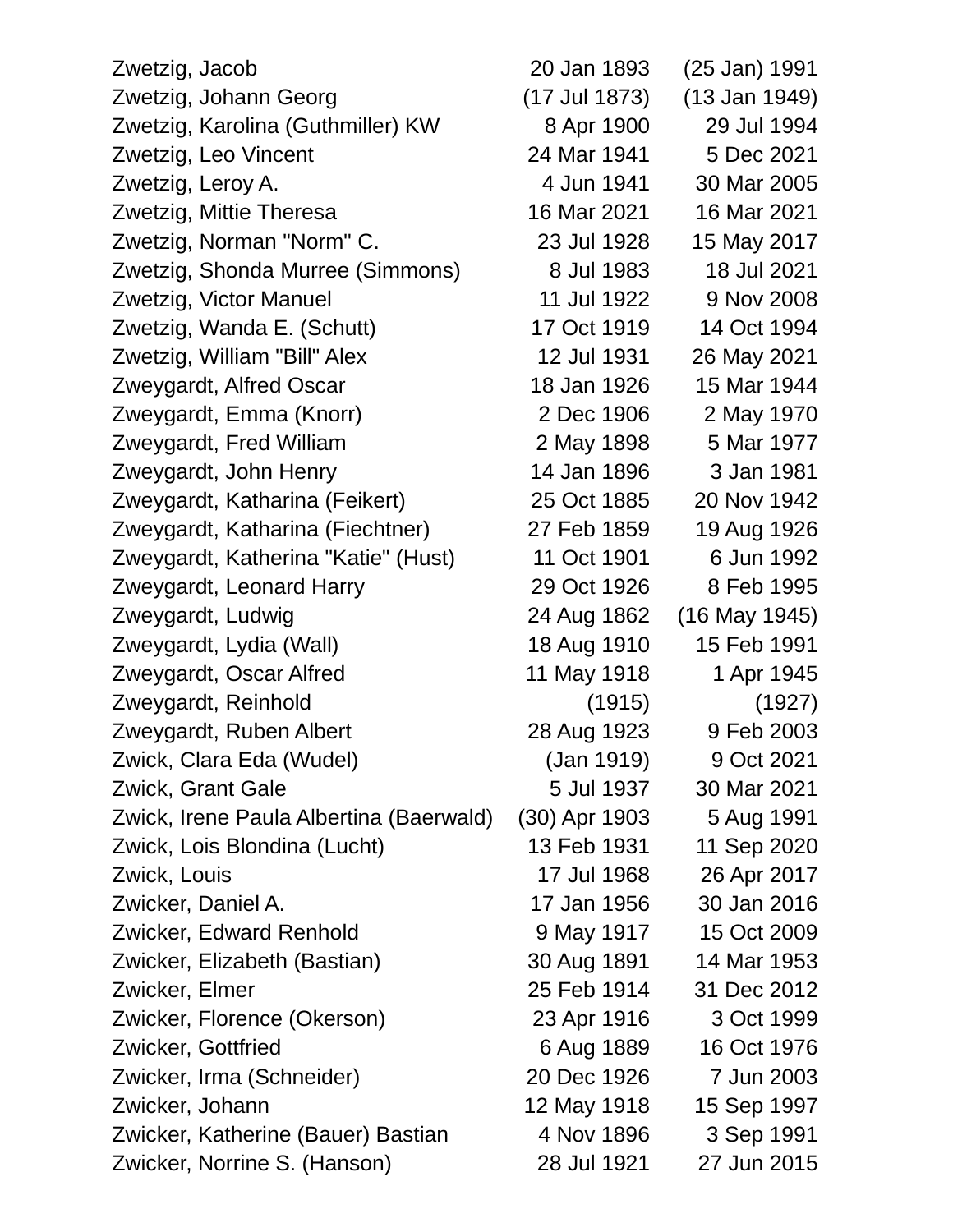| | | |
|---|---|---|
| Zwetzig, Jacob | 20 Jan 1893 | (25 Jan) 1991 |
| Zwetzig, Johann Georg | (17 Jul 1873) | (13 Jan 1949) |
| Zwetzig, Karolina (Guthmiller) KW | 8 Apr 1900 | 29 Jul 1994 |
| Zwetzig, Leo Vincent | 24 Mar 1941 | 5 Dec 2021 |
| Zwetzig, Leroy A. | 4 Jun 1941 | 30 Mar 2005 |
| Zwetzig, Mittie Theresa | 16 Mar 2021 | 16 Mar 2021 |
| Zwetzig, Norman "Norm" C. | 23 Jul 1928 | 15 May 2017 |
| Zwetzig, Shonda Murree (Simmons) | 8 Jul 1983 | 18 Jul 2021 |
| Zwetzig, Victor Manuel | 11 Jul 1922 | 9 Nov 2008 |
| Zwetzig, Wanda E. (Schutt) | 17 Oct 1919 | 14 Oct 1994 |
| Zwetzig, William "Bill" Alex | 12 Jul 1931 | 26 May 2021 |
| Zweygardt, Alfred Oscar | 18 Jan 1926 | 15 Mar 1944 |
| Zweygardt, Emma (Knorr) | 2 Dec 1906 | 2 May 1970 |
| Zweygardt, Fred William | 2 May 1898 | 5 Mar 1977 |
| Zweygardt, John Henry | 14 Jan 1896 | 3 Jan 1981 |
| Zweygardt, Katharina (Feikert) | 25 Oct 1885 | 20 Nov 1942 |
| Zweygardt, Katharina (Fiechtner) | 27 Feb 1859 | 19 Aug 1926 |
| Zweygardt, Katherina "Katie" (Hust) | 11 Oct 1901 | 6 Jun 1992 |
| Zweygardt, Leonard Harry | 29 Oct 1926 | 8 Feb 1995 |
| Zweygardt, Ludwig | 24 Aug 1862 | (16 May 1945) |
| Zweygardt, Lydia (Wall) | 18 Aug 1910 | 15 Feb 1991 |
| Zweygardt, Oscar Alfred | 11 May 1918 | 1 Apr 1945 |
| Zweygardt, Reinhold | (1915) | (1927) |
| Zweygardt, Ruben Albert | 28 Aug 1923 | 9 Feb 2003 |
| Zwick, Clara Eda (Wudel) | (Jan 1919) | 9 Oct 2021 |
| Zwick, Grant Gale | 5 Jul 1937 | 30 Mar 2021 |
| Zwick, Irene Paula Albertina (Baerwald) | (30) Apr 1903 | 5 Aug 1991 |
| Zwick, Lois Blondina (Lucht) | 13 Feb 1931 | 11 Sep 2020 |
| Zwick, Louis | 17 Jul 1968 | 26 Apr 2017 |
| Zwicker, Daniel A. | 17 Jan 1956 | 30 Jan 2016 |
| Zwicker, Edward Renhold | 9 May 1917 | 15 Oct 2009 |
| Zwicker, Elizabeth (Bastian) | 30 Aug 1891 | 14 Mar 1953 |
| Zwicker, Elmer | 25 Feb 1914 | 31 Dec 2012 |
| Zwicker, Florence (Okerson) | 23 Apr 1916 | 3 Oct 1999 |
| Zwicker, Gottfried | 6 Aug 1889 | 16 Oct 1976 |
| Zwicker, Irma (Schneider) | 20 Dec 1926 | 7 Jun 2003 |
| Zwicker, Johann | 12 May 1918 | 15 Sep 1997 |
| Zwicker, Katherine (Bauer) Bastian | 4 Nov 1896 | 3 Sep 1991 |
| Zwicker, Norrine S. (Hanson) | 28 Jul 1921 | 27 Jun 2015 |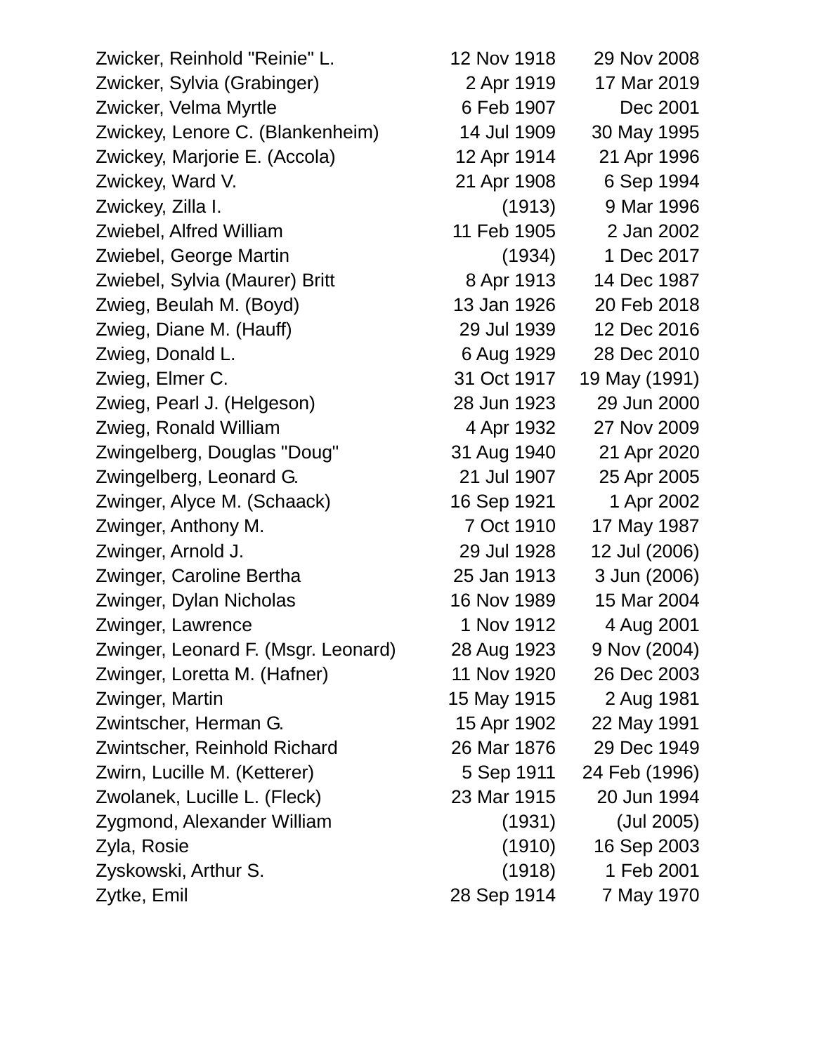| | | |
|---|---|---|
| Zwicker, Reinhold "Reinie" L. | 12 Nov 1918 | 29 Nov 2008 |
| Zwicker, Sylvia (Grabinger) | 2 Apr 1919 | 17 Mar 2019 |
| Zwicker, Velma Myrtle | 6 Feb 1907 | Dec 2001 |
| Zwickey, Lenore C. (Blankenheim) | 14 Jul 1909 | 30 May 1995 |
| Zwickey, Marjorie E. (Accola) | 12 Apr 1914 | 21 Apr 1996 |
| Zwickey, Ward V. | 21 Apr 1908 | 6 Sep 1994 |
| Zwickey, Zilla I. | (1913) | 9 Mar 1996 |
| Zwiebel, Alfred William | 11 Feb 1905 | 2 Jan 2002 |
| Zwiebel, George Martin | (1934) | 1 Dec 2017 |
| Zwiebel, Sylvia (Maurer) Britt | 8 Apr 1913 | 14 Dec 1987 |
| Zwieg, Beulah M. (Boyd) | 13 Jan 1926 | 20 Feb 2018 |
| Zwieg, Diane M. (Hauff) | 29 Jul 1939 | 12 Dec 2016 |
| Zwieg, Donald L. | 6 Aug 1929 | 28 Dec 2010 |
| Zwieg, Elmer C. | 31 Oct 1917 | 19 May (1991) |
| Zwieg, Pearl J. (Helgeson) | 28 Jun 1923 | 29 Jun 2000 |
| Zwieg, Ronald William | 4 Apr 1932 | 27 Nov 2009 |
| Zwingelberg, Douglas "Doug" | 31 Aug 1940 | 21 Apr 2020 |
| Zwingelberg, Leonard G. | 21 Jul 1907 | 25 Apr 2005 |
| Zwinger, Alyce M. (Schaack) | 16 Sep 1921 | 1 Apr 2002 |
| Zwinger, Anthony M. | 7 Oct 1910 | 17 May 1987 |
| Zwinger, Arnold J. | 29 Jul 1928 | 12 Jul (2006) |
| Zwinger, Caroline Bertha | 25 Jan 1913 | 3 Jun (2006) |
| Zwinger, Dylan Nicholas | 16 Nov 1989 | 15 Mar 2004 |
| Zwinger, Lawrence | 1 Nov 1912 | 4 Aug 2001 |
| Zwinger, Leonard F. (Msgr. Leonard) | 28 Aug 1923 | 9 Nov (2004) |
| Zwinger, Loretta M. (Hafner) | 11 Nov 1920 | 26 Dec 2003 |
| Zwinger, Martin | 15 May 1915 | 2 Aug 1981 |
| Zwintscher, Herman G. | 15 Apr 1902 | 22 May 1991 |
| Zwintscher, Reinhold Richard | 26 Mar 1876 | 29 Dec 1949 |
| Zwirn, Lucille M. (Ketterer) | 5 Sep 1911 | 24 Feb (1996) |
| Zwolanek, Lucille L. (Fleck) | 23 Mar 1915 | 20 Jun 1994 |
| Zygmond, Alexander William | (1931) | (Jul 2005) |
| Zyla, Rosie | (1910) | 16 Sep 2003 |
| Zyskowski, Arthur S. | (1918) | 1 Feb 2001 |
| Zytke, Emil | 28 Sep 1914 | 7 May 1970 |